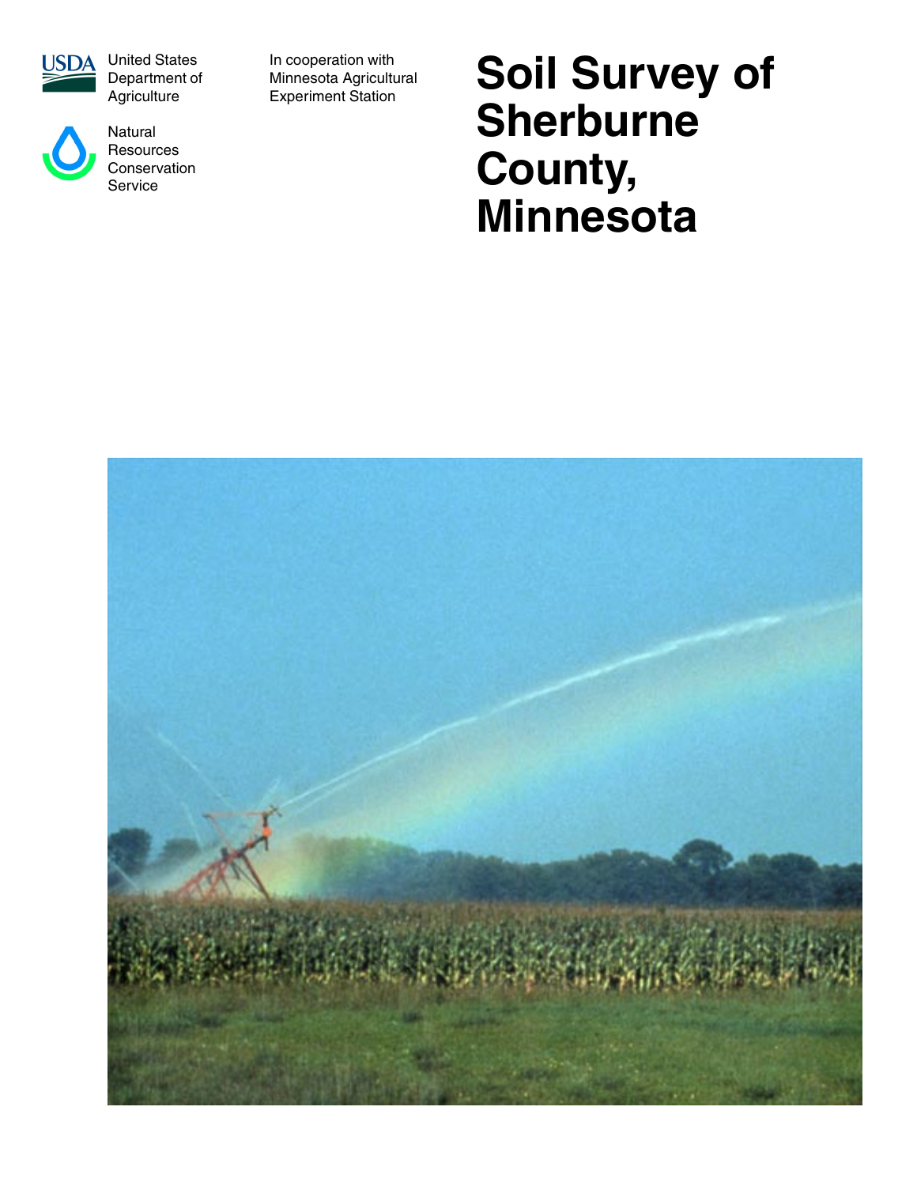United States Department of Agriculture

Natural Resources Conservation Service

In cooperation with Minnesota Agricultural Experiment Station

# Soil Survey of Sherburne County, Minnesota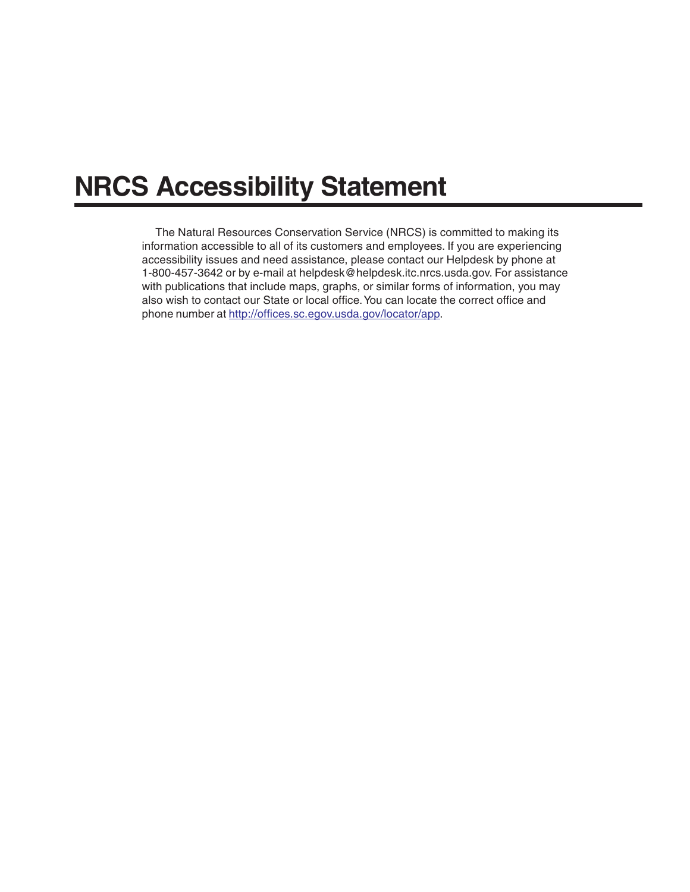# NRCS Accessibility Statement

The Natural Resources Conservation Service (NRCS) is committed to making its information accessible to all of its customers and employees. If you are experiencing accessibility issues and need assistance, please contact our Helpdesk by phone at 1-800-457-3642 or by e-mail at helpdesk@helpdesk.itc.nrcs.usda.gov. For assistance with publications that include maps, graphs, or similar forms of information, you may also wish to contact our State or local office. You can locate the correct office and phone number at http://offices.sc.egov.usda.gov/locator/app.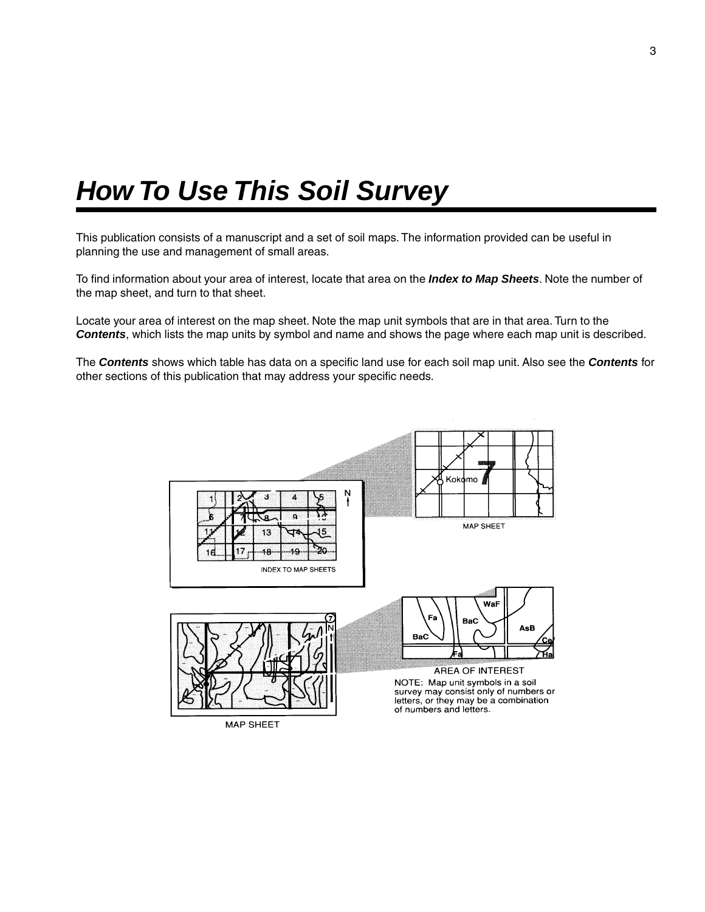# How To Use This Soil Survey

This publication consists of a manuscript and a set of soil maps. The information provided can be useful in planning the use and management of small areas.

To find information about your area of interest, locate that area on the ***Index to Map Sheets***. Note the number of the map sheet, and turn to that sheet.

Locate your area of interest on the map sheet. Note the map unit symbols that are in that area. Turn to the ***Contents***, which lists the map units by symbol and name and shows the page where each map unit is described.

The ***Contents*** shows which table has data on a specific land use for each soil map unit. Also see the ***Contents*** for other sections of this publication that may address your specific needs.

NOTE: Map unit symbols in a soil survey may consist only of numbers or letters, or they may be a combination of numbers and letters.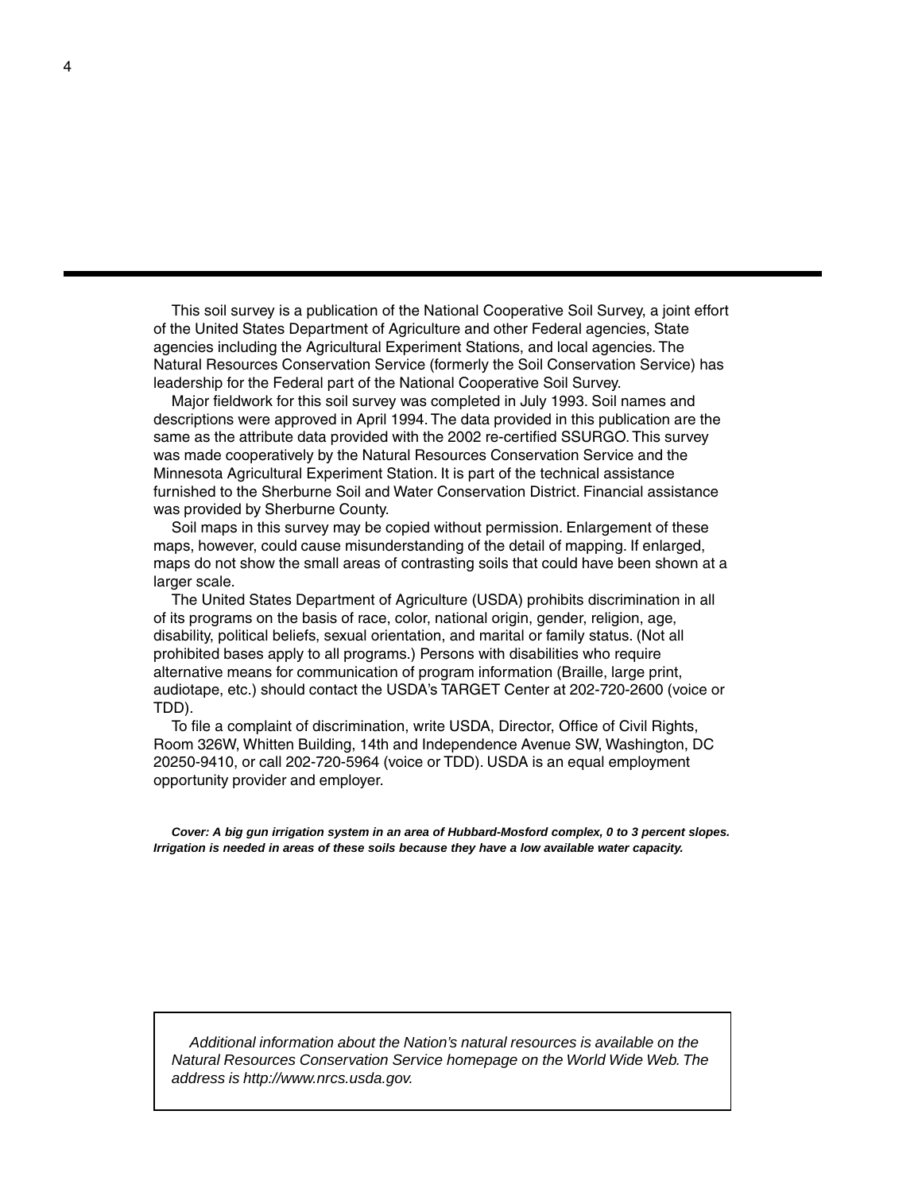This soil survey is a publication of the National Cooperative Soil Survey, a joint effort of the United States Department of Agriculture and other Federal agencies, State agencies including the Agricultural Experiment Stations, and local agencies. The Natural Resources Conservation Service (formerly the Soil Conservation Service) has leadership for the Federal part of the National Cooperative Soil Survey.

Major fieldwork for this soil survey was completed in July 1993. Soil names and descriptions were approved in April 1994. The data provided in this publication are the same as the attribute data provided with the 2002 re-certified SSURGO. This survey was made cooperatively by the Natural Resources Conservation Service and the Minnesota Agricultural Experiment Station. It is part of the technical assistance furnished to the Sherburne Soil and Water Conservation District. Financial assistance was provided by Sherburne County.

Soil maps in this survey may be copied without permission. Enlargement of these maps, however, could cause misunderstanding of the detail of mapping. If enlarged, maps do not show the small areas of contrasting soils that could have been shown at a larger scale.

The United States Department of Agriculture (USDA) prohibits discrimination in all of its programs on the basis of race, color, national origin, gender, religion, age, disability, political beliefs, sexual orientation, and marital or family status. (Not all prohibited bases apply to all programs.) Persons with disabilities who require alternative means for communication of program information (Braille, large print, audiotape, etc.) should contact the USDA's TARGET Center at 202-720-2600 (voice or TDD).

To file a complaint of discrimination, write USDA, Director, Office of Civil Rights, Room 326W, Whitten Building, 14th and Independence Avenue SW, Washington, DC 20250-9410, or call 202-720-5964 (voice or TDD). USDA is an equal employment opportunity provider and employer.

***Cover: A big gun irrigation system in an area of Hubbard-Mosford complex, 0 to 3 percent slopes. Irrigation is needed in areas of these soils because they have a low available water capacity.***

*Additional information about the Nation's natural resources is available on the Natural Resources Conservation Service homepage on the World Wide Web. The address is http://www.nrcs.usda.gov.*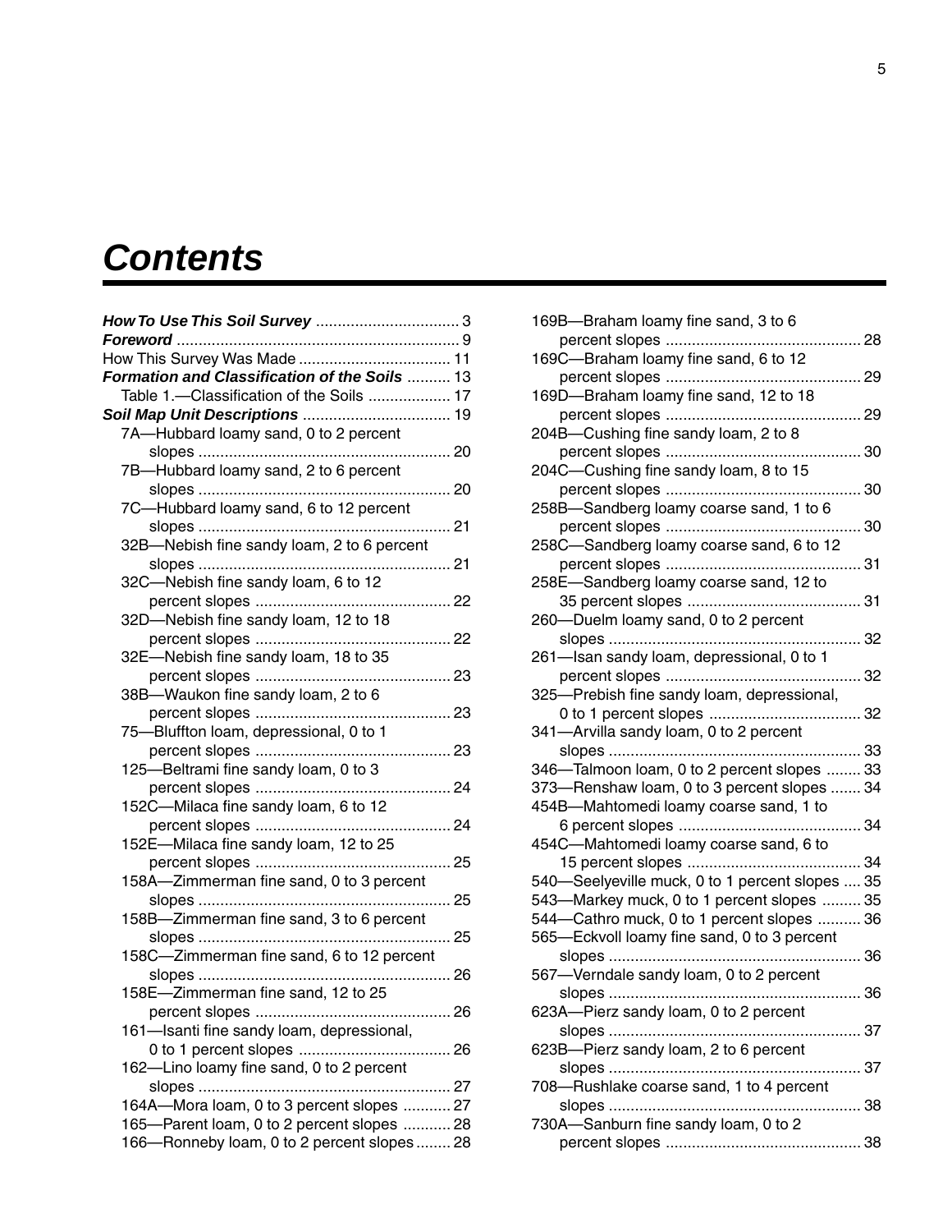# Contents

***How To Use This Soil Survey*** ..... 3
***Foreword*** ..... 9
How This Survey Was Made ..... 11
***Formation and Classification of the Soils*** ..... 13
Table 1.—Classification of the Soils ..... 17
***Soil Map Unit Descriptions*** ..... 19
7A—Hubbard loamy sand, 0 to 2 percent slopes ..... 20
7B—Hubbard loamy sand, 2 to 6 percent slopes ..... 20
7C—Hubbard loamy sand, 6 to 12 percent slopes ..... 21
32B—Nebish fine sandy loam, 2 to 6 percent slopes ..... 21
32C—Nebish fine sandy loam, 6 to 12 percent slopes ..... 22
32D—Nebish fine sandy loam, 12 to 18 percent slopes ..... 22
32E—Nebish fine sandy loam, 18 to 35 percent slopes ..... 23
38B—Waukon fine sandy loam, 2 to 6 percent slopes ..... 23
75—Bluffton loam, depressional, 0 to 1 percent slopes ..... 23
125—Beltrami fine sandy loam, 0 to 3 percent slopes ..... 24
152C—Milaca fine sandy loam, 6 to 12 percent slopes ..... 24
152E—Milaca fine sandy loam, 12 to 25 percent slopes ..... 25
158A—Zimmerman fine sand, 0 to 3 percent slopes ..... 25
158B—Zimmerman fine sand, 3 to 6 percent slopes ..... 25
158C—Zimmerman fine sand, 6 to 12 percent slopes ..... 26
158E—Zimmerman fine sand, 12 to 25 percent slopes ..... 26
161—Isanti fine sandy loam, depressional, 0 to 1 percent slopes ..... 26
162—Lino loamy fine sand, 0 to 2 percent slopes ..... 27
164A—Mora loam, 0 to 3 percent slopes ..... 27
165—Parent loam, 0 to 2 percent slopes ..... 28
166—Ronneby loam, 0 to 2 percent slopes ..... 28
169B—Braham loamy fine sand, 3 to 6 percent slopes ..... 28
169C—Braham loamy fine sand, 6 to 12 percent slopes ..... 29
169D—Braham loamy fine sand, 12 to 18 percent slopes ..... 29
204B—Cushing fine sandy loam, 2 to 8 percent slopes ..... 30
204C—Cushing fine sandy loam, 8 to 15 percent slopes ..... 30
258B—Sandberg loamy coarse sand, 1 to 6 percent slopes ..... 30
258C—Sandberg loamy coarse sand, 6 to 12 percent slopes ..... 31
258E—Sandberg loamy coarse sand, 12 to 35 percent slopes ..... 31
260—Duelm loamy sand, 0 to 2 percent slopes ..... 32
261—Isan sandy loam, depressional, 0 to 1 percent slopes ..... 32
325—Prebish fine sandy loam, depressional, 0 to 1 percent slopes ..... 32
341—Arvilla sandy loam, 0 to 2 percent slopes ..... 33
346—Talmoon loam, 0 to 2 percent slopes ..... 33
373—Renshaw loam, 0 to 3 percent slopes ..... 34
454B—Mahtomedi loamy coarse sand, 1 to 6 percent slopes ..... 34
454C—Mahtomedi loamy coarse sand, 6 to 15 percent slopes ..... 34
540—Seelyeville muck, 0 to 1 percent slopes ..... 35
543—Markey muck, 0 to 1 percent slopes ..... 35
544—Cathro muck, 0 to 1 percent slopes ..... 36
565—Eckvoll loamy fine sand, 0 to 3 percent slopes ..... 36
567—Verndale sandy loam, 0 to 2 percent slopes ..... 36
623A—Pierz sandy loam, 0 to 2 percent slopes ..... 37
623B—Pierz sandy loam, 2 to 6 percent slopes ..... 37
708—Rushlake coarse sand, 1 to 4 percent slopes ..... 38
730A—Sanburn fine sandy loam, 0 to 2 percent slopes ..... 38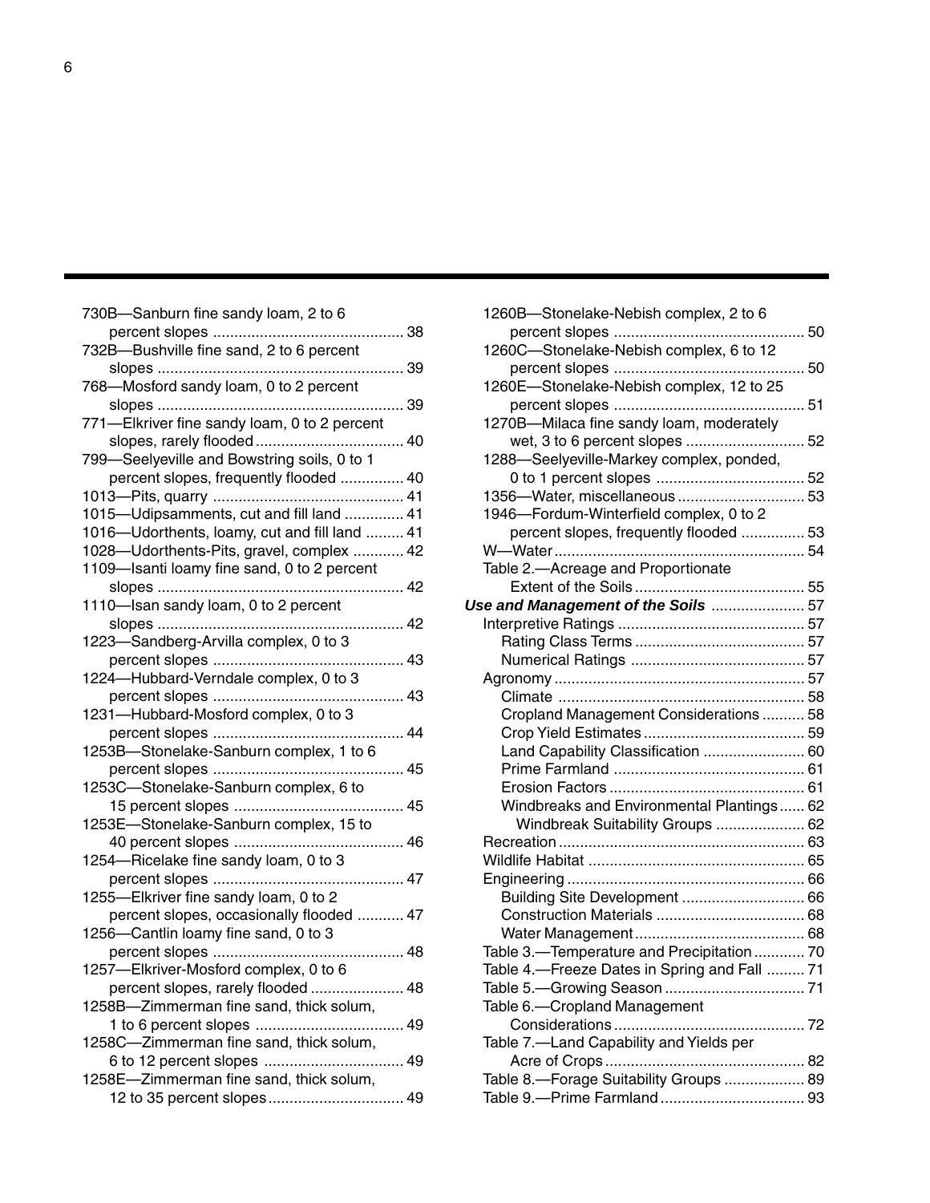730B—Sanburn fine sandy loam, 2 to 6 percent slopes ............................................ 38
732B—Bushville fine sand, 2 to 6 percent slopes .......................................................... 39
768—Mosford sandy loam, 0 to 2 percent slopes .......................................................... 39
771—Elkriver fine sandy loam, 0 to 2 percent slopes, rarely flooded ................................... 40
799—Seelyeville and Bowstring soils, 0 to 1 percent slopes, frequently flooded ............... 40
1013—Pits, quarry ............................................. 41
1015—Udipsamments, cut and fill land .............. 41
1016—Udorthents, loamy, cut and fill land ......... 41
1028—Udorthents-Pits, gravel, complex ............ 42
1109—Isanti loamy fine sand, 0 to 2 percent slopes .......................................................... 42
1110—Isan sandy loam, 0 to 2 percent slopes .......................................................... 42
1223—Sandberg-Arvilla complex, 0 to 3 percent slopes ............................................ 43
1224—Hubbard-Verndale complex, 0 to 3 percent slopes ............................................ 43
1231—Hubbard-Mosford complex, 0 to 3 percent slopes ............................................ 44
1253B—Stonelake-Sanburn complex, 1 to 6 percent slopes ............................................ 45
1253C—Stonelake-Sanburn complex, 6 to 15 percent slopes ........................................ 45
1253E—Stonelake-Sanburn complex, 15 to 40 percent slopes ........................................ 46
1254—Ricelake fine sandy loam, 0 to 3 percent slopes ............................................ 47
1255—Elkriver fine sandy loam, 0 to 2 percent slopes, occasionally flooded ........... 47
1256—Cantlin loamy fine sand, 0 to 3 percent slopes ............................................ 48
1257—Elkriver-Mosford complex, 0 to 6 percent slopes, rarely flooded ...................... 48
1258B—Zimmerman fine sand, thick solum, 1 to 6 percent slopes ................................... 49
1258C—Zimmerman fine sand, thick solum, 6 to 12 percent slopes ................................. 49
1258E—Zimmerman fine sand, thick solum, 12 to 35 percent slopes................................ 49
1260B—Stonelake-Nebish complex, 2 to 6 percent slopes ............................................ 50
1260C—Stonelake-Nebish complex, 6 to 12 percent slopes ............................................ 50
1260E—Stonelake-Nebish complex, 12 to 25 percent slopes ............................................ 51
1270B—Milaca fine sandy loam, moderately wet, 3 to 6 percent slopes ............................ 52
1288—Seelyeville-Markey complex, ponded, 0 to 1 percent slopes ................................... 52
1356—Water, miscellaneous .............................. 53
1946—Fordum-Winterfield complex, 0 to 2 percent slopes, frequently flooded ............... 53
W—Water........................................................... 54
Table 2.—Acreage and Proportionate Extent of the Soils ........................................ 55

***Use and Management of the Soils*** ...................... 57

Interpretive Ratings ............................................ 57
- Rating Class Terms ........................................ 57
- Numerical Ratings ......................................... 57

Agronomy ........................................................... 57
- Climate .......................................................... 58
- Cropland Management Considerations .......... 58
- Crop Yield Estimates ...................................... 59
- Land Capability Classification ........................ 60
- Prime Farmland ............................................. 61
- Erosion Factors .............................................. 61
- Windbreaks and Environmental Plantings...... 62
  - Windbreak Suitability Groups ..................... 62

Recreation .......................................................... 63
Wildlife Habitat ................................................... 65
Engineering ........................................................ 66
- Building Site Development ............................. 66
- Construction Materials ................................... 68
- Water Management ........................................ 68

Table 3.—Temperature and Precipitation............ 70
Table 4.—Freeze Dates in Spring and Fall ......... 71
Table 5.—Growing Season ................................. 71
Table 6.—Cropland Management Considerations ............................................ 72
Table 7.—Land Capability and Yields per Acre of Crops ............................................... 82
Table 8.—Forage Suitability Groups ................... 89
Table 9.—Prime Farmland .................................. 93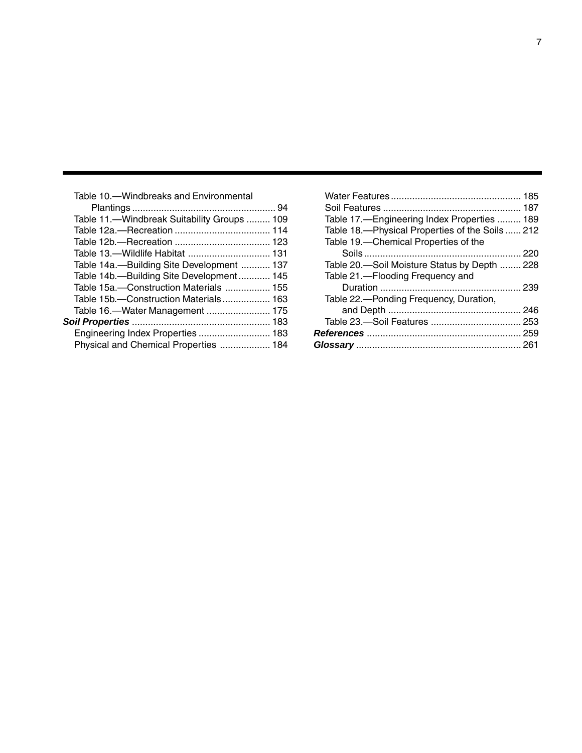Table 10.—Windbreaks and Environmental Plantings ..................................................... 94
Table 11.—Windbreak Suitability Groups ......... 109
Table 12a.—Recreation .................................... 114
Table 12b.—Recreation .................................... 123
Table 13.—Wildlife Habitat ............................... 131
Table 14a.—Building Site Development ........... 137
Table 14b.—Building Site Development ............ 145
Table 15a.—Construction Materials ................. 155
Table 15b.—Construction Materials .................. 163
Table 16.—Water Management ........................ 175

***Soil Properties*** .................................................... 183

Engineering Index Properties ........................... 183
Physical and Chemical Properties ................... 184
Water Features ................................................ 185
Soil Features ................................................... 187
Table 17.—Engineering Index Properties ......... 189
Table 18.—Physical Properties of the Soils ...... 212
Table 19.—Chemical Properties of the Soils ........................................................... 220
Table 20.—Soil Moisture Status by Depth ........ 228
Table 21.—Flooding Frequency and Duration ..................................................... 239
Table 22.—Ponding Frequency, Duration, and Depth .................................................. 246
Table 23.—Soil Features .................................. 253

***References*** .......................................................... 259

***Glossary*** .............................................................. 261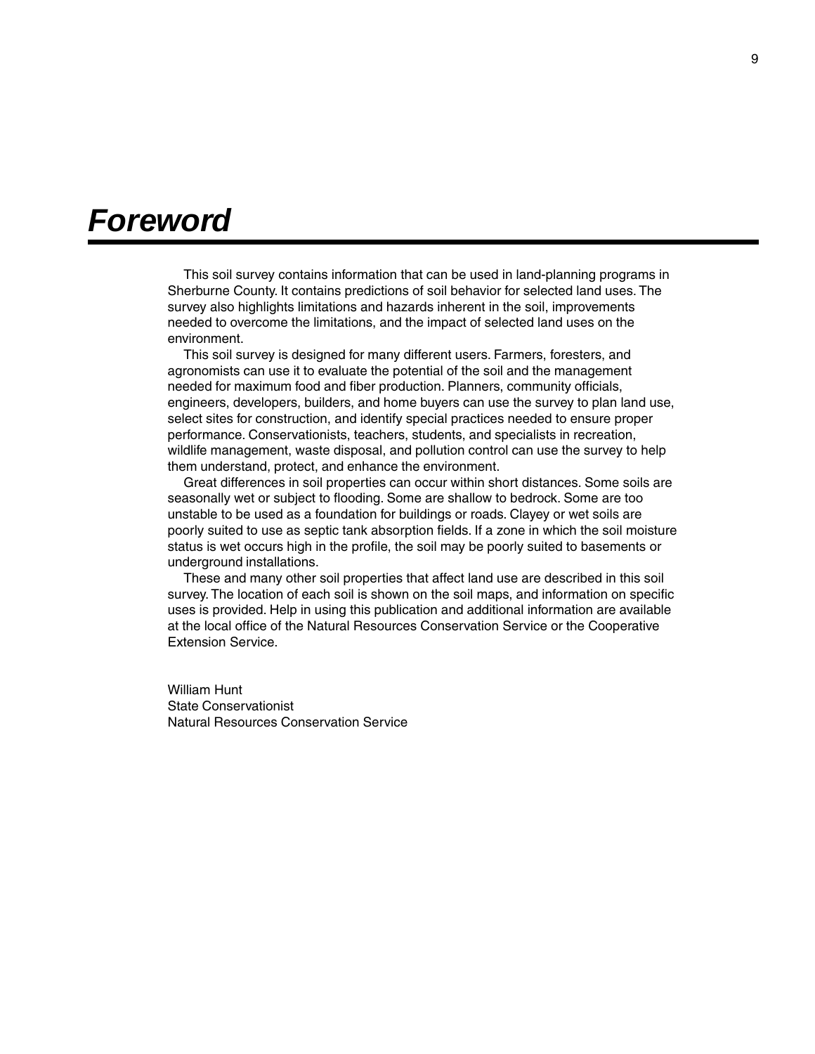# *Foreword*

This soil survey contains information that can be used in land-planning programs in Sherburne County. It contains predictions of soil behavior for selected land uses. The survey also highlights limitations and hazards inherent in the soil, improvements needed to overcome the limitations, and the impact of selected land uses on the environment.

This soil survey is designed for many different users. Farmers, foresters, and agronomists can use it to evaluate the potential of the soil and the management needed for maximum food and fiber production. Planners, community officials, engineers, developers, builders, and home buyers can use the survey to plan land use, select sites for construction, and identify special practices needed to ensure proper performance. Conservationists, teachers, students, and specialists in recreation, wildlife management, waste disposal, and pollution control can use the survey to help them understand, protect, and enhance the environment.

Great differences in soil properties can occur within short distances. Some soils are seasonally wet or subject to flooding. Some are shallow to bedrock. Some are too unstable to be used as a foundation for buildings or roads. Clayey or wet soils are poorly suited to use as septic tank absorption fields. If a zone in which the soil moisture status is wet occurs high in the profile, the soil may be poorly suited to basements or underground installations.

These and many other soil properties that affect land use are described in this soil survey. The location of each soil is shown on the soil maps, and information on specific uses is provided. Help in using this publication and additional information are available at the local office of the Natural Resources Conservation Service or the Cooperative Extension Service.

William Hunt
State Conservationist
Natural Resources Conservation Service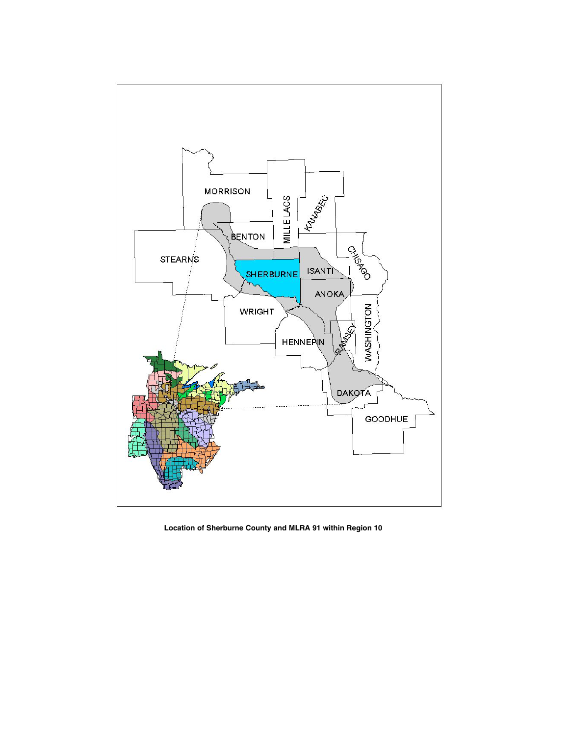**Location of Sherburne County and MLRA 91 within Region 10**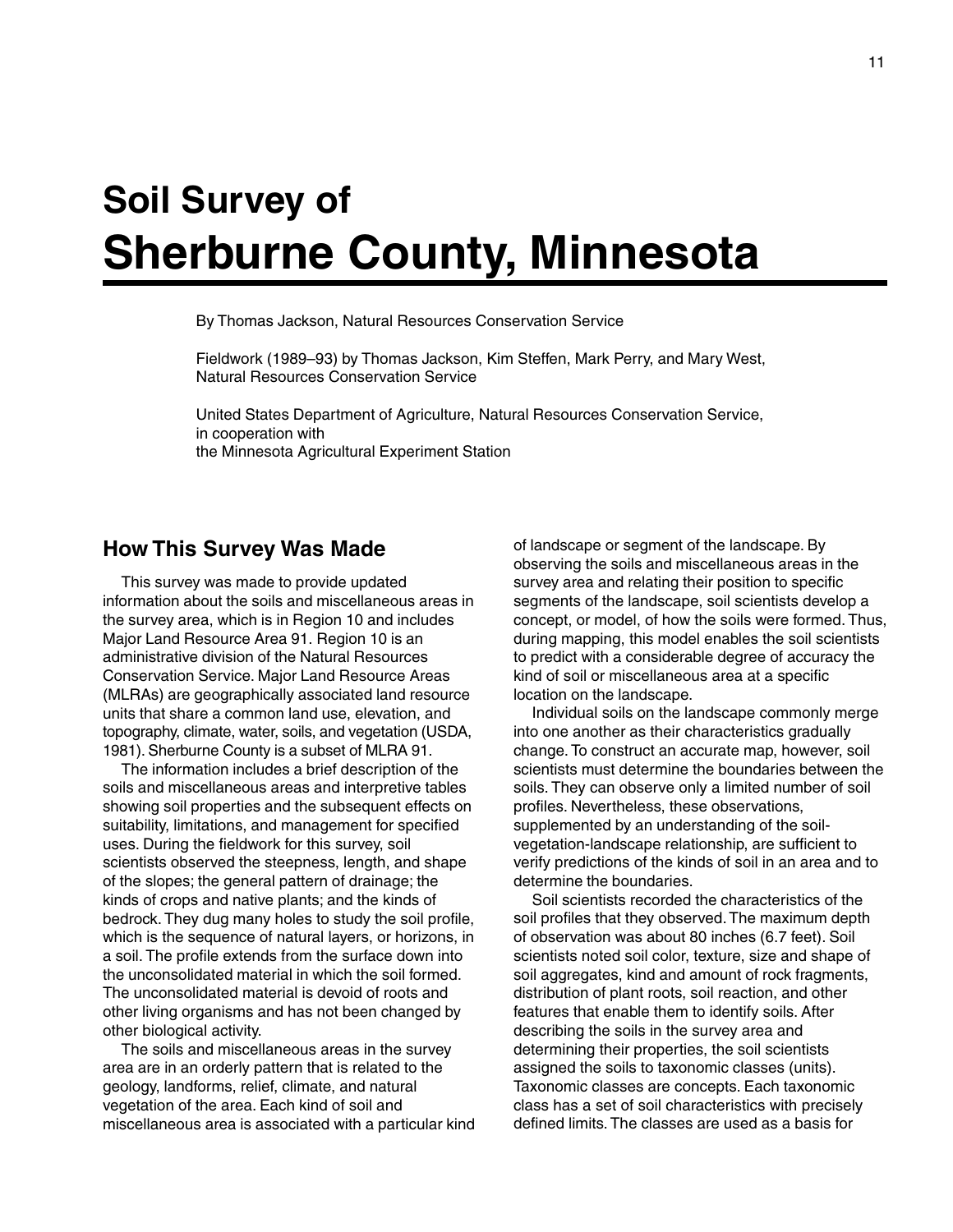# Soil Survey of Sherburne County, Minnesota

By Thomas Jackson, Natural Resources Conservation Service

Fieldwork (1989–93) by Thomas Jackson, Kim Steffen, Mark Perry, and Mary West, Natural Resources Conservation Service

United States Department of Agriculture, Natural Resources Conservation Service, in cooperation with
the Minnesota Agricultural Experiment Station

## How This Survey Was Made

This survey was made to provide updated information about the soils and miscellaneous areas in the survey area, which is in Region 10 and includes Major Land Resource Area 91. Region 10 is an administrative division of the Natural Resources Conservation Service. Major Land Resource Areas (MLRAs) are geographically associated land resource units that share a common land use, elevation, and topography, climate, water, soils, and vegetation (USDA, 1981). Sherburne County is a subset of MLRA 91.

The information includes a brief description of the soils and miscellaneous areas and interpretive tables showing soil properties and the subsequent effects on suitability, limitations, and management for specified uses. During the fieldwork for this survey, soil scientists observed the steepness, length, and shape of the slopes; the general pattern of drainage; the kinds of crops and native plants; and the kinds of bedrock. They dug many holes to study the soil profile, which is the sequence of natural layers, or horizons, in a soil. The profile extends from the surface down into the unconsolidated material in which the soil formed. The unconsolidated material is devoid of roots and other living organisms and has not been changed by other biological activity.

The soils and miscellaneous areas in the survey area are in an orderly pattern that is related to the geology, landforms, relief, climate, and natural vegetation of the area. Each kind of soil and miscellaneous area is associated with a particular kind of landscape or segment of the landscape. By observing the soils and miscellaneous areas in the survey area and relating their position to specific segments of the landscape, soil scientists develop a concept, or model, of how the soils were formed. Thus, during mapping, this model enables the soil scientists to predict with a considerable degree of accuracy the kind of soil or miscellaneous area at a specific location on the landscape.

Individual soils on the landscape commonly merge into one another as their characteristics gradually change. To construct an accurate map, however, soil scientists must determine the boundaries between the soils. They can observe only a limited number of soil profiles. Nevertheless, these observations, supplemented by an understanding of the soil-vegetation-landscape relationship, are sufficient to verify predictions of the kinds of soil in an area and to determine the boundaries.

Soil scientists recorded the characteristics of the soil profiles that they observed. The maximum depth of observation was about 80 inches (6.7 feet). Soil scientists noted soil color, texture, size and shape of soil aggregates, kind and amount of rock fragments, distribution of plant roots, soil reaction, and other features that enable them to identify soils. After describing the soils in the survey area and determining their properties, the soil scientists assigned the soils to taxonomic classes (units). Taxonomic classes are concepts. Each taxonomic class has a set of soil characteristics with precisely defined limits. The classes are used as a basis for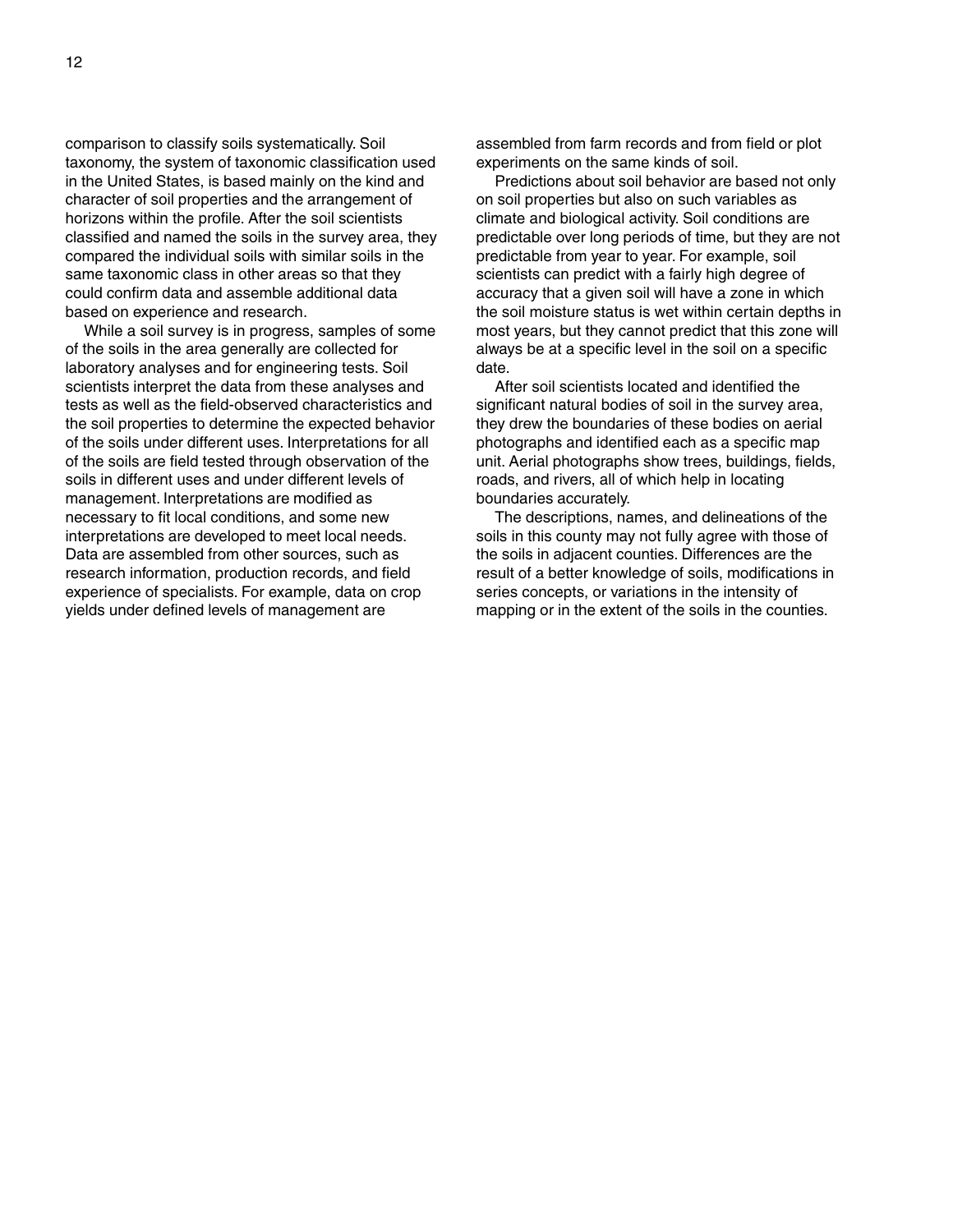comparison to classify soils systematically. Soil taxonomy, the system of taxonomic classification used in the United States, is based mainly on the kind and character of soil properties and the arrangement of horizons within the profile. After the soil scientists classified and named the soils in the survey area, they compared the individual soils with similar soils in the same taxonomic class in other areas so that they could confirm data and assemble additional data based on experience and research.

While a soil survey is in progress, samples of some of the soils in the area generally are collected for laboratory analyses and for engineering tests. Soil scientists interpret the data from these analyses and tests as well as the field-observed characteristics and the soil properties to determine the expected behavior of the soils under different uses. Interpretations for all of the soils are field tested through observation of the soils in different uses and under different levels of management. Interpretations are modified as necessary to fit local conditions, and some new interpretations are developed to meet local needs. Data are assembled from other sources, such as research information, production records, and field experience of specialists. For example, data on crop yields under defined levels of management are assembled from farm records and from field or plot experiments on the same kinds of soil.

Predictions about soil behavior are based not only on soil properties but also on such variables as climate and biological activity. Soil conditions are predictable over long periods of time, but they are not predictable from year to year. For example, soil scientists can predict with a fairly high degree of accuracy that a given soil will have a zone in which the soil moisture status is wet within certain depths in most years, but they cannot predict that this zone will always be at a specific level in the soil on a specific date.

After soil scientists located and identified the significant natural bodies of soil in the survey area, they drew the boundaries of these bodies on aerial photographs and identified each as a specific map unit. Aerial photographs show trees, buildings, fields, roads, and rivers, all of which help in locating boundaries accurately.

The descriptions, names, and delineations of the soils in this county may not fully agree with those of the soils in adjacent counties. Differences are the result of a better knowledge of soils, modifications in series concepts, or variations in the intensity of mapping or in the extent of the soils in the counties.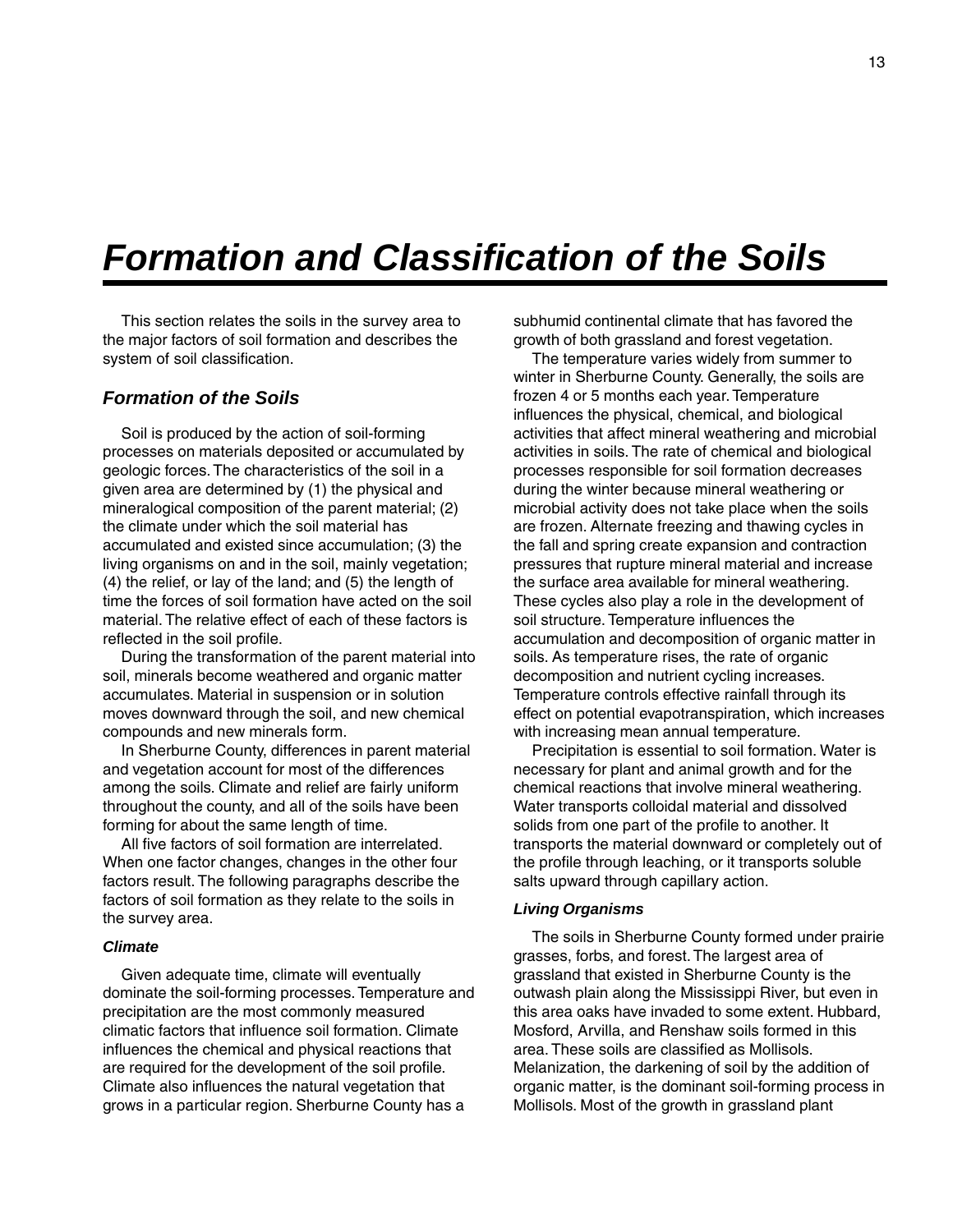# Formation and Classification of the Soils

This section relates the soils in the survey area to the major factors of soil formation and describes the system of soil classification.

## Formation of the Soils

Soil is produced by the action of soil-forming processes on materials deposited or accumulated by geologic forces. The characteristics of the soil in a given area are determined by (1) the physical and mineralogical composition of the parent material; (2) the climate under which the soil material has accumulated and existed since accumulation; (3) the living organisms on and in the soil, mainly vegetation; (4) the relief, or lay of the land; and (5) the length of time the forces of soil formation have acted on the soil material. The relative effect of each of these factors is reflected in the soil profile.

During the transformation of the parent material into soil, minerals become weathered and organic matter accumulates. Material in suspension or in solution moves downward through the soil, and new chemical compounds and new minerals form.

In Sherburne County, differences in parent material and vegetation account for most of the differences among the soils. Climate and relief are fairly uniform throughout the county, and all of the soils have been forming for about the same length of time.

All five factors of soil formation are interrelated. When one factor changes, changes in the other four factors result. The following paragraphs describe the factors of soil formation as they relate to the soils in the survey area.

### Climate

Given adequate time, climate will eventually dominate the soil-forming processes. Temperature and precipitation are the most commonly measured climatic factors that influence soil formation. Climate influences the chemical and physical reactions that are required for the development of the soil profile. Climate also influences the natural vegetation that grows in a particular region. Sherburne County has a subhumid continental climate that has favored the growth of both grassland and forest vegetation.

The temperature varies widely from summer to winter in Sherburne County. Generally, the soils are frozen 4 or 5 months each year. Temperature influences the physical, chemical, and biological activities that affect mineral weathering and microbial activities in soils. The rate of chemical and biological processes responsible for soil formation decreases during the winter because mineral weathering or microbial activity does not take place when the soils are frozen. Alternate freezing and thawing cycles in the fall and spring create expansion and contraction pressures that rupture mineral material and increase the surface area available for mineral weathering. These cycles also play a role in the development of soil structure. Temperature influences the accumulation and decomposition of organic matter in soils. As temperature rises, the rate of organic decomposition and nutrient cycling increases. Temperature controls effective rainfall through its effect on potential evapotranspiration, which increases with increasing mean annual temperature.

Precipitation is essential to soil formation. Water is necessary for plant and animal growth and for the chemical reactions that involve mineral weathering. Water transports colloidal material and dissolved solids from one part of the profile to another. It transports the material downward or completely out of the profile through leaching, or it transports soluble salts upward through capillary action.

### Living Organisms

The soils in Sherburne County formed under prairie grasses, forbs, and forest. The largest area of grassland that existed in Sherburne County is the outwash plain along the Mississippi River, but even in this area oaks have invaded to some extent. Hubbard, Mosford, Arvilla, and Renshaw soils formed in this area. These soils are classified as Mollisols. Melanization, the darkening of soil by the addition of organic matter, is the dominant soil-forming process in Mollisols. Most of the growth in grassland plant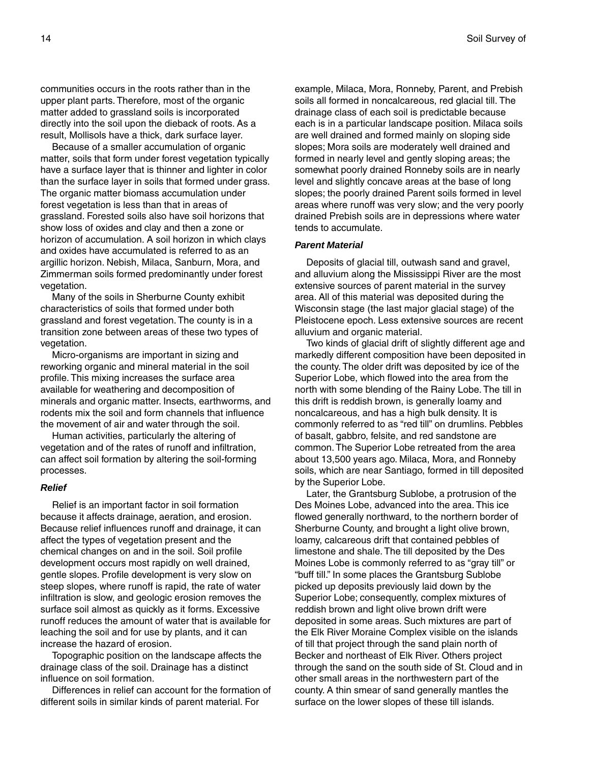communities occurs in the roots rather than in the upper plant parts. Therefore, most of the organic matter added to grassland soils is incorporated directly into the soil upon the dieback of roots. As a result, Mollisols have a thick, dark surface layer.

Because of a smaller accumulation of organic matter, soils that form under forest vegetation typically have a surface layer that is thinner and lighter in color than the surface layer in soils that formed under grass. The organic matter biomass accumulation under forest vegetation is less than that in areas of grassland. Forested soils also have soil horizons that show loss of oxides and clay and then a zone or horizon of accumulation. A soil horizon in which clays and oxides have accumulated is referred to as an argillic horizon. Nebish, Milaca, Sanburn, Mora, and Zimmerman soils formed predominantly under forest vegetation.

Many of the soils in Sherburne County exhibit characteristics of soils that formed under both grassland and forest vegetation. The county is in a transition zone between areas of these two types of vegetation.

Micro-organisms are important in sizing and reworking organic and mineral material in the soil profile. This mixing increases the surface area available for weathering and decomposition of minerals and organic matter. Insects, earthworms, and rodents mix the soil and form channels that influence the movement of air and water through the soil.

Human activities, particularly the altering of vegetation and of the rates of runoff and infiltration, can affect soil formation by altering the soil-forming processes.

### *Relief*

Relief is an important factor in soil formation because it affects drainage, aeration, and erosion. Because relief influences runoff and drainage, it can affect the types of vegetation present and the chemical changes on and in the soil. Soil profile development occurs most rapidly on well drained, gentle slopes. Profile development is very slow on steep slopes, where runoff is rapid, the rate of water infiltration is slow, and geologic erosion removes the surface soil almost as quickly as it forms. Excessive runoff reduces the amount of water that is available for leaching the soil and for use by plants, and it can increase the hazard of erosion.

Topographic position on the landscape affects the drainage class of the soil. Drainage has a distinct influence on soil formation.

Differences in relief can account for the formation of different soils in similar kinds of parent material. For example, Milaca, Mora, Ronneby, Parent, and Prebish soils all formed in noncalcareous, red glacial till. The drainage class of each soil is predictable because each is in a particular landscape position. Milaca soils are well drained and formed mainly on sloping side slopes; Mora soils are moderately well drained and formed in nearly level and gently sloping areas; the somewhat poorly drained Ronneby soils are in nearly level and slightly concave areas at the base of long slopes; the poorly drained Parent soils formed in level areas where runoff was very slow; and the very poorly drained Prebish soils are in depressions where water tends to accumulate.

### *Parent Material*

Deposits of glacial till, outwash sand and gravel, and alluvium along the Mississippi River are the most extensive sources of parent material in the survey area. All of this material was deposited during the Wisconsin stage (the last major glacial stage) of the Pleistocene epoch. Less extensive sources are recent alluvium and organic material.

Two kinds of glacial drift of slightly different age and markedly different composition have been deposited in the county. The older drift was deposited by ice of the Superior Lobe, which flowed into the area from the north with some blending of the Rainy Lobe. The till in this drift is reddish brown, is generally loamy and noncalcareous, and has a high bulk density. It is commonly referred to as "red till" on drumlins. Pebbles of basalt, gabbro, felsite, and red sandstone are common. The Superior Lobe retreated from the area about 13,500 years ago. Milaca, Mora, and Ronneby soils, which are near Santiago, formed in till deposited by the Superior Lobe.

Later, the Grantsburg Sublobe, a protrusion of the Des Moines Lobe, advanced into the area. This ice flowed generally northward, to the northern border of Sherburne County, and brought a light olive brown, loamy, calcareous drift that contained pebbles of limestone and shale. The till deposited by the Des Moines Lobe is commonly referred to as "gray till" or "buff till." In some places the Grantsburg Sublobe picked up deposits previously laid down by the Superior Lobe; consequently, complex mixtures of reddish brown and light olive brown drift were deposited in some areas. Such mixtures are part of the Elk River Moraine Complex visible on the islands of till that project through the sand plain north of Becker and northeast of Elk River. Others project through the sand on the south side of St. Cloud and in other small areas in the northwestern part of the county. A thin smear of sand generally mantles the surface on the lower slopes of these till islands.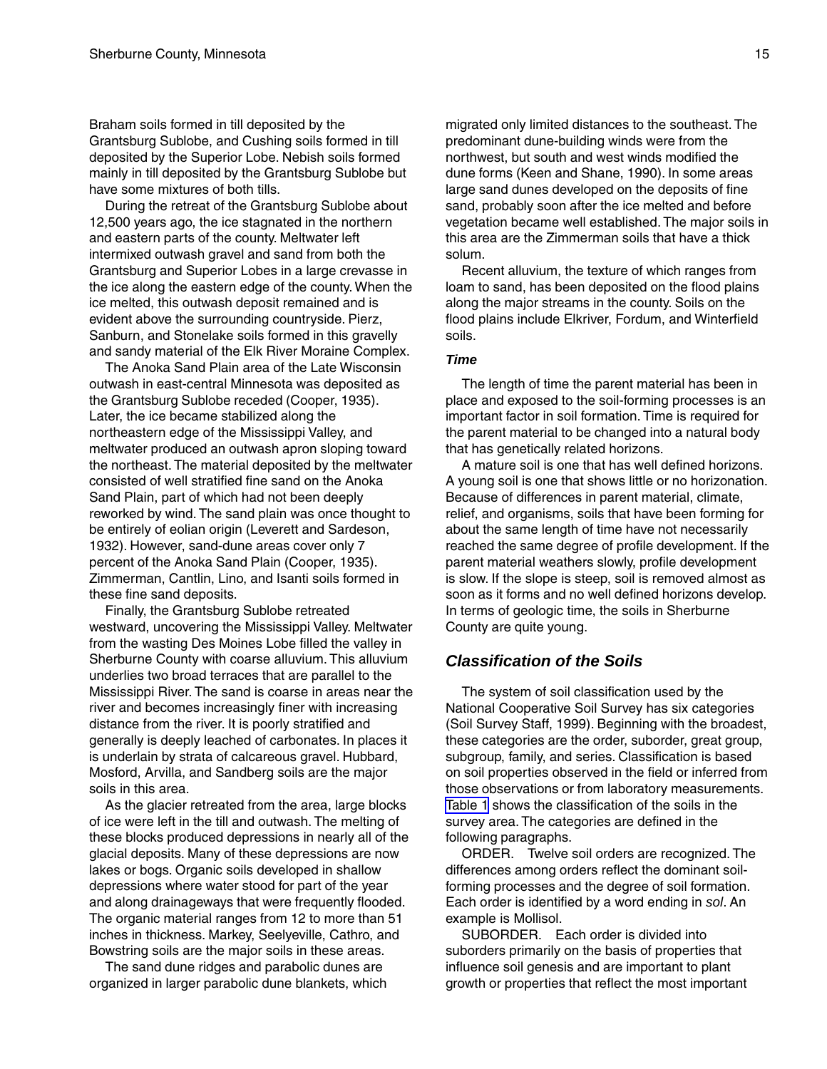Braham soils formed in till deposited by the Grantsburg Sublobe, and Cushing soils formed in till deposited by the Superior Lobe. Nebish soils formed mainly in till deposited by the Grantsburg Sublobe but have some mixtures of both tills.

During the retreat of the Grantsburg Sublobe about 12,500 years ago, the ice stagnated in the northern and eastern parts of the county. Meltwater left intermixed outwash gravel and sand from both the Grantsburg and Superior Lobes in a large crevasse in the ice along the eastern edge of the county. When the ice melted, this outwash deposit remained and is evident above the surrounding countryside. Pierz, Sanburn, and Stonelake soils formed in this gravelly and sandy material of the Elk River Moraine Complex.

The Anoka Sand Plain area of the Late Wisconsin outwash in east-central Minnesota was deposited as the Grantsburg Sublobe receded (Cooper, 1935). Later, the ice became stabilized along the northeastern edge of the Mississippi Valley, and meltwater produced an outwash apron sloping toward the northeast. The material deposited by the meltwater consisted of well stratified fine sand on the Anoka Sand Plain, part of which had not been deeply reworked by wind. The sand plain was once thought to be entirely of eolian origin (Leverett and Sardeson, 1932). However, sand-dune areas cover only 7 percent of the Anoka Sand Plain (Cooper, 1935). Zimmerman, Cantlin, Lino, and Isanti soils formed in these fine sand deposits.

Finally, the Grantsburg Sublobe retreated westward, uncovering the Mississippi Valley. Meltwater from the wasting Des Moines Lobe filled the valley in Sherburne County with coarse alluvium. This alluvium underlies two broad terraces that are parallel to the Mississippi River. The sand is coarse in areas near the river and becomes increasingly finer with increasing distance from the river. It is poorly stratified and generally is deeply leached of carbonates. In places it is underlain by strata of calcareous gravel. Hubbard, Mosford, Arvilla, and Sandberg soils are the major soils in this area.

As the glacier retreated from the area, large blocks of ice were left in the till and outwash. The melting of these blocks produced depressions in nearly all of the glacial deposits. Many of these depressions are now lakes or bogs. Organic soils developed in shallow depressions where water stood for part of the year and along drainageways that were frequently flooded. The organic material ranges from 12 to more than 51 inches in thickness. Markey, Seelyeville, Cathro, and Bowstring soils are the major soils in these areas.

The sand dune ridges and parabolic dunes are organized in larger parabolic dune blankets, which migrated only limited distances to the southeast. The predominant dune-building winds were from the northwest, but south and west winds modified the dune forms (Keen and Shane, 1990). In some areas large sand dunes developed on the deposits of fine sand, probably soon after the ice melted and before vegetation became well established. The major soils in this area are the Zimmerman soils that have a thick solum.

Recent alluvium, the texture of which ranges from loam to sand, has been deposited on the flood plains along the major streams in the county. Soils on the flood plains include Elkriver, Fordum, and Winterfield soils.

#### *Time*

The length of time the parent material has been in place and exposed to the soil-forming processes is an important factor in soil formation. Time is required for the parent material to be changed into a natural body that has genetically related horizons.

A mature soil is one that has well defined horizons. A young soil is one that shows little or no horizonation. Because of differences in parent material, climate, relief, and organisms, soils that have been forming for about the same length of time have not necessarily reached the same degree of profile development. If the parent material weathers slowly, profile development is slow. If the slope is steep, soil is removed almost as soon as it forms and no well defined horizons develop. In terms of geologic time, the soils in Sherburne County are quite young.

## *Classification of the Soils*

The system of soil classification used by the National Cooperative Soil Survey has six categories (Soil Survey Staff, 1999). Beginning with the broadest, these categories are the order, suborder, great group, subgroup, family, and series. Classification is based on soil properties observed in the field or inferred from those observations or from laboratory measurements. Table 1 shows the classification of the soils in the survey area. The categories are defined in the following paragraphs.

ORDER. Twelve soil orders are recognized. The differences among orders reflect the dominant soil-forming processes and the degree of soil formation. Each order is identified by a word ending in *sol*. An example is Mollisol.

SUBORDER. Each order is divided into suborders primarily on the basis of properties that influence soil genesis and are important to plant growth or properties that reflect the most important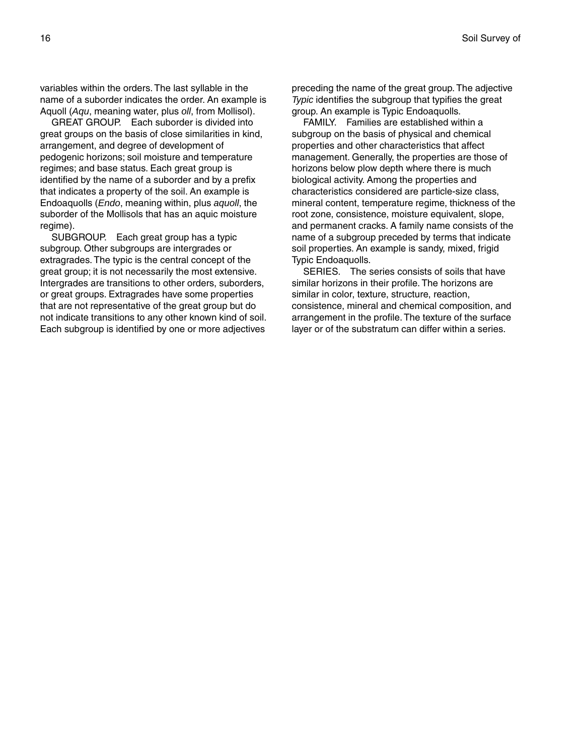variables within the orders. The last syllable in the name of a suborder indicates the order. An example is Aquoll (*Aqu*, meaning water, plus *oll*, from Mollisol).

GREAT GROUP. Each suborder is divided into great groups on the basis of close similarities in kind, arrangement, and degree of development of pedogenic horizons; soil moisture and temperature regimes; and base status. Each great group is identified by the name of a suborder and by a prefix that indicates a property of the soil. An example is Endoaquolls (*Endo*, meaning within, plus *aquoll*, the suborder of the Mollisols that has an aquic moisture regime).

SUBGROUP. Each great group has a typic subgroup. Other subgroups are intergrades or extragrades. The typic is the central concept of the great group; it is not necessarily the most extensive. Intergrades are transitions to other orders, suborders, or great groups. Extragrades have some properties that are not representative of the great group but do not indicate transitions to any other known kind of soil. Each subgroup is identified by one or more adjectives preceding the name of the great group. The adjective *Typic* identifies the subgroup that typifies the great group. An example is Typic Endoaquolls.

FAMILY. Families are established within a subgroup on the basis of physical and chemical properties and other characteristics that affect management. Generally, the properties are those of horizons below plow depth where there is much biological activity. Among the properties and characteristics considered are particle-size class, mineral content, temperature regime, thickness of the root zone, consistence, moisture equivalent, slope, and permanent cracks. A family name consists of the name of a subgroup preceded by terms that indicate soil properties. An example is sandy, mixed, frigid Typic Endoaquolls.

SERIES. The series consists of soils that have similar horizons in their profile. The horizons are similar in color, texture, structure, reaction, consistence, mineral and chemical composition, and arrangement in the profile. The texture of the surface layer or of the substratum can differ within a series.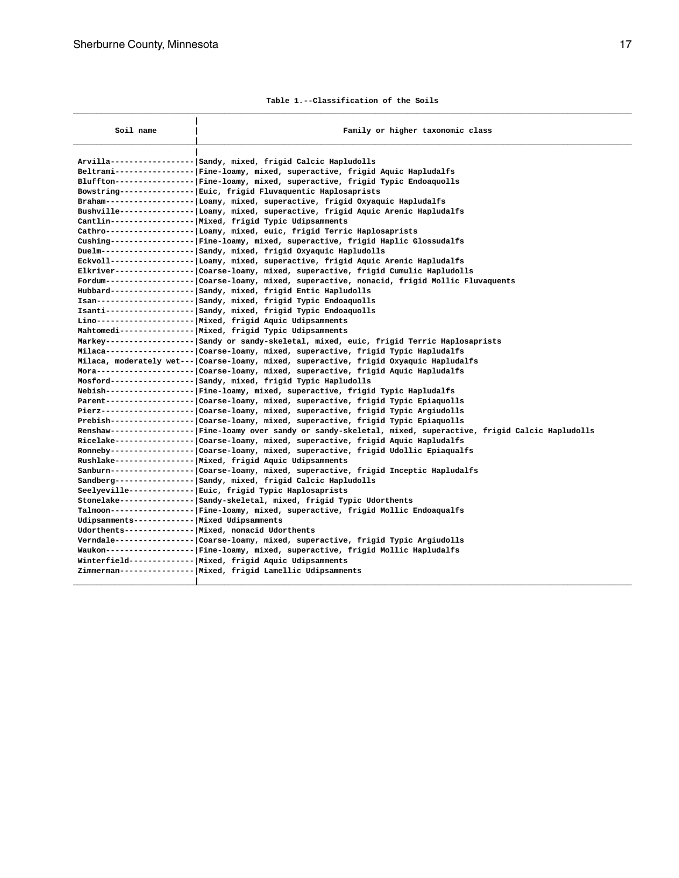Table 1.--Classification of the Soils

| Soil name | Family or higher taxonomic class |
|---|---|
| Arvilla | Sandy, mixed, frigid Calcic Hapludolls |
| Beltrami | Fine-loamy, mixed, superactive, frigid Aquic Hapludalfs |
| Bluffton | Fine-loamy, mixed, superactive, frigid Typic Endoaquolls |
| Bowstring | Euic, frigid Fluvaquentic Haplosaprists |
| Braham | Loamy, mixed, superactive, frigid Oxyaquic Hapludalfs |
| Bushville | Loamy, mixed, superactive, frigid Aquic Arenic Hapludalfs |
| Cantlin | Mixed, frigid Typic Udipsamments |
| Cathro | Loamy, mixed, euic, frigid Terric Haplosaprists |
| Cushing | Fine-loamy, mixed, superactive, frigid Haplic Glossudalfs |
| Duelm | Sandy, mixed, frigid Oxyaquic Hapludolls |
| Eckvoll | Loamy, mixed, superactive, frigid Aquic Arenic Hapludalfs |
| Elkriver | Coarse-loamy, mixed, superactive, frigid Cumulic Hapludolls |
| Fordum | Coarse-loamy, mixed, superactive, nonacid, frigid Mollic Fluvaquents |
| Hubbard | Sandy, mixed, frigid Entic Hapludolls |
| Isan | Sandy, mixed, frigid Typic Endoaquolls |
| Isanti | Sandy, mixed, frigid Typic Endoaquolls |
| Lino | Mixed, frigid Aquic Udipsamments |
| Mahtomedi | Mixed, frigid Typic Udipsamments |
| Markey | Sandy or sandy-skeletal, mixed, euic, frigid Terric Haplosaprists |
| Milaca | Coarse-loamy, mixed, superactive, frigid Typic Hapludalfs |
| Milaca, moderately wet | Coarse-loamy, mixed, superactive, frigid Oxyaquic Hapludalfs |
| Mora | Coarse-loamy, mixed, superactive, frigid Aquic Hapludalfs |
| Mosford | Sandy, mixed, frigid Typic Hapludolls |
| Nebish | Fine-loamy, mixed, superactive, frigid Typic Hapludalfs |
| Parent | Coarse-loamy, mixed, superactive, frigid Typic Epiaquolls |
| Pierz | Coarse-loamy, mixed, superactive, frigid Typic Argiudolls |
| Prebish | Coarse-loamy, mixed, superactive, frigid Typic Epiaquolls |
| Renshaw | Fine-loamy over sandy or sandy-skeletal, mixed, superactive, frigid Calcic Hapludolls |
| Ricelake | Coarse-loamy, mixed, superactive, frigid Aquic Hapludalfs |
| Ronneby | Coarse-loamy, mixed, superactive, frigid Udollic Epiaqualfs |
| Rushlake | Mixed, frigid Aquic Udipsamments |
| Sanburn | Coarse-loamy, mixed, superactive, frigid Inceptic Hapludalfs |
| Sandberg | Sandy, mixed, frigid Calcic Hapludolls |
| Seelyeville | Euic, frigid Typic Haplosaprists |
| Stonelake | Sandy-skeletal, mixed, frigid Typic Udorthents |
| Talmoon | Fine-loamy, mixed, superactive, frigid Mollic Endoaqualfs |
| Udipsamments | Mixed Udipsamments |
| Udorthents | Mixed, nonacid Udorthents |
| Verndale | Coarse-loamy, mixed, superactive, frigid Typic Argiudolls |
| Waukon | Fine-loamy, mixed, superactive, frigid Mollic Hapludalfs |
| Winterfield | Mixed, frigid Aquic Udipsamments |
| Zimmerman | Mixed, frigid Lamellic Udipsamments |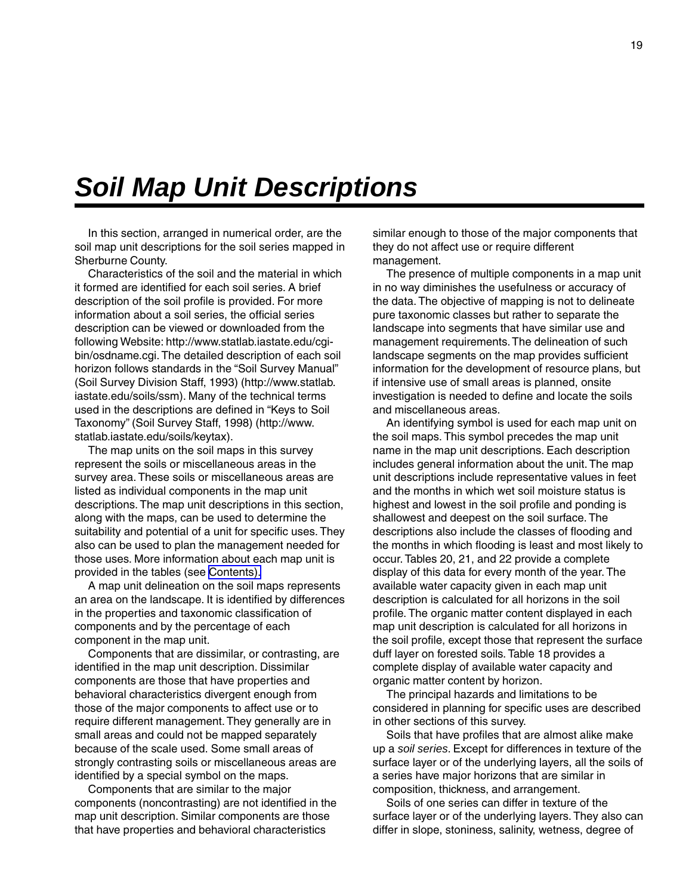# Soil Map Unit Descriptions

In this section, arranged in numerical order, are the soil map unit descriptions for the soil series mapped in Sherburne County.

Characteristics of the soil and the material in which it formed are identified for each soil series. A brief description of the soil profile is provided. For more information about a soil series, the official series description can be viewed or downloaded from the following Website: http://www.statlab.iastate.edu/cgi-bin/osdname.cgi. The detailed description of each soil horizon follows standards in the "Soil Survey Manual" (Soil Survey Division Staff, 1993) (http://www.statlab.iastate.edu/soils/ssm). Many of the technical terms used in the descriptions are defined in "Keys to Soil Taxonomy" (Soil Survey Staff, 1998) (http://www.statlab.iastate.edu/soils/keytax).

The map units on the soil maps in this survey represent the soils or miscellaneous areas in the survey area. These soils or miscellaneous areas are listed as individual components in the map unit descriptions. The map unit descriptions in this section, along with the maps, can be used to determine the suitability and potential of a unit for specific uses. They also can be used to plan the management needed for those uses. More information about each map unit is provided in the tables (see Contents).

A map unit delineation on the soil maps represents an area on the landscape. It is identified by differences in the properties and taxonomic classification of components and by the percentage of each component in the map unit.

Components that are dissimilar, or contrasting, are identified in the map unit description. Dissimilar components are those that have properties and behavioral characteristics divergent enough from those of the major components to affect use or to require different management. They generally are in small areas and could not be mapped separately because of the scale used. Some small areas of strongly contrasting soils or miscellaneous areas are identified by a special symbol on the maps.

Components that are similar to the major components (noncontrasting) are not identified in the map unit description. Similar components are those that have properties and behavioral characteristics similar enough to those of the major components that they do not affect use or require different management.

The presence of multiple components in a map unit in no way diminishes the usefulness or accuracy of the data. The objective of mapping is not to delineate pure taxonomic classes but rather to separate the landscape into segments that have similar use and management requirements. The delineation of such landscape segments on the map provides sufficient information for the development of resource plans, but if intensive use of small areas is planned, onsite investigation is needed to define and locate the soils and miscellaneous areas.

An identifying symbol is used for each map unit on the soil maps. This symbol precedes the map unit name in the map unit descriptions. Each description includes general information about the unit. The map unit descriptions include representative values in feet and the months in which wet soil moisture status is highest and lowest in the soil profile and ponding is shallowest and deepest on the soil surface. The descriptions also include the classes of flooding and the months in which flooding is least and most likely to occur. Tables 20, 21, and 22 provide a complete display of this data for every month of the year. The available water capacity given in each map unit description is calculated for all horizons in the soil profile. The organic matter content displayed in each map unit description is calculated for all horizons in the soil profile, except those that represent the surface duff layer on forested soils. Table 18 provides a complete display of available water capacity and organic matter content by horizon.

The principal hazards and limitations to be considered in planning for specific uses are described in other sections of this survey.

Soils that have profiles that are almost alike make up a *soil series*. Except for differences in texture of the surface layer or of the underlying layers, all the soils of a series have major horizons that are similar in composition, thickness, and arrangement.

Soils of one series can differ in texture of the surface layer or of the underlying layers. They also can differ in slope, stoniness, salinity, wetness, degree of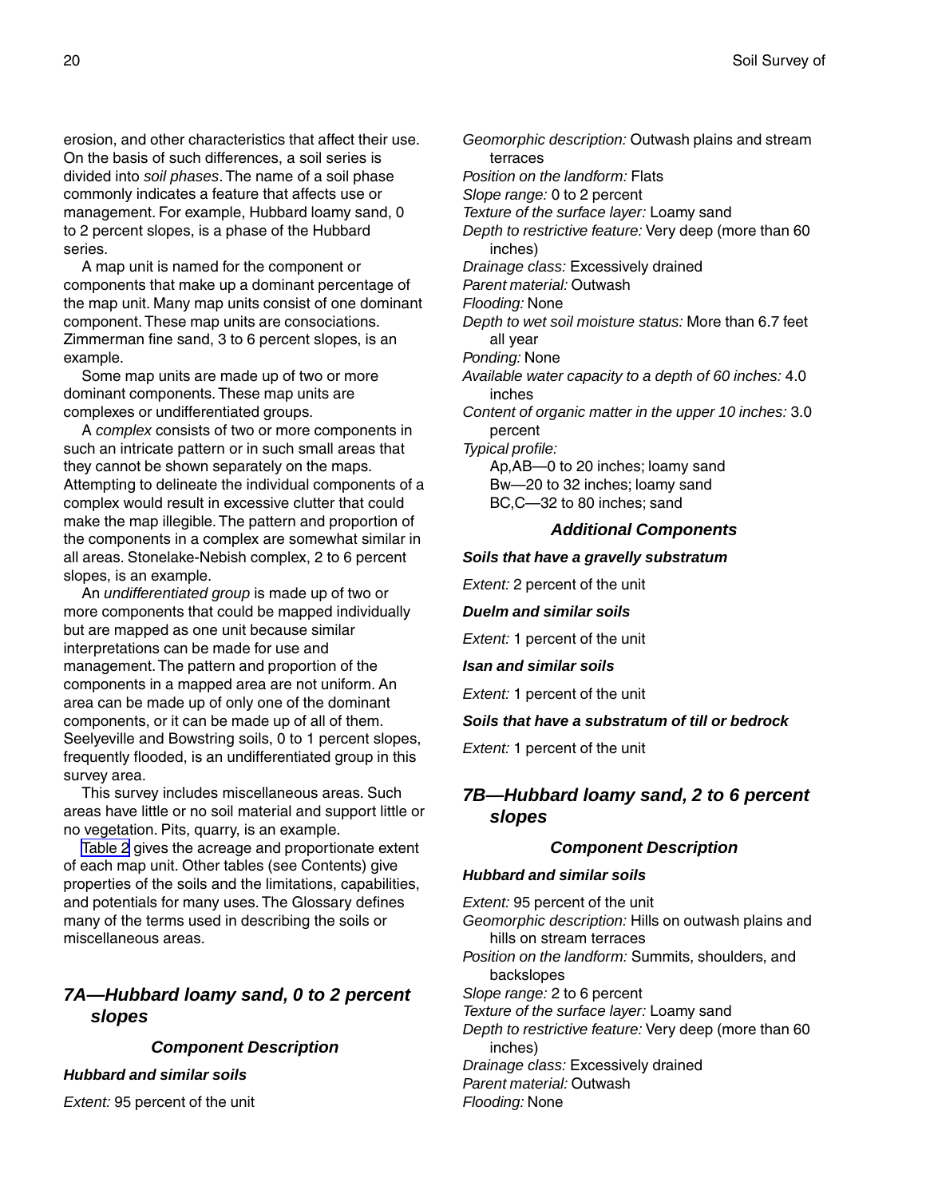erosion, and other characteristics that affect their use. On the basis of such differences, a soil series is divided into *soil phases*. The name of a soil phase commonly indicates a feature that affects use or management. For example, Hubbard loamy sand, 0 to 2 percent slopes, is a phase of the Hubbard series.

A map unit is named for the component or components that make up a dominant percentage of the map unit. Many map units consist of one dominant component. These map units are consociations. Zimmerman fine sand, 3 to 6 percent slopes, is an example.

Some map units are made up of two or more dominant components. These map units are complexes or undifferentiated groups.

A *complex* consists of two or more components in such an intricate pattern or in such small areas that they cannot be shown separately on the maps. Attempting to delineate the individual components of a complex would result in excessive clutter that could make the map illegible. The pattern and proportion of the components in a complex are somewhat similar in all areas. Stonelake-Nebish complex, 2 to 6 percent slopes, is an example.

An *undifferentiated group* is made up of two or more components that could be mapped individually but are mapped as one unit because similar interpretations can be made for use and management. The pattern and proportion of the components in a mapped area are not uniform. An area can be made up of only one of the dominant components, or it can be made up of all of them. Seelyeville and Bowstring soils, 0 to 1 percent slopes, frequently flooded, is an undifferentiated group in this survey area.

This survey includes miscellaneous areas. Such areas have little or no soil material and support little or no vegetation. Pits, quarry, is an example.

Table 2 gives the acreage and proportionate extent of each map unit. Other tables (see Contents) give properties of the soils and the limitations, capabilities, and potentials for many uses. The Glossary defines many of the terms used in describing the soils or miscellaneous areas.

## 7A—Hubbard loamy sand, 0 to 2 percent slopes

### Component Description

**Hubbard and similar soils**

*Extent:* 95 percent of the unit
*Geomorphic description:* Outwash plains and stream terraces
*Position on the landform:* Flats
*Slope range:* 0 to 2 percent
*Texture of the surface layer:* Loamy sand
*Depth to restrictive feature:* Very deep (more than 60 inches)
*Drainage class:* Excessively drained
*Parent material:* Outwash
*Flooding:* None
*Depth to wet soil moisture status:* More than 6.7 feet all year
*Ponding:* None
*Available water capacity to a depth of 60 inches:* 4.0 inches
*Content of organic matter in the upper 10 inches:* 3.0 percent
*Typical profile:*
Ap,AB—0 to 20 inches; loamy sand
Bw—20 to 32 inches; loamy sand
BC,C—32 to 80 inches; sand

### Additional Components

**Soils that have a gravelly substratum**

*Extent:* 2 percent of the unit

**Duelm and similar soils**

*Extent:* 1 percent of the unit

**Isan and similar soils**

*Extent:* 1 percent of the unit

**Soils that have a substratum of till or bedrock**

*Extent:* 1 percent of the unit

## 7B—Hubbard loamy sand, 2 to 6 percent slopes

### Component Description

**Hubbard and similar soils**

*Extent:* 95 percent of the unit
*Geomorphic description:* Hills on outwash plains and hills on stream terraces
*Position on the landform:* Summits, shoulders, and backslopes
*Slope range:* 2 to 6 percent
*Texture of the surface layer:* Loamy sand
*Depth to restrictive feature:* Very deep (more than 60 inches)
*Drainage class:* Excessively drained
*Parent material:* Outwash
*Flooding:* None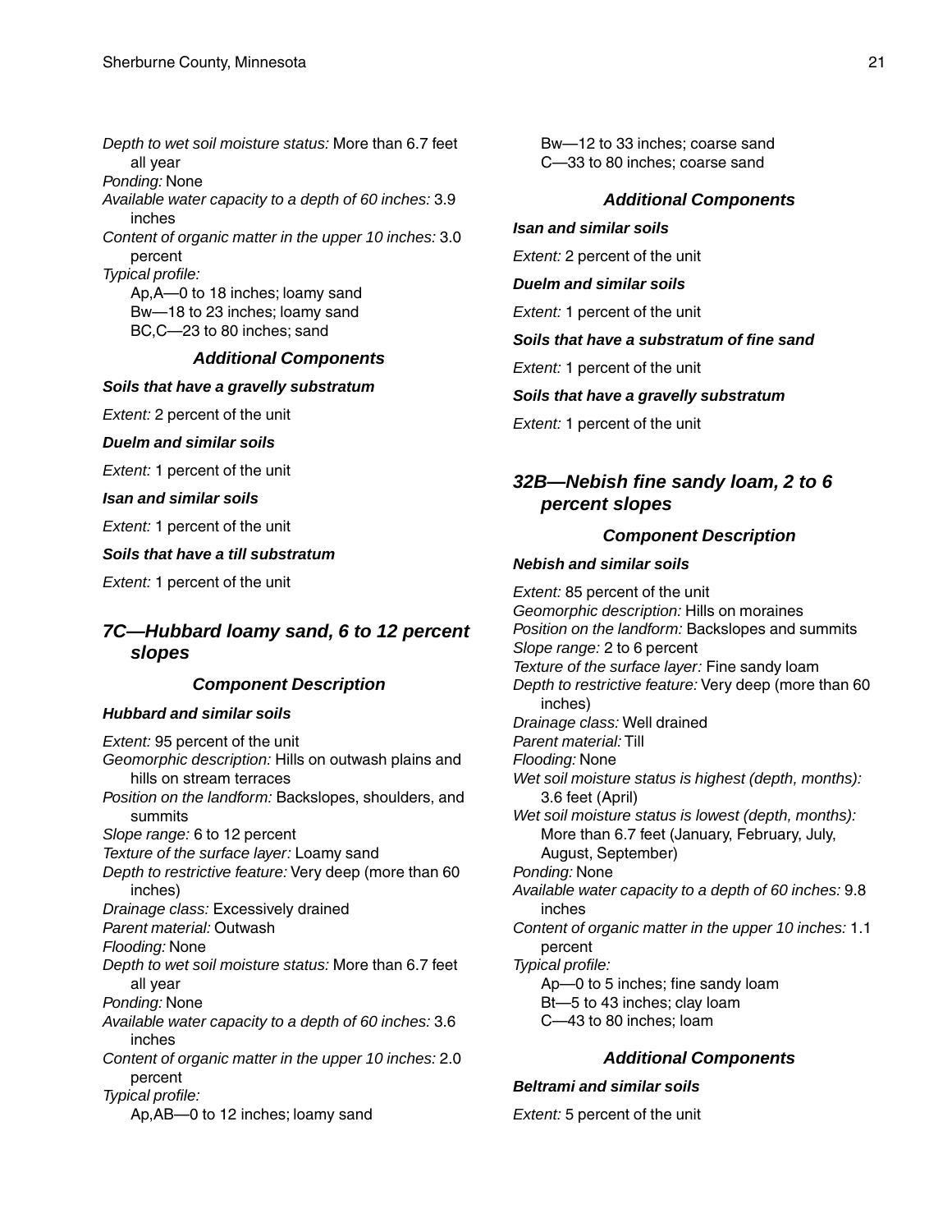*Depth to wet soil moisture status:* More than 6.7 feet all year
*Ponding:* None
*Available water capacity to a depth of 60 inches:* 3.9 inches
*Content of organic matter in the upper 10 inches:* 3.0 percent
*Typical profile:*
Ap,A—0 to 18 inches; loamy sand
Bw—18 to 23 inches; loamy sand
BC,C—23 to 80 inches; sand

### Additional Components

**Soils that have a gravelly substratum**

*Extent:* 2 percent of the unit

**Duelm and similar soils**

*Extent:* 1 percent of the unit

**Isan and similar soils**

*Extent:* 1 percent of the unit

**Soils that have a till substratum**

*Extent:* 1 percent of the unit

## 7C—Hubbard loamy sand, 6 to 12 percent slopes

### Component Description

**Hubbard and similar soils**

*Extent:* 95 percent of the unit
*Geomorphic description:* Hills on outwash plains and hills on stream terraces
*Position on the landform:* Backslopes, shoulders, and summits
*Slope range:* 6 to 12 percent
*Texture of the surface layer:* Loamy sand
*Depth to restrictive feature:* Very deep (more than 60 inches)
*Drainage class:* Excessively drained
*Parent material:* Outwash
*Flooding:* None
*Depth to wet soil moisture status:* More than 6.7 feet all year
*Ponding:* None
*Available water capacity to a depth of 60 inches:* 3.6 inches
*Content of organic matter in the upper 10 inches:* 2.0 percent
*Typical profile:*
Ap,AB—0 to 12 inches; loamy sand
Bw—12 to 33 inches; coarse sand
C—33 to 80 inches; coarse sand

### Additional Components

**Isan and similar soils**

*Extent:* 2 percent of the unit

**Duelm and similar soils**

*Extent:* 1 percent of the unit

**Soils that have a substratum of fine sand**

*Extent:* 1 percent of the unit

**Soils that have a gravelly substratum**

*Extent:* 1 percent of the unit

## 32B—Nebish fine sandy loam, 2 to 6 percent slopes

### Component Description

**Nebish and similar soils**

*Extent:* 85 percent of the unit
*Geomorphic description:* Hills on moraines
*Position on the landform:* Backslopes and summits
*Slope range:* 2 to 6 percent
*Texture of the surface layer:* Fine sandy loam
*Depth to restrictive feature:* Very deep (more than 60 inches)
*Drainage class:* Well drained
*Parent material:* Till
*Flooding:* None
*Wet soil moisture status is highest (depth, months):* 3.6 feet (April)
*Wet soil moisture status is lowest (depth, months):* More than 6.7 feet (January, February, July, August, September)
*Ponding:* None
*Available water capacity to a depth of 60 inches:* 9.8 inches
*Content of organic matter in the upper 10 inches:* 1.1 percent
*Typical profile:*
Ap—0 to 5 inches; fine sandy loam
Bt—5 to 43 inches; clay loam
C—43 to 80 inches; loam

### Additional Components

**Beltrami and similar soils**

*Extent:* 5 percent of the unit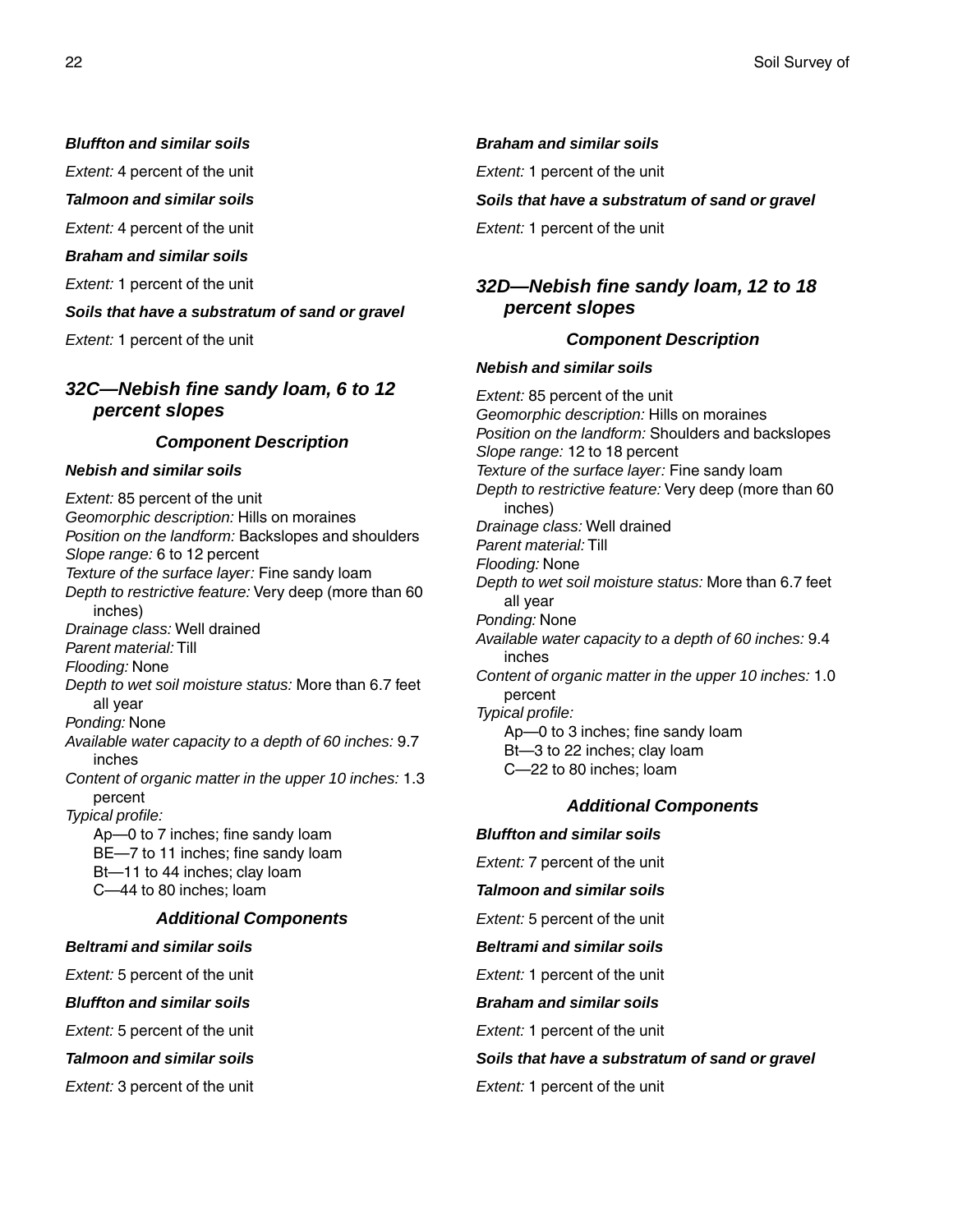***Bluffton and similar soils***

*Extent:* 4 percent of the unit

***Talmoon and similar soils***

*Extent:* 4 percent of the unit

***Braham and similar soils***

*Extent:* 1 percent of the unit

***Soils that have a substratum of sand or gravel***

*Extent:* 1 percent of the unit

## *32C—Nebish fine sandy loam, 6 to 12 percent slopes*

### *Component Description*

***Nebish and similar soils***

*Extent:* 85 percent of the unit
*Geomorphic description:* Hills on moraines
*Position on the landform:* Backslopes and shoulders
*Slope range:* 6 to 12 percent
*Texture of the surface layer:* Fine sandy loam
*Depth to restrictive feature:* Very deep (more than 60 inches)
*Drainage class:* Well drained
*Parent material:* Till
*Flooding:* None
*Depth to wet soil moisture status:* More than 6.7 feet all year
*Ponding:* None
*Available water capacity to a depth of 60 inches:* 9.7 inches
*Content of organic matter in the upper 10 inches:* 1.3 percent
*Typical profile:*
Ap—0 to 7 inches; fine sandy loam
BE—7 to 11 inches; fine sandy loam
Bt—11 to 44 inches; clay loam
C—44 to 80 inches; loam

### *Additional Components*

***Beltrami and similar soils***

*Extent:* 5 percent of the unit

***Bluffton and similar soils***

*Extent:* 5 percent of the unit

***Talmoon and similar soils***

*Extent:* 3 percent of the unit

***Braham and similar soils***

*Extent:* 1 percent of the unit

***Soils that have a substratum of sand or gravel***

*Extent:* 1 percent of the unit

## *32D—Nebish fine sandy loam, 12 to 18 percent slopes*

### *Component Description*

***Nebish and similar soils***

*Extent:* 85 percent of the unit
*Geomorphic description:* Hills on moraines
*Position on the landform:* Shoulders and backslopes
*Slope range:* 12 to 18 percent
*Texture of the surface layer:* Fine sandy loam
*Depth to restrictive feature:* Very deep (more than 60 inches)
*Drainage class:* Well drained
*Parent material:* Till
*Flooding:* None
*Depth to wet soil moisture status:* More than 6.7 feet all year
*Ponding:* None
*Available water capacity to a depth of 60 inches:* 9.4 inches
*Content of organic matter in the upper 10 inches:* 1.0 percent
*Typical profile:*
Ap—0 to 3 inches; fine sandy loam
Bt—3 to 22 inches; clay loam
C—22 to 80 inches; loam

### *Additional Components*

***Bluffton and similar soils***

*Extent:* 7 percent of the unit

***Talmoon and similar soils***

*Extent:* 5 percent of the unit

***Beltrami and similar soils***

*Extent:* 1 percent of the unit

***Braham and similar soils***

*Extent:* 1 percent of the unit

***Soils that have a substratum of sand or gravel***

*Extent:* 1 percent of the unit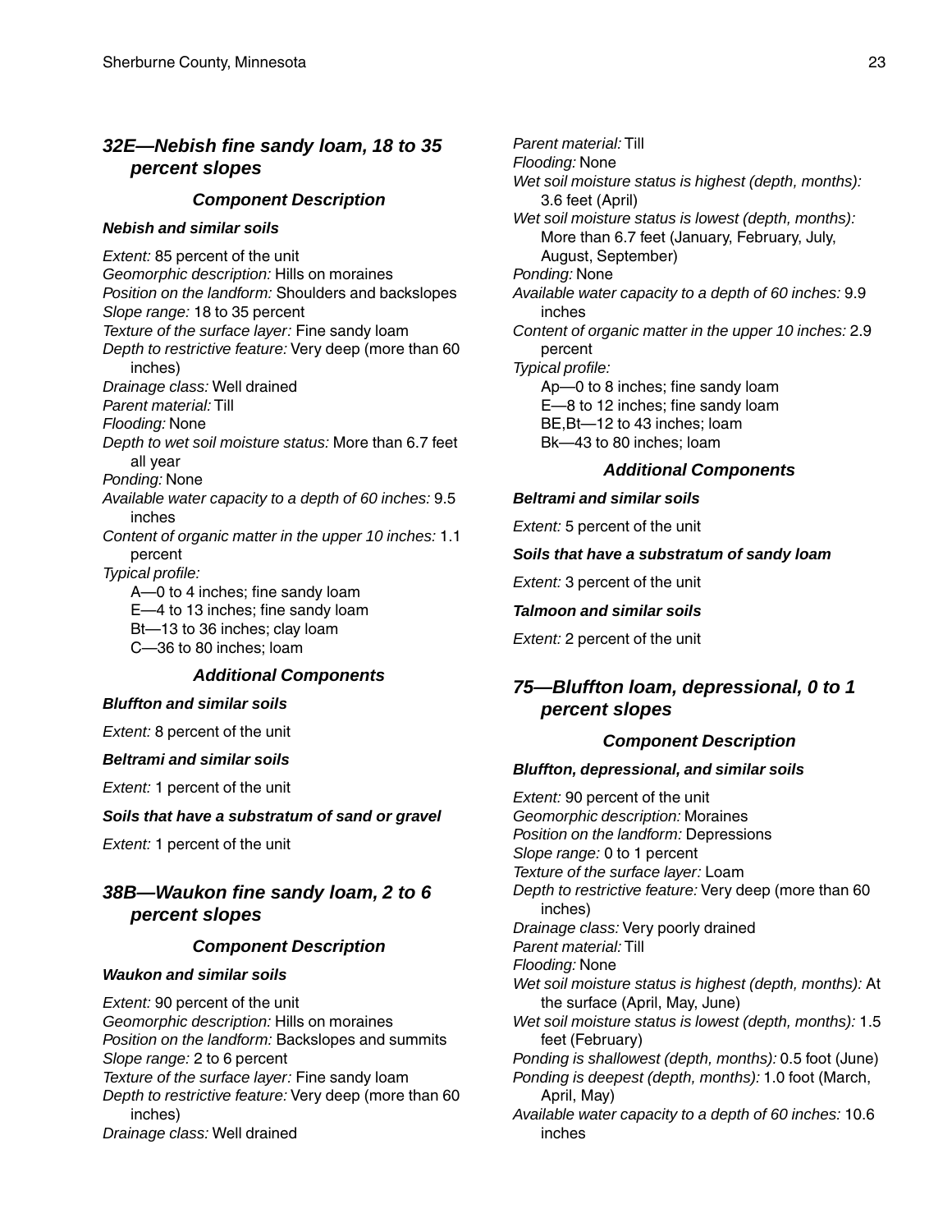## *32E—Nebish fine sandy loam, 18 to 35 percent slopes*

### *Component Description*

#### *Nebish and similar soils*

*Extent:* 85 percent of the unit
*Geomorphic description:* Hills on moraines
*Position on the landform:* Shoulders and backslopes
*Slope range:* 18 to 35 percent
*Texture of the surface layer:* Fine sandy loam
*Depth to restrictive feature:* Very deep (more than 60 inches)
*Drainage class:* Well drained
*Parent material:* Till
*Flooding:* None
*Depth to wet soil moisture status:* More than 6.7 feet all year
*Ponding:* None
*Available water capacity to a depth of 60 inches:* 9.5 inches
*Content of organic matter in the upper 10 inches:* 1.1 percent
*Typical profile:*
A—0 to 4 inches; fine sandy loam
E—4 to 13 inches; fine sandy loam
Bt—13 to 36 inches; clay loam
C—36 to 80 inches; loam

### *Additional Components*

#### *Bluffton and similar soils*

*Extent:* 8 percent of the unit

#### *Beltrami and similar soils*

*Extent:* 1 percent of the unit

#### *Soils that have a substratum of sand or gravel*

*Extent:* 1 percent of the unit

## *38B—Waukon fine sandy loam, 2 to 6 percent slopes*

### *Component Description*

#### *Waukon and similar soils*

*Extent:* 90 percent of the unit
*Geomorphic description:* Hills on moraines
*Position on the landform:* Backslopes and summits
*Slope range:* 2 to 6 percent
*Texture of the surface layer:* Fine sandy loam
*Depth to restrictive feature:* Very deep (more than 60 inches)
*Drainage class:* Well drained
*Parent material:* Till
*Flooding:* None
*Wet soil moisture status is highest (depth, months):* 3.6 feet (April)
*Wet soil moisture status is lowest (depth, months):* More than 6.7 feet (January, February, July, August, September)
*Ponding:* None
*Available water capacity to a depth of 60 inches:* 9.9 inches
*Content of organic matter in the upper 10 inches:* 2.9 percent
*Typical profile:*
Ap—0 to 8 inches; fine sandy loam
E—8 to 12 inches; fine sandy loam
BE,Bt—12 to 43 inches; loam
Bk—43 to 80 inches; loam

### *Additional Components*

#### *Beltrami and similar soils*

*Extent:* 5 percent of the unit

#### *Soils that have a substratum of sandy loam*

*Extent:* 3 percent of the unit

#### *Talmoon and similar soils*

*Extent:* 2 percent of the unit

## *75—Bluffton loam, depressional, 0 to 1 percent slopes*

### *Component Description*

#### *Bluffton, depressional, and similar soils*

*Extent:* 90 percent of the unit
*Geomorphic description:* Moraines
*Position on the landform:* Depressions
*Slope range:* 0 to 1 percent
*Texture of the surface layer:* Loam
*Depth to restrictive feature:* Very deep (more than 60 inches)
*Drainage class:* Very poorly drained
*Parent material:* Till
*Flooding:* None
*Wet soil moisture status is highest (depth, months):* At the surface (April, May, June)
*Wet soil moisture status is lowest (depth, months):* 1.5 feet (February)
*Ponding is shallowest (depth, months):* 0.5 foot (June)
*Ponding is deepest (depth, months):* 1.0 foot (March, April, May)
*Available water capacity to a depth of 60 inches:* 10.6 inches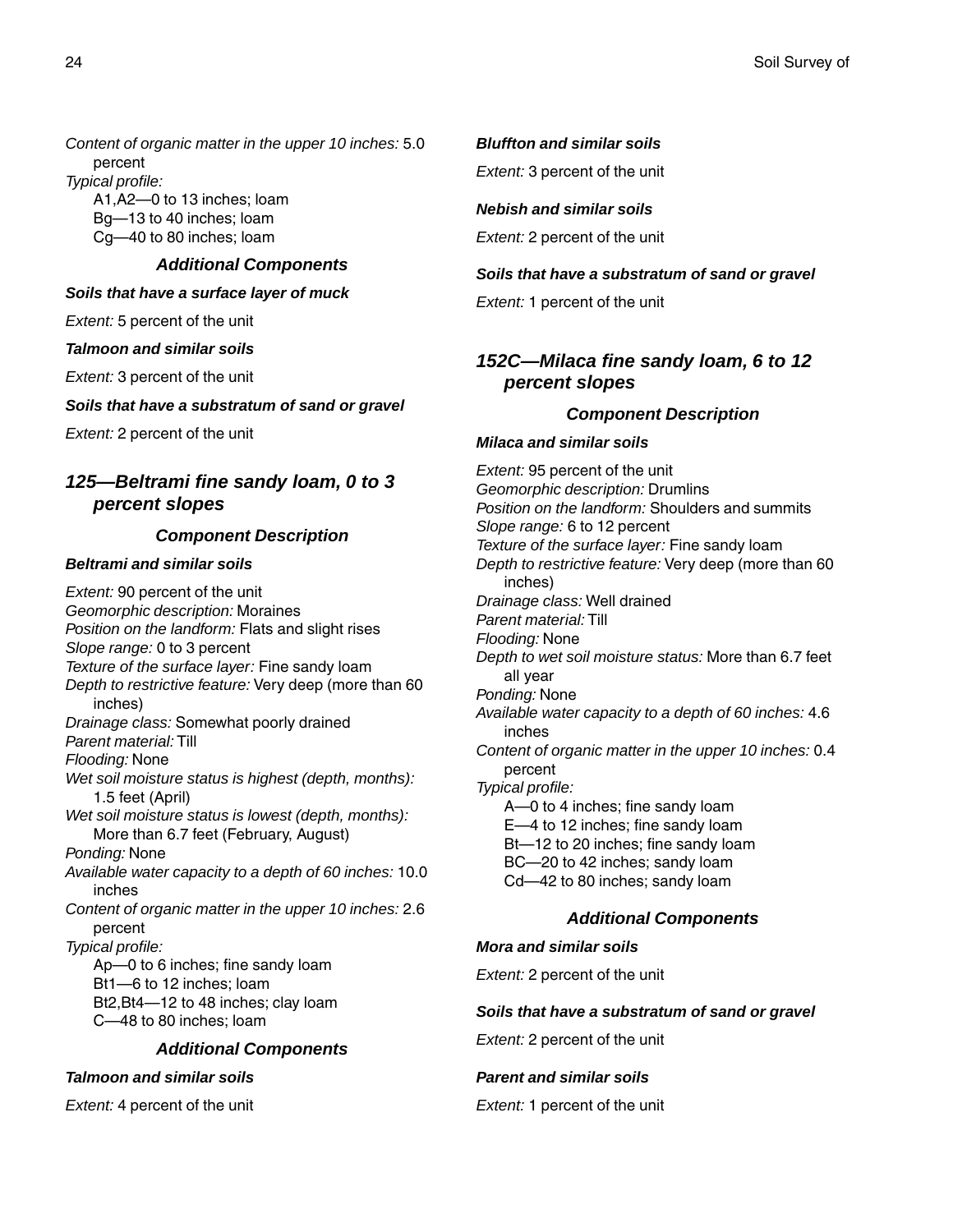*Content of organic matter in the upper 10 inches:* 5.0 percent
*Typical profile:*
A1,A2—0 to 13 inches; loam
Bg—13 to 40 inches; loam
Cg—40 to 80 inches; loam

### Additional Components

***Soils that have a surface layer of muck***

*Extent:* 5 percent of the unit

***Talmoon and similar soils***

*Extent:* 3 percent of the unit

***Soils that have a substratum of sand or gravel***

*Extent:* 2 percent of the unit

## 125—Beltrami fine sandy loam, 0 to 3 percent slopes

### Component Description

***Beltrami and similar soils***

*Extent:* 90 percent of the unit
*Geomorphic description:* Moraines
*Position on the landform:* Flats and slight rises
*Slope range:* 0 to 3 percent
*Texture of the surface layer:* Fine sandy loam
*Depth to restrictive feature:* Very deep (more than 60 inches)
*Drainage class:* Somewhat poorly drained
*Parent material:* Till
*Flooding:* None
*Wet soil moisture status is highest (depth, months):* 1.5 feet (April)
*Wet soil moisture status is lowest (depth, months):* More than 6.7 feet (February, August)
*Ponding:* None
*Available water capacity to a depth of 60 inches:* 10.0 inches
*Content of organic matter in the upper 10 inches:* 2.6 percent
*Typical profile:*
Ap—0 to 6 inches; fine sandy loam
Bt1—6 to 12 inches; loam
Bt2,Bt4—12 to 48 inches; clay loam
C—48 to 80 inches; loam

### Additional Components

***Talmoon and similar soils***

*Extent:* 4 percent of the unit

***Bluffton and similar soils***

*Extent:* 3 percent of the unit

***Nebish and similar soils***

*Extent:* 2 percent of the unit

***Soils that have a substratum of sand or gravel***

*Extent:* 1 percent of the unit

## 152C—Milaca fine sandy loam, 6 to 12 percent slopes

### Component Description

***Milaca and similar soils***

*Extent:* 95 percent of the unit
*Geomorphic description:* Drumlins
*Position on the landform:* Shoulders and summits
*Slope range:* 6 to 12 percent
*Texture of the surface layer:* Fine sandy loam
*Depth to restrictive feature:* Very deep (more than 60 inches)
*Drainage class:* Well drained
*Parent material:* Till
*Flooding:* None
*Depth to wet soil moisture status:* More than 6.7 feet all year
*Ponding:* None
*Available water capacity to a depth of 60 inches:* 4.6 inches
*Content of organic matter in the upper 10 inches:* 0.4 percent
*Typical profile:*
A—0 to 4 inches; fine sandy loam
E—4 to 12 inches; fine sandy loam
Bt—12 to 20 inches; fine sandy loam
BC—20 to 42 inches; sandy loam
Cd—42 to 80 inches; sandy loam

### Additional Components

***Mora and similar soils***

*Extent:* 2 percent of the unit

***Soils that have a substratum of sand or gravel***

*Extent:* 2 percent of the unit

***Parent and similar soils***

*Extent:* 1 percent of the unit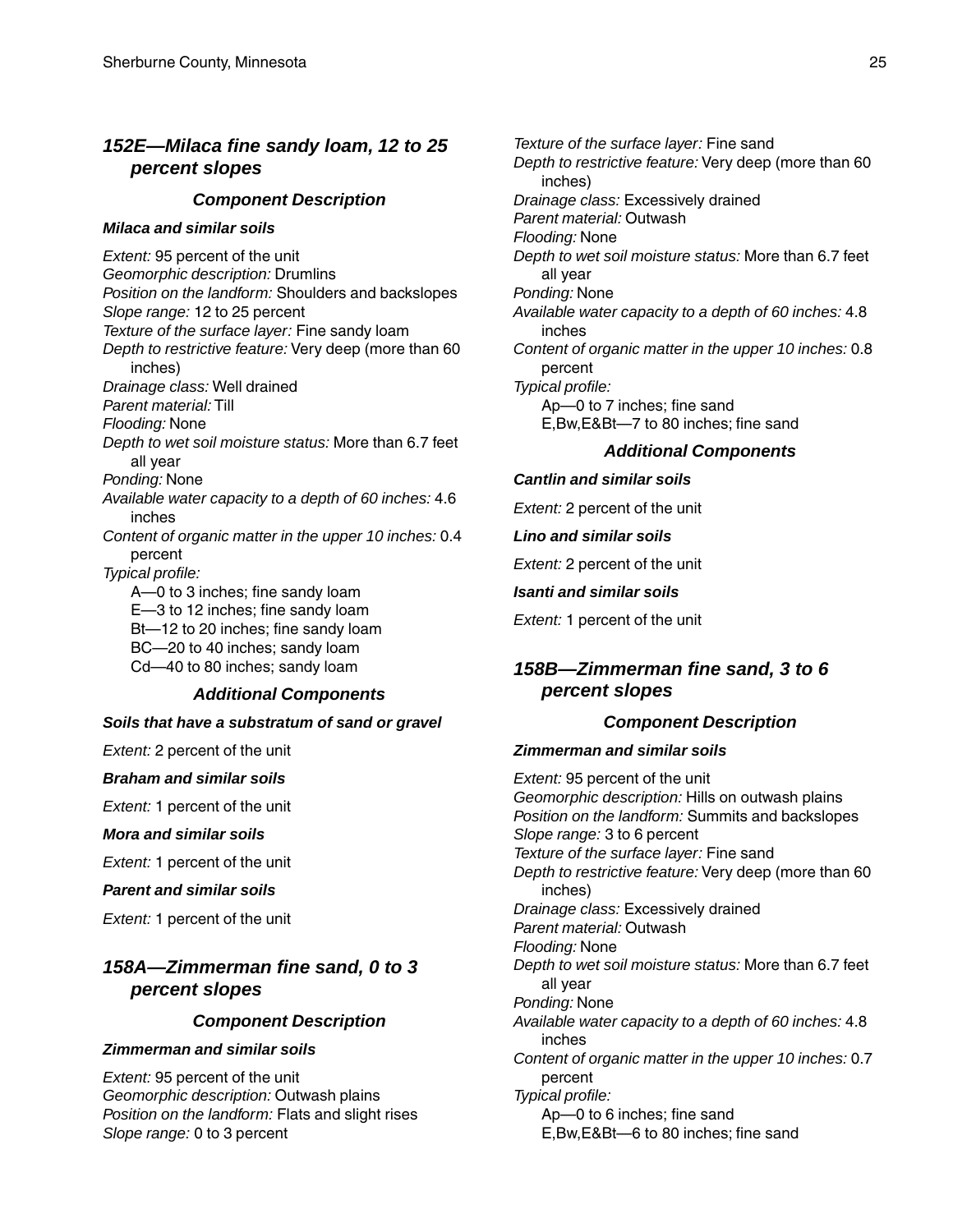## 152E—Milaca fine sandy loam, 12 to 25 percent slopes

### Component Description

#### Milaca and similar soils

*Extent:* 95 percent of the unit
*Geomorphic description:* Drumlins
*Position on the landform:* Shoulders and backslopes
*Slope range:* 12 to 25 percent
*Texture of the surface layer:* Fine sandy loam
*Depth to restrictive feature:* Very deep (more than 60 inches)
*Drainage class:* Well drained
*Parent material:* Till
*Flooding:* None
*Depth to wet soil moisture status:* More than 6.7 feet all year
*Ponding:* None
*Available water capacity to a depth of 60 inches:* 4.6 inches
*Content of organic matter in the upper 10 inches:* 0.4 percent
*Typical profile:*
A—0 to 3 inches; fine sandy loam
E—3 to 12 inches; fine sandy loam
Bt—12 to 20 inches; fine sandy loam
BC—20 to 40 inches; sandy loam
Cd—40 to 80 inches; sandy loam

### Additional Components

#### Soils that have a substratum of sand or gravel

*Extent:* 2 percent of the unit

#### Braham and similar soils

*Extent:* 1 percent of the unit

#### Mora and similar soils

*Extent:* 1 percent of the unit

#### Parent and similar soils

*Extent:* 1 percent of the unit

## 158A—Zimmerman fine sand, 0 to 3 percent slopes

### Component Description

#### Zimmerman and similar soils

*Extent:* 95 percent of the unit
*Geomorphic description:* Outwash plains
*Position on the landform:* Flats and slight rises
*Slope range:* 0 to 3 percent
*Texture of the surface layer:* Fine sand
*Depth to restrictive feature:* Very deep (more than 60 inches)
*Drainage class:* Excessively drained
*Parent material:* Outwash
*Flooding:* None
*Depth to wet soil moisture status:* More than 6.7 feet all year
*Ponding:* None
*Available water capacity to a depth of 60 inches:* 4.8 inches
*Content of organic matter in the upper 10 inches:* 0.8 percent
*Typical profile:*
Ap—0 to 7 inches; fine sand
E,Bw,E&Bt—7 to 80 inches; fine sand

### Additional Components

#### Cantlin and similar soils

*Extent:* 2 percent of the unit

#### Lino and similar soils

*Extent:* 2 percent of the unit

#### Isanti and similar soils

*Extent:* 1 percent of the unit

## 158B—Zimmerman fine sand, 3 to 6 percent slopes

### Component Description

#### Zimmerman and similar soils

*Extent:* 95 percent of the unit
*Geomorphic description:* Hills on outwash plains
*Position on the landform:* Summits and backslopes
*Slope range:* 3 to 6 percent
*Texture of the surface layer:* Fine sand
*Depth to restrictive feature:* Very deep (more than 60 inches)
*Drainage class:* Excessively drained
*Parent material:* Outwash
*Flooding:* None
*Depth to wet soil moisture status:* More than 6.7 feet all year
*Ponding:* None
*Available water capacity to a depth of 60 inches:* 4.8 inches
*Content of organic matter in the upper 10 inches:* 0.7 percent
*Typical profile:*
Ap—0 to 6 inches; fine sand
E,Bw,E&Bt—6 to 80 inches; fine sand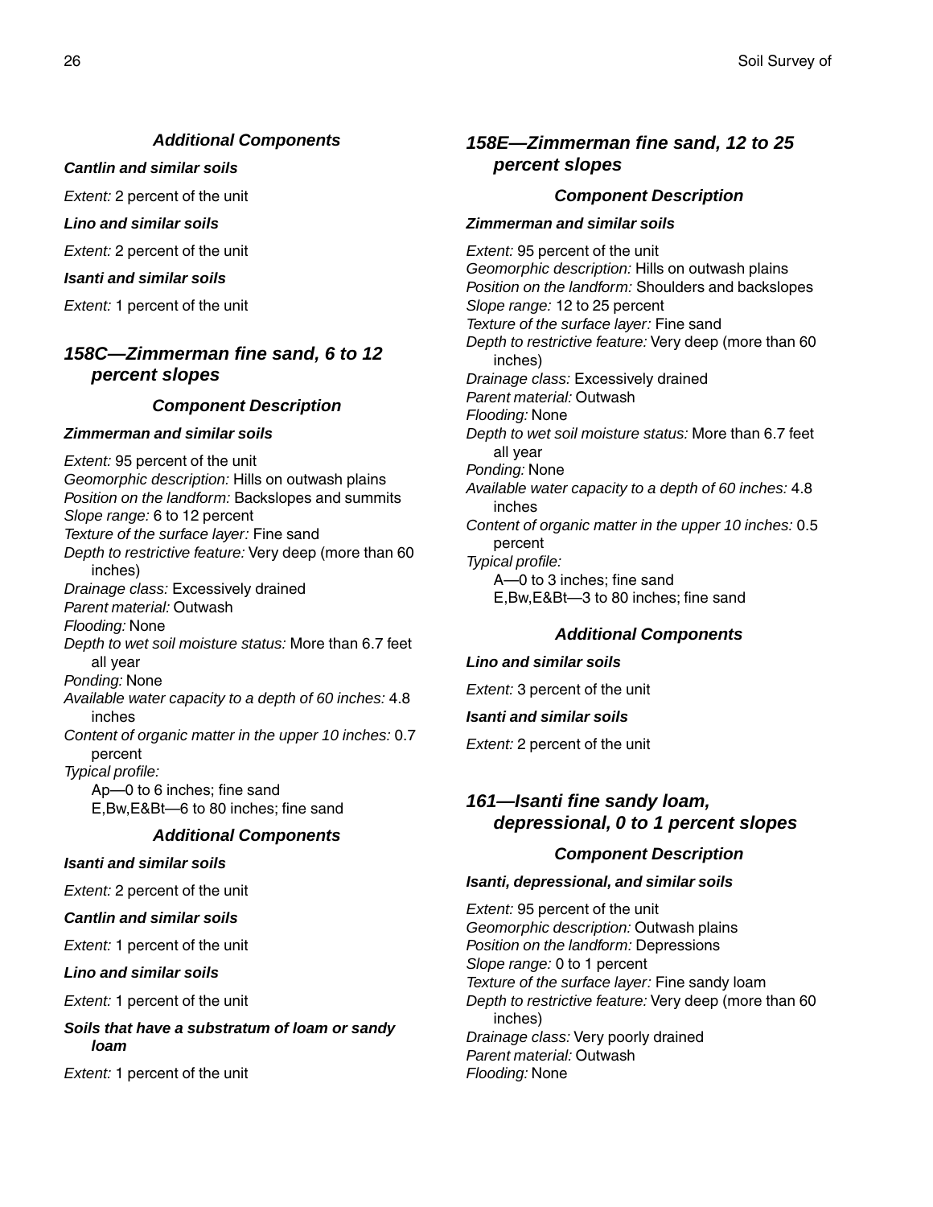### Additional Components

***Cantlin and similar soils***

*Extent:* 2 percent of the unit

***Lino and similar soils***

*Extent:* 2 percent of the unit

***Isanti and similar soils***

*Extent:* 1 percent of the unit

## 158C—Zimmerman fine sand, 6 to 12 percent slopes

### Component Description

***Zimmerman and similar soils***

*Extent:* 95 percent of the unit
*Geomorphic description:* Hills on outwash plains
*Position on the landform:* Backslopes and summits
*Slope range:* 6 to 12 percent
*Texture of the surface layer:* Fine sand
*Depth to restrictive feature:* Very deep (more than 60 inches)
*Drainage class:* Excessively drained
*Parent material:* Outwash
*Flooding:* None
*Depth to wet soil moisture status:* More than 6.7 feet all year
*Ponding:* None
*Available water capacity to a depth of 60 inches:* 4.8 inches
*Content of organic matter in the upper 10 inches:* 0.7 percent
*Typical profile:*
Ap—0 to 6 inches; fine sand
E,Bw,E&Bt—6 to 80 inches; fine sand

### Additional Components

***Isanti and similar soils***

*Extent:* 2 percent of the unit

***Cantlin and similar soils***

*Extent:* 1 percent of the unit

***Lino and similar soils***

*Extent:* 1 percent of the unit

***Soils that have a substratum of loam or sandy loam***

*Extent:* 1 percent of the unit

## 158E—Zimmerman fine sand, 12 to 25 percent slopes

### Component Description

***Zimmerman and similar soils***

*Extent:* 95 percent of the unit
*Geomorphic description:* Hills on outwash plains
*Position on the landform:* Shoulders and backslopes
*Slope range:* 12 to 25 percent
*Texture of the surface layer:* Fine sand
*Depth to restrictive feature:* Very deep (more than 60 inches)
*Drainage class:* Excessively drained
*Parent material:* Outwash
*Flooding:* None
*Depth to wet soil moisture status:* More than 6.7 feet all year
*Ponding:* None
*Available water capacity to a depth of 60 inches:* 4.8 inches
*Content of organic matter in the upper 10 inches:* 0.5 percent
*Typical profile:*
A—0 to 3 inches; fine sand
E,Bw,E&Bt—3 to 80 inches; fine sand

### Additional Components

***Lino and similar soils***

*Extent:* 3 percent of the unit

***Isanti and similar soils***

*Extent:* 2 percent of the unit

## 161—Isanti fine sandy loam, depressional, 0 to 1 percent slopes

### Component Description

***Isanti, depressional, and similar soils***

*Extent:* 95 percent of the unit
*Geomorphic description:* Outwash plains
*Position on the landform:* Depressions
*Slope range:* 0 to 1 percent
*Texture of the surface layer:* Fine sandy loam
*Depth to restrictive feature:* Very deep (more than 60 inches)
*Drainage class:* Very poorly drained
*Parent material:* Outwash
*Flooding:* None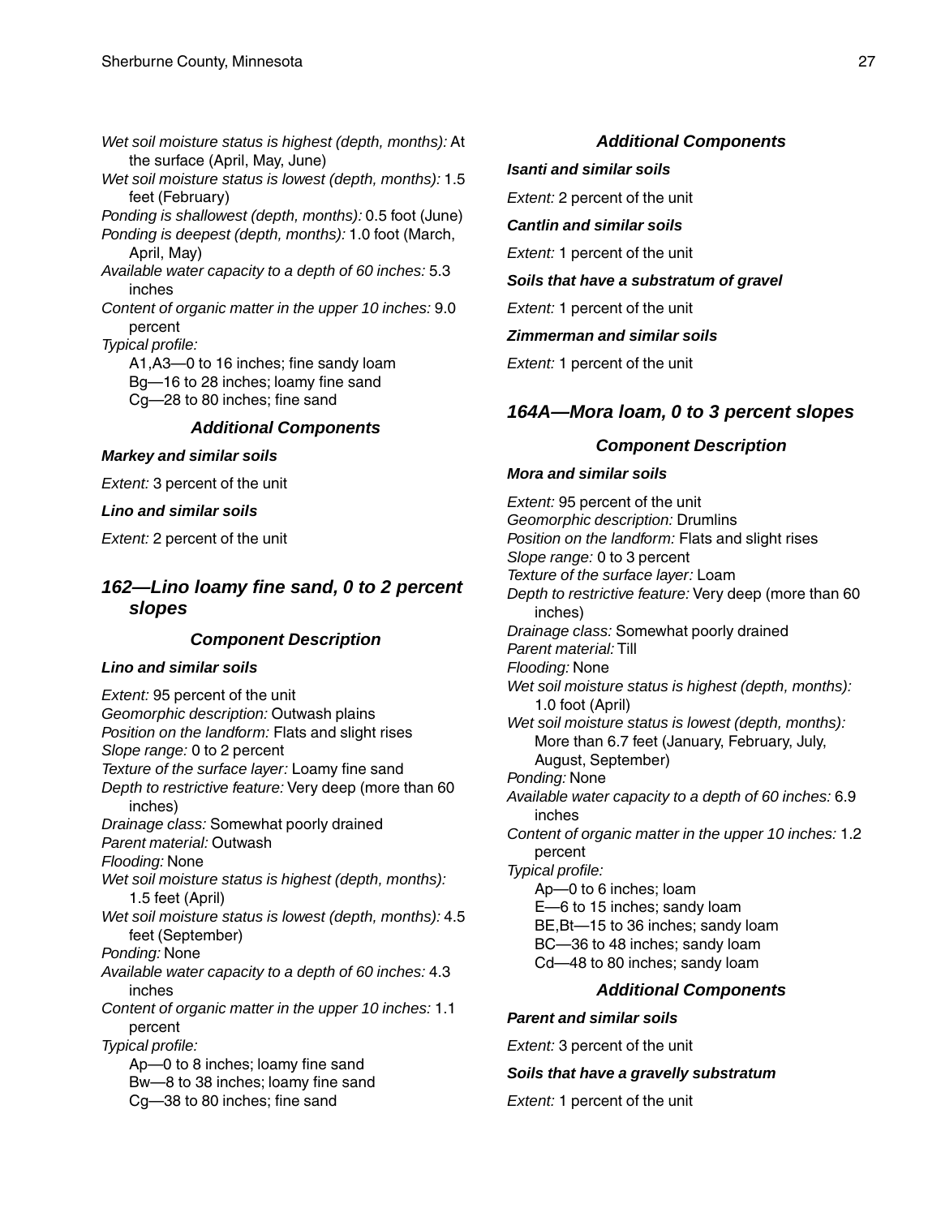*Wet soil moisture status is highest (depth, months):* At the surface (April, May, June)
*Wet soil moisture status is lowest (depth, months):* 1.5 feet (February)
*Ponding is shallowest (depth, months):* 0.5 foot (June)
*Ponding is deepest (depth, months):* 1.0 foot (March, April, May)
*Available water capacity to a depth of 60 inches:* 5.3 inches
*Content of organic matter in the upper 10 inches:* 9.0 percent
*Typical profile:*
A1,A3—0 to 16 inches; fine sandy loam
Bg—16 to 28 inches; loamy fine sand
Cg—28 to 80 inches; fine sand

### Additional Components

**Markey and similar soils**

*Extent:* 3 percent of the unit

**Lino and similar soils**

*Extent:* 2 percent of the unit

## 162—Lino loamy fine sand, 0 to 2 percent slopes

### Component Description

**Lino and similar soils**

*Extent:* 95 percent of the unit
*Geomorphic description:* Outwash plains
*Position on the landform:* Flats and slight rises
*Slope range:* 0 to 2 percent
*Texture of the surface layer:* Loamy fine sand
*Depth to restrictive feature:* Very deep (more than 60 inches)
*Drainage class:* Somewhat poorly drained
*Parent material:* Outwash
*Flooding:* None
*Wet soil moisture status is highest (depth, months):* 1.5 feet (April)
*Wet soil moisture status is lowest (depth, months):* 4.5 feet (September)
*Ponding:* None
*Available water capacity to a depth of 60 inches:* 4.3 inches
*Content of organic matter in the upper 10 inches:* 1.1 percent
*Typical profile:*
Ap—0 to 8 inches; loamy fine sand
Bw—8 to 38 inches; loamy fine sand
Cg—38 to 80 inches; fine sand

### Additional Components

**Isanti and similar soils**

*Extent:* 2 percent of the unit

**Cantlin and similar soils**

*Extent:* 1 percent of the unit

**Soils that have a substratum of gravel**

*Extent:* 1 percent of the unit

**Zimmerman and similar soils**

*Extent:* 1 percent of the unit

## 164A—Mora loam, 0 to 3 percent slopes

### Component Description

**Mora and similar soils**

*Extent:* 95 percent of the unit
*Geomorphic description:* Drumlins
*Position on the landform:* Flats and slight rises
*Slope range:* 0 to 3 percent
*Texture of the surface layer:* Loam
*Depth to restrictive feature:* Very deep (more than 60 inches)
*Drainage class:* Somewhat poorly drained
*Parent material:* Till
*Flooding:* None
*Wet soil moisture status is highest (depth, months):* 1.0 foot (April)
*Wet soil moisture status is lowest (depth, months):* More than 6.7 feet (January, February, July, August, September)
*Ponding:* None
*Available water capacity to a depth of 60 inches:* 6.9 inches
*Content of organic matter in the upper 10 inches:* 1.2 percent
*Typical profile:*
Ap—0 to 6 inches; loam
E—6 to 15 inches; sandy loam
BE,Bt—15 to 36 inches; sandy loam
BC—36 to 48 inches; sandy loam
Cd—48 to 80 inches; sandy loam

### Additional Components

**Parent and similar soils**

*Extent:* 3 percent of the unit

**Soils that have a gravelly substratum**

*Extent:* 1 percent of the unit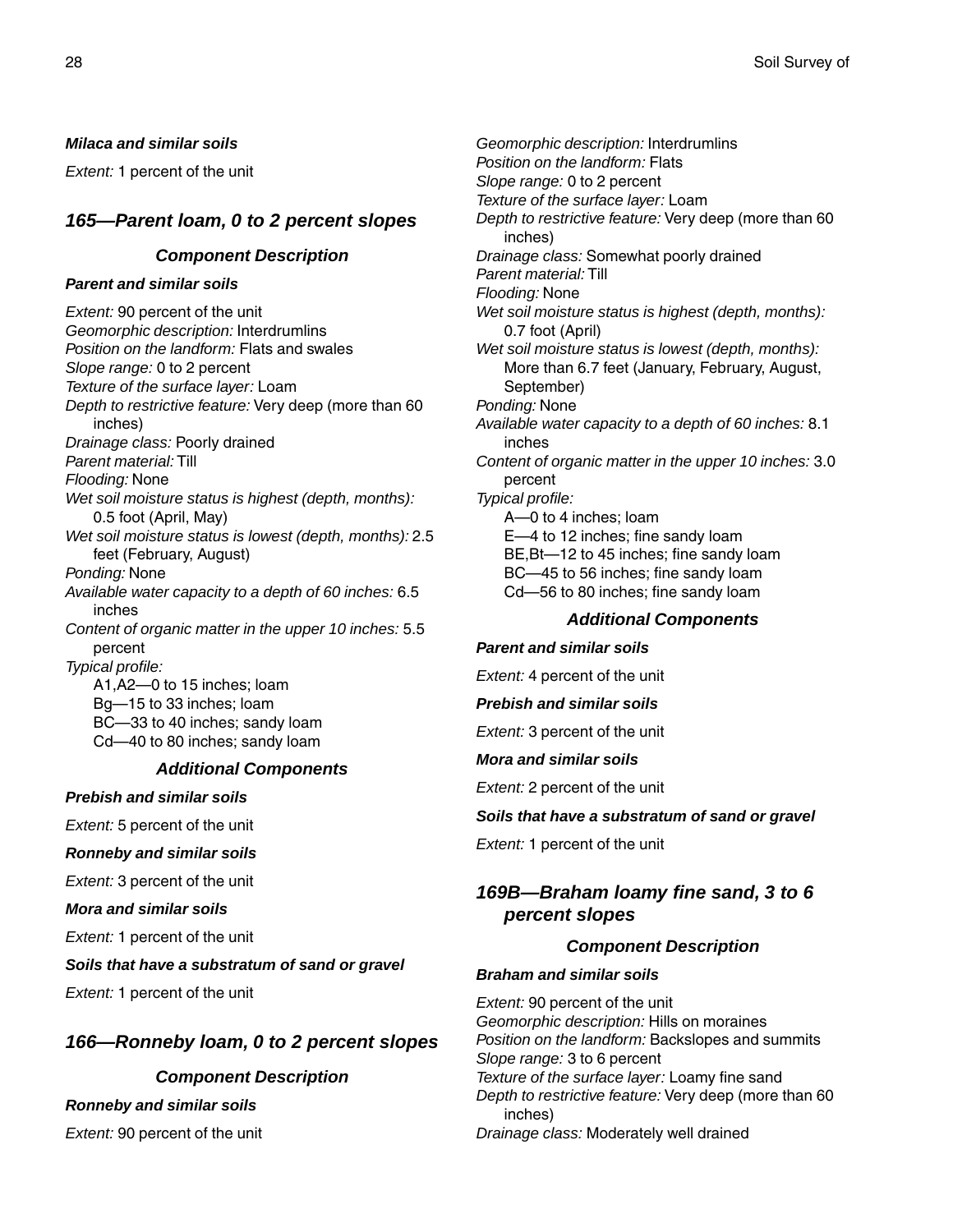#### *Milaca and similar soils*

*Extent:* 1 percent of the unit

## *165—Parent loam, 0 to 2 percent slopes*

### *Component Description*

#### *Parent and similar soils*

*Extent:* 90 percent of the unit
*Geomorphic description:* Interdrumlins
*Position on the landform:* Flats and swales
*Slope range:* 0 to 2 percent
*Texture of the surface layer:* Loam
*Depth to restrictive feature:* Very deep (more than 60 inches)
*Drainage class:* Poorly drained
*Parent material:* Till
*Flooding:* None
*Wet soil moisture status is highest (depth, months):* 0.5 foot (April, May)
*Wet soil moisture status is lowest (depth, months):* 2.5 feet (February, August)
*Ponding:* None
*Available water capacity to a depth of 60 inches:* 6.5 inches
*Content of organic matter in the upper 10 inches:* 5.5 percent
*Typical profile:*
A1,A2—0 to 15 inches; loam
Bg—15 to 33 inches; loam
BC—33 to 40 inches; sandy loam
Cd—40 to 80 inches; sandy loam

### *Additional Components*

#### *Prebish and similar soils*

*Extent:* 5 percent of the unit

#### *Ronneby and similar soils*

*Extent:* 3 percent of the unit

#### *Mora and similar soils*

*Extent:* 1 percent of the unit

#### *Soils that have a substratum of sand or gravel*

*Extent:* 1 percent of the unit

## *166—Ronneby loam, 0 to 2 percent slopes*

### *Component Description*

#### *Ronneby and similar soils*

*Extent:* 90 percent of the unit
*Geomorphic description:* Interdrumlins
*Position on the landform:* Flats
*Slope range:* 0 to 2 percent
*Texture of the surface layer:* Loam
*Depth to restrictive feature:* Very deep (more than 60 inches)
*Drainage class:* Somewhat poorly drained
*Parent material:* Till
*Flooding:* None
*Wet soil moisture status is highest (depth, months):* 0.7 foot (April)
*Wet soil moisture status is lowest (depth, months):* More than 6.7 feet (January, February, August, September)
*Ponding:* None
*Available water capacity to a depth of 60 inches:* 8.1 inches
*Content of organic matter in the upper 10 inches:* 3.0 percent
*Typical profile:*
A—0 to 4 inches; loam
E—4 to 12 inches; fine sandy loam
BE,Bt—12 to 45 inches; fine sandy loam
BC—45 to 56 inches; fine sandy loam
Cd—56 to 80 inches; fine sandy loam

### *Additional Components*

#### *Parent and similar soils*

*Extent:* 4 percent of the unit

#### *Prebish and similar soils*

*Extent:* 3 percent of the unit

#### *Mora and similar soils*

*Extent:* 2 percent of the unit

#### *Soils that have a substratum of sand or gravel*

*Extent:* 1 percent of the unit

## *169B—Braham loamy fine sand, 3 to 6 percent slopes*

### *Component Description*

#### *Braham and similar soils*

*Extent:* 90 percent of the unit
*Geomorphic description:* Hills on moraines
*Position on the landform:* Backslopes and summits
*Slope range:* 3 to 6 percent
*Texture of the surface layer:* Loamy fine sand
*Depth to restrictive feature:* Very deep (more than 60 inches)
*Drainage class:* Moderately well drained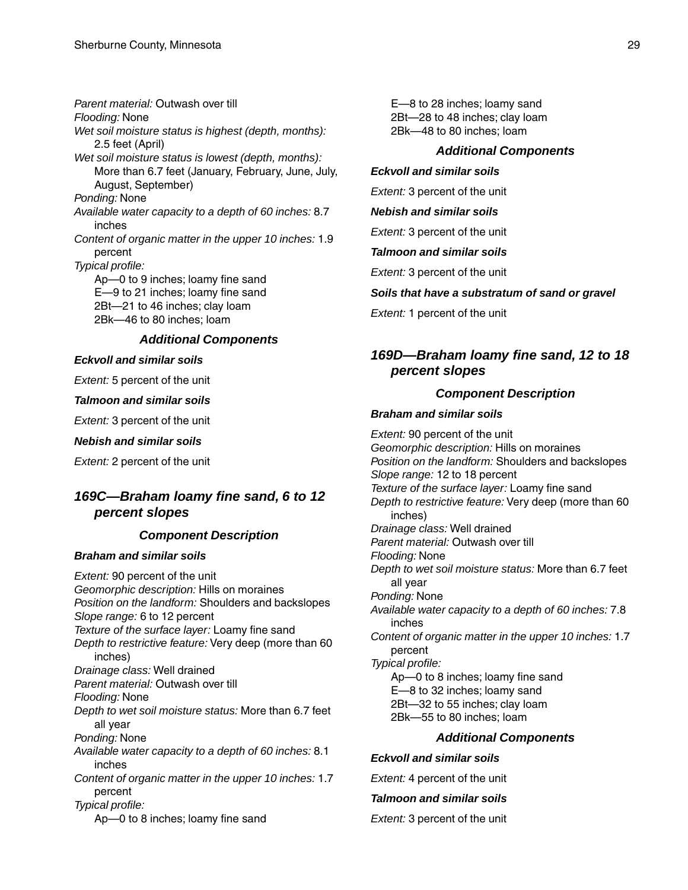*Parent material:* Outwash over till
*Flooding:* None
*Wet soil moisture status is highest (depth, months):* 2.5 feet (April)
*Wet soil moisture status is lowest (depth, months):* More than 6.7 feet (January, February, June, July, August, September)
*Ponding:* None
*Available water capacity to a depth of 60 inches:* 8.7 inches
*Content of organic matter in the upper 10 inches:* 1.9 percent
*Typical profile:*
Ap—0 to 9 inches; loamy fine sand
E—9 to 21 inches; loamy fine sand
2Bt—21 to 46 inches; clay loam
2Bk—46 to 80 inches; loam

### Additional Components

**Eckvoll and similar soils**

*Extent:* 5 percent of the unit

**Talmoon and similar soils**

*Extent:* 3 percent of the unit

**Nebish and similar soils**

*Extent:* 2 percent of the unit

## 169C—Braham loamy fine sand, 6 to 12 percent slopes

### Component Description

**Braham and similar soils**

*Extent:* 90 percent of the unit
*Geomorphic description:* Hills on moraines
*Position on the landform:* Shoulders and backslopes
*Slope range:* 6 to 12 percent
*Texture of the surface layer:* Loamy fine sand
*Depth to restrictive feature:* Very deep (more than 60 inches)
*Drainage class:* Well drained
*Parent material:* Outwash over till
*Flooding:* None
*Depth to wet soil moisture status:* More than 6.7 feet all year
*Ponding:* None
*Available water capacity to a depth of 60 inches:* 8.1 inches
*Content of organic matter in the upper 10 inches:* 1.7 percent
*Typical profile:*
Ap—0 to 8 inches; loamy fine sand
E—8 to 28 inches; loamy sand
2Bt—28 to 48 inches; clay loam
2Bk—48 to 80 inches; loam

### Additional Components

**Eckvoll and similar soils**

*Extent:* 3 percent of the unit

**Nebish and similar soils**

*Extent:* 3 percent of the unit

**Talmoon and similar soils**

*Extent:* 3 percent of the unit

**Soils that have a substratum of sand or gravel**

*Extent:* 1 percent of the unit

## 169D—Braham loamy fine sand, 12 to 18 percent slopes

### Component Description

**Braham and similar soils**

*Extent:* 90 percent of the unit
*Geomorphic description:* Hills on moraines
*Position on the landform:* Shoulders and backslopes
*Slope range:* 12 to 18 percent
*Texture of the surface layer:* Loamy fine sand
*Depth to restrictive feature:* Very deep (more than 60 inches)
*Drainage class:* Well drained
*Parent material:* Outwash over till
*Flooding:* None
*Depth to wet soil moisture status:* More than 6.7 feet all year
*Ponding:* None
*Available water capacity to a depth of 60 inches:* 7.8 inches
*Content of organic matter in the upper 10 inches:* 1.7 percent
*Typical profile:*
Ap—0 to 8 inches; loamy fine sand
E—8 to 32 inches; loamy sand
2Bt—32 to 55 inches; clay loam
2Bk—55 to 80 inches; loam

### Additional Components

**Eckvoll and similar soils**

*Extent:* 4 percent of the unit

**Talmoon and similar soils**

*Extent:* 3 percent of the unit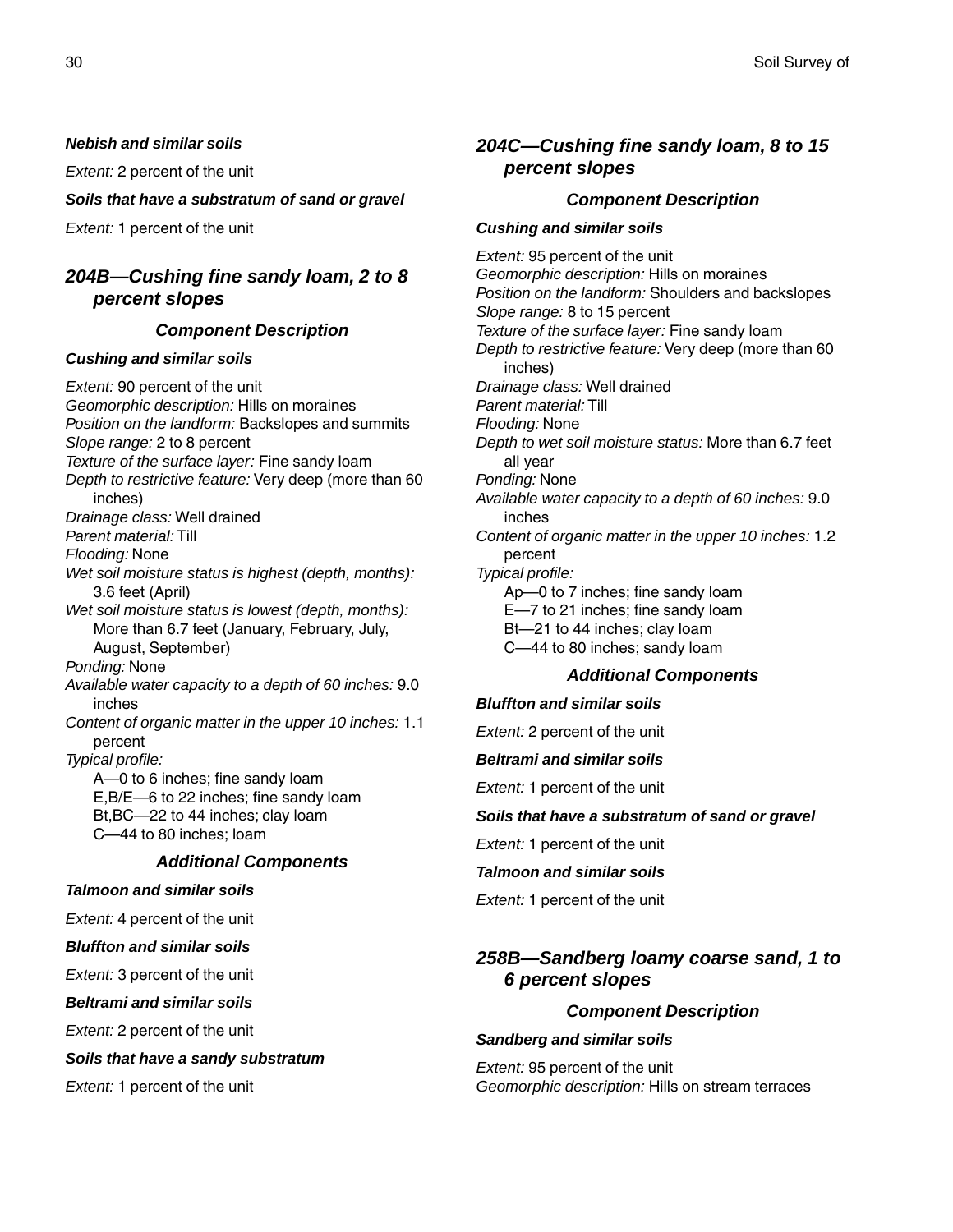#### Nebish and similar soils

*Extent:* 2 percent of the unit

#### Soils that have a substratum of sand or gravel

*Extent:* 1 percent of the unit

## 204B—Cushing fine sandy loam, 2 to 8 percent slopes

### Component Description

#### Cushing and similar soils

*Extent:* 90 percent of the unit
*Geomorphic description:* Hills on moraines
*Position on the landform:* Backslopes and summits
*Slope range:* 2 to 8 percent
*Texture of the surface layer:* Fine sandy loam
*Depth to restrictive feature:* Very deep (more than 60 inches)
*Drainage class:* Well drained
*Parent material:* Till
*Flooding:* None
*Wet soil moisture status is highest (depth, months):* 3.6 feet (April)
*Wet soil moisture status is lowest (depth, months):* More than 6.7 feet (January, February, July, August, September)
*Ponding:* None
*Available water capacity to a depth of 60 inches:* 9.0 inches
*Content of organic matter in the upper 10 inches:* 1.1 percent
*Typical profile:*
A—0 to 6 inches; fine sandy loam
E,B/E—6 to 22 inches; fine sandy loam
Bt,BC—22 to 44 inches; clay loam
C—44 to 80 inches; loam

### Additional Components

#### Talmoon and similar soils

*Extent:* 4 percent of the unit

#### Bluffton and similar soils

*Extent:* 3 percent of the unit

#### Beltrami and similar soils

*Extent:* 2 percent of the unit

#### Soils that have a sandy substratum

*Extent:* 1 percent of the unit

## 204C—Cushing fine sandy loam, 8 to 15 percent slopes

### Component Description

#### Cushing and similar soils

*Extent:* 95 percent of the unit
*Geomorphic description:* Hills on moraines
*Position on the landform:* Shoulders and backslopes
*Slope range:* 8 to 15 percent
*Texture of the surface layer:* Fine sandy loam
*Depth to restrictive feature:* Very deep (more than 60 inches)
*Drainage class:* Well drained
*Parent material:* Till
*Flooding:* None
*Depth to wet soil moisture status:* More than 6.7 feet all year
*Ponding:* None
*Available water capacity to a depth of 60 inches:* 9.0 inches
*Content of organic matter in the upper 10 inches:* 1.2 percent
*Typical profile:*
Ap—0 to 7 inches; fine sandy loam
E—7 to 21 inches; fine sandy loam
Bt—21 to 44 inches; clay loam
C—44 to 80 inches; sandy loam

### Additional Components

#### Bluffton and similar soils

*Extent:* 2 percent of the unit

#### Beltrami and similar soils

*Extent:* 1 percent of the unit

#### Soils that have a substratum of sand or gravel

*Extent:* 1 percent of the unit

#### Talmoon and similar soils

*Extent:* 1 percent of the unit

## 258B—Sandberg loamy coarse sand, 1 to 6 percent slopes

### Component Description

#### Sandberg and similar soils

*Extent:* 95 percent of the unit
*Geomorphic description:* Hills on stream terraces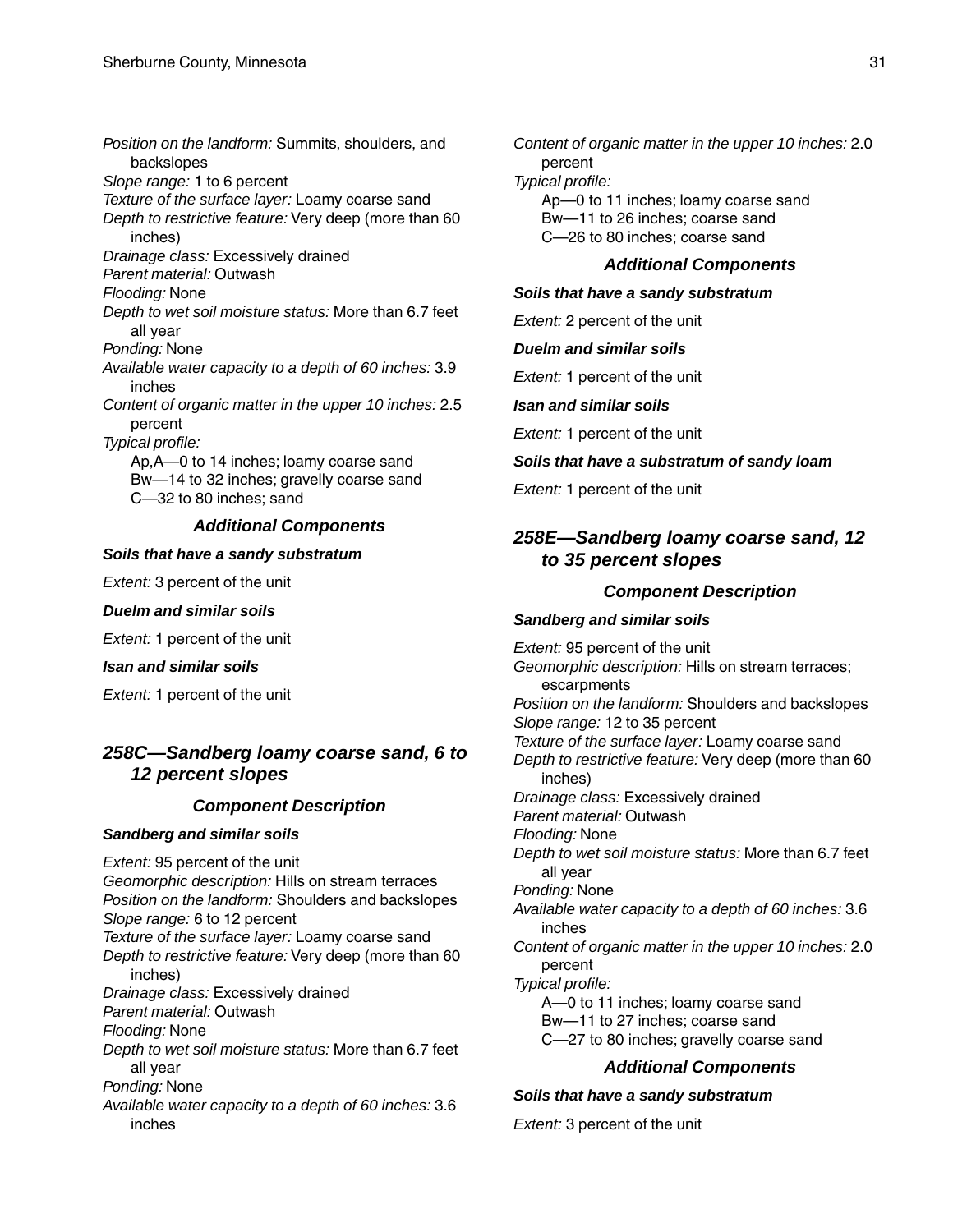*Position on the landform:* Summits, shoulders, and backslopes
*Slope range:* 1 to 6 percent
*Texture of the surface layer:* Loamy coarse sand
*Depth to restrictive feature:* Very deep (more than 60 inches)
*Drainage class:* Excessively drained
*Parent material:* Outwash
*Flooding:* None
*Depth to wet soil moisture status:* More than 6.7 feet all year
*Ponding:* None
*Available water capacity to a depth of 60 inches:* 3.9 inches
*Content of organic matter in the upper 10 inches:* 2.5 percent
*Typical profile:*
Ap,A—0 to 14 inches; loamy coarse sand
Bw—14 to 32 inches; gravelly coarse sand
C—32 to 80 inches; sand

### Additional Components

**Soils that have a sandy substratum**

*Extent:* 3 percent of the unit

**Duelm and similar soils**

*Extent:* 1 percent of the unit

**Isan and similar soils**

*Extent:* 1 percent of the unit

## 258C—Sandberg loamy coarse sand, 6 to 12 percent slopes

### Component Description

**Sandberg and similar soils**

*Extent:* 95 percent of the unit
*Geomorphic description:* Hills on stream terraces
*Position on the landform:* Shoulders and backslopes
*Slope range:* 6 to 12 percent
*Texture of the surface layer:* Loamy coarse sand
*Depth to restrictive feature:* Very deep (more than 60 inches)
*Drainage class:* Excessively drained
*Parent material:* Outwash
*Flooding:* None
*Depth to wet soil moisture status:* More than 6.7 feet all year
*Ponding:* None
*Available water capacity to a depth of 60 inches:* 3.6 inches
*Content of organic matter in the upper 10 inches:* 2.0 percent
*Typical profile:*
Ap—0 to 11 inches; loamy coarse sand
Bw—11 to 26 inches; coarse sand
C—26 to 80 inches; coarse sand

### Additional Components

**Soils that have a sandy substratum**

*Extent:* 2 percent of the unit

**Duelm and similar soils**

*Extent:* 1 percent of the unit

**Isan and similar soils**

*Extent:* 1 percent of the unit

**Soils that have a substratum of sandy loam**

*Extent:* 1 percent of the unit

## 258E—Sandberg loamy coarse sand, 12 to 35 percent slopes

### Component Description

**Sandberg and similar soils**

*Extent:* 95 percent of the unit
*Geomorphic description:* Hills on stream terraces; escarpments
*Position on the landform:* Shoulders and backslopes
*Slope range:* 12 to 35 percent
*Texture of the surface layer:* Loamy coarse sand
*Depth to restrictive feature:* Very deep (more than 60 inches)
*Drainage class:* Excessively drained
*Parent material:* Outwash
*Flooding:* None
*Depth to wet soil moisture status:* More than 6.7 feet all year
*Ponding:* None
*Available water capacity to a depth of 60 inches:* 3.6 inches
*Content of organic matter in the upper 10 inches:* 2.0 percent
*Typical profile:*
A—0 to 11 inches; loamy coarse sand
Bw—11 to 27 inches; coarse sand
C—27 to 80 inches; gravelly coarse sand

### Additional Components

**Soils that have a sandy substratum**

*Extent:* 3 percent of the unit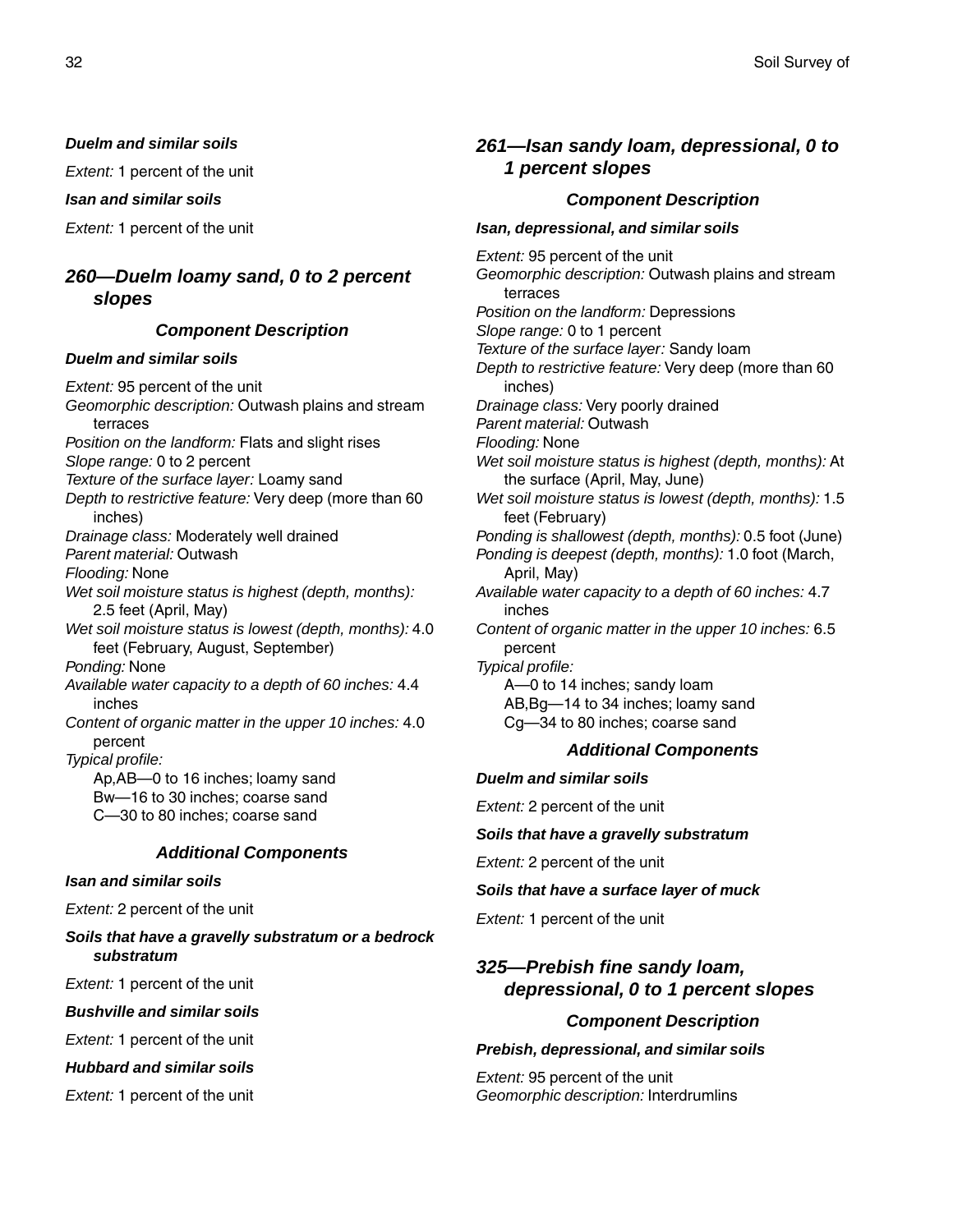#### Duelm and similar soils

*Extent:* 1 percent of the unit

#### Isan and similar soils

*Extent:* 1 percent of the unit

## 260—Duelm loamy sand, 0 to 2 percent slopes

### Component Description

#### Duelm and similar soils

*Extent:* 95 percent of the unit
*Geomorphic description:* Outwash plains and stream terraces
*Position on the landform:* Flats and slight rises
*Slope range:* 0 to 2 percent
*Texture of the surface layer:* Loamy sand
*Depth to restrictive feature:* Very deep (more than 60 inches)
*Drainage class:* Moderately well drained
*Parent material:* Outwash
*Flooding:* None
*Wet soil moisture status is highest (depth, months):* 2.5 feet (April, May)
*Wet soil moisture status is lowest (depth, months):* 4.0 feet (February, August, September)
*Ponding:* None
*Available water capacity to a depth of 60 inches:* 4.4 inches
*Content of organic matter in the upper 10 inches:* 4.0 percent
*Typical profile:*
Ap,AB—0 to 16 inches; loamy sand
Bw—16 to 30 inches; coarse sand
C—30 to 80 inches; coarse sand

### Additional Components

#### Isan and similar soils

*Extent:* 2 percent of the unit

#### Soils that have a gravelly substratum or a bedrock substratum

*Extent:* 1 percent of the unit

#### Bushville and similar soils

*Extent:* 1 percent of the unit

#### Hubbard and similar soils

*Extent:* 1 percent of the unit

## 261—Isan sandy loam, depressional, 0 to 1 percent slopes

### Component Description

#### Isan, depressional, and similar soils

*Extent:* 95 percent of the unit
*Geomorphic description:* Outwash plains and stream terraces
*Position on the landform:* Depressions
*Slope range:* 0 to 1 percent
*Texture of the surface layer:* Sandy loam
*Depth to restrictive feature:* Very deep (more than 60 inches)
*Drainage class:* Very poorly drained
*Parent material:* Outwash
*Flooding:* None
*Wet soil moisture status is highest (depth, months):* At the surface (April, May, June)
*Wet soil moisture status is lowest (depth, months):* 1.5 feet (February)
*Ponding is shallowest (depth, months):* 0.5 foot (June)
*Ponding is deepest (depth, months):* 1.0 foot (March, April, May)
*Available water capacity to a depth of 60 inches:* 4.7 inches
*Content of organic matter in the upper 10 inches:* 6.5 percent
*Typical profile:*
A—0 to 14 inches; sandy loam
AB,Bg—14 to 34 inches; loamy sand
Cg—34 to 80 inches; coarse sand

### Additional Components

#### Duelm and similar soils

*Extent:* 2 percent of the unit

#### Soils that have a gravelly substratum

*Extent:* 2 percent of the unit

#### Soils that have a surface layer of muck

*Extent:* 1 percent of the unit

## 325—Prebish fine sandy loam, depressional, 0 to 1 percent slopes

### Component Description

#### Prebish, depressional, and similar soils

*Extent:* 95 percent of the unit
*Geomorphic description:* Interdrumlins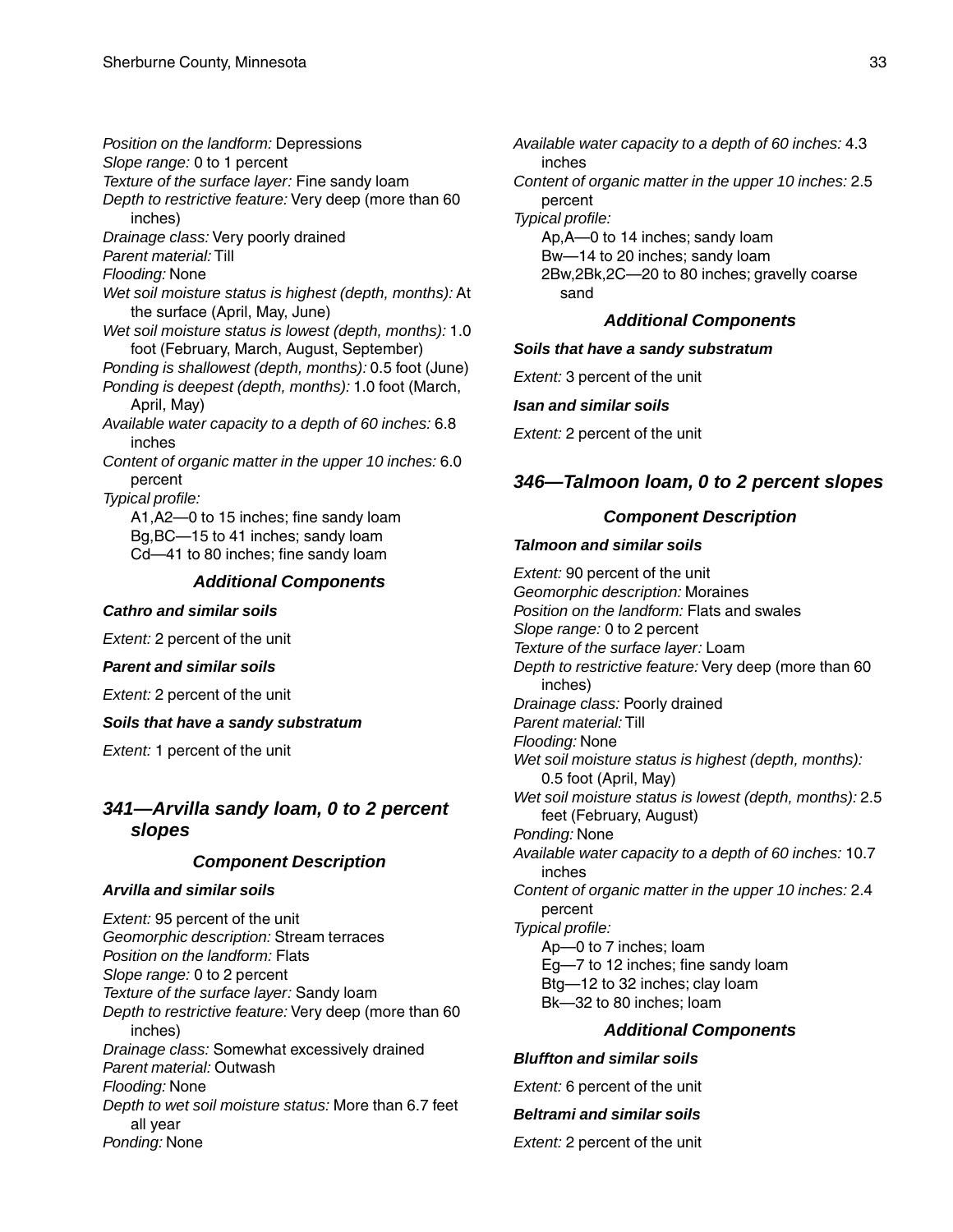*Position on the landform:* Depressions
*Slope range:* 0 to 1 percent
*Texture of the surface layer:* Fine sandy loam
*Depth to restrictive feature:* Very deep (more than 60 inches)
*Drainage class:* Very poorly drained
*Parent material:* Till
*Flooding:* None
*Wet soil moisture status is highest (depth, months):* At the surface (April, May, June)
*Wet soil moisture status is lowest (depth, months):* 1.0 foot (February, March, August, September)
*Ponding is shallowest (depth, months):* 0.5 foot (June)
*Ponding is deepest (depth, months):* 1.0 foot (March, April, May)
*Available water capacity to a depth of 60 inches:* 6.8 inches
*Content of organic matter in the upper 10 inches:* 6.0 percent
*Typical profile:*
A1,A2—0 to 15 inches; fine sandy loam
Bg,BC—15 to 41 inches; sandy loam
Cd—41 to 80 inches; fine sandy loam

### Additional Components

***Cathro and similar soils***

*Extent:* 2 percent of the unit

***Parent and similar soils***

*Extent:* 2 percent of the unit

***Soils that have a sandy substratum***

*Extent:* 1 percent of the unit

## *341—Arvilla sandy loam, 0 to 2 percent slopes*

### Component Description

***Arvilla and similar soils***

*Extent:* 95 percent of the unit
*Geomorphic description:* Stream terraces
*Position on the landform:* Flats
*Slope range:* 0 to 2 percent
*Texture of the surface layer:* Sandy loam
*Depth to restrictive feature:* Very deep (more than 60 inches)
*Drainage class:* Somewhat excessively drained
*Parent material:* Outwash
*Flooding:* None
*Depth to wet soil moisture status:* More than 6.7 feet all year
*Ponding:* None
*Available water capacity to a depth of 60 inches:* 4.3 inches
*Content of organic matter in the upper 10 inches:* 2.5 percent
*Typical profile:*
Ap,A—0 to 14 inches; sandy loam
Bw—14 to 20 inches; sandy loam
2Bw,2Bk,2C—20 to 80 inches; gravelly coarse sand

### Additional Components

***Soils that have a sandy substratum***

*Extent:* 3 percent of the unit

***Isan and similar soils***

*Extent:* 2 percent of the unit

## *346—Talmoon loam, 0 to 2 percent slopes*

### Component Description

***Talmoon and similar soils***

*Extent:* 90 percent of the unit
*Geomorphic description:* Moraines
*Position on the landform:* Flats and swales
*Slope range:* 0 to 2 percent
*Texture of the surface layer:* Loam
*Depth to restrictive feature:* Very deep (more than 60 inches)
*Drainage class:* Poorly drained
*Parent material:* Till
*Flooding:* None
*Wet soil moisture status is highest (depth, months):* 0.5 foot (April, May)
*Wet soil moisture status is lowest (depth, months):* 2.5 feet (February, August)
*Ponding:* None
*Available water capacity to a depth of 60 inches:* 10.7 inches
*Content of organic matter in the upper 10 inches:* 2.4 percent
*Typical profile:*
Ap—0 to 7 inches; loam
Eg—7 to 12 inches; fine sandy loam
Btg—12 to 32 inches; clay loam
Bk—32 to 80 inches; loam

### Additional Components

***Bluffton and similar soils***

*Extent:* 6 percent of the unit

***Beltrami and similar soils***

*Extent:* 2 percent of the unit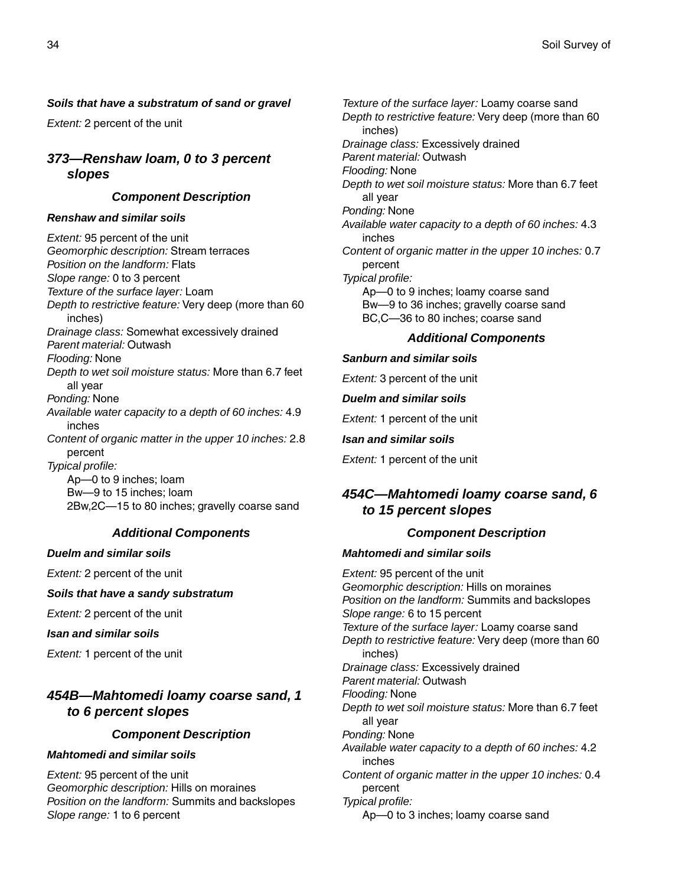#### Soils that have a substratum of sand or gravel

*Extent:* 2 percent of the unit

## 373—Renshaw loam, 0 to 3 percent slopes

### Component Description

#### Renshaw and similar soils

*Extent:* 95 percent of the unit
*Geomorphic description:* Stream terraces
*Position on the landform:* Flats
*Slope range:* 0 to 3 percent
*Texture of the surface layer:* Loam
*Depth to restrictive feature:* Very deep (more than 60 inches)
*Drainage class:* Somewhat excessively drained
*Parent material:* Outwash
*Flooding:* None
*Depth to wet soil moisture status:* More than 6.7 feet all year
*Ponding:* None
*Available water capacity to a depth of 60 inches:* 4.9 inches
*Content of organic matter in the upper 10 inches:* 2.8 percent
*Typical profile:*
Ap—0 to 9 inches; loam
Bw—9 to 15 inches; loam
2Bw,2C—15 to 80 inches; gravelly coarse sand

### Additional Components

#### Duelm and similar soils

*Extent:* 2 percent of the unit

#### Soils that have a sandy substratum

*Extent:* 2 percent of the unit

#### Isan and similar soils

*Extent:* 1 percent of the unit

## 454B—Mahtomedi loamy coarse sand, 1 to 6 percent slopes

### Component Description

#### Mahtomedi and similar soils

*Extent:* 95 percent of the unit
*Geomorphic description:* Hills on moraines
*Position on the landform:* Summits and backslopes
*Slope range:* 1 to 6 percent
*Texture of the surface layer:* Loamy coarse sand
*Depth to restrictive feature:* Very deep (more than 60 inches)
*Drainage class:* Excessively drained
*Parent material:* Outwash
*Flooding:* None
*Depth to wet soil moisture status:* More than 6.7 feet all year
*Ponding:* None
*Available water capacity to a depth of 60 inches:* 4.3 inches
*Content of organic matter in the upper 10 inches:* 0.7 percent
*Typical profile:*
Ap—0 to 9 inches; loamy coarse sand
Bw—9 to 36 inches; gravelly coarse sand
BC,C—36 to 80 inches; coarse sand

### Additional Components

#### Sanburn and similar soils

*Extent:* 3 percent of the unit

#### Duelm and similar soils

*Extent:* 1 percent of the unit

#### Isan and similar soils

*Extent:* 1 percent of the unit

## 454C—Mahtomedi loamy coarse sand, 6 to 15 percent slopes

### Component Description

#### Mahtomedi and similar soils

*Extent:* 95 percent of the unit
*Geomorphic description:* Hills on moraines
*Position on the landform:* Summits and backslopes
*Slope range:* 6 to 15 percent
*Texture of the surface layer:* Loamy coarse sand
*Depth to restrictive feature:* Very deep (more than 60 inches)
*Drainage class:* Excessively drained
*Parent material:* Outwash
*Flooding:* None
*Depth to wet soil moisture status:* More than 6.7 feet all year
*Ponding:* None
*Available water capacity to a depth of 60 inches:* 4.2 inches
*Content of organic matter in the upper 10 inches:* 0.4 percent
*Typical profile:*
Ap—0 to 3 inches; loamy coarse sand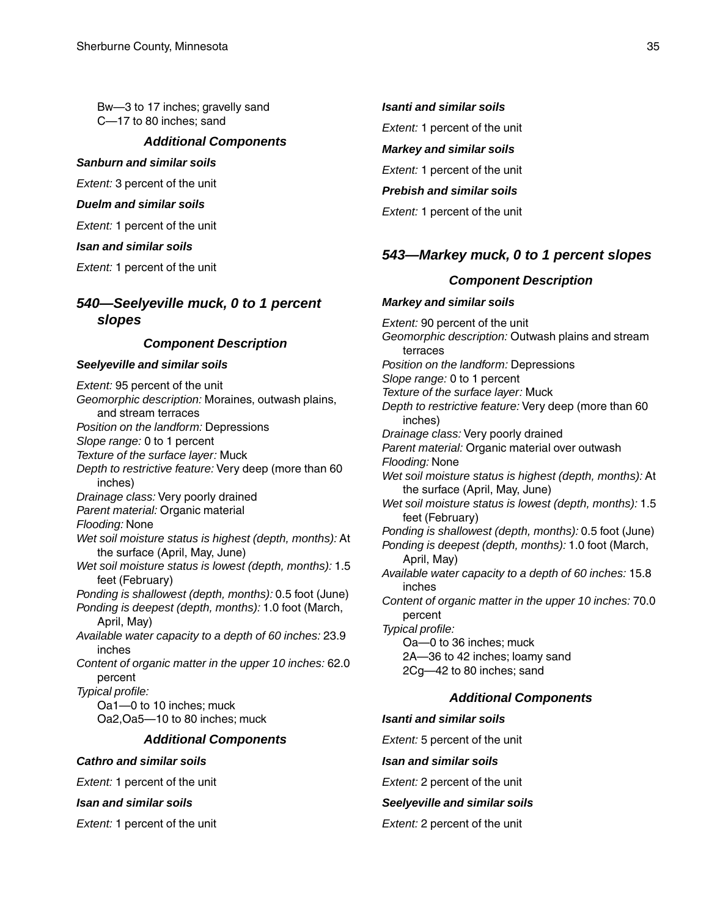Bw—3 to 17 inches; gravelly sand
C—17 to 80 inches; sand

#### *Additional Components*

***Sanburn and similar soils***

*Extent:* 3 percent of the unit

***Duelm and similar soils***

*Extent:* 1 percent of the unit

***Isan and similar soils***

*Extent:* 1 percent of the unit

***Isanti and similar soils***

*Extent:* 1 percent of the unit

***Markey and similar soils***

*Extent:* 1 percent of the unit

***Prebish and similar soils***

*Extent:* 1 percent of the unit

### *540—Seelyeville muck, 0 to 1 percent slopes*

#### *Component Description*

***Seelyeville and similar soils***

*Extent:* 95 percent of the unit
*Geomorphic description:* Moraines, outwash plains, and stream terraces
*Position on the landform:* Depressions
*Slope range:* 0 to 1 percent
*Texture of the surface layer:* Muck
*Depth to restrictive feature:* Very deep (more than 60 inches)
*Drainage class:* Very poorly drained
*Parent material:* Organic material
*Flooding:* None
*Wet soil moisture status is highest (depth, months):* At the surface (April, May, June)
*Wet soil moisture status is lowest (depth, months):* 1.5 feet (February)
*Ponding is shallowest (depth, months):* 0.5 foot (June)
*Ponding is deepest (depth, months):* 1.0 foot (March, April, May)
*Available water capacity to a depth of 60 inches:* 23.9 inches
*Content of organic matter in the upper 10 inches:* 62.0 percent
*Typical profile:*
Oa1—0 to 10 inches; muck
Oa2,Oa5—10 to 80 inches; muck

#### *Additional Components*

***Cathro and similar soils***

*Extent:* 1 percent of the unit

***Isan and similar soils***

*Extent:* 1 percent of the unit

### *543—Markey muck, 0 to 1 percent slopes*

#### *Component Description*

***Markey and similar soils***

*Extent:* 90 percent of the unit
*Geomorphic description:* Outwash plains and stream terraces
*Position on the landform:* Depressions
*Slope range:* 0 to 1 percent
*Texture of the surface layer:* Muck
*Depth to restrictive feature:* Very deep (more than 60 inches)
*Drainage class:* Very poorly drained
*Parent material:* Organic material over outwash
*Flooding:* None
*Wet soil moisture status is highest (depth, months):* At the surface (April, May, June)
*Wet soil moisture status is lowest (depth, months):* 1.5 feet (February)
*Ponding is shallowest (depth, months):* 0.5 foot (June)
*Ponding is deepest (depth, months):* 1.0 foot (March, April, May)
*Available water capacity to a depth of 60 inches:* 15.8 inches
*Content of organic matter in the upper 10 inches:* 70.0 percent
*Typical profile:*
Oa—0 to 36 inches; muck
2A—36 to 42 inches; loamy sand
2Cg—42 to 80 inches; sand

#### *Additional Components*

***Isanti and similar soils***

*Extent:* 5 percent of the unit

***Isan and similar soils***

*Extent:* 2 percent of the unit

***Seelyeville and similar soils***

*Extent:* 2 percent of the unit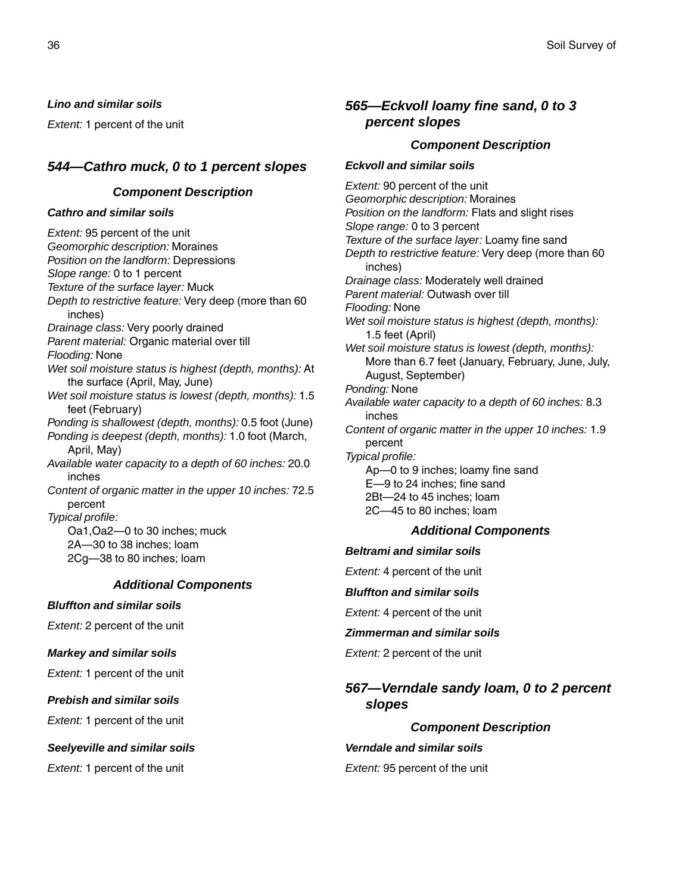#### Lino and similar soils

*Extent:* 1 percent of the unit

## 544—Cathro muck, 0 to 1 percent slopes

### Component Description

#### Cathro and similar soils

*Extent:* 95 percent of the unit
*Geomorphic description:* Moraines
*Position on the landform:* Depressions
*Slope range:* 0 to 1 percent
*Texture of the surface layer:* Muck
*Depth to restrictive feature:* Very deep (more than 60 inches)
*Drainage class:* Very poorly drained
*Parent material:* Organic material over till
*Flooding:* None
*Wet soil moisture status is highest (depth, months):* At the surface (April, May, June)
*Wet soil moisture status is lowest (depth, months):* 1.5 feet (February)
*Ponding is shallowest (depth, months):* 0.5 foot (June)
*Ponding is deepest (depth, months):* 1.0 foot (March, April, May)
*Available water capacity to a depth of 60 inches:* 20.0 inches
*Content of organic matter in the upper 10 inches:* 72.5 percent
*Typical profile:*
Oa1,Oa2—0 to 30 inches; muck
2A—30 to 38 inches; loam
2Cg—38 to 80 inches; loam

### Additional Components

#### Bluffton and similar soils

*Extent:* 2 percent of the unit

#### Markey and similar soils

*Extent:* 1 percent of the unit

#### Prebish and similar soils

*Extent:* 1 percent of the unit

#### Seelyeville and similar soils

*Extent:* 1 percent of the unit

## 565—Eckvoll loamy fine sand, 0 to 3 percent slopes

### Component Description

#### Eckvoll and similar soils

*Extent:* 90 percent of the unit
*Geomorphic description:* Moraines
*Position on the landform:* Flats and slight rises
*Slope range:* 0 to 3 percent
*Texture of the surface layer:* Loamy fine sand
*Depth to restrictive feature:* Very deep (more than 60 inches)
*Drainage class:* Moderately well drained
*Parent material:* Outwash over till
*Flooding:* None
*Wet soil moisture status is highest (depth, months):* 1.5 feet (April)
*Wet soil moisture status is lowest (depth, months):* More than 6.7 feet (January, February, June, July, August, September)
*Ponding:* None
*Available water capacity to a depth of 60 inches:* 8.3 inches
*Content of organic matter in the upper 10 inches:* 1.9 percent
*Typical profile:*
Ap—0 to 9 inches; loamy fine sand
E—9 to 24 inches; fine sand
2Bt—24 to 45 inches; loam
2C—45 to 80 inches; loam

### Additional Components

#### Beltrami and similar soils

*Extent:* 4 percent of the unit

#### Bluffton and similar soils

*Extent:* 4 percent of the unit

#### Zimmerman and similar soils

*Extent:* 2 percent of the unit

## 567—Verndale sandy loam, 0 to 2 percent slopes

### Component Description

#### Verndale and similar soils

*Extent:* 95 percent of the unit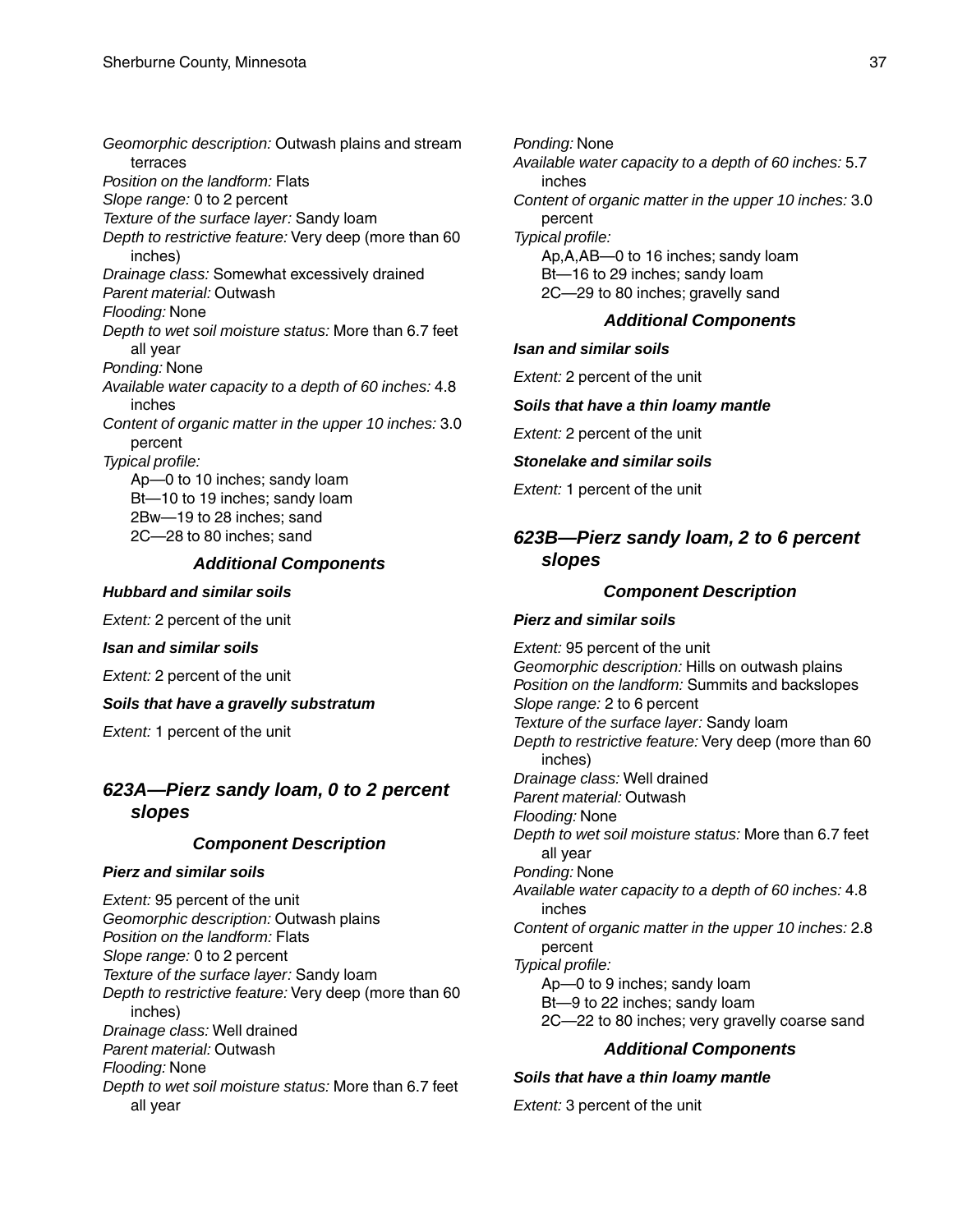*Geomorphic description:* Outwash plains and stream terraces
*Position on the landform:* Flats
*Slope range:* 0 to 2 percent
*Texture of the surface layer:* Sandy loam
*Depth to restrictive feature:* Very deep (more than 60 inches)
*Drainage class:* Somewhat excessively drained
*Parent material:* Outwash
*Flooding:* None
*Depth to wet soil moisture status:* More than 6.7 feet all year
*Ponding:* None
*Available water capacity to a depth of 60 inches:* 4.8 inches
*Content of organic matter in the upper 10 inches:* 3.0 percent
*Typical profile:*
Ap—0 to 10 inches; sandy loam
Bt—10 to 19 inches; sandy loam
2Bw—19 to 28 inches; sand
2C—28 to 80 inches; sand

#### Additional Components

**Hubbard and similar soils**

*Extent:* 2 percent of the unit

**Isan and similar soils**

*Extent:* 2 percent of the unit

**Soils that have a gravelly substratum**

*Extent:* 1 percent of the unit

### 623A—Pierz sandy loam, 0 to 2 percent slopes

#### Component Description

**Pierz and similar soils**

*Extent:* 95 percent of the unit
*Geomorphic description:* Outwash plains
*Position on the landform:* Flats
*Slope range:* 0 to 2 percent
*Texture of the surface layer:* Sandy loam
*Depth to restrictive feature:* Very deep (more than 60 inches)
*Drainage class:* Well drained
*Parent material:* Outwash
*Flooding:* None
*Depth to wet soil moisture status:* More than 6.7 feet all year
*Ponding:* None
*Available water capacity to a depth of 60 inches:* 5.7 inches
*Content of organic matter in the upper 10 inches:* 3.0 percent
*Typical profile:*
Ap,A,AB—0 to 16 inches; sandy loam
Bt—16 to 29 inches; sandy loam
2C—29 to 80 inches; gravelly sand

#### Additional Components

**Isan and similar soils**

*Extent:* 2 percent of the unit

**Soils that have a thin loamy mantle**

*Extent:* 2 percent of the unit

**Stonelake and similar soils**

*Extent:* 1 percent of the unit

### 623B—Pierz sandy loam, 2 to 6 percent slopes

#### Component Description

**Pierz and similar soils**

*Extent:* 95 percent of the unit
*Geomorphic description:* Hills on outwash plains
*Position on the landform:* Summits and backslopes
*Slope range:* 2 to 6 percent
*Texture of the surface layer:* Sandy loam
*Depth to restrictive feature:* Very deep (more than 60 inches)
*Drainage class:* Well drained
*Parent material:* Outwash
*Flooding:* None
*Depth to wet soil moisture status:* More than 6.7 feet all year
*Ponding:* None
*Available water capacity to a depth of 60 inches:* 4.8 inches
*Content of organic matter in the upper 10 inches:* 2.8 percent
*Typical profile:*
Ap—0 to 9 inches; sandy loam
Bt—9 to 22 inches; sandy loam
2C—22 to 80 inches; very gravelly coarse sand

#### Additional Components

**Soils that have a thin loamy mantle**

*Extent:* 3 percent of the unit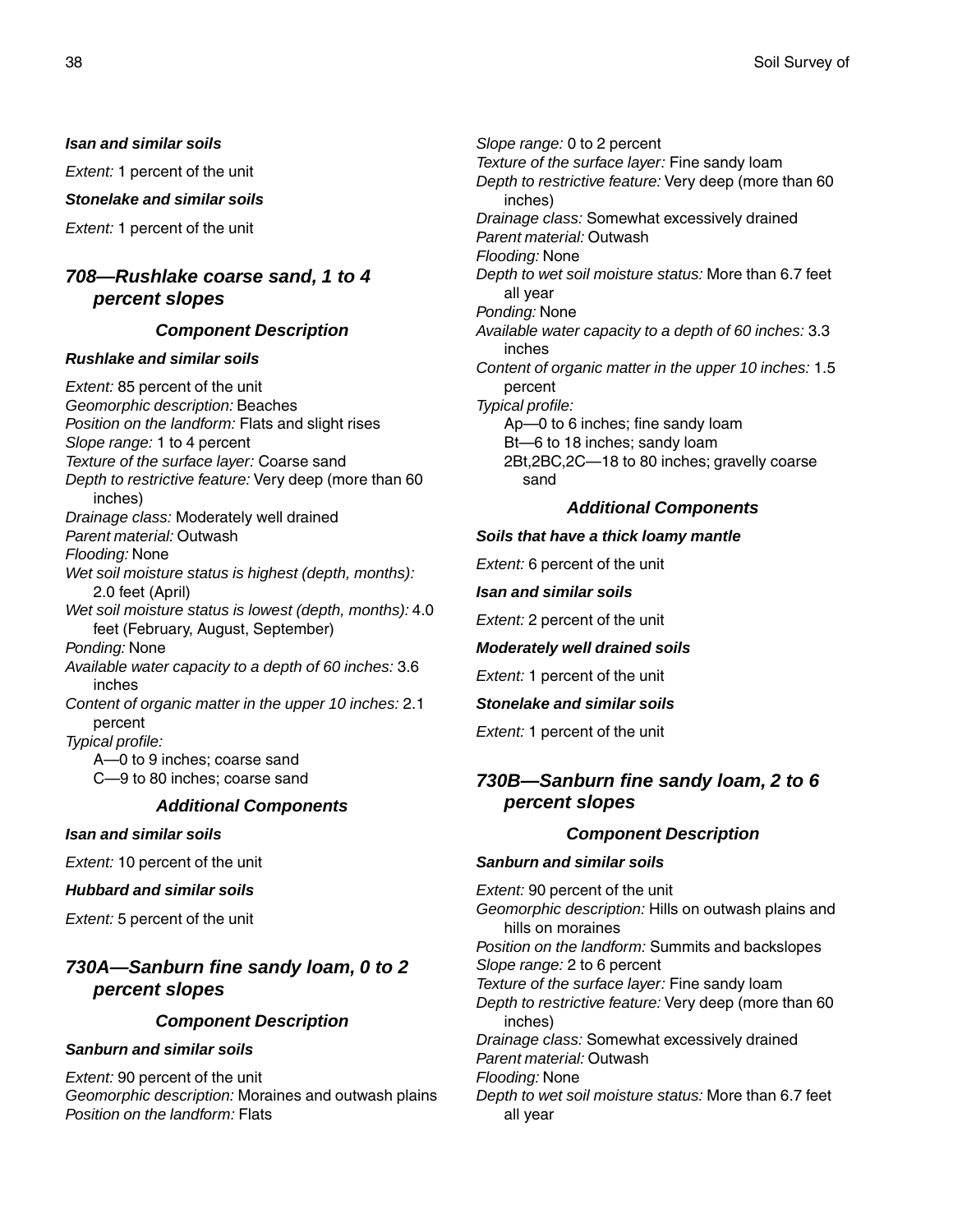#### Isan and similar soils

*Extent:* 1 percent of the unit

#### Stonelake and similar soils

*Extent:* 1 percent of the unit

## 708—Rushlake coarse sand, 1 to 4 percent slopes

### Component Description

#### Rushlake and similar soils

*Extent:* 85 percent of the unit
*Geomorphic description:* Beaches
*Position on the landform:* Flats and slight rises
*Slope range:* 1 to 4 percent
*Texture of the surface layer:* Coarse sand
*Depth to restrictive feature:* Very deep (more than 60 inches)
*Drainage class:* Moderately well drained
*Parent material:* Outwash
*Flooding:* None
*Wet soil moisture status is highest (depth, months):* 2.0 feet (April)
*Wet soil moisture status is lowest (depth, months):* 4.0 feet (February, August, September)
*Ponding:* None
*Available water capacity to a depth of 60 inches:* 3.6 inches
*Content of organic matter in the upper 10 inches:* 2.1 percent
*Typical profile:*
A—0 to 9 inches; coarse sand
C—9 to 80 inches; coarse sand

### Additional Components

#### Isan and similar soils

*Extent:* 10 percent of the unit

#### Hubbard and similar soils

*Extent:* 5 percent of the unit

## 730A—Sanburn fine sandy loam, 0 to 2 percent slopes

### Component Description

#### Sanburn and similar soils

*Extent:* 90 percent of the unit
*Geomorphic description:* Moraines and outwash plains
*Position on the landform:* Flats
*Slope range:* 0 to 2 percent
*Texture of the surface layer:* Fine sandy loam
*Depth to restrictive feature:* Very deep (more than 60 inches)
*Drainage class:* Somewhat excessively drained
*Parent material:* Outwash
*Flooding:* None
*Depth to wet soil moisture status:* More than 6.7 feet all year
*Ponding:* None
*Available water capacity to a depth of 60 inches:* 3.3 inches
*Content of organic matter in the upper 10 inches:* 1.5 percent
*Typical profile:*
Ap—0 to 6 inches; fine sandy loam
Bt—6 to 18 inches; sandy loam
2Bt,2BC,2C—18 to 80 inches; gravelly coarse sand

### Additional Components

#### Soils that have a thick loamy mantle

*Extent:* 6 percent of the unit

#### Isan and similar soils

*Extent:* 2 percent of the unit

#### Moderately well drained soils

*Extent:* 1 percent of the unit

#### Stonelake and similar soils

*Extent:* 1 percent of the unit

## 730B—Sanburn fine sandy loam, 2 to 6 percent slopes

### Component Description

#### Sanburn and similar soils

*Extent:* 90 percent of the unit
*Geomorphic description:* Hills on outwash plains and hills on moraines
*Position on the landform:* Summits and backslopes
*Slope range:* 2 to 6 percent
*Texture of the surface layer:* Fine sandy loam
*Depth to restrictive feature:* Very deep (more than 60 inches)
*Drainage class:* Somewhat excessively drained
*Parent material:* Outwash
*Flooding:* None
*Depth to wet soil moisture status:* More than 6.7 feet all year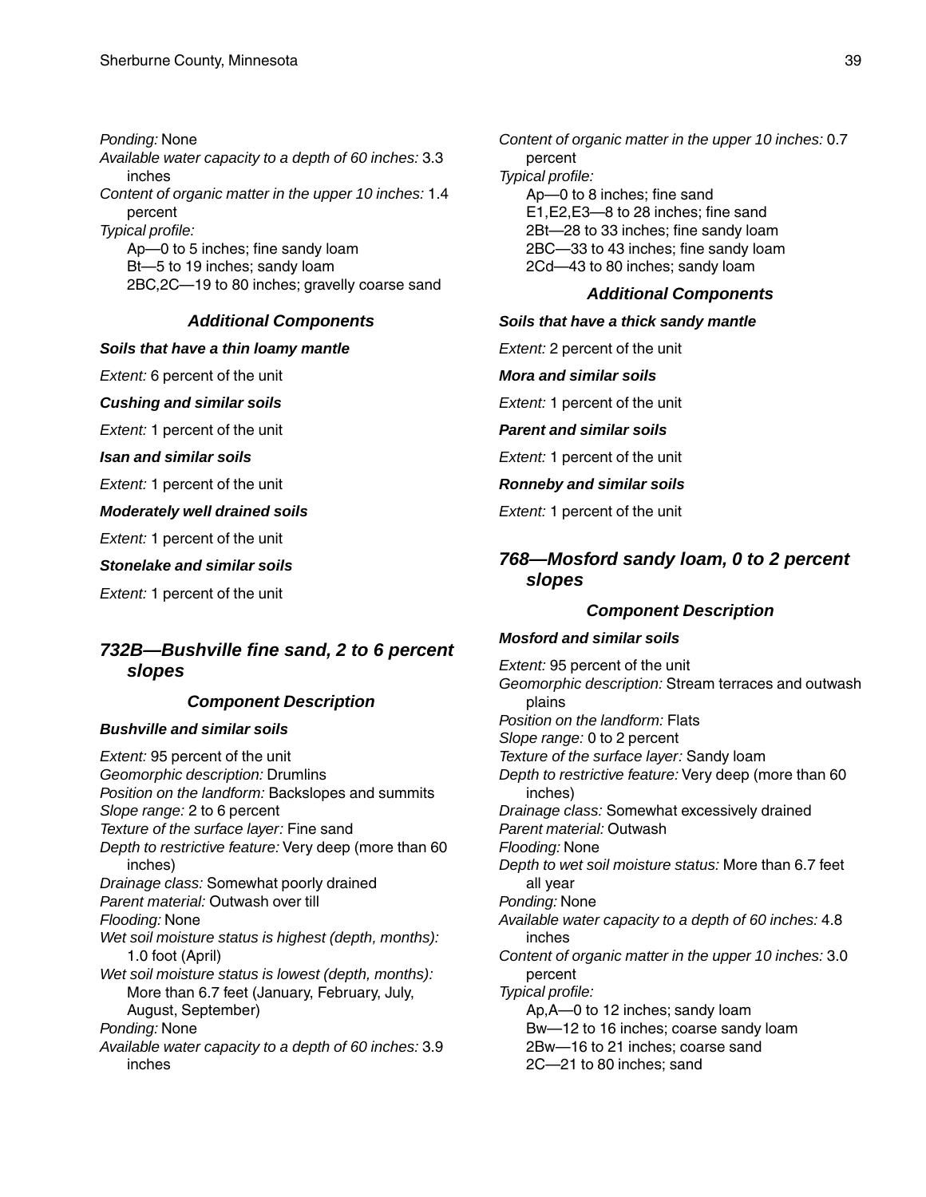*Ponding:* None
*Available water capacity to a depth of 60 inches:* 3.3 inches
*Content of organic matter in the upper 10 inches:* 1.4 percent
*Typical profile:*
Ap—0 to 5 inches; fine sandy loam
Bt—5 to 19 inches; sandy loam
2BC,2C—19 to 80 inches; gravelly coarse sand

### Additional Components

**Soils that have a thin loamy mantle**

*Extent:* 6 percent of the unit

**Cushing and similar soils**

*Extent:* 1 percent of the unit

**Isan and similar soils**

*Extent:* 1 percent of the unit

**Moderately well drained soils**

*Extent:* 1 percent of the unit

**Stonelake and similar soils**

*Extent:* 1 percent of the unit

## 732B—Bushville fine sand, 2 to 6 percent slopes

### Component Description

**Bushville and similar soils**

*Extent:* 95 percent of the unit
*Geomorphic description:* Drumlins
*Position on the landform:* Backslopes and summits
*Slope range:* 2 to 6 percent
*Texture of the surface layer:* Fine sand
*Depth to restrictive feature:* Very deep (more than 60 inches)
*Drainage class:* Somewhat poorly drained
*Parent material:* Outwash over till
*Flooding:* None
*Wet soil moisture status is highest (depth, months):* 1.0 foot (April)
*Wet soil moisture status is lowest (depth, months):* More than 6.7 feet (January, February, July, August, September)
*Ponding:* None
*Available water capacity to a depth of 60 inches:* 3.9 inches
*Content of organic matter in the upper 10 inches:* 0.7 percent
*Typical profile:*
Ap—0 to 8 inches; fine sand
E1,E2,E3—8 to 28 inches; fine sand
2Bt—28 to 33 inches; fine sandy loam
2BC—33 to 43 inches; fine sandy loam
2Cd—43 to 80 inches; sandy loam

### Additional Components

**Soils that have a thick sandy mantle**

*Extent:* 2 percent of the unit

**Mora and similar soils**

*Extent:* 1 percent of the unit

**Parent and similar soils**

*Extent:* 1 percent of the unit

**Ronneby and similar soils**

*Extent:* 1 percent of the unit

## 768—Mosford sandy loam, 0 to 2 percent slopes

### Component Description

**Mosford and similar soils**

*Extent:* 95 percent of the unit
*Geomorphic description:* Stream terraces and outwash plains
*Position on the landform:* Flats
*Slope range:* 0 to 2 percent
*Texture of the surface layer:* Sandy loam
*Depth to restrictive feature:* Very deep (more than 60 inches)
*Drainage class:* Somewhat excessively drained
*Parent material:* Outwash
*Flooding:* None
*Depth to wet soil moisture status:* More than 6.7 feet all year
*Ponding:* None
*Available water capacity to a depth of 60 inches:* 4.8 inches
*Content of organic matter in the upper 10 inches:* 3.0 percent
*Typical profile:*
Ap,A—0 to 12 inches; sandy loam
Bw—12 to 16 inches; coarse sandy loam
2Bw—16 to 21 inches; coarse sand
2C—21 to 80 inches; sand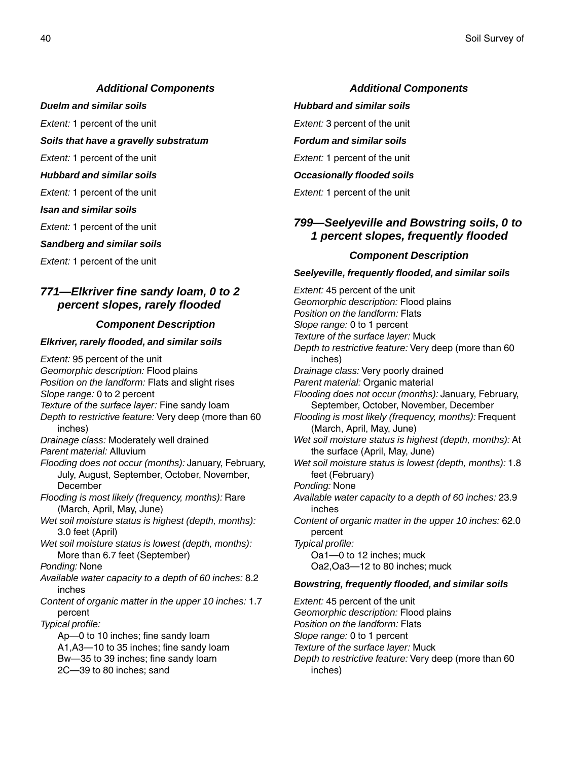### Additional Components

***Duelm and similar soils***

*Extent:* 1 percent of the unit

***Soils that have a gravelly substratum***

*Extent:* 1 percent of the unit

***Hubbard and similar soils***

*Extent:* 1 percent of the unit

***Isan and similar soils***

*Extent:* 1 percent of the unit

***Sandberg and similar soils***

*Extent:* 1 percent of the unit

## 771—Elkriver fine sandy loam, 0 to 2 percent slopes, rarely flooded

### Component Description

***Elkriver, rarely flooded, and similar soils***

*Extent:* 95 percent of the unit
*Geomorphic description:* Flood plains
*Position on the landform:* Flats and slight rises
*Slope range:* 0 to 2 percent
*Texture of the surface layer:* Fine sandy loam
*Depth to restrictive feature:* Very deep (more than 60 inches)
*Drainage class:* Moderately well drained
*Parent material:* Alluvium
*Flooding does not occur (months):* January, February, July, August, September, October, November, December
*Flooding is most likely (frequency, months):* Rare (March, April, May, June)
*Wet soil moisture status is highest (depth, months):* 3.0 feet (April)
*Wet soil moisture status is lowest (depth, months):* More than 6.7 feet (September)
*Ponding:* None
*Available water capacity to a depth of 60 inches:* 8.2 inches
*Content of organic matter in the upper 10 inches:* 1.7 percent
*Typical profile:*
Ap—0 to 10 inches; fine sandy loam
A1,A3—10 to 35 inches; fine sandy loam
Bw—35 to 39 inches; fine sandy loam
2C—39 to 80 inches; sand

### Additional Components

***Hubbard and similar soils***

*Extent:* 3 percent of the unit

***Fordum and similar soils***

*Extent:* 1 percent of the unit

***Occasionally flooded soils***

*Extent:* 1 percent of the unit

## 799—Seelyeville and Bowstring soils, 0 to 1 percent slopes, frequently flooded

### Component Description

***Seelyeville, frequently flooded, and similar soils***

*Extent:* 45 percent of the unit
*Geomorphic description:* Flood plains
*Position on the landform:* Flats
*Slope range:* 0 to 1 percent
*Texture of the surface layer:* Muck
*Depth to restrictive feature:* Very deep (more than 60 inches)
*Drainage class:* Very poorly drained
*Parent material:* Organic material
*Flooding does not occur (months):* January, February, September, October, November, December
*Flooding is most likely (frequency, months):* Frequent (March, April, May, June)
*Wet soil moisture status is highest (depth, months):* At the surface (April, May, June)
*Wet soil moisture status is lowest (depth, months):* 1.8 feet (February)
*Ponding:* None
*Available water capacity to a depth of 60 inches:* 23.9 inches
*Content of organic matter in the upper 10 inches:* 62.0 percent
*Typical profile:*
Oa1—0 to 12 inches; muck
Oa2,Oa3—12 to 80 inches; muck

***Bowstring, frequently flooded, and similar soils***

*Extent:* 45 percent of the unit
*Geomorphic description:* Flood plains
*Position on the landform:* Flats
*Slope range:* 0 to 1 percent
*Texture of the surface layer:* Muck
*Depth to restrictive feature:* Very deep (more than 60 inches)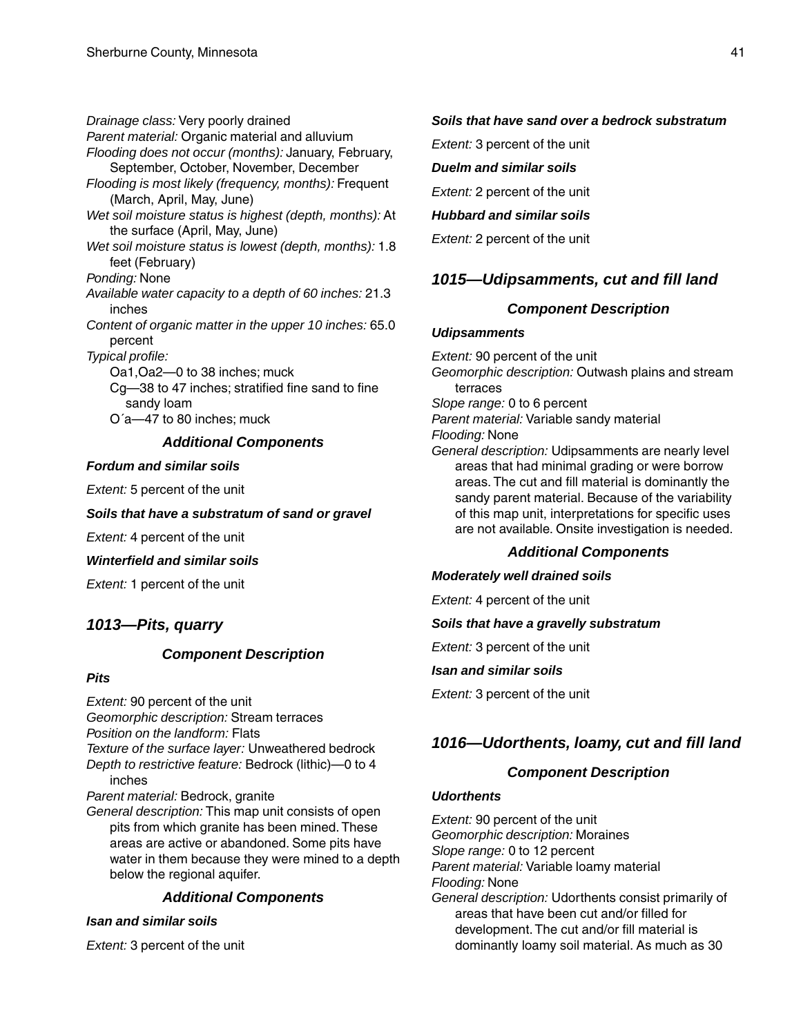*Drainage class:* Very poorly drained
*Parent material:* Organic material and alluvium
*Flooding does not occur (months):* January, February, September, October, November, December
*Flooding is most likely (frequency, months):* Frequent (March, April, May, June)
*Wet soil moisture status is highest (depth, months):* At the surface (April, May, June)
*Wet soil moisture status is lowest (depth, months):* 1.8 feet (February)
*Ponding:* None
*Available water capacity to a depth of 60 inches:* 21.3 inches
*Content of organic matter in the upper 10 inches:* 65.0 percent
*Typical profile:*
Oa1,Oa2—0 to 38 inches; muck
Cg—38 to 47 inches; stratified fine sand to fine sandy loam
O´a—47 to 80 inches; muck

### Additional Components

***Fordum and similar soils***

*Extent:* 5 percent of the unit

***Soils that have a substratum of sand or gravel***

*Extent:* 4 percent of the unit

***Winterfield and similar soils***

*Extent:* 1 percent of the unit

## 1013—Pits, quarry

### Component Description

***Pits***

*Extent:* 90 percent of the unit
*Geomorphic description:* Stream terraces
*Position on the landform:* Flats
*Texture of the surface layer:* Unweathered bedrock
*Depth to restrictive feature:* Bedrock (lithic)—0 to 4 inches
*Parent material:* Bedrock, granite
*General description:* This map unit consists of open pits from which granite has been mined. These areas are active or abandoned. Some pits have water in them because they were mined to a depth below the regional aquifer.

### Additional Components

***Isan and similar soils***

*Extent:* 3 percent of the unit

***Soils that have sand over a bedrock substratum***

*Extent:* 3 percent of the unit

***Duelm and similar soils***

*Extent:* 2 percent of the unit

***Hubbard and similar soils***

*Extent:* 2 percent of the unit

## 1015—Udipsamments, cut and fill land

### Component Description

***Udipsamments***

*Extent:* 90 percent of the unit
*Geomorphic description:* Outwash plains and stream terraces
*Slope range:* 0 to 6 percent
*Parent material:* Variable sandy material
*Flooding:* None
*General description:* Udipsamments are nearly level areas that had minimal grading or were borrow areas. The cut and fill material is dominantly the sandy parent material. Because of the variability of this map unit, interpretations for specific uses are not available. Onsite investigation is needed.

### Additional Components

***Moderately well drained soils***

*Extent:* 4 percent of the unit

***Soils that have a gravelly substratum***

*Extent:* 3 percent of the unit

***Isan and similar soils***

*Extent:* 3 percent of the unit

## 1016—Udorthents, loamy, cut and fill land

### Component Description

***Udorthents***

*Extent:* 90 percent of the unit
*Geomorphic description:* Moraines
*Slope range:* 0 to 12 percent
*Parent material:* Variable loamy material
*Flooding:* None
*General description:* Udorthents consist primarily of areas that have been cut and/or filled for development. The cut and/or fill material is dominantly loamy soil material. As much as 30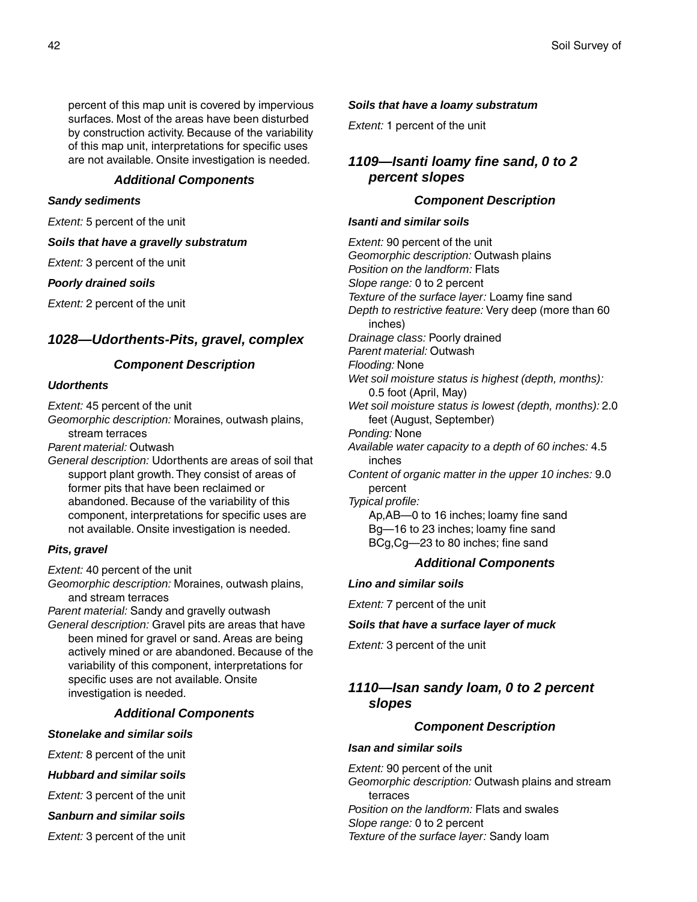percent of this map unit is covered by impervious surfaces. Most of the areas have been disturbed by construction activity. Because of the variability of this map unit, interpretations for specific uses are not available. Onsite investigation is needed.

### Additional Components

**Sandy sediments**

*Extent:* 5 percent of the unit

**Soils that have a gravelly substratum**

*Extent:* 3 percent of the unit

**Poorly drained soils**

*Extent:* 2 percent of the unit

## 1028—Udorthents-Pits, gravel, complex

### Component Description

**Udorthents**

*Extent:* 45 percent of the unit
*Geomorphic description:* Moraines, outwash plains, stream terraces
*Parent material:* Outwash
*General description:* Udorthents are areas of soil that support plant growth. They consist of areas of former pits that have been reclaimed or abandoned. Because of the variability of this component, interpretations for specific uses are not available. Onsite investigation is needed.

**Pits, gravel**

*Extent:* 40 percent of the unit
*Geomorphic description:* Moraines, outwash plains, and stream terraces
*Parent material:* Sandy and gravelly outwash
*General description:* Gravel pits are areas that have been mined for gravel or sand. Areas are being actively mined or are abandoned. Because of the variability of this component, interpretations for specific uses are not available. Onsite investigation is needed.

### Additional Components

**Stonelake and similar soils**

*Extent:* 8 percent of the unit

**Hubbard and similar soils**

*Extent:* 3 percent of the unit

**Sanburn and similar soils**

*Extent:* 3 percent of the unit

**Soils that have a loamy substratum**

*Extent:* 1 percent of the unit

## 1109—Isanti loamy fine sand, 0 to 2 percent slopes

### Component Description

**Isanti and similar soils**

*Extent:* 90 percent of the unit
*Geomorphic description:* Outwash plains
*Position on the landform:* Flats
*Slope range:* 0 to 2 percent
*Texture of the surface layer:* Loamy fine sand
*Depth to restrictive feature:* Very deep (more than 60 inches)
*Drainage class:* Poorly drained
*Parent material:* Outwash
*Flooding:* None
*Wet soil moisture status is highest (depth, months):* 0.5 foot (April, May)
*Wet soil moisture status is lowest (depth, months):* 2.0 feet (August, September)
*Ponding:* None
*Available water capacity to a depth of 60 inches:* 4.5 inches
*Content of organic matter in the upper 10 inches:* 9.0 percent
*Typical profile:*
Ap,AB—0 to 16 inches; loamy fine sand
Bg—16 to 23 inches; loamy fine sand
BCg,Cg—23 to 80 inches; fine sand

### Additional Components

**Lino and similar soils**

*Extent:* 7 percent of the unit

**Soils that have a surface layer of muck**

*Extent:* 3 percent of the unit

## 1110—Isan sandy loam, 0 to 2 percent slopes

### Component Description

**Isan and similar soils**

*Extent:* 90 percent of the unit
*Geomorphic description:* Outwash plains and stream terraces
*Position on the landform:* Flats and swales
*Slope range:* 0 to 2 percent
*Texture of the surface layer:* Sandy loam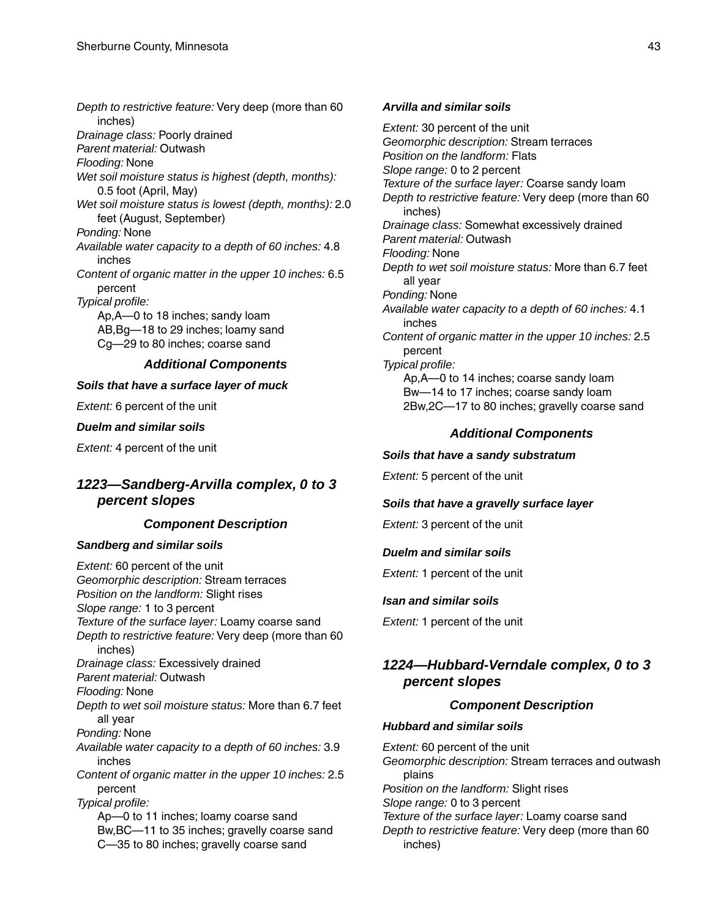*Depth to restrictive feature:* Very deep (more than 60 inches)
*Drainage class:* Poorly drained
*Parent material:* Outwash
*Flooding:* None
*Wet soil moisture status is highest (depth, months):* 0.5 foot (April, May)
*Wet soil moisture status is lowest (depth, months):* 2.0 feet (August, September)
*Ponding:* None
*Available water capacity to a depth of 60 inches:* 4.8 inches
*Content of organic matter in the upper 10 inches:* 6.5 percent
*Typical profile:*
Ap,A—0 to 18 inches; sandy loam
AB,Bg—18 to 29 inches; loamy sand
Cg—29 to 80 inches; coarse sand

### Additional Components

#### Soils that have a surface layer of muck

*Extent:* 6 percent of the unit

#### Duelm and similar soils

*Extent:* 4 percent of the unit

## 1223—Sandberg-Arvilla complex, 0 to 3 percent slopes

### Component Description

#### Sandberg and similar soils

*Extent:* 60 percent of the unit
*Geomorphic description:* Stream terraces
*Position on the landform:* Slight rises
*Slope range:* 1 to 3 percent
*Texture of the surface layer:* Loamy coarse sand
*Depth to restrictive feature:* Very deep (more than 60 inches)
*Drainage class:* Excessively drained
*Parent material:* Outwash
*Flooding:* None
*Depth to wet soil moisture status:* More than 6.7 feet all year
*Ponding:* None
*Available water capacity to a depth of 60 inches:* 3.9 inches
*Content of organic matter in the upper 10 inches:* 2.5 percent
*Typical profile:*
Ap—0 to 11 inches; loamy coarse sand
Bw,BC—11 to 35 inches; gravelly coarse sand
C—35 to 80 inches; gravelly coarse sand

#### Arvilla and similar soils

*Extent:* 30 percent of the unit
*Geomorphic description:* Stream terraces
*Position on the landform:* Flats
*Slope range:* 0 to 2 percent
*Texture of the surface layer:* Coarse sandy loam
*Depth to restrictive feature:* Very deep (more than 60 inches)
*Drainage class:* Somewhat excessively drained
*Parent material:* Outwash
*Flooding:* None
*Depth to wet soil moisture status:* More than 6.7 feet all year
*Ponding:* None
*Available water capacity to a depth of 60 inches:* 4.1 inches
*Content of organic matter in the upper 10 inches:* 2.5 percent
*Typical profile:*
Ap,A—0 to 14 inches; coarse sandy loam
Bw—14 to 17 inches; coarse sandy loam
2Bw,2C—17 to 80 inches; gravelly coarse sand

### Additional Components

#### Soils that have a sandy substratum

*Extent:* 5 percent of the unit

#### Soils that have a gravelly surface layer

*Extent:* 3 percent of the unit

#### Duelm and similar soils

*Extent:* 1 percent of the unit

#### Isan and similar soils

*Extent:* 1 percent of the unit

## 1224—Hubbard-Verndale complex, 0 to 3 percent slopes

### Component Description

#### Hubbard and similar soils

*Extent:* 60 percent of the unit
*Geomorphic description:* Stream terraces and outwash plains
*Position on the landform:* Slight rises
*Slope range:* 0 to 3 percent
*Texture of the surface layer:* Loamy coarse sand
*Depth to restrictive feature:* Very deep (more than 60 inches)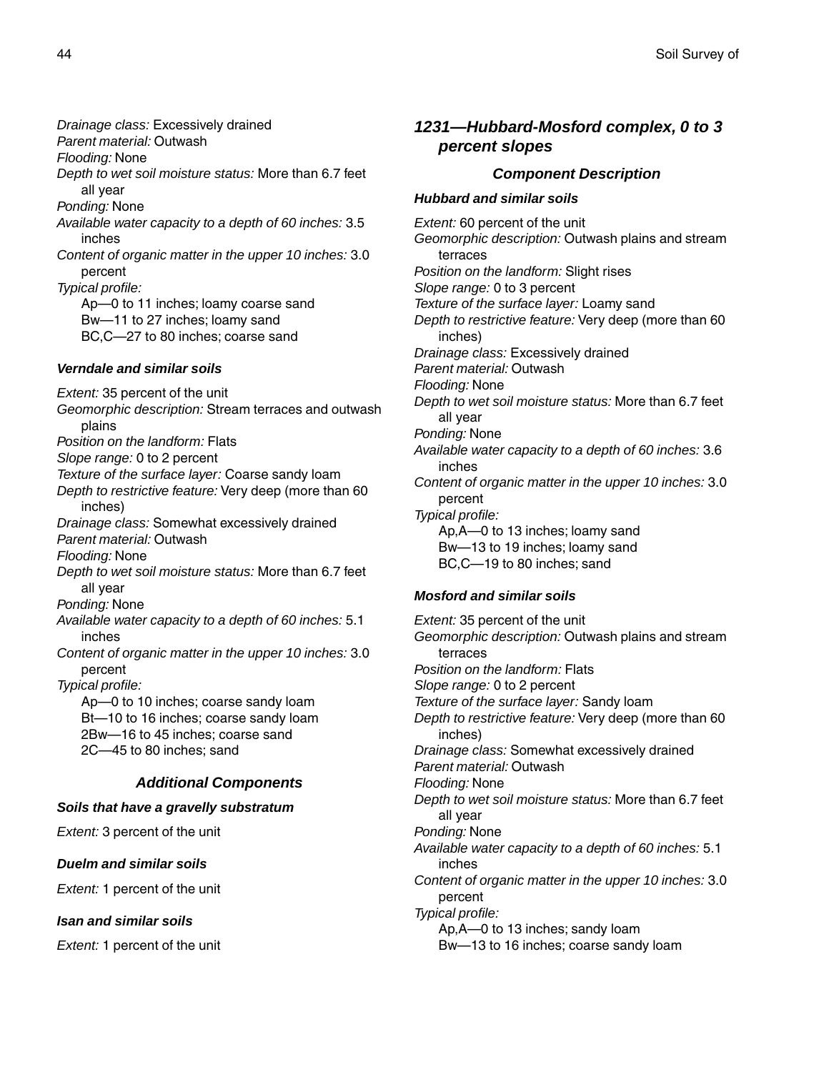*Drainage class:* Excessively drained
*Parent material:* Outwash
*Flooding:* None
*Depth to wet soil moisture status:* More than 6.7 feet all year
*Ponding:* None
*Available water capacity to a depth of 60 inches:* 3.5 inches
*Content of organic matter in the upper 10 inches:* 3.0 percent
*Typical profile:*
Ap—0 to 11 inches; loamy coarse sand
Bw—11 to 27 inches; loamy sand
BC,C—27 to 80 inches; coarse sand

#### Verndale and similar soils

*Extent:* 35 percent of the unit
*Geomorphic description:* Stream terraces and outwash plains
*Position on the landform:* Flats
*Slope range:* 0 to 2 percent
*Texture of the surface layer:* Coarse sandy loam
*Depth to restrictive feature:* Very deep (more than 60 inches)
*Drainage class:* Somewhat excessively drained
*Parent material:* Outwash
*Flooding:* None
*Depth to wet soil moisture status:* More than 6.7 feet all year
*Ponding:* None
*Available water capacity to a depth of 60 inches:* 5.1 inches
*Content of organic matter in the upper 10 inches:* 3.0 percent
*Typical profile:*
Ap—0 to 10 inches; coarse sandy loam
Bt—10 to 16 inches; coarse sandy loam
2Bw—16 to 45 inches; coarse sand
2C—45 to 80 inches; sand

### Additional Components

#### Soils that have a gravelly substratum

*Extent:* 3 percent of the unit

#### Duelm and similar soils

*Extent:* 1 percent of the unit

#### Isan and similar soils

*Extent:* 1 percent of the unit

## 1231—Hubbard-Mosford complex, 0 to 3 percent slopes

### Component Description

#### Hubbard and similar soils

*Extent:* 60 percent of the unit
*Geomorphic description:* Outwash plains and stream terraces
*Position on the landform:* Slight rises
*Slope range:* 0 to 3 percent
*Texture of the surface layer:* Loamy sand
*Depth to restrictive feature:* Very deep (more than 60 inches)
*Drainage class:* Excessively drained
*Parent material:* Outwash
*Flooding:* None
*Depth to wet soil moisture status:* More than 6.7 feet all year
*Ponding:* None
*Available water capacity to a depth of 60 inches:* 3.6 inches
*Content of organic matter in the upper 10 inches:* 3.0 percent
*Typical profile:*
Ap,A—0 to 13 inches; loamy sand
Bw—13 to 19 inches; loamy sand
BC,C—19 to 80 inches; sand

#### Mosford and similar soils

*Extent:* 35 percent of the unit
*Geomorphic description:* Outwash plains and stream terraces
*Position on the landform:* Flats
*Slope range:* 0 to 2 percent
*Texture of the surface layer:* Sandy loam
*Depth to restrictive feature:* Very deep (more than 60 inches)
*Drainage class:* Somewhat excessively drained
*Parent material:* Outwash
*Flooding:* None
*Depth to wet soil moisture status:* More than 6.7 feet all year
*Ponding:* None
*Available water capacity to a depth of 60 inches:* 5.1 inches
*Content of organic matter in the upper 10 inches:* 3.0 percent
*Typical profile:*
Ap,A—0 to 13 inches; sandy loam
Bw—13 to 16 inches; coarse sandy loam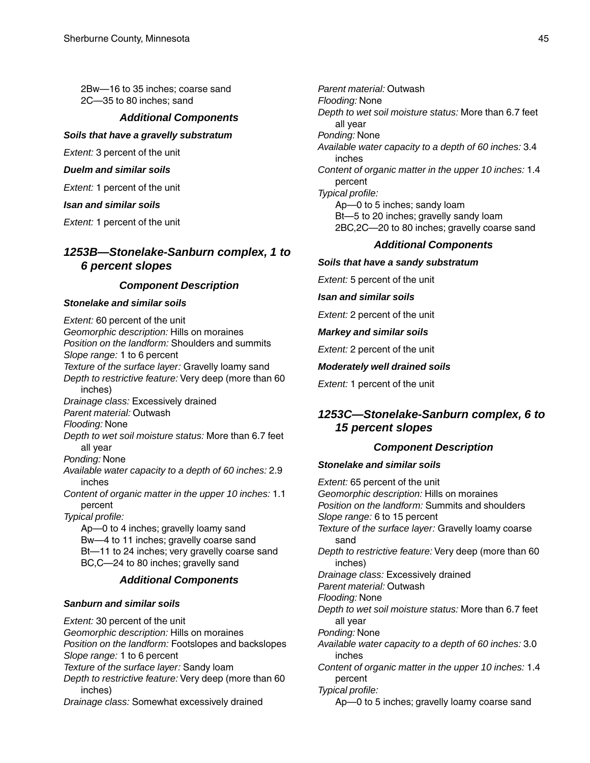2Bw—16 to 35 inches; coarse sand
2C—35 to 80 inches; sand

### Additional Components

**_Soils that have a gravelly substratum_**

*Extent:* 3 percent of the unit

**_Duelm and similar soils_**

*Extent:* 1 percent of the unit

**_Isan and similar soils_**

*Extent:* 1 percent of the unit

## 1253B—Stonelake-Sanburn complex, 1 to 6 percent slopes

### Component Description

**_Stonelake and similar soils_**

*Extent:* 60 percent of the unit
*Geomorphic description:* Hills on moraines
*Position on the landform:* Shoulders and summits
*Slope range:* 1 to 6 percent
*Texture of the surface layer:* Gravelly loamy sand
*Depth to restrictive feature:* Very deep (more than 60 inches)
*Drainage class:* Excessively drained
*Parent material:* Outwash
*Flooding:* None
*Depth to wet soil moisture status:* More than 6.7 feet all year
*Ponding:* None
*Available water capacity to a depth of 60 inches:* 2.9 inches
*Content of organic matter in the upper 10 inches:* 1.1 percent
*Typical profile:*
Ap—0 to 4 inches; gravelly loamy sand
Bw—4 to 11 inches; gravelly coarse sand
Bt—11 to 24 inches; very gravelly coarse sand
BC,C—24 to 80 inches; gravelly sand

### Additional Components

**_Sanburn and similar soils_**

*Extent:* 30 percent of the unit
*Geomorphic description:* Hills on moraines
*Position on the landform:* Footslopes and backslopes
*Slope range:* 1 to 6 percent
*Texture of the surface layer:* Sandy loam
*Depth to restrictive feature:* Very deep (more than 60 inches)
*Drainage class:* Somewhat excessively drained
*Parent material:* Outwash
*Flooding:* None
*Depth to wet soil moisture status:* More than 6.7 feet all year
*Ponding:* None
*Available water capacity to a depth of 60 inches:* 3.4 inches
*Content of organic matter in the upper 10 inches:* 1.4 percent
*Typical profile:*
Ap—0 to 5 inches; sandy loam
Bt—5 to 20 inches; gravelly sandy loam
2BC,2C—20 to 80 inches; gravelly coarse sand

### Additional Components

**_Soils that have a sandy substratum_**

*Extent:* 5 percent of the unit

**_Isan and similar soils_**

*Extent:* 2 percent of the unit

**_Markey and similar soils_**

*Extent:* 2 percent of the unit

**_Moderately well drained soils_**

*Extent:* 1 percent of the unit

## 1253C—Stonelake-Sanburn complex, 6 to 15 percent slopes

### Component Description

**_Stonelake and similar soils_**

*Extent:* 65 percent of the unit
*Geomorphic description:* Hills on moraines
*Position on the landform:* Summits and shoulders
*Slope range:* 6 to 15 percent
*Texture of the surface layer:* Gravelly loamy coarse sand
*Depth to restrictive feature:* Very deep (more than 60 inches)
*Drainage class:* Excessively drained
*Parent material:* Outwash
*Flooding:* None
*Depth to wet soil moisture status:* More than 6.7 feet all year
*Ponding:* None
*Available water capacity to a depth of 60 inches:* 3.0 inches
*Content of organic matter in the upper 10 inches:* 1.4 percent
*Typical profile:*
Ap—0 to 5 inches; gravelly loamy coarse sand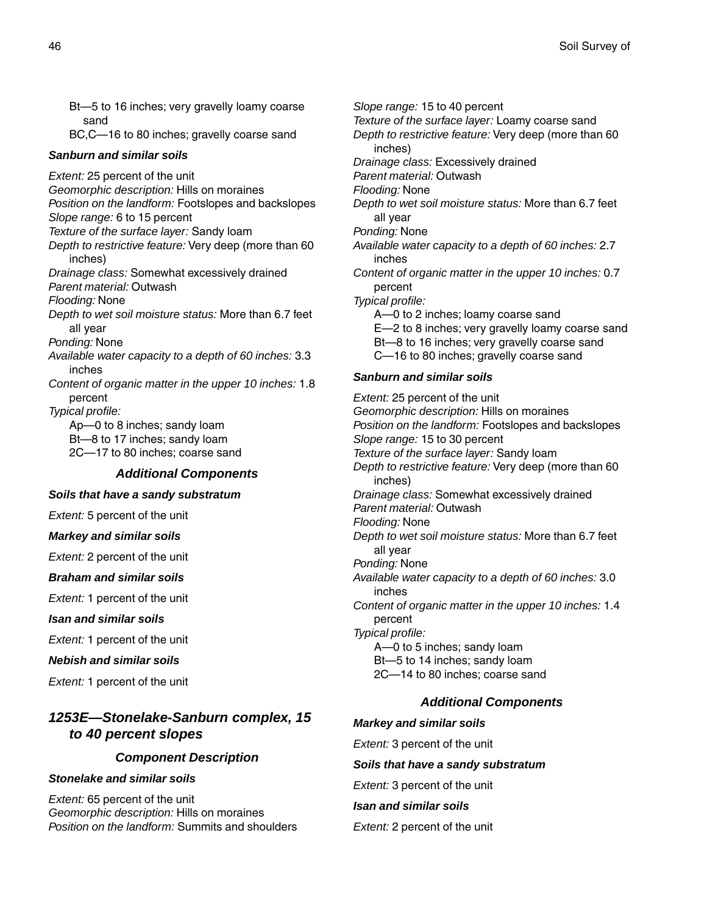Bt—5 to 16 inches; very gravelly loamy coarse sand
BC,C—16 to 80 inches; gravelly coarse sand

#### Sanburn and similar soils

*Extent:* 25 percent of the unit
*Geomorphic description:* Hills on moraines
*Position on the landform:* Footslopes and backslopes
*Slope range:* 6 to 15 percent
*Texture of the surface layer:* Sandy loam
*Depth to restrictive feature:* Very deep (more than 60 inches)
*Drainage class:* Somewhat excessively drained
*Parent material:* Outwash
*Flooding:* None
*Depth to wet soil moisture status:* More than 6.7 feet all year
*Ponding:* None
*Available water capacity to a depth of 60 inches:* 3.3 inches
*Content of organic matter in the upper 10 inches:* 1.8 percent
*Typical profile:*
Ap—0 to 8 inches; sandy loam
Bt—8 to 17 inches; sandy loam
2C—17 to 80 inches; coarse sand

### Additional Components

#### Soils that have a sandy substratum

*Extent:* 5 percent of the unit

#### Markey and similar soils

*Extent:* 2 percent of the unit

#### Braham and similar soils

*Extent:* 1 percent of the unit

#### Isan and similar soils

*Extent:* 1 percent of the unit

#### Nebish and similar soils

*Extent:* 1 percent of the unit

## 1253E—Stonelake-Sanburn complex, 15 to 40 percent slopes

### Component Description

#### Stonelake and similar soils

*Extent:* 65 percent of the unit
*Geomorphic description:* Hills on moraines
*Position on the landform:* Summits and shoulders
*Slope range:* 15 to 40 percent
*Texture of the surface layer:* Loamy coarse sand
*Depth to restrictive feature:* Very deep (more than 60 inches)
*Drainage class:* Excessively drained
*Parent material:* Outwash
*Flooding:* None
*Depth to wet soil moisture status:* More than 6.7 feet all year
*Ponding:* None
*Available water capacity to a depth of 60 inches:* 2.7 inches
*Content of organic matter in the upper 10 inches:* 0.7 percent
*Typical profile:*
A—0 to 2 inches; loamy coarse sand
E—2 to 8 inches; very gravelly loamy coarse sand
Bt—8 to 16 inches; very gravelly coarse sand
C—16 to 80 inches; gravelly coarse sand

#### Sanburn and similar soils

*Extent:* 25 percent of the unit
*Geomorphic description:* Hills on moraines
*Position on the landform:* Footslopes and backslopes
*Slope range:* 15 to 30 percent
*Texture of the surface layer:* Sandy loam
*Depth to restrictive feature:* Very deep (more than 60 inches)
*Drainage class:* Somewhat excessively drained
*Parent material:* Outwash
*Flooding:* None
*Depth to wet soil moisture status:* More than 6.7 feet all year
*Ponding:* None
*Available water capacity to a depth of 60 inches:* 3.0 inches
*Content of organic matter in the upper 10 inches:* 1.4 percent
*Typical profile:*
A—0 to 5 inches; sandy loam
Bt—5 to 14 inches; sandy loam
2C—14 to 80 inches; coarse sand

### Additional Components

#### Markey and similar soils

*Extent:* 3 percent of the unit

#### Soils that have a sandy substratum

*Extent:* 3 percent of the unit

#### Isan and similar soils

*Extent:* 2 percent of the unit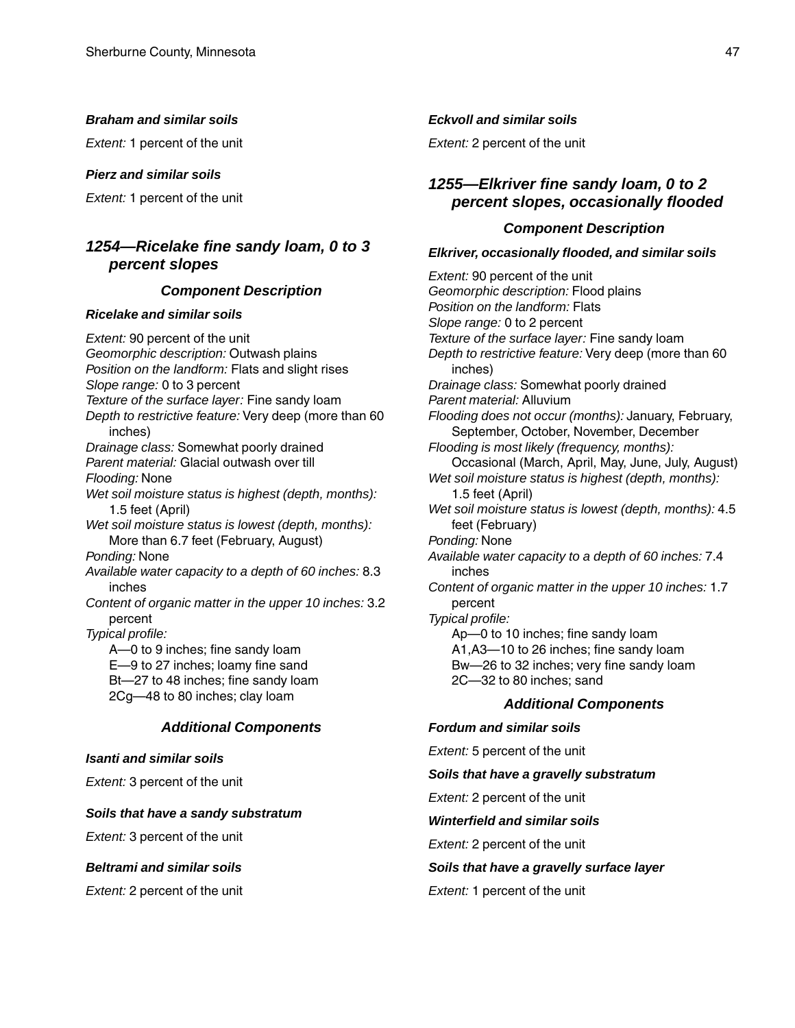#### *Braham and similar soils*

*Extent:* 1 percent of the unit

#### *Pierz and similar soils*

*Extent:* 1 percent of the unit

## *1254—Ricelake fine sandy loam, 0 to 3 percent slopes*

### *Component Description*

#### *Ricelake and similar soils*

*Extent:* 90 percent of the unit
*Geomorphic description:* Outwash plains
*Position on the landform:* Flats and slight rises
*Slope range:* 0 to 3 percent
*Texture of the surface layer:* Fine sandy loam
*Depth to restrictive feature:* Very deep (more than 60 inches)
*Drainage class:* Somewhat poorly drained
*Parent material:* Glacial outwash over till
*Flooding:* None
*Wet soil moisture status is highest (depth, months):* 1.5 feet (April)
*Wet soil moisture status is lowest (depth, months):* More than 6.7 feet (February, August)
*Ponding:* None
*Available water capacity to a depth of 60 inches:* 8.3 inches
*Content of organic matter in the upper 10 inches:* 3.2 percent
*Typical profile:*
A—0 to 9 inches; fine sandy loam
E—9 to 27 inches; loamy fine sand
Bt—27 to 48 inches; fine sandy loam
2Cg—48 to 80 inches; clay loam

### *Additional Components*

#### *Isanti and similar soils*

*Extent:* 3 percent of the unit

#### *Soils that have a sandy substratum*

*Extent:* 3 percent of the unit

#### *Beltrami and similar soils*

*Extent:* 2 percent of the unit

#### *Eckvoll and similar soils*

*Extent:* 2 percent of the unit

## *1255—Elkriver fine sandy loam, 0 to 2 percent slopes, occasionally flooded*

### *Component Description*

#### *Elkriver, occasionally flooded, and similar soils*

*Extent:* 90 percent of the unit
*Geomorphic description:* Flood plains
*Position on the landform:* Flats
*Slope range:* 0 to 2 percent
*Texture of the surface layer:* Fine sandy loam
*Depth to restrictive feature:* Very deep (more than 60 inches)
*Drainage class:* Somewhat poorly drained
*Parent material:* Alluvium
*Flooding does not occur (months):* January, February, September, October, November, December
*Flooding is most likely (frequency, months):* Occasional (March, April, May, June, July, August)
*Wet soil moisture status is highest (depth, months):* 1.5 feet (April)
*Wet soil moisture status is lowest (depth, months):* 4.5 feet (February)
*Ponding:* None
*Available water capacity to a depth of 60 inches:* 7.4 inches
*Content of organic matter in the upper 10 inches:* 1.7 percent
*Typical profile:*
Ap—0 to 10 inches; fine sandy loam
A1,A3—10 to 26 inches; fine sandy loam
Bw—26 to 32 inches; very fine sandy loam
2C—32 to 80 inches; sand

### *Additional Components*

#### *Fordum and similar soils*

*Extent:* 5 percent of the unit

#### *Soils that have a gravelly substratum*

*Extent:* 2 percent of the unit

#### *Winterfield and similar soils*

*Extent:* 2 percent of the unit

#### *Soils that have a gravelly surface layer*

*Extent:* 1 percent of the unit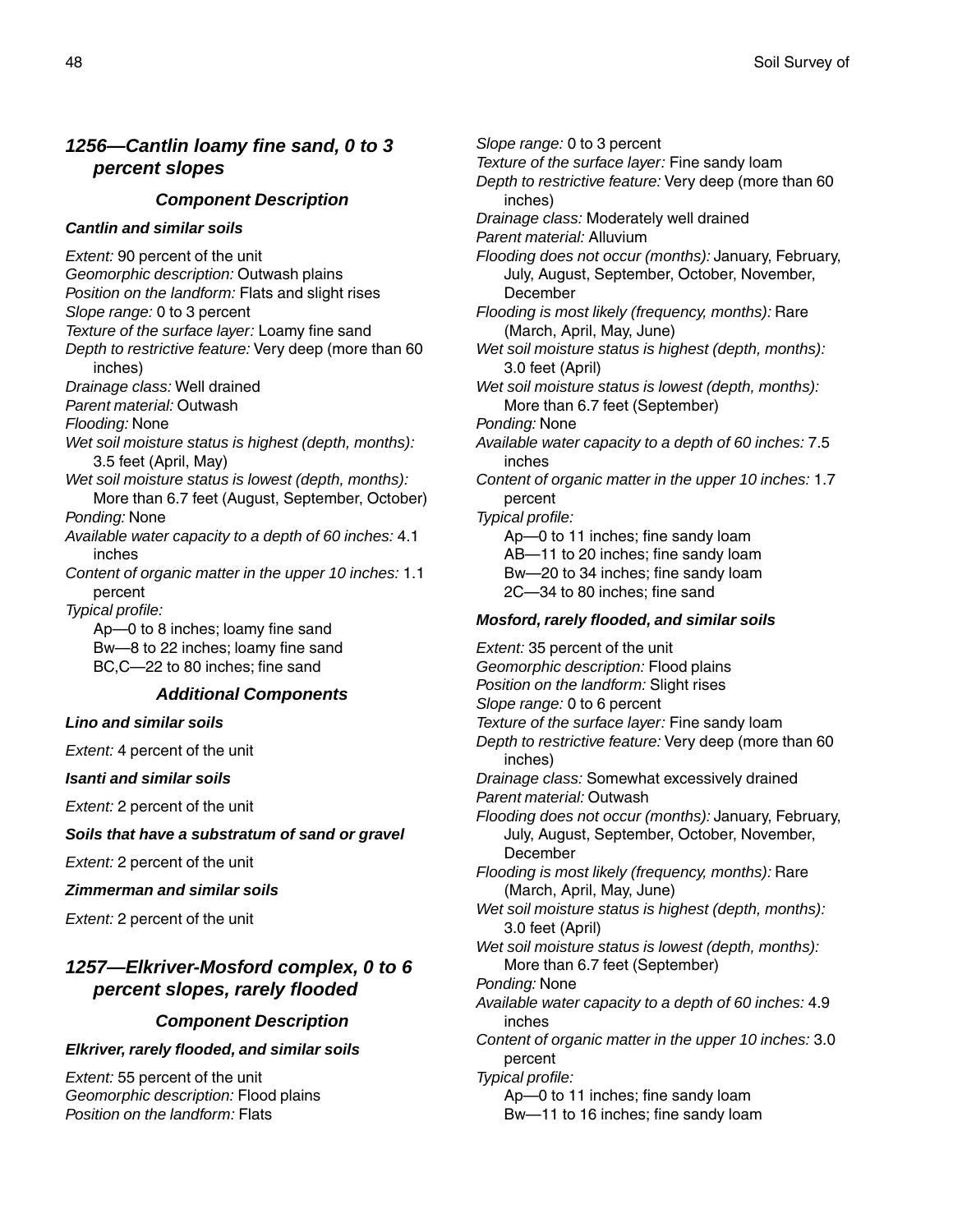## *1256—Cantlin loamy fine sand, 0 to 3 percent slopes*

### *Component Description*

***Cantlin and similar soils***

*Extent:* 90 percent of the unit
*Geomorphic description:* Outwash plains
*Position on the landform:* Flats and slight rises
*Slope range:* 0 to 3 percent
*Texture of the surface layer:* Loamy fine sand
*Depth to restrictive feature:* Very deep (more than 60 inches)
*Drainage class:* Well drained
*Parent material:* Outwash
*Flooding:* None
*Wet soil moisture status is highest (depth, months):* 3.5 feet (April, May)
*Wet soil moisture status is lowest (depth, months):* More than 6.7 feet (August, September, October)
*Ponding:* None
*Available water capacity to a depth of 60 inches:* 4.1 inches
*Content of organic matter in the upper 10 inches:* 1.1 percent
*Typical profile:*
Ap—0 to 8 inches; loamy fine sand
Bw—8 to 22 inches; loamy fine sand
BC,C—22 to 80 inches; fine sand

### *Additional Components*

***Lino and similar soils***

*Extent:* 4 percent of the unit

***Isanti and similar soils***

*Extent:* 2 percent of the unit

***Soils that have a substratum of sand or gravel***

*Extent:* 2 percent of the unit

***Zimmerman and similar soils***

*Extent:* 2 percent of the unit

## *1257—Elkriver-Mosford complex, 0 to 6 percent slopes, rarely flooded*

### *Component Description*

***Elkriver, rarely flooded, and similar soils***

*Extent:* 55 percent of the unit
*Geomorphic description:* Flood plains
*Position on the landform:* Flats
*Slope range:* 0 to 3 percent
*Texture of the surface layer:* Fine sandy loam
*Depth to restrictive feature:* Very deep (more than 60 inches)
*Drainage class:* Moderately well drained
*Parent material:* Alluvium
*Flooding does not occur (months):* January, February, July, August, September, October, November, December
*Flooding is most likely (frequency, months):* Rare (March, April, May, June)
*Wet soil moisture status is highest (depth, months):* 3.0 feet (April)
*Wet soil moisture status is lowest (depth, months):* More than 6.7 feet (September)
*Ponding:* None
*Available water capacity to a depth of 60 inches:* 7.5 inches
*Content of organic matter in the upper 10 inches:* 1.7 percent
*Typical profile:*
Ap—0 to 11 inches; fine sandy loam
AB—11 to 20 inches; fine sandy loam
Bw—20 to 34 inches; fine sandy loam
2C—34 to 80 inches; fine sand

***Mosford, rarely flooded, and similar soils***

*Extent:* 35 percent of the unit
*Geomorphic description:* Flood plains
*Position on the landform:* Slight rises
*Slope range:* 0 to 6 percent
*Texture of the surface layer:* Fine sandy loam
*Depth to restrictive feature:* Very deep (more than 60 inches)
*Drainage class:* Somewhat excessively drained
*Parent material:* Outwash
*Flooding does not occur (months):* January, February, July, August, September, October, November, December
*Flooding is most likely (frequency, months):* Rare (March, April, May, June)
*Wet soil moisture status is highest (depth, months):* 3.0 feet (April)
*Wet soil moisture status is lowest (depth, months):* More than 6.7 feet (September)
*Ponding:* None
*Available water capacity to a depth of 60 inches:* 4.9 inches
*Content of organic matter in the upper 10 inches:* 3.0 percent
*Typical profile:*
Ap—0 to 11 inches; fine sandy loam
Bw—11 to 16 inches; fine sandy loam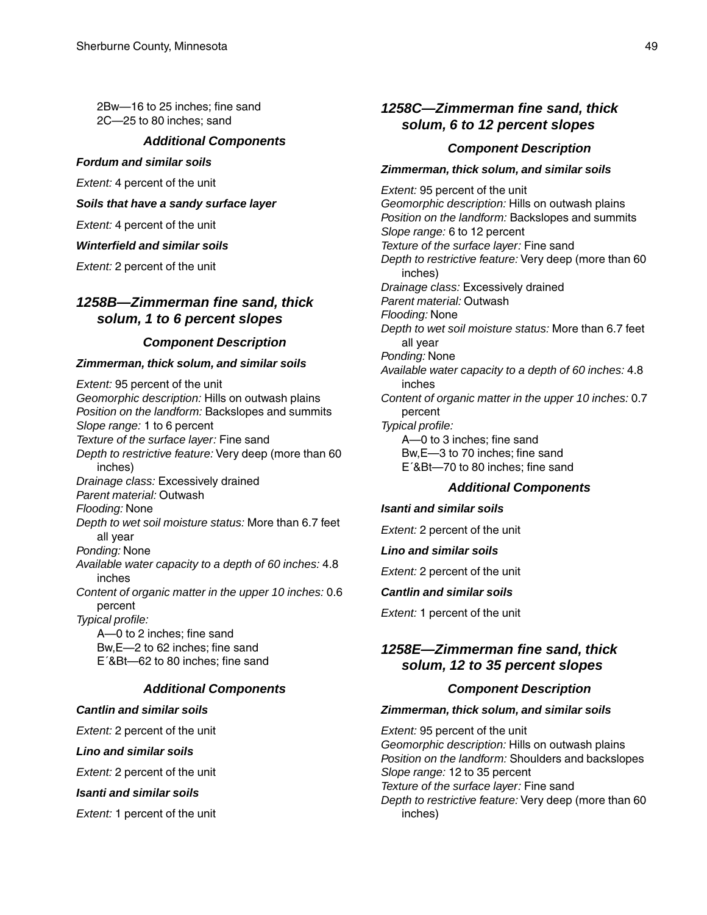2Bw—16 to 25 inches; fine sand
2C—25 to 80 inches; sand

### Additional Components

***Fordum and similar soils***

*Extent:* 4 percent of the unit

***Soils that have a sandy surface layer***

*Extent:* 4 percent of the unit

***Winterfield and similar soils***

*Extent:* 2 percent of the unit

## 1258B—Zimmerman fine sand, thick solum, 1 to 6 percent slopes

### Component Description

***Zimmerman, thick solum, and similar soils***

*Extent:* 95 percent of the unit
*Geomorphic description:* Hills on outwash plains
*Position on the landform:* Backslopes and summits
*Slope range:* 1 to 6 percent
*Texture of the surface layer:* Fine sand
*Depth to restrictive feature:* Very deep (more than 60 inches)
*Drainage class:* Excessively drained
*Parent material:* Outwash
*Flooding:* None
*Depth to wet soil moisture status:* More than 6.7 feet all year
*Ponding:* None
*Available water capacity to a depth of 60 inches:* 4.8 inches
*Content of organic matter in the upper 10 inches:* 0.6 percent
*Typical profile:*
A—0 to 2 inches; fine sand
Bw,E—2 to 62 inches; fine sand
E´&Bt—62 to 80 inches; fine sand

### Additional Components

***Cantlin and similar soils***

*Extent:* 2 percent of the unit

***Lino and similar soils***

*Extent:* 2 percent of the unit

***Isanti and similar soils***

*Extent:* 1 percent of the unit

## 1258C—Zimmerman fine sand, thick solum, 6 to 12 percent slopes

### Component Description

***Zimmerman, thick solum, and similar soils***

*Extent:* 95 percent of the unit
*Geomorphic description:* Hills on outwash plains
*Position on the landform:* Backslopes and summits
*Slope range:* 6 to 12 percent
*Texture of the surface layer:* Fine sand
*Depth to restrictive feature:* Very deep (more than 60 inches)
*Drainage class:* Excessively drained
*Parent material:* Outwash
*Flooding:* None
*Depth to wet soil moisture status:* More than 6.7 feet all year
*Ponding:* None
*Available water capacity to a depth of 60 inches:* 4.8 inches
*Content of organic matter in the upper 10 inches:* 0.7 percent
*Typical profile:*
A—0 to 3 inches; fine sand
Bw,E—3 to 70 inches; fine sand
E´&Bt—70 to 80 inches; fine sand

### Additional Components

***Isanti and similar soils***

*Extent:* 2 percent of the unit

***Lino and similar soils***

*Extent:* 2 percent of the unit

***Cantlin and similar soils***

*Extent:* 1 percent of the unit

## 1258E—Zimmerman fine sand, thick solum, 12 to 35 percent slopes

### Component Description

***Zimmerman, thick solum, and similar soils***

*Extent:* 95 percent of the unit
*Geomorphic description:* Hills on outwash plains
*Position on the landform:* Shoulders and backslopes
*Slope range:* 12 to 35 percent
*Texture of the surface layer:* Fine sand
*Depth to restrictive feature:* Very deep (more than 60 inches)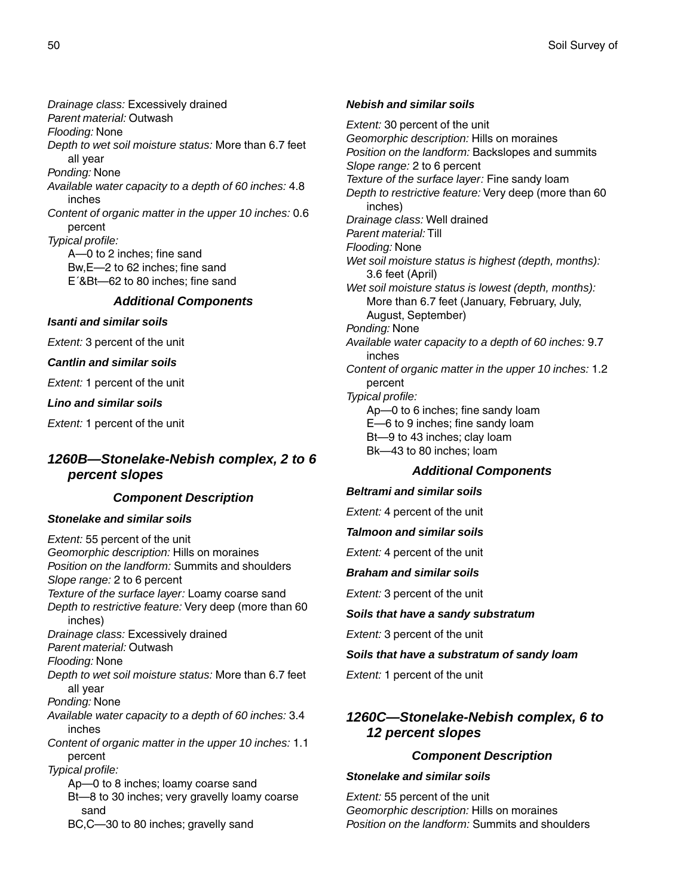*Drainage class:* Excessively drained
*Parent material:* Outwash
*Flooding:* None
*Depth to wet soil moisture status:* More than 6.7 feet all year
*Ponding:* None
*Available water capacity to a depth of 60 inches:* 4.8 inches
*Content of organic matter in the upper 10 inches:* 0.6 percent
*Typical profile:*
A—0 to 2 inches; fine sand
Bw,E—2 to 62 inches; fine sand
E´&Bt—62 to 80 inches; fine sand

### Additional Components

***Isanti and similar soils***

*Extent:* 3 percent of the unit

***Cantlin and similar soils***

*Extent:* 1 percent of the unit

***Lino and similar soils***

*Extent:* 1 percent of the unit

## 1260B—Stonelake-Nebish complex, 2 to 6 percent slopes

### Component Description

***Stonelake and similar soils***

*Extent:* 55 percent of the unit
*Geomorphic description:* Hills on moraines
*Position on the landform:* Summits and shoulders
*Slope range:* 2 to 6 percent
*Texture of the surface layer:* Loamy coarse sand
*Depth to restrictive feature:* Very deep (more than 60 inches)
*Drainage class:* Excessively drained
*Parent material:* Outwash
*Flooding:* None
*Depth to wet soil moisture status:* More than 6.7 feet all year
*Ponding:* None
*Available water capacity to a depth of 60 inches:* 3.4 inches
*Content of organic matter in the upper 10 inches:* 1.1 percent
*Typical profile:*
Ap—0 to 8 inches; loamy coarse sand
Bt—8 to 30 inches; very gravelly loamy coarse sand
BC,C—30 to 80 inches; gravelly sand

***Nebish and similar soils***

*Extent:* 30 percent of the unit
*Geomorphic description:* Hills on moraines
*Position on the landform:* Backslopes and summits
*Slope range:* 2 to 6 percent
*Texture of the surface layer:* Fine sandy loam
*Depth to restrictive feature:* Very deep (more than 60 inches)
*Drainage class:* Well drained
*Parent material:* Till
*Flooding:* None
*Wet soil moisture status is highest (depth, months):* 3.6 feet (April)
*Wet soil moisture status is lowest (depth, months):* More than 6.7 feet (January, February, July, August, September)
*Ponding:* None
*Available water capacity to a depth of 60 inches:* 9.7 inches
*Content of organic matter in the upper 10 inches:* 1.2 percent
*Typical profile:*
Ap—0 to 6 inches; fine sandy loam
E—6 to 9 inches; fine sandy loam
Bt—9 to 43 inches; clay loam
Bk—43 to 80 inches; loam

### Additional Components

***Beltrami and similar soils***

*Extent:* 4 percent of the unit

***Talmoon and similar soils***

*Extent:* 4 percent of the unit

***Braham and similar soils***

*Extent:* 3 percent of the unit

***Soils that have a sandy substratum***

*Extent:* 3 percent of the unit

***Soils that have a substratum of sandy loam***

*Extent:* 1 percent of the unit

## 1260C—Stonelake-Nebish complex, 6 to 12 percent slopes

### Component Description

***Stonelake and similar soils***

*Extent:* 55 percent of the unit
*Geomorphic description:* Hills on moraines
*Position on the landform:* Summits and shoulders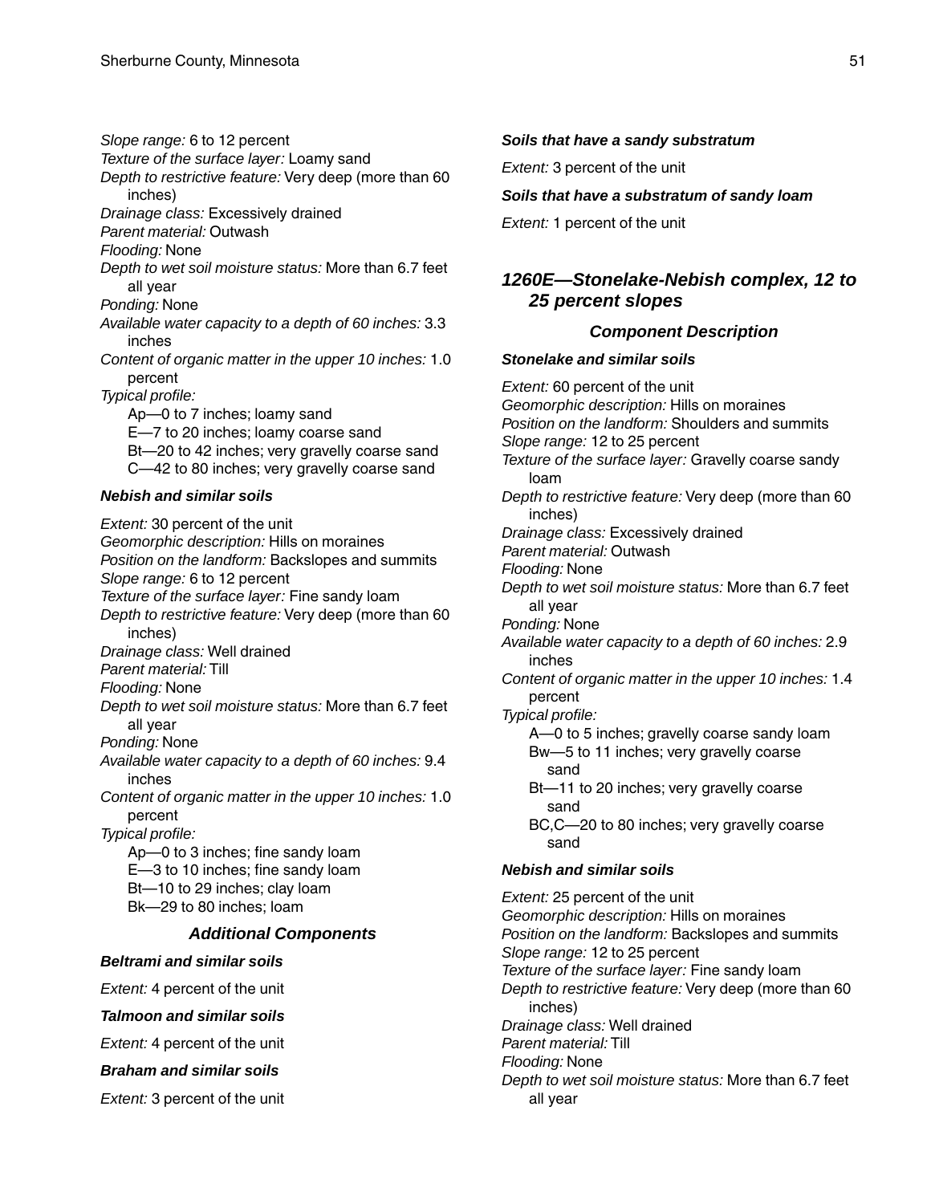*Slope range:* 6 to 12 percent
*Texture of the surface layer:* Loamy sand
*Depth to restrictive feature:* Very deep (more than 60 inches)
*Drainage class:* Excessively drained
*Parent material:* Outwash
*Flooding:* None
*Depth to wet soil moisture status:* More than 6.7 feet all year
*Ponding:* None
*Available water capacity to a depth of 60 inches:* 3.3 inches
*Content of organic matter in the upper 10 inches:* 1.0 percent
*Typical profile:*
Ap—0 to 7 inches; loamy sand
E—7 to 20 inches; loamy coarse sand
Bt—20 to 42 inches; very gravelly coarse sand
C—42 to 80 inches; very gravelly coarse sand

#### Nebish and similar soils

*Extent:* 30 percent of the unit
*Geomorphic description:* Hills on moraines
*Position on the landform:* Backslopes and summits
*Slope range:* 6 to 12 percent
*Texture of the surface layer:* Fine sandy loam
*Depth to restrictive feature:* Very deep (more than 60 inches)
*Drainage class:* Well drained
*Parent material:* Till
*Flooding:* None
*Depth to wet soil moisture status:* More than 6.7 feet all year
*Ponding:* None
*Available water capacity to a depth of 60 inches:* 9.4 inches
*Content of organic matter in the upper 10 inches:* 1.0 percent
*Typical profile:*
Ap—0 to 3 inches; fine sandy loam
E—3 to 10 inches; fine sandy loam
Bt—10 to 29 inches; clay loam
Bk—29 to 80 inches; loam

### Additional Components

#### Beltrami and similar soils

*Extent:* 4 percent of the unit

#### Talmoon and similar soils

*Extent:* 4 percent of the unit

#### Braham and similar soils

*Extent:* 3 percent of the unit

#### Soils that have a sandy substratum

*Extent:* 3 percent of the unit

#### Soils that have a substratum of sandy loam

*Extent:* 1 percent of the unit

## 1260E—Stonelake-Nebish complex, 12 to 25 percent slopes

### Component Description

#### Stonelake and similar soils

*Extent:* 60 percent of the unit
*Geomorphic description:* Hills on moraines
*Position on the landform:* Shoulders and summits
*Slope range:* 12 to 25 percent
*Texture of the surface layer:* Gravelly coarse sandy loam
*Depth to restrictive feature:* Very deep (more than 60 inches)
*Drainage class:* Excessively drained
*Parent material:* Outwash
*Flooding:* None
*Depth to wet soil moisture status:* More than 6.7 feet all year
*Ponding:* None
*Available water capacity to a depth of 60 inches:* 2.9 inches
*Content of organic matter in the upper 10 inches:* 1.4 percent
*Typical profile:*
A—0 to 5 inches; gravelly coarse sandy loam
Bw—5 to 11 inches; very gravelly coarse sand
Bt—11 to 20 inches; very gravelly coarse sand
BC,C—20 to 80 inches; very gravelly coarse sand

#### Nebish and similar soils

*Extent:* 25 percent of the unit
*Geomorphic description:* Hills on moraines
*Position on the landform:* Backslopes and summits
*Slope range:* 12 to 25 percent
*Texture of the surface layer:* Fine sandy loam
*Depth to restrictive feature:* Very deep (more than 60 inches)
*Drainage class:* Well drained
*Parent material:* Till
*Flooding:* None
*Depth to wet soil moisture status:* More than 6.7 feet all year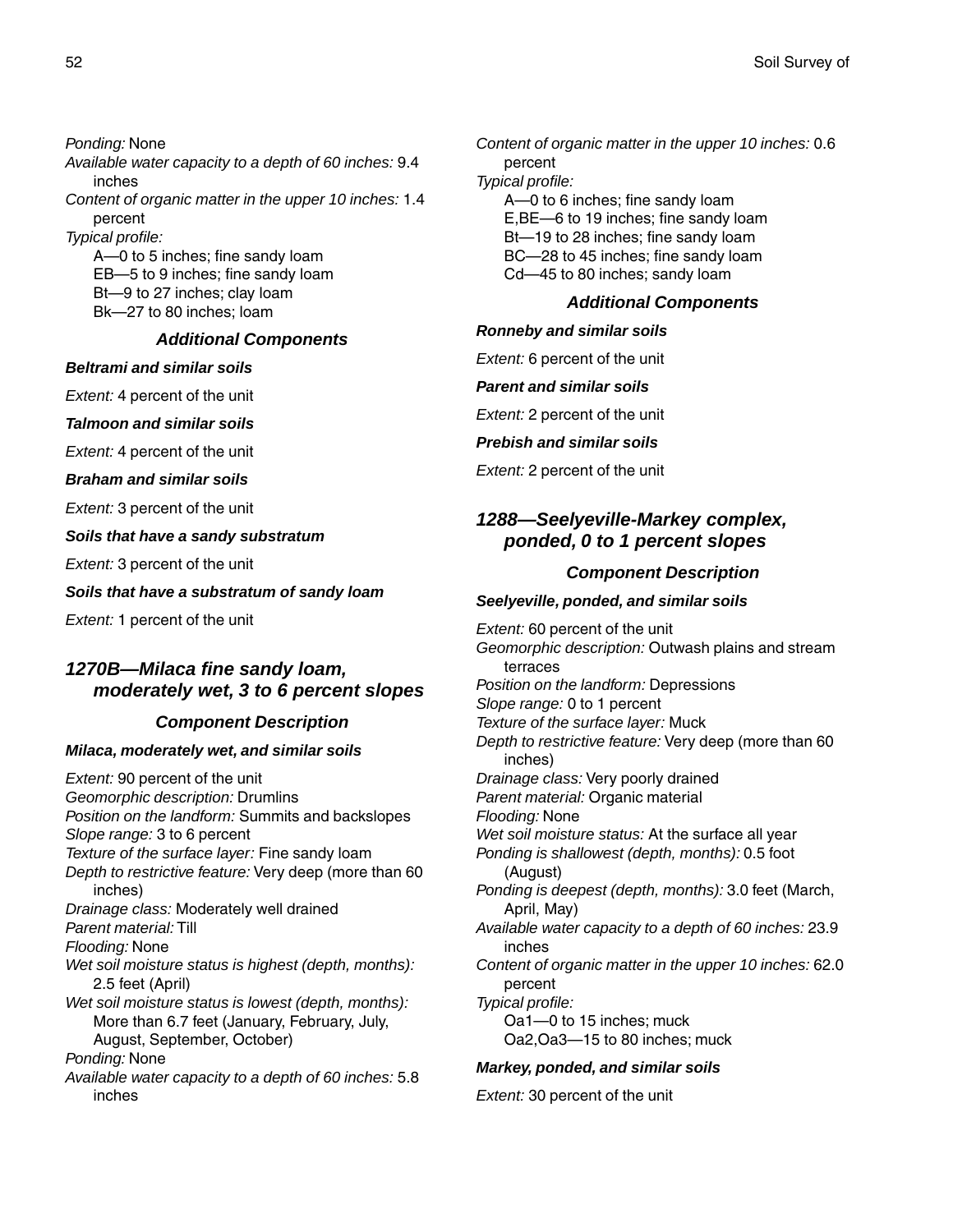*Ponding:* None
*Available water capacity to a depth of 60 inches:* 9.4 inches
*Content of organic matter in the upper 10 inches:* 1.4 percent
*Typical profile:*
A—0 to 5 inches; fine sandy loam
EB—5 to 9 inches; fine sandy loam
Bt—9 to 27 inches; clay loam
Bk—27 to 80 inches; loam

### Additional Components

**Beltrami and similar soils**

*Extent:* 4 percent of the unit

**Talmoon and similar soils**

*Extent:* 4 percent of the unit

**Braham and similar soils**

*Extent:* 3 percent of the unit

**Soils that have a sandy substratum**

*Extent:* 3 percent of the unit

**Soils that have a substratum of sandy loam**

*Extent:* 1 percent of the unit

## 1270B—Milaca fine sandy loam, moderately wet, 3 to 6 percent slopes

### Component Description

**Milaca, moderately wet, and similar soils**

*Extent:* 90 percent of the unit
*Geomorphic description:* Drumlins
*Position on the landform:* Summits and backslopes
*Slope range:* 3 to 6 percent
*Texture of the surface layer:* Fine sandy loam
*Depth to restrictive feature:* Very deep (more than 60 inches)
*Drainage class:* Moderately well drained
*Parent material:* Till
*Flooding:* None
*Wet soil moisture status is highest (depth, months):* 2.5 feet (April)
*Wet soil moisture status is lowest (depth, months):* More than 6.7 feet (January, February, July, August, September, October)
*Ponding:* None
*Available water capacity to a depth of 60 inches:* 5.8 inches
*Content of organic matter in the upper 10 inches:* 0.6 percent
*Typical profile:*
A—0 to 6 inches; fine sandy loam
E,BE—6 to 19 inches; fine sandy loam
Bt—19 to 28 inches; fine sandy loam
BC—28 to 45 inches; fine sandy loam
Cd—45 to 80 inches; sandy loam

### Additional Components

**Ronneby and similar soils**

*Extent:* 6 percent of the unit

**Parent and similar soils**

*Extent:* 2 percent of the unit

**Prebish and similar soils**

*Extent:* 2 percent of the unit

## 1288—Seelyeville-Markey complex, ponded, 0 to 1 percent slopes

### Component Description

**Seelyeville, ponded, and similar soils**

*Extent:* 60 percent of the unit
*Geomorphic description:* Outwash plains and stream terraces
*Position on the landform:* Depressions
*Slope range:* 0 to 1 percent
*Texture of the surface layer:* Muck
*Depth to restrictive feature:* Very deep (more than 60 inches)
*Drainage class:* Very poorly drained
*Parent material:* Organic material
*Flooding:* None
*Wet soil moisture status:* At the surface all year
*Ponding is shallowest (depth, months):* 0.5 foot (August)
*Ponding is deepest (depth, months):* 3.0 feet (March, April, May)
*Available water capacity to a depth of 60 inches:* 23.9 inches
*Content of organic matter in the upper 10 inches:* 62.0 percent
*Typical profile:*
Oa1—0 to 15 inches; muck
Oa2,Oa3—15 to 80 inches; muck

**Markey, ponded, and similar soils**

*Extent:* 30 percent of the unit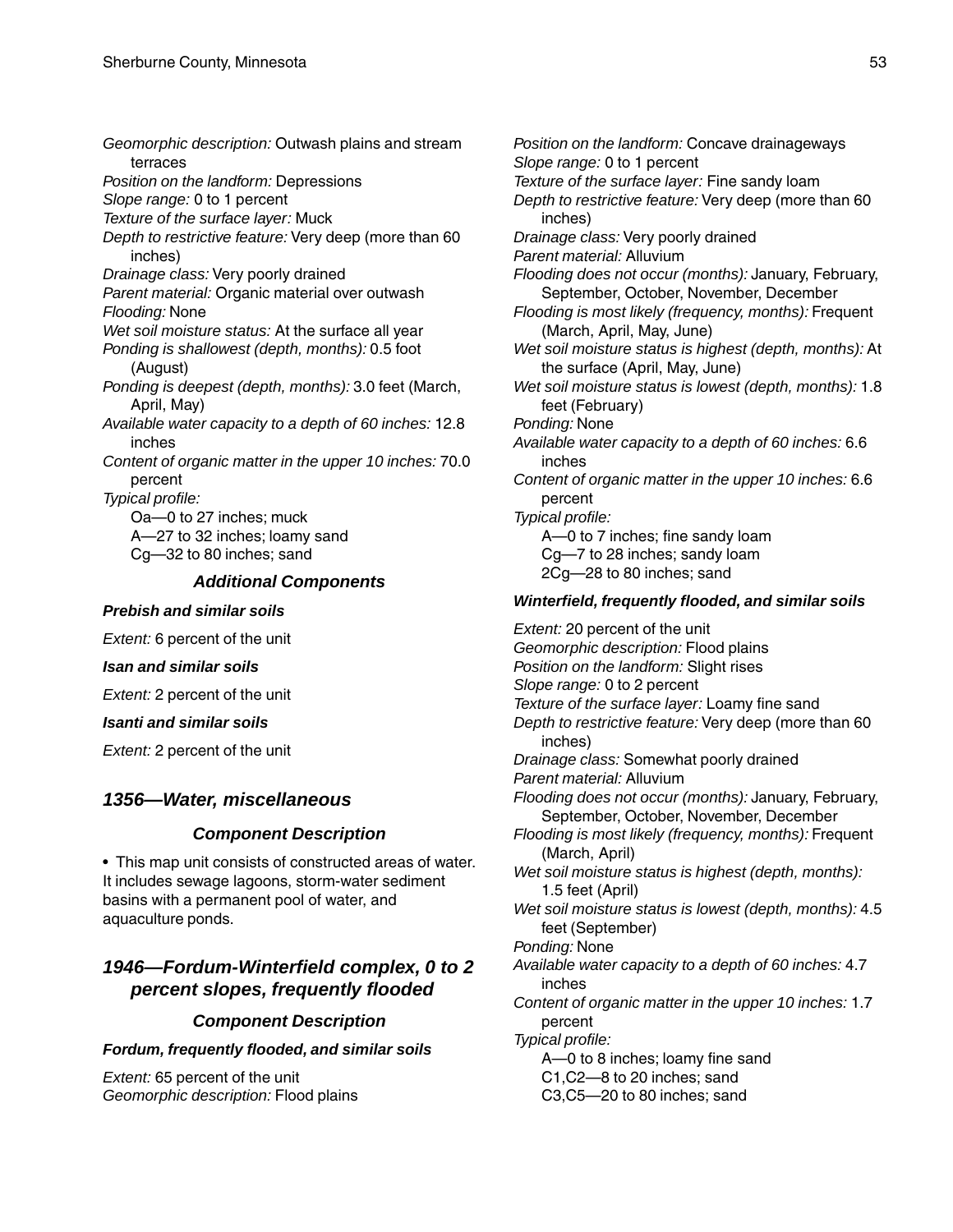*Geomorphic description:* Outwash plains and stream terraces
*Position on the landform:* Depressions
*Slope range:* 0 to 1 percent
*Texture of the surface layer:* Muck
*Depth to restrictive feature:* Very deep (more than 60 inches)
*Drainage class:* Very poorly drained
*Parent material:* Organic material over outwash
*Flooding:* None
*Wet soil moisture status:* At the surface all year
*Ponding is shallowest (depth, months):* 0.5 foot (August)
*Ponding is deepest (depth, months):* 3.0 feet (March, April, May)
*Available water capacity to a depth of 60 inches:* 12.8 inches
*Content of organic matter in the upper 10 inches:* 70.0 percent
*Typical profile:*
Oa—0 to 27 inches; muck
A—27 to 32 inches; loamy sand
Cg—32 to 80 inches; sand

### Additional Components

**Prebish and similar soils**

*Extent:* 6 percent of the unit

**Isan and similar soils**

*Extent:* 2 percent of the unit

**Isanti and similar soils**

*Extent:* 2 percent of the unit

## 1356—Water, miscellaneous

### Component Description

• This map unit consists of constructed areas of water. It includes sewage lagoons, storm-water sediment basins with a permanent pool of water, and aquaculture ponds.

## 1946—Fordum-Winterfield complex, 0 to 2 percent slopes, frequently flooded

### Component Description

**Fordum, frequently flooded, and similar soils**

*Extent:* 65 percent of the unit
*Geomorphic description:* Flood plains
*Position on the landform:* Concave drainageways
*Slope range:* 0 to 1 percent
*Texture of the surface layer:* Fine sandy loam
*Depth to restrictive feature:* Very deep (more than 60 inches)
*Drainage class:* Very poorly drained
*Parent material:* Alluvium
*Flooding does not occur (months):* January, February, September, October, November, December
*Flooding is most likely (frequency, months):* Frequent (March, April, May, June)
*Wet soil moisture status is highest (depth, months):* At the surface (April, May, June)
*Wet soil moisture status is lowest (depth, months):* 1.8 feet (February)
*Ponding:* None
*Available water capacity to a depth of 60 inches:* 6.6 inches
*Content of organic matter in the upper 10 inches:* 6.6 percent
*Typical profile:*
A—0 to 7 inches; fine sandy loam
Cg—7 to 28 inches; sandy loam
2Cg—28 to 80 inches; sand

**Winterfield, frequently flooded, and similar soils**

*Extent:* 20 percent of the unit
*Geomorphic description:* Flood plains
*Position on the landform:* Slight rises
*Slope range:* 0 to 2 percent
*Texture of the surface layer:* Loamy fine sand
*Depth to restrictive feature:* Very deep (more than 60 inches)
*Drainage class:* Somewhat poorly drained
*Parent material:* Alluvium
*Flooding does not occur (months):* January, February, September, October, November, December
*Flooding is most likely (frequency, months):* Frequent (March, April)
*Wet soil moisture status is highest (depth, months):* 1.5 feet (April)
*Wet soil moisture status is lowest (depth, months):* 4.5 feet (September)
*Ponding:* None
*Available water capacity to a depth of 60 inches:* 4.7 inches
*Content of organic matter in the upper 10 inches:* 1.7 percent
*Typical profile:*
A—0 to 8 inches; loamy fine sand
C1,C2—8 to 20 inches; sand
C3,C5—20 to 80 inches; sand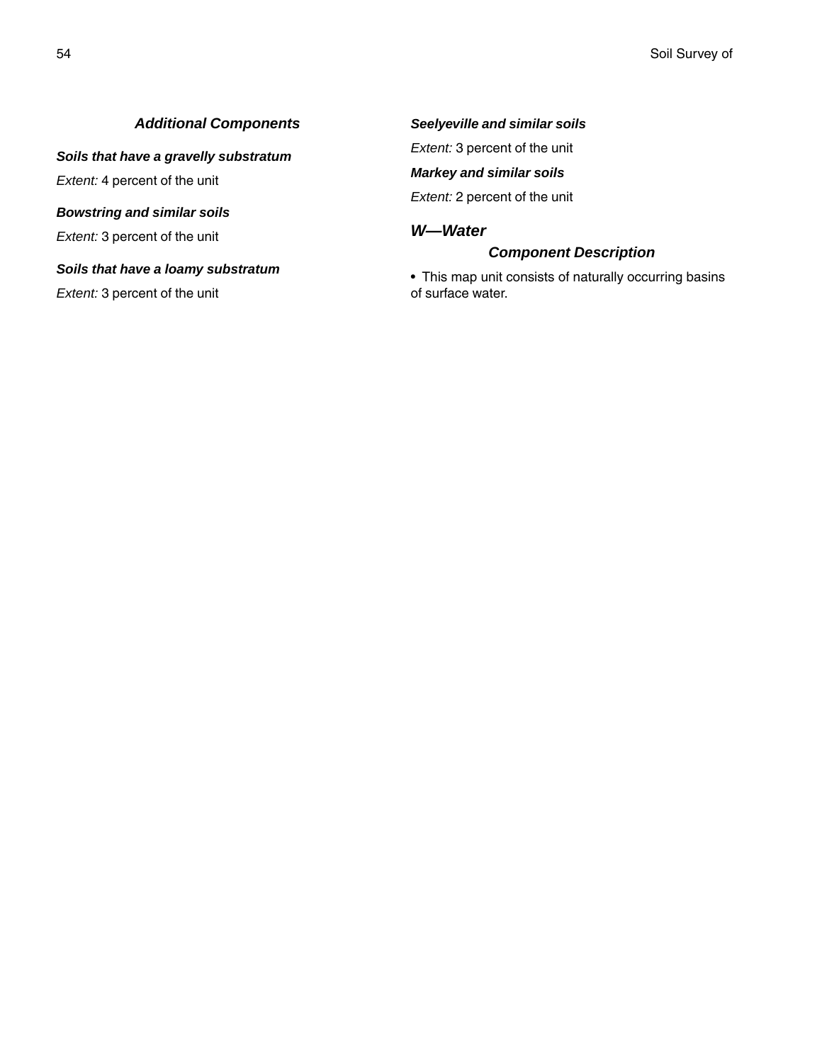### Additional Components

***Soils that have a gravelly substratum***

*Extent:* 4 percent of the unit

***Bowstring and similar soils***

*Extent:* 3 percent of the unit

***Soils that have a loamy substratum***

*Extent:* 3 percent of the unit

***Seelyeville and similar soils***

*Extent:* 3 percent of the unit

***Markey and similar soils***

*Extent:* 2 percent of the unit

## *W—Water*

### Component Description

- This map unit consists of naturally occurring basins of surface water.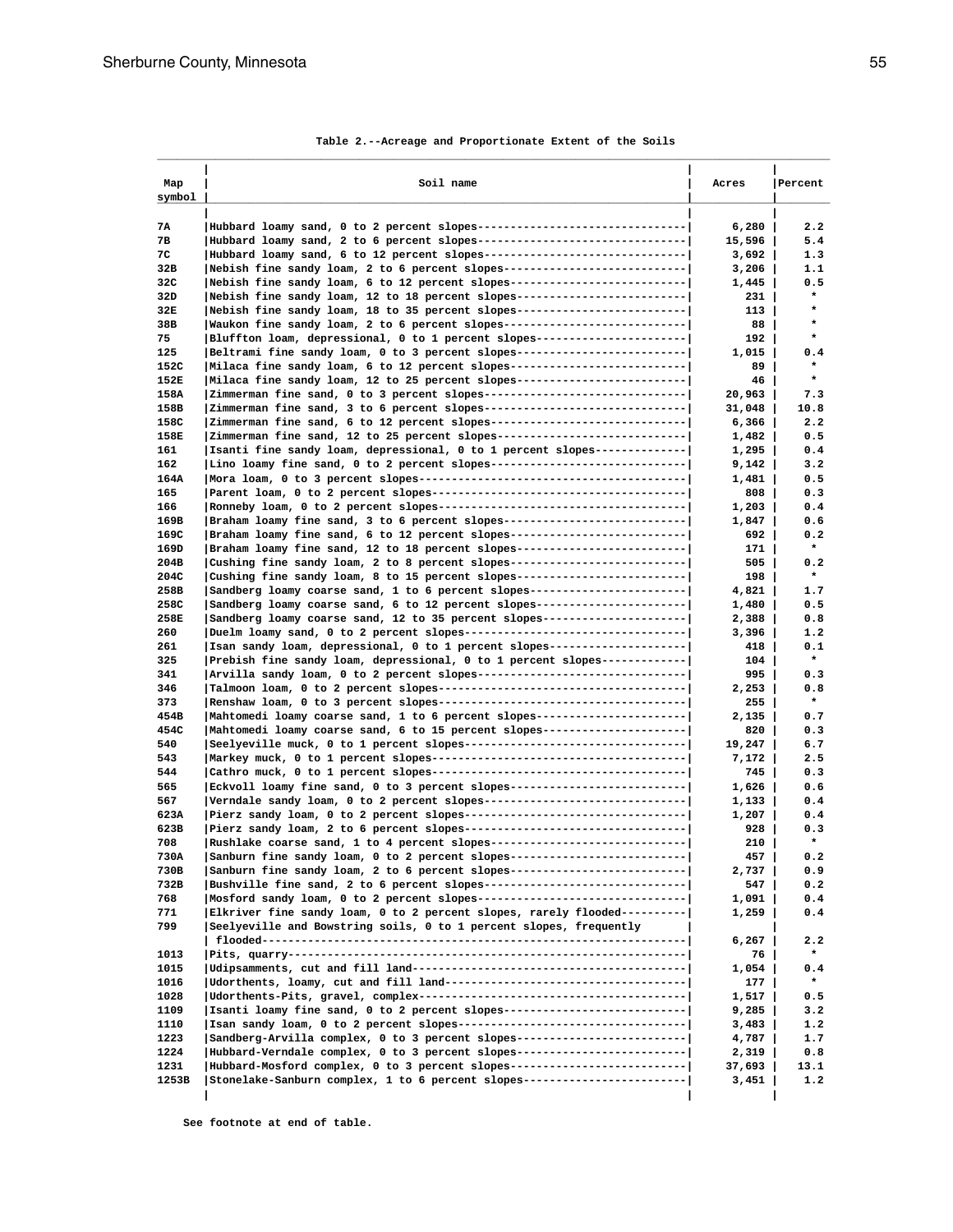Table 2.--Acreage and Proportionate Extent of the Soils

| Map symbol | Soil name | Acres | Percent |
|---|---|---|---|
| 7A | Hubbard loamy sand, 0 to 2 percent slopes | 6,280 | 2.2 |
| 7B | Hubbard loamy sand, 2 to 6 percent slopes | 15,596 | 5.4 |
| 7C | Hubbard loamy sand, 6 to 12 percent slopes | 3,692 | 1.3 |
| 32B | Nebish fine sandy loam, 2 to 6 percent slopes | 3,206 | 1.1 |
| 32C | Nebish fine sandy loam, 6 to 12 percent slopes | 1,445 | 0.5 |
| 32D | Nebish fine sandy loam, 12 to 18 percent slopes | 231 | * |
| 32E | Nebish fine sandy loam, 18 to 35 percent slopes | 113 | * |
| 38B | Waukon fine sandy loam, 2 to 6 percent slopes | 88 | * |
| 75 | Bluffton loam, depressional, 0 to 1 percent slopes | 192 | * |
| 125 | Beltrami fine sandy loam, 0 to 3 percent slopes | 1,015 | 0.4 |
| 152C | Milaca fine sandy loam, 6 to 12 percent slopes | 89 | * |
| 152E | Milaca fine sandy loam, 12 to 25 percent slopes | 46 | * |
| 158A | Zimmerman fine sand, 0 to 3 percent slopes | 20,963 | 7.3 |
| 158B | Zimmerman fine sand, 3 to 6 percent slopes | 31,048 | 10.8 |
| 158C | Zimmerman fine sand, 6 to 12 percent slopes | 6,366 | 2.2 |
| 158E | Zimmerman fine sand, 12 to 25 percent slopes | 1,482 | 0.5 |
| 161 | Isanti fine sandy loam, depressional, 0 to 1 percent slopes | 1,295 | 0.4 |
| 162 | Lino loamy fine sand, 0 to 2 percent slopes | 9,142 | 3.2 |
| 164A | Mora loam, 0 to 3 percent slopes | 1,481 | 0.5 |
| 165 | Parent loam, 0 to 2 percent slopes | 808 | 0.3 |
| 166 | Ronneby loam, 0 to 2 percent slopes | 1,203 | 0.4 |
| 169B | Braham loamy fine sand, 3 to 6 percent slopes | 1,847 | 0.6 |
| 169C | Braham loamy fine sand, 6 to 12 percent slopes | 692 | 0.2 |
| 169D | Braham loamy fine sand, 12 to 18 percent slopes | 171 | * |
| 204B | Cushing fine sandy loam, 2 to 8 percent slopes | 505 | 0.2 |
| 204C | Cushing fine sandy loam, 8 to 15 percent slopes | 198 | * |
| 258B | Sandberg loamy coarse sand, 1 to 6 percent slopes | 4,821 | 1.7 |
| 258C | Sandberg loamy coarse sand, 6 to 12 percent slopes | 1,480 | 0.5 |
| 258E | Sandberg loamy coarse sand, 12 to 35 percent slopes | 2,388 | 0.8 |
| 260 | Duelm loamy sand, 0 to 2 percent slopes | 3,396 | 1.2 |
| 261 | Isan sandy loam, depressional, 0 to 1 percent slopes | 418 | 0.1 |
| 325 | Prebish fine sandy loam, depressional, 0 to 1 percent slopes | 104 | * |
| 341 | Arvilla sandy loam, 0 to 2 percent slopes | 995 | 0.3 |
| 346 | Talmoon loam, 0 to 2 percent slopes | 2,253 | 0.8 |
| 373 | Renshaw loam, 0 to 3 percent slopes | 255 | * |
| 454B | Mahtomedi loamy coarse sand, 1 to 6 percent slopes | 2,135 | 0.7 |
| 454C | Mahtomedi loamy coarse sand, 6 to 15 percent slopes | 820 | 0.3 |
| 540 | Seelyeville muck, 0 to 1 percent slopes | 19,247 | 6.7 |
| 543 | Markey muck, 0 to 1 percent slopes | 7,172 | 2.5 |
| 544 | Cathro muck, 0 to 1 percent slopes | 745 | 0.3 |
| 565 | Eckvoll loamy fine sand, 0 to 3 percent slopes | 1,626 | 0.6 |
| 567 | Verndale sandy loam, 0 to 2 percent slopes | 1,133 | 0.4 |
| 623A | Pierz sandy loam, 0 to 2 percent slopes | 1,207 | 0.4 |
| 623B | Pierz sandy loam, 2 to 6 percent slopes | 928 | 0.3 |
| 708 | Rushlake coarse sand, 1 to 4 percent slopes | 210 | * |
| 730A | Sanburn fine sandy loam, 0 to 2 percent slopes | 457 | 0.2 |
| 730B | Sanburn fine sandy loam, 2 to 6 percent slopes | 2,737 | 0.9 |
| 732B | Bushville fine sand, 2 to 6 percent slopes | 547 | 0.2 |
| 768 | Mosford sandy loam, 0 to 2 percent slopes | 1,091 | 0.4 |
| 771 | Elkriver fine sandy loam, 0 to 2 percent slopes, rarely flooded | 1,259 | 0.4 |
| 799 | Seelyeville and Bowstring soils, 0 to 1 percent slopes, frequently flooded | 6,267 | 2.2 |
| 1013 | Pits, quarry | 76 | * |
| 1015 | Udipsamments, cut and fill land | 1,054 | 0.4 |
| 1016 | Udorthents, loamy, cut and fill land | 177 | * |
| 1028 | Udorthents-Pits, gravel, complex | 1,517 | 0.5 |
| 1109 | Isanti loamy fine sand, 0 to 2 percent slopes | 9,285 | 3.2 |
| 1110 | Isan sandy loam, 0 to 2 percent slopes | 3,483 | 1.2 |
| 1223 | Sandberg-Arvilla complex, 0 to 3 percent slopes | 4,787 | 1.7 |
| 1224 | Hubbard-Verndale complex, 0 to 3 percent slopes | 2,319 | 0.8 |
| 1231 | Hubbard-Mosford complex, 0 to 3 percent slopes | 37,693 | 13.1 |
| 1253B | Stonelake-Sanburn complex, 1 to 6 percent slopes | 3,451 | 1.2 |

See footnote at end of table.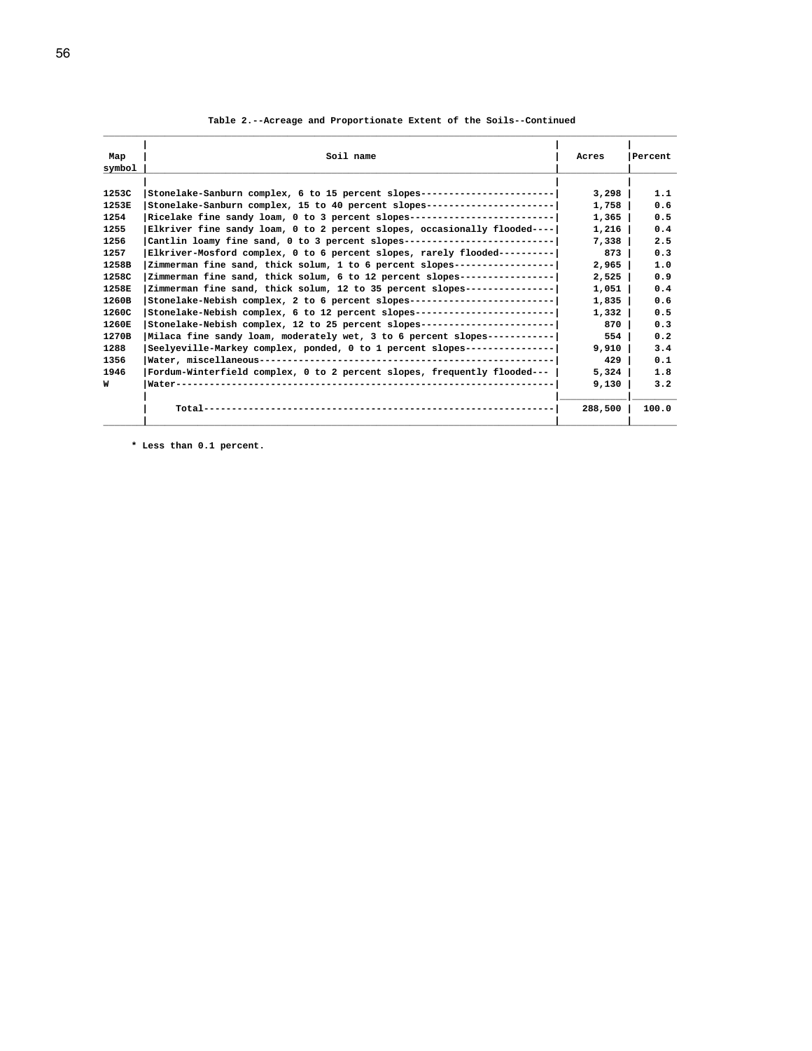**Table 2.--Acreage and Proportionate Extent of the Soils--Continued**

| Map symbol | Soil name | Acres | Percent |
|---|---|---|---|
| 1253C | Stonelake-Sanburn complex, 6 to 15 percent slopes | 3,298 | 1.1 |
| 1253E | Stonelake-Sanburn complex, 15 to 40 percent slopes | 1,758 | 0.6 |
| 1254 | Ricelake fine sandy loam, 0 to 3 percent slopes | 1,365 | 0.5 |
| 1255 | Elkriver fine sandy loam, 0 to 2 percent slopes, occasionally flooded | 1,216 | 0.4 |
| 1256 | Cantlin loamy fine sand, 0 to 3 percent slopes | 7,338 | 2.5 |
| 1257 | Elkriver-Mosford complex, 0 to 6 percent slopes, rarely flooded | 873 | 0.3 |
| 1258B | Zimmerman fine sand, thick solum, 1 to 6 percent slopes | 2,965 | 1.0 |
| 1258C | Zimmerman fine sand, thick solum, 6 to 12 percent slopes | 2,525 | 0.9 |
| 1258E | Zimmerman fine sand, thick solum, 12 to 35 percent slopes | 1,051 | 0.4 |
| 1260B | Stonelake-Nebish complex, 2 to 6 percent slopes | 1,835 | 0.6 |
| 1260C | Stonelake-Nebish complex, 6 to 12 percent slopes | 1,332 | 0.5 |
| 1260E | Stonelake-Nebish complex, 12 to 25 percent slopes | 870 | 0.3 |
| 1270B | Milaca fine sandy loam, moderately wet, 3 to 6 percent slopes | 554 | 0.2 |
| 1288 | Seelyeville-Markey complex, ponded, 0 to 1 percent slopes | 9,910 | 3.4 |
| 1356 | Water, miscellaneous | 429 | 0.1 |
| 1946 | Fordum-Winterfield complex, 0 to 2 percent slopes, frequently flooded | 5,324 | 1.8 |
| W | Water | 9,130 | 3.2 |
| | Total | 288,500 | 100.0 |

* Less than 0.1 percent.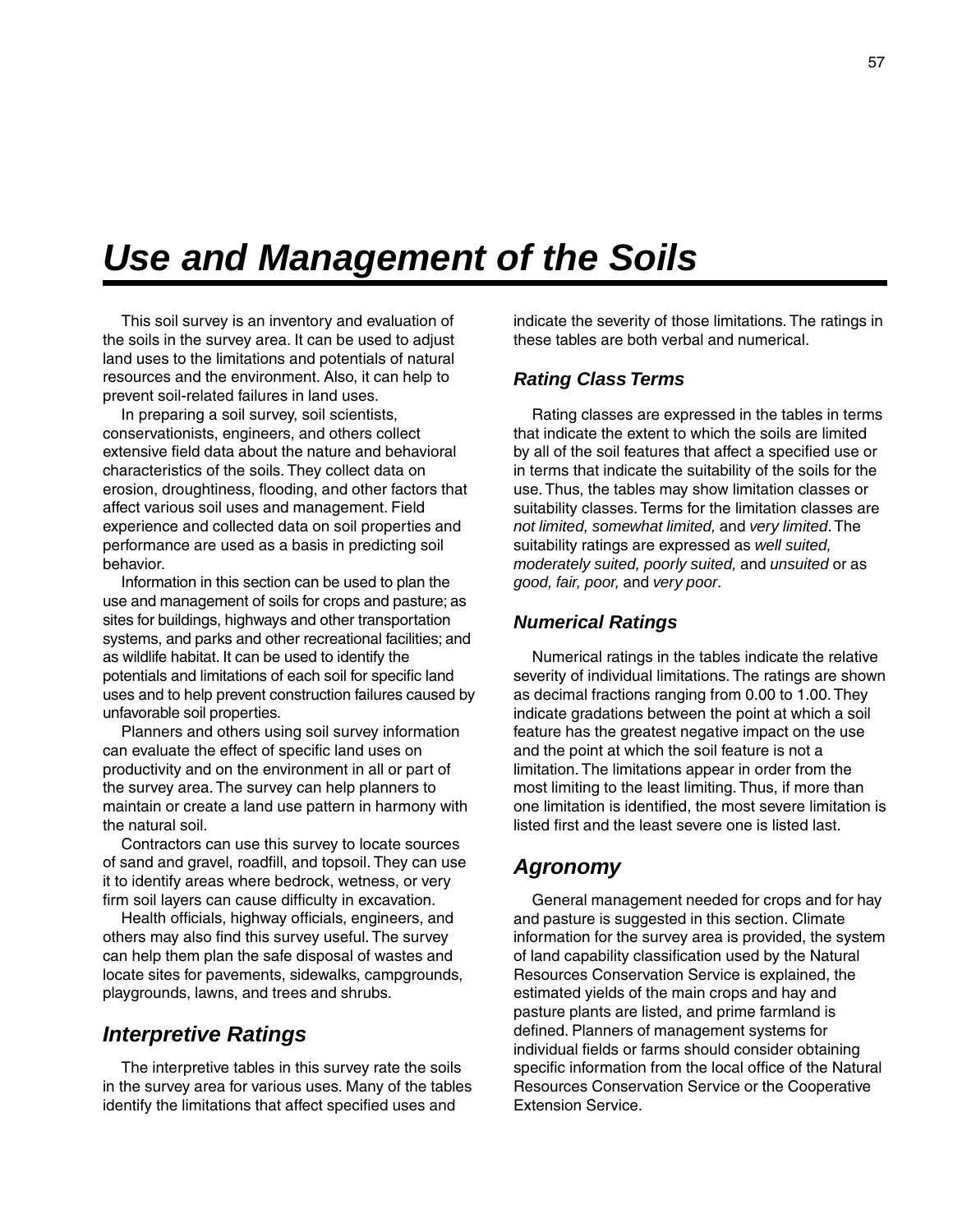# *Use and Management of the Soils*

This soil survey is an inventory and evaluation of the soils in the survey area. It can be used to adjust land uses to the limitations and potentials of natural resources and the environment. Also, it can help to prevent soil-related failures in land uses.

In preparing a soil survey, soil scientists, conservationists, engineers, and others collect extensive field data about the nature and behavioral characteristics of the soils. They collect data on erosion, droughtiness, flooding, and other factors that affect various soil uses and management. Field experience and collected data on soil properties and performance are used as a basis in predicting soil behavior.

Information in this section can be used to plan the use and management of soils for crops and pasture; as sites for buildings, highways and other transportation systems, and parks and other recreational facilities; and as wildlife habitat. It can be used to identify the potentials and limitations of each soil for specific land uses and to help prevent construction failures caused by unfavorable soil properties.

Planners and others using soil survey information can evaluate the effect of specific land uses on productivity and on the environment in all or part of the survey area. The survey can help planners to maintain or create a land use pattern in harmony with the natural soil.

Contractors can use this survey to locate sources of sand and gravel, roadfill, and topsoil. They can use it to identify areas where bedrock, wetness, or very firm soil layers can cause difficulty in excavation.

Health officials, highway officials, engineers, and others may also find this survey useful. The survey can help them plan the safe disposal of wastes and locate sites for pavements, sidewalks, campgrounds, playgrounds, lawns, and trees and shrubs.

## *Interpretive Ratings*

The interpretive tables in this survey rate the soils in the survey area for various uses. Many of the tables identify the limitations that affect specified uses and indicate the severity of those limitations. The ratings in these tables are both verbal and numerical.

### *Rating Class Terms*

Rating classes are expressed in the tables in terms that indicate the extent to which the soils are limited by all of the soil features that affect a specified use or in terms that indicate the suitability of the soils for the use. Thus, the tables may show limitation classes or suitability classes. Terms for the limitation classes are *not limited, somewhat limited,* and *very limited*. The suitability ratings are expressed as *well suited, moderately suited, poorly suited,* and *unsuited* or as *good, fair, poor,* and *very poor*.

### *Numerical Ratings*

Numerical ratings in the tables indicate the relative severity of individual limitations. The ratings are shown as decimal fractions ranging from 0.00 to 1.00. They indicate gradations between the point at which a soil feature has the greatest negative impact on the use and the point at which the soil feature is not a limitation. The limitations appear in order from the most limiting to the least limiting. Thus, if more than one limitation is identified, the most severe limitation is listed first and the least severe one is listed last.

## *Agronomy*

General management needed for crops and for hay and pasture is suggested in this section. Climate information for the survey area is provided, the system of land capability classification used by the Natural Resources Conservation Service is explained, the estimated yields of the main crops and hay and pasture plants are listed, and prime farmland is defined. Planners of management systems for individual fields or farms should consider obtaining specific information from the local office of the Natural Resources Conservation Service or the Cooperative Extension Service.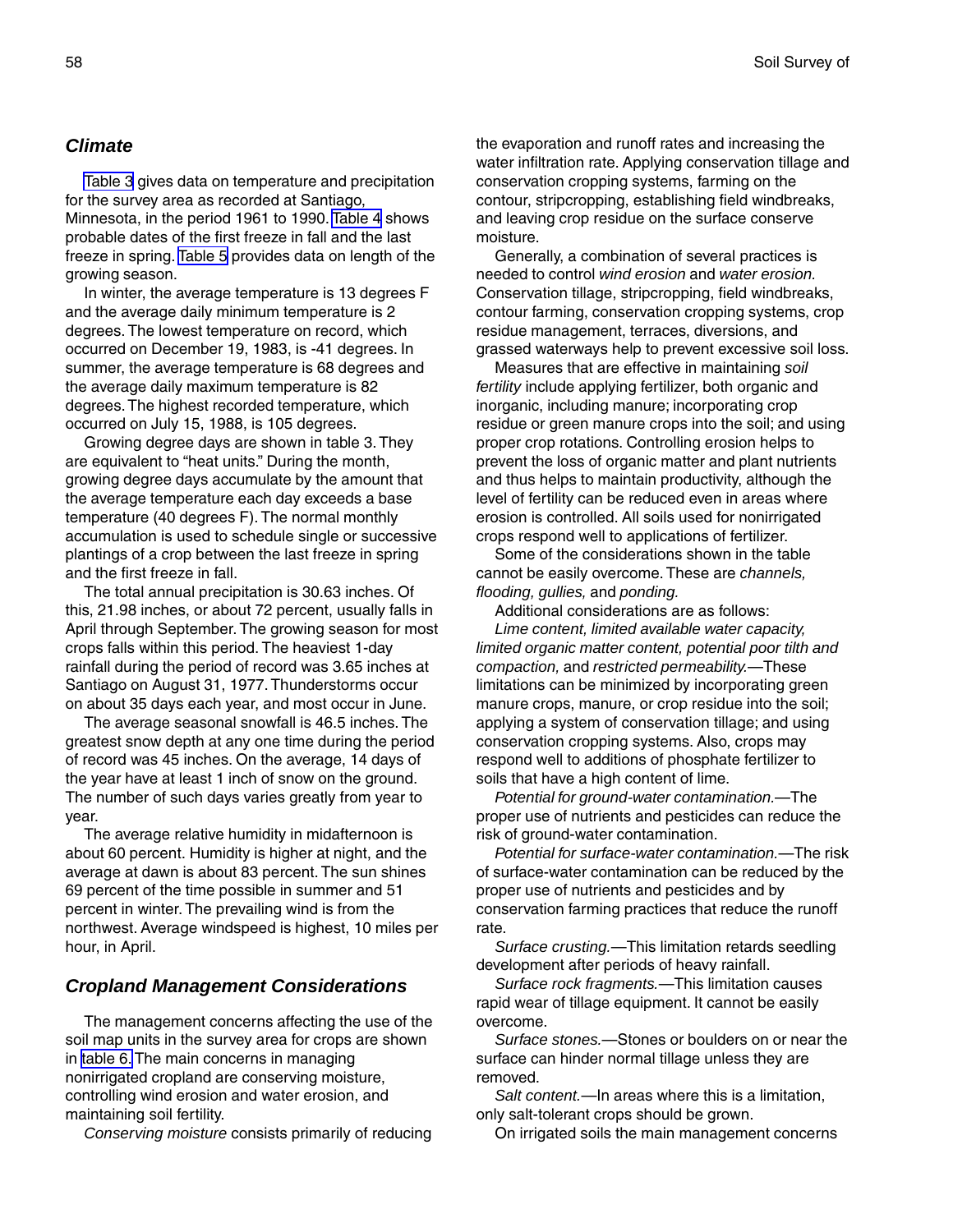## Climate

Table 3 gives data on temperature and precipitation for the survey area as recorded at Santiago, Minnesota, in the period 1961 to 1990. Table 4 shows probable dates of the first freeze in fall and the last freeze in spring. Table 5 provides data on length of the growing season.

In winter, the average temperature is 13 degrees F and the average daily minimum temperature is 2 degrees. The lowest temperature on record, which occurred on December 19, 1983, is -41 degrees. In summer, the average temperature is 68 degrees and the average daily maximum temperature is 82 degrees. The highest recorded temperature, which occurred on July 15, 1988, is 105 degrees.

Growing degree days are shown in table 3. They are equivalent to “heat units.” During the month, growing degree days accumulate by the amount that the average temperature each day exceeds a base temperature (40 degrees F). The normal monthly accumulation is used to schedule single or successive plantings of a crop between the last freeze in spring and the first freeze in fall.

The total annual precipitation is 30.63 inches. Of this, 21.98 inches, or about 72 percent, usually falls in April through September. The growing season for most crops falls within this period. The heaviest 1-day rainfall during the period of record was 3.65 inches at Santiago on August 31, 1977. Thunderstorms occur on about 35 days each year, and most occur in June.

The average seasonal snowfall is 46.5 inches. The greatest snow depth at any one time during the period of record was 45 inches. On the average, 14 days of the year have at least 1 inch of snow on the ground. The number of such days varies greatly from year to year.

The average relative humidity in midafternoon is about 60 percent. Humidity is higher at night, and the average at dawn is about 83 percent. The sun shines 69 percent of the time possible in summer and 51 percent in winter. The prevailing wind is from the northwest. Average windspeed is highest, 10 miles per hour, in April.

## Cropland Management Considerations

The management concerns affecting the use of the soil map units in the survey area for crops are shown in table 6. The main concerns in managing nonirrigated cropland are conserving moisture, controlling wind erosion and water erosion, and maintaining soil fertility.

*Conserving moisture* consists primarily of reducing the evaporation and runoff rates and increasing the water infiltration rate. Applying conservation tillage and conservation cropping systems, farming on the contour, stripcropping, establishing field windbreaks, and leaving crop residue on the surface conserve moisture.

Generally, a combination of several practices is needed to control *wind erosion* and *water erosion.* Conservation tillage, stripcropping, field windbreaks, contour farming, conservation cropping systems, crop residue management, terraces, diversions, and grassed waterways help to prevent excessive soil loss.

Measures that are effective in maintaining *soil fertility* include applying fertilizer, both organic and inorganic, including manure; incorporating crop residue or green manure crops into the soil; and using proper crop rotations. Controlling erosion helps to prevent the loss of organic matter and plant nutrients and thus helps to maintain productivity, although the level of fertility can be reduced even in areas where erosion is controlled. All soils used for nonirrigated crops respond well to applications of fertilizer.

Some of the considerations shown in the table cannot be easily overcome. These are *channels, flooding, gullies,* and *ponding.*

Additional considerations are as follows:

*Lime content, limited available water capacity, limited organic matter content, potential poor tilth and compaction,* and *restricted permeability.*—These limitations can be minimized by incorporating green manure crops, manure, or crop residue into the soil; applying a system of conservation tillage; and using conservation cropping systems. Also, crops may respond well to additions of phosphate fertilizer to soils that have a high content of lime.

*Potential for ground-water contamination.*—The proper use of nutrients and pesticides can reduce the risk of ground-water contamination.

*Potential for surface-water contamination.*—The risk of surface-water contamination can be reduced by the proper use of nutrients and pesticides and by conservation farming practices that reduce the runoff rate.

*Surface crusting.*—This limitation retards seedling development after periods of heavy rainfall.

*Surface rock fragments.*—This limitation causes rapid wear of tillage equipment. It cannot be easily overcome.

*Surface stones.*—Stones or boulders on or near the surface can hinder normal tillage unless they are removed.

*Salt content.*—In areas where this is a limitation, only salt-tolerant crops should be grown.

On irrigated soils the main management concerns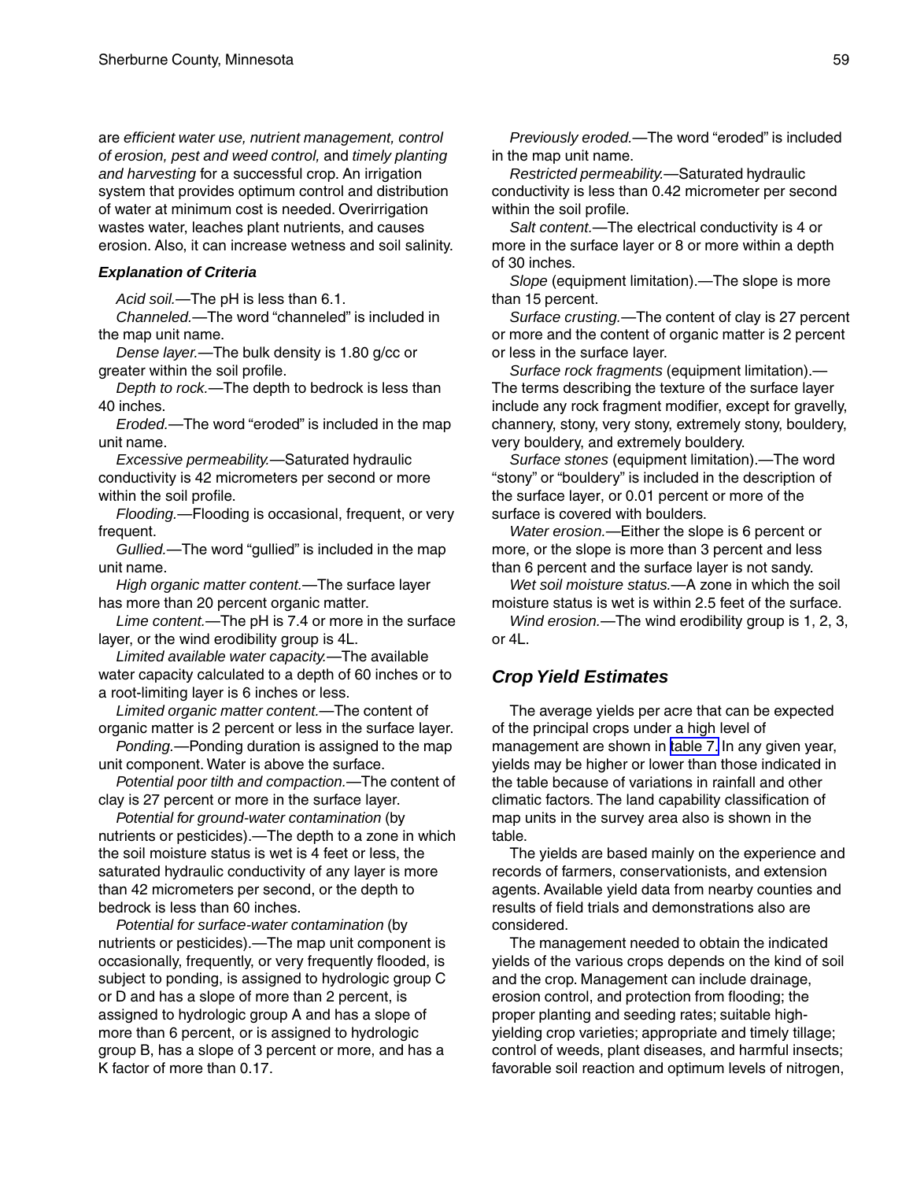are *efficient water use, nutrient management, control of erosion, pest and weed control,* and *timely planting and harvesting* for a successful crop. An irrigation system that provides optimum control and distribution of water at minimum cost is needed. Overirrigation wastes water, leaches plant nutrients, and causes erosion. Also, it can increase wetness and soil salinity.

### *Explanation of Criteria*

*Acid soil.*—The pH is less than 6.1.

*Channeled.*—The word "channeled" is included in the map unit name.

*Dense layer.*—The bulk density is 1.80 g/cc or greater within the soil profile.

*Depth to rock.*—The depth to bedrock is less than 40 inches.

*Eroded.*—The word "eroded" is included in the map unit name.

*Excessive permeability.*—Saturated hydraulic conductivity is 42 micrometers per second or more within the soil profile.

*Flooding.*—Flooding is occasional, frequent, or very frequent.

*Gullied.*—The word "gullied" is included in the map unit name.

*High organic matter content.*—The surface layer has more than 20 percent organic matter.

*Lime content.*—The pH is 7.4 or more in the surface layer, or the wind erodibility group is 4L.

*Limited available water capacity.*—The available water capacity calculated to a depth of 60 inches or to a root-limiting layer is 6 inches or less.

*Limited organic matter content.*—The content of organic matter is 2 percent or less in the surface layer.

*Ponding.*—Ponding duration is assigned to the map unit component. Water is above the surface.

*Potential poor tilth and compaction.*—The content of clay is 27 percent or more in the surface layer.

*Potential for ground-water contamination* (by nutrients or pesticides).—The depth to a zone in which the soil moisture status is wet is 4 feet or less, the saturated hydraulic conductivity of any layer is more than 42 micrometers per second, or the depth to bedrock is less than 60 inches.

*Potential for surface-water contamination* (by nutrients or pesticides).—The map unit component is occasionally, frequently, or very frequently flooded, is subject to ponding, is assigned to hydrologic group C or D and has a slope of more than 2 percent, is assigned to hydrologic group A and has a slope of more than 6 percent, or is assigned to hydrologic group B, has a slope of 3 percent or more, and has a K factor of more than 0.17.

*Previously eroded.*—The word "eroded" is included in the map unit name.

*Restricted permeability.*—Saturated hydraulic conductivity is less than 0.42 micrometer per second within the soil profile.

*Salt content.*—The electrical conductivity is 4 or more in the surface layer or 8 or more within a depth of 30 inches.

*Slope* (equipment limitation).—The slope is more than 15 percent.

*Surface crusting.*—The content of clay is 27 percent or more and the content of organic matter is 2 percent or less in the surface layer.

*Surface rock fragments* (equipment limitation).—The terms describing the texture of the surface layer include any rock fragment modifier, except for gravelly, channery, stony, very stony, extremely stony, bouldery, very bouldery, and extremely bouldery.

*Surface stones* (equipment limitation).—The word "stony" or "bouldery" is included in the description of the surface layer, or 0.01 percent or more of the surface is covered with boulders.

*Water erosion.*—Either the slope is 6 percent or more, or the slope is more than 3 percent and less than 6 percent and the surface layer is not sandy.

*Wet soil moisture status.*—A zone in which the soil moisture status is wet is within 2.5 feet of the surface.

*Wind erosion.*—The wind erodibility group is 1, 2, 3, or 4L.

## *Crop Yield Estimates*

The average yields per acre that can be expected of the principal crops under a high level of management are shown in table 7. In any given year, yields may be higher or lower than those indicated in the table because of variations in rainfall and other climatic factors. The land capability classification of map units in the survey area also is shown in the table.

The yields are based mainly on the experience and records of farmers, conservationists, and extension agents. Available yield data from nearby counties and results of field trials and demonstrations also are considered.

The management needed to obtain the indicated yields of the various crops depends on the kind of soil and the crop. Management can include drainage, erosion control, and protection from flooding; the proper planting and seeding rates; suitable high-yielding crop varieties; appropriate and timely tillage; control of weeds, plant diseases, and harmful insects; favorable soil reaction and optimum levels of nitrogen,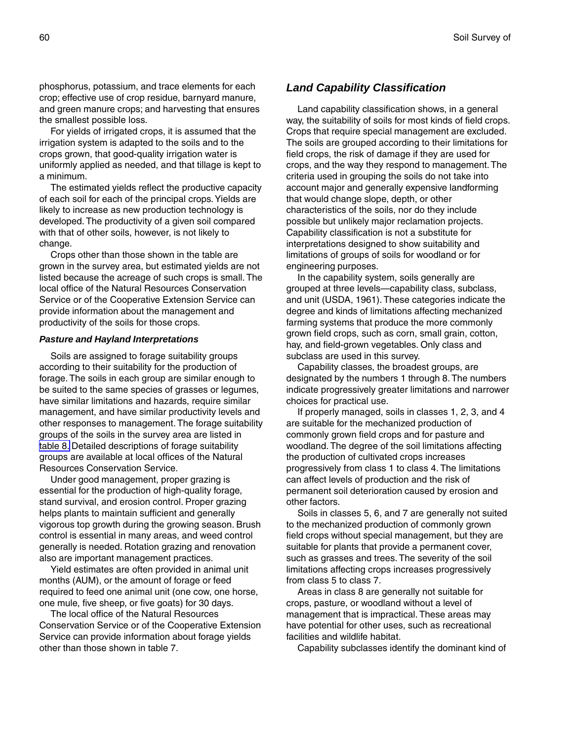phosphorus, potassium, and trace elements for each crop; effective use of crop residue, barnyard manure, and green manure crops; and harvesting that ensures the smallest possible loss.

For yields of irrigated crops, it is assumed that the irrigation system is adapted to the soils and to the crops grown, that good-quality irrigation water is uniformly applied as needed, and that tillage is kept to a minimum.

The estimated yields reflect the productive capacity of each soil for each of the principal crops. Yields are likely to increase as new production technology is developed. The productivity of a given soil compared with that of other soils, however, is not likely to change.

Crops other than those shown in the table are grown in the survey area, but estimated yields are not listed because the acreage of such crops is small. The local office of the Natural Resources Conservation Service or of the Cooperative Extension Service can provide information about the management and productivity of the soils for those crops.

### *Pasture and Hayland Interpretations*

Soils are assigned to forage suitability groups according to their suitability for the production of forage. The soils in each group are similar enough to be suited to the same species of grasses or legumes, have similar limitations and hazards, require similar management, and have similar productivity levels and other responses to management. The forage suitability groups of the soils in the survey area are listed in table 8. Detailed descriptions of forage suitability groups are available at local offices of the Natural Resources Conservation Service.

Under good management, proper grazing is essential for the production of high-quality forage, stand survival, and erosion control. Proper grazing helps plants to maintain sufficient and generally vigorous top growth during the growing season. Brush control is essential in many areas, and weed control generally is needed. Rotation grazing and renovation also are important management practices.

Yield estimates are often provided in animal unit months (AUM), or the amount of forage or feed required to feed one animal unit (one cow, one horse, one mule, five sheep, or five goats) for 30 days.

The local office of the Natural Resources Conservation Service or of the Cooperative Extension Service can provide information about forage yields other than those shown in table 7.

## *Land Capability Classification*

Land capability classification shows, in a general way, the suitability of soils for most kinds of field crops. Crops that require special management are excluded. The soils are grouped according to their limitations for field crops, the risk of damage if they are used for crops, and the way they respond to management. The criteria used in grouping the soils do not take into account major and generally expensive landforming that would change slope, depth, or other characteristics of the soils, nor do they include possible but unlikely major reclamation projects. Capability classification is not a substitute for interpretations designed to show suitability and limitations of groups of soils for woodland or for engineering purposes.

In the capability system, soils generally are grouped at three levels—capability class, subclass, and unit (USDA, 1961). These categories indicate the degree and kinds of limitations affecting mechanized farming systems that produce the more commonly grown field crops, such as corn, small grain, cotton, hay, and field-grown vegetables. Only class and subclass are used in this survey.

Capability classes, the broadest groups, are designated by the numbers 1 through 8. The numbers indicate progressively greater limitations and narrower choices for practical use.

If properly managed, soils in classes 1, 2, 3, and 4 are suitable for the mechanized production of commonly grown field crops and for pasture and woodland. The degree of the soil limitations affecting the production of cultivated crops increases progressively from class 1 to class 4. The limitations can affect levels of production and the risk of permanent soil deterioration caused by erosion and other factors.

Soils in classes 5, 6, and 7 are generally not suited to the mechanized production of commonly grown field crops without special management, but they are suitable for plants that provide a permanent cover, such as grasses and trees. The severity of the soil limitations affecting crops increases progressively from class 5 to class 7.

Areas in class 8 are generally not suitable for crops, pasture, or woodland without a level of management that is impractical. These areas may have potential for other uses, such as recreational facilities and wildlife habitat.

Capability subclasses identify the dominant kind of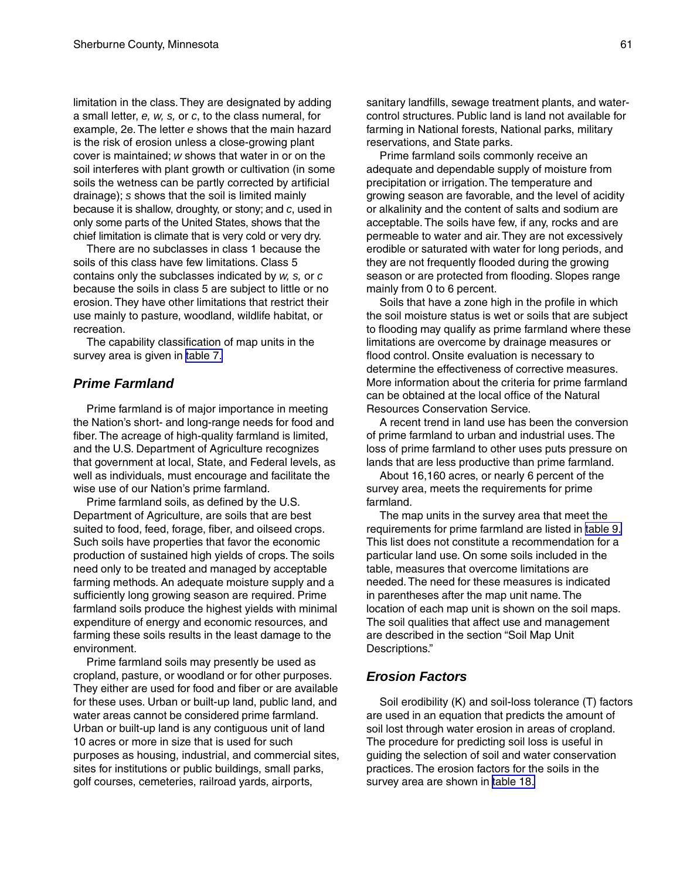limitation in the class. They are designated by adding a small letter, *e, w, s,* or *c*, to the class numeral, for example, 2e. The letter *e* shows that the main hazard is the risk of erosion unless a close-growing plant cover is maintained; *w* shows that water in or on the soil interferes with plant growth or cultivation (in some soils the wetness can be partly corrected by artificial drainage); *s* shows that the soil is limited mainly because it is shallow, droughty, or stony; and *c*, used in only some parts of the United States, shows that the chief limitation is climate that is very cold or very dry.

There are no subclasses in class 1 because the soils of this class have few limitations. Class 5 contains only the subclasses indicated by *w, s,* or *c* because the soils in class 5 are subject to little or no erosion. They have other limitations that restrict their use mainly to pasture, woodland, wildlife habitat, or recreation.

The capability classification of map units in the survey area is given in table 7.

## Prime Farmland

Prime farmland is of major importance in meeting the Nation's short- and long-range needs for food and fiber. The acreage of high-quality farmland is limited, and the U.S. Department of Agriculture recognizes that government at local, State, and Federal levels, as well as individuals, must encourage and facilitate the wise use of our Nation's prime farmland.

Prime farmland soils, as defined by the U.S. Department of Agriculture, are soils that are best suited to food, feed, forage, fiber, and oilseed crops. Such soils have properties that favor the economic production of sustained high yields of crops. The soils need only to be treated and managed by acceptable farming methods. An adequate moisture supply and a sufficiently long growing season are required. Prime farmland soils produce the highest yields with minimal expenditure of energy and economic resources, and farming these soils results in the least damage to the environment.

Prime farmland soils may presently be used as cropland, pasture, or woodland or for other purposes. They either are used for food and fiber or are available for these uses. Urban or built-up land, public land, and water areas cannot be considered prime farmland. Urban or built-up land is any contiguous unit of land 10 acres or more in size that is used for such purposes as housing, industrial, and commercial sites, sites for institutions or public buildings, small parks, golf courses, cemeteries, railroad yards, airports, sanitary landfills, sewage treatment plants, and water-control structures. Public land is land not available for farming in National forests, National parks, military reservations, and State parks.

Prime farmland soils commonly receive an adequate and dependable supply of moisture from precipitation or irrigation. The temperature and growing season are favorable, and the level of acidity or alkalinity and the content of salts and sodium are acceptable. The soils have few, if any, rocks and are permeable to water and air. They are not excessively erodible or saturated with water for long periods, and they are not frequently flooded during the growing season or are protected from flooding. Slopes range mainly from 0 to 6 percent.

Soils that have a zone high in the profile in which the soil moisture status is wet or soils that are subject to flooding may qualify as prime farmland where these limitations are overcome by drainage measures or flood control. Onsite evaluation is necessary to determine the effectiveness of corrective measures. More information about the criteria for prime farmland can be obtained at the local office of the Natural Resources Conservation Service.

A recent trend in land use has been the conversion of prime farmland to urban and industrial uses. The loss of prime farmland to other uses puts pressure on lands that are less productive than prime farmland.

About 16,160 acres, or nearly 6 percent of the survey area, meets the requirements for prime farmland.

The map units in the survey area that meet the requirements for prime farmland are listed in table 9. This list does not constitute a recommendation for a particular land use. On some soils included in the table, measures that overcome limitations are needed. The need for these measures is indicated in parentheses after the map unit name. The location of each map unit is shown on the soil maps. The soil qualities that affect use and management are described in the section "Soil Map Unit Descriptions."

## Erosion Factors

Soil erodibility (K) and soil-loss tolerance (T) factors are used in an equation that predicts the amount of soil lost through water erosion in areas of cropland. The procedure for predicting soil loss is useful in guiding the selection of soil and water conservation practices. The erosion factors for the soils in the survey area are shown in table 18.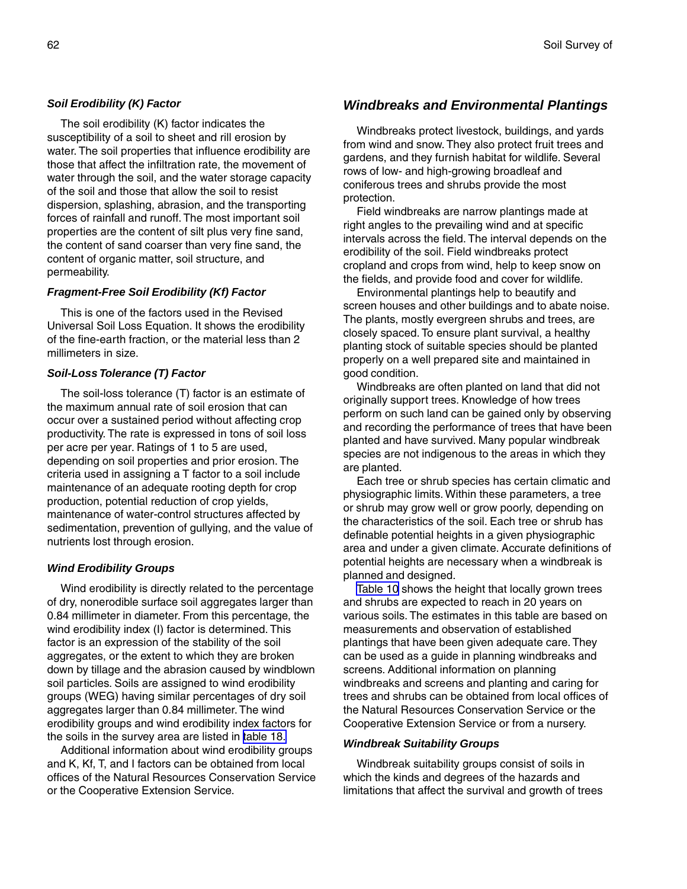### *Soil Erodibility (K) Factor*

The soil erodibility (K) factor indicates the susceptibility of a soil to sheet and rill erosion by water. The soil properties that influence erodibility are those that affect the infiltration rate, the movement of water through the soil, and the water storage capacity of the soil and those that allow the soil to resist dispersion, splashing, abrasion, and the transporting forces of rainfall and runoff. The most important soil properties are the content of silt plus very fine sand, the content of sand coarser than very fine sand, the content of organic matter, soil structure, and permeability.

### *Fragment-Free Soil Erodibility (Kf) Factor*

This is one of the factors used in the Revised Universal Soil Loss Equation. It shows the erodibility of the fine-earth fraction, or the material less than 2 millimeters in size.

### *Soil-Loss Tolerance (T) Factor*

The soil-loss tolerance (T) factor is an estimate of the maximum annual rate of soil erosion that can occur over a sustained period without affecting crop productivity. The rate is expressed in tons of soil loss per acre per year. Ratings of 1 to 5 are used, depending on soil properties and prior erosion. The criteria used in assigning a T factor to a soil include maintenance of an adequate rooting depth for crop production, potential reduction of crop yields, maintenance of water-control structures affected by sedimentation, prevention of gullying, and the value of nutrients lost through erosion.

### *Wind Erodibility Groups*

Wind erodibility is directly related to the percentage of dry, nonerodible surface soil aggregates larger than 0.84 millimeter in diameter. From this percentage, the wind erodibility index (I) factor is determined. This factor is an expression of the stability of the soil aggregates, or the extent to which they are broken down by tillage and the abrasion caused by windblown soil particles. Soils are assigned to wind erodibility groups (WEG) having similar percentages of dry soil aggregates larger than 0.84 millimeter. The wind erodibility groups and wind erodibility index factors for the soils in the survey area are listed in table 18.

Additional information about wind erodibility groups and K, Kf, T, and I factors can be obtained from local offices of the Natural Resources Conservation Service or the Cooperative Extension Service.

## *Windbreaks and Environmental Plantings*

Windbreaks protect livestock, buildings, and yards from wind and snow. They also protect fruit trees and gardens, and they furnish habitat for wildlife. Several rows of low- and high-growing broadleaf and coniferous trees and shrubs provide the most protection.

Field windbreaks are narrow plantings made at right angles to the prevailing wind and at specific intervals across the field. The interval depends on the erodibility of the soil. Field windbreaks protect cropland and crops from wind, help to keep snow on the fields, and provide food and cover for wildlife.

Environmental plantings help to beautify and screen houses and other buildings and to abate noise. The plants, mostly evergreen shrubs and trees, are closely spaced. To ensure plant survival, a healthy planting stock of suitable species should be planted properly on a well prepared site and maintained in good condition.

Windbreaks are often planted on land that did not originally support trees. Knowledge of how trees perform on such land can be gained only by observing and recording the performance of trees that have been planted and have survived. Many popular windbreak species are not indigenous to the areas in which they are planted.

Each tree or shrub species has certain climatic and physiographic limits. Within these parameters, a tree or shrub may grow well or grow poorly, depending on the characteristics of the soil. Each tree or shrub has definable potential heights in a given physiographic area and under a given climate. Accurate definitions of potential heights are necessary when a windbreak is planned and designed.

Table 10 shows the height that locally grown trees and shrubs are expected to reach in 20 years on various soils. The estimates in this table are based on measurements and observation of established plantings that have been given adequate care. They can be used as a guide in planning windbreaks and screens. Additional information on planning windbreaks and screens and planting and caring for trees and shrubs can be obtained from local offices of the Natural Resources Conservation Service or the Cooperative Extension Service or from a nursery.

### *Windbreak Suitability Groups*

Windbreak suitability groups consist of soils in which the kinds and degrees of the hazards and limitations that affect the survival and growth of trees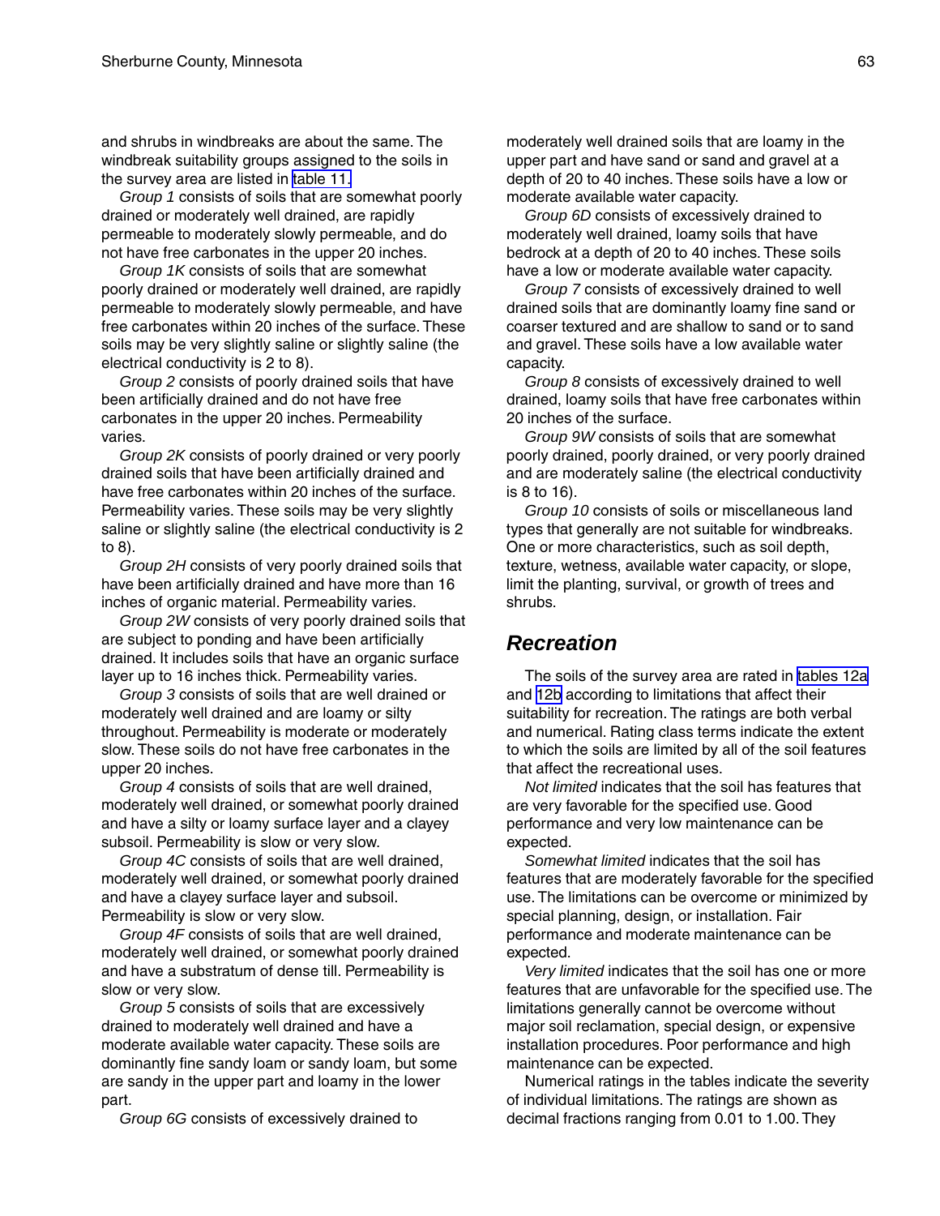and shrubs in windbreaks are about the same. The windbreak suitability groups assigned to the soils in the survey area are listed in table 11.

*Group 1* consists of soils that are somewhat poorly drained or moderately well drained, are rapidly permeable to moderately slowly permeable, and do not have free carbonates in the upper 20 inches.

*Group 1K* consists of soils that are somewhat poorly drained or moderately well drained, are rapidly permeable to moderately slowly permeable, and have free carbonates within 20 inches of the surface. These soils may be very slightly saline or slightly saline (the electrical conductivity is 2 to 8).

*Group 2* consists of poorly drained soils that have been artificially drained and do not have free carbonates in the upper 20 inches. Permeability varies.

*Group 2K* consists of poorly drained or very poorly drained soils that have been artificially drained and have free carbonates within 20 inches of the surface. Permeability varies. These soils may be very slightly saline or slightly saline (the electrical conductivity is 2 to 8).

*Group 2H* consists of very poorly drained soils that have been artificially drained and have more than 16 inches of organic material. Permeability varies.

*Group 2W* consists of very poorly drained soils that are subject to ponding and have been artificially drained. It includes soils that have an organic surface layer up to 16 inches thick. Permeability varies.

*Group 3* consists of soils that are well drained or moderately well drained and are loamy or silty throughout. Permeability is moderate or moderately slow. These soils do not have free carbonates in the upper 20 inches.

*Group 4* consists of soils that are well drained, moderately well drained, or somewhat poorly drained and have a silty or loamy surface layer and a clayey subsoil. Permeability is slow or very slow.

*Group 4C* consists of soils that are well drained, moderately well drained, or somewhat poorly drained and have a clayey surface layer and subsoil. Permeability is slow or very slow.

*Group 4F* consists of soils that are well drained, moderately well drained, or somewhat poorly drained and have a substratum of dense till. Permeability is slow or very slow.

*Group 5* consists of soils that are excessively drained to moderately well drained and have a moderate available water capacity. These soils are dominantly fine sandy loam or sandy loam, but some are sandy in the upper part and loamy in the lower part.

*Group 6G* consists of excessively drained to moderately well drained soils that are loamy in the upper part and have sand or sand and gravel at a depth of 20 to 40 inches. These soils have a low or moderate available water capacity.

*Group 6D* consists of excessively drained to moderately well drained, loamy soils that have bedrock at a depth of 20 to 40 inches. These soils have a low or moderate available water capacity.

*Group 7* consists of excessively drained to well drained soils that are dominantly loamy fine sand or coarser textured and are shallow to sand or to sand and gravel. These soils have a low available water capacity.

*Group 8* consists of excessively drained to well drained, loamy soils that have free carbonates within 20 inches of the surface.

*Group 9W* consists of soils that are somewhat poorly drained, poorly drained, or very poorly drained and are moderately saline (the electrical conductivity is 8 to 16).

*Group 10* consists of soils or miscellaneous land types that generally are not suitable for windbreaks. One or more characteristics, such as soil depth, texture, wetness, available water capacity, or slope, limit the planting, survival, or growth of trees and shrubs.

## Recreation

The soils of the survey area are rated in tables 12a and 12b according to limitations that affect their suitability for recreation. The ratings are both verbal and numerical. Rating class terms indicate the extent to which the soils are limited by all of the soil features that affect the recreational uses.

*Not limited* indicates that the soil has features that are very favorable for the specified use. Good performance and very low maintenance can be expected.

*Somewhat limited* indicates that the soil has features that are moderately favorable for the specified use. The limitations can be overcome or minimized by special planning, design, or installation. Fair performance and moderate maintenance can be expected.

*Very limited* indicates that the soil has one or more features that are unfavorable for the specified use. The limitations generally cannot be overcome without major soil reclamation, special design, or expensive installation procedures. Poor performance and high maintenance can be expected.

Numerical ratings in the tables indicate the severity of individual limitations. The ratings are shown as decimal fractions ranging from 0.01 to 1.00. They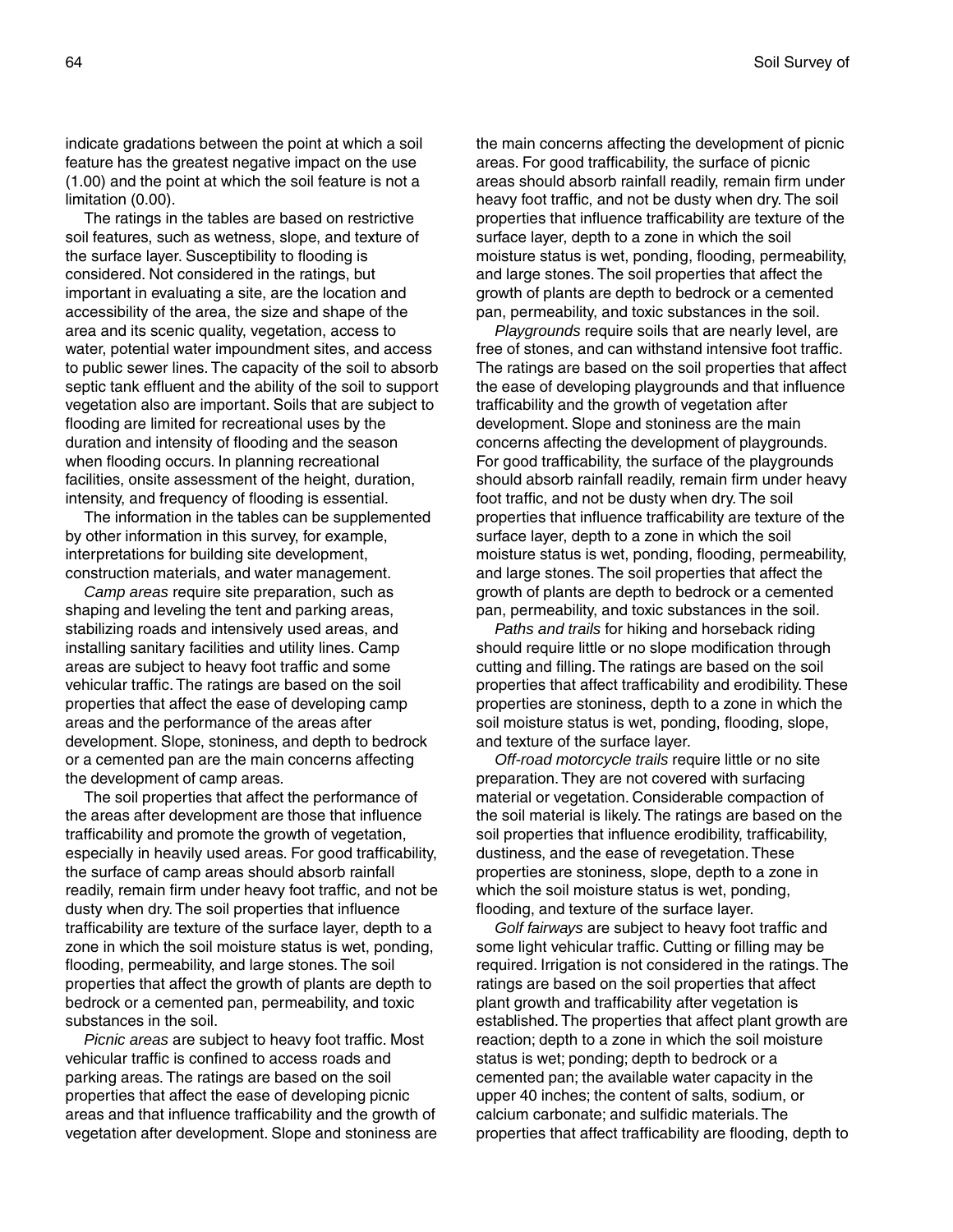indicate gradations between the point at which a soil feature has the greatest negative impact on the use (1.00) and the point at which the soil feature is not a limitation (0.00).

The ratings in the tables are based on restrictive soil features, such as wetness, slope, and texture of the surface layer. Susceptibility to flooding is considered. Not considered in the ratings, but important in evaluating a site, are the location and accessibility of the area, the size and shape of the area and its scenic quality, vegetation, access to water, potential water impoundment sites, and access to public sewer lines. The capacity of the soil to absorb septic tank effluent and the ability of the soil to support vegetation also are important. Soils that are subject to flooding are limited for recreational uses by the duration and intensity of flooding and the season when flooding occurs. In planning recreational facilities, onsite assessment of the height, duration, intensity, and frequency of flooding is essential.

The information in the tables can be supplemented by other information in this survey, for example, interpretations for building site development, construction materials, and water management.

*Camp areas* require site preparation, such as shaping and leveling the tent and parking areas, stabilizing roads and intensively used areas, and installing sanitary facilities and utility lines. Camp areas are subject to heavy foot traffic and some vehicular traffic. The ratings are based on the soil properties that affect the ease of developing camp areas and the performance of the areas after development. Slope, stoniness, and depth to bedrock or a cemented pan are the main concerns affecting the development of camp areas.

The soil properties that affect the performance of the areas after development are those that influence trafficability and promote the growth of vegetation, especially in heavily used areas. For good trafficability, the surface of camp areas should absorb rainfall readily, remain firm under heavy foot traffic, and not be dusty when dry. The soil properties that influence trafficability are texture of the surface layer, depth to a zone in which the soil moisture status is wet, ponding, flooding, permeability, and large stones. The soil properties that affect the growth of plants are depth to bedrock or a cemented pan, permeability, and toxic substances in the soil.

*Picnic areas* are subject to heavy foot traffic. Most vehicular traffic is confined to access roads and parking areas. The ratings are based on the soil properties that affect the ease of developing picnic areas and that influence trafficability and the growth of vegetation after development. Slope and stoniness are the main concerns affecting the development of picnic areas. For good trafficability, the surface of picnic areas should absorb rainfall readily, remain firm under heavy foot traffic, and not be dusty when dry. The soil properties that influence trafficability are texture of the surface layer, depth to a zone in which the soil moisture status is wet, ponding, flooding, permeability, and large stones. The soil properties that affect the growth of plants are depth to bedrock or a cemented pan, permeability, and toxic substances in the soil.

*Playgrounds* require soils that are nearly level, are free of stones, and can withstand intensive foot traffic. The ratings are based on the soil properties that affect the ease of developing playgrounds and that influence trafficability and the growth of vegetation after development. Slope and stoniness are the main concerns affecting the development of playgrounds. For good trafficability, the surface of the playgrounds should absorb rainfall readily, remain firm under heavy foot traffic, and not be dusty when dry. The soil properties that influence trafficability are texture of the surface layer, depth to a zone in which the soil moisture status is wet, ponding, flooding, permeability, and large stones. The soil properties that affect the growth of plants are depth to bedrock or a cemented pan, permeability, and toxic substances in the soil.

*Paths and trails* for hiking and horseback riding should require little or no slope modification through cutting and filling. The ratings are based on the soil properties that affect trafficability and erodibility. These properties are stoniness, depth to a zone in which the soil moisture status is wet, ponding, flooding, slope, and texture of the surface layer.

*Off-road motorcycle trails* require little or no site preparation. They are not covered with surfacing material or vegetation. Considerable compaction of the soil material is likely. The ratings are based on the soil properties that influence erodibility, trafficability, dustiness, and the ease of revegetation. These properties are stoniness, slope, depth to a zone in which the soil moisture status is wet, ponding, flooding, and texture of the surface layer.

*Golf fairways* are subject to heavy foot traffic and some light vehicular traffic. Cutting or filling may be required. Irrigation is not considered in the ratings. The ratings are based on the soil properties that affect plant growth and trafficability after vegetation is established. The properties that affect plant growth are reaction; depth to a zone in which the soil moisture status is wet; ponding; depth to bedrock or a cemented pan; the available water capacity in the upper 40 inches; the content of salts, sodium, or calcium carbonate; and sulfidic materials. The properties that affect trafficability are flooding, depth to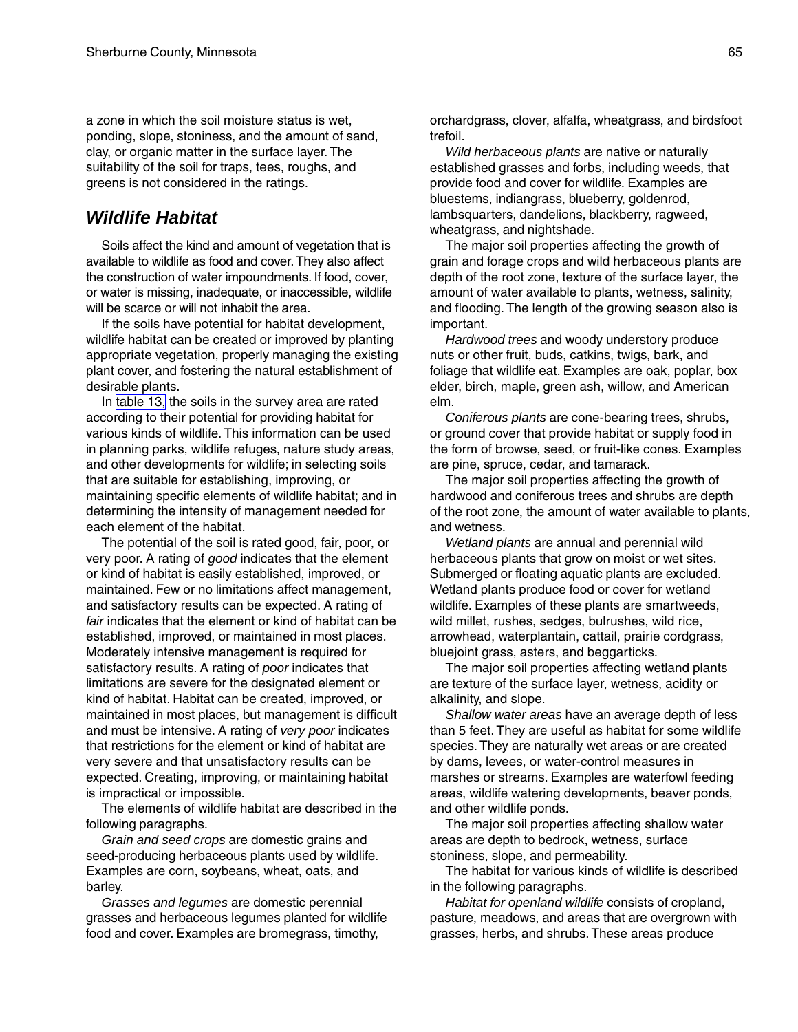a zone in which the soil moisture status is wet, ponding, slope, stoniness, and the amount of sand, clay, or organic matter in the surface layer. The suitability of the soil for traps, tees, roughs, and greens is not considered in the ratings.

## Wildlife Habitat

Soils affect the kind and amount of vegetation that is available to wildlife as food and cover. They also affect the construction of water impoundments. If food, cover, or water is missing, inadequate, or inaccessible, wildlife will be scarce or will not inhabit the area.

If the soils have potential for habitat development, wildlife habitat can be created or improved by planting appropriate vegetation, properly managing the existing plant cover, and fostering the natural establishment of desirable plants.

In table 13, the soils in the survey area are rated according to their potential for providing habitat for various kinds of wildlife. This information can be used in planning parks, wildlife refuges, nature study areas, and other developments for wildlife; in selecting soils that are suitable for establishing, improving, or maintaining specific elements of wildlife habitat; and in determining the intensity of management needed for each element of the habitat.

The potential of the soil is rated good, fair, poor, or very poor. A rating of *good* indicates that the element or kind of habitat is easily established, improved, or maintained. Few or no limitations affect management, and satisfactory results can be expected. A rating of *fair* indicates that the element or kind of habitat can be established, improved, or maintained in most places. Moderately intensive management is required for satisfactory results. A rating of *poor* indicates that limitations are severe for the designated element or kind of habitat. Habitat can be created, improved, or maintained in most places, but management is difficult and must be intensive. A rating of *very poor* indicates that restrictions for the element or kind of habitat are very severe and that unsatisfactory results can be expected. Creating, improving, or maintaining habitat is impractical or impossible.

The elements of wildlife habitat are described in the following paragraphs.

*Grain and seed crops* are domestic grains and seed-producing herbaceous plants used by wildlife. Examples are corn, soybeans, wheat, oats, and barley.

*Grasses and legumes* are domestic perennial grasses and herbaceous legumes planted for wildlife food and cover. Examples are bromegrass, timothy, orchardgrass, clover, alfalfa, wheatgrass, and birdsfoot trefoil.

*Wild herbaceous plants* are native or naturally established grasses and forbs, including weeds, that provide food and cover for wildlife. Examples are bluestems, indiangrass, blueberry, goldenrod, lambsquarters, dandelions, blackberry, ragweed, wheatgrass, and nightshade.

The major soil properties affecting the growth of grain and forage crops and wild herbaceous plants are depth of the root zone, texture of the surface layer, the amount of water available to plants, wetness, salinity, and flooding. The length of the growing season also is important.

*Hardwood trees* and woody understory produce nuts or other fruit, buds, catkins, twigs, bark, and foliage that wildlife eat. Examples are oak, poplar, box elder, birch, maple, green ash, willow, and American elm.

*Coniferous plants* are cone-bearing trees, shrubs, or ground cover that provide habitat or supply food in the form of browse, seed, or fruit-like cones. Examples are pine, spruce, cedar, and tamarack.

The major soil properties affecting the growth of hardwood and coniferous trees and shrubs are depth of the root zone, the amount of water available to plants, and wetness.

*Wetland plants* are annual and perennial wild herbaceous plants that grow on moist or wet sites. Submerged or floating aquatic plants are excluded. Wetland plants produce food or cover for wetland wildlife. Examples of these plants are smartweeds, wild millet, rushes, sedges, bulrushes, wild rice, arrowhead, waterplantain, cattail, prairie cordgrass, bluejoint grass, asters, and beggarticks.

The major soil properties affecting wetland plants are texture of the surface layer, wetness, acidity or alkalinity, and slope.

*Shallow water areas* have an average depth of less than 5 feet. They are useful as habitat for some wildlife species. They are naturally wet areas or are created by dams, levees, or water-control measures in marshes or streams. Examples are waterfowl feeding areas, wildlife watering developments, beaver ponds, and other wildlife ponds.

The major soil properties affecting shallow water areas are depth to bedrock, wetness, surface stoniness, slope, and permeability.

The habitat for various kinds of wildlife is described in the following paragraphs.

*Habitat for openland wildlife* consists of cropland, pasture, meadows, and areas that are overgrown with grasses, herbs, and shrubs. These areas produce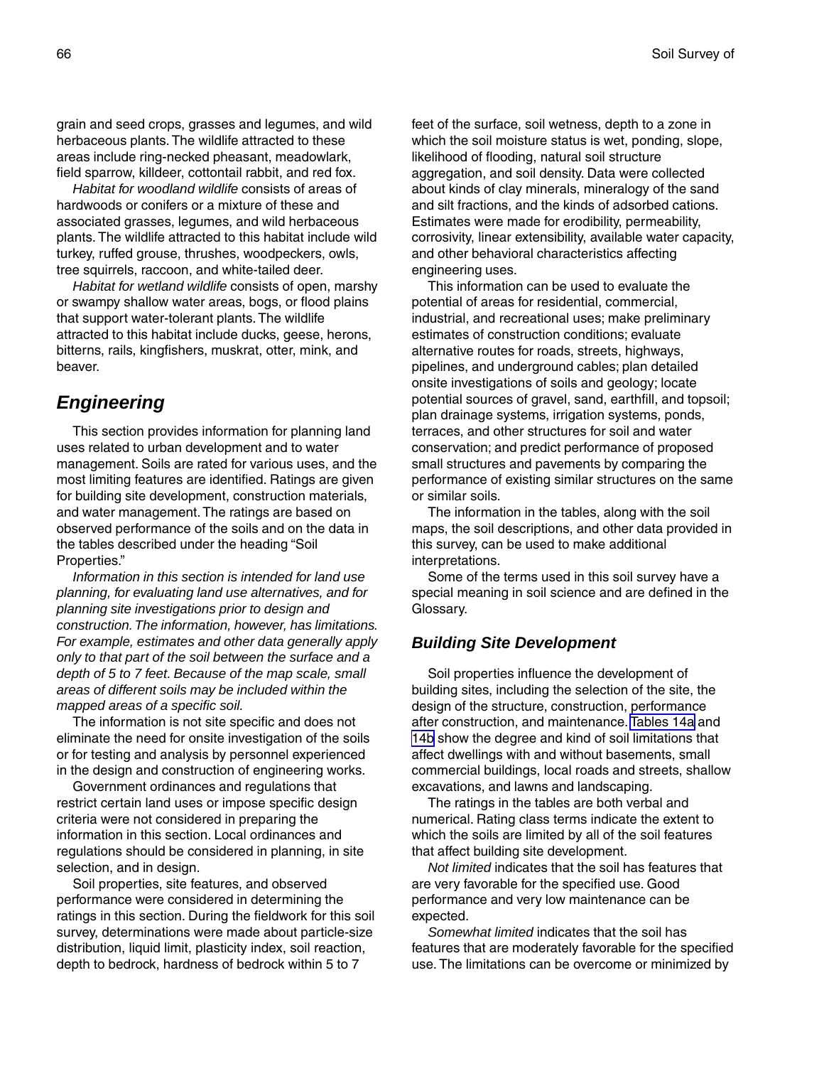grain and seed crops, grasses and legumes, and wild herbaceous plants. The wildlife attracted to these areas include ring-necked pheasant, meadowlark, field sparrow, killdeer, cottontail rabbit, and red fox.

*Habitat for woodland wildlife* consists of areas of hardwoods or conifers or a mixture of these and associated grasses, legumes, and wild herbaceous plants. The wildlife attracted to this habitat include wild turkey, ruffed grouse, thrushes, woodpeckers, owls, tree squirrels, raccoon, and white-tailed deer.

*Habitat for wetland wildlife* consists of open, marshy or swampy shallow water areas, bogs, or flood plains that support water-tolerant plants. The wildlife attracted to this habitat include ducks, geese, herons, bitterns, rails, kingfishers, muskrat, otter, mink, and beaver.

## Engineering

This section provides information for planning land uses related to urban development and to water management. Soils are rated for various uses, and the most limiting features are identified. Ratings are given for building site development, construction materials, and water management. The ratings are based on observed performance of the soils and on the data in the tables described under the heading "Soil Properties."

*Information in this section is intended for land use planning, for evaluating land use alternatives, and for planning site investigations prior to design and construction. The information, however, has limitations. For example, estimates and other data generally apply only to that part of the soil between the surface and a depth of 5 to 7 feet. Because of the map scale, small areas of different soils may be included within the mapped areas of a specific soil.*

The information is not site specific and does not eliminate the need for onsite investigation of the soils or for testing and analysis by personnel experienced in the design and construction of engineering works.

Government ordinances and regulations that restrict certain land uses or impose specific design criteria were not considered in preparing the information in this section. Local ordinances and regulations should be considered in planning, in site selection, and in design.

Soil properties, site features, and observed performance were considered in determining the ratings in this section. During the fieldwork for this soil survey, determinations were made about particle-size distribution, liquid limit, plasticity index, soil reaction, depth to bedrock, hardness of bedrock within 5 to 7 feet of the surface, soil wetness, depth to a zone in which the soil moisture status is wet, ponding, slope, likelihood of flooding, natural soil structure aggregation, and soil density. Data were collected about kinds of clay minerals, mineralogy of the sand and silt fractions, and the kinds of adsorbed cations. Estimates were made for erodibility, permeability, corrosivity, linear extensibility, available water capacity, and other behavioral characteristics affecting engineering uses.

This information can be used to evaluate the potential of areas for residential, commercial, industrial, and recreational uses; make preliminary estimates of construction conditions; evaluate alternative routes for roads, streets, highways, pipelines, and underground cables; plan detailed onsite investigations of soils and geology; locate potential sources of gravel, sand, earthfill, and topsoil; plan drainage systems, irrigation systems, ponds, terraces, and other structures for soil and water conservation; and predict performance of proposed small structures and pavements by comparing the performance of existing similar structures on the same or similar soils.

The information in the tables, along with the soil maps, the soil descriptions, and other data provided in this survey, can be used to make additional interpretations.

Some of the terms used in this soil survey have a special meaning in soil science and are defined in the Glossary.

### Building Site Development

Soil properties influence the development of building sites, including the selection of the site, the design of the structure, construction, performance after construction, and maintenance. Tables 14a and 14b show the degree and kind of soil limitations that affect dwellings with and without basements, small commercial buildings, local roads and streets, shallow excavations, and lawns and landscaping.

The ratings in the tables are both verbal and numerical. Rating class terms indicate the extent to which the soils are limited by all of the soil features that affect building site development.

*Not limited* indicates that the soil has features that are very favorable for the specified use. Good performance and very low maintenance can be expected.

*Somewhat limited* indicates that the soil has features that are moderately favorable for the specified use. The limitations can be overcome or minimized by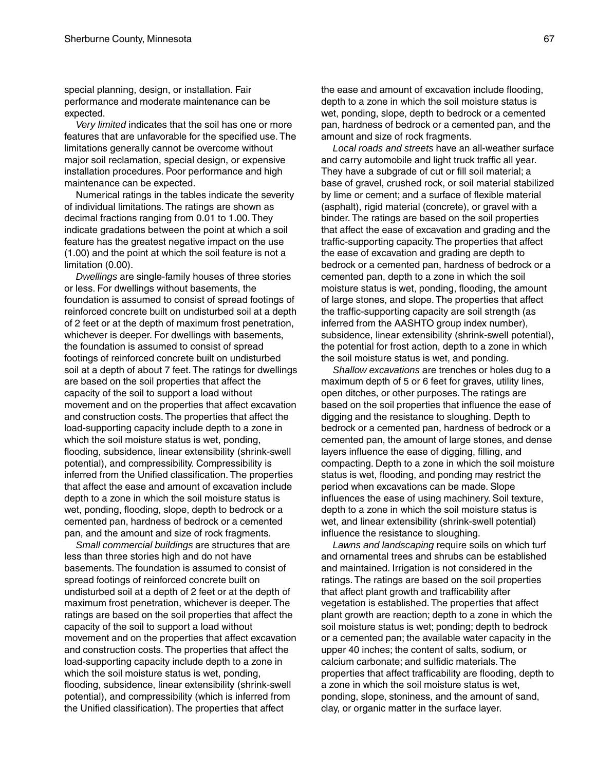special planning, design, or installation. Fair performance and moderate maintenance can be expected.

*Very limited* indicates that the soil has one or more features that are unfavorable for the specified use. The limitations generally cannot be overcome without major soil reclamation, special design, or expensive installation procedures. Poor performance and high maintenance can be expected.

Numerical ratings in the tables indicate the severity of individual limitations. The ratings are shown as decimal fractions ranging from 0.01 to 1.00. They indicate gradations between the point at which a soil feature has the greatest negative impact on the use (1.00) and the point at which the soil feature is not a limitation (0.00).

*Dwellings* are single-family houses of three stories or less. For dwellings without basements, the foundation is assumed to consist of spread footings of reinforced concrete built on undisturbed soil at a depth of 2 feet or at the depth of maximum frost penetration, whichever is deeper. For dwellings with basements, the foundation is assumed to consist of spread footings of reinforced concrete built on undisturbed soil at a depth of about 7 feet. The ratings for dwellings are based on the soil properties that affect the capacity of the soil to support a load without movement and on the properties that affect excavation and construction costs. The properties that affect the load-supporting capacity include depth to a zone in which the soil moisture status is wet, ponding, flooding, subsidence, linear extensibility (shrink-swell potential), and compressibility. Compressibility is inferred from the Unified classification. The properties that affect the ease and amount of excavation include depth to a zone in which the soil moisture status is wet, ponding, flooding, slope, depth to bedrock or a cemented pan, hardness of bedrock or a cemented pan, and the amount and size of rock fragments.

*Small commercial buildings* are structures that are less than three stories high and do not have basements. The foundation is assumed to consist of spread footings of reinforced concrete built on undisturbed soil at a depth of 2 feet or at the depth of maximum frost penetration, whichever is deeper. The ratings are based on the soil properties that affect the capacity of the soil to support a load without movement and on the properties that affect excavation and construction costs. The properties that affect the load-supporting capacity include depth to a zone in which the soil moisture status is wet, ponding, flooding, subsidence, linear extensibility (shrink-swell potential), and compressibility (which is inferred from the Unified classification). The properties that affect the ease and amount of excavation include flooding, depth to a zone in which the soil moisture status is wet, ponding, slope, depth to bedrock or a cemented pan, hardness of bedrock or a cemented pan, and the amount and size of rock fragments.

*Local roads and streets* have an all-weather surface and carry automobile and light truck traffic all year. They have a subgrade of cut or fill soil material; a base of gravel, crushed rock, or soil material stabilized by lime or cement; and a surface of flexible material (asphalt), rigid material (concrete), or gravel with a binder. The ratings are based on the soil properties that affect the ease of excavation and grading and the traffic-supporting capacity. The properties that affect the ease of excavation and grading are depth to bedrock or a cemented pan, hardness of bedrock or a cemented pan, depth to a zone in which the soil moisture status is wet, ponding, flooding, the amount of large stones, and slope. The properties that affect the traffic-supporting capacity are soil strength (as inferred from the AASHTO group index number), subsidence, linear extensibility (shrink-swell potential), the potential for frost action, depth to a zone in which the soil moisture status is wet, and ponding.

*Shallow excavations* are trenches or holes dug to a maximum depth of 5 or 6 feet for graves, utility lines, open ditches, or other purposes. The ratings are based on the soil properties that influence the ease of digging and the resistance to sloughing. Depth to bedrock or a cemented pan, hardness of bedrock or a cemented pan, the amount of large stones, and dense layers influence the ease of digging, filling, and compacting. Depth to a zone in which the soil moisture status is wet, flooding, and ponding may restrict the period when excavations can be made. Slope influences the ease of using machinery. Soil texture, depth to a zone in which the soil moisture status is wet, and linear extensibility (shrink-swell potential) influence the resistance to sloughing.

*Lawns and landscaping* require soils on which turf and ornamental trees and shrubs can be established and maintained. Irrigation is not considered in the ratings. The ratings are based on the soil properties that affect plant growth and trafficability after vegetation is established. The properties that affect plant growth are reaction; depth to a zone in which the soil moisture status is wet; ponding; depth to bedrock or a cemented pan; the available water capacity in the upper 40 inches; the content of salts, sodium, or calcium carbonate; and sulfidic materials. The properties that affect trafficability are flooding, depth to a zone in which the soil moisture status is wet, ponding, slope, stoniness, and the amount of sand, clay, or organic matter in the surface layer.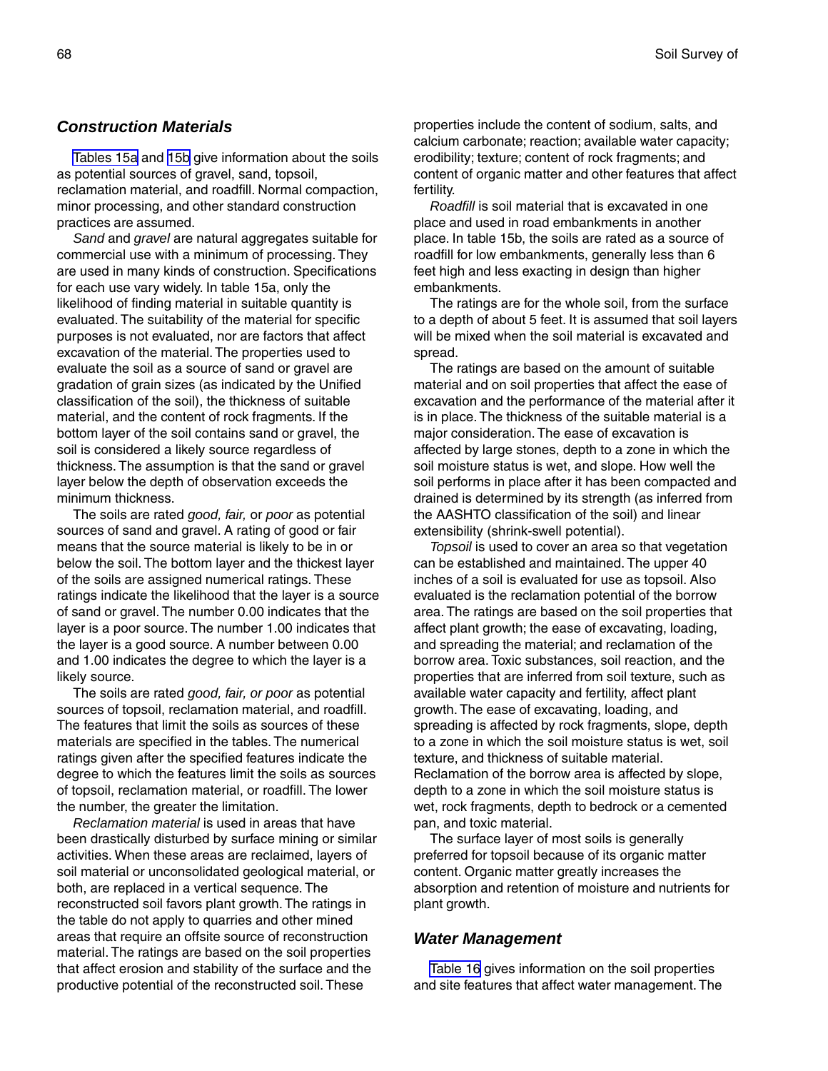## Construction Materials

Tables 15a and 15b give information about the soils as potential sources of gravel, sand, topsoil, reclamation material, and roadfill. Normal compaction, minor processing, and other standard construction practices are assumed.

*Sand* and *gravel* are natural aggregates suitable for commercial use with a minimum of processing. They are used in many kinds of construction. Specifications for each use vary widely. In table 15a, only the likelihood of finding material in suitable quantity is evaluated. The suitability of the material for specific purposes is not evaluated, nor are factors that affect excavation of the material. The properties used to evaluate the soil as a source of sand or gravel are gradation of grain sizes (as indicated by the Unified classification of the soil), the thickness of suitable material, and the content of rock fragments. If the bottom layer of the soil contains sand or gravel, the soil is considered a likely source regardless of thickness. The assumption is that the sand or gravel layer below the depth of observation exceeds the minimum thickness.

The soils are rated *good, fair,* or *poor* as potential sources of sand and gravel. A rating of good or fair means that the source material is likely to be in or below the soil. The bottom layer and the thickest layer of the soils are assigned numerical ratings. These ratings indicate the likelihood that the layer is a source of sand or gravel. The number 0.00 indicates that the layer is a poor source. The number 1.00 indicates that the layer is a good source. A number between 0.00 and 1.00 indicates the degree to which the layer is a likely source.

The soils are rated *good, fair, or poor* as potential sources of topsoil, reclamation material, and roadfill. The features that limit the soils as sources of these materials are specified in the tables. The numerical ratings given after the specified features indicate the degree to which the features limit the soils as sources of topsoil, reclamation material, or roadfill. The lower the number, the greater the limitation.

*Reclamation material* is used in areas that have been drastically disturbed by surface mining or similar activities. When these areas are reclaimed, layers of soil material or unconsolidated geological material, or both, are replaced in a vertical sequence. The reconstructed soil favors plant growth. The ratings in the table do not apply to quarries and other mined areas that require an offsite source of reconstruction material. The ratings are based on the soil properties that affect erosion and stability of the surface and the productive potential of the reconstructed soil. These properties include the content of sodium, salts, and calcium carbonate; reaction; available water capacity; erodibility; texture; content of rock fragments; and content of organic matter and other features that affect fertility.

*Roadfill* is soil material that is excavated in one place and used in road embankments in another place. In table 15b, the soils are rated as a source of roadfill for low embankments, generally less than 6 feet high and less exacting in design than higher embankments.

The ratings are for the whole soil, from the surface to a depth of about 5 feet. It is assumed that soil layers will be mixed when the soil material is excavated and spread.

The ratings are based on the amount of suitable material and on soil properties that affect the ease of excavation and the performance of the material after it is in place. The thickness of the suitable material is a major consideration. The ease of excavation is affected by large stones, depth to a zone in which the soil moisture status is wet, and slope. How well the soil performs in place after it has been compacted and drained is determined by its strength (as inferred from the AASHTO classification of the soil) and linear extensibility (shrink-swell potential).

*Topsoil* is used to cover an area so that vegetation can be established and maintained. The upper 40 inches of a soil is evaluated for use as topsoil. Also evaluated is the reclamation potential of the borrow area. The ratings are based on the soil properties that affect plant growth; the ease of excavating, loading, and spreading the material; and reclamation of the borrow area. Toxic substances, soil reaction, and the properties that are inferred from soil texture, such as available water capacity and fertility, affect plant growth. The ease of excavating, loading, and spreading is affected by rock fragments, slope, depth to a zone in which the soil moisture status is wet, soil texture, and thickness of suitable material. Reclamation of the borrow area is affected by slope, depth to a zone in which the soil moisture status is wet, rock fragments, depth to bedrock or a cemented pan, and toxic material.

The surface layer of most soils is generally preferred for topsoil because of its organic matter content. Organic matter greatly increases the absorption and retention of moisture and nutrients for plant growth.

## Water Management

Table 16 gives information on the soil properties and site features that affect water management. The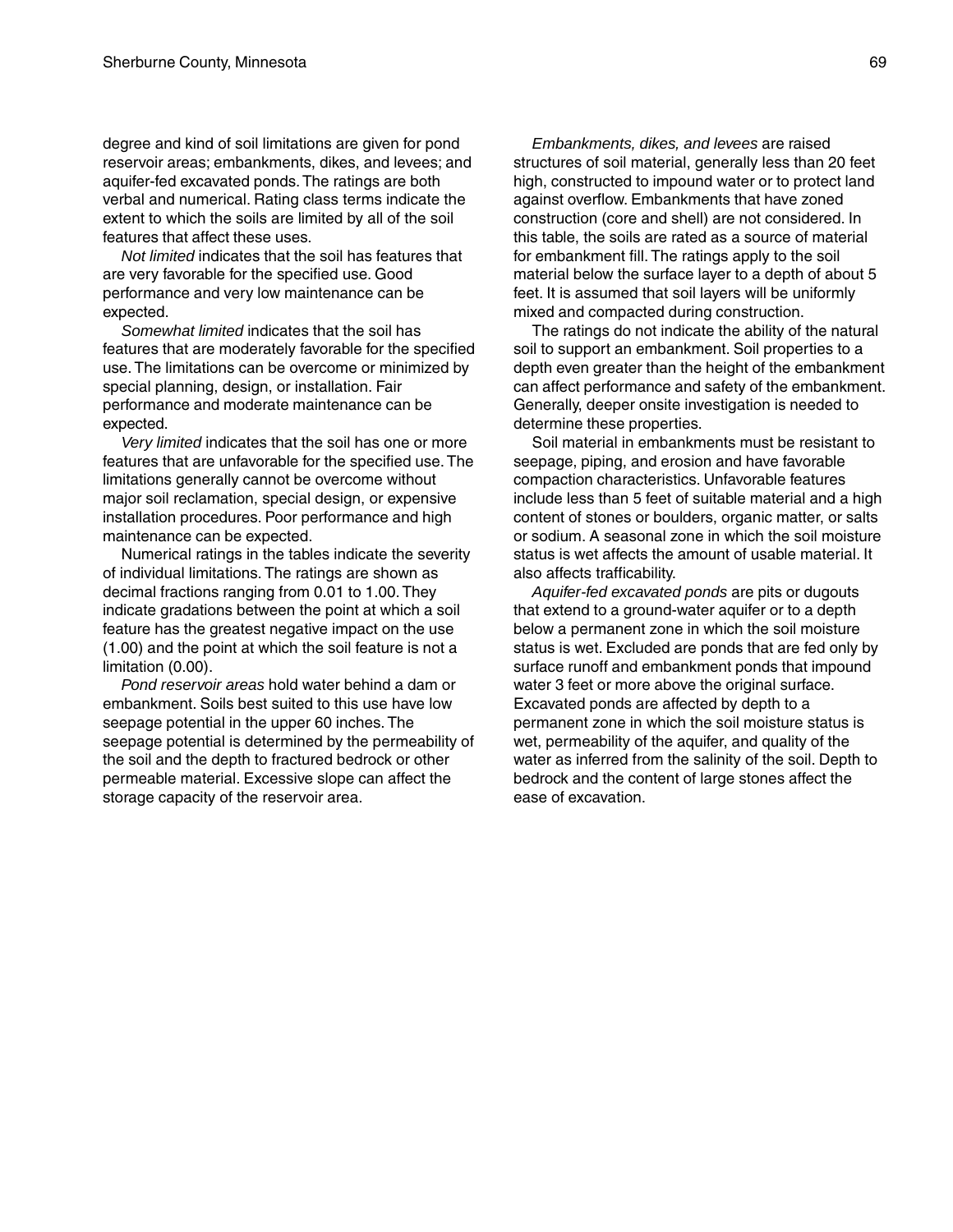degree and kind of soil limitations are given for pond reservoir areas; embankments, dikes, and levees; and aquifer-fed excavated ponds. The ratings are both verbal and numerical. Rating class terms indicate the extent to which the soils are limited by all of the soil features that affect these uses.

*Not limited* indicates that the soil has features that are very favorable for the specified use. Good performance and very low maintenance can be expected.

*Somewhat limited* indicates that the soil has features that are moderately favorable for the specified use. The limitations can be overcome or minimized by special planning, design, or installation. Fair performance and moderate maintenance can be expected.

*Very limited* indicates that the soil has one or more features that are unfavorable for the specified use. The limitations generally cannot be overcome without major soil reclamation, special design, or expensive installation procedures. Poor performance and high maintenance can be expected.

Numerical ratings in the tables indicate the severity of individual limitations. The ratings are shown as decimal fractions ranging from 0.01 to 1.00. They indicate gradations between the point at which a soil feature has the greatest negative impact on the use (1.00) and the point at which the soil feature is not a limitation (0.00).

*Pond reservoir areas* hold water behind a dam or embankment. Soils best suited to this use have low seepage potential in the upper 60 inches. The seepage potential is determined by the permeability of the soil and the depth to fractured bedrock or other permeable material. Excessive slope can affect the storage capacity of the reservoir area.

*Embankments, dikes, and levees* are raised structures of soil material, generally less than 20 feet high, constructed to impound water or to protect land against overflow. Embankments that have zoned construction (core and shell) are not considered. In this table, the soils are rated as a source of material for embankment fill. The ratings apply to the soil material below the surface layer to a depth of about 5 feet. It is assumed that soil layers will be uniformly mixed and compacted during construction.

The ratings do not indicate the ability of the natural soil to support an embankment. Soil properties to a depth even greater than the height of the embankment can affect performance and safety of the embankment. Generally, deeper onsite investigation is needed to determine these properties.

Soil material in embankments must be resistant to seepage, piping, and erosion and have favorable compaction characteristics. Unfavorable features include less than 5 feet of suitable material and a high content of stones or boulders, organic matter, or salts or sodium. A seasonal zone in which the soil moisture status is wet affects the amount of usable material. It also affects trafficability.

*Aquifer-fed excavated ponds* are pits or dugouts that extend to a ground-water aquifer or to a depth below a permanent zone in which the soil moisture status is wet. Excluded are ponds that are fed only by surface runoff and embankment ponds that impound water 3 feet or more above the original surface. Excavated ponds are affected by depth to a permanent zone in which the soil moisture status is wet, permeability of the aquifer, and quality of the water as inferred from the salinity of the soil. Depth to bedrock and the content of large stones affect the ease of excavation.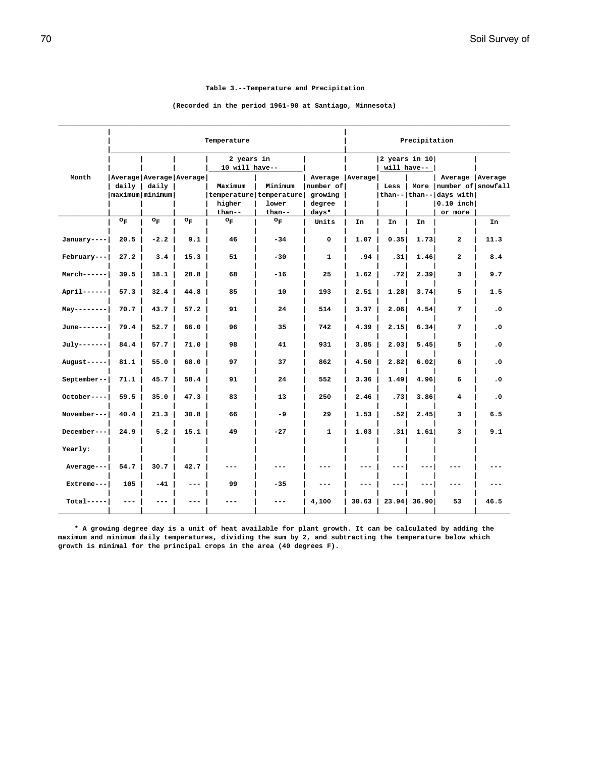Table 3.--Temperature and Precipitation

(Recorded in the period 1961-90 at Santiago, Minnesota)

| Month | Temperature | | | | | | Precipitation | | | | |
|---|---|---|---|---|---|---|---|---|---|---|---|
| | Average daily maximum | Average daily minimum | Average | 2 years in 10 will have-- Maximum temperature higher than-- | 2 years in 10 will have-- Minimum temperature lower than-- | Average number of growing degree days* | Average | 2 years in 10 will have-- Less than-- | 2 years in 10 will have-- More than-- | Average number of days with 0.10 inch or more | Average snowfall |
| | °F | °F | °F | °F | °F | Units | In | In | In | | In |
| January | 20.5 | -2.2 | 9.1 | 46 | -34 | 0 | 1.07 | 0.35 | 1.73 | 2 | 11.3 |
| February | 27.2 | 3.4 | 15.3 | 51 | -30 | 1 | .94 | .31 | 1.46 | 2 | 8.4 |
| March | 39.5 | 18.1 | 28.8 | 68 | -16 | 25 | 1.62 | .72 | 2.39 | 3 | 9.7 |
| April | 57.3 | 32.4 | 44.8 | 85 | 10 | 193 | 2.51 | 1.28 | 3.74 | 5 | 1.5 |
| May | 70.7 | 43.7 | 57.2 | 91 | 24 | 514 | 3.37 | 2.06 | 4.54 | 7 | .0 |
| June | 79.4 | 52.7 | 66.0 | 96 | 35 | 742 | 4.39 | 2.15 | 6.34 | 7 | .0 |
| July | 84.4 | 57.7 | 71.0 | 98 | 41 | 931 | 3.85 | 2.03 | 5.45 | 5 | .0 |
| August | 81.1 | 55.0 | 68.0 | 97 | 37 | 862 | 4.50 | 2.82 | 6.02 | 6 | .0 |
| September | 71.1 | 45.7 | 58.4 | 91 | 24 | 552 | 3.36 | 1.49 | 4.96 | 6 | .0 |
| October | 59.5 | 35.0 | 47.3 | 83 | 13 | 250 | 2.46 | .73 | 3.86 | 4 | .0 |
| November | 40.4 | 21.3 | 30.8 | 66 | -9 | 29 | 1.53 | .52 | 2.45 | 3 | 6.5 |
| December | 24.9 | 5.2 | 15.1 | 49 | -27 | 1 | 1.03 | .31 | 1.61 | 3 | 9.1 |
| Yearly: | | | | | | | | | | | |
| Average | 54.7 | 30.7 | 42.7 | --- | --- | --- | --- | --- | --- | --- | --- |
| Extreme | 105 | -41 | --- | 99 | -35 | --- | --- | --- | --- | --- | --- |
| Total | --- | --- | --- | --- | --- | 4,100 | 30.63 | 23.94 | 36.90 | 53 | 46.5 |

* A growing degree day is a unit of heat available for plant growth. It can be calculated by adding the maximum and minimum daily temperatures, dividing the sum by 2, and subtracting the temperature below which growth is minimal for the principal crops in the area (40 degrees F).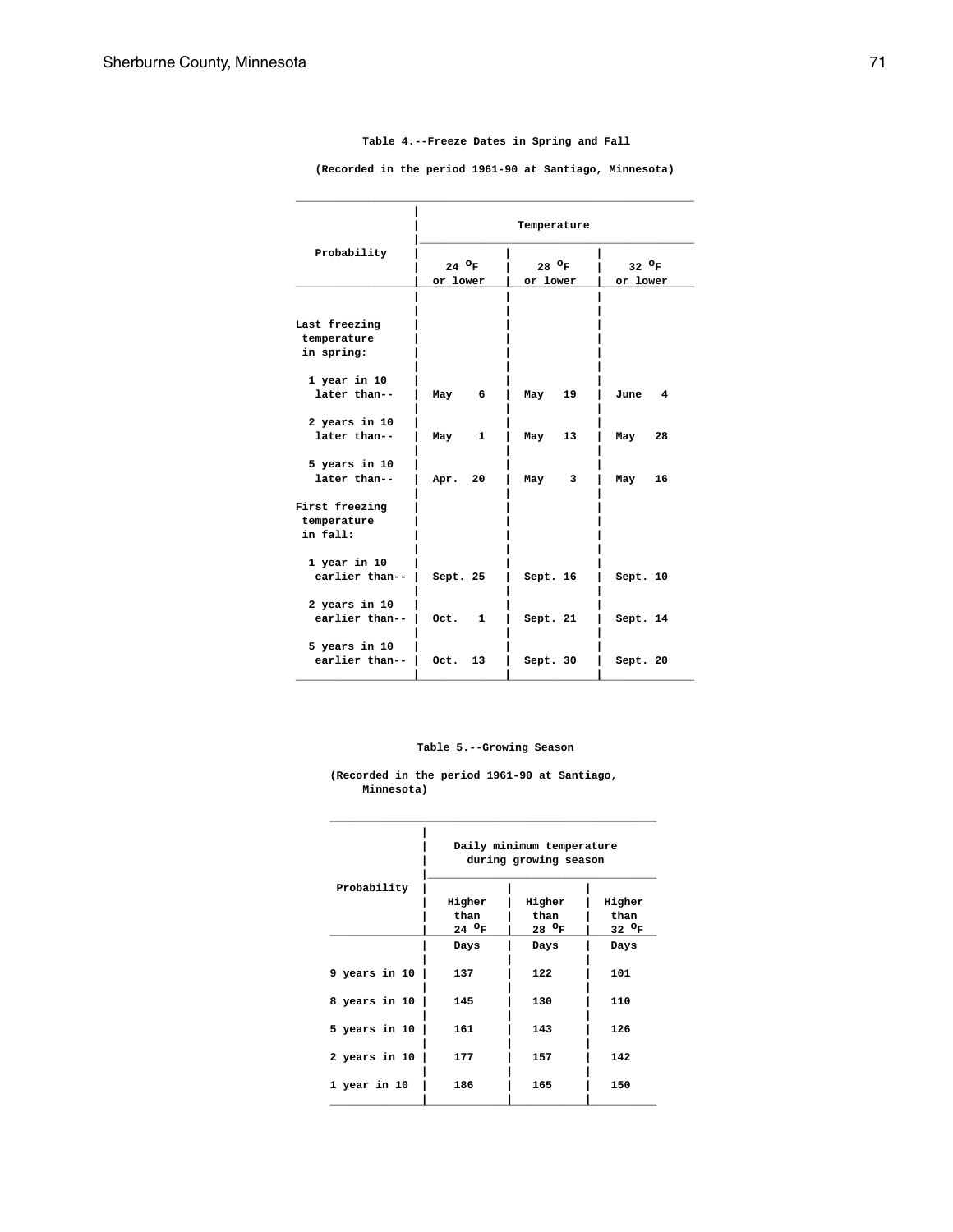## Table 4.--Freeze Dates in Spring and Fall

(Recorded in the period 1961-90 at Santiago, Minnesota)

| Probability | Temperature | | |
|---|---|---|---|
| | 24 °F or lower | 28 °F or lower | 32 °F or lower |
| **Last freezing temperature in spring:** | | | |
| 1 year in 10 later than-- | May 6 | May 19 | June 4 |
| 2 years in 10 later than-- | May 1 | May 13 | May 28 |
| 5 years in 10 later than-- | Apr. 20 | May 3 | May 16 |
| **First freezing temperature in fall:** | | | |
| 1 year in 10 earlier than-- | Sept. 25 | Sept. 16 | Sept. 10 |
| 2 years in 10 earlier than-- | Oct. 1 | Sept. 21 | Sept. 14 |
| 5 years in 10 earlier than-- | Oct. 13 | Sept. 30 | Sept. 20 |

## Table 5.--Growing Season

(Recorded in the period 1961-90 at Santiago, Minnesota)

| Probability | Daily minimum temperature during growing season | | |
|---|---|---|---|
| | Higher than 24 °F | Higher than 28 °F | Higher than 32 °F |
| | Days | Days | Days |
| 9 years in 10 | 137 | 122 | 101 |
| 8 years in 10 | 145 | 130 | 110 |
| 5 years in 10 | 161 | 143 | 126 |
| 2 years in 10 | 177 | 157 | 142 |
| 1 year in 10 | 186 | 165 | 150 |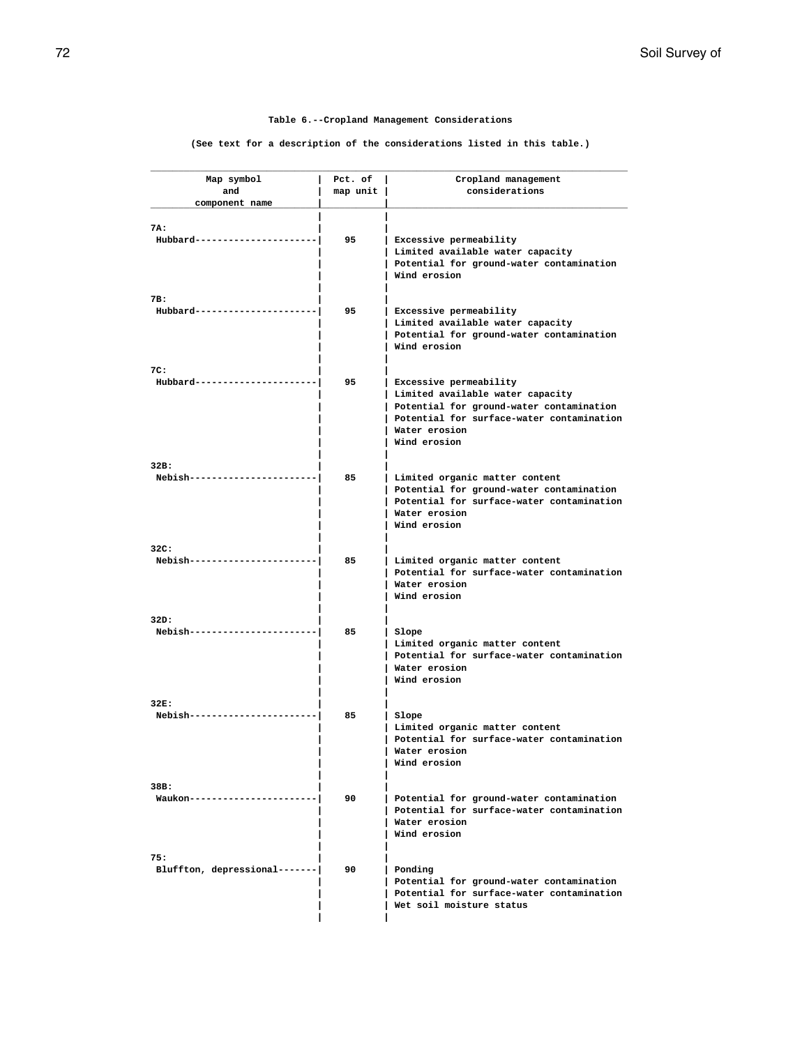## Table 6.--Cropland Management Considerations

(See text for a description of the considerations listed in this table.)

| Map symbol and component name | Pct. of map unit | Cropland management considerations |
|---|---|---|
| 7A: | | |
| Hubbard | 95 | Excessive permeability<br>Limited available water capacity<br>Potential for ground-water contamination<br>Wind erosion |
| 7B: | | |
| Hubbard | 95 | Excessive permeability<br>Limited available water capacity<br>Potential for ground-water contamination<br>Wind erosion |
| 7C: | | |
| Hubbard | 95 | Excessive permeability<br>Limited available water capacity<br>Potential for ground-water contamination<br>Potential for surface-water contamination<br>Water erosion<br>Wind erosion |
| 32B: | | |
| Nebish | 85 | Limited organic matter content<br>Potential for ground-water contamination<br>Potential for surface-water contamination<br>Water erosion<br>Wind erosion |
| 32C: | | |
| Nebish | 85 | Limited organic matter content<br>Potential for surface-water contamination<br>Water erosion<br>Wind erosion |
| 32D: | | |
| Nebish | 85 | Slope<br>Limited organic matter content<br>Potential for surface-water contamination<br>Water erosion<br>Wind erosion |
| 32E: | | |
| Nebish | 85 | Slope<br>Limited organic matter content<br>Potential for surface-water contamination<br>Water erosion<br>Wind erosion |
| 38B: | | |
| Waukon | 90 | Potential for ground-water contamination<br>Potential for surface-water contamination<br>Water erosion<br>Wind erosion |
| 75: | | |
| Bluffton, depressional | 90 | Ponding<br>Potential for ground-water contamination<br>Potential for surface-water contamination<br>Wet soil moisture status |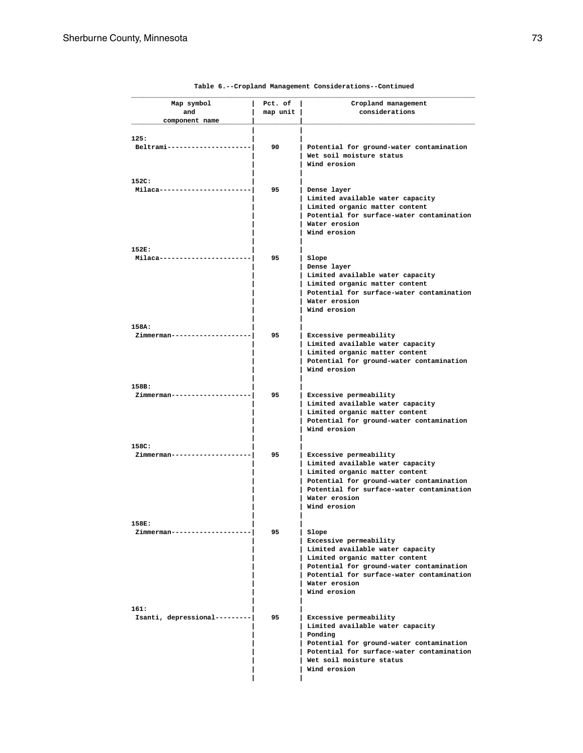Table 6.--Cropland Management Considerations--Continued

| Map symbol and component name | Pct. of map unit | Cropland management considerations |
|---|---|---|
| 125: | | |
| Beltrami | 90 | Potential for ground-water contamination<br>Wet soil moisture status<br>Wind erosion |
| 152C: | | |
| Milaca | 95 | Dense layer<br>Limited available water capacity<br>Limited organic matter content<br>Potential for surface-water contamination<br>Water erosion<br>Wind erosion |
| 152E: | | |
| Milaca | 95 | Slope<br>Dense layer<br>Limited available water capacity<br>Limited organic matter content<br>Potential for surface-water contamination<br>Water erosion<br>Wind erosion |
| 158A: | | |
| Zimmerman | 95 | Excessive permeability<br>Limited available water capacity<br>Limited organic matter content<br>Potential for ground-water contamination<br>Wind erosion |
| 158B: | | |
| Zimmerman | 95 | Excessive permeability<br>Limited available water capacity<br>Limited organic matter content<br>Potential for ground-water contamination<br>Wind erosion |
| 158C: | | |
| Zimmerman | 95 | Excessive permeability<br>Limited available water capacity<br>Limited organic matter content<br>Potential for ground-water contamination<br>Potential for surface-water contamination<br>Water erosion<br>Wind erosion |
| 158E: | | |
| Zimmerman | 95 | Slope<br>Excessive permeability<br>Limited available water capacity<br>Limited organic matter content<br>Potential for ground-water contamination<br>Potential for surface-water contamination<br>Water erosion<br>Wind erosion |
| 161: | | |
| Isanti, depressional | 95 | Excessive permeability<br>Limited available water capacity<br>Ponding<br>Potential for ground-water contamination<br>Potential for surface-water contamination<br>Wet soil moisture status<br>Wind erosion |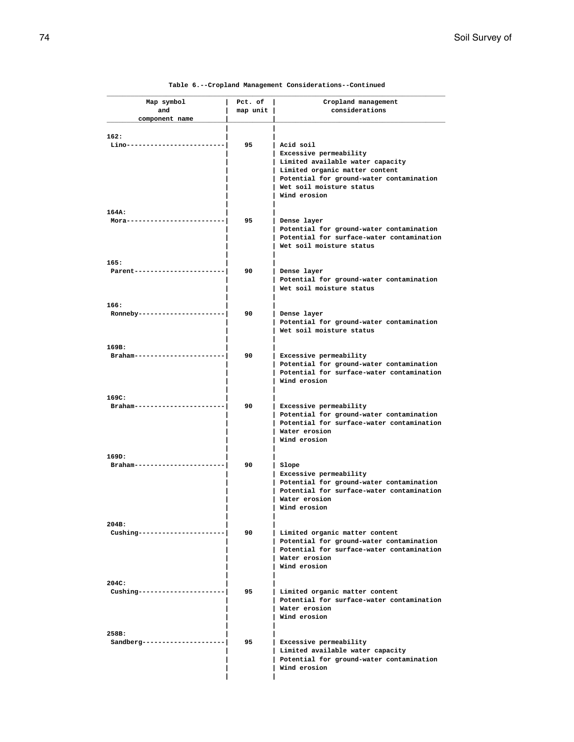Table 6.--Cropland Management Considerations--Continued

| Map symbol and component name | Pct. of map unit | Cropland management considerations |
|---|---|---|
| 162: | | |
| Lino | 95 | Acid soil<br>Excessive permeability<br>Limited available water capacity<br>Limited organic matter content<br>Potential for ground-water contamination<br>Wet soil moisture status<br>Wind erosion |
| 164A: | | |
| Mora | 95 | Dense layer<br>Potential for ground-water contamination<br>Potential for surface-water contamination<br>Wet soil moisture status |
| 165: | | |
| Parent | 90 | Dense layer<br>Potential for ground-water contamination<br>Wet soil moisture status |
| 166: | | |
| Ronneby | 90 | Dense layer<br>Potential for ground-water contamination<br>Wet soil moisture status |
| 169B: | | |
| Braham | 90 | Excessive permeability<br>Potential for ground-water contamination<br>Potential for surface-water contamination<br>Wind erosion |
| 169C: | | |
| Braham | 90 | Excessive permeability<br>Potential for ground-water contamination<br>Potential for surface-water contamination<br>Water erosion<br>Wind erosion |
| 169D: | | |
| Braham | 90 | Slope<br>Excessive permeability<br>Potential for ground-water contamination<br>Potential for surface-water contamination<br>Water erosion<br>Wind erosion |
| 204B: | | |
| Cushing | 90 | Limited organic matter content<br>Potential for ground-water contamination<br>Potential for surface-water contamination<br>Water erosion<br>Wind erosion |
| 204C: | | |
| Cushing | 95 | Limited organic matter content<br>Potential for surface-water contamination<br>Water erosion<br>Wind erosion |
| 258B: | | |
| Sandberg | 95 | Excessive permeability<br>Limited available water capacity<br>Potential for ground-water contamination<br>Wind erosion |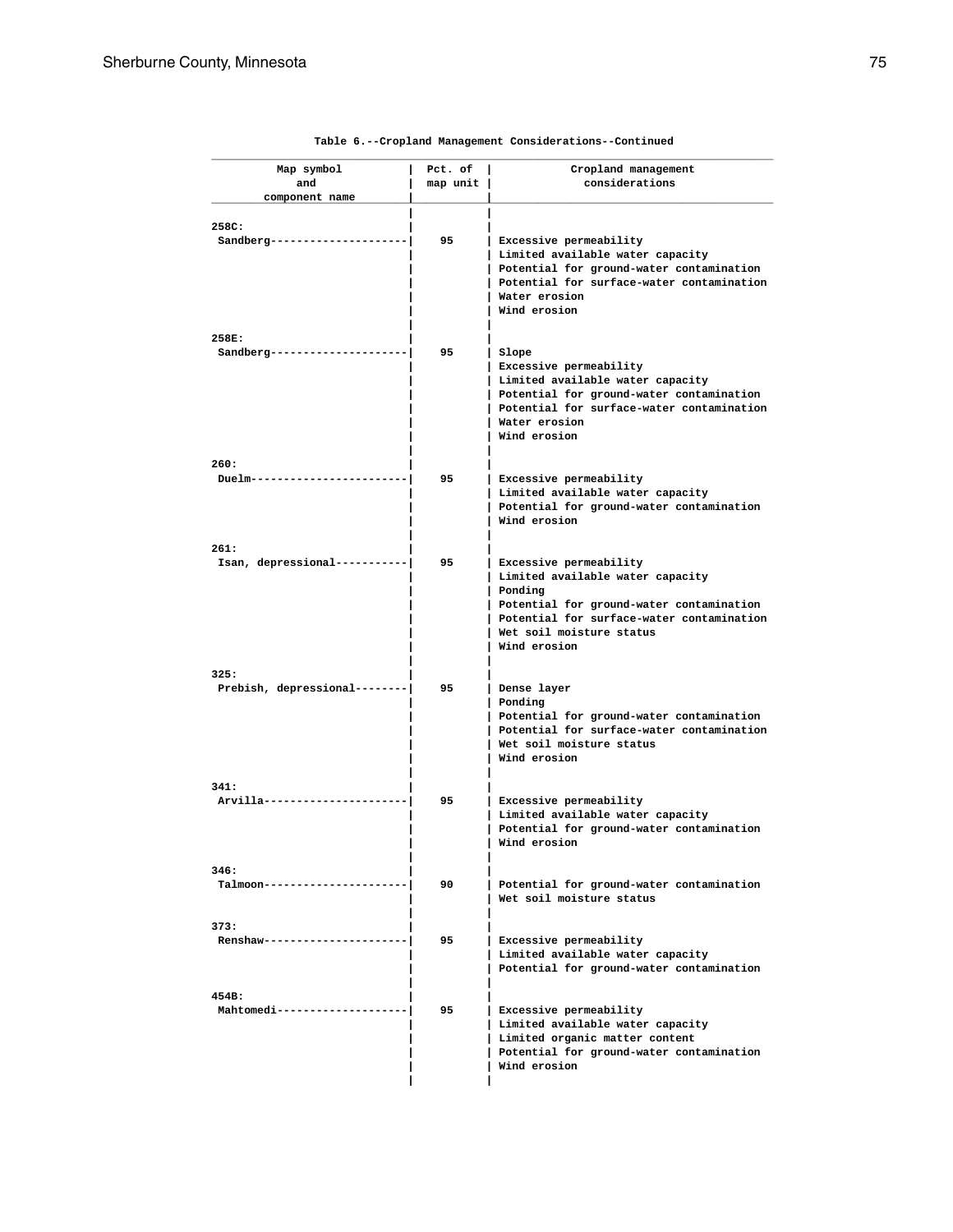Table 6.--Cropland Management Considerations--Continued

| Map symbol and component name | Pct. of map unit | Cropland management considerations |
|---|---|---|
| 258C: | | |
| Sandberg | 95 | Excessive permeability<br>Limited available water capacity<br>Potential for ground-water contamination<br>Potential for surface-water contamination<br>Water erosion<br>Wind erosion |
| 258E: | | |
| Sandberg | 95 | Slope<br>Excessive permeability<br>Limited available water capacity<br>Potential for ground-water contamination<br>Potential for surface-water contamination<br>Water erosion<br>Wind erosion |
| 260: | | |
| Duelm | 95 | Excessive permeability<br>Limited available water capacity<br>Potential for ground-water contamination<br>Wind erosion |
| 261: | | |
| Isan, depressional | 95 | Excessive permeability<br>Limited available water capacity<br>Ponding<br>Potential for ground-water contamination<br>Potential for surface-water contamination<br>Wet soil moisture status<br>Wind erosion |
| 325: | | |
| Prebish, depressional | 95 | Dense layer<br>Ponding<br>Potential for ground-water contamination<br>Potential for surface-water contamination<br>Wet soil moisture status<br>Wind erosion |
| 341: | | |
| Arvilla | 95 | Excessive permeability<br>Limited available water capacity<br>Potential for ground-water contamination<br>Wind erosion |
| 346: | | |
| Talmoon | 90 | Potential for ground-water contamination<br>Wet soil moisture status |
| 373: | | |
| Renshaw | 95 | Excessive permeability<br>Limited available water capacity<br>Potential for ground-water contamination |
| 454B: | | |
| Mahtomedi | 95 | Excessive permeability<br>Limited available water capacity<br>Limited organic matter content<br>Potential for ground-water contamination<br>Wind erosion |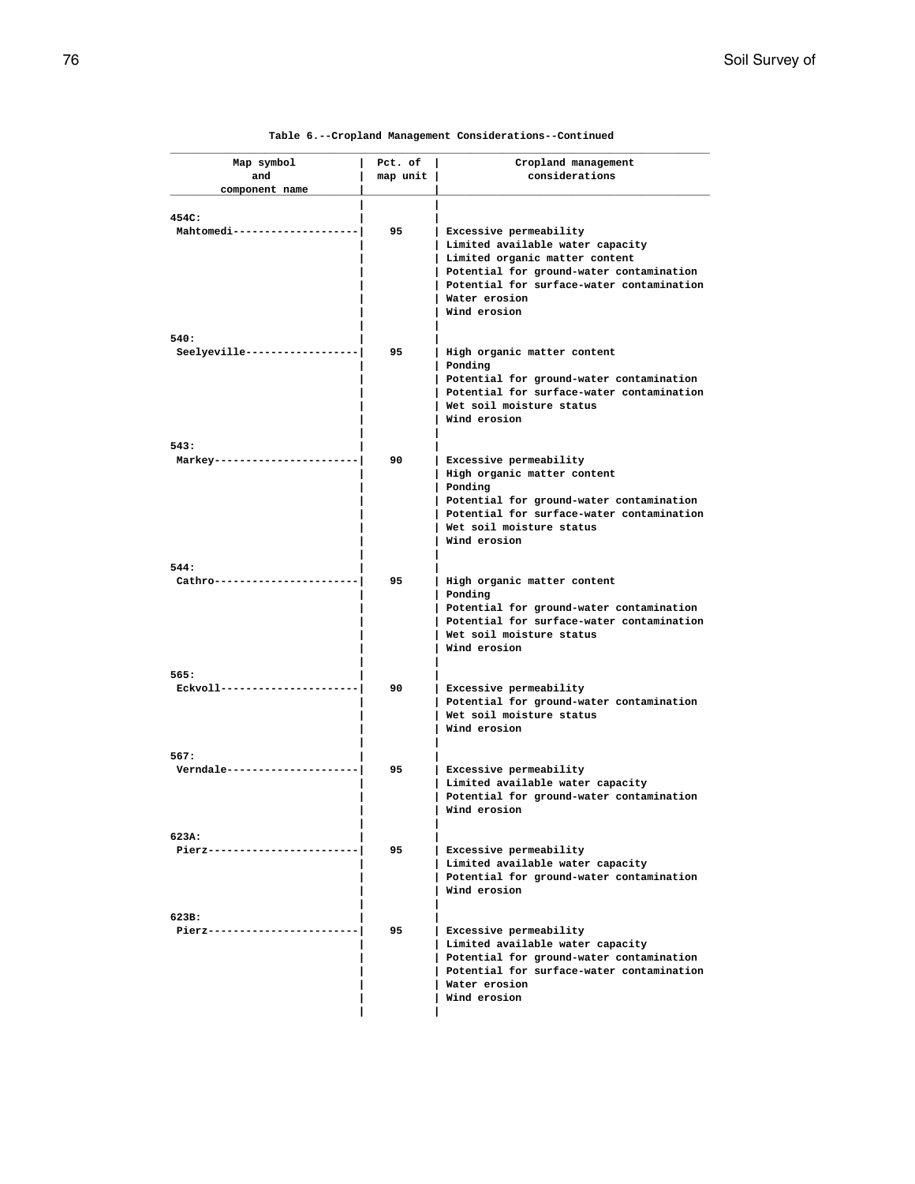Table 6.--Cropland Management Considerations--Continued

| Map symbol and component name | Pct. of map unit | Cropland management considerations |
|---|---|---|
| 454C: | | |
| Mahtomedi | 95 | Excessive permeability<br>Limited available water capacity<br>Limited organic matter content<br>Potential for ground-water contamination<br>Potential for surface-water contamination<br>Water erosion<br>Wind erosion |
| 540: | | |
| Seelyeville | 95 | High organic matter content<br>Ponding<br>Potential for ground-water contamination<br>Potential for surface-water contamination<br>Wet soil moisture status<br>Wind erosion |
| 543: | | |
| Markey | 90 | Excessive permeability<br>High organic matter content<br>Ponding<br>Potential for ground-water contamination<br>Potential for surface-water contamination<br>Wet soil moisture status<br>Wind erosion |
| 544: | | |
| Cathro | 95 | High organic matter content<br>Ponding<br>Potential for ground-water contamination<br>Potential for surface-water contamination<br>Wet soil moisture status<br>Wind erosion |
| 565: | | |
| Eckvoll | 90 | Excessive permeability<br>Potential for ground-water contamination<br>Wet soil moisture status<br>Wind erosion |
| 567: | | |
| Verndale | 95 | Excessive permeability<br>Limited available water capacity<br>Potential for ground-water contamination<br>Wind erosion |
| 623A: | | |
| Pierz | 95 | Excessive permeability<br>Limited available water capacity<br>Potential for ground-water contamination<br>Wind erosion |
| 623B: | | |
| Pierz | 95 | Excessive permeability<br>Limited available water capacity<br>Potential for ground-water contamination<br>Potential for surface-water contamination<br>Water erosion<br>Wind erosion |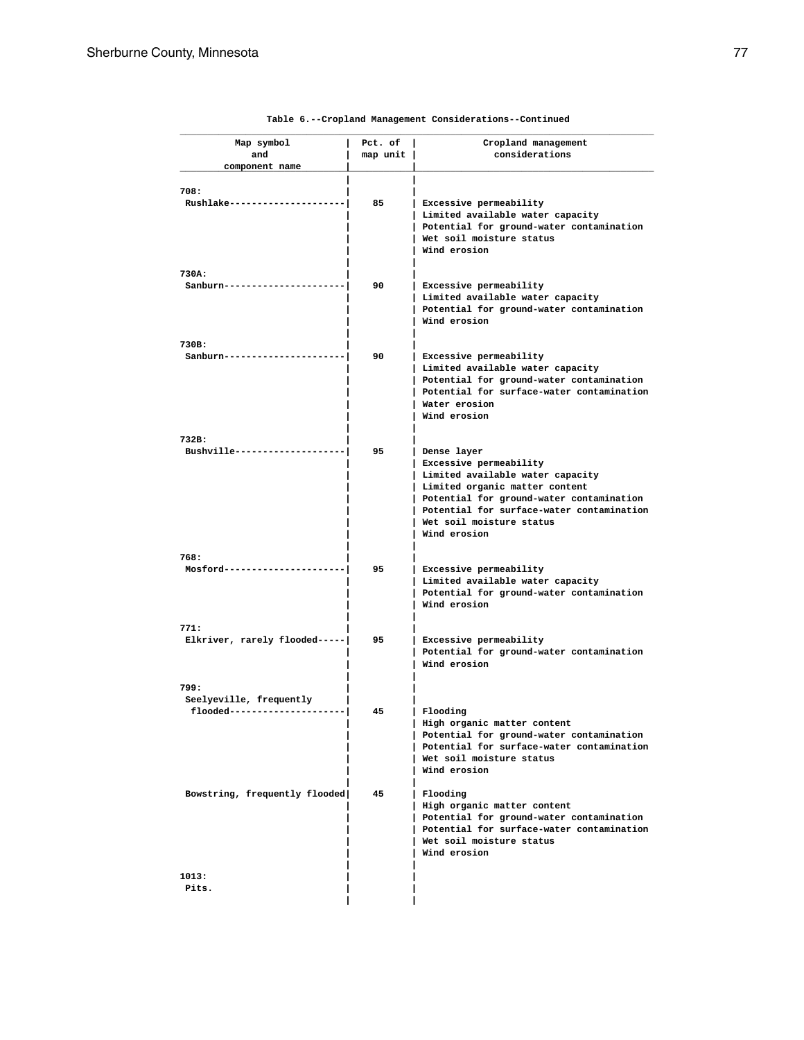Table 6.--Cropland Management Considerations--Continued

| Map symbol and component name | Pct. of map unit | Cropland management considerations |
|---|---|---|
| 708: | | |
| Rushlake | 85 | Excessive permeability<br>Limited available water capacity<br>Potential for ground-water contamination<br>Wet soil moisture status<br>Wind erosion |
| 730A: | | |
| Sanburn | 90 | Excessive permeability<br>Limited available water capacity<br>Potential for ground-water contamination<br>Wind erosion |
| 730B: | | |
| Sanburn | 90 | Excessive permeability<br>Limited available water capacity<br>Potential for ground-water contamination<br>Potential for surface-water contamination<br>Water erosion<br>Wind erosion |
| 732B: | | |
| Bushville | 95 | Dense layer<br>Excessive permeability<br>Limited available water capacity<br>Limited organic matter content<br>Potential for ground-water contamination<br>Potential for surface-water contamination<br>Wet soil moisture status<br>Wind erosion |
| 768: | | |
| Mosford | 95 | Excessive permeability<br>Limited available water capacity<br>Potential for ground-water contamination<br>Wind erosion |
| 771: | | |
| Elkriver, rarely flooded | 95 | Excessive permeability<br>Potential for ground-water contamination<br>Wind erosion |
| 799: | | |
| Seelyeville, frequently flooded | 45 | Flooding<br>High organic matter content<br>Potential for ground-water contamination<br>Potential for surface-water contamination<br>Wet soil moisture status<br>Wind erosion |
| Bowstring, frequently flooded | 45 | Flooding<br>High organic matter content<br>Potential for ground-water contamination<br>Potential for surface-water contamination<br>Wet soil moisture status<br>Wind erosion |
| 1013: | | |
| Pits. | | |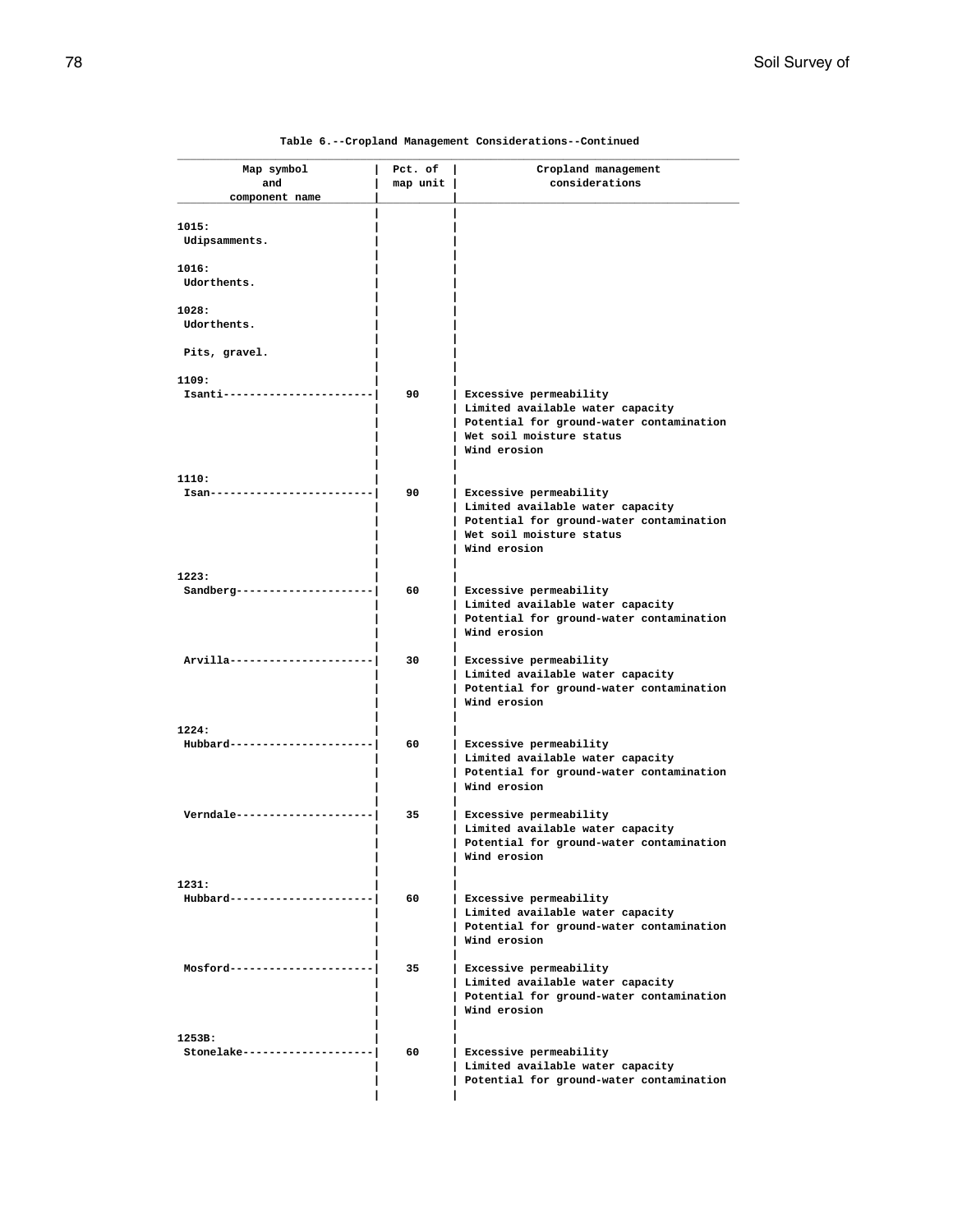Table 6.--Cropland Management Considerations--Continued

| Map symbol and component name | Pct. of map unit | Cropland management considerations |
|---|---|---|
| 1015: | | |
| Udipsamments. | | |
| 1016: | | |
| Udorthents. | | |
| 1028: | | |
| Udorthents. | | |
| Pits, gravel. | | |
| 1109: | | |
| Isanti | 90 | Excessive permeability<br>Limited available water capacity<br>Potential for ground-water contamination<br>Wet soil moisture status<br>Wind erosion |
| 1110: | | |
| Isan | 90 | Excessive permeability<br>Limited available water capacity<br>Potential for ground-water contamination<br>Wet soil moisture status<br>Wind erosion |
| 1223: | | |
| Sandberg | 60 | Excessive permeability<br>Limited available water capacity<br>Potential for ground-water contamination<br>Wind erosion |
| Arvilla | 30 | Excessive permeability<br>Limited available water capacity<br>Potential for ground-water contamination<br>Wind erosion |
| 1224: | | |
| Hubbard | 60 | Excessive permeability<br>Limited available water capacity<br>Potential for ground-water contamination<br>Wind erosion |
| Verndale | 35 | Excessive permeability<br>Limited available water capacity<br>Potential for ground-water contamination<br>Wind erosion |
| 1231: | | |
| Hubbard | 60 | Excessive permeability<br>Limited available water capacity<br>Potential for ground-water contamination<br>Wind erosion |
| Mosford | 35 | Excessive permeability<br>Limited available water capacity<br>Potential for ground-water contamination<br>Wind erosion |
| 1253B: | | |
| Stonelake | 60 | Excessive permeability<br>Limited available water capacity<br>Potential for ground-water contamination |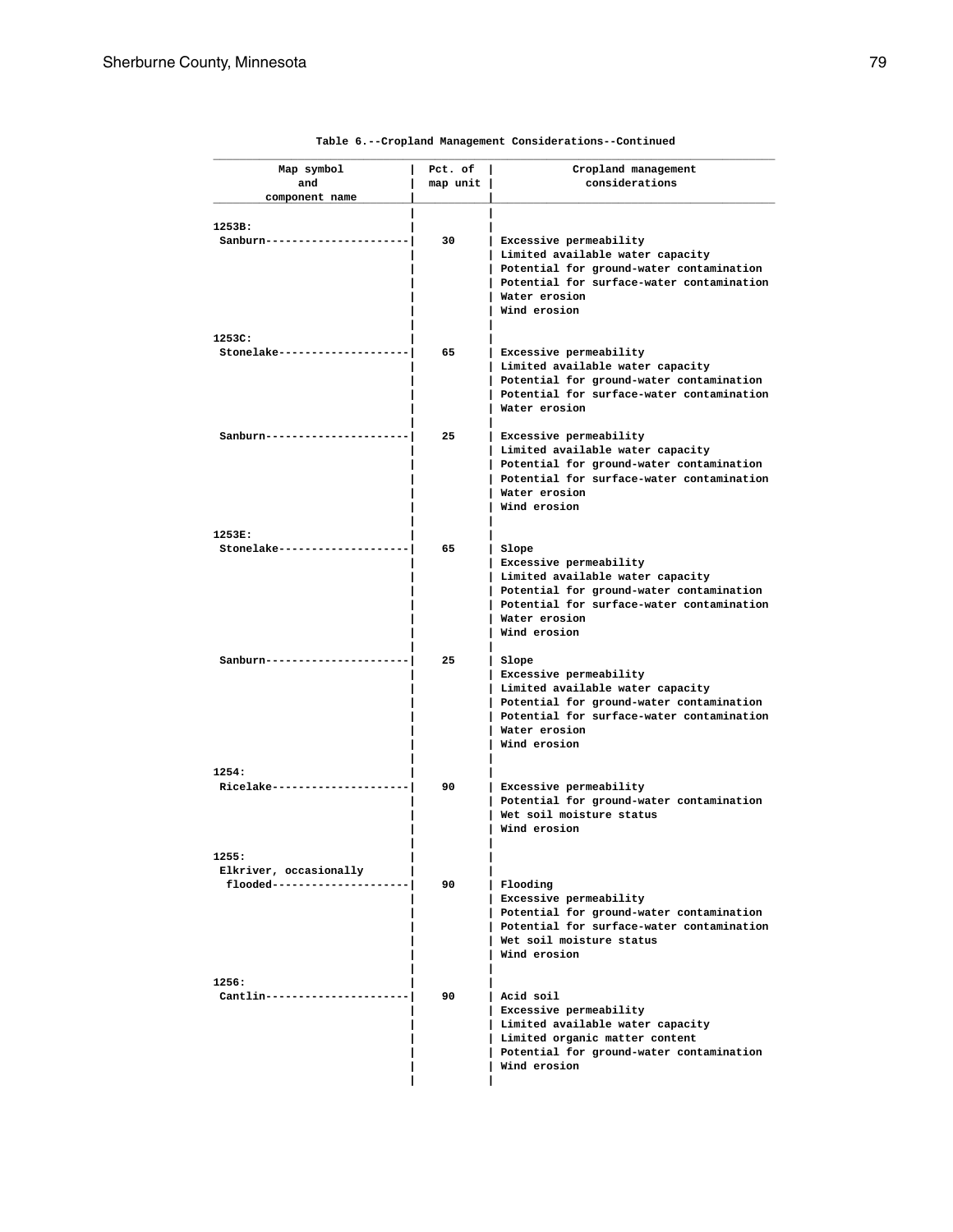Table 6.--Cropland Management Considerations--Continued

| Map symbol and component name | Pct. of map unit | Cropland management considerations |
|---|---|---|
| 1253B: | | |
| Sanburn | 30 | Excessive permeability<br>Limited available water capacity<br>Potential for ground-water contamination<br>Potential for surface-water contamination<br>Water erosion<br>Wind erosion |
| 1253C: | | |
| Stonelake | 65 | Excessive permeability<br>Limited available water capacity<br>Potential for ground-water contamination<br>Potential for surface-water contamination<br>Water erosion |
| Sanburn | 25 | Excessive permeability<br>Limited available water capacity<br>Potential for ground-water contamination<br>Potential for surface-water contamination<br>Water erosion<br>Wind erosion |
| 1253E: | | |
| Stonelake | 65 | Slope<br>Excessive permeability<br>Limited available water capacity<br>Potential for ground-water contamination<br>Potential for surface-water contamination<br>Water erosion<br>Wind erosion |
| Sanburn | 25 | Slope<br>Excessive permeability<br>Limited available water capacity<br>Potential for ground-water contamination<br>Potential for surface-water contamination<br>Water erosion<br>Wind erosion |
| 1254: | | |
| Ricelake | 90 | Excessive permeability<br>Potential for ground-water contamination<br>Wet soil moisture status<br>Wind erosion |
| 1255: | | |
| Elkriver, occasionally flooded | 90 | Flooding<br>Excessive permeability<br>Potential for ground-water contamination<br>Potential for surface-water contamination<br>Wet soil moisture status<br>Wind erosion |
| 1256: | | |
| Cantlin | 90 | Acid soil<br>Excessive permeability<br>Limited available water capacity<br>Limited organic matter content<br>Potential for ground-water contamination<br>Wind erosion |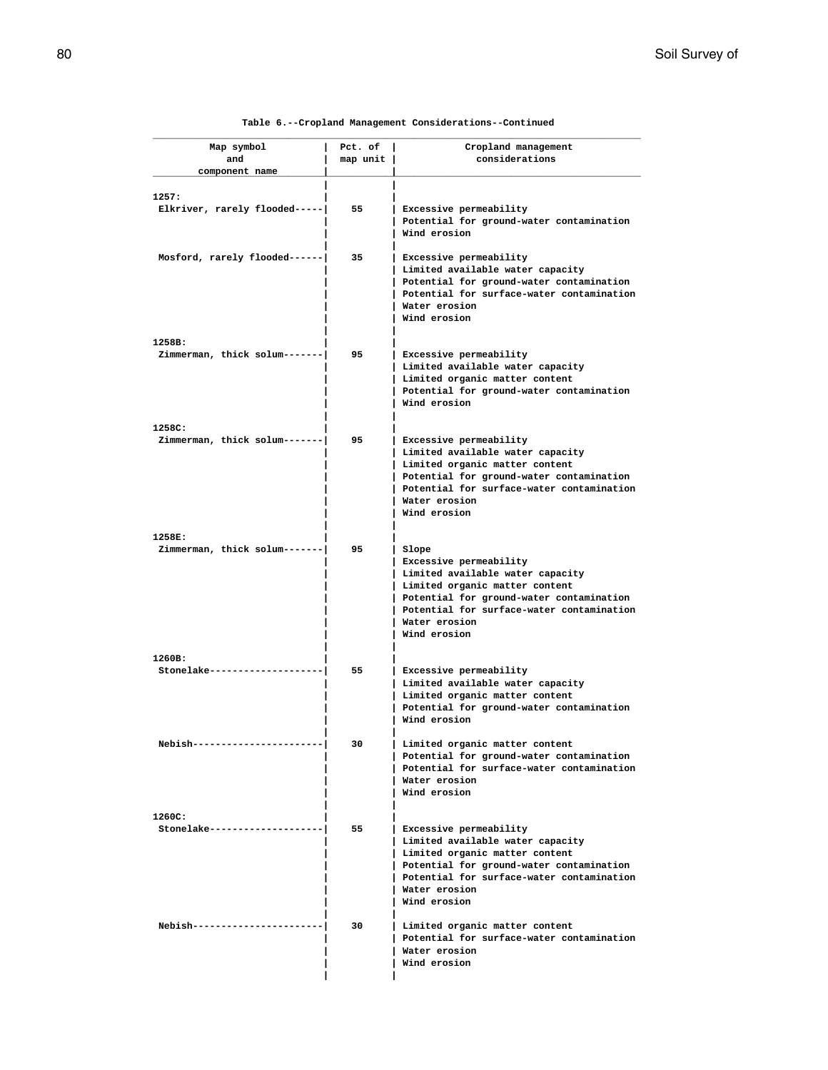Table 6.--Cropland Management Considerations--Continued

| Map symbol and component name | Pct. of map unit | Cropland management considerations |
|---|---|---|
| 1257: | | |
| Elkriver, rarely flooded | 55 | Excessive permeability<br>Potential for ground-water contamination<br>Wind erosion |
| Mosford, rarely flooded | 35 | Excessive permeability<br>Limited available water capacity<br>Potential for ground-water contamination<br>Potential for surface-water contamination<br>Water erosion<br>Wind erosion |
| 1258B: | | |
| Zimmerman, thick solum | 95 | Excessive permeability<br>Limited available water capacity<br>Limited organic matter content<br>Potential for ground-water contamination<br>Wind erosion |
| 1258C: | | |
| Zimmerman, thick solum | 95 | Excessive permeability<br>Limited available water capacity<br>Limited organic matter content<br>Potential for ground-water contamination<br>Potential for surface-water contamination<br>Water erosion<br>Wind erosion |
| 1258E: | | |
| Zimmerman, thick solum | 95 | Slope<br>Excessive permeability<br>Limited available water capacity<br>Limited organic matter content<br>Potential for ground-water contamination<br>Potential for surface-water contamination<br>Water erosion<br>Wind erosion |
| 1260B: | | |
| Stonelake | 55 | Excessive permeability<br>Limited available water capacity<br>Limited organic matter content<br>Potential for ground-water contamination<br>Wind erosion |
| Nebish | 30 | Limited organic matter content<br>Potential for ground-water contamination<br>Potential for surface-water contamination<br>Water erosion<br>Wind erosion |
| 1260C: | | |
| Stonelake | 55 | Excessive permeability<br>Limited available water capacity<br>Limited organic matter content<br>Potential for ground-water contamination<br>Potential for surface-water contamination<br>Water erosion<br>Wind erosion |
| Nebish | 30 | Limited organic matter content<br>Potential for surface-water contamination<br>Water erosion<br>Wind erosion |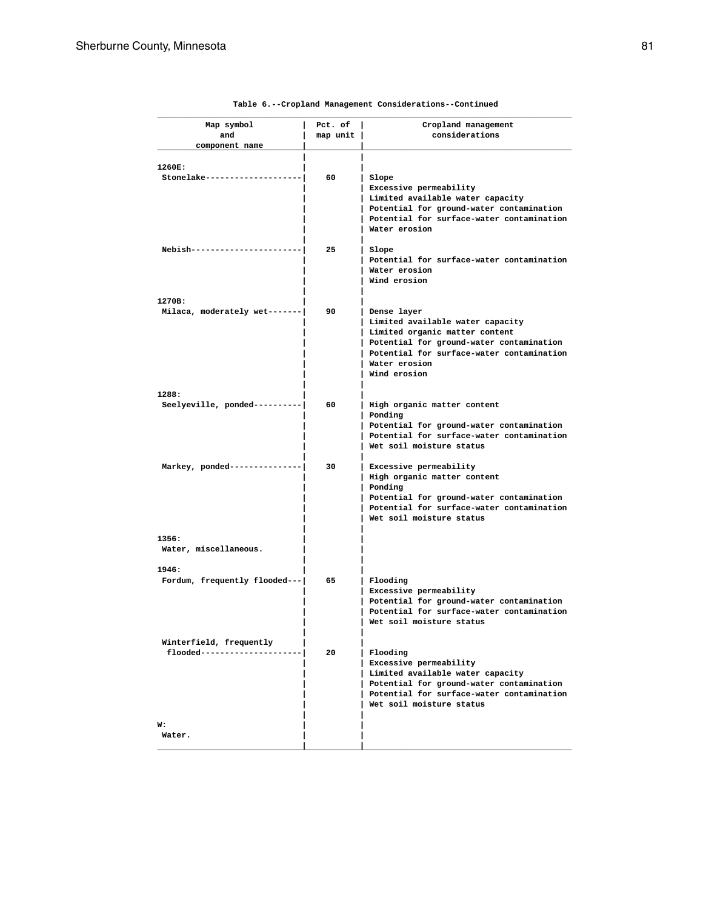Table 6.--Cropland Management Considerations--Continued

| Map symbol and component name | Pct. of map unit | Cropland management considerations |
|---|---|---|
| 1260E: | | |
| Stonelake | 60 | Slope<br>Excessive permeability<br>Limited available water capacity<br>Potential for ground-water contamination<br>Potential for surface-water contamination<br>Water erosion |
| Nebish | 25 | Slope<br>Potential for surface-water contamination<br>Water erosion<br>Wind erosion |
| 1270B: | | |
| Milaca, moderately wet | 90 | Dense layer<br>Limited available water capacity<br>Limited organic matter content<br>Potential for ground-water contamination<br>Potential for surface-water contamination<br>Water erosion<br>Wind erosion |
| 1288: | | |
| Seelyeville, ponded | 60 | High organic matter content<br>Ponding<br>Potential for ground-water contamination<br>Potential for surface-water contamination<br>Wet soil moisture status |
| Markey, ponded | 30 | Excessive permeability<br>High organic matter content<br>Ponding<br>Potential for ground-water contamination<br>Potential for surface-water contamination<br>Wet soil moisture status |
| 1356: | | |
| Water, miscellaneous. | | |
| 1946: | | |
| Fordum, frequently flooded | 65 | Flooding<br>Excessive permeability<br>Potential for ground-water contamination<br>Potential for surface-water contamination<br>Wet soil moisture status |
| Winterfield, frequently flooded | 20 | Flooding<br>Excessive permeability<br>Limited available water capacity<br>Potential for ground-water contamination<br>Potential for surface-water contamination<br>Wet soil moisture status |
| W: | | |
| Water. | | |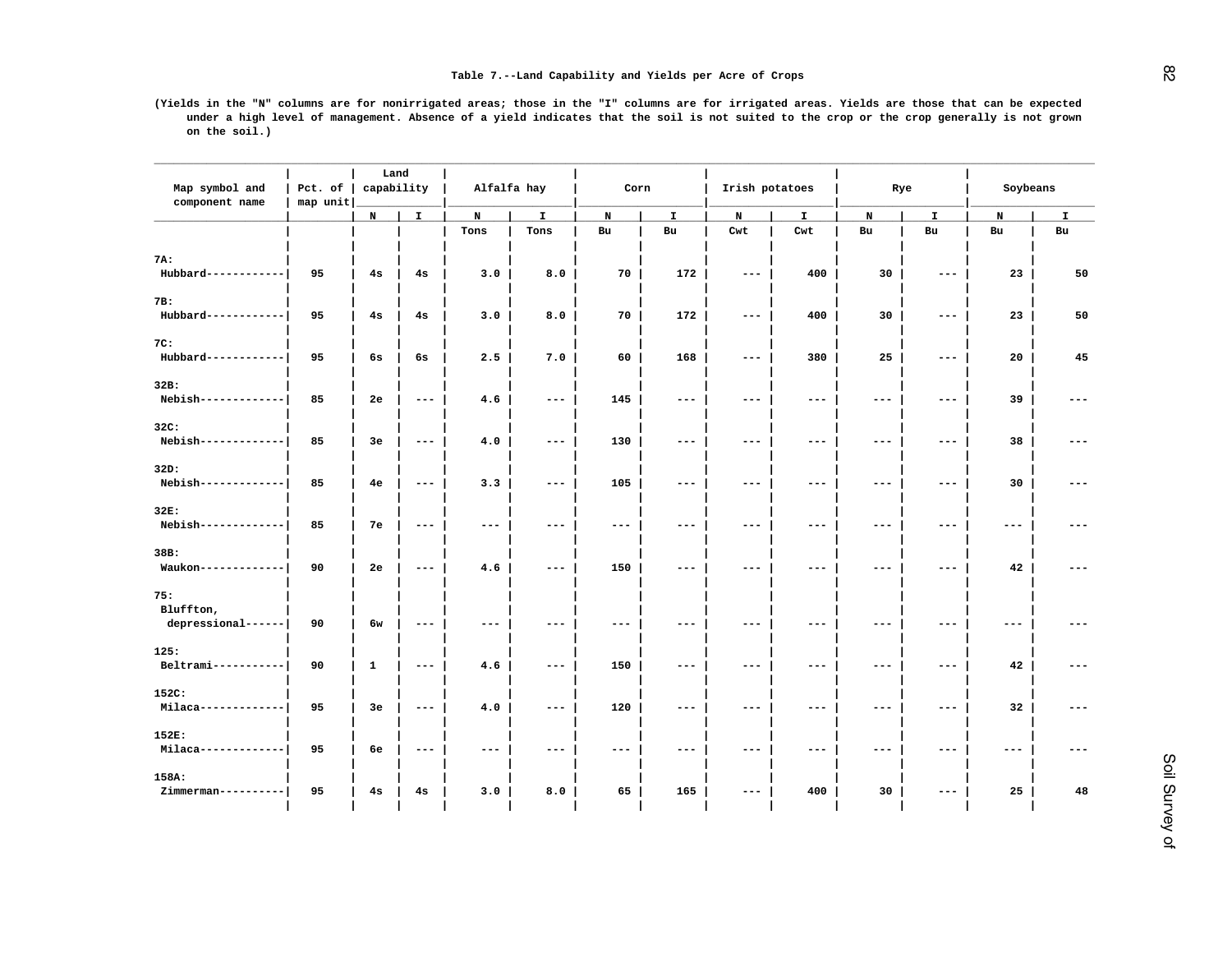Table 7.--Land Capability and Yields per Acre of Crops

(Yields in the "N" columns are for nonirrigated areas; those in the "I" columns are for irrigated areas. Yields are those that can be expected under a high level of management. Absence of a yield indicates that the soil is not suited to the crop or the crop generally is not grown on the soil.)

| Map symbol and component name | Pct. of map unit | Land capability | | Alfalfa hay | | Corn | | Irish potatoes | | Rye | | Soybeans | |
|---|---|---|---|---|---|---|---|---|---|---|---|---|---|
| | | N | I | N | I | N | I | N | I | N | I | N | I |
| | | | | Tons | Tons | Bu | Bu | Cwt | Cwt | Bu | Bu | Bu | Bu |
| 7A: | | | | | | | | | | | | | |
| Hubbard | 95 | 4s | 4s | 3.0 | 8.0 | 70 | 172 | --- | 400 | 30 | --- | 23 | 50 |
| 7B: | | | | | | | | | | | | | |
| Hubbard | 95 | 4s | 4s | 3.0 | 8.0 | 70 | 172 | --- | 400 | 30 | --- | 23 | 50 |
| 7C: | | | | | | | | | | | | | |
| Hubbard | 95 | 6s | 6s | 2.5 | 7.0 | 60 | 168 | --- | 380 | 25 | --- | 20 | 45 |
| 32B: | | | | | | | | | | | | | |
| Nebish | 85 | 2e | --- | 4.6 | --- | 145 | --- | --- | --- | --- | --- | 39 | --- |
| 32C: | | | | | | | | | | | | | |
| Nebish | 85 | 3e | --- | 4.0 | --- | 130 | --- | --- | --- | --- | --- | 38 | --- |
| 32D: | | | | | | | | | | | | | |
| Nebish | 85 | 4e | --- | 3.3 | --- | 105 | --- | --- | --- | --- | --- | 30 | --- |
| 32E: | | | | | | | | | | | | | |
| Nebish | 85 | 7e | --- | --- | --- | --- | --- | --- | --- | --- | --- | --- | --- |
| 38B: | | | | | | | | | | | | | |
| Waukon | 90 | 2e | --- | 4.6 | --- | 150 | --- | --- | --- | --- | --- | 42 | --- |
| 75: | | | | | | | | | | | | | |
| Bluffton, depressional | 90 | 6w | --- | --- | --- | --- | --- | --- | --- | --- | --- | --- | --- |
| 125: | | | | | | | | | | | | | |
| Beltrami | 90 | 1 | --- | 4.6 | --- | 150 | --- | --- | --- | --- | --- | 42 | --- |
| 152C: | | | | | | | | | | | | | |
| Milaca | 95 | 3e | --- | 4.0 | --- | 120 | --- | --- | --- | --- | --- | 32 | --- |
| 152E: | | | | | | | | | | | | | |
| Milaca | 95 | 6e | --- | --- | --- | --- | --- | --- | --- | --- | --- | --- | --- |
| 158A: | | | | | | | | | | | | | |
| Zimmerman | 95 | 4s | 4s | 3.0 | 8.0 | 65 | 165 | --- | 400 | 30 | --- | 25 | 48 |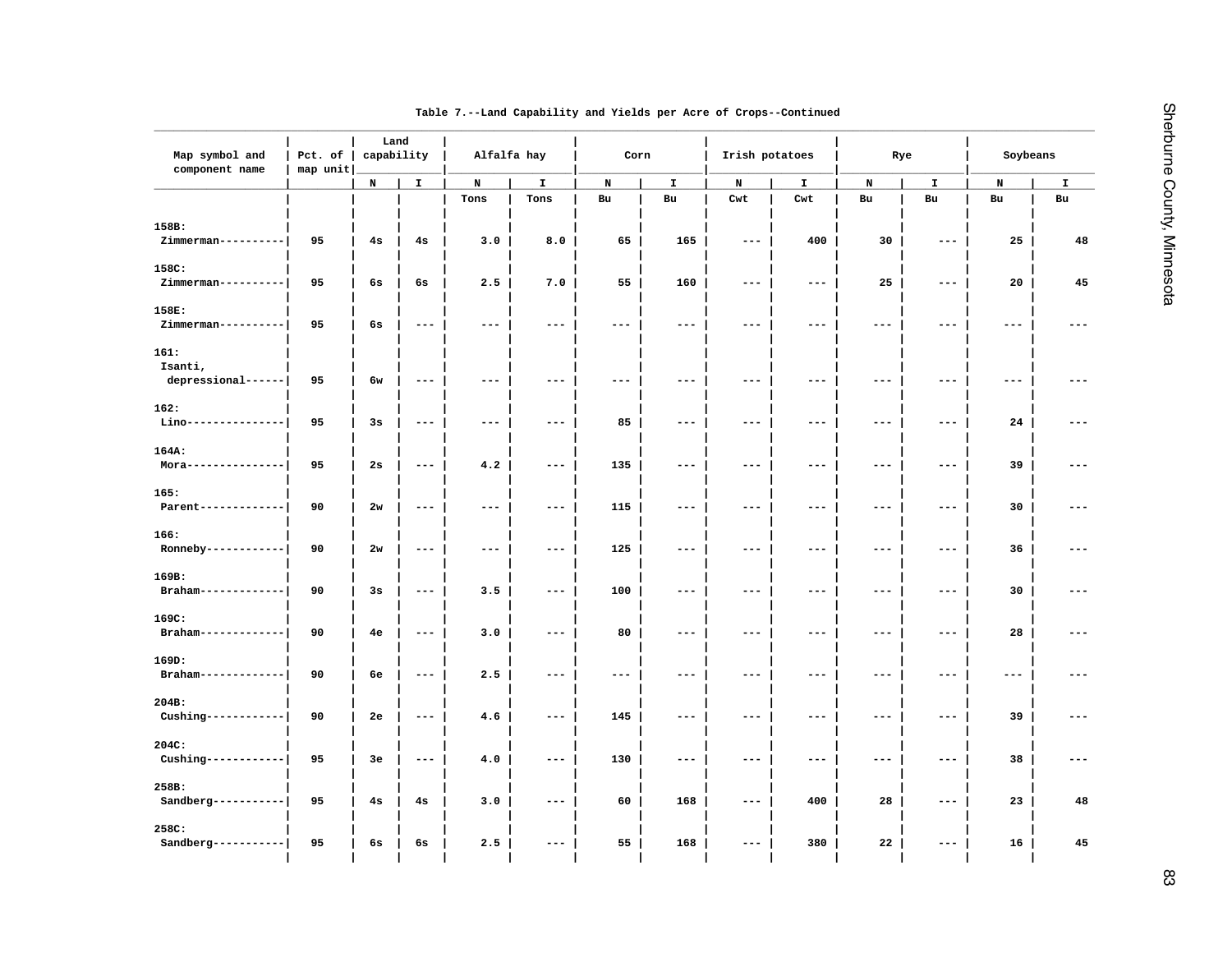Table 7.--Land Capability and Yields per Acre of Crops--Continued

| Map symbol and component name | Pct. of map unit | Land capability | | Alfalfa hay | | Corn | | Irish potatoes | | Rye | | Soybeans | |
|---|---|---|---|---|---|---|---|---|---|---|---|---|---|
| | | N | I | N | I | N | I | N | I | N | I | N | I |
| | | | | Tons | Tons | Bu | Bu | Cwt | Cwt | Bu | Bu | Bu | Bu |
| 158B: | | | | | | | | | | | | | |
| Zimmerman---------- | 95 | 4s | 4s | 3.0 | 8.0 | 65 | 165 | --- | 400 | 30 | --- | 25 | 48 |
| 158C: | | | | | | | | | | | | | |
| Zimmerman---------- | 95 | 6s | 6s | 2.5 | 7.0 | 55 | 160 | --- | --- | 25 | --- | 20 | 45 |
| 158E: | | | | | | | | | | | | | |
| Zimmerman---------- | 95 | 6s | --- | --- | --- | --- | --- | --- | --- | --- | --- | --- | --- |
| 161: | | | | | | | | | | | | | |
| Isanti, depressional------ | 95 | 6w | --- | --- | --- | --- | --- | --- | --- | --- | --- | --- | --- |
| 162: | | | | | | | | | | | | | |
| Lino--------------- | 95 | 3s | --- | --- | --- | 85 | --- | --- | --- | --- | --- | 24 | --- |
| 164A: | | | | | | | | | | | | | |
| Mora--------------- | 95 | 2s | --- | 4.2 | --- | 135 | --- | --- | --- | --- | --- | 39 | --- |
| 165: | | | | | | | | | | | | | |
| Parent------------- | 90 | 2w | --- | --- | --- | 115 | --- | --- | --- | --- | --- | 30 | --- |
| 166: | | | | | | | | | | | | | |
| Ronneby------------ | 90 | 2w | --- | --- | --- | 125 | --- | --- | --- | --- | --- | 36 | --- |
| 169B: | | | | | | | | | | | | | |
| Braham------------- | 90 | 3s | --- | 3.5 | --- | 100 | --- | --- | --- | --- | --- | 30 | --- |
| 169C: | | | | | | | | | | | | | |
| Braham------------- | 90 | 4e | --- | 3.0 | --- | 80 | --- | --- | --- | --- | --- | 28 | --- |
| 169D: | | | | | | | | | | | | | |
| Braham------------- | 90 | 6e | --- | 2.5 | --- | --- | --- | --- | --- | --- | --- | --- | --- |
| 204B: | | | | | | | | | | | | | |
| Cushing------------ | 90 | 2e | --- | 4.6 | --- | 145 | --- | --- | --- | --- | --- | 39 | --- |
| 204C: | | | | | | | | | | | | | |
| Cushing------------ | 95 | 3e | --- | 4.0 | --- | 130 | --- | --- | --- | --- | --- | 38 | --- |
| 258B: | | | | | | | | | | | | | |
| Sandberg----------- | 95 | 4s | 4s | 3.0 | --- | 60 | 168 | --- | 400 | 28 | --- | 23 | 48 |
| 258C: | | | | | | | | | | | | | |
| Sandberg----------- | 95 | 6s | 6s | 2.5 | --- | 55 | 168 | --- | 380 | 22 | --- | 16 | 45 |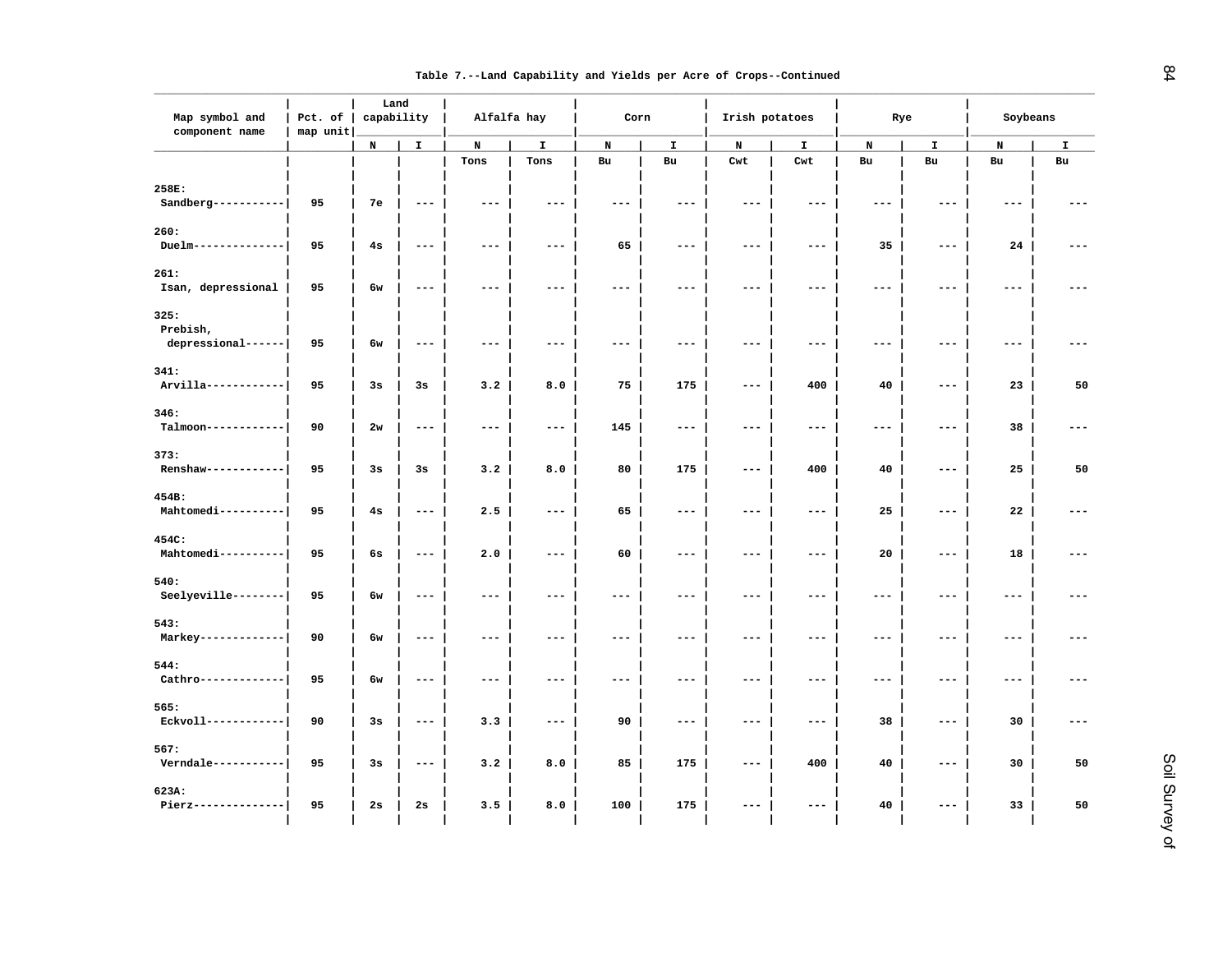Table 7.--Land Capability and Yields per Acre of Crops--Continued

| Map symbol and component name | Pct. of map unit | Land capability | | Alfalfa hay | | Corn | | Irish potatoes | | Rye | | Soybeans | |
|---|---|---|---|---|---|---|---|---|---|---|---|---|---|
| | | N | I | N | I | N | I | N | I | N | I | N | I |
| | | | | Tons | Tons | Bu | Bu | Cwt | Cwt | Bu | Bu | Bu | Bu |
| 258E: | | | | | | | | | | | | | |
| Sandberg | 95 | 7e | --- | --- | --- | --- | --- | --- | --- | --- | --- | --- | --- |
| 260: | | | | | | | | | | | | | |
| Duelm | 95 | 4s | --- | --- | --- | 65 | --- | --- | --- | 35 | --- | 24 | --- |
| 261: | | | | | | | | | | | | | |
| Isan, depressional | 95 | 6w | --- | --- | --- | --- | --- | --- | --- | --- | --- | --- | --- |
| 325: | | | | | | | | | | | | | |
| Prebish, depressional | 95 | 6w | --- | --- | --- | --- | --- | --- | --- | --- | --- | --- | --- |
| 341: | | | | | | | | | | | | | |
| Arvilla | 95 | 3s | 3s | 3.2 | 8.0 | 75 | 175 | --- | 400 | 40 | --- | 23 | 50 |
| 346: | | | | | | | | | | | | | |
| Talmoon | 90 | 2w | --- | --- | --- | 145 | --- | --- | --- | --- | --- | 38 | --- |
| 373: | | | | | | | | | | | | | |
| Renshaw | 95 | 3s | 3s | 3.2 | 8.0 | 80 | 175 | --- | 400 | 40 | --- | 25 | 50 |
| 454B: | | | | | | | | | | | | | |
| Mahtomedi | 95 | 4s | --- | 2.5 | --- | 65 | --- | --- | --- | 25 | --- | 22 | --- |
| 454C: | | | | | | | | | | | | | |
| Mahtomedi | 95 | 6s | --- | 2.0 | --- | 60 | --- | --- | --- | 20 | --- | 18 | --- |
| 540: | | | | | | | | | | | | | |
| Seelyeville | 95 | 6w | --- | --- | --- | --- | --- | --- | --- | --- | --- | --- | --- |
| 543: | | | | | | | | | | | | | |
| Markey | 90 | 6w | --- | --- | --- | --- | --- | --- | --- | --- | --- | --- | --- |
| 544: | | | | | | | | | | | | | |
| Cathro | 95 | 6w | --- | --- | --- | --- | --- | --- | --- | --- | --- | --- | --- |
| 565: | | | | | | | | | | | | | |
| Eckvoll | 90 | 3s | --- | 3.3 | --- | 90 | --- | --- | --- | 38 | --- | 30 | --- |
| 567: | | | | | | | | | | | | | |
| Verndale | 95 | 3s | --- | 3.2 | 8.0 | 85 | 175 | --- | 400 | 40 | --- | 30 | 50 |
| 623A: | | | | | | | | | | | | | |
| Pierz | 95 | 2s | 2s | 3.5 | 8.0 | 100 | 175 | --- | --- | 40 | --- | 33 | 50 |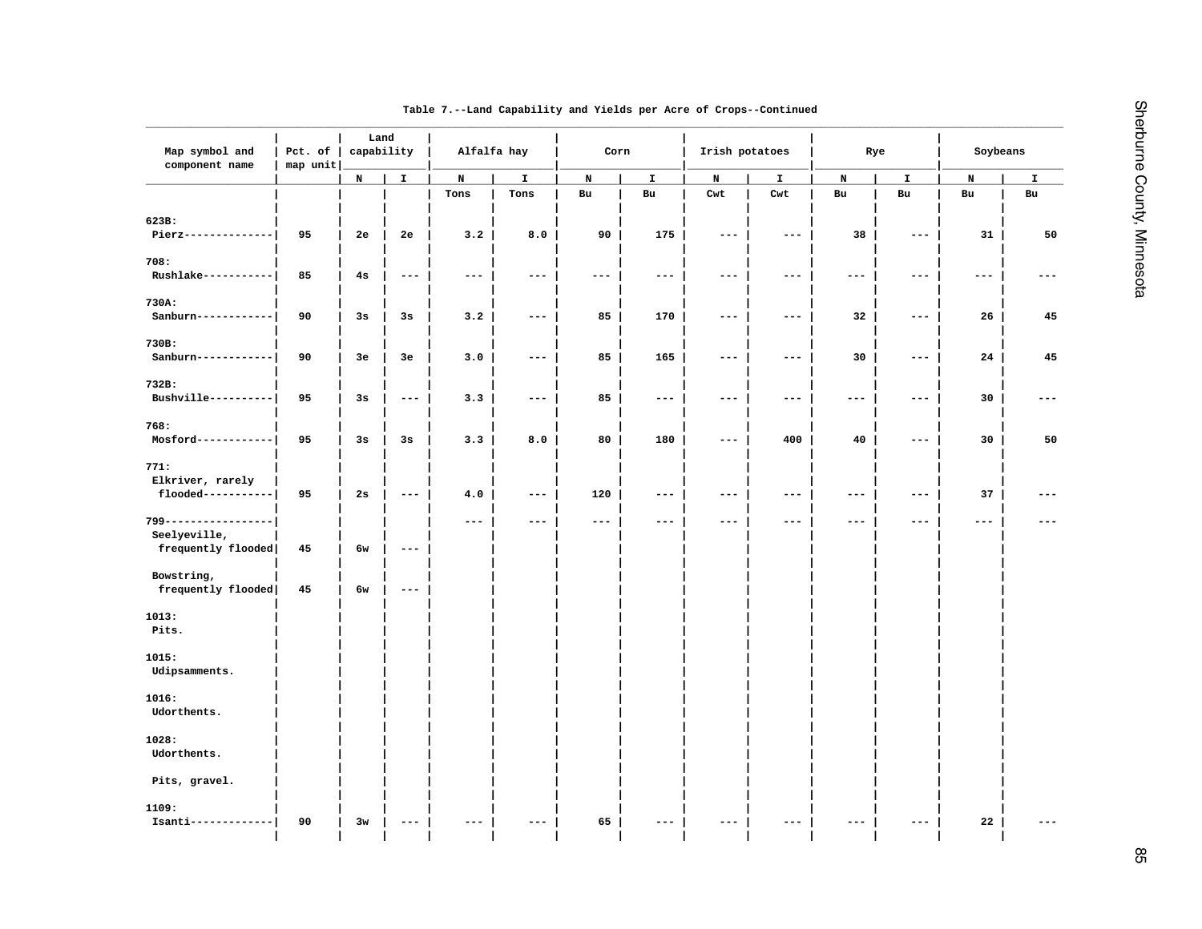Table 7.--Land Capability and Yields per Acre of Crops--Continued

| Map symbol and component name | Pct. of map unit | Land capability | | Alfalfa hay | | Corn | | Irish potatoes | | Rye | | Soybeans | |
|---|---|---|---|---|---|---|---|---|---|---|---|---|---|
| | | N | I | N | I | N | I | N | I | N | I | N | I |
| | | | | Tons | Tons | Bu | Bu | Cwt | Cwt | Bu | Bu | Bu | Bu |
| 623B: | | | | | | | | | | | | | |
| Pierz | 95 | 2e | 2e | 3.2 | 8.0 | 90 | 175 | --- | --- | 38 | --- | 31 | 50 |
| 708: | | | | | | | | | | | | | |
| Rushlake | 85 | 4s | --- | --- | --- | --- | --- | --- | --- | --- | --- | --- | --- |
| 730A: | | | | | | | | | | | | | |
| Sanburn | 90 | 3s | 3s | 3.2 | --- | 85 | 170 | --- | --- | 32 | --- | 26 | 45 |
| 730B: | | | | | | | | | | | | | |
| Sanburn | 90 | 3e | 3e | 3.0 | --- | 85 | 165 | --- | --- | 30 | --- | 24 | 45 |
| 732B: | | | | | | | | | | | | | |
| Bushville | 95 | 3s | --- | 3.3 | --- | 85 | --- | --- | --- | --- | --- | 30 | --- |
| 768: | | | | | | | | | | | | | |
| Mosford | 95 | 3s | 3s | 3.3 | 8.0 | 80 | 180 | --- | 400 | 40 | --- | 30 | 50 |
| 771: | | | | | | | | | | | | | |
| Elkriver, rarely flooded | 95 | 2s | --- | 4.0 | --- | 120 | --- | --- | --- | --- | --- | 37 | --- |
| 799 | | | | --- | --- | --- | --- | --- | --- | --- | --- | --- | --- |
| Seelyeville, frequently flooded | 45 | 6w | --- | | | | | | | | | | |
| Bowstring, frequently flooded | 45 | 6w | --- | | | | | | | | | | |
| 1013: | | | | | | | | | | | | | |
| Pits. | | | | | | | | | | | | | |
| 1015: | | | | | | | | | | | | | |
| Udipsamments. | | | | | | | | | | | | | |
| 1016: | | | | | | | | | | | | | |
| Udorthents. | | | | | | | | | | | | | |
| 1028: | | | | | | | | | | | | | |
| Udorthents. | | | | | | | | | | | | | |
| Pits, gravel. | | | | | | | | | | | | | |
| 1109: | | | | | | | | | | | | | |
| Isanti | 90 | 3w | --- | --- | --- | 65 | --- | --- | --- | --- | --- | 22 | --- |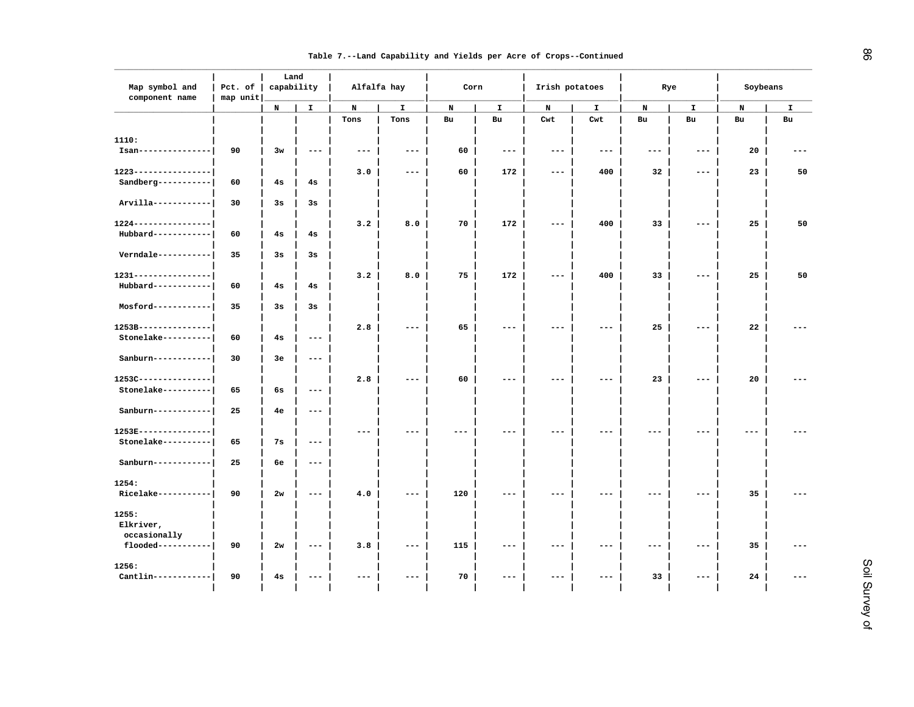Table 7.--Land Capability and Yields per Acre of Crops--Continued

| Map symbol and component name | Pct. of map unit | Land capability | | Alfalfa hay | | Corn | | Irish potatoes | | Rye | | Soybeans | |
|---|---|---|---|---|---|---|---|---|---|---|---|---|---|
| | | N | I | N | I | N | I | N | I | N | I | N | I |
| | | | | Tons | Tons | Bu | Bu | Cwt | Cwt | Bu | Bu | Bu | Bu |
| 1110: | | | | | | | | | | | | | |
| Isan | 90 | 3w | --- | --- | --- | 60 | --- | --- | --- | --- | --- | 20 | --- |
| 1223 | | | | 3.0 | --- | 60 | 172 | --- | 400 | 32 | --- | 23 | 50 |
| Sandberg | 60 | 4s | 4s | | | | | | | | | | |
| Arvilla | 30 | 3s | 3s | | | | | | | | | | |
| 1224 | | | | 3.2 | 8.0 | 70 | 172 | --- | 400 | 33 | --- | 25 | 50 |
| Hubbard | 60 | 4s | 4s | | | | | | | | | | |
| Verndale | 35 | 3s | 3s | | | | | | | | | | |
| 1231 | | | | 3.2 | 8.0 | 75 | 172 | --- | 400 | 33 | --- | 25 | 50 |
| Hubbard | 60 | 4s | 4s | | | | | | | | | | |
| Mosford | 35 | 3s | 3s | | | | | | | | | | |
| 1253B | | | | 2.8 | --- | 65 | --- | --- | --- | 25 | --- | 22 | --- |
| Stonelake | 60 | 4s | --- | | | | | | | | | | |
| Sanburn | 30 | 3e | --- | | | | | | | | | | |
| 1253C | | | | 2.8 | --- | 60 | --- | --- | --- | 23 | --- | 20 | --- |
| Stonelake | 65 | 6s | --- | | | | | | | | | | |
| Sanburn | 25 | 4e | --- | | | | | | | | | | |
| 1253E | | | | --- | --- | --- | --- | --- | --- | --- | --- | --- | --- |
| Stonelake | 65 | 7s | --- | | | | | | | | | | |
| Sanburn | 25 | 6e | --- | | | | | | | | | | |
| 1254: | | | | | | | | | | | | | |
| Ricelake | 90 | 2w | --- | 4.0 | --- | 120 | --- | --- | --- | --- | --- | 35 | --- |
| 1255: | | | | | | | | | | | | | |
| Elkriver, occasionally flooded | 90 | 2w | --- | 3.8 | --- | 115 | --- | --- | --- | --- | --- | 35 | --- |
| 1256: | | | | | | | | | | | | | |
| Cantlin | 90 | 4s | --- | --- | --- | 70 | --- | --- | --- | 33 | --- | 24 | --- |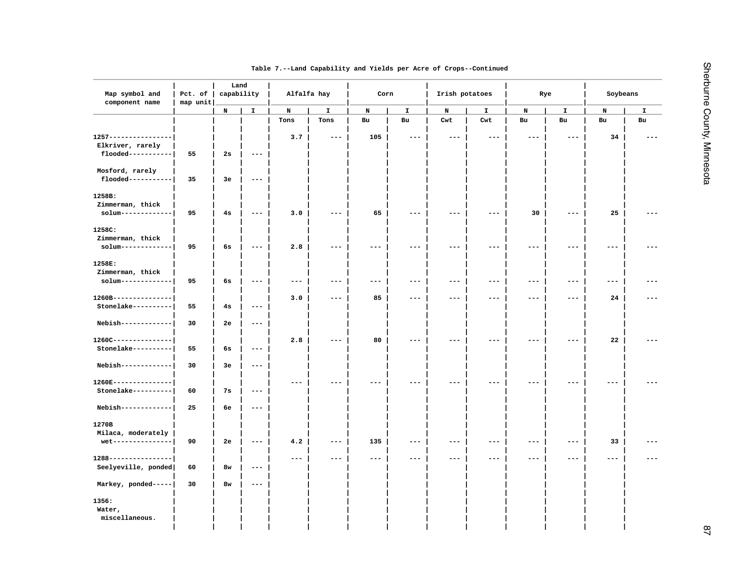Table 7.--Land Capability and Yields per Acre of Crops--Continued

| Map symbol and component name | Pct. of map unit | Land capability | | Alfalfa hay | | Corn | | Irish potatoes | | Rye | | Soybeans | |
|---|---|---|---|---|---|---|---|---|---|---|---|---|---|
| | | N | I | N | I | N | I | N | I | N | I | N | I |
| | | | | Tons | Tons | Bu | Bu | Cwt | Cwt | Bu | Bu | Bu | Bu |
| 1257 | | | | 3.7 | --- | 105 | --- | --- | --- | --- | --- | 34 | --- |
| Elkriver, rarely flooded | 55 | 2s | --- | | | | | | | | | | |
| Mosford, rarely flooded | 35 | 3e | --- | | | | | | | | | | |
| 1258B: | | | | | | | | | | | | | |
| Zimmerman, thick solum | 95 | 4s | --- | 3.0 | --- | 65 | --- | --- | --- | 30 | --- | 25 | --- |
| 1258C: | | | | | | | | | | | | | |
| Zimmerman, thick solum | 95 | 6s | --- | 2.8 | --- | --- | --- | --- | --- | --- | --- | --- | --- |
| 1258E: | | | | | | | | | | | | | |
| Zimmerman, thick solum | 95 | 6s | --- | --- | --- | --- | --- | --- | --- | --- | --- | --- | --- |
| 1260B | | | | 3.0 | --- | 85 | --- | --- | --- | --- | --- | 24 | --- |
| Stonelake | 55 | 4s | --- | | | | | | | | | | |
| Nebish | 30 | 2e | --- | | | | | | | | | | |
| 1260C | | | | 2.8 | --- | 80 | --- | --- | --- | --- | --- | 22 | --- |
| Stonelake | 55 | 6s | --- | | | | | | | | | | |
| Nebish | 30 | 3e | --- | | | | | | | | | | |
| 1260E | | | | --- | --- | --- | --- | --- | --- | --- | --- | --- | --- |
| Stonelake | 60 | 7s | --- | | | | | | | | | | |
| Nebish | 25 | 6e | --- | | | | | | | | | | |
| 1270B | | | | | | | | | | | | | |
| Milaca, moderately wet | 90 | 2e | --- | 4.2 | --- | 135 | --- | --- | --- | --- | --- | 33 | --- |
| 1288 | | | | --- | --- | --- | --- | --- | --- | --- | --- | --- | --- |
| Seelyeville, ponded | 60 | 8w | --- | | | | | | | | | | |
| Markey, ponded | 30 | 8w | --- | | | | | | | | | | |
| 1356: | | | | | | | | | | | | | |
| Water, miscellaneous. | | | | | | | | | | | | | |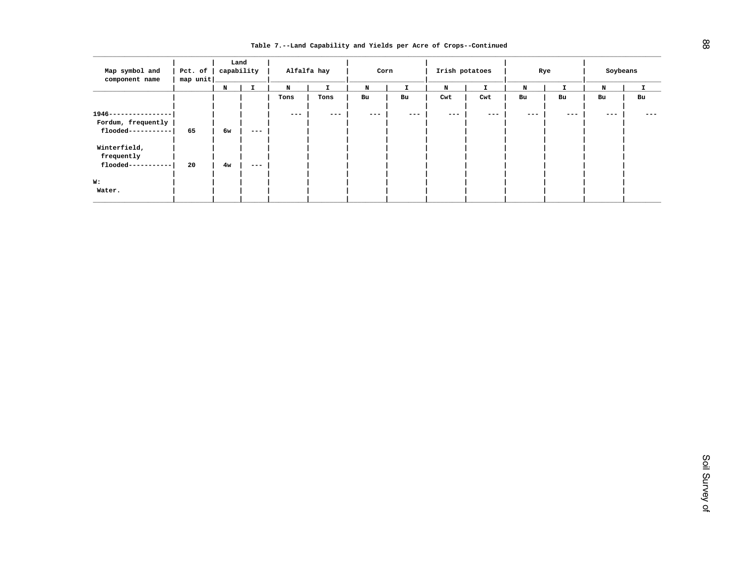Table 7.--Land Capability and Yields per Acre of Crops--Continued

| Map symbol and component name | Pct. of map unit | Land capability | | Alfalfa hay | | Corn | | Irish potatoes | | Rye | | Soybeans | |
|---|---|---|---|---|---|---|---|---|---|---|---|---|---|
| | | N | I | N | I | N | I | N | I | N | I | N | I |
| | | | | Tons | Tons | Bu | Bu | Cwt | Cwt | Bu | Bu | Bu | Bu |
| 1946 | | | | --- | --- | --- | --- | --- | --- | --- | --- | --- | --- |
| Fordum, frequently flooded | 65 | 6w | --- | | | | | | | | | | |
| Winterfield, frequently flooded | 20 | 4w | --- | | | | | | | | | | |
| W: | | | | | | | | | | | | | |
| Water. | | | | | | | | | | | | | |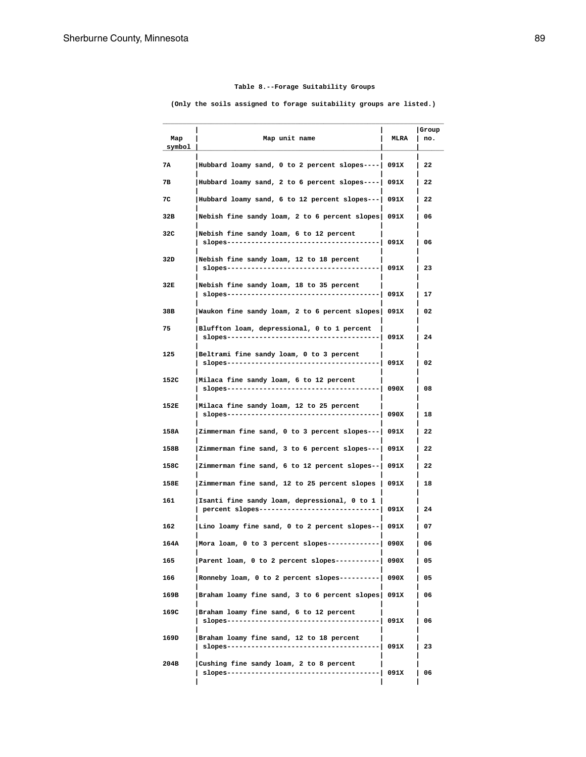Table 8.--Forage Suitability Groups

(Only the soils assigned to forage suitability groups are listed.)

| Map symbol | Map unit name | MLRA | Group no. |
|---|---|---|---|
| 7A | Hubbard loamy sand, 0 to 2 percent slopes | 091X | 22 |
| 7B | Hubbard loamy sand, 2 to 6 percent slopes | 091X | 22 |
| 7C | Hubbard loamy sand, 6 to 12 percent slopes | 091X | 22 |
| 32B | Nebish fine sandy loam, 2 to 6 percent slopes | 091X | 06 |
| 32C | Nebish fine sandy loam, 6 to 12 percent slopes | 091X | 06 |
| 32D | Nebish fine sandy loam, 12 to 18 percent slopes | 091X | 23 |
| 32E | Nebish fine sandy loam, 18 to 35 percent slopes | 091X | 17 |
| 38B | Waukon fine sandy loam, 2 to 6 percent slopes | 091X | 02 |
| 75 | Bluffton loam, depressional, 0 to 1 percent slopes | 091X | 24 |
| 125 | Beltrami fine sandy loam, 0 to 3 percent slopes | 091X | 02 |
| 152C | Milaca fine sandy loam, 6 to 12 percent slopes | 090X | 08 |
| 152E | Milaca fine sandy loam, 12 to 25 percent slopes | 090X | 18 |
| 158A | Zimmerman fine sand, 0 to 3 percent slopes | 091X | 22 |
| 158B | Zimmerman fine sand, 3 to 6 percent slopes | 091X | 22 |
| 158C | Zimmerman fine sand, 6 to 12 percent slopes | 091X | 22 |
| 158E | Zimmerman fine sand, 12 to 25 percent slopes | 091X | 18 |
| 161 | Isanti fine sandy loam, depressional, 0 to 1 percent slopes | 091X | 24 |
| 162 | Lino loamy fine sand, 0 to 2 percent slopes | 091X | 07 |
| 164A | Mora loam, 0 to 3 percent slopes | 090X | 06 |
| 165 | Parent loam, 0 to 2 percent slopes | 090X | 05 |
| 166 | Ronneby loam, 0 to 2 percent slopes | 090X | 05 |
| 169B | Braham loamy fine sand, 3 to 6 percent slopes | 091X | 06 |
| 169C | Braham loamy fine sand, 6 to 12 percent slopes | 091X | 06 |
| 169D | Braham loamy fine sand, 12 to 18 percent slopes | 091X | 23 |
| 204B | Cushing fine sandy loam, 2 to 8 percent slopes | 091X | 06 |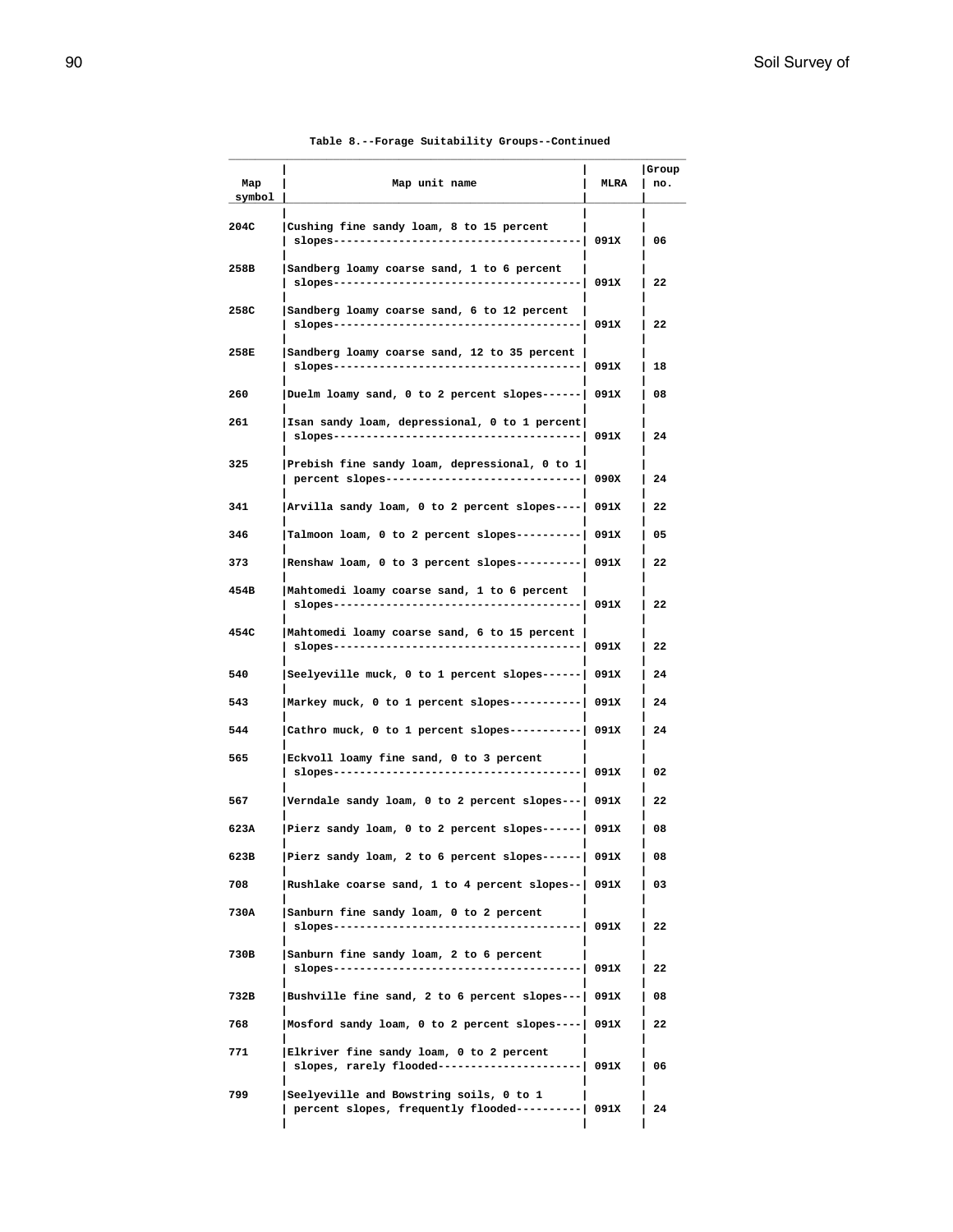Table 8.--Forage Suitability Groups--Continued

| Map symbol | Map unit name | MLRA | Group no. |
|---|---|---|---|
| 204C | Cushing fine sandy loam, 8 to 15 percent slopes | 091X | 06 |
| 258B | Sandberg loamy coarse sand, 1 to 6 percent slopes | 091X | 22 |
| 258C | Sandberg loamy coarse sand, 6 to 12 percent slopes | 091X | 22 |
| 258E | Sandberg loamy coarse sand, 12 to 35 percent slopes | 091X | 18 |
| 260 | Duelm loamy sand, 0 to 2 percent slopes | 091X | 08 |
| 261 | Isan sandy loam, depressional, 0 to 1 percent slopes | 091X | 24 |
| 325 | Prebish fine sandy loam, depressional, 0 to 1 percent slopes | 090X | 24 |
| 341 | Arvilla sandy loam, 0 to 2 percent slopes | 091X | 22 |
| 346 | Talmoon loam, 0 to 2 percent slopes | 091X | 05 |
| 373 | Renshaw loam, 0 to 3 percent slopes | 091X | 22 |
| 454B | Mahtomedi loamy coarse sand, 1 to 6 percent slopes | 091X | 22 |
| 454C | Mahtomedi loamy coarse sand, 6 to 15 percent slopes | 091X | 22 |
| 540 | Seelyeville muck, 0 to 1 percent slopes | 091X | 24 |
| 543 | Markey muck, 0 to 1 percent slopes | 091X | 24 |
| 544 | Cathro muck, 0 to 1 percent slopes | 091X | 24 |
| 565 | Eckvoll loamy fine sand, 0 to 3 percent slopes | 091X | 02 |
| 567 | Verndale sandy loam, 0 to 2 percent slopes | 091X | 22 |
| 623A | Pierz sandy loam, 0 to 2 percent slopes | 091X | 08 |
| 623B | Pierz sandy loam, 2 to 6 percent slopes | 091X | 08 |
| 708 | Rushlake coarse sand, 1 to 4 percent slopes | 091X | 03 |
| 730A | Sanburn fine sandy loam, 0 to 2 percent slopes | 091X | 22 |
| 730B | Sanburn fine sandy loam, 2 to 6 percent slopes | 091X | 22 |
| 732B | Bushville fine sand, 2 to 6 percent slopes | 091X | 08 |
| 768 | Mosford sandy loam, 0 to 2 percent slopes | 091X | 22 |
| 771 | Elkriver fine sandy loam, 0 to 2 percent slopes, rarely flooded | 091X | 06 |
| 799 | Seelyeville and Bowstring soils, 0 to 1 percent slopes, frequently flooded | 091X | 24 |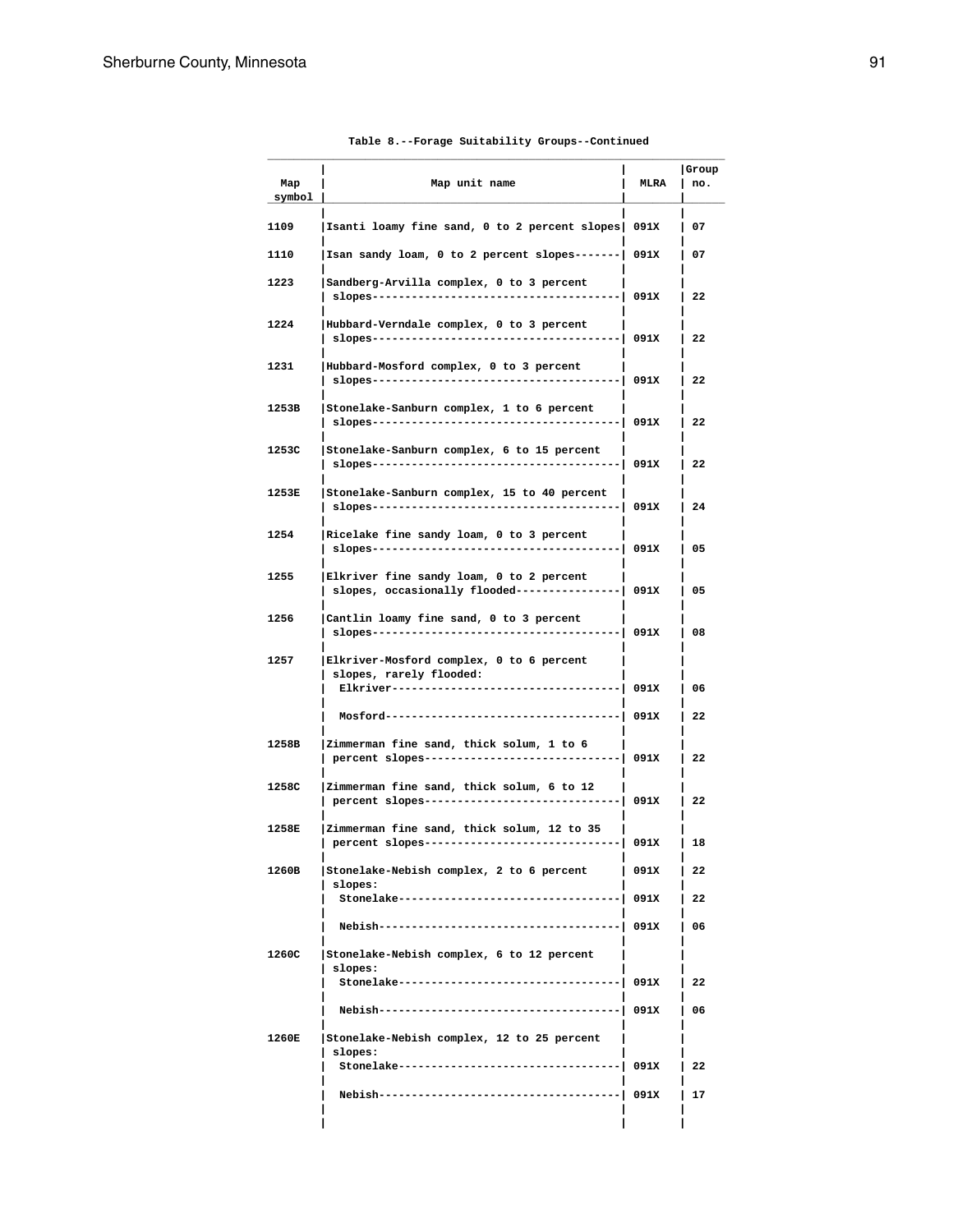Table 8.--Forage Suitability Groups--Continued

| Map symbol | Map unit name | MLRA | Group no. |
|---|---|---|---|
| 1109 | Isanti loamy fine sand, 0 to 2 percent slopes | 091X | 07 |
| 1110 | Isan sandy loam, 0 to 2 percent slopes | 091X | 07 |
| 1223 | Sandberg-Arvilla complex, 0 to 3 percent slopes | 091X | 22 |
| 1224 | Hubbard-Verndale complex, 0 to 3 percent slopes | 091X | 22 |
| 1231 | Hubbard-Mosford complex, 0 to 3 percent slopes | 091X | 22 |
| 1253B | Stonelake-Sanburn complex, 1 to 6 percent slopes | 091X | 22 |
| 1253C | Stonelake-Sanburn complex, 6 to 15 percent slopes | 091X | 22 |
| 1253E | Stonelake-Sanburn complex, 15 to 40 percent slopes | 091X | 24 |
| 1254 | Ricelake fine sandy loam, 0 to 3 percent slopes | 091X | 05 |
| 1255 | Elkriver fine sandy loam, 0 to 2 percent slopes, occasionally flooded | 091X | 05 |
| 1256 | Cantlin loamy fine sand, 0 to 3 percent slopes | 091X | 08 |
| 1257 | Elkriver-Mosford complex, 0 to 6 percent slopes, rarely flooded: | | |
| | Elkriver | 091X | 06 |
| | Mosford | 091X | 22 |
| 1258B | Zimmerman fine sand, thick solum, 1 to 6 percent slopes | 091X | 22 |
| 1258C | Zimmerman fine sand, thick solum, 6 to 12 percent slopes | 091X | 22 |
| 1258E | Zimmerman fine sand, thick solum, 12 to 35 percent slopes | 091X | 18 |
| 1260B | Stonelake-Nebish complex, 2 to 6 percent slopes: | 091X | 22 |
| | Stonelake | 091X | 22 |
| | Nebish | 091X | 06 |
| 1260C | Stonelake-Nebish complex, 6 to 12 percent slopes: | | |
| | Stonelake | 091X | 22 |
| | Nebish | 091X | 06 |
| 1260E | Stonelake-Nebish complex, 12 to 25 percent slopes: | | |
| | Stonelake | 091X | 22 |
| | Nebish | 091X | 17 |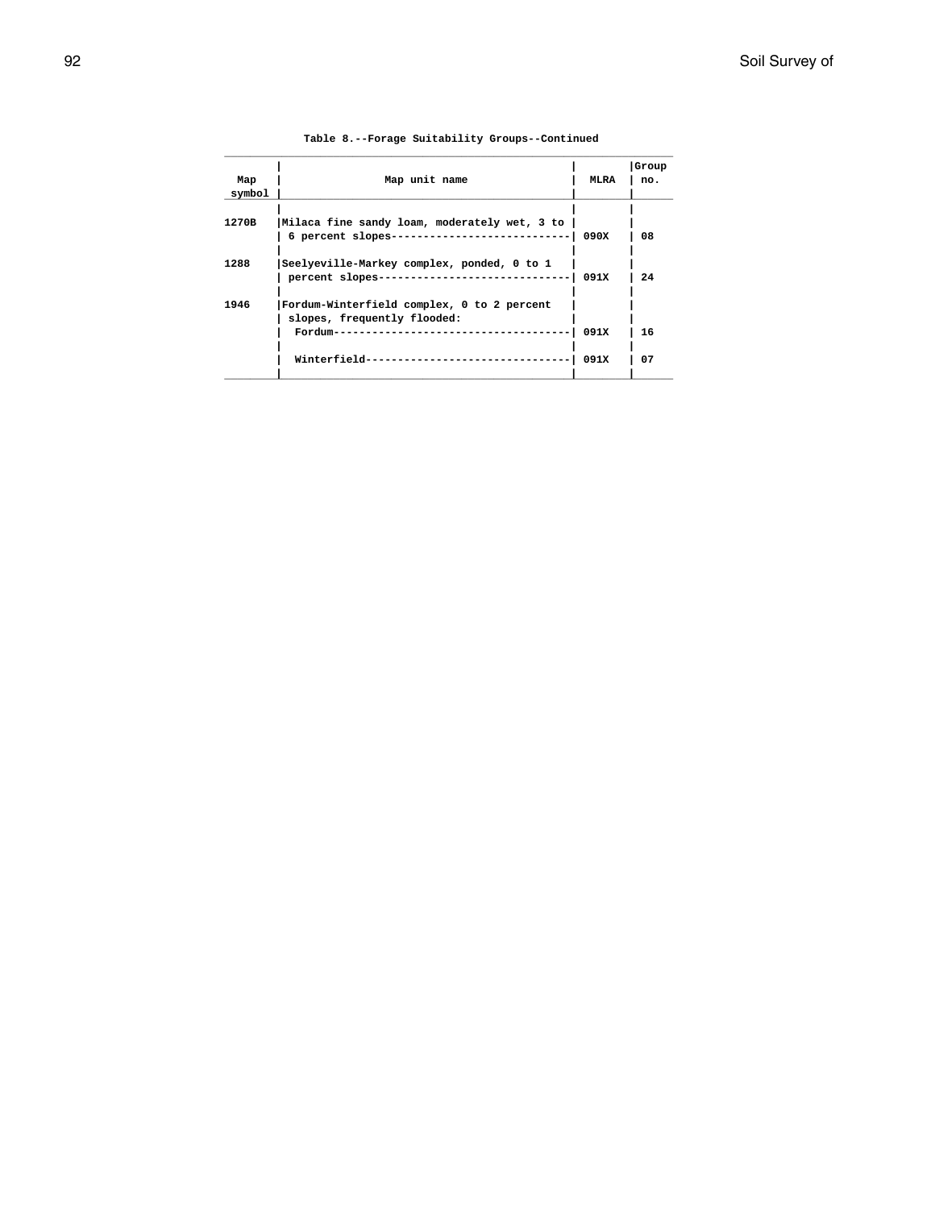Table 8.--Forage Suitability Groups--Continued

| Map symbol | Map unit name | MLRA | Group no. |
|---|---|---|---|
| 1270B | Milaca fine sandy loam, moderately wet, 3 to 6 percent slopes | 090X | 08 |
| 1288 | Seelyeville-Markey complex, ponded, 0 to 1 percent slopes | 091X | 24 |
| 1946 | Fordum-Winterfield complex, 0 to 2 percent slopes, frequently flooded: | | |
| | Fordum | 091X | 16 |
| | Winterfield | 091X | 07 |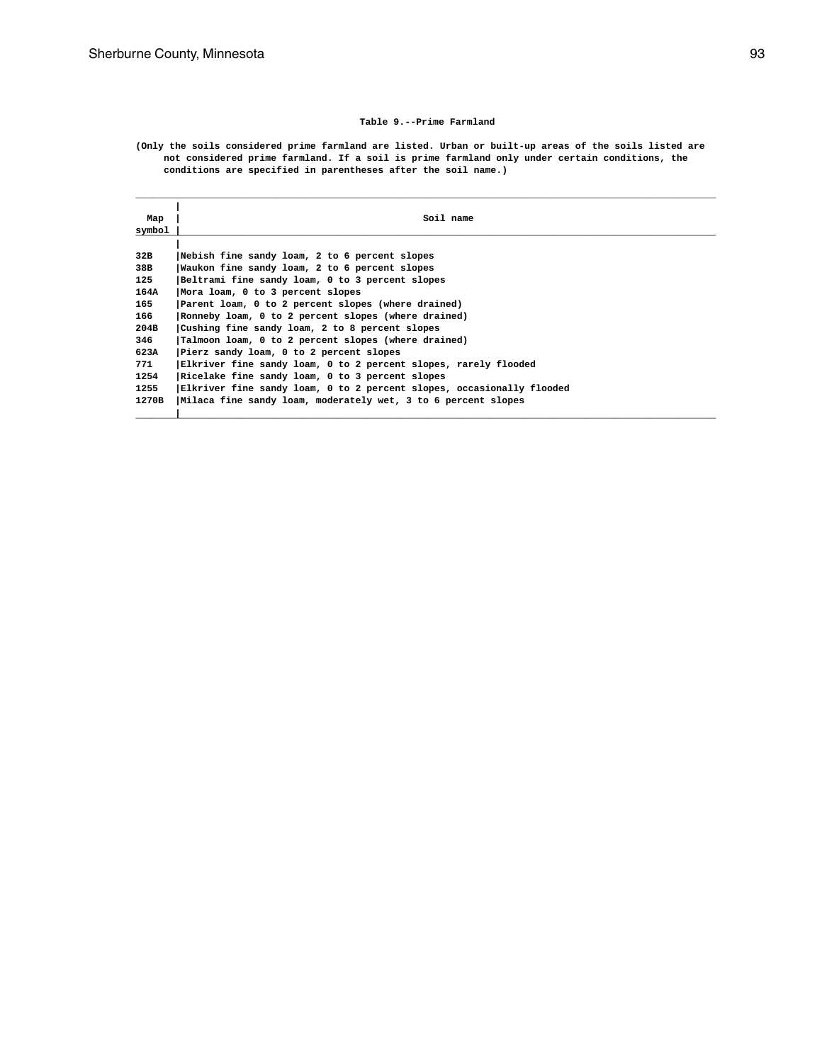## Table 9.--Prime Farmland

(Only the soils considered prime farmland are listed. Urban or built-up areas of the soils listed are not considered prime farmland. If a soil is prime farmland only under certain conditions, the conditions are specified in parentheses after the soil name.)

| Map symbol | Soil name |
|---|---|
| 32B | Nebish fine sandy loam, 2 to 6 percent slopes |
| 38B | Waukon fine sandy loam, 2 to 6 percent slopes |
| 125 | Beltrami fine sandy loam, 0 to 3 percent slopes |
| 164A | Mora loam, 0 to 3 percent slopes |
| 165 | Parent loam, 0 to 2 percent slopes (where drained) |
| 166 | Ronneby loam, 0 to 2 percent slopes (where drained) |
| 204B | Cushing fine sandy loam, 2 to 8 percent slopes |
| 346 | Talmoon loam, 0 to 2 percent slopes (where drained) |
| 623A | Pierz sandy loam, 0 to 2 percent slopes |
| 771 | Elkriver fine sandy loam, 0 to 2 percent slopes, rarely flooded |
| 1254 | Ricelake fine sandy loam, 0 to 3 percent slopes |
| 1255 | Elkriver fine sandy loam, 0 to 2 percent slopes, occasionally flooded |
| 1270B | Milaca fine sandy loam, moderately wet, 3 to 6 percent slopes |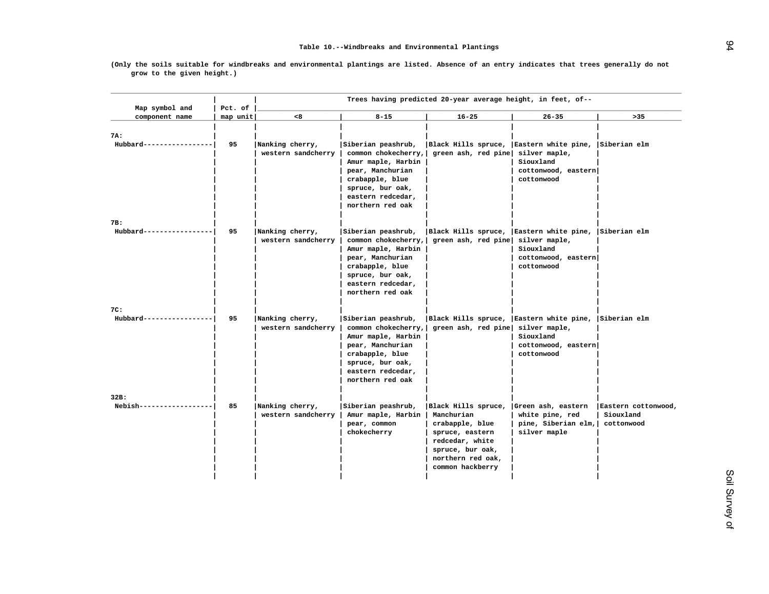Table 10.--Windbreaks and Environmental Plantings

(Only the soils suitable for windbreaks and environmental plantings are listed. Absence of an entry indicates that trees generally do not grow to the given height.)

| Map symbol and component name | Pct. of map unit | Trees having predicted 20-year average height, in feet, of-- | | | | |
|---|---|---|---|---|---|---|
| | | <8 | 8-15 | 16-25 | 26-35 | >35 |
| 7A: | | | | | | |
| Hubbard | 95 | Nanking cherry, western sandcherry | Siberian peashrub, common chokecherry, Amur maple, Harbin pear, Manchurian crabapple, blue spruce, bur oak, eastern redcedar, northern red oak | Black Hills spruce, green ash, red pine | Eastern white pine, silver maple, Siouxland cottonwood, eastern cottonwood | Siberian elm |
| 7B: | | | | | | |
| Hubbard | 95 | Nanking cherry, western sandcherry | Siberian peashrub, common chokecherry, Amur maple, Harbin pear, Manchurian crabapple, blue spruce, bur oak, eastern redcedar, northern red oak | Black Hills spruce, green ash, red pine | Eastern white pine, silver maple, Siouxland cottonwood, eastern cottonwood | Siberian elm |
| 7C: | | | | | | |
| Hubbard | 95 | Nanking cherry, western sandcherry | Siberian peashrub, common chokecherry, Amur maple, Harbin pear, Manchurian crabapple, blue spruce, bur oak, eastern redcedar, northern red oak | Black Hills spruce, green ash, red pine | Eastern white pine, silver maple, Siouxland cottonwood, eastern cottonwood | Siberian elm |
| 32B: | | | | | | |
| Nebish | 85 | Nanking cherry, western sandcherry | Siberian peashrub, Amur maple, Harbin pear, common chokecherry | Black Hills spruce, Manchurian crabapple, blue spruce, eastern redcedar, white spruce, bur oak, northern red oak, common hackberry | Green ash, eastern white pine, red pine, Siberian elm, silver maple | Eastern cottonwood, Siouxland cottonwood |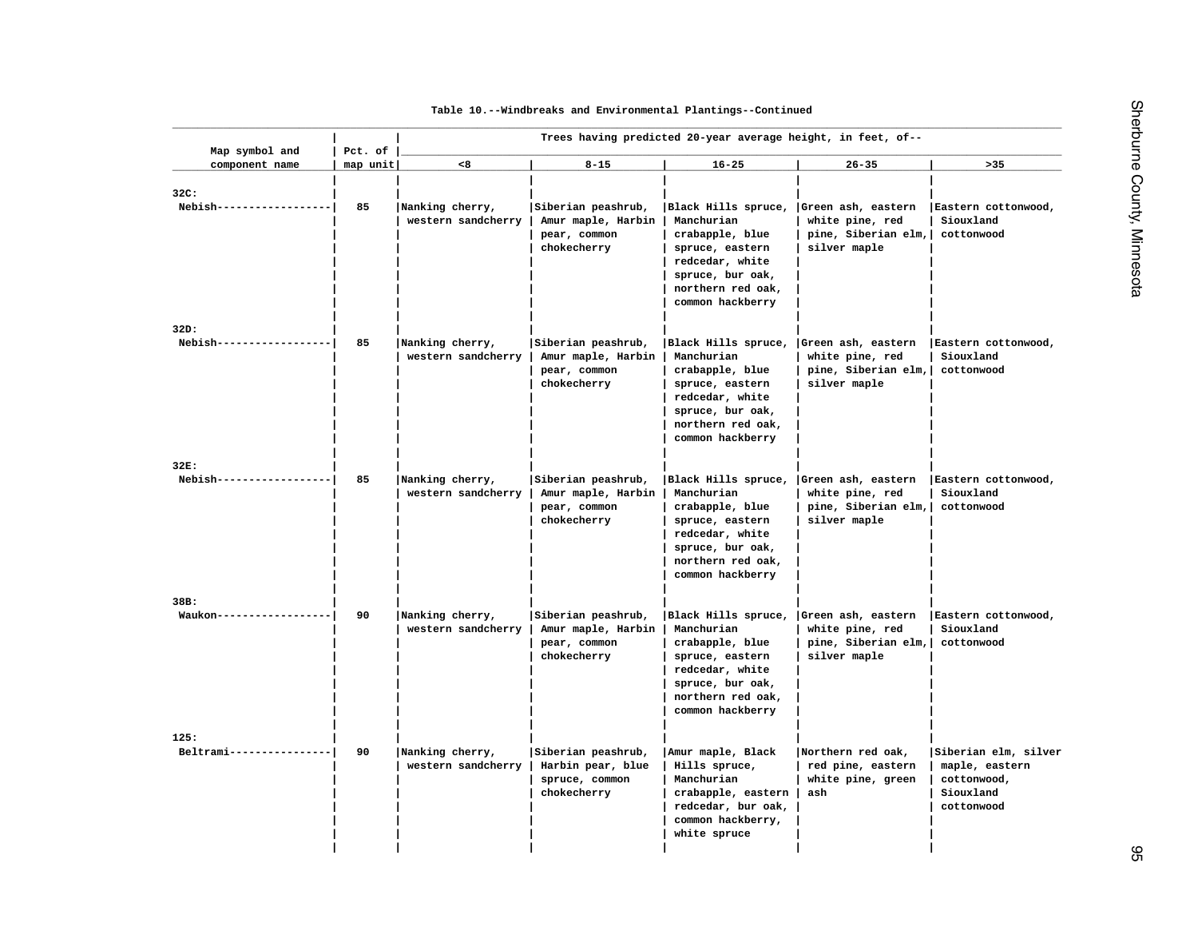Table 10.--Windbreaks and Environmental Plantings--Continued

| Map symbol and component name | Pct. of map unit | Trees having predicted 20-year average height, in feet, of-- <8 | 8-15 | 16-25 | 26-35 | >35 |
|---|---|---|---|---|---|---|
| 32C: | | | | | | |
| Nebish | 85 | Nanking cherry, western sandcherry | Siberian peashrub, Amur maple, Harbin pear, common chokecherry | Black Hills spruce, Manchurian crabapple, blue spruce, eastern redcedar, white spruce, bur oak, northern red oak, common hackberry | Green ash, eastern white pine, red pine, Siberian elm, silver maple | Eastern cottonwood, Siouxland cottonwood |
| 32D: | | | | | | |
| Nebish | 85 | Nanking cherry, western sandcherry | Siberian peashrub, Amur maple, Harbin pear, common chokecherry | Black Hills spruce, Manchurian crabapple, blue spruce, eastern redcedar, white spruce, bur oak, northern red oak, common hackberry | Green ash, eastern white pine, red pine, Siberian elm, silver maple | Eastern cottonwood, Siouxland cottonwood |
| 32E: | | | | | | |
| Nebish | 85 | Nanking cherry, western sandcherry | Siberian peashrub, Amur maple, Harbin pear, common chokecherry | Black Hills spruce, Manchurian crabapple, blue spruce, eastern redcedar, white spruce, bur oak, northern red oak, common hackberry | Green ash, eastern white pine, red pine, Siberian elm, silver maple | Eastern cottonwood, Siouxland cottonwood |
| 38B: | | | | | | |
| Waukon | 90 | Nanking cherry, western sandcherry | Siberian peashrub, Amur maple, Harbin pear, common chokecherry | Black Hills spruce, Manchurian crabapple, blue spruce, eastern redcedar, white spruce, bur oak, northern red oak, common hackberry | Green ash, eastern white pine, red pine, Siberian elm, silver maple | Eastern cottonwood, Siouxland cottonwood |
| 125: | | | | | | |
| Beltrami | 90 | Nanking cherry, western sandcherry | Siberian peashrub, Harbin pear, blue spruce, common chokecherry | Amur maple, Black Hills spruce, Manchurian crabapple, eastern redcedar, bur oak, common hackberry, white spruce | Northern red oak, red pine, eastern white pine, green ash | Siberian elm, silver maple, eastern cottonwood, Siouxland cottonwood |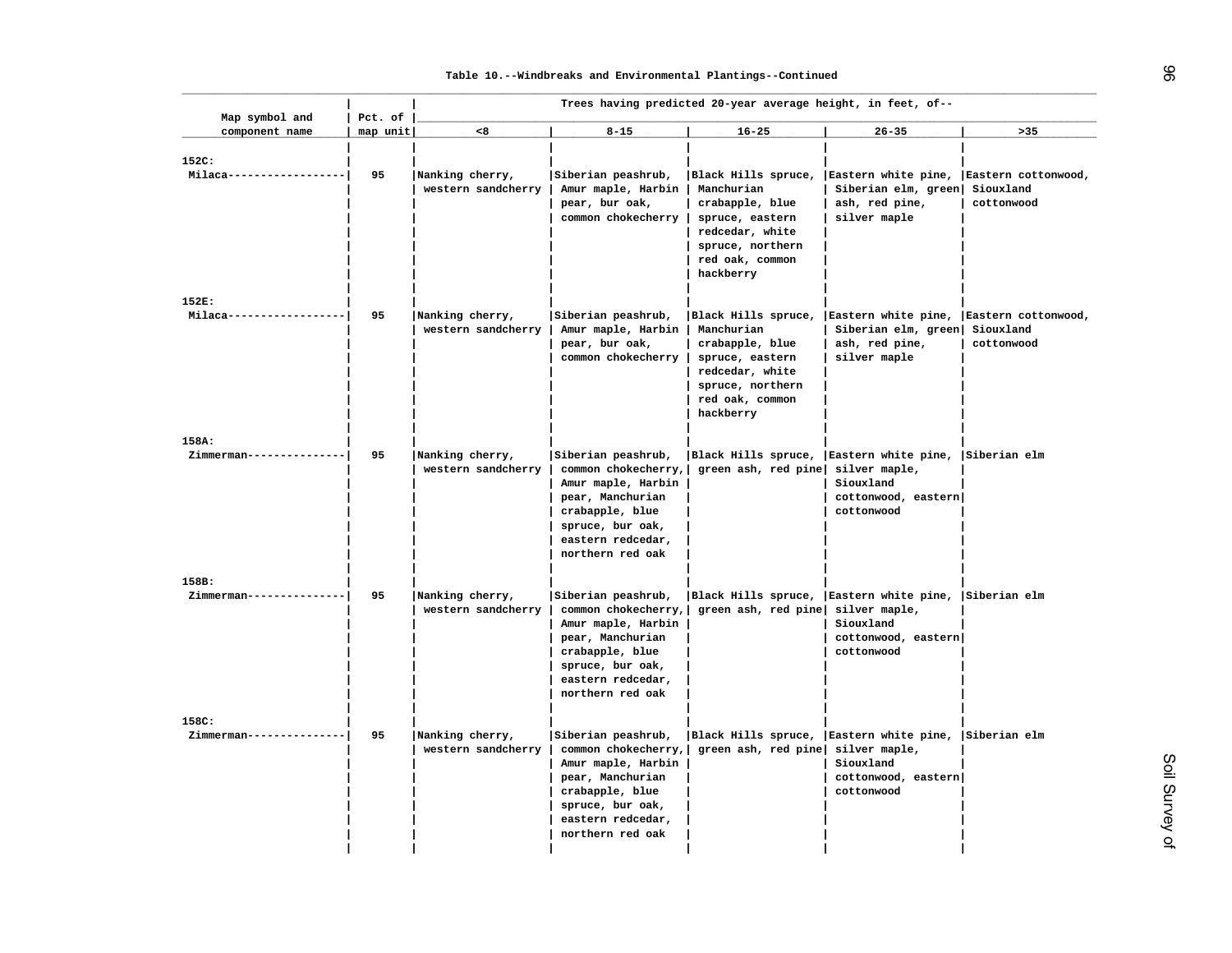Table 10.--Windbreaks and Environmental Plantings--Continued

| Map symbol and component name | Pct. of map unit | Trees having predicted 20-year average height, in feet, of-- | | | | |
|---|---|---|---|---|---|---|
| | | <8 | 8-15 | 16-25 | 26-35 | >35 |
| 152C: | | | | | | |
| Milaca | 95 | Nanking cherry, western sandcherry | Siberian peashrub, Amur maple, Harbin pear, bur oak, common chokecherry | Black Hills spruce, Manchurian crabapple, blue spruce, eastern redcedar, white spruce, northern red oak, common hackberry | Eastern white pine, Siberian elm, green ash, red pine, silver maple | Eastern cottonwood, Siouxland cottonwood |
| 152E: | | | | | | |
| Milaca | 95 | Nanking cherry, western sandcherry | Siberian peashrub, Amur maple, Harbin pear, bur oak, common chokecherry | Black Hills spruce, Manchurian crabapple, blue spruce, eastern redcedar, white spruce, northern red oak, common hackberry | Eastern white pine, Siberian elm, green ash, red pine, silver maple | Eastern cottonwood, Siouxland cottonwood |
| 158A: | | | | | | |
| Zimmerman | 95 | Nanking cherry, western sandcherry | Siberian peashrub, common chokecherry, Amur maple, Harbin pear, Manchurian crabapple, blue spruce, bur oak, eastern redcedar, northern red oak | Black Hills spruce, green ash, red pine | Eastern white pine, silver maple, Siouxland cottonwood, eastern cottonwood | Siberian elm |
| 158B: | | | | | | |
| Zimmerman | 95 | Nanking cherry, western sandcherry | Siberian peashrub, common chokecherry, Amur maple, Harbin pear, Manchurian crabapple, blue spruce, bur oak, eastern redcedar, northern red oak | Black Hills spruce, green ash, red pine | Eastern white pine, silver maple, Siouxland cottonwood, eastern cottonwood | Siberian elm |
| 158C: | | | | | | |
| Zimmerman | 95 | Nanking cherry, western sandcherry | Siberian peashrub, common chokecherry, Amur maple, Harbin pear, Manchurian crabapple, blue spruce, bur oak, eastern redcedar, northern red oak | Black Hills spruce, green ash, red pine | Eastern white pine, silver maple, Siouxland cottonwood, eastern cottonwood | Siberian elm |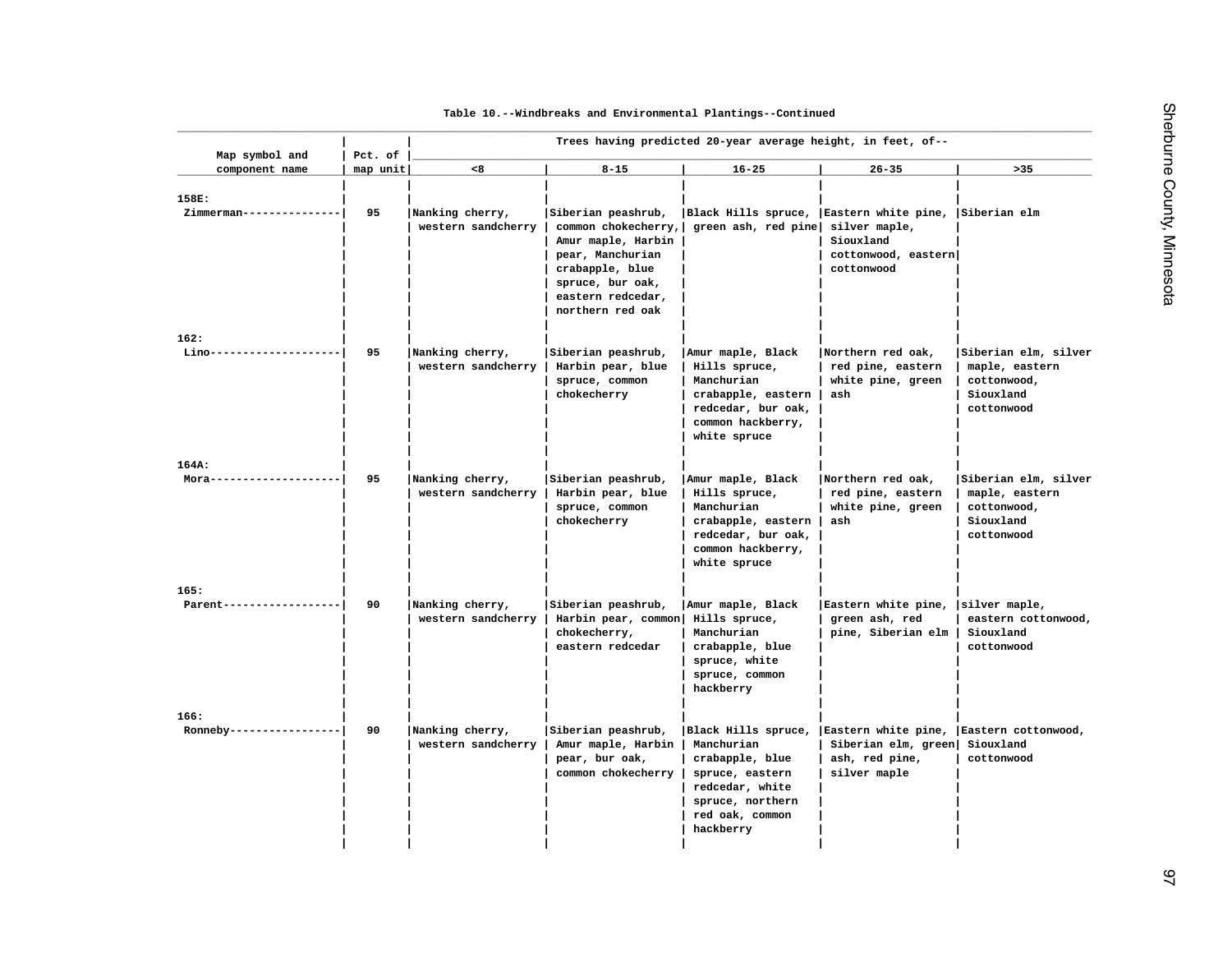Table 10.--Windbreaks and Environmental Plantings--Continued

| Map symbol and component name | Pct. of map unit | Trees having predicted 20-year average height, in feet, of-- | | | | |
|---|---|---|---|---|---|---|
| | | <8 | 8-15 | 16-25 | 26-35 | >35 |
| 158E: | | | | | | |
| Zimmerman | 95 | Nanking cherry, western sandcherry | Siberian peashrub, common chokecherry, Amur maple, Harbin pear, Manchurian crabapple, blue spruce, bur oak, eastern redcedar, northern red oak | Black Hills spruce, green ash, red pine | Eastern white pine, silver maple, Siouxland cottonwood, eastern cottonwood | Siberian elm |
| 162: | | | | | | |
| Lino | 95 | Nanking cherry, western sandcherry | Siberian peashrub, Harbin pear, blue spruce, common chokecherry | Amur maple, Black Hills spruce, Manchurian crabapple, eastern redcedar, bur oak, common hackberry, white spruce | Northern red oak, red pine, eastern white pine, green ash | Siberian elm, silver maple, eastern cottonwood, Siouxland cottonwood |
| 164A: | | | | | | |
| Mora | 95 | Nanking cherry, western sandcherry | Siberian peashrub, Harbin pear, blue spruce, common chokecherry | Amur maple, Black Hills spruce, Manchurian crabapple, eastern redcedar, bur oak, common hackberry, white spruce | Northern red oak, red pine, eastern white pine, green ash | Siberian elm, silver maple, eastern cottonwood, Siouxland cottonwood |
| 165: | | | | | | |
| Parent | 90 | Nanking cherry, western sandcherry | Siberian peashrub, Harbin pear, common chokecherry, eastern redcedar | Amur maple, Black Hills spruce, Manchurian crabapple, blue spruce, white spruce, common hackberry | Eastern white pine, green ash, red pine, Siberian elm | silver maple, eastern cottonwood, Siouxland cottonwood |
| 166: | | | | | | |
| Ronneby | 90 | Nanking cherry, western sandcherry | Siberian peashrub, Amur maple, Harbin pear, bur oak, common chokecherry | Black Hills spruce, Manchurian crabapple, blue spruce, eastern redcedar, white spruce, northern red oak, common hackberry | Eastern white pine, Siberian elm, green ash, red pine, silver maple | Eastern cottonwood, Siouxland cottonwood |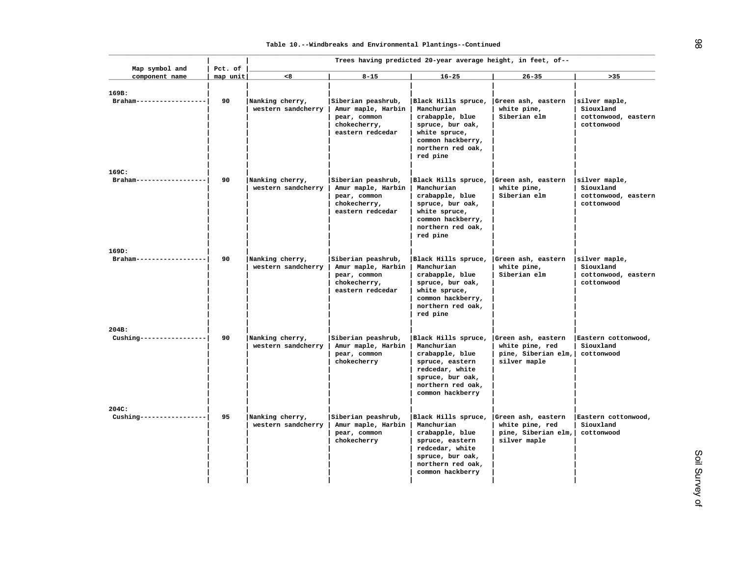Table 10.--Windbreaks and Environmental Plantings--Continued

| Map symbol and component name | Pct. of map unit | Trees having predicted 20-year average height, in feet, of-- | | | | |
|---|---|---|---|---|---|---|
| | | <8 | 8-15 | 16-25 | 26-35 | >35 |
| 169B: | | | | | | |
| Braham | 90 | Nanking cherry, western sandcherry | Siberian peashrub, Amur maple, Harbin pear, common chokecherry, eastern redcedar | Black Hills spruce, Manchurian crabapple, blue spruce, bur oak, white spruce, common hackberry, northern red oak, red pine | Green ash, eastern white pine, Siberian elm | silver maple, Siouxland cottonwood, eastern cottonwood |
| 169C: | | | | | | |
| Braham | 90 | Nanking cherry, western sandcherry | Siberian peashrub, Amur maple, Harbin pear, common chokecherry, eastern redcedar | Black Hills spruce, Manchurian crabapple, blue spruce, bur oak, white spruce, common hackberry, northern red oak, red pine | Green ash, eastern white pine, Siberian elm | silver maple, Siouxland cottonwood, eastern cottonwood |
| 169D: | | | | | | |
| Braham | 90 | Nanking cherry, western sandcherry | Siberian peashrub, Amur maple, Harbin pear, common chokecherry, eastern redcedar | Black Hills spruce, Manchurian crabapple, blue spruce, bur oak, white spruce, common hackberry, northern red oak, red pine | Green ash, eastern white pine, Siberian elm | silver maple, Siouxland cottonwood, eastern cottonwood |
| 204B: | | | | | | |
| Cushing | 90 | Nanking cherry, western sandcherry | Siberian peashrub, Amur maple, Harbin pear, common chokecherry | Black Hills spruce, Manchurian crabapple, blue spruce, eastern redcedar, white spruce, bur oak, northern red oak, common hackberry | Green ash, eastern white pine, red pine, Siberian elm, silver maple | Eastern cottonwood, Siouxland cottonwood |
| 204C: | | | | | | |
| Cushing | 95 | Nanking cherry, western sandcherry | Siberian peashrub, Amur maple, Harbin pear, common chokecherry | Black Hills spruce, Manchurian crabapple, blue spruce, eastern redcedar, white spruce, bur oak, northern red oak, common hackberry | Green ash, eastern white pine, red pine, Siberian elm, silver maple | Eastern cottonwood, Siouxland cottonwood |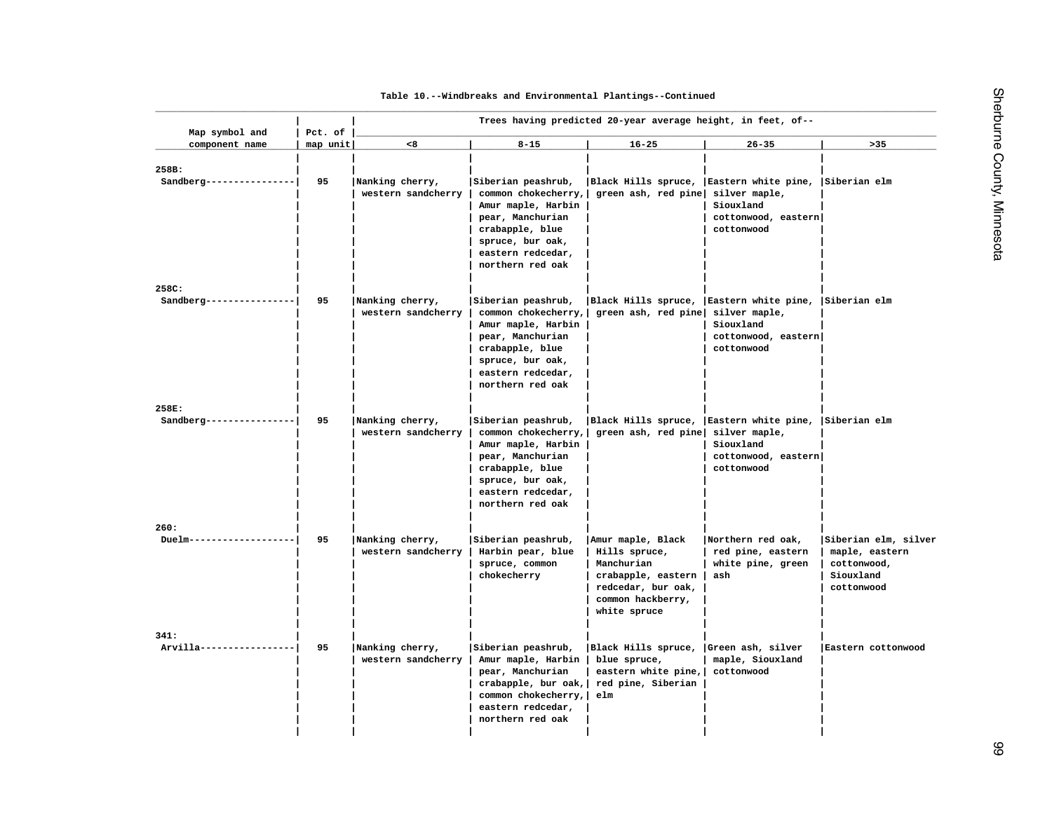Table 10.--Windbreaks and Environmental Plantings--Continued

| Map symbol and component name | Pct. of map unit | Trees having predicted 20-year average height, in feet, of-- | | | | |
|---|---|---|---|---|---|---|
| | | <8 | 8-15 | 16-25 | 26-35 | >35 |
| 258B: | | | | | | |
| Sandberg | 95 | Nanking cherry, western sandcherry | Siberian peashrub, common chokecherry, Amur maple, Harbin pear, Manchurian crabapple, blue spruce, bur oak, eastern redcedar, northern red oak | Black Hills spruce, green ash, red pine | Eastern white pine, silver maple, Siouxland cottonwood, eastern cottonwood | Siberian elm |
| 258C: | | | | | | |
| Sandberg | 95 | Nanking cherry, western sandcherry | Siberian peashrub, common chokecherry, Amur maple, Harbin pear, Manchurian crabapple, blue spruce, bur oak, eastern redcedar, northern red oak | Black Hills spruce, green ash, red pine | Eastern white pine, silver maple, Siouxland cottonwood, eastern cottonwood | Siberian elm |
| 258E: | | | | | | |
| Sandberg | 95 | Nanking cherry, western sandcherry | Siberian peashrub, common chokecherry, Amur maple, Harbin pear, Manchurian crabapple, blue spruce, bur oak, eastern redcedar, northern red oak | Black Hills spruce, green ash, red pine | Eastern white pine, silver maple, Siouxland cottonwood, eastern cottonwood | Siberian elm |
| 260: | | | | | | |
| Duelm | 95 | Nanking cherry, western sandcherry | Siberian peashrub, Harbin pear, blue spruce, common chokecherry | Amur maple, Black Hills spruce, Manchurian crabapple, eastern redcedar, bur oak, common hackberry, white spruce | Northern red oak, red pine, eastern white pine, green ash | Siberian elm, silver maple, eastern cottonwood, Siouxland cottonwood |
| 341: | | | | | | |
| Arvilla | 95 | Nanking cherry, western sandcherry | Siberian peashrub, Amur maple, Harbin pear, Manchurian crabapple, bur oak, common chokecherry, eastern redcedar, northern red oak | Black Hills spruce, blue spruce, eastern white pine, red pine, Siberian elm | Green ash, silver maple, Siouxland cottonwood | Eastern cottonwood |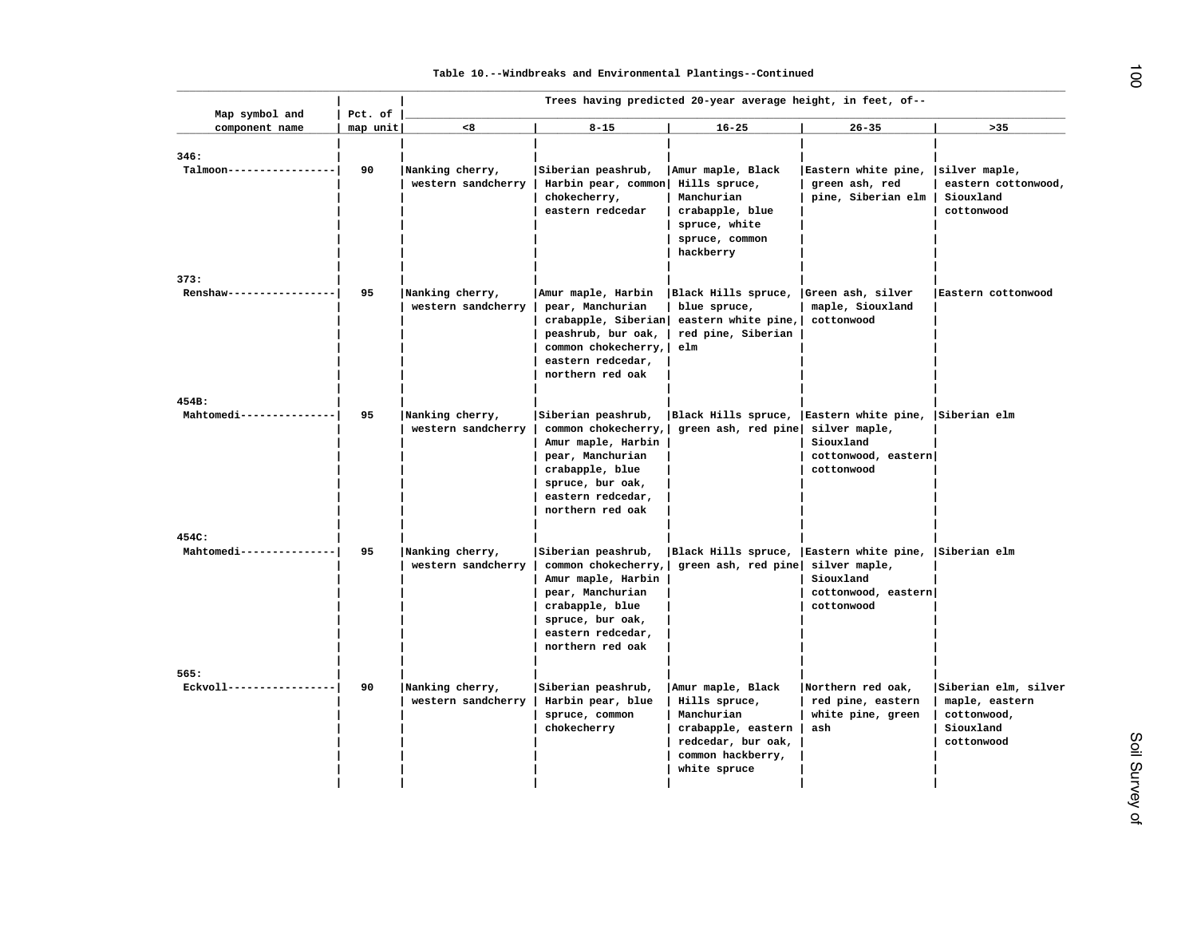Table 10.--Windbreaks and Environmental Plantings--Continued

| Map symbol and component name | Pct. of map unit | Trees having predicted 20-year average height, in feet, of-- | | | | |
|---|---|---|---|---|---|---|
| | | <8 | 8-15 | 16-25 | 26-35 | >35 |
| 346: | | | | | | |
| Talmoon | 90 | Nanking cherry, western sandcherry | Siberian peashrub, Harbin pear, common chokecherry, eastern redcedar | Amur maple, Black Hills spruce, Manchurian crabapple, blue spruce, white spruce, common hackberry | Eastern white pine, green ash, red pine, Siberian elm | silver maple, eastern cottonwood, Siouxland cottonwood |
| 373: | | | | | | |
| Renshaw | 95 | Nanking cherry, western sandcherry | Amur maple, Harbin pear, Manchurian crabapple, Siberian peashrub, bur oak, common chokecherry, eastern redcedar, northern red oak | Black Hills spruce, blue spruce, eastern white pine, red pine, Siberian elm | Green ash, silver maple, Siouxland cottonwood | Eastern cottonwood |
| 454B: | | | | | | |
| Mahtomedi | 95 | Nanking cherry, western sandcherry | Siberian peashrub, common chokecherry, Amur maple, Harbin pear, Manchurian crabapple, blue spruce, bur oak, eastern redcedar, northern red oak | Black Hills spruce, green ash, red pine | Eastern white pine, silver maple, Siouxland cottonwood, eastern cottonwood | Siberian elm |
| 454C: | | | | | | |
| Mahtomedi | 95 | Nanking cherry, western sandcherry | Siberian peashrub, common chokecherry, Amur maple, Harbin pear, Manchurian crabapple, blue spruce, bur oak, eastern redcedar, northern red oak | Black Hills spruce, green ash, red pine | Eastern white pine, silver maple, Siouxland cottonwood, eastern cottonwood | Siberian elm |
| 565: | | | | | | |
| Eckvoll | 90 | Nanking cherry, western sandcherry | Siberian peashrub, Harbin pear, blue spruce, common chokecherry | Amur maple, Black Hills spruce, Manchurian crabapple, eastern redcedar, bur oak, common hackberry, white spruce | Northern red oak, red pine, eastern white pine, green ash | Siberian elm, silver maple, eastern cottonwood, Siouxland cottonwood |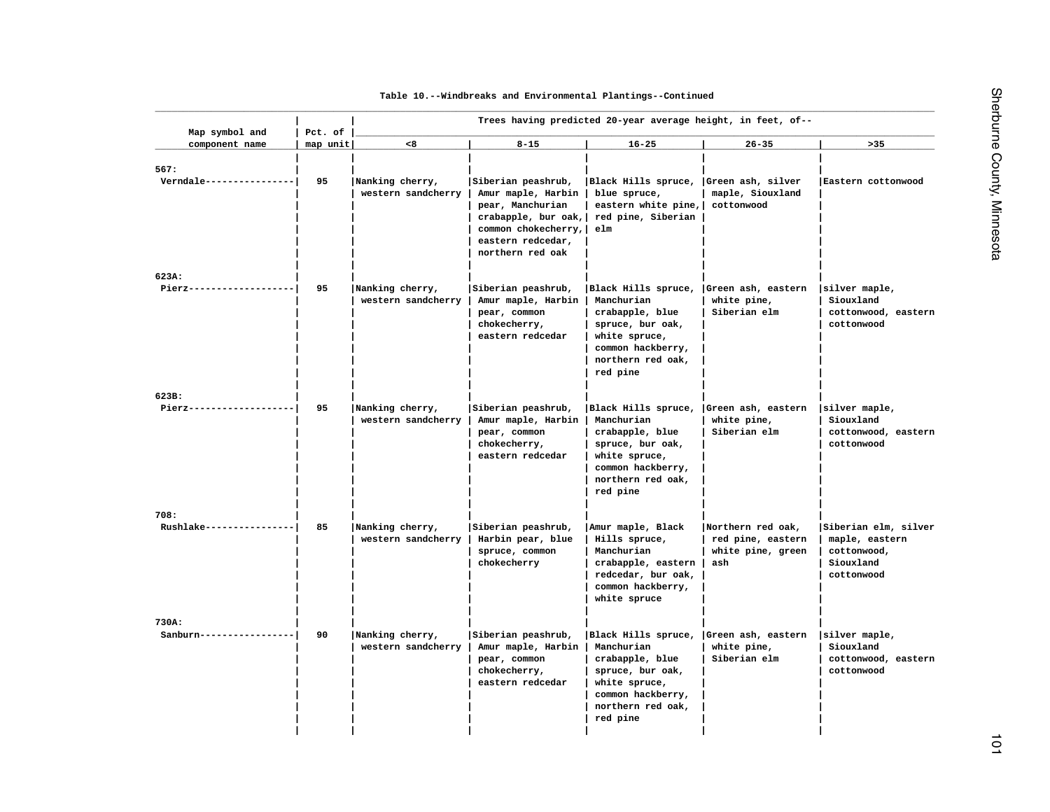Table 10.--Windbreaks and Environmental Plantings--Continued

| Map symbol and component name | Pct. of map unit | Trees having predicted 20-year average height, in feet, of-- | | | | |
|---|---|---|---|---|---|---|
| | | <8 | 8-15 | 16-25 | 26-35 | >35 |
| 567: | | | | | | |
| Verndale | 95 | Nanking cherry, western sandcherry | Siberian peashrub, Amur maple, Harbin pear, Manchurian crabapple, bur oak, common chokecherry, eastern redcedar, northern red oak | Black Hills spruce, blue spruce, eastern white pine, red pine, Siberian elm | Green ash, silver maple, Siouxland cottonwood | Eastern cottonwood |
| 623A: | | | | | | |
| Pierz | 95 | Nanking cherry, western sandcherry | Siberian peashrub, Amur maple, Harbin pear, common chokecherry, eastern redcedar | Black Hills spruce, Manchurian crabapple, blue spruce, bur oak, white spruce, common hackberry, northern red oak, red pine | Green ash, eastern white pine, Siberian elm | silver maple, Siouxland cottonwood, eastern cottonwood |
| 623B: | | | | | | |
| Pierz | 95 | Nanking cherry, western sandcherry | Siberian peashrub, Amur maple, Harbin pear, common chokecherry, eastern redcedar | Black Hills spruce, Manchurian crabapple, blue spruce, bur oak, white spruce, common hackberry, northern red oak, red pine | Green ash, eastern white pine, Siberian elm | silver maple, Siouxland cottonwood, eastern cottonwood |
| 708: | | | | | | |
| Rushlake | 85 | Nanking cherry, western sandcherry | Siberian peashrub, Harbin pear, blue spruce, common chokecherry | Amur maple, Black Hills spruce, Manchurian crabapple, eastern redcedar, bur oak, common hackberry, white spruce | Northern red oak, red pine, eastern white pine, green ash | Siberian elm, silver maple, eastern cottonwood, Siouxland cottonwood |
| 730A: | | | | | | |
| Sanburn | 90 | Nanking cherry, western sandcherry | Siberian peashrub, Amur maple, Harbin pear, common chokecherry, eastern redcedar | Black Hills spruce, Manchurian crabapple, blue spruce, bur oak, white spruce, common hackberry, northern red oak, red pine | Green ash, eastern white pine, Siberian elm | silver maple, Siouxland cottonwood, eastern cottonwood |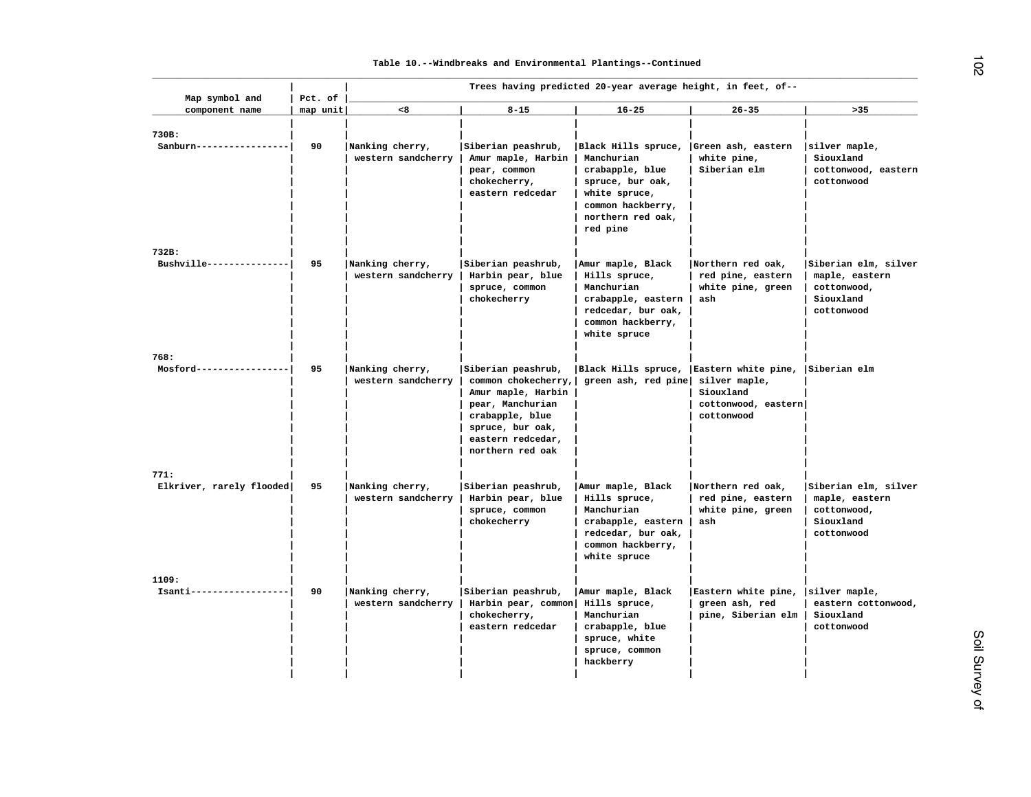Table 10.--Windbreaks and Environmental Plantings--Continued

| Map symbol and component name | Pct. of map unit | Trees having predicted 20-year average height, in feet, of-- | | | | |
|---|---|---|---|---|---|---|
| | | <8 | 8-15 | 16-25 | 26-35 | >35 |
| 730B: | | | | | | |
| Sanburn | 90 | Nanking cherry, western sandcherry | Siberian peashrub, Amur maple, Harbin pear, common chokecherry, eastern redcedar | Black Hills spruce, Manchurian crabapple, blue spruce, bur oak, white spruce, common hackberry, northern red oak, red pine | Green ash, eastern white pine, Siberian elm | silver maple, Siouxland cottonwood, eastern cottonwood |
| 732B: | | | | | | |
| Bushville | 95 | Nanking cherry, western sandcherry | Siberian peashrub, Harbin pear, blue spruce, common chokecherry | Amur maple, Black Hills spruce, Manchurian crabapple, eastern redcedar, bur oak, common hackberry, white spruce | Northern red oak, red pine, eastern white pine, green ash | Siberian elm, silver maple, eastern cottonwood, Siouxland cottonwood |
| 768: | | | | | | |
| Mosford | 95 | Nanking cherry, western sandcherry | Siberian peashrub, common chokecherry, Amur maple, Harbin pear, Manchurian crabapple, blue spruce, bur oak, eastern redcedar, northern red oak | Black Hills spruce, green ash, red pine | Eastern white pine, silver maple, Siouxland cottonwood, eastern cottonwood | Siberian elm |
| 771: | | | | | | |
| Elkriver, rarely flooded | 95 | Nanking cherry, western sandcherry | Siberian peashrub, Harbin pear, blue spruce, common chokecherry | Amur maple, Black Hills spruce, Manchurian crabapple, eastern redcedar, bur oak, common hackberry, white spruce | Northern red oak, red pine, eastern white pine, green ash | Siberian elm, silver maple, eastern cottonwood, Siouxland cottonwood |
| 1109: | | | | | | |
| Isanti | 90 | Nanking cherry, western sandcherry | Siberian peashrub, Harbin pear, common chokecherry, eastern redcedar | Amur maple, Black Hills spruce, Manchurian crabapple, blue spruce, white spruce, common hackberry | Eastern white pine, green ash, red pine, Siberian elm | silver maple, eastern cottonwood, Siouxland cottonwood |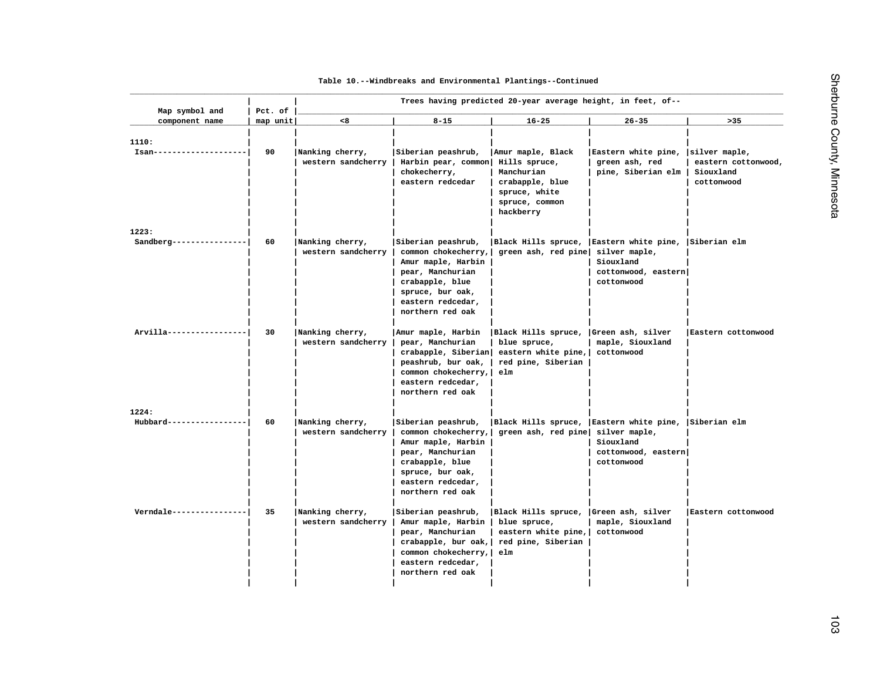Table 10.--Windbreaks and Environmental Plantings--Continued

| Map symbol and component name | Pct. of map unit | Trees having predicted 20-year average height, in feet, of-- | | | | |
|---|---|---|---|---|---|---|
| | | <8 | 8-15 | 16-25 | 26-35 | >35 |
| 1110: | | | | | | |
| Isan | 90 | Nanking cherry, western sandcherry | Siberian peashrub, Harbin pear, common chokecherry, eastern redcedar | Amur maple, Black Hills spruce, Manchurian crabapple, blue spruce, white spruce, common hackberry | Eastern white pine, green ash, red pine, Siberian elm | silver maple, eastern cottonwood, Siouxland cottonwood |
| 1223: | | | | | | |
| Sandberg | 60 | Nanking cherry, western sandcherry | Siberian peashrub, common chokecherry, Amur maple, Harbin pear, Manchurian crabapple, blue spruce, bur oak, eastern redcedar, northern red oak | Black Hills spruce, green ash, red pine | Eastern white pine, silver maple, Siouxland cottonwood, eastern cottonwood | Siberian elm |
| Arvilla | 30 | Nanking cherry, western sandcherry | Amur maple, Harbin pear, Manchurian crabapple, Siberian peashrub, bur oak, common chokecherry, eastern redcedar, northern red oak | Black Hills spruce, blue spruce, eastern white pine, red pine, Siberian elm | Green ash, silver maple, Siouxland cottonwood | Eastern cottonwood |
| 1224: | | | | | | |
| Hubbard | 60 | Nanking cherry, western sandcherry | Siberian peashrub, common chokecherry, Amur maple, Harbin pear, Manchurian crabapple, blue spruce, bur oak, eastern redcedar, northern red oak | Black Hills spruce, green ash, red pine | Eastern white pine, silver maple, Siouxland cottonwood, eastern cottonwood | Siberian elm |
| Verndale | 35 | Nanking cherry, western sandcherry | Siberian peashrub, Amur maple, Harbin pear, Manchurian crabapple, bur oak, common chokecherry, eastern redcedar, northern red oak | Black Hills spruce, blue spruce, eastern white pine, red pine, Siberian elm | Green ash, silver maple, Siouxland cottonwood | Eastern cottonwood |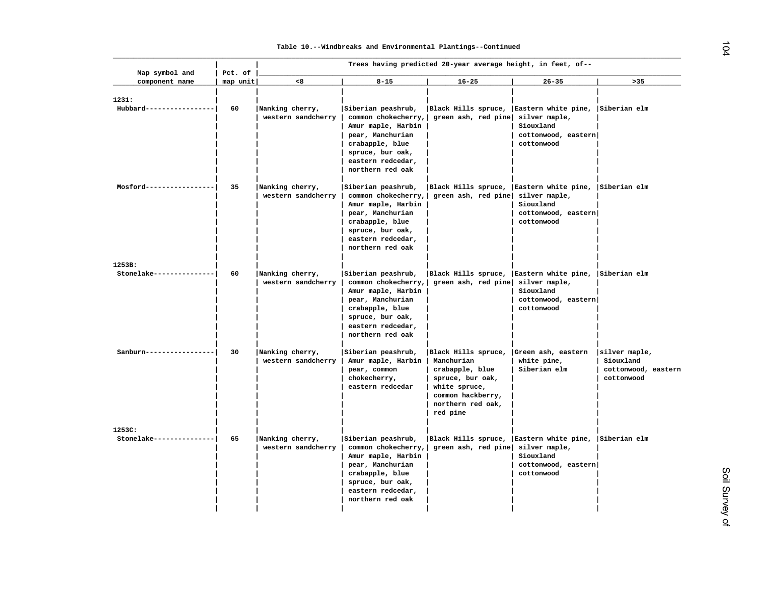Table 10.--Windbreaks and Environmental Plantings--Continued

| Map symbol and component name | Pct. of map unit | Trees having predicted 20-year average height, in feet, of-- <8 | 8-15 | 16-25 | 26-35 | >35 |
|---|---|---|---|---|---|---|
| 1231: | | | | | | |
| Hubbard | 60 | Nanking cherry, western sandcherry | Siberian peashrub, common chokecherry, Amur maple, Harbin pear, Manchurian crabapple, blue spruce, bur oak, eastern redcedar, northern red oak | Black Hills spruce, green ash, red pine | Eastern white pine, silver maple, Siouxland cottonwood, eastern cottonwood | Siberian elm |
| Mosford | 35 | Nanking cherry, western sandcherry | Siberian peashrub, common chokecherry, Amur maple, Harbin pear, Manchurian crabapple, blue spruce, bur oak, eastern redcedar, northern red oak | Black Hills spruce, green ash, red pine | Eastern white pine, silver maple, Siouxland cottonwood, eastern cottonwood | Siberian elm |
| 1253B: | | | | | | |
| Stonelake | 60 | Nanking cherry, western sandcherry | Siberian peashrub, common chokecherry, Amur maple, Harbin pear, Manchurian crabapple, blue spruce, bur oak, eastern redcedar, northern red oak | Black Hills spruce, green ash, red pine | Eastern white pine, silver maple, Siouxland cottonwood, eastern cottonwood | Siberian elm |
| Sanburn | 30 | Nanking cherry, western sandcherry | Siberian peashrub, Amur maple, Harbin pear, common chokecherry, eastern redcedar | Black Hills spruce, Manchurian crabapple, blue spruce, bur oak, white spruce, common hackberry, northern red oak, red pine | Green ash, eastern white pine, Siberian elm | silver maple, Siouxland cottonwood, eastern cottonwood |
| 1253C: | | | | | | |
| Stonelake | 65 | Nanking cherry, western sandcherry | Siberian peashrub, common chokecherry, Amur maple, Harbin pear, Manchurian crabapple, blue spruce, bur oak, eastern redcedar, northern red oak | Black Hills spruce, green ash, red pine | Eastern white pine, silver maple, Siouxland cottonwood, eastern cottonwood | Siberian elm |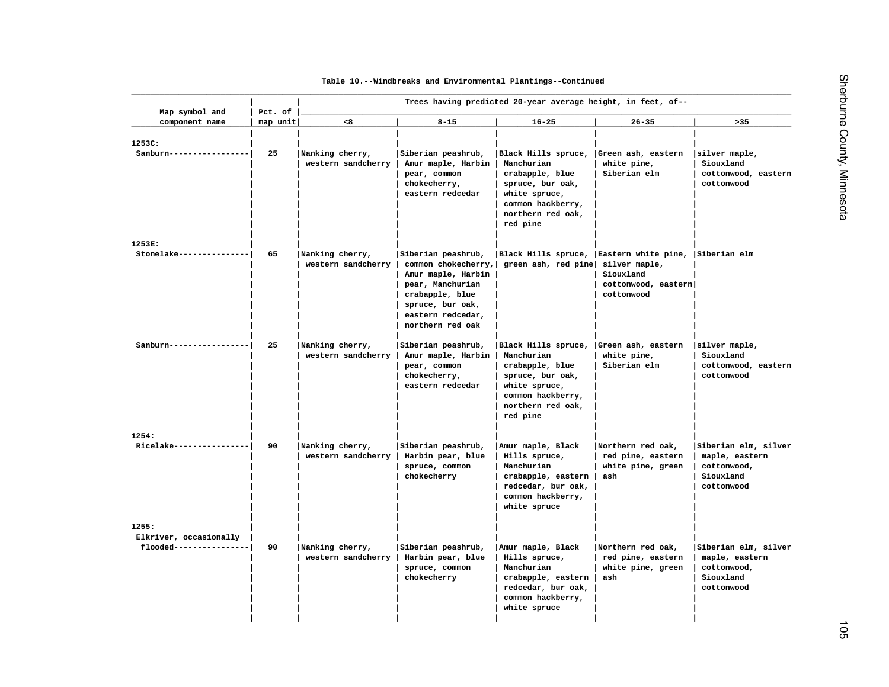Table 10.--Windbreaks and Environmental Plantings--Continued

| Map symbol and component name | Pct. of map unit | Trees having predicted 20-year average height, in feet, of-- | | | | |
|---|---|---|---|---|---|---|
| | | <8 | 8-15 | 16-25 | 26-35 | >35 |
| 1253C: | | | | | | |
| Sanburn | 25 | Nanking cherry, western sandcherry | Siberian peashrub, Amur maple, Harbin pear, common chokecherry, eastern redcedar | Black Hills spruce, Manchurian crabapple, blue spruce, bur oak, white spruce, common hackberry, northern red oak, red pine | Green ash, eastern white pine, Siberian elm | silver maple, Siouxland cottonwood, eastern cottonwood |
| 1253E: | | | | | | |
| Stonelake | 65 | Nanking cherry, western sandcherry | Siberian peashrub, common chokecherry, Amur maple, Harbin pear, Manchurian crabapple, blue spruce, bur oak, eastern redcedar, northern red oak | Black Hills spruce, green ash, red pine | Eastern white pine, silver maple, Siouxland cottonwood, eastern cottonwood | Siberian elm |
| Sanburn | 25 | Nanking cherry, western sandcherry | Siberian peashrub, Amur maple, Harbin pear, common chokecherry, eastern redcedar | Black Hills spruce, Manchurian crabapple, blue spruce, bur oak, white spruce, common hackberry, northern red oak, red pine | Green ash, eastern white pine, Siberian elm | silver maple, Siouxland cottonwood, eastern cottonwood |
| 1254: | | | | | | |
| Ricelake | 90 | Nanking cherry, western sandcherry | Siberian peashrub, Harbin pear, blue spruce, common chokecherry | Amur maple, Black Hills spruce, Manchurian crabapple, eastern redcedar, bur oak, common hackberry, white spruce | Northern red oak, red pine, eastern white pine, green ash | Siberian elm, silver maple, eastern cottonwood, Siouxland cottonwood |
| 1255: | | | | | | |
| Elkriver, occasionally flooded | 90 | Nanking cherry, western sandcherry | Siberian peashrub, Harbin pear, blue spruce, common chokecherry | Amur maple, Black Hills spruce, Manchurian crabapple, eastern redcedar, bur oak, common hackberry, white spruce | Northern red oak, red pine, eastern white pine, green ash | Siberian elm, silver maple, eastern cottonwood, Siouxland cottonwood |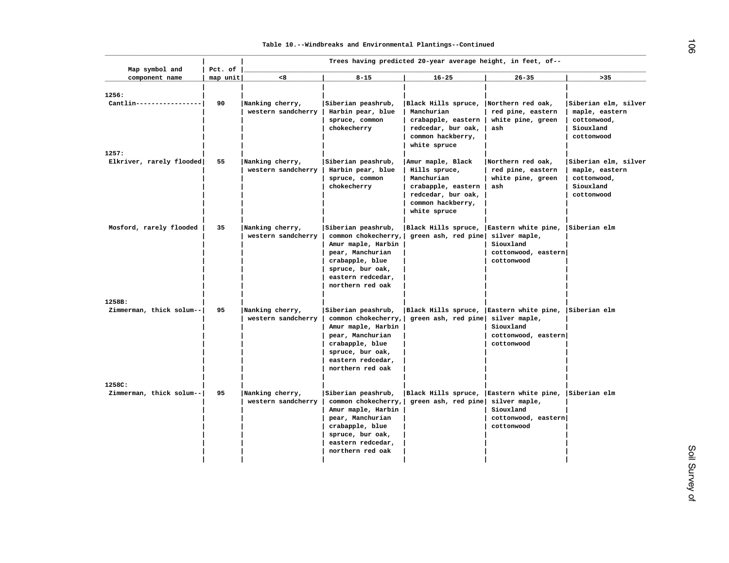Table 10.--Windbreaks and Environmental Plantings--Continued

| Map symbol and component name | Pct. of map unit | Trees having predicted 20-year average height, in feet, of-- | | | | |
|---|---|---|---|---|---|---|
| | | <8 | 8-15 | 16-25 | 26-35 | >35 |
| 1256: | | | | | | |
| Cantlin | 90 | Nanking cherry, western sandcherry | Siberian peashrub, Harbin pear, blue spruce, common chokecherry | Black Hills spruce, Manchurian crabapple, eastern redcedar, bur oak, common hackberry, white spruce | Northern red oak, red pine, eastern white pine, green ash | Siberian elm, silver maple, eastern cottonwood, Siouxland cottonwood |
| 1257: | | | | | | |
| Elkriver, rarely flooded | 55 | Nanking cherry, western sandcherry | Siberian peashrub, Harbin pear, blue spruce, common chokecherry | Amur maple, Black Hills spruce, Manchurian crabapple, eastern redcedar, bur oak, common hackberry, white spruce | Northern red oak, red pine, eastern white pine, green ash | Siberian elm, silver maple, eastern cottonwood, Siouxland cottonwood |
| Mosford, rarely flooded | 35 | Nanking cherry, western sandcherry | Siberian peashrub, common chokecherry, Amur maple, Harbin pear, Manchurian crabapple, blue spruce, bur oak, eastern redcedar, northern red oak | Black Hills spruce, green ash, red pine | Eastern white pine, silver maple, Siouxland cottonwood, eastern cottonwood | Siberian elm |
| 1258B: | | | | | | |
| Zimmerman, thick solum | 95 | Nanking cherry, western sandcherry | Siberian peashrub, common chokecherry, Amur maple, Harbin pear, Manchurian crabapple, blue spruce, bur oak, eastern redcedar, northern red oak | Black Hills spruce, green ash, red pine | Eastern white pine, silver maple, Siouxland cottonwood, eastern cottonwood | Siberian elm |
| 1258C: | | | | | | |
| Zimmerman, thick solum | 95 | Nanking cherry, western sandcherry | Siberian peashrub, common chokecherry, Amur maple, Harbin pear, Manchurian crabapple, blue spruce, bur oak, eastern redcedar, northern red oak | Black Hills spruce, green ash, red pine | Eastern white pine, silver maple, Siouxland cottonwood, eastern cottonwood | Siberian elm |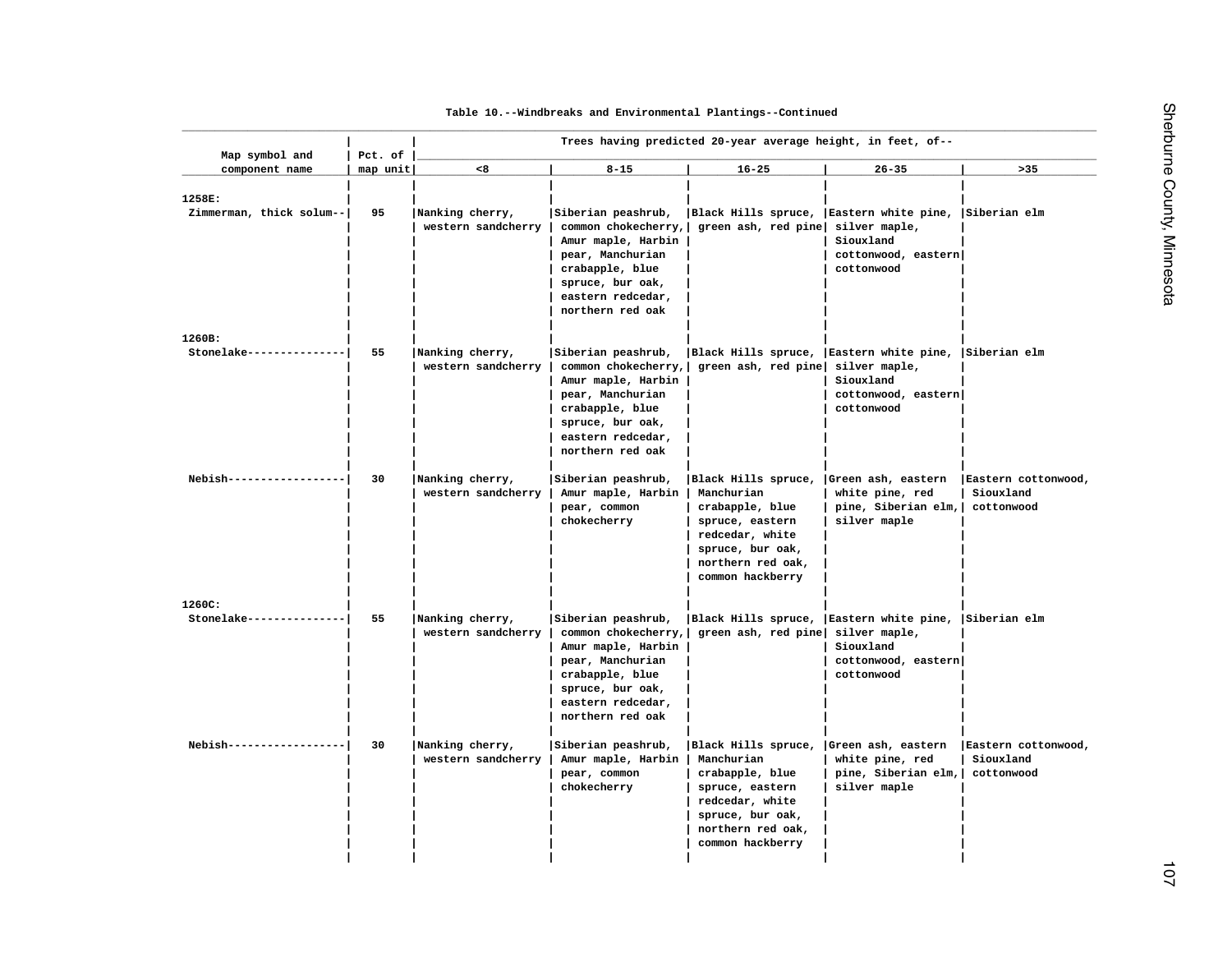Table 10.--Windbreaks and Environmental Plantings--Continued

| Map symbol and component name | Pct. of map unit | Trees having predicted 20-year average height, in feet, of-- | | | | |
|---|---|---|---|---|---|---|
| | | <8 | 8-15 | 16-25 | 26-35 | >35 |
| 1258E: | | | | | | |
| Zimmerman, thick solum-- | 95 | Nanking cherry, western sandcherry | Siberian peashrub, common chokecherry, Amur maple, Harbin pear, Manchurian crabapple, blue spruce, bur oak, eastern redcedar, northern red oak | Black Hills spruce, green ash, red pine | Eastern white pine, silver maple, Siouxland cottonwood, eastern cottonwood | Siberian elm |
| 1260B: | | | | | | |
| Stonelake--------------- | 55 | Nanking cherry, western sandcherry | Siberian peashrub, common chokecherry, Amur maple, Harbin pear, Manchurian crabapple, blue spruce, bur oak, eastern redcedar, northern red oak | Black Hills spruce, green ash, red pine | Eastern white pine, silver maple, Siouxland cottonwood, eastern cottonwood | Siberian elm |
| Nebish------------------ | 30 | Nanking cherry, western sandcherry | Siberian peashrub, Amur maple, Harbin pear, common chokecherry | Black Hills spruce, Manchurian crabapple, blue spruce, eastern redcedar, white spruce, bur oak, northern red oak, common hackberry | Green ash, eastern white pine, red pine, Siberian elm, silver maple | Eastern cottonwood, Siouxland cottonwood |
| 1260C: | | | | | | |
| Stonelake--------------- | 55 | Nanking cherry, western sandcherry | Siberian peashrub, common chokecherry, Amur maple, Harbin pear, Manchurian crabapple, blue spruce, bur oak, eastern redcedar, northern red oak | Black Hills spruce, green ash, red pine | Eastern white pine, silver maple, Siouxland cottonwood, eastern cottonwood | Siberian elm |
| Nebish------------------ | 30 | Nanking cherry, western sandcherry | Siberian peashrub, Amur maple, Harbin pear, common chokecherry | Black Hills spruce, Manchurian crabapple, blue spruce, eastern redcedar, white spruce, bur oak, northern red oak, common hackberry | Green ash, eastern white pine, red pine, Siberian elm, silver maple | Eastern cottonwood, Siouxland cottonwood |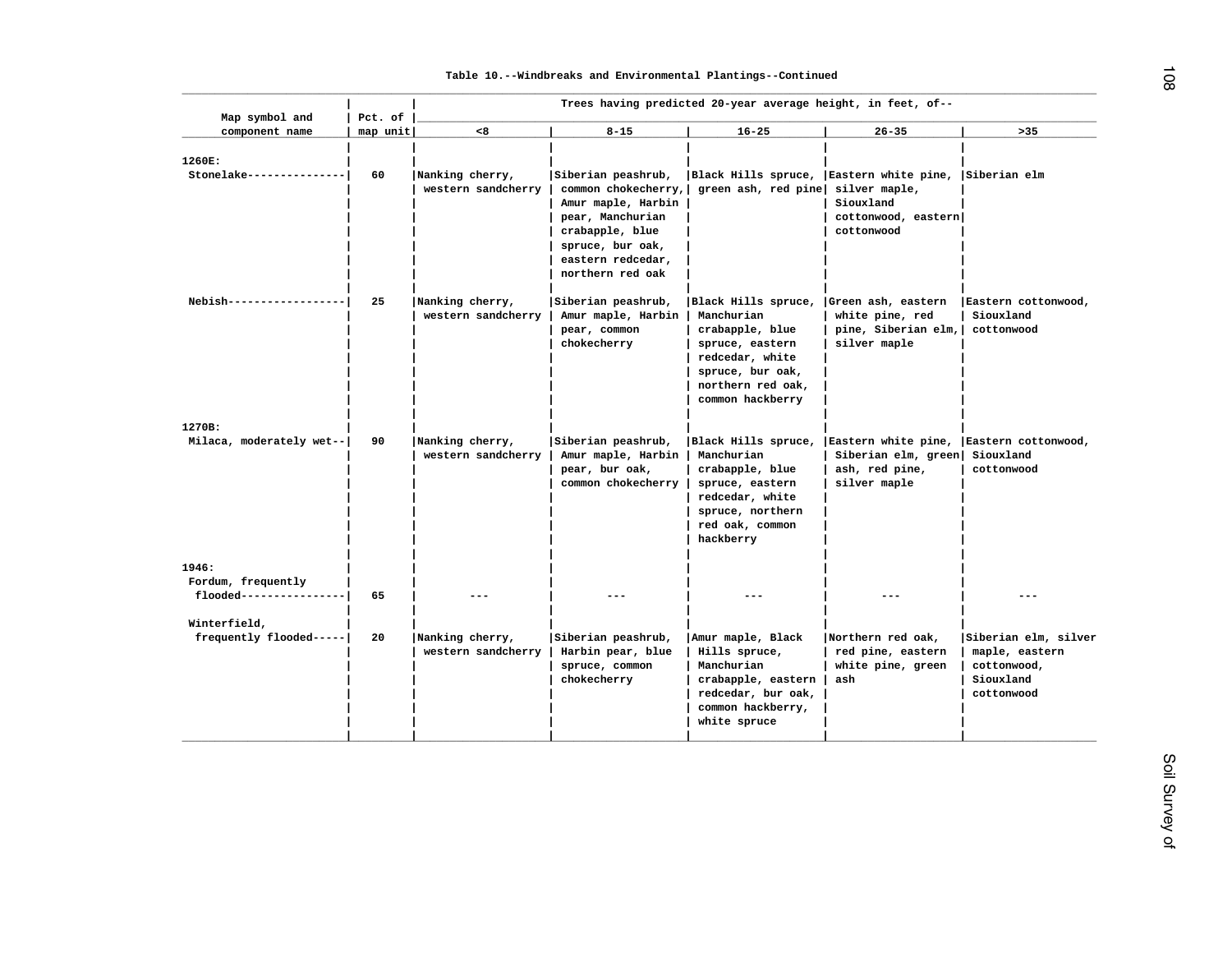Table 10.--Windbreaks and Environmental Plantings--Continued

| Map symbol and component name | Pct. of map unit | Trees having predicted 20-year average height, in feet, of-- | | | | |
|---|---|---|---|---|---|---|
| | | <8 | 8-15 | 16-25 | 26-35 | >35 |
| 1260E: | | | | | | |
| Stonelake | 60 | Nanking cherry, western sandcherry | Siberian peashrub, common chokecherry, Amur maple, Harbin pear, Manchurian crabapple, blue spruce, bur oak, eastern redcedar, northern red oak | Black Hills spruce, green ash, red pine | Eastern white pine, silver maple, Siouxland cottonwood, eastern cottonwood | Siberian elm |
| Nebish | 25 | Nanking cherry, western sandcherry | Siberian peashrub, Amur maple, Harbin pear, common chokecherry | Black Hills spruce, Manchurian crabapple, blue spruce, eastern redcedar, white spruce, bur oak, northern red oak, common hackberry | Green ash, eastern white pine, red pine, Siberian elm, silver maple | Eastern cottonwood, Siouxland cottonwood |
| 1270B: | | | | | | |
| Milaca, moderately wet | 90 | Nanking cherry, western sandcherry | Siberian peashrub, Amur maple, Harbin pear, bur oak, common chokecherry | Black Hills spruce, Manchurian crabapple, blue spruce, eastern redcedar, white spruce, northern red oak, common hackberry | Eastern white pine, Siberian elm, green ash, red pine, silver maple | Eastern cottonwood, Siouxland cottonwood |
| 1946: | | | | | | |
| Fordum, frequently flooded | 65 | --- | --- | --- | --- | --- |
| Winterfield, frequently flooded | 20 | Nanking cherry, western sandcherry | Siberian peashrub, Harbin pear, blue spruce, common chokecherry | Amur maple, Black Hills spruce, Manchurian crabapple, eastern redcedar, bur oak, common hackberry, white spruce | Northern red oak, red pine, eastern white pine, green ash | Siberian elm, silver maple, eastern cottonwood, Siouxland cottonwood |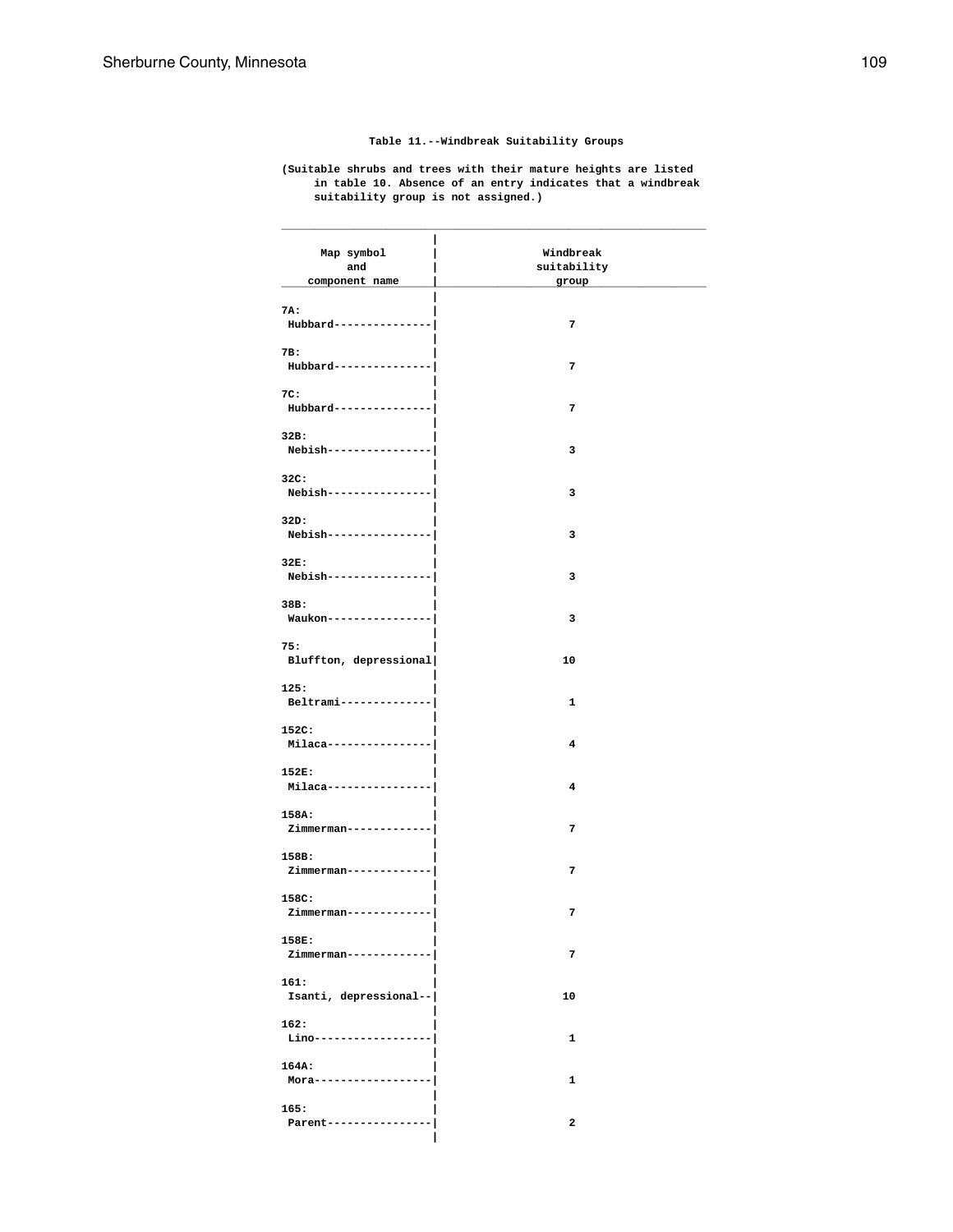Table 11.--Windbreak Suitability Groups

(Suitable shrubs and trees with their mature heights are listed in table 10. Absence of an entry indicates that a windbreak suitability group is not assigned.)

| Map symbol and component name | Windbreak suitability group |
|---|---|
| 7A: | |
| Hubbard | 7 |
| 7B: | |
| Hubbard | 7 |
| 7C: | |
| Hubbard | 7 |
| 32B: | |
| Nebish | 3 |
| 32C: | |
| Nebish | 3 |
| 32D: | |
| Nebish | 3 |
| 32E: | |
| Nebish | 3 |
| 38B: | |
| Waukon | 3 |
| 75: | |
| Bluffton, depressional | 10 |
| 125: | |
| Beltrami | 1 |
| 152C: | |
| Milaca | 4 |
| 152E: | |
| Milaca | 4 |
| 158A: | |
| Zimmerman | 7 |
| 158B: | |
| Zimmerman | 7 |
| 158C: | |
| Zimmerman | 7 |
| 158E: | |
| Zimmerman | 7 |
| 161: | |
| Isanti, depressional | 10 |
| 162: | |
| Lino | 1 |
| 164A: | |
| Mora | 1 |
| 165: | |
| Parent | 2 |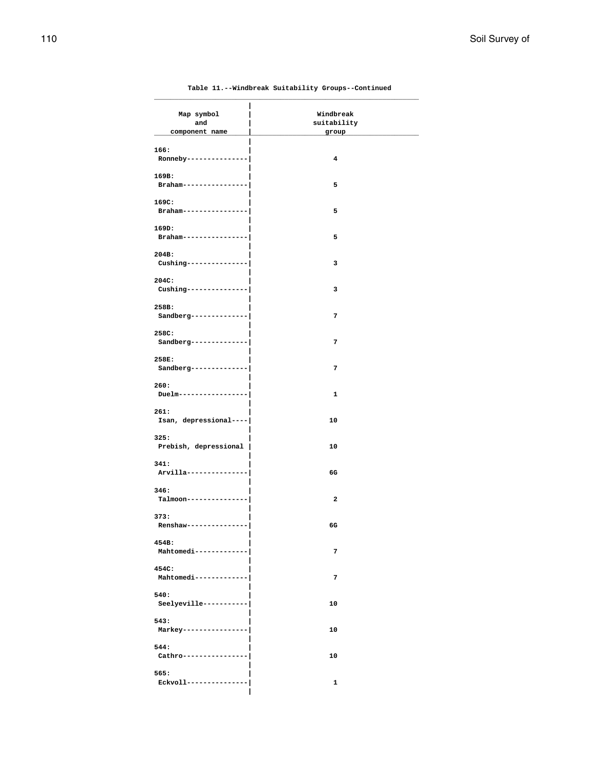Table 11.--Windbreak Suitability Groups--Continued

| Map symbol and component name | Windbreak suitability group |
|---|---|
| 166: | |
| Ronneby | 4 |
| 169B: | |
| Braham | 5 |
| 169C: | |
| Braham | 5 |
| 169D: | |
| Braham | 5 |
| 204B: | |
| Cushing | 3 |
| 204C: | |
| Cushing | 3 |
| 258B: | |
| Sandberg | 7 |
| 258C: | |
| Sandberg | 7 |
| 258E: | |
| Sandberg | 7 |
| 260: | |
| Duelm | 1 |
| 261: | |
| Isan, depressional | 10 |
| 325: | |
| Prebish, depressional | 10 |
| 341: | |
| Arvilla | 6G |
| 346: | |
| Talmoon | 2 |
| 373: | |
| Renshaw | 6G |
| 454B: | |
| Mahtomedi | 7 |
| 454C: | |
| Mahtomedi | 7 |
| 540: | |
| Seelyeville | 10 |
| 543: | |
| Markey | 10 |
| 544: | |
| Cathro | 10 |
| 565: | |
| Eckvoll | 1 |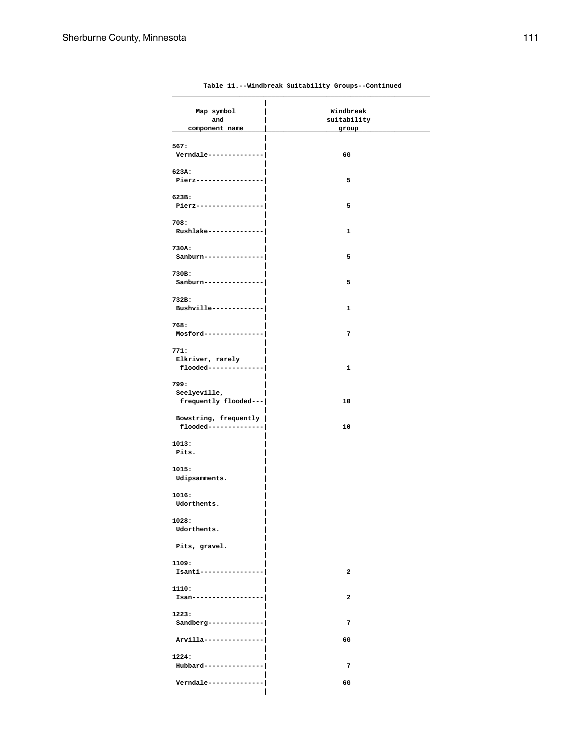Table 11.--Windbreak Suitability Groups--Continued

| Map symbol and component name | Windbreak suitability group |
|---|---|
| 567: | |
| Verndale | 6G |
| 623A: | |
| Pierz | 5 |
| 623B: | |
| Pierz | 5 |
| 708: | |
| Rushlake | 1 |
| 730A: | |
| Sanburn | 5 |
| 730B: | |
| Sanburn | 5 |
| 732B: | |
| Bushville | 1 |
| 768: | |
| Mosford | 7 |
| 771: | |
| Elkriver, rarely flooded | 1 |
| 799: | |
| Seelyeville, frequently flooded | 10 |
| Bowstring, frequently flooded | 10 |
| 1013: | |
| Pits. | |
| 1015: | |
| Udipsamments. | |
| 1016: | |
| Udorthents. | |
| 1028: | |
| Udorthents. | |
| Pits, gravel. | |
| 1109: | |
| Isanti | 2 |
| 1110: | |
| Isan | 2 |
| 1223: | |
| Sandberg | 7 |
| Arvilla | 6G |
| 1224: | |
| Hubbard | 7 |
| Verndale | 6G |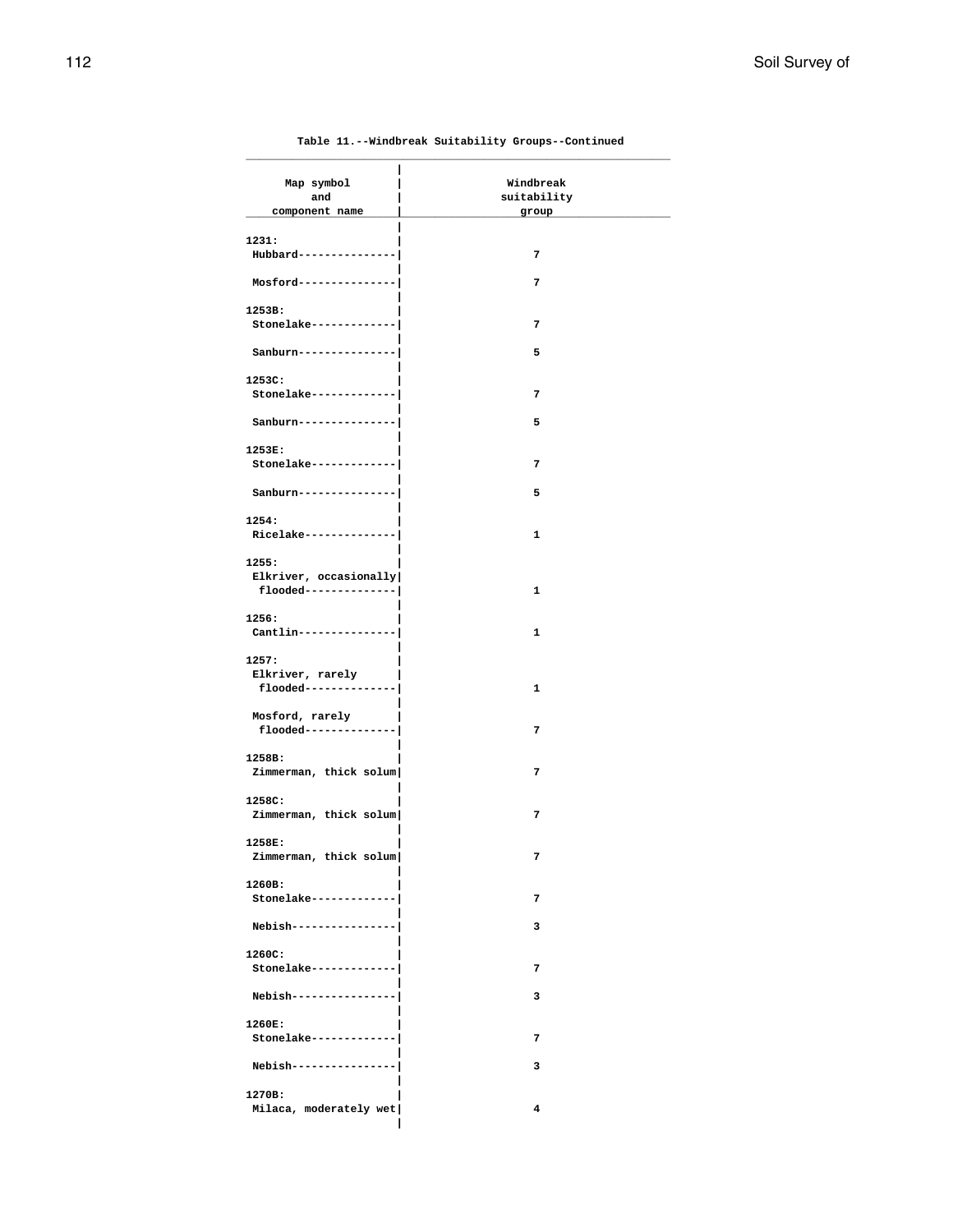Table 11.--Windbreak Suitability Groups--Continued

| Map symbol and component name | Windbreak suitability group |
|---|---|
| 1231: | |
| Hubbard | 7 |
| Mosford | 7 |
| 1253B: | |
| Stonelake | 7 |
| Sanburn | 5 |
| 1253C: | |
| Stonelake | 7 |
| Sanburn | 5 |
| 1253E: | |
| Stonelake | 7 |
| Sanburn | 5 |
| 1254: | |
| Ricelake | 1 |
| 1255: | |
| Elkriver, occasionally flooded | 1 |
| 1256: | |
| Cantlin | 1 |
| 1257: | |
| Elkriver, rarely flooded | 1 |
| Mosford, rarely flooded | 7 |
| 1258B: | |
| Zimmerman, thick solum | 7 |
| 1258C: | |
| Zimmerman, thick solum | 7 |
| 1258E: | |
| Zimmerman, thick solum | 7 |
| 1260B: | |
| Stonelake | 7 |
| Nebish | 3 |
| 1260C: | |
| Stonelake | 7 |
| Nebish | 3 |
| 1260E: | |
| Stonelake | 7 |
| Nebish | 3 |
| 1270B: | |
| Milaca, moderately wet | 4 |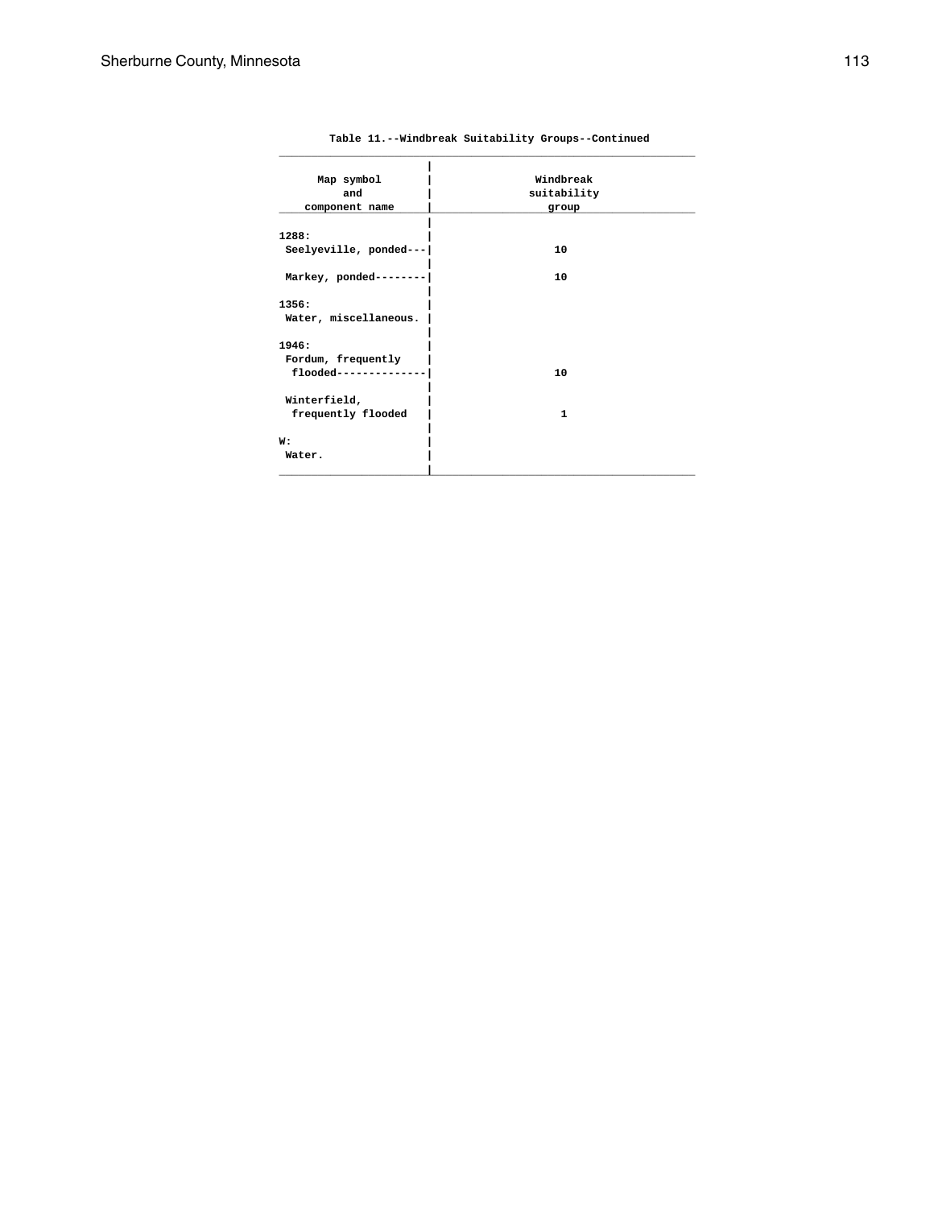Table 11.--Windbreak Suitability Groups--Continued

| Map symbol and component name | Windbreak suitability group |
|---|---|
| 1288: | |
| Seelyeville, ponded | 10 |
| Markey, ponded | 10 |
| 1356: | |
| Water, miscellaneous. | |
| 1946: | |
| Fordum, frequently flooded | 10 |
| Winterfield, frequently flooded | 1 |
| W: | |
| Water. | |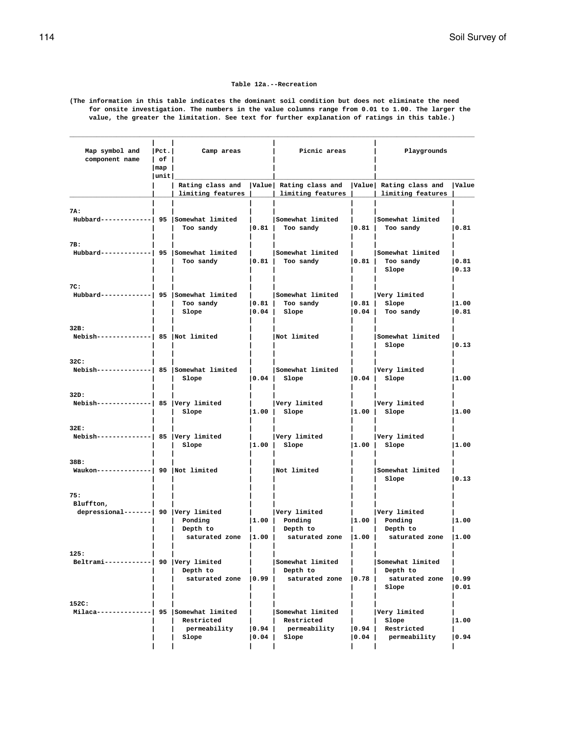Table 12a.--Recreation

(The information in this table indicates the dominant soil condition but does not eliminate the need for onsite investigation. The numbers in the value columns range from 0.01 to 1.00. The larger the value, the greater the limitation. See text for further explanation of ratings in this table.)

| Map symbol and component name | Pct. of map unit | Camp areas | | Picnic areas | | Playgrounds | |
|---|---|---|---|---|---|---|---|
| | | Rating class and limiting features | Value | Rating class and limiting features | Value | Rating class and limiting features | Value |
| 7A: | | | | | | | |
| Hubbard | 95 | Somewhat limited | | Somewhat limited | | Somewhat limited | |
| | | Too sandy | 0.81 | Too sandy | 0.81 | Too sandy | 0.81 |
| 7B: | | | | | | | |
| Hubbard | 95 | Somewhat limited | | Somewhat limited | | Somewhat limited | |
| | | Too sandy | 0.81 | Too sandy | 0.81 | Too sandy | 0.81 |
| | | | | | | Slope | 0.13 |
| 7C: | | | | | | | |
| Hubbard | 95 | Somewhat limited | | Somewhat limited | | Very limited | |
| | | Too sandy | 0.81 | Too sandy | 0.81 | Slope | 1.00 |
| | | Slope | 0.04 | Slope | 0.04 | Too sandy | 0.81 |
| 32B: | | | | | | | |
| Nebish | 85 | Not limited | | Not limited | | Somewhat limited | |
| | | | | | | Slope | 0.13 |
| 32C: | | | | | | | |
| Nebish | 85 | Somewhat limited | | Somewhat limited | | Very limited | |
| | | Slope | 0.04 | Slope | 0.04 | Slope | 1.00 |
| 32D: | | | | | | | |
| Nebish | 85 | Very limited | | Very limited | | Very limited | |
| | | Slope | 1.00 | Slope | 1.00 | Slope | 1.00 |
| 32E: | | | | | | | |
| Nebish | 85 | Very limited | | Very limited | | Very limited | |
| | | Slope | 1.00 | Slope | 1.00 | Slope | 1.00 |
| 38B: | | | | | | | |
| Waukon | 90 | Not limited | | Not limited | | Somewhat limited | |
| | | | | | | Slope | 0.13 |
| 75: | | | | | | | |
| Bluffton, depressional | 90 | Very limited | | Very limited | | Very limited | |
| | | Ponding | 1.00 | Ponding | 1.00 | Ponding | 1.00 |
| | | Depth to saturated zone | 1.00 | Depth to saturated zone | 1.00 | Depth to saturated zone | 1.00 |
| 125: | | | | | | | |
| Beltrami | 90 | Very limited | | Somewhat limited | | Somewhat limited | |
| | | Depth to saturated zone | 0.99 | Depth to saturated zone | 0.78 | Depth to saturated zone | 0.99 |
| | | | | | | Slope | 0.01 |
| 152C: | | | | | | | |
| Milaca | 95 | Somewhat limited | | Somewhat limited | | Very limited | |
| | | Restricted permeability | 0.94 | Restricted permeability | 0.94 | Slope | 1.00 |
| | | Slope | 0.04 | Slope | 0.04 | Restricted permeability | 0.94 |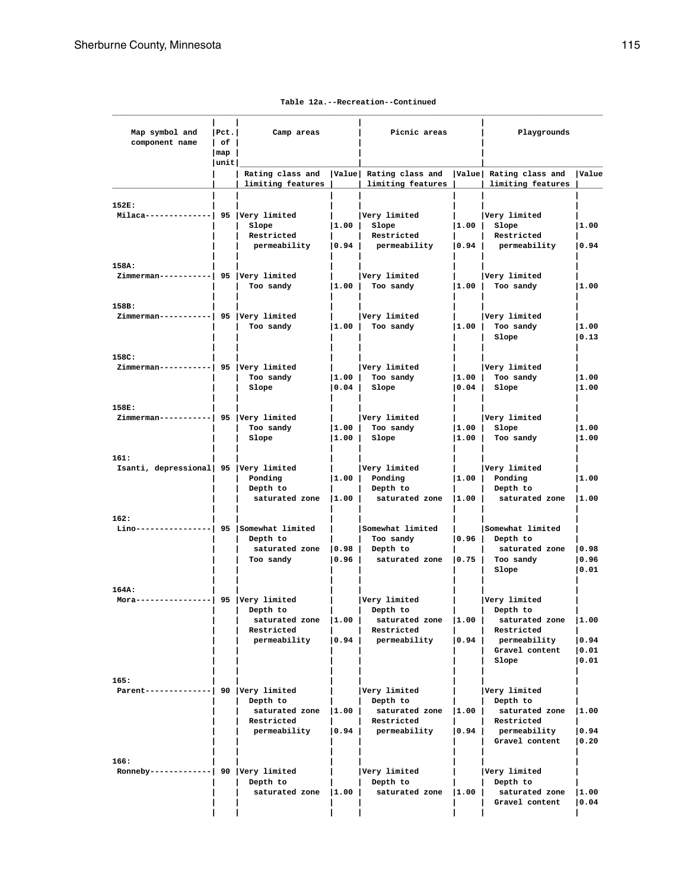Table 12a.--Recreation--Continued

| Map symbol and component name | Pct. of map unit | Camp areas | | Picnic areas | | Playgrounds | |
|---|---|---|---|---|---|---|---|
| | | Rating class and limiting features | Value | Rating class and limiting features | Value | Rating class and limiting features | Value |
| 152E: | | | | | | | |
| Milaca | 95 | Very limited | | Very limited | | Very limited | |
| | | Slope | 1.00 | Slope | 1.00 | Slope | 1.00 |
| | | Restricted permeability | 0.94 | Restricted permeability | 0.94 | Restricted permeability | 0.94 |
| 158A: | | | | | | | |
| Zimmerman | 95 | Very limited | | Very limited | | Very limited | |
| | | Too sandy | 1.00 | Too sandy | 1.00 | Too sandy | 1.00 |
| 158B: | | | | | | | |
| Zimmerman | 95 | Very limited | | Very limited | | Very limited | |
| | | Too sandy | 1.00 | Too sandy | 1.00 | Too sandy | 1.00 |
| | | | | | | Slope | 0.13 |
| 158C: | | | | | | | |
| Zimmerman | 95 | Very limited | | Very limited | | Very limited | |
| | | Too sandy | 1.00 | Too sandy | 1.00 | Too sandy | 1.00 |
| | | Slope | 0.04 | Slope | 0.04 | Slope | 1.00 |
| 158E: | | | | | | | |
| Zimmerman | 95 | Very limited | | Very limited | | Very limited | |
| | | Too sandy | 1.00 | Too sandy | 1.00 | Slope | 1.00 |
| | | Slope | 1.00 | Slope | 1.00 | Too sandy | 1.00 |
| 161: | | | | | | | |
| Isanti, depressional | 95 | Very limited | | Very limited | | Very limited | |
| | | Ponding | 1.00 | Ponding | 1.00 | Ponding | 1.00 |
| | | Depth to saturated zone | 1.00 | Depth to saturated zone | 1.00 | Depth to saturated zone | 1.00 |
| 162: | | | | | | | |
| Lino | 95 | Somewhat limited | | Somewhat limited | | Somewhat limited | |
| | | Depth to saturated zone | 0.98 | Too sandy | 0.96 | Depth to saturated zone | 0.98 |
| | | Too sandy | 0.96 | Depth to saturated zone | 0.75 | Too sandy | 0.96 |
| | | | | | | Slope | 0.01 |
| 164A: | | | | | | | |
| Mora | 95 | Very limited | | Very limited | | Very limited | |
| | | Depth to saturated zone | 1.00 | Depth to saturated zone | 1.00 | Depth to saturated zone | 1.00 |
| | | Restricted permeability | 0.94 | Restricted permeability | 0.94 | Restricted permeability | 0.94 |
| | | | | | | Gravel content | 0.01 |
| | | | | | | Slope | 0.01 |
| 165: | | | | | | | |
| Parent | 90 | Very limited | | Very limited | | Very limited | |
| | | Depth to saturated zone | 1.00 | Depth to saturated zone | 1.00 | Depth to saturated zone | 1.00 |
| | | Restricted permeability | 0.94 | Restricted permeability | 0.94 | Restricted permeability | 0.94 |
| | | | | | | Gravel content | 0.20 |
| 166: | | | | | | | |
| Ronneby | 90 | Very limited | | Very limited | | Very limited | |
| | | Depth to saturated zone | 1.00 | Depth to saturated zone | 1.00 | Depth to saturated zone | 1.00 |
| | | | | | | Gravel content | 0.04 |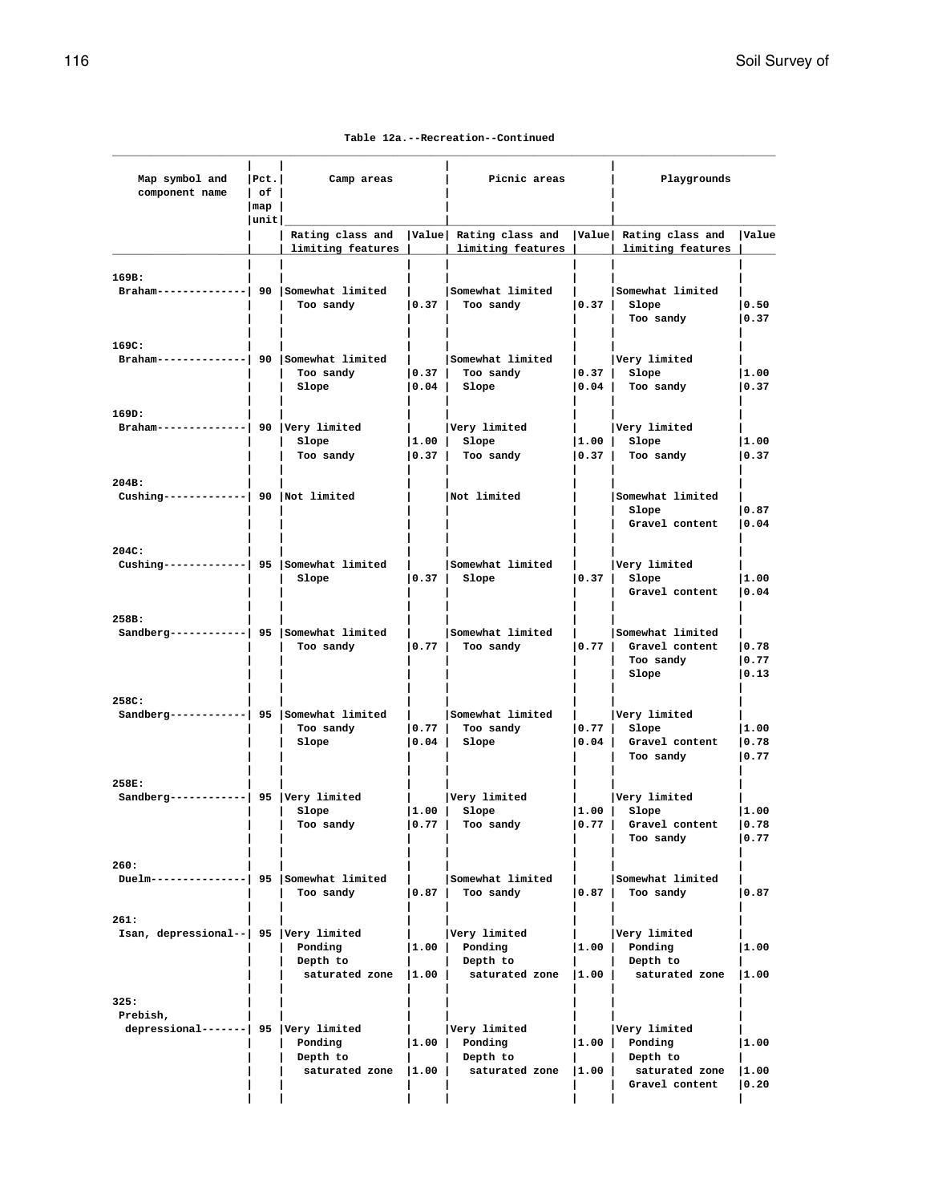Table 12a.--Recreation--Continued

| Map symbol and component name | Pct. of map unit | Camp areas | | Picnic areas | | Playgrounds | |
|---|---|---|---|---|---|---|---|
| | | Rating class and limiting features | Value | Rating class and limiting features | Value | Rating class and limiting features | Value |
| 169B: | | | | | | | |
| Braham | 90 | Somewhat limited | | Somewhat limited | | Somewhat limited | |
| | | Too sandy | 0.37 | Too sandy | 0.37 | Slope | 0.50 |
| | | | | | | Too sandy | 0.37 |
| 169C: | | | | | | | |
| Braham | 90 | Somewhat limited | | Somewhat limited | | Very limited | |
| | | Too sandy | 0.37 | Too sandy | 0.37 | Slope | 1.00 |
| | | Slope | 0.04 | Slope | 0.04 | Too sandy | 0.37 |
| 169D: | | | | | | | |
| Braham | 90 | Very limited | | Very limited | | Very limited | |
| | | Slope | 1.00 | Slope | 1.00 | Slope | 1.00 |
| | | Too sandy | 0.37 | Too sandy | 0.37 | Too sandy | 0.37 |
| 204B: | | | | | | | |
| Cushing | 90 | Not limited | | Not limited | | Somewhat limited | |
| | | | | | | Slope | 0.87 |
| | | | | | | Gravel content | 0.04 |
| 204C: | | | | | | | |
| Cushing | 95 | Somewhat limited | | Somewhat limited | | Very limited | |
| | | Slope | 0.37 | Slope | 0.37 | Slope | 1.00 |
| | | | | | | Gravel content | 0.04 |
| 258B: | | | | | | | |
| Sandberg | 95 | Somewhat limited | | Somewhat limited | | Somewhat limited | |
| | | Too sandy | 0.77 | Too sandy | 0.77 | Gravel content | 0.78 |
| | | | | | | Too sandy | 0.77 |
| | | | | | | Slope | 0.13 |
| 258C: | | | | | | | |
| Sandberg | 95 | Somewhat limited | | Somewhat limited | | Very limited | |
| | | Too sandy | 0.77 | Too sandy | 0.77 | Slope | 1.00 |
| | | Slope | 0.04 | Slope | 0.04 | Gravel content | 0.78 |
| | | | | | | Too sandy | 0.77 |
| 258E: | | | | | | | |
| Sandberg | 95 | Very limited | | Very limited | | Very limited | |
| | | Slope | 1.00 | Slope | 1.00 | Slope | 1.00 |
| | | Too sandy | 0.77 | Too sandy | 0.77 | Gravel content | 0.78 |
| | | | | | | Too sandy | 0.77 |
| 260: | | | | | | | |
| Duelm | 95 | Somewhat limited | | Somewhat limited | | Somewhat limited | |
| | | Too sandy | 0.87 | Too sandy | 0.87 | Too sandy | 0.87 |
| 261: | | | | | | | |
| Isan, depressional | 95 | Very limited | | Very limited | | Very limited | |
| | | Ponding | 1.00 | Ponding | 1.00 | Ponding | 1.00 |
| | | Depth to saturated zone | 1.00 | Depth to saturated zone | 1.00 | Depth to saturated zone | 1.00 |
| 325: | | | | | | | |
| Prebish, depressional | 95 | Very limited | | Very limited | | Very limited | |
| | | Ponding | 1.00 | Ponding | 1.00 | Ponding | 1.00 |
| | | Depth to saturated zone | 1.00 | Depth to saturated zone | 1.00 | Depth to saturated zone | 1.00 |
| | | | | | | Gravel content | 0.20 |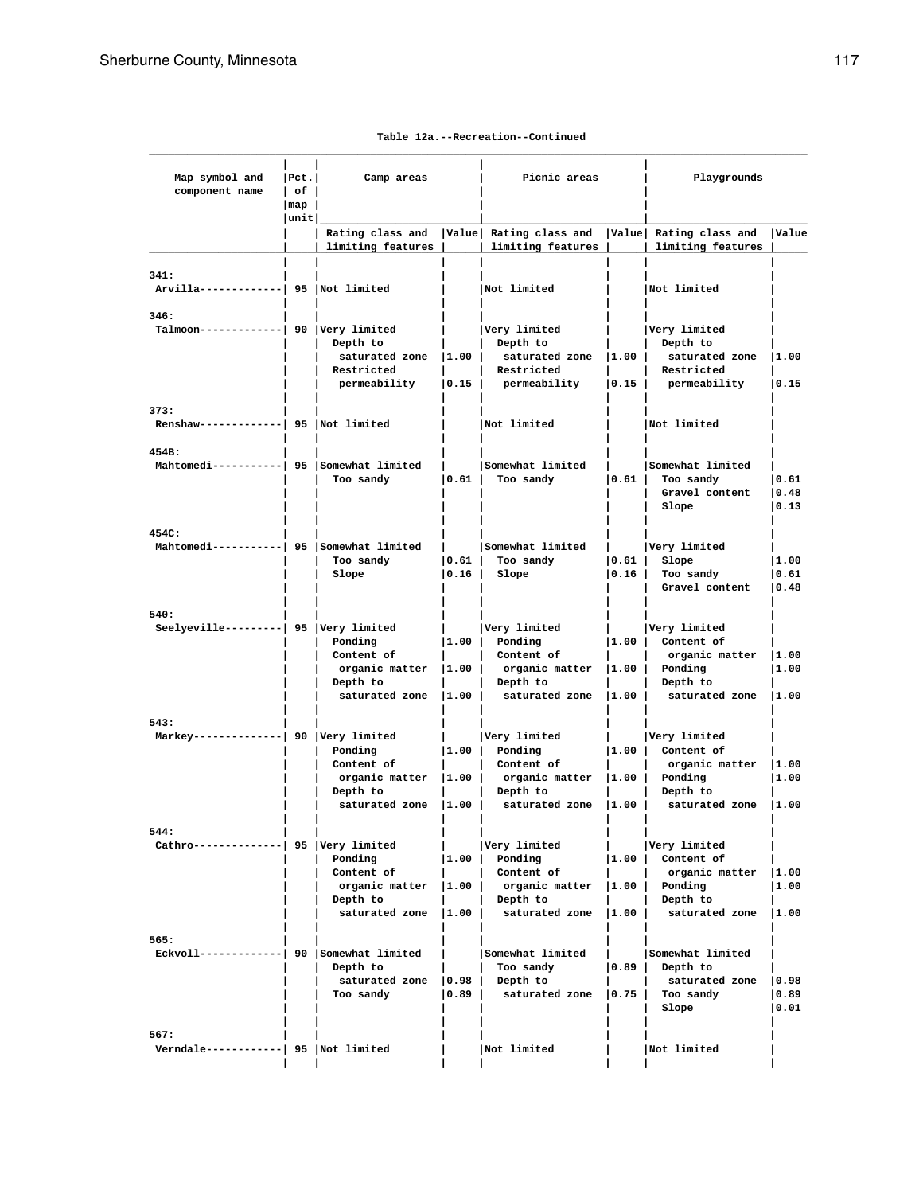**Table 12a.--Recreation--Continued**

| Map symbol and component name | Pct. of map unit | Camp areas | | Picnic areas | | Playgrounds | |
|---|---|---|---|---|---|---|---|
| | | Rating class and limiting features | Value | Rating class and limiting features | Value | Rating class and limiting features | Value |
| 341: | | | | | | | |
| Arvilla | 95 | Not limited | | Not limited | | Not limited | |
| 346: | | | | | | | |
| Talmoon | 90 | Very limited | | Very limited | | Very limited | |
| | | Depth to saturated zone | 1.00 | Depth to saturated zone | 1.00 | Depth to saturated zone | 1.00 |
| | | Restricted permeability | 0.15 | Restricted permeability | 0.15 | Restricted permeability | 0.15 |
| 373: | | | | | | | |
| Renshaw | 95 | Not limited | | Not limited | | Not limited | |
| 454B: | | | | | | | |
| Mahtomedi | 95 | Somewhat limited | | Somewhat limited | | Somewhat limited | |
| | | Too sandy | 0.61 | Too sandy | 0.61 | Too sandy | 0.61 |
| | | | | | | Gravel content | 0.48 |
| | | | | | | Slope | 0.13 |
| 454C: | | | | | | | |
| Mahtomedi | 95 | Somewhat limited | | Somewhat limited | | Very limited | |
| | | Too sandy | 0.61 | Too sandy | 0.61 | Slope | 1.00 |
| | | Slope | 0.16 | Slope | 0.16 | Too sandy | 0.61 |
| | | | | | | Gravel content | 0.48 |
| 540: | | | | | | | |
| Seelyeville | 95 | Very limited | | Very limited | | Very limited | |
| | | Ponding | 1.00 | Ponding | 1.00 | Content of organic matter | 1.00 |
| | | Content of organic matter | 1.00 | Content of organic matter | 1.00 | Ponding | 1.00 |
| | | Depth to saturated zone | 1.00 | Depth to saturated zone | 1.00 | Depth to saturated zone | 1.00 |
| 543: | | | | | | | |
| Markey | 90 | Very limited | | Very limited | | Very limited | |
| | | Ponding | 1.00 | Ponding | 1.00 | Content of organic matter | 1.00 |
| | | Content of organic matter | 1.00 | Content of organic matter | 1.00 | Ponding | 1.00 |
| | | Depth to saturated zone | 1.00 | Depth to saturated zone | 1.00 | Depth to saturated zone | 1.00 |
| 544: | | | | | | | |
| Cathro | 95 | Very limited | | Very limited | | Very limited | |
| | | Ponding | 1.00 | Ponding | 1.00 | Content of organic matter | 1.00 |
| | | Content of organic matter | 1.00 | Content of organic matter | 1.00 | Ponding | 1.00 |
| | | Depth to saturated zone | 1.00 | Depth to saturated zone | 1.00 | Depth to saturated zone | 1.00 |
| 565: | | | | | | | |
| Eckvoll | 90 | Somewhat limited | | Somewhat limited | | Somewhat limited | |
| | | Depth to saturated zone | 0.98 | Too sandy | 0.89 | Depth to saturated zone | 0.98 |
| | | Too sandy | 0.89 | Depth to saturated zone | 0.75 | Too sandy | 0.89 |
| | | | | | | Slope | 0.01 |
| 567: | | | | | | | |
| Verndale | 95 | Not limited | | Not limited | | Not limited | |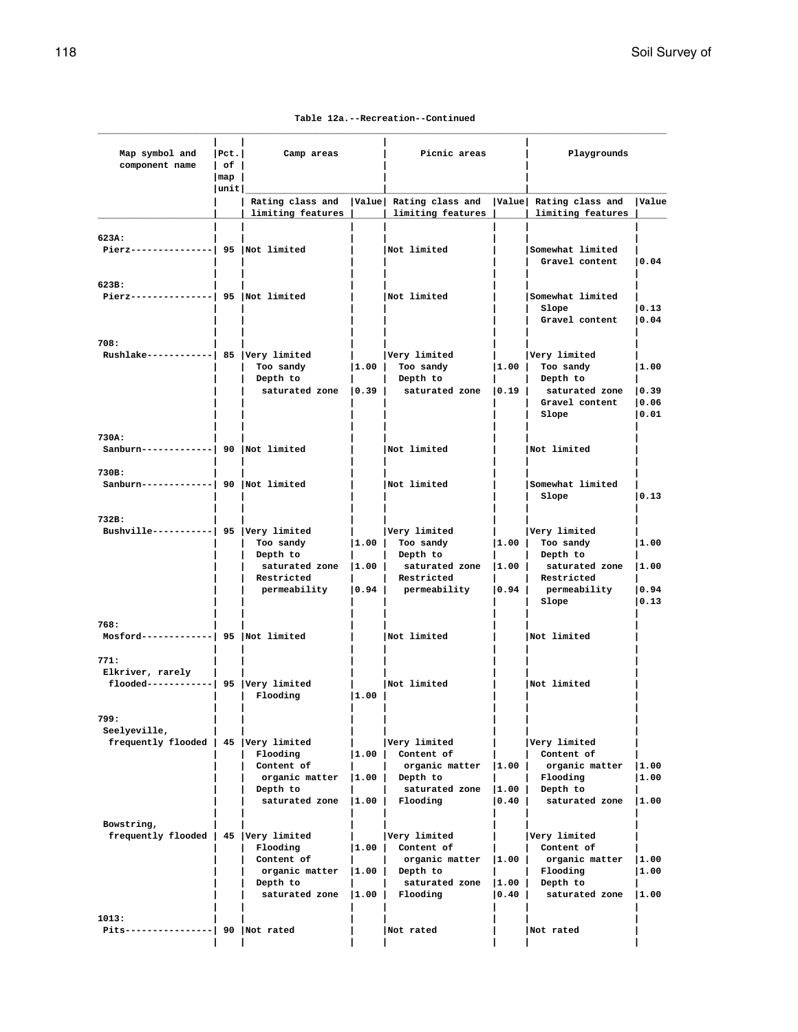Table 12a.--Recreation--Continued

| Map symbol and component name | Pct. of map unit | Camp areas | | Picnic areas | | Playgrounds | |
|---|---|---|---|---|---|---|---|
| | | Rating class and limiting features | Value | Rating class and limiting features | Value | Rating class and limiting features | Value |
| 623A: | | | | | | | |
| Pierz | 95 | Not limited | | Not limited | | Somewhat limited | |
| | | | | | | Gravel content | 0.04 |
| 623B: | | | | | | | |
| Pierz | 95 | Not limited | | Not limited | | Somewhat limited | |
| | | | | | | Slope | 0.13 |
| | | | | | | Gravel content | 0.04 |
| 708: | | | | | | | |
| Rushlake | 85 | Very limited | | Very limited | | Very limited | |
| | | Too sandy | 1.00 | Too sandy | 1.00 | Too sandy | 1.00 |
| | | Depth to saturated zone | 0.39 | Depth to saturated zone | 0.19 | Depth to saturated zone | 0.39 |
| | | | | | | Gravel content | 0.06 |
| | | | | | | Slope | 0.01 |
| 730A: | | | | | | | |
| Sanburn | 90 | Not limited | | Not limited | | Not limited | |
| 730B: | | | | | | | |
| Sanburn | 90 | Not limited | | Not limited | | Somewhat limited | |
| | | | | | | Slope | 0.13 |
| 732B: | | | | | | | |
| Bushville | 95 | Very limited | | Very limited | | Very limited | |
| | | Too sandy | 1.00 | Too sandy | 1.00 | Too sandy | 1.00 |
| | | Depth to saturated zone | 1.00 | Depth to saturated zone | 1.00 | Depth to saturated zone | 1.00 |
| | | Restricted permeability | 0.94 | Restricted permeability | 0.94 | Restricted permeability | 0.94 |
| | | | | | | Slope | 0.13 |
| 768: | | | | | | | |
| Mosford | 95 | Not limited | | Not limited | | Not limited | |
| 771: | | | | | | | |
| Elkriver, rarely flooded | 95 | Very limited | | Not limited | | Not limited | |
| | | Flooding | 1.00 | | | | |
| 799: | | | | | | | |
| Seelyeville, frequently flooded | 45 | Very limited | | Very limited | | Very limited | |
| | | Flooding | 1.00 | Content of organic matter | 1.00 | Content of organic matter | 1.00 |
| | | Content of organic matter | 1.00 | Depth to saturated zone | 1.00 | Flooding | 1.00 |
| | | Depth to saturated zone | 1.00 | Flooding | 0.40 | Depth to saturated zone | 1.00 |
| Bowstring, frequently flooded | 45 | Very limited | | Very limited | | Very limited | |
| | | Flooding | 1.00 | Content of organic matter | 1.00 | Content of organic matter | 1.00 |
| | | Content of organic matter | 1.00 | Depth to saturated zone | 1.00 | Flooding | 1.00 |
| | | Depth to saturated zone | 1.00 | Flooding | 0.40 | Depth to saturated zone | 1.00 |
| 1013: | | | | | | | |
| Pits | 90 | Not rated | | Not rated | | Not rated | |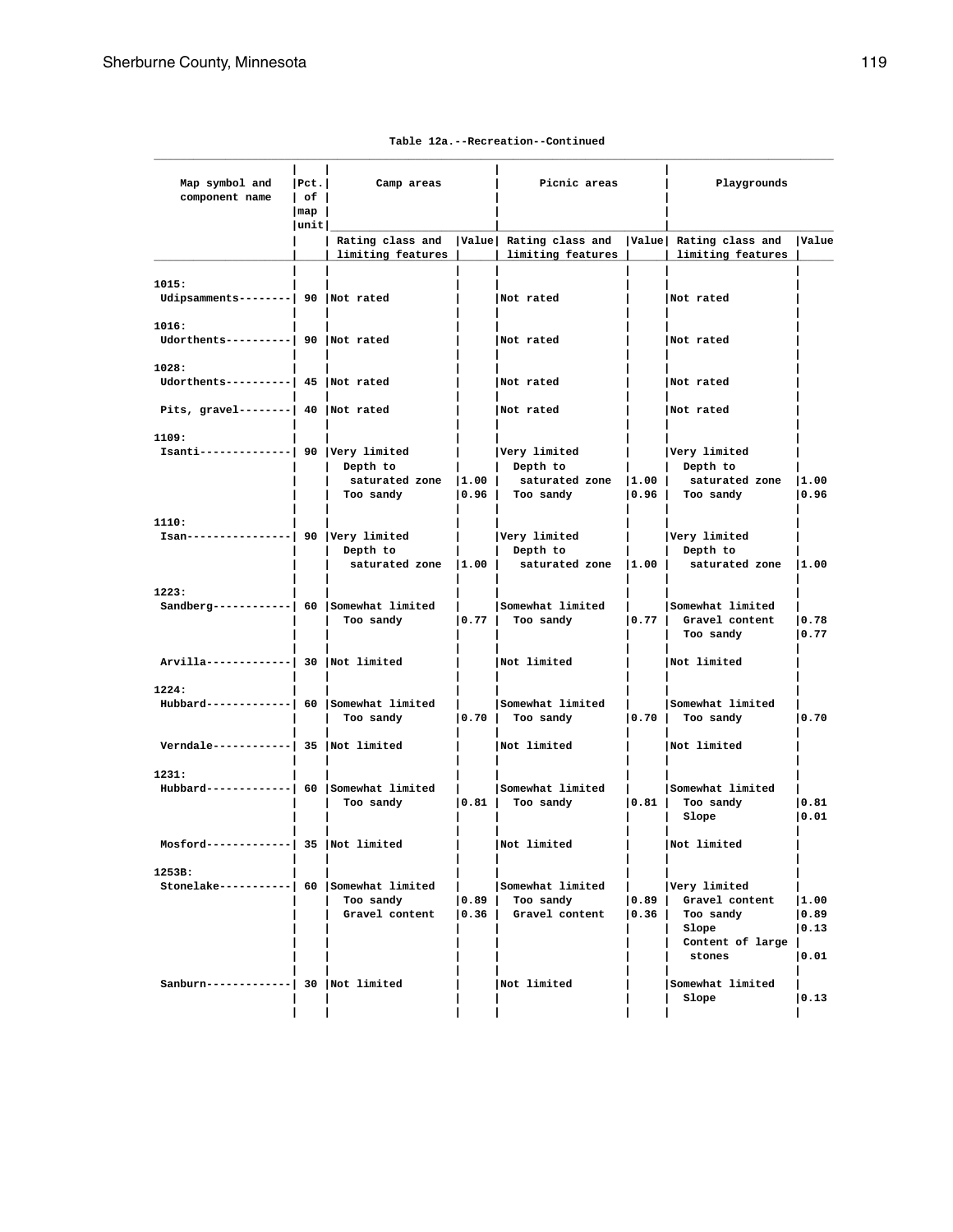Table 12a.--Recreation--Continued

| Map symbol and component name | Pct. of map unit | Camp areas | | Picnic areas | | Playgrounds | |
|---|---|---|---|---|---|---|---|
| | | Rating class and limiting features | Value | Rating class and limiting features | Value | Rating class and limiting features | Value |
| 1015: | | | | | | | |
| Udipsamments | 90 | Not rated | | Not rated | | Not rated | |
| 1016: | | | | | | | |
| Udorthents | 90 | Not rated | | Not rated | | Not rated | |
| 1028: | | | | | | | |
| Udorthents | 45 | Not rated | | Not rated | | Not rated | |
| Pits, gravel | 40 | Not rated | | Not rated | | Not rated | |
| 1109: | | | | | | | |
| Isanti | 90 | Very limited | | Very limited | | Very limited | |
| | | Depth to saturated zone | 1.00 | Depth to saturated zone | 1.00 | Depth to saturated zone | 1.00 |
| | | Too sandy | 0.96 | Too sandy | 0.96 | Too sandy | 0.96 |
| 1110: | | | | | | | |
| Isan | 90 | Very limited | | Very limited | | Very limited | |
| | | Depth to saturated zone | 1.00 | Depth to saturated zone | 1.00 | Depth to saturated zone | 1.00 |
| 1223: | | | | | | | |
| Sandberg | 60 | Somewhat limited | | Somewhat limited | | Somewhat limited | |
| | | Too sandy | 0.77 | Too sandy | 0.77 | Gravel content | 0.78 |
| | | | | | | Too sandy | 0.77 |
| Arvilla | 30 | Not limited | | Not limited | | Not limited | |
| 1224: | | | | | | | |
| Hubbard | 60 | Somewhat limited | | Somewhat limited | | Somewhat limited | |
| | | Too sandy | 0.70 | Too sandy | 0.70 | Too sandy | 0.70 |
| Verndale | 35 | Not limited | | Not limited | | Not limited | |
| 1231: | | | | | | | |
| Hubbard | 60 | Somewhat limited | | Somewhat limited | | Somewhat limited | |
| | | Too sandy | 0.81 | Too sandy | 0.81 | Too sandy | 0.81 |
| | | | | | | Slope | 0.01 |
| Mosford | 35 | Not limited | | Not limited | | Not limited | |
| 1253B: | | | | | | | |
| Stonelake | 60 | Somewhat limited | | Somewhat limited | | Very limited | |
| | | Too sandy | 0.89 | Too sandy | 0.89 | Gravel content | 1.00 |
| | | Gravel content | 0.36 | Gravel content | 0.36 | Too sandy | 0.89 |
| | | | | | | Slope | 0.13 |
| | | | | | | Content of large stones | 0.01 |
| Sanburn | 30 | Not limited | | Not limited | | Somewhat limited | |
| | | | | | | Slope | 0.13 |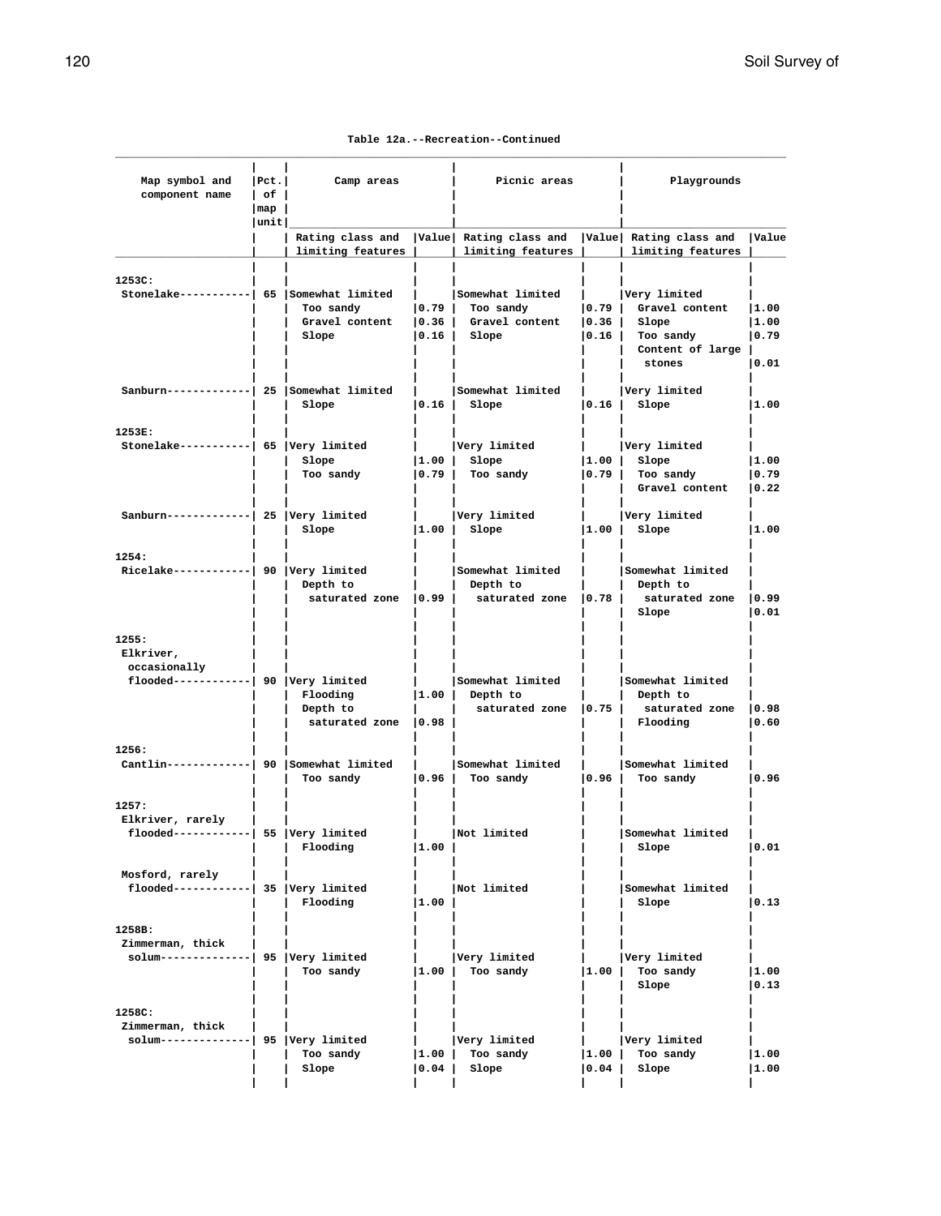Table 12a.--Recreation--Continued

| Map symbol and component name | Pct. of map unit | Camp areas | | Picnic areas | | Playgrounds | |
|---|---|---|---|---|---|---|---|
| | | Rating class and limiting features | Value | Rating class and limiting features | Value | Rating class and limiting features | Value |
| 1253C: | | | | | | | |
| Stonelake | 65 | Somewhat limited | | Somewhat limited | | Very limited | |
| | | Too sandy | 0.79 | Too sandy | 0.79 | Gravel content | 1.00 |
| | | Gravel content | 0.36 | Gravel content | 0.36 | Slope | 1.00 |
| | | Slope | 0.16 | Slope | 0.16 | Too sandy | 0.79 |
| | | | | | | Content of large stones | 0.01 |
| Sanburn | 25 | Somewhat limited | | Somewhat limited | | Very limited | |
| | | Slope | 0.16 | Slope | 0.16 | Slope | 1.00 |
| 1253E: | | | | | | | |
| Stonelake | 65 | Very limited | | Very limited | | Very limited | |
| | | Slope | 1.00 | Slope | 1.00 | Slope | 1.00 |
| | | Too sandy | 0.79 | Too sandy | 0.79 | Too sandy | 0.79 |
| | | | | | | Gravel content | 0.22 |
| Sanburn | 25 | Very limited | | Very limited | | Very limited | |
| | | Slope | 1.00 | Slope | 1.00 | Slope | 1.00 |
| 1254: | | | | | | | |
| Ricelake | 90 | Very limited | | Somewhat limited | | Somewhat limited | |
| | | Depth to saturated zone | 0.99 | Depth to saturated zone | 0.78 | Depth to saturated zone | 0.99 |
| | | | | | | Slope | 0.01 |
| 1255: | | | | | | | |
| Elkriver, occasionally flooded | 90 | Very limited | | Somewhat limited | | Somewhat limited | |
| | | Flooding | 1.00 | Depth to saturated zone | 0.75 | Depth to saturated zone | 0.98 |
| | | Depth to saturated zone | 0.98 | | | Flooding | 0.60 |
| 1256: | | | | | | | |
| Cantlin | 90 | Somewhat limited | | Somewhat limited | | Somewhat limited | |
| | | Too sandy | 0.96 | Too sandy | 0.96 | Too sandy | 0.96 |
| 1257: | | | | | | | |
| Elkriver, rarely flooded | 55 | Very limited | | Not limited | | Somewhat limited | |
| | | Flooding | 1.00 | | | Slope | 0.01 |
| Mosford, rarely flooded | 35 | Very limited | | Not limited | | Somewhat limited | |
| | | Flooding | 1.00 | | | Slope | 0.13 |
| 1258B: | | | | | | | |
| Zimmerman, thick solum | 95 | Very limited | | Very limited | | Very limited | |
| | | Too sandy | 1.00 | Too sandy | 1.00 | Too sandy | 1.00 |
| | | | | | | Slope | 0.13 |
| 1258C: | | | | | | | |
| Zimmerman, thick solum | 95 | Very limited | | Very limited | | Very limited | |
| | | Too sandy | 1.00 | Too sandy | 1.00 | Too sandy | 1.00 |
| | | Slope | 0.04 | Slope | 0.04 | Slope | 1.00 |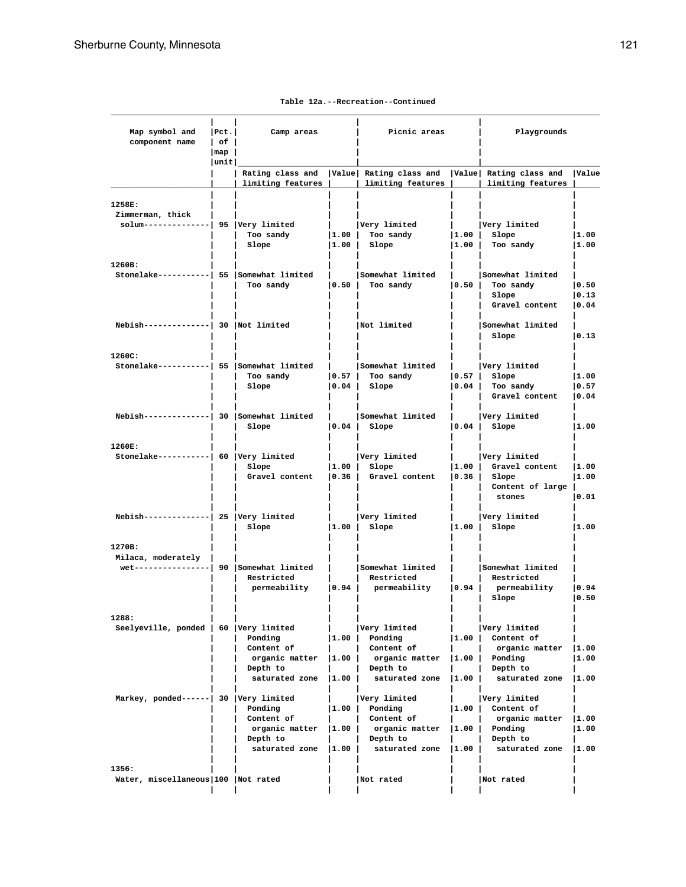Table 12a.--Recreation--Continued

| Map symbol and component name | Pct. of map unit | Camp areas | | Picnic areas | | Playgrounds | |
|---|---|---|---|---|---|---|---|
| | | Rating class and limiting features | Value | Rating class and limiting features | Value | Rating class and limiting features | Value |
| 1258E: | | | | | | | |
| Zimmerman, thick solum | 95 | Very limited | | Very limited | | Very limited | |
| | | Too sandy | 1.00 | Too sandy | 1.00 | Slope | 1.00 |
| | | Slope | 1.00 | Slope | 1.00 | Too sandy | 1.00 |
| 1260B: | | | | | | | |
| Stonelake | 55 | Somewhat limited | | Somewhat limited | | Somewhat limited | |
| | | Too sandy | 0.50 | Too sandy | 0.50 | Too sandy | 0.50 |
| | | | | | | Slope | 0.13 |
| | | | | | | Gravel content | 0.04 |
| Nebish | 30 | Not limited | | Not limited | | Somewhat limited | |
| | | | | | | Slope | 0.13 |
| 1260C: | | | | | | | |
| Stonelake | 55 | Somewhat limited | | Somewhat limited | | Very limited | |
| | | Too sandy | 0.57 | Too sandy | 0.57 | Slope | 1.00 |
| | | Slope | 0.04 | Slope | 0.04 | Too sandy | 0.57 |
| | | | | | | Gravel content | 0.04 |
| Nebish | 30 | Somewhat limited | | Somewhat limited | | Very limited | |
| | | Slope | 0.04 | Slope | 0.04 | Slope | 1.00 |
| 1260E: | | | | | | | |
| Stonelake | 60 | Very limited | | Very limited | | Very limited | |
| | | Slope | 1.00 | Slope | 1.00 | Gravel content | 1.00 |
| | | Gravel content | 0.36 | Gravel content | 0.36 | Slope | 1.00 |
| | | | | | | Content of large stones | 0.01 |
| Nebish | 25 | Very limited | | Very limited | | Very limited | |
| | | Slope | 1.00 | Slope | 1.00 | Slope | 1.00 |
| 1270B: | | | | | | | |
| Milaca, moderately wet | 90 | Somewhat limited | | Somewhat limited | | Somewhat limited | |
| | | Restricted permeability | 0.94 | Restricted permeability | 0.94 | Restricted permeability | 0.94 |
| | | | | | | Slope | 0.50 |
| 1288: | | | | | | | |
| Seelyeville, ponded | 60 | Very limited | | Very limited | | Very limited | |
| | | Ponding | 1.00 | Ponding | 1.00 | Content of organic matter | 1.00 |
| | | Content of organic matter | 1.00 | Content of organic matter | 1.00 | Ponding | 1.00 |
| | | Depth to saturated zone | 1.00 | Depth to saturated zone | 1.00 | Depth to saturated zone | 1.00 |
| Markey, ponded | 30 | Very limited | | Very limited | | Very limited | |
| | | Ponding | 1.00 | Ponding | 1.00 | Content of organic matter | 1.00 |
| | | Content of organic matter | 1.00 | Content of organic matter | 1.00 | Ponding | 1.00 |
| | | Depth to saturated zone | 1.00 | Depth to saturated zone | 1.00 | Depth to saturated zone | 1.00 |
| 1356: | | | | | | | |
| Water, miscellaneous | 100 | Not rated | | Not rated | | Not rated | |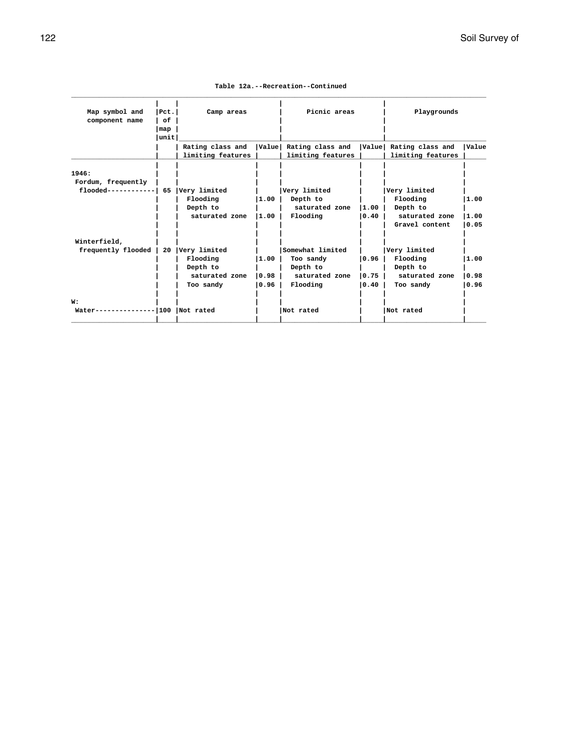Table 12a.--Recreation--Continued

| Map symbol and component name | Pct. of map unit | Camp areas | | Picnic areas | | Playgrounds | |
|---|---|---|---|---|---|---|---|
| | | Rating class and limiting features | Value | Rating class and limiting features | Value | Rating class and limiting features | Value |
| 1946: | | | | | | | |
| Fordum, frequently flooded | 65 | Very limited | | Very limited | | Very limited | |
| | | Flooding | 1.00 | Depth to saturated zone | 1.00 | Flooding | 1.00 |
| | | Depth to saturated zone | 1.00 | Flooding | 0.40 | Depth to saturated zone | 1.00 |
| | | | | | | Gravel content | 0.05 |
| Winterfield, frequently flooded | 20 | Very limited | | Somewhat limited | | Very limited | |
| | | Flooding | 1.00 | Too sandy | 0.96 | Flooding | 1.00 |
| | | Depth to saturated zone | 0.98 | Depth to saturated zone | 0.75 | Depth to saturated zone | 0.98 |
| | | Too sandy | 0.96 | Flooding | 0.40 | Too sandy | 0.96 |
| W: | | | | | | | |
| Water | 100 | Not rated | | Not rated | | Not rated | |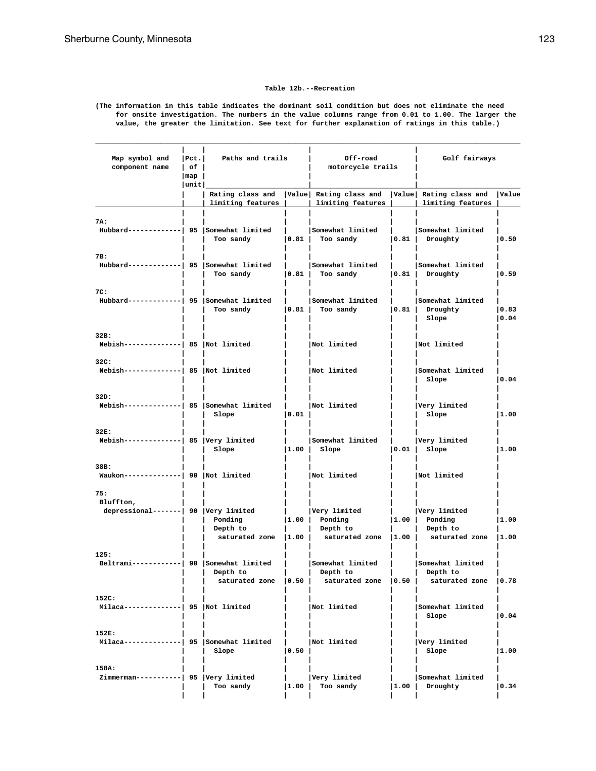Table 12b.--Recreation

(The information in this table indicates the dominant soil condition but does not eliminate the need for onsite investigation. The numbers in the value columns range from 0.01 to 1.00. The larger the value, the greater the limitation. See text for further explanation of ratings in this table.)

| Map symbol and component name | Pct. of map unit | Paths and trails | | Off-road motorcycle trails | | Golf fairways | |
|---|---|---|---|---|---|---|---|
| | | Rating class and limiting features | Value | Rating class and limiting features | Value | Rating class and limiting features | Value |
| 7A: | | | | | | | |
| Hubbard | 95 | Somewhat limited | | Somewhat limited | | Somewhat limited | |
| | | Too sandy | 0.81 | Too sandy | 0.81 | Droughty | 0.50 |
| 7B: | | | | | | | |
| Hubbard | 95 | Somewhat limited | | Somewhat limited | | Somewhat limited | |
| | | Too sandy | 0.81 | Too sandy | 0.81 | Droughty | 0.59 |
| 7C: | | | | | | | |
| Hubbard | 95 | Somewhat limited | | Somewhat limited | | Somewhat limited | |
| | | Too sandy | 0.81 | Too sandy | 0.81 | Droughty | 0.83 |
| | | | | | | Slope | 0.04 |
| 32B: | | | | | | | |
| Nebish | 85 | Not limited | | Not limited | | Not limited | |
| 32C: | | | | | | | |
| Nebish | 85 | Not limited | | Not limited | | Somewhat limited | |
| | | | | | | Slope | 0.04 |
| 32D: | | | | | | | |
| Nebish | 85 | Somewhat limited | | Not limited | | Very limited | |
| | | Slope | 0.01 | | | Slope | 1.00 |
| 32E: | | | | | | | |
| Nebish | 85 | Very limited | | Somewhat limited | | Very limited | |
| | | Slope | 1.00 | Slope | 0.01 | Slope | 1.00 |
| 38B: | | | | | | | |
| Waukon | 90 | Not limited | | Not limited | | Not limited | |
| 75: | | | | | | | |
| Bluffton, depressional | 90 | Very limited | | Very limited | | Very limited | |
| | | Ponding | 1.00 | Ponding | 1.00 | Ponding | 1.00 |
| | | Depth to saturated zone | 1.00 | Depth to saturated zone | 1.00 | Depth to saturated zone | 1.00 |
| 125: | | | | | | | |
| Beltrami | 90 | Somewhat limited | | Somewhat limited | | Somewhat limited | |
| | | Depth to saturated zone | 0.50 | Depth to saturated zone | 0.50 | Depth to saturated zone | 0.78 |
| 152C: | | | | | | | |
| Milaca | 95 | Not limited | | Not limited | | Somewhat limited | |
| | | | | | | Slope | 0.04 |
| 152E: | | | | | | | |
| Milaca | 95 | Somewhat limited | | Not limited | | Very limited | |
| | | Slope | 0.50 | | | Slope | 1.00 |
| 158A: | | | | | | | |
| Zimmerman | 95 | Very limited | | Very limited | | Somewhat limited | |
| | | Too sandy | 1.00 | Too sandy | 1.00 | Droughty | 0.34 |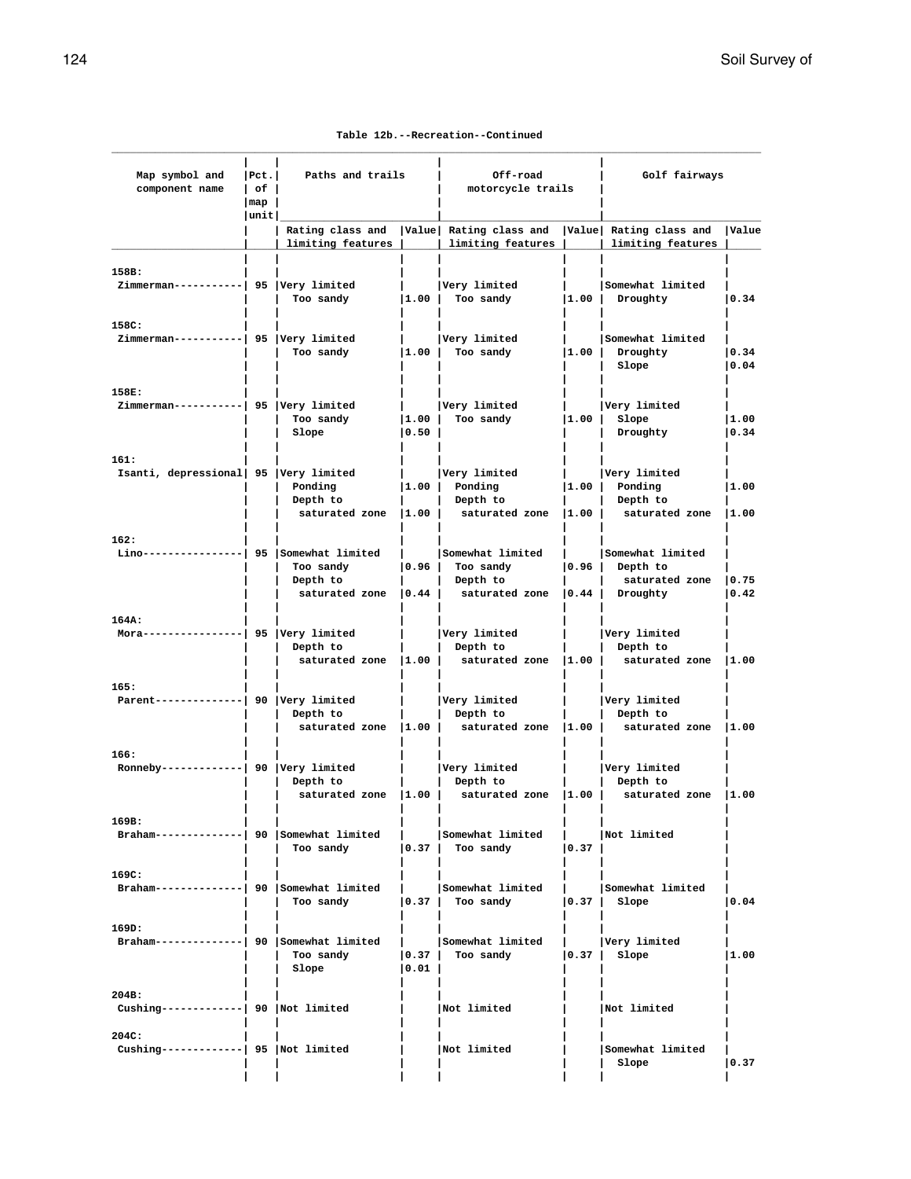Table 12b.--Recreation--Continued

| Map symbol and component name | Pct. of map unit | Paths and trails | | Off-road motorcycle trails | | Golf fairways | |
|---|---|---|---|---|---|---|---|
| | | Rating class and limiting features | Value | Rating class and limiting features | Value | Rating class and limiting features | Value |
| 158B: | | | | | | | |
| Zimmerman----------- | 95 | Very limited | | Very limited | | Somewhat limited | |
| | | Too sandy | 1.00 | Too sandy | 1.00 | Droughty | 0.34 |
| 158C: | | | | | | | |
| Zimmerman----------- | 95 | Very limited | | Very limited | | Somewhat limited | |
| | | Too sandy | 1.00 | Too sandy | 1.00 | Droughty | 0.34 |
| | | | | | | Slope | 0.04 |
| 158E: | | | | | | | |
| Zimmerman----------- | 95 | Very limited | | Very limited | | Very limited | |
| | | Too sandy | 1.00 | Too sandy | 1.00 | Slope | 1.00 |
| | | Slope | 0.50 | | | Droughty | 0.34 |
| 161: | | | | | | | |
| Isanti, depressional | 95 | Very limited | | Very limited | | Very limited | |
| | | Ponding | 1.00 | Ponding | 1.00 | Ponding | 1.00 |
| | | Depth to saturated zone | 1.00 | Depth to saturated zone | 1.00 | Depth to saturated zone | 1.00 |
| 162: | | | | | | | |
| Lino---------------- | 95 | Somewhat limited | | Somewhat limited | | Somewhat limited | |
| | | Too sandy | 0.96 | Too sandy | 0.96 | Depth to saturated zone | 0.75 |
| | | Depth to saturated zone | 0.44 | Depth to saturated zone | 0.44 | Droughty | 0.42 |
| 164A: | | | | | | | |
| Mora---------------- | 95 | Very limited | | Very limited | | Very limited | |
| | | Depth to saturated zone | 1.00 | Depth to saturated zone | 1.00 | Depth to saturated zone | 1.00 |
| 165: | | | | | | | |
| Parent-------------- | 90 | Very limited | | Very limited | | Very limited | |
| | | Depth to saturated zone | 1.00 | Depth to saturated zone | 1.00 | Depth to saturated zone | 1.00 |
| 166: | | | | | | | |
| Ronneby------------- | 90 | Very limited | | Very limited | | Very limited | |
| | | Depth to saturated zone | 1.00 | Depth to saturated zone | 1.00 | Depth to saturated zone | 1.00 |
| 169B: | | | | | | | |
| Braham-------------- | 90 | Somewhat limited | | Somewhat limited | | Not limited | |
| | | Too sandy | 0.37 | Too sandy | 0.37 | | |
| 169C: | | | | | | | |
| Braham-------------- | 90 | Somewhat limited | | Somewhat limited | | Somewhat limited | |
| | | Too sandy | 0.37 | Too sandy | 0.37 | Slope | 0.04 |
| 169D: | | | | | | | |
| Braham-------------- | 90 | Somewhat limited | | Somewhat limited | | Very limited | |
| | | Too sandy | 0.37 | Too sandy | 0.37 | Slope | 1.00 |
| | | Slope | 0.01 | | | | |
| 204B: | | | | | | | |
| Cushing------------- | 90 | Not limited | | Not limited | | Not limited | |
| 204C: | | | | | | | |
| Cushing------------- | 95 | Not limited | | Not limited | | Somewhat limited | |
| | | | | | | Slope | 0.37 |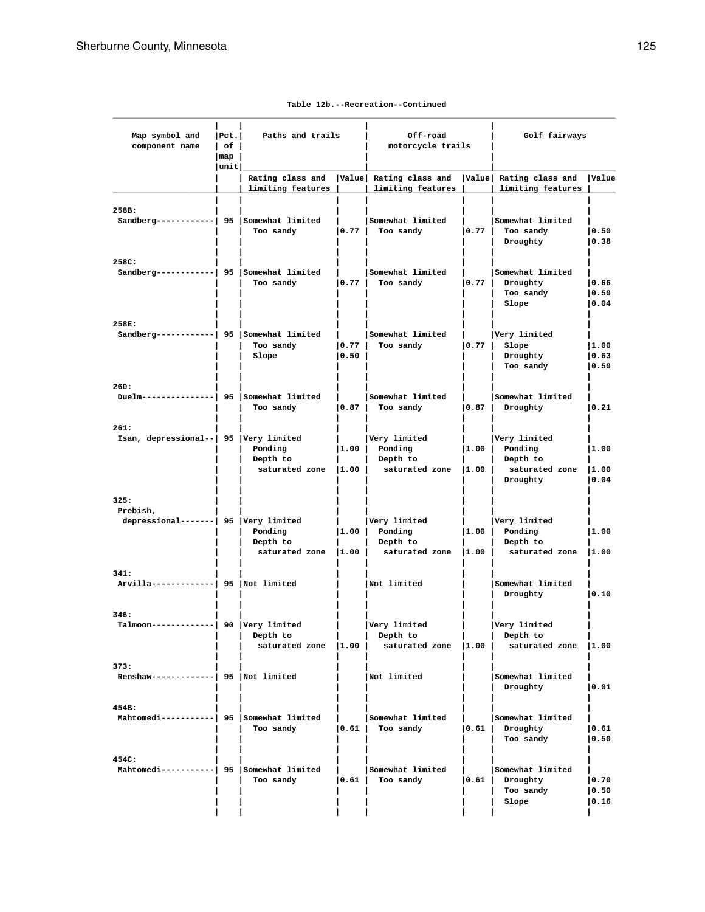Table 12b.--Recreation--Continued

| Map symbol and component name | Pct. of map unit | Paths and trails | | Off-road motorcycle trails | | Golf fairways | |
|---|---|---|---|---|---|---|---|
| | | Rating class and limiting features | Value | Rating class and limiting features | Value | Rating class and limiting features | Value |
| 258B: | | | | | | | |
| Sandberg | 95 | Somewhat limited | | Somewhat limited | | Somewhat limited | |
| | | Too sandy | 0.77 | Too sandy | 0.77 | Too sandy | 0.50 |
| | | | | | | Droughty | 0.38 |
| 258C: | | | | | | | |
| Sandberg | 95 | Somewhat limited | | Somewhat limited | | Somewhat limited | |
| | | Too sandy | 0.77 | Too sandy | 0.77 | Droughty | 0.66 |
| | | | | | | Too sandy | 0.50 |
| | | | | | | Slope | 0.04 |
| 258E: | | | | | | | |
| Sandberg | 95 | Somewhat limited | | Somewhat limited | | Very limited | |
| | | Too sandy | 0.77 | Too sandy | 0.77 | Slope | 1.00 |
| | | Slope | 0.50 | | | Droughty | 0.63 |
| | | | | | | Too sandy | 0.50 |
| 260: | | | | | | | |
| Duelm | 95 | Somewhat limited | | Somewhat limited | | Somewhat limited | |
| | | Too sandy | 0.87 | Too sandy | 0.87 | Droughty | 0.21 |
| 261: | | | | | | | |
| Isan, depressional | 95 | Very limited | | Very limited | | Very limited | |
| | | Ponding | 1.00 | Ponding | 1.00 | Ponding | 1.00 |
| | | Depth to saturated zone | 1.00 | Depth to saturated zone | 1.00 | Depth to saturated zone | 1.00 |
| | | | | | | Droughty | 0.04 |
| 325: | | | | | | | |
| Prebish, depressional | 95 | Very limited | | Very limited | | Very limited | |
| | | Ponding | 1.00 | Ponding | 1.00 | Ponding | 1.00 |
| | | Depth to saturated zone | 1.00 | Depth to saturated zone | 1.00 | Depth to saturated zone | 1.00 |
| 341: | | | | | | | |
| Arvilla | 95 | Not limited | | Not limited | | Somewhat limited | |
| | | | | | | Droughty | 0.10 |
| 346: | | | | | | | |
| Talmoon | 90 | Very limited | | Very limited | | Very limited | |
| | | Depth to saturated zone | 1.00 | Depth to saturated zone | 1.00 | Depth to saturated zone | 1.00 |
| 373: | | | | | | | |
| Renshaw | 95 | Not limited | | Not limited | | Somewhat limited | |
| | | | | | | Droughty | 0.01 |
| 454B: | | | | | | | |
| Mahtomedi | 95 | Somewhat limited | | Somewhat limited | | Somewhat limited | |
| | | Too sandy | 0.61 | Too sandy | 0.61 | Droughty | 0.61 |
| | | | | | | Too sandy | 0.50 |
| 454C: | | | | | | | |
| Mahtomedi | 95 | Somewhat limited | | Somewhat limited | | Somewhat limited | |
| | | Too sandy | 0.61 | Too sandy | 0.61 | Droughty | 0.70 |
| | | | | | | Too sandy | 0.50 |
| | | | | | | Slope | 0.16 |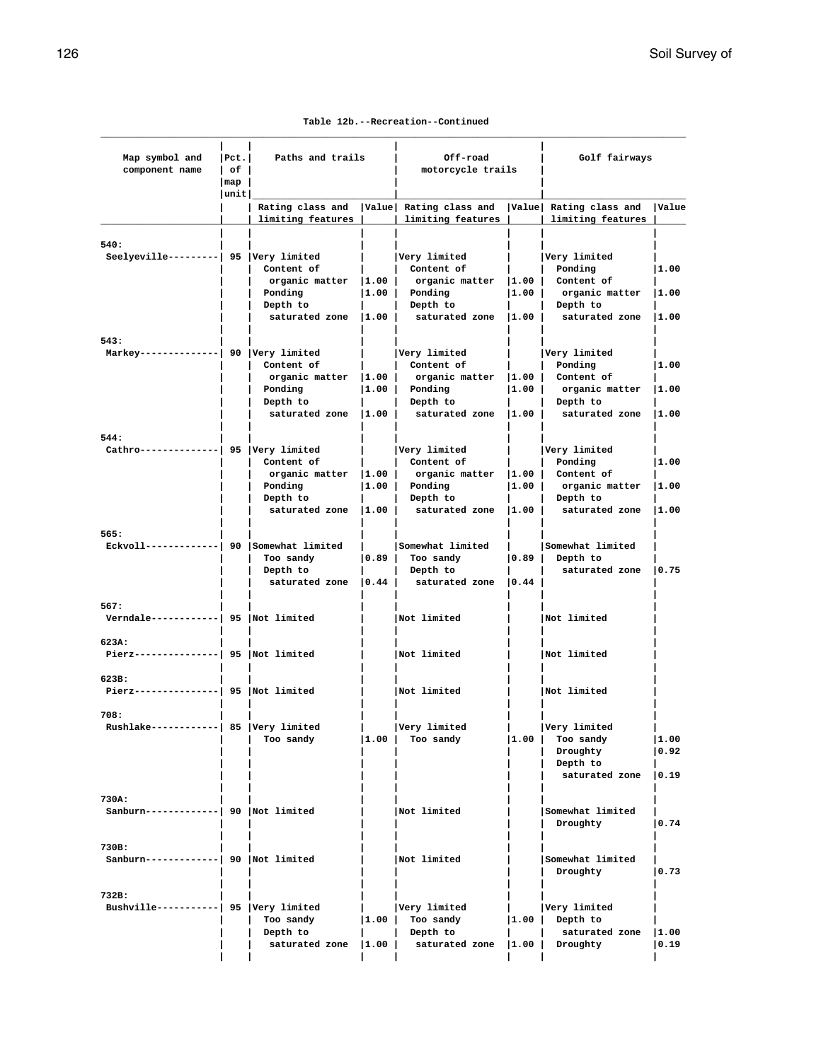Table 12b.--Recreation--Continued

| Map symbol and component name | Pct. of map unit | Paths and trails | | Off-road motorcycle trails | | Golf fairways | |
|---|---|---|---|---|---|---|---|
| | | Rating class and limiting features | Value | Rating class and limiting features | Value | Rating class and limiting features | Value |
| 540: | | | | | | | |
| Seelyeville | 95 | Very limited | | Very limited | | Very limited | |
| | | Content of organic matter | 1.00 | Content of organic matter | 1.00 | Ponding | 1.00 |
| | | Ponding | 1.00 | Ponding | 1.00 | Content of organic matter | 1.00 |
| | | Depth to saturated zone | 1.00 | Depth to saturated zone | 1.00 | Depth to saturated zone | 1.00 |
| 543: | | | | | | | |
| Markey | 90 | Very limited | | Very limited | | Very limited | |
| | | Content of organic matter | 1.00 | Content of organic matter | 1.00 | Ponding | 1.00 |
| | | Ponding | 1.00 | Ponding | 1.00 | Content of organic matter | 1.00 |
| | | Depth to saturated zone | 1.00 | Depth to saturated zone | 1.00 | Depth to saturated zone | 1.00 |
| 544: | | | | | | | |
| Cathro | 95 | Very limited | | Very limited | | Very limited | |
| | | Content of organic matter | 1.00 | Content of organic matter | 1.00 | Ponding | 1.00 |
| | | Ponding | 1.00 | Ponding | 1.00 | Content of organic matter | 1.00 |
| | | Depth to saturated zone | 1.00 | Depth to saturated zone | 1.00 | Depth to saturated zone | 1.00 |
| 565: | | | | | | | |
| Eckvoll | 90 | Somewhat limited | | Somewhat limited | | Somewhat limited | |
| | | Too sandy | 0.89 | Too sandy | 0.89 | Depth to saturated zone | 0.75 |
| | | Depth to saturated zone | 0.44 | Depth to saturated zone | 0.44 | | |
| 567: | | | | | | | |
| Verndale | 95 | Not limited | | Not limited | | Not limited | |
| 623A: | | | | | | | |
| Pierz | 95 | Not limited | | Not limited | | Not limited | |
| 623B: | | | | | | | |
| Pierz | 95 | Not limited | | Not limited | | Not limited | |
| 708: | | | | | | | |
| Rushlake | 85 | Very limited | | Very limited | | Very limited | |
| | | Too sandy | 1.00 | Too sandy | 1.00 | Too sandy | 1.00 |
| | | | | | | Droughty | 0.92 |
| | | | | | | Depth to saturated zone | 0.19 |
| 730A: | | | | | | | |
| Sanburn | 90 | Not limited | | Not limited | | Somewhat limited | |
| | | | | | | Droughty | 0.74 |
| 730B: | | | | | | | |
| Sanburn | 90 | Not limited | | Not limited | | Somewhat limited | |
| | | | | | | Droughty | 0.73 |
| 732B: | | | | | | | |
| Bushville | 95 | Very limited | | Very limited | | Very limited | |
| | | Too sandy | 1.00 | Too sandy | 1.00 | Depth to saturated zone | 1.00 |
| | | Depth to saturated zone | 1.00 | Depth to saturated zone | 1.00 | Droughty | 0.19 |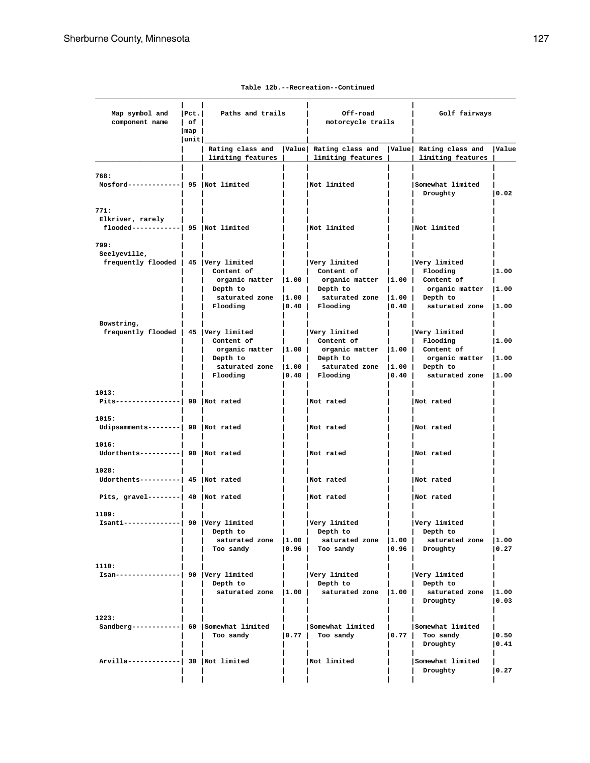Table 12b.--Recreation--Continued

| Map symbol and component name | Pct. of map unit | Paths and trails | | Off-road motorcycle trails | | Golf fairways | |
|---|---|---|---|---|---|---|---|
| | | Rating class and limiting features | Value | Rating class and limiting features | Value | Rating class and limiting features | Value |
| 768: | | | | | | | |
| Mosford | 95 | Not limited | | Not limited | | Somewhat limited | |
| | | | | | | Droughty | 0.02 |
| 771: | | | | | | | |
| Elkriver, rarely flooded | 95 | Not limited | | Not limited | | Not limited | |
| 799: | | | | | | | |
| Seelyeville, frequently flooded | 45 | Very limited | | Very limited | | Very limited | |
| | | Content of organic matter | 1.00 | Content of organic matter | 1.00 | Flooding | 1.00 |
| | | Depth to saturated zone | 1.00 | Depth to saturated zone | 1.00 | Content of organic matter | 1.00 |
| | | Flooding | 0.40 | Flooding | 0.40 | Depth to saturated zone | 1.00 |
| Bowstring, frequently flooded | 45 | Very limited | | Very limited | | Very limited | |
| | | Content of organic matter | 1.00 | Content of organic matter | 1.00 | Flooding | 1.00 |
| | | Depth to saturated zone | 1.00 | Depth to saturated zone | 1.00 | Content of organic matter | 1.00 |
| | | Flooding | 0.40 | Flooding | 0.40 | Depth to saturated zone | 1.00 |
| 1013: | | | | | | | |
| Pits | 90 | Not rated | | Not rated | | Not rated | |
| 1015: | | | | | | | |
| Udipsamments | 90 | Not rated | | Not rated | | Not rated | |
| 1016: | | | | | | | |
| Udorthents | 90 | Not rated | | Not rated | | Not rated | |
| 1028: | | | | | | | |
| Udorthents | 45 | Not rated | | Not rated | | Not rated | |
| Pits, gravel | 40 | Not rated | | Not rated | | Not rated | |
| 1109: | | | | | | | |
| Isanti | 90 | Very limited | | Very limited | | Very limited | |
| | | Depth to saturated zone | 1.00 | Depth to saturated zone | 1.00 | Depth to saturated zone | 1.00 |
| | | Too sandy | 0.96 | Too sandy | 0.96 | Droughty | 0.27 |
| 1110: | | | | | | | |
| Isan | 90 | Very limited | | Very limited | | Very limited | |
| | | Depth to saturated zone | 1.00 | Depth to saturated zone | 1.00 | Depth to saturated zone | 1.00 |
| | | | | | | Droughty | 0.03 |
| 1223: | | | | | | | |
| Sandberg | 60 | Somewhat limited | | Somewhat limited | | Somewhat limited | |
| | | Too sandy | 0.77 | Too sandy | 0.77 | Too sandy | 0.50 |
| | | | | | | Droughty | 0.41 |
| Arvilla | 30 | Not limited | | Not limited | | Somewhat limited | |
| | | | | | | Droughty | 0.27 |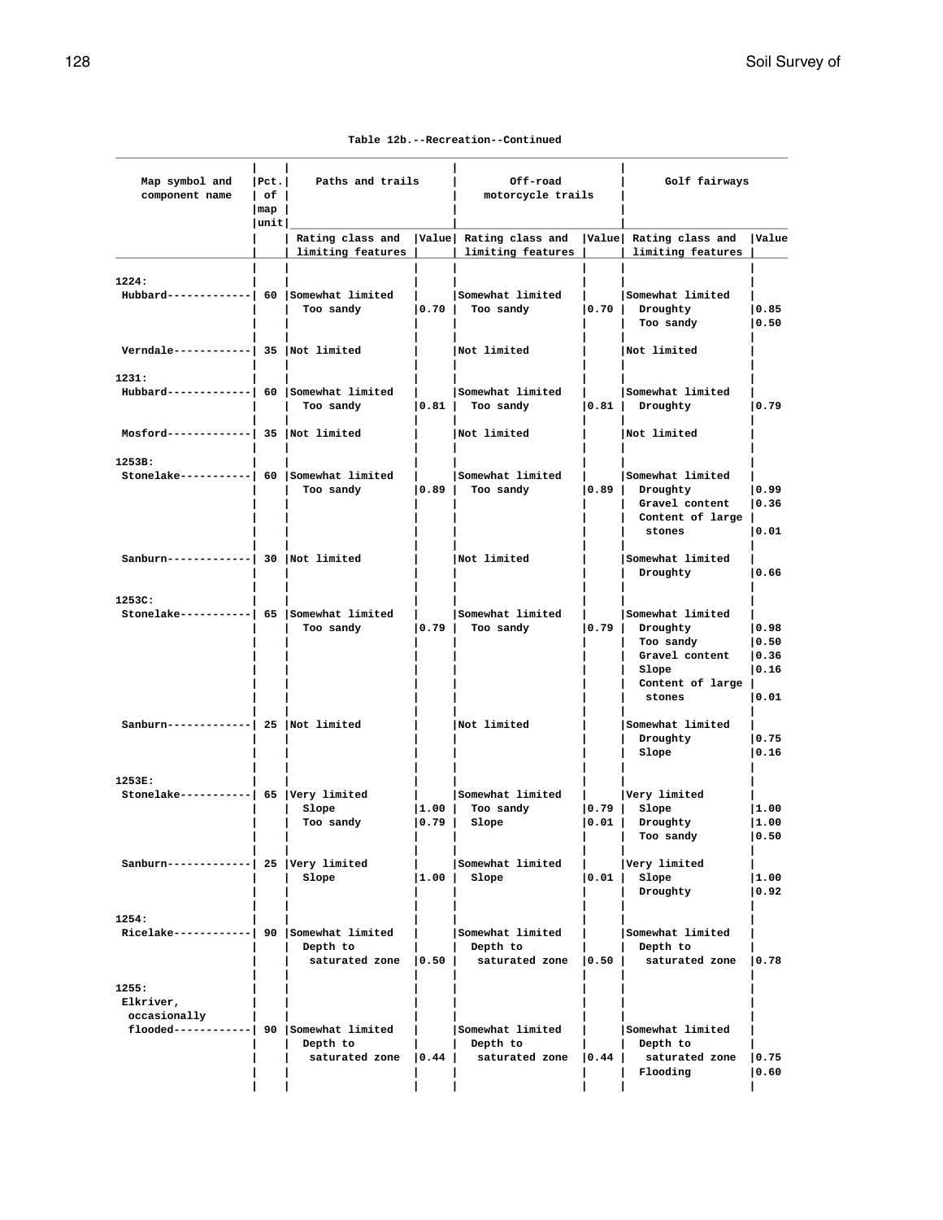Table 12b.--Recreation--Continued

| Map symbol and component name | Pct. of map unit | Paths and trails | | Off-road motorcycle trails | | Golf fairways | |
|---|---|---|---|---|---|---|---|
| | | Rating class and limiting features | Value | Rating class and limiting features | Value | Rating class and limiting features | Value |
| 1224: | | | | | | | |
| Hubbard | 60 | Somewhat limited | | Somewhat limited | | Somewhat limited | |
| | | Too sandy | 0.70 | Too sandy | 0.70 | Droughty | 0.85 |
| | | | | | | Too sandy | 0.50 |
| Verndale | 35 | Not limited | | Not limited | | Not limited | |
| 1231: | | | | | | | |
| Hubbard | 60 | Somewhat limited | | Somewhat limited | | Somewhat limited | |
| | | Too sandy | 0.81 | Too sandy | 0.81 | Droughty | 0.79 |
| Mosford | 35 | Not limited | | Not limited | | Not limited | |
| 1253B: | | | | | | | |
| Stonelake | 60 | Somewhat limited | | Somewhat limited | | Somewhat limited | |
| | | Too sandy | 0.89 | Too sandy | 0.89 | Droughty | 0.99 |
| | | | | | | Gravel content | 0.36 |
| | | | | | | Content of large stones | 0.01 |
| Sanburn | 30 | Not limited | | Not limited | | Somewhat limited | |
| | | | | | | Droughty | 0.66 |
| 1253C: | | | | | | | |
| Stonelake | 65 | Somewhat limited | | Somewhat limited | | Somewhat limited | |
| | | Too sandy | 0.79 | Too sandy | 0.79 | Droughty | 0.98 |
| | | | | | | Too sandy | 0.50 |
| | | | | | | Gravel content | 0.36 |
| | | | | | | Slope | 0.16 |
| | | | | | | Content of large stones | 0.01 |
| Sanburn | 25 | Not limited | | Not limited | | Somewhat limited | |
| | | | | | | Droughty | 0.75 |
| | | | | | | Slope | 0.16 |
| 1253E: | | | | | | | |
| Stonelake | 65 | Very limited | | Somewhat limited | | Very limited | |
| | | Slope | 1.00 | Too sandy | 0.79 | Slope | 1.00 |
| | | Too sandy | 0.79 | Slope | 0.01 | Droughty | 1.00 |
| | | | | | | Too sandy | 0.50 |
| Sanburn | 25 | Very limited | | Somewhat limited | | Very limited | |
| | | Slope | 1.00 | Slope | 0.01 | Slope | 1.00 |
| | | | | | | Droughty | 0.92 |
| 1254: | | | | | | | |
| Ricelake | 90 | Somewhat limited | | Somewhat limited | | Somewhat limited | |
| | | Depth to saturated zone | 0.50 | Depth to saturated zone | 0.50 | Depth to saturated zone | 0.78 |
| 1255: | | | | | | | |
| Elkriver, occasionally flooded | 90 | Somewhat limited | | Somewhat limited | | Somewhat limited | |
| | | Depth to saturated zone | 0.44 | Depth to saturated zone | 0.44 | Depth to saturated zone | 0.75 |
| | | | | | | Flooding | 0.60 |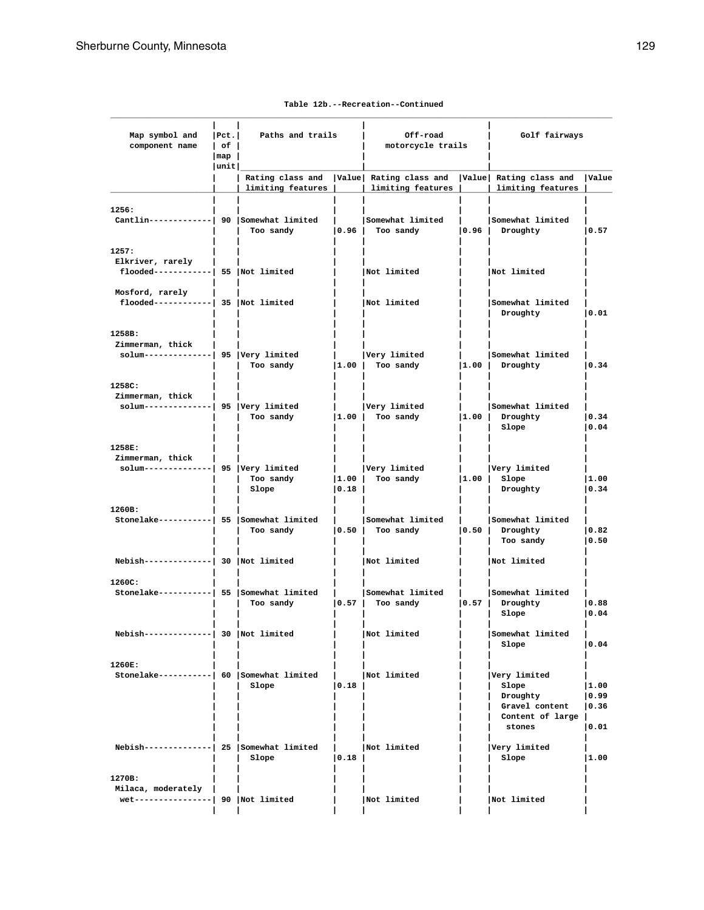Table 12b.--Recreation--Continued

| Map symbol and component name | Pct. of map unit | Paths and trails | | Off-road motorcycle trails | | Golf fairways | |
|---|---|---|---|---|---|---|---|
| | | Rating class and limiting features | Value | Rating class and limiting features | Value | Rating class and limiting features | Value |
| 1256: | | | | | | | |
| Cantlin | 90 | Somewhat limited | | Somewhat limited | | Somewhat limited | |
| | | Too sandy | 0.96 | Too sandy | 0.96 | Droughty | 0.57 |
| 1257: | | | | | | | |
| Elkriver, rarely flooded | 55 | Not limited | | Not limited | | Not limited | |
| Mosford, rarely flooded | 35 | Not limited | | Not limited | | Somewhat limited | |
| | | | | | | Droughty | 0.01 |
| 1258B: | | | | | | | |
| Zimmerman, thick solum | 95 | Very limited | | Very limited | | Somewhat limited | |
| | | Too sandy | 1.00 | Too sandy | 1.00 | Droughty | 0.34 |
| 1258C: | | | | | | | |
| Zimmerman, thick solum | 95 | Very limited | | Very limited | | Somewhat limited | |
| | | Too sandy | 1.00 | Too sandy | 1.00 | Droughty | 0.34 |
| | | | | | | Slope | 0.04 |
| 1258E: | | | | | | | |
| Zimmerman, thick solum | 95 | Very limited | | Very limited | | Very limited | |
| | | Too sandy | 1.00 | Too sandy | 1.00 | Slope | 1.00 |
| | | Slope | 0.18 | | | Droughty | 0.34 |
| 1260B: | | | | | | | |
| Stonelake | 55 | Somewhat limited | | Somewhat limited | | Somewhat limited | |
| | | Too sandy | 0.50 | Too sandy | 0.50 | Droughty | 0.82 |
| | | | | | | Too sandy | 0.50 |
| Nebish | 30 | Not limited | | Not limited | | Not limited | |
| 1260C: | | | | | | | |
| Stonelake | 55 | Somewhat limited | | Somewhat limited | | Somewhat limited | |
| | | Too sandy | 0.57 | Too sandy | 0.57 | Droughty | 0.88 |
| | | | | | | Slope | 0.04 |
| Nebish | 30 | Not limited | | Not limited | | Somewhat limited | |
| | | | | | | Slope | 0.04 |
| 1260E: | | | | | | | |
| Stonelake | 60 | Somewhat limited | | Not limited | | Very limited | |
| | | Slope | 0.18 | | | Slope | 1.00 |
| | | | | | | Droughty | 0.99 |
| | | | | | | Gravel content | 0.36 |
| | | | | | | Content of large stones | 0.01 |
| Nebish | 25 | Somewhat limited | | Not limited | | Very limited | |
| | | Slope | 0.18 | | | Slope | 1.00 |
| 1270B: | | | | | | | |
| Milaca, moderately wet | 90 | Not limited | | Not limited | | Not limited | |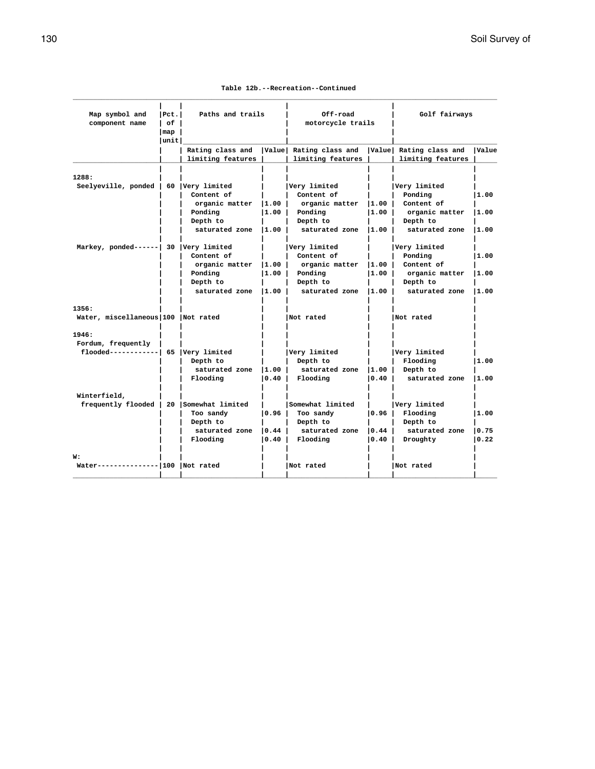Table 12b.--Recreation--Continued

| Map symbol and component name | Pct. of map unit | Paths and trails | | Off-road motorcycle trails | | Golf fairways | |
|---|---|---|---|---|---|---|---|
| | | Rating class and limiting features | Value | Rating class and limiting features | Value | Rating class and limiting features | Value |
| 1288: | | | | | | | |
| Seelyeville, ponded | 60 | Very limited | | Very limited | | Very limited | |
| | | Content of organic matter | 1.00 | Content of organic matter | 1.00 | Ponding | 1.00 |
| | | Ponding | 1.00 | Ponding | 1.00 | Content of organic matter | 1.00 |
| | | Depth to saturated zone | 1.00 | Depth to saturated zone | 1.00 | Depth to saturated zone | 1.00 |
| Markey, ponded | 30 | Very limited | | Very limited | | Very limited | |
| | | Content of organic matter | 1.00 | Content of organic matter | 1.00 | Ponding | 1.00 |
| | | Ponding | 1.00 | Ponding | 1.00 | Content of organic matter | 1.00 |
| | | Depth to saturated zone | 1.00 | Depth to saturated zone | 1.00 | Depth to saturated zone | 1.00 |
| 1356: | | | | | | | |
| Water, miscellaneous | 100 | Not rated | | Not rated | | Not rated | |
| 1946: | | | | | | | |
| Fordum, frequently flooded | 65 | Very limited | | Very limited | | Very limited | |
| | | Depth to saturated zone | 1.00 | Depth to saturated zone | 1.00 | Flooding | 1.00 |
| | | Flooding | 0.40 | Flooding | 0.40 | Depth to saturated zone | 1.00 |
| Winterfield, frequently flooded | 20 | Somewhat limited | | Somewhat limited | | Very limited | |
| | | Too sandy | 0.96 | Too sandy | 0.96 | Flooding | 1.00 |
| | | Depth to saturated zone | 0.44 | Depth to saturated zone | 0.44 | Depth to saturated zone | 0.75 |
| | | Flooding | 0.40 | Flooding | 0.40 | Droughty | 0.22 |
| W: | | | | | | | |
| Water | 100 | Not rated | | Not rated | | Not rated | |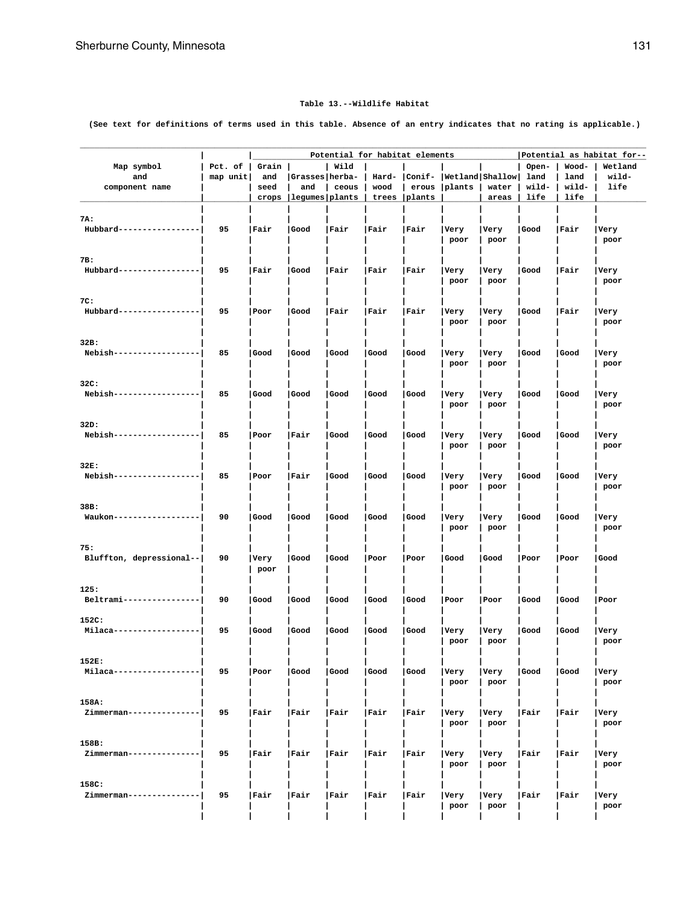Table 13.--Wildlife Habitat

(See text for definitions of terms used in this table. Absence of an entry indicates that no rating is applicable.)

| Map symbol and component name | Pct. of map unit | Potential for habitat elements | | | | | | | Potential as habitat for-- | | |
|---|---|---|---|---|---|---|---|---|---|---|---|
| | | Grain and seed crops | Grasses and legumes | Wild herbaceous plants | Hardwood trees | Coniferous plants | Wetland plants | Shallow water areas | Openland wildlife | Woodland wildlife | Wetland wildlife |
| 7A: | | | | | | | | | | | |
| Hubbard | 95 | Fair | Good | Fair | Fair | Fair | Very poor | Very poor | Good | Fair | Very poor |
| 7B: | | | | | | | | | | | |
| Hubbard | 95 | Fair | Good | Fair | Fair | Fair | Very poor | Very poor | Good | Fair | Very poor |
| 7C: | | | | | | | | | | | |
| Hubbard | 95 | Poor | Good | Fair | Fair | Fair | Very poor | Very poor | Good | Fair | Very poor |
| 32B: | | | | | | | | | | | |
| Nebish | 85 | Good | Good | Good | Good | Good | Very poor | Very poor | Good | Good | Very poor |
| 32C: | | | | | | | | | | | |
| Nebish | 85 | Good | Good | Good | Good | Good | Very poor | Very poor | Good | Good | Very poor |
| 32D: | | | | | | | | | | | |
| Nebish | 85 | Poor | Fair | Good | Good | Good | Very poor | Very poor | Good | Good | Very poor |
| 32E: | | | | | | | | | | | |
| Nebish | 85 | Poor | Fair | Good | Good | Good | Very poor | Very poor | Good | Good | Very poor |
| 38B: | | | | | | | | | | | |
| Waukon | 90 | Good | Good | Good | Good | Good | Very poor | Very poor | Good | Good | Very poor |
| 75: | | | | | | | | | | | |
| Bluffton, depressional | 90 | Very poor | Good | Good | Poor | Poor | Good | Good | Poor | Poor | Good |
| 125: | | | | | | | | | | | |
| Beltrami | 90 | Good | Good | Good | Good | Good | Poor | Poor | Good | Good | Poor |
| 152C: | | | | | | | | | | | |
| Milaca | 95 | Good | Good | Good | Good | Good | Very poor | Very poor | Good | Good | Very poor |
| 152E: | | | | | | | | | | | |
| Milaca | 95 | Poor | Good | Good | Good | Good | Very poor | Very poor | Good | Good | Very poor |
| 158A: | | | | | | | | | | | |
| Zimmerman | 95 | Fair | Fair | Fair | Fair | Fair | Very poor | Very poor | Fair | Fair | Very poor |
| 158B: | | | | | | | | | | | |
| Zimmerman | 95 | Fair | Fair | Fair | Fair | Fair | Very poor | Very poor | Fair | Fair | Very poor |
| 158C: | | | | | | | | | | | |
| Zimmerman | 95 | Fair | Fair | Fair | Fair | Fair | Very poor | Very poor | Fair | Fair | Very poor |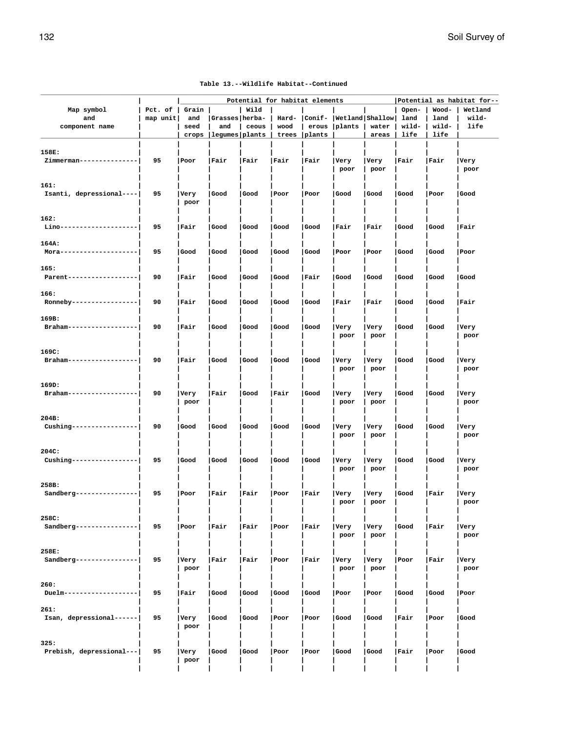Table 13.--Wildlife Habitat--Continued

| Map symbol and component name | Pct. of map unit | Potential for habitat elements | | | | | | | Potential as habitat for-- | | |
|---|---|---|---|---|---|---|---|---|---|---|---|
| | | Grain and seed crops | Grasses and legumes | Wild herbaceous plants | Hardwood trees | Coniferous plants | Wetland plants | Shallow water areas | Openland wildlife | Woodland wildlife | Wetland wildlife |
| 158E: | | | | | | | | | | | |
| Zimmerman | 95 | Poor | Fair | Fair | Fair | Fair | Very poor | Very poor | Fair | Fair | Very poor |
| 161: | | | | | | | | | | | |
| Isanti, depressional | 95 | Very poor | Good | Good | Poor | Poor | Good | Good | Good | Poor | Good |
| 162: | | | | | | | | | | | |
| Lino | 95 | Fair | Good | Good | Good | Good | Fair | Fair | Good | Good | Fair |
| 164A: | | | | | | | | | | | |
| Mora | 95 | Good | Good | Good | Good | Good | Poor | Poor | Good | Good | Poor |
| 165: | | | | | | | | | | | |
| Parent | 90 | Fair | Good | Good | Good | Fair | Good | Good | Good | Good | Good |
| 166: | | | | | | | | | | | |
| Ronneby | 90 | Fair | Good | Good | Good | Good | Fair | Fair | Good | Good | Fair |
| 169B: | | | | | | | | | | | |
| Braham | 90 | Fair | Good | Good | Good | Good | Very poor | Very poor | Good | Good | Very poor |
| 169C: | | | | | | | | | | | |
| Braham | 90 | Fair | Good | Good | Good | Good | Very poor | Very poor | Good | Good | Very poor |
| 169D: | | | | | | | | | | | |
| Braham | 90 | Very poor | Fair | Good | Fair | Good | Very poor | Very poor | Good | Good | Very poor |
| 204B: | | | | | | | | | | | |
| Cushing | 90 | Good | Good | Good | Good | Good | Very poor | Very poor | Good | Good | Very poor |
| 204C: | | | | | | | | | | | |
| Cushing | 95 | Good | Good | Good | Good | Good | Very poor | Very poor | Good | Good | Very poor |
| 258B: | | | | | | | | | | | |
| Sandberg | 95 | Poor | Fair | Fair | Poor | Fair | Very poor | Very poor | Good | Fair | Very poor |
| 258C: | | | | | | | | | | | |
| Sandberg | 95 | Poor | Fair | Fair | Poor | Fair | Very poor | Very poor | Good | Fair | Very poor |
| 258E: | | | | | | | | | | | |
| Sandberg | 95 | Very poor | Fair | Fair | Poor | Fair | Very poor | Very poor | Poor | Fair | Very poor |
| 260: | | | | | | | | | | | |
| Duelm | 95 | Fair | Good | Good | Good | Good | Poor | Poor | Good | Good | Poor |
| 261: | | | | | | | | | | | |
| Isan, depressional | 95 | Very poor | Good | Good | Poor | Poor | Good | Good | Fair | Poor | Good |
| 325: | | | | | | | | | | | |
| Prebish, depressional | 95 | Very poor | Good | Good | Poor | Poor | Good | Good | Fair | Poor | Good |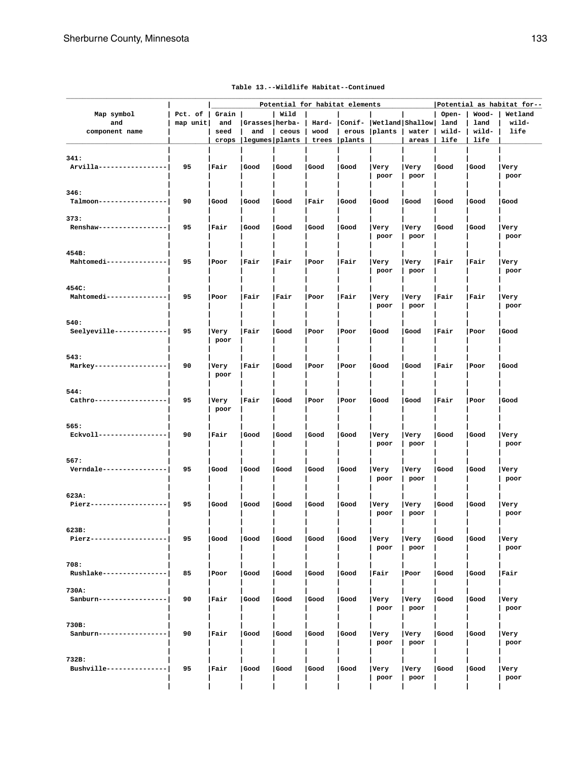Table 13.--Wildlife Habitat--Continued

| Map symbol and component name | Pct. of map unit | Potential for habitat elements | | | | | | | Potential as habitat for-- | | |
|---|---|---|---|---|---|---|---|---|---|---|---|
| | | Grain and seed crops | Grasses and legumes | Wild herba- ceous plants | Hard- wood trees | Conif- erous plants | Wetland plants | Shallow water areas | Open- land wild- life | Wood- land wild- life | Wetland wild- life |
| 341: | | | | | | | | | | | |
| Arvilla | 95 | Fair | Good | Good | Good | Good | Very poor | Very poor | Good | Good | Very poor |
| 346: | | | | | | | | | | | |
| Talmoon | 90 | Good | Good | Good | Fair | Good | Good | Good | Good | Good | Good |
| 373: | | | | | | | | | | | |
| Renshaw | 95 | Fair | Good | Good | Good | Good | Very poor | Very poor | Good | Good | Very poor |
| 454B: | | | | | | | | | | | |
| Mahtomedi | 95 | Poor | Fair | Fair | Poor | Fair | Very poor | Very poor | Fair | Fair | Very poor |
| 454C: | | | | | | | | | | | |
| Mahtomedi | 95 | Poor | Fair | Fair | Poor | Fair | Very poor | Very poor | Fair | Fair | Very poor |
| 540: | | | | | | | | | | | |
| Seelyeville | 95 | Very poor | Fair | Good | Poor | Poor | Good | Good | Fair | Poor | Good |
| 543: | | | | | | | | | | | |
| Markey | 90 | Very poor | Fair | Good | Poor | Poor | Good | Good | Fair | Poor | Good |
| 544: | | | | | | | | | | | |
| Cathro | 95 | Very poor | Fair | Good | Poor | Poor | Good | Good | Fair | Poor | Good |
| 565: | | | | | | | | | | | |
| Eckvoll | 90 | Fair | Good | Good | Good | Good | Very poor | Very poor | Good | Good | Very poor |
| 567: | | | | | | | | | | | |
| Verndale | 95 | Good | Good | Good | Good | Good | Very poor | Very poor | Good | Good | Very poor |
| 623A: | | | | | | | | | | | |
| Pierz | 95 | Good | Good | Good | Good | Good | Very poor | Very poor | Good | Good | Very poor |
| 623B: | | | | | | | | | | | |
| Pierz | 95 | Good | Good | Good | Good | Good | Very poor | Very poor | Good | Good | Very poor |
| 708: | | | | | | | | | | | |
| Rushlake | 85 | Poor | Good | Good | Good | Good | Fair | Poor | Good | Good | Fair |
| 730A: | | | | | | | | | | | |
| Sanburn | 90 | Fair | Good | Good | Good | Good | Very poor | Very poor | Good | Good | Very poor |
| 730B: | | | | | | | | | | | |
| Sanburn | 90 | Fair | Good | Good | Good | Good | Very poor | Very poor | Good | Good | Very poor |
| 732B: | | | | | | | | | | | |
| Bushville | 95 | Fair | Good | Good | Good | Good | Very poor | Very poor | Good | Good | Very poor |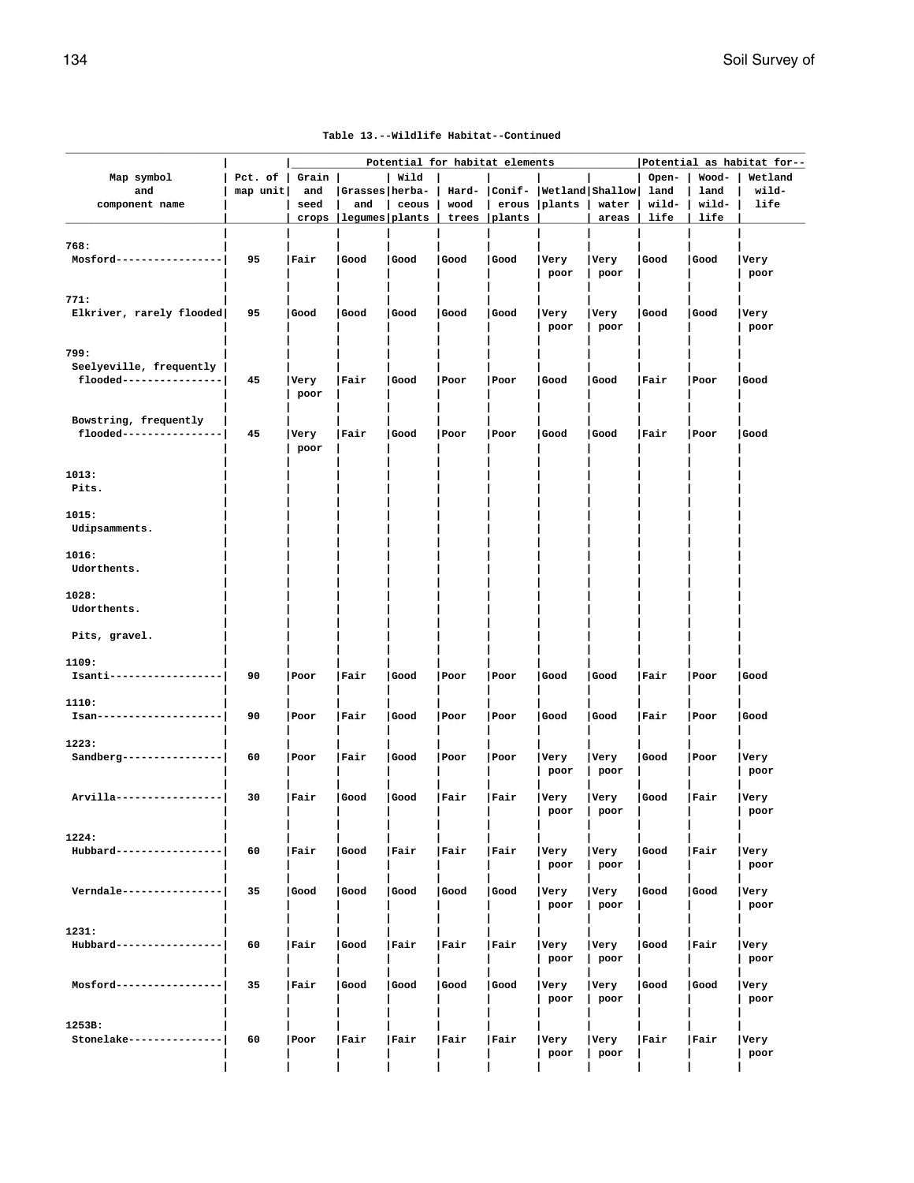Table 13.--Wildlife Habitat--Continued

| Map symbol and component name | Pct. of map unit | Potential for habitat elements | | | | | | | Potential as habitat for-- | | |
|---|---|---|---|---|---|---|---|---|---|---|---|
| | | Grain and seed crops | Grasses and legumes | Wild herba- ceous plants | Hard- wood trees | Conif- erous plants | Wetland plants | Shallow water areas | Open- land wild- life | Wood- land wild- life | Wetland wild- life |
| 768: | | | | | | | | | | | |
| Mosford | 95 | Fair | Good | Good | Good | Good | Very poor | Very poor | Good | Good | Very poor |
| 771: | | | | | | | | | | | |
| Elkriver, rarely flooded | 95 | Good | Good | Good | Good | Good | Very poor | Very poor | Good | Good | Very poor |
| 799: | | | | | | | | | | | |
| Seelyeville, frequently flooded | 45 | Very poor | Fair | Good | Poor | Poor | Good | Good | Fair | Poor | Good |
| Bowstring, frequently flooded | 45 | Very poor | Fair | Good | Poor | Poor | Good | Good | Fair | Poor | Good |
| 1013: | | | | | | | | | | | |
| Pits. | | | | | | | | | | | |
| 1015: | | | | | | | | | | | |
| Udipsamments. | | | | | | | | | | | |
| 1016: | | | | | | | | | | | |
| Udorthents. | | | | | | | | | | | |
| 1028: | | | | | | | | | | | |
| Udorthents. | | | | | | | | | | | |
| Pits, gravel. | | | | | | | | | | | |
| 1109: | | | | | | | | | | | |
| Isanti | 90 | Poor | Fair | Good | Poor | Poor | Good | Good | Fair | Poor | Good |
| 1110: | | | | | | | | | | | |
| Isan | 90 | Poor | Fair | Good | Poor | Poor | Good | Good | Fair | Poor | Good |
| 1223: | | | | | | | | | | | |
| Sandberg | 60 | Poor | Fair | Good | Poor | Poor | Very poor | Very poor | Good | Poor | Very poor |
| Arvilla | 30 | Fair | Good | Good | Fair | Fair | Very poor | Very poor | Good | Fair | Very poor |
| 1224: | | | | | | | | | | | |
| Hubbard | 60 | Fair | Good | Fair | Fair | Fair | Very poor | Very poor | Good | Fair | Very poor |
| Verndale | 35 | Good | Good | Good | Good | Good | Very poor | Very poor | Good | Good | Very poor |
| 1231: | | | | | | | | | | | |
| Hubbard | 60 | Fair | Good | Fair | Fair | Fair | Very poor | Very poor | Good | Fair | Very poor |
| Mosford | 35 | Fair | Good | Good | Good | Good | Very poor | Very poor | Good | Good | Very poor |
| 1253B: | | | | | | | | | | | |
| Stonelake | 60 | Poor | Fair | Fair | Fair | Fair | Very poor | Very poor | Fair | Fair | Very poor |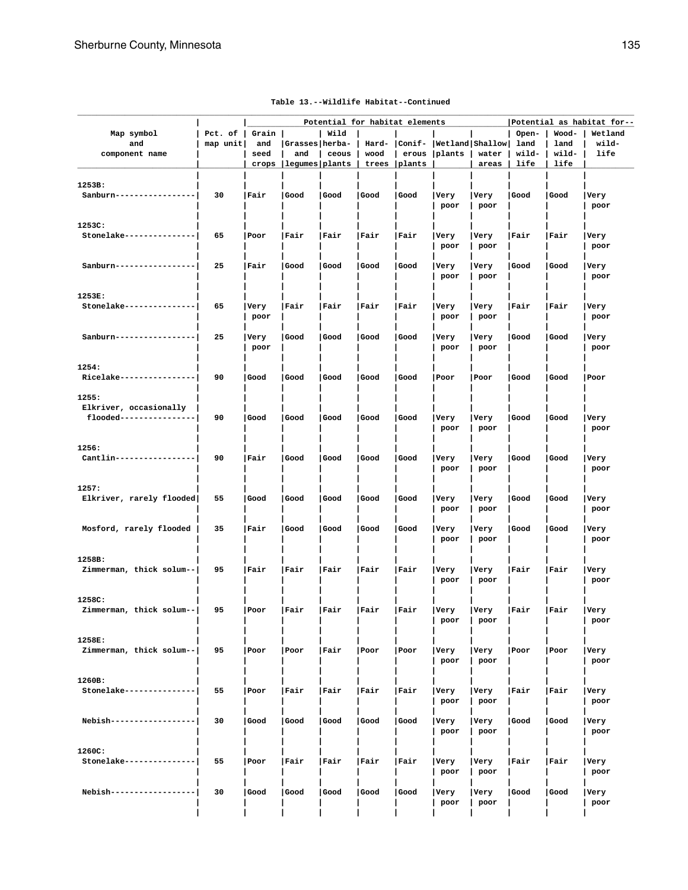Table 13.--Wildlife Habitat--Continued

| Map symbol and component name | Pct. of map unit | Potential for habitat elements | | | | | | | Potential as habitat for-- | | |
|---|---|---|---|---|---|---|---|---|---|---|---|
| | | Grain and seed crops | Grasses and legumes | Wild herba-ceous plants | Hard-wood trees | Conif-erous plants | Wetland plants | Shallow water areas | Open-land wild-life | Wood-land wild-life | Wetland wild-life |
| 1253B: | | | | | | | | | | | |
| Sanburn | 30 | Fair | Good | Good | Good | Good | Very poor | Very poor | Good | Good | Very poor |
| 1253C: | | | | | | | | | | | |
| Stonelake | 65 | Poor | Fair | Fair | Fair | Fair | Very poor | Very poor | Fair | Fair | Very poor |
| Sanburn | 25 | Fair | Good | Good | Good | Good | Very poor | Very poor | Good | Good | Very poor |
| 1253E: | | | | | | | | | | | |
| Stonelake | 65 | Very poor | Fair | Fair | Fair | Fair | Very poor | Very poor | Fair | Fair | Very poor |
| Sanburn | 25 | Very poor | Good | Good | Good | Good | Very poor | Very poor | Good | Good | Very poor |
| 1254: | | | | | | | | | | | |
| Ricelake | 90 | Good | Good | Good | Good | Good | Poor | Poor | Good | Good | Poor |
| 1255: | | | | | | | | | | | |
| Elkriver, occasionally flooded | 90 | Good | Good | Good | Good | Good | Very poor | Very poor | Good | Good | Very poor |
| 1256: | | | | | | | | | | | |
| Cantlin | 90 | Fair | Good | Good | Good | Good | Very poor | Very poor | Good | Good | Very poor |
| 1257: | | | | | | | | | | | |
| Elkriver, rarely flooded | 55 | Good | Good | Good | Good | Good | Very poor | Very poor | Good | Good | Very poor |
| Mosford, rarely flooded | 35 | Fair | Good | Good | Good | Good | Very poor | Very poor | Good | Good | Very poor |
| 1258B: | | | | | | | | | | | |
| Zimmerman, thick solum | 95 | Fair | Fair | Fair | Fair | Fair | Very poor | Very poor | Fair | Fair | Very poor |
| 1258C: | | | | | | | | | | | |
| Zimmerman, thick solum | 95 | Poor | Fair | Fair | Fair | Fair | Very poor | Very poor | Fair | Fair | Very poor |
| 1258E: | | | | | | | | | | | |
| Zimmerman, thick solum | 95 | Poor | Poor | Fair | Poor | Poor | Very poor | Very poor | Poor | Poor | Very poor |
| 1260B: | | | | | | | | | | | |
| Stonelake | 55 | Poor | Fair | Fair | Fair | Fair | Very poor | Very poor | Fair | Fair | Very poor |
| Nebish | 30 | Good | Good | Good | Good | Good | Very poor | Very poor | Good | Good | Very poor |
| 1260C: | | | | | | | | | | | |
| Stonelake | 55 | Poor | Fair | Fair | Fair | Fair | Very poor | Very poor | Fair | Fair | Very poor |
| Nebish | 30 | Good | Good | Good | Good | Good | Very poor | Very poor | Good | Good | Very poor |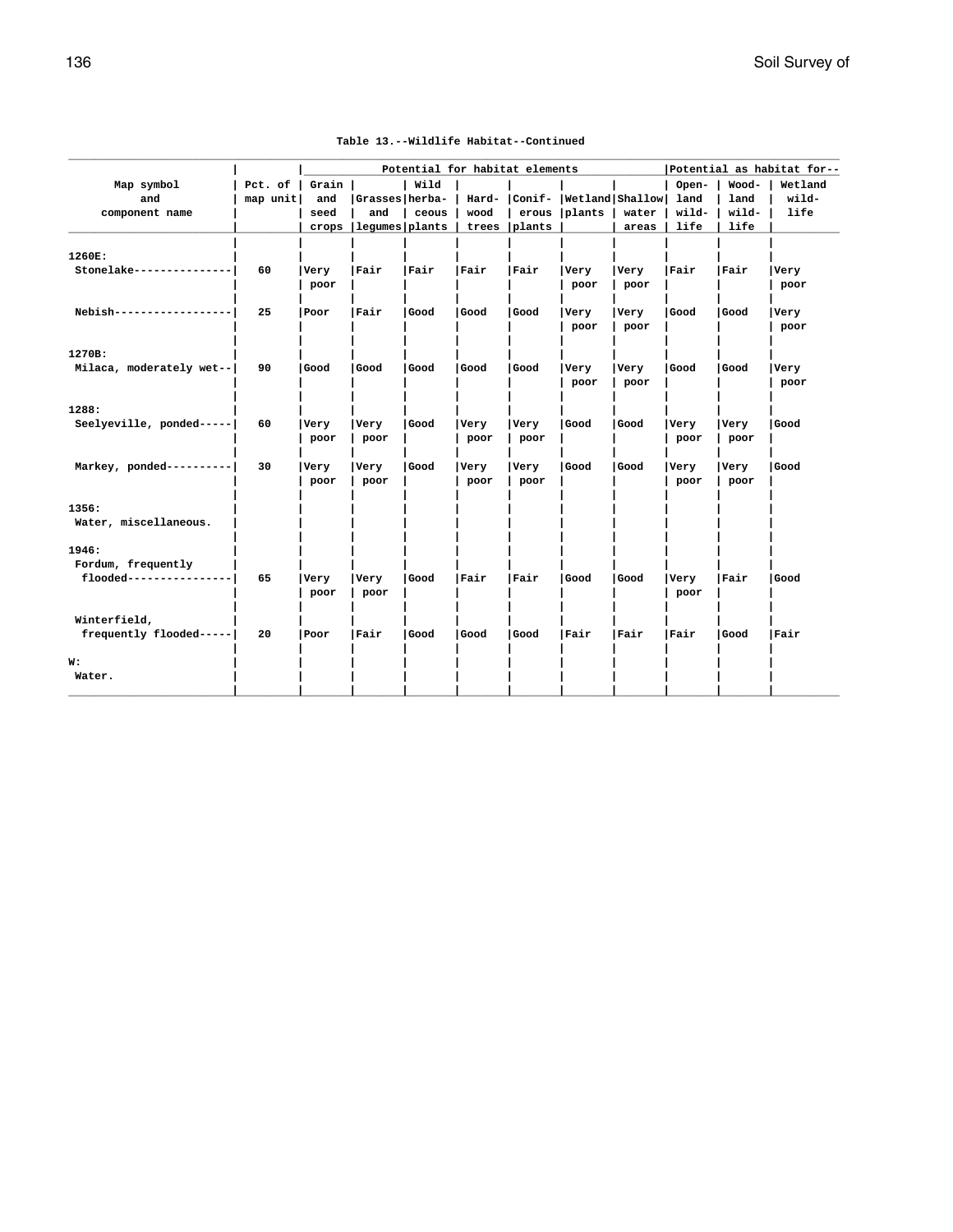Table 13.--Wildlife Habitat--Continued

| Map symbol and component name | Pct. of map unit | Potential for habitat elements | | | | | | | Potential as habitat for-- | | |
|---|---|---|---|---|---|---|---|---|---|---|---|
| | | Grain and seed crops | Grasses and legumes | Wild herba- ceous plants | Hard- wood trees | Conif- erous plants | Wetland plants | Shallow water areas | Open- land wild- life | Wood- land wild- life | Wetland wild- life |
| 1260E: | | | | | | | | | | | |
| Stonelake | 60 | Very poor | Fair | Fair | Fair | Fair | Very poor | Very poor | Fair | Fair | Very poor |
| Nebish | 25 | Poor | Fair | Good | Good | Good | Very poor | Very poor | Good | Good | Very poor |
| 1270B: | | | | | | | | | | | |
| Milaca, moderately wet | 90 | Good | Good | Good | Good | Good | Very poor | Very poor | Good | Good | Very poor |
| 1288: | | | | | | | | | | | |
| Seelyeville, ponded | 60 | Very poor | Very poor | Good | Very poor | Very poor | Good | Good | Very poor | Very poor | Good |
| Markey, ponded | 30 | Very poor | Very poor | Good | Very poor | Very poor | Good | Good | Very poor | Very poor | Good |
| 1356: | | | | | | | | | | | |
| Water, miscellaneous. | | | | | | | | | | | |
| 1946: | | | | | | | | | | | |
| Fordum, frequently flooded | 65 | Very poor | Very poor | Good | Fair | Fair | Good | Good | Very poor | Fair | Good |
| Winterfield, frequently flooded | 20 | Poor | Fair | Good | Good | Good | Fair | Fair | Fair | Good | Fair |
| W: | | | | | | | | | | | |
| Water. | | | | | | | | | | | |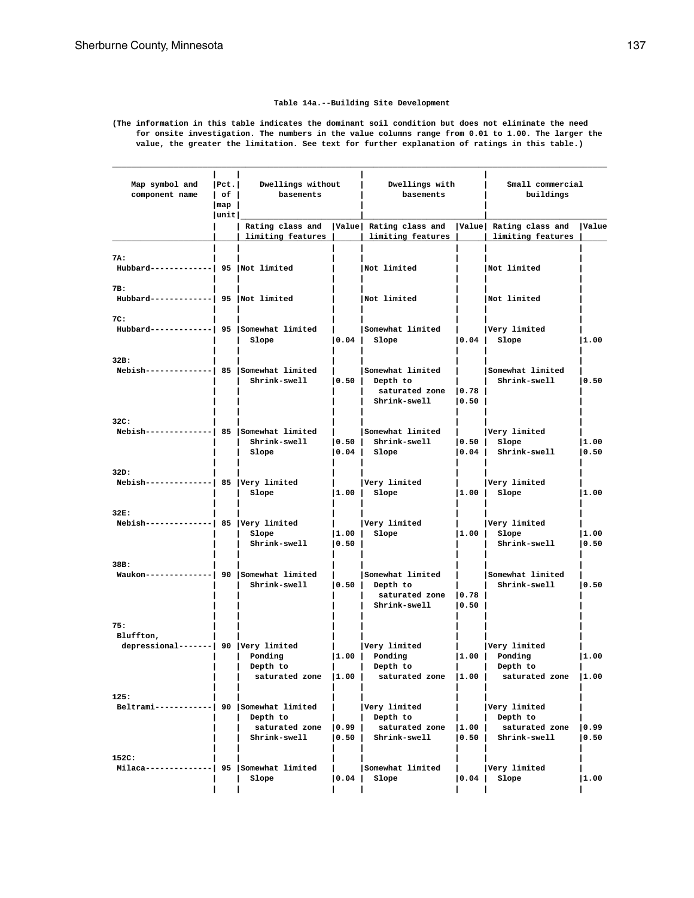Table 14a.--Building Site Development

(The information in this table indicates the dominant soil condition but does not eliminate the need for onsite investigation. The numbers in the value columns range from 0.01 to 1.00. The larger the value, the greater the limitation. See text for further explanation of ratings in this table.)

| Map symbol and component name | Pct. of map unit | Dwellings without basements | | Dwellings with basements | | Small commercial buildings | |
|---|---|---|---|---|---|---|---|
| | | Rating class and limiting features | Value | Rating class and limiting features | Value | Rating class and limiting features | Value |
| 7A: | | | | | | | |
| Hubbard | 95 | Not limited | | Not limited | | Not limited | |
| 7B: | | | | | | | |
| Hubbard | 95 | Not limited | | Not limited | | Not limited | |
| 7C: | | | | | | | |
| Hubbard | 95 | Somewhat limited | | Somewhat limited | | Very limited | |
| | | Slope | 0.04 | Slope | 0.04 | Slope | 1.00 |
| 32B: | | | | | | | |
| Nebish | 85 | Somewhat limited | | Somewhat limited | | Somewhat limited | |
| | | Shrink-swell | 0.50 | Depth to saturated zone | 0.78 | Shrink-swell | 0.50 |
| | | | | Shrink-swell | 0.50 | | |
| 32C: | | | | | | | |
| Nebish | 85 | Somewhat limited | | Somewhat limited | | Very limited | |
| | | Shrink-swell | 0.50 | Shrink-swell | 0.50 | Slope | 1.00 |
| | | Slope | 0.04 | Slope | 0.04 | Shrink-swell | 0.50 |
| 32D: | | | | | | | |
| Nebish | 85 | Very limited | | Very limited | | Very limited | |
| | | Slope | 1.00 | Slope | 1.00 | Slope | 1.00 |
| 32E: | | | | | | | |
| Nebish | 85 | Very limited | | Very limited | | Very limited | |
| | | Slope | 1.00 | Slope | 1.00 | Slope | 1.00 |
| | | Shrink-swell | 0.50 | | | Shrink-swell | 0.50 |
| 38B: | | | | | | | |
| Waukon | 90 | Somewhat limited | | Somewhat limited | | Somewhat limited | |
| | | Shrink-swell | 0.50 | Depth to saturated zone | 0.78 | Shrink-swell | 0.50 |
| | | | | Shrink-swell | 0.50 | | |
| 75: | | | | | | | |
| Bluffton, depressional | 90 | Very limited | | Very limited | | Very limited | |
| | | Ponding | 1.00 | Ponding | 1.00 | Ponding | 1.00 |
| | | Depth to saturated zone | 1.00 | Depth to saturated zone | 1.00 | Depth to saturated zone | 1.00 |
| 125: | | | | | | | |
| Beltrami | 90 | Somewhat limited | | Very limited | | Very limited | |
| | | Depth to saturated zone | 0.99 | Depth to saturated zone | 1.00 | Depth to saturated zone | 0.99 |
| | | Shrink-swell | 0.50 | Shrink-swell | 0.50 | Shrink-swell | 0.50 |
| 152C: | | | | | | | |
| Milaca | 95 | Somewhat limited | | Somewhat limited | | Very limited | |
| | | Slope | 0.04 | Slope | 0.04 | Slope | 1.00 |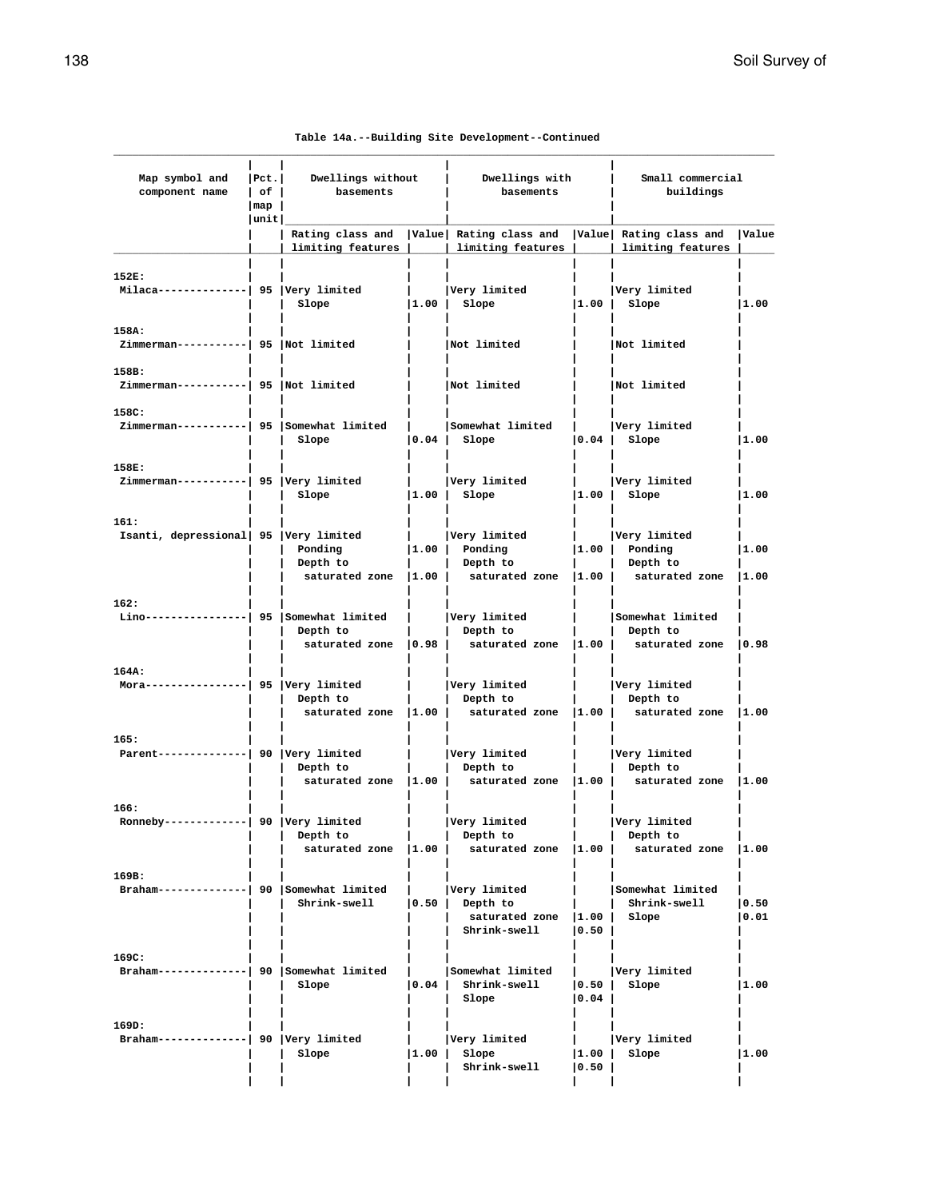Table 14a.--Building Site Development--Continued

| Map symbol and component name | Pct. of map unit | Dwellings without basements | | Dwellings with basements | | Small commercial buildings | |
|---|---|---|---|---|---|---|---|
| | | Rating class and limiting features | Value | Rating class and limiting features | Value | Rating class and limiting features | Value |
| 152E: | | | | | | | |
| Milaca-------------- | 95 | Very limited | | Very limited | | Very limited | |
| | | Slope | 1.00 | Slope | 1.00 | Slope | 1.00 |
| 158A: | | | | | | | |
| Zimmerman----------- | 95 | Not limited | | Not limited | | Not limited | |
| 158B: | | | | | | | |
| Zimmerman----------- | 95 | Not limited | | Not limited | | Not limited | |
| 158C: | | | | | | | |
| Zimmerman----------- | 95 | Somewhat limited | | Somewhat limited | | Very limited | |
| | | Slope | 0.04 | Slope | 0.04 | Slope | 1.00 |
| 158E: | | | | | | | |
| Zimmerman----------- | 95 | Very limited | | Very limited | | Very limited | |
| | | Slope | 1.00 | Slope | 1.00 | Slope | 1.00 |
| 161: | | | | | | | |
| Isanti, depressional | 95 | Very limited | | Very limited | | Very limited | |
| | | Ponding | 1.00 | Ponding | 1.00 | Ponding | 1.00 |
| | | Depth to saturated zone | 1.00 | Depth to saturated zone | 1.00 | Depth to saturated zone | 1.00 |
| 162: | | | | | | | |
| Lino---------------- | 95 | Somewhat limited | | Very limited | | Somewhat limited | |
| | | Depth to saturated zone | 0.98 | Depth to saturated zone | 1.00 | Depth to saturated zone | 0.98 |
| 164A: | | | | | | | |
| Mora---------------- | 95 | Very limited | | Very limited | | Very limited | |
| | | Depth to saturated zone | 1.00 | Depth to saturated zone | 1.00 | Depth to saturated zone | 1.00 |
| 165: | | | | | | | |
| Parent-------------- | 90 | Very limited | | Very limited | | Very limited | |
| | | Depth to saturated zone | 1.00 | Depth to saturated zone | 1.00 | Depth to saturated zone | 1.00 |
| 166: | | | | | | | |
| Ronneby------------- | 90 | Very limited | | Very limited | | Very limited | |
| | | Depth to saturated zone | 1.00 | Depth to saturated zone | 1.00 | Depth to saturated zone | 1.00 |
| 169B: | | | | | | | |
| Braham-------------- | 90 | Somewhat limited | | Very limited | | Somewhat limited | |
| | | Shrink-swell | 0.50 | Depth to saturated zone | 1.00 | Shrink-swell | 0.50 |
| | | | | Shrink-swell | 0.50 | Slope | 0.01 |
| 169C: | | | | | | | |
| Braham-------------- | 90 | Somewhat limited | | Somewhat limited | | Very limited | |
| | | Slope | 0.04 | Shrink-swell | 0.50 | Slope | 1.00 |
| | | | | Slope | 0.04 | | |
| 169D: | | | | | | | |
| Braham-------------- | 90 | Very limited | | Very limited | | Very limited | |
| | | Slope | 1.00 | Slope | 1.00 | Slope | 1.00 |
| | | | | Shrink-swell | 0.50 | | |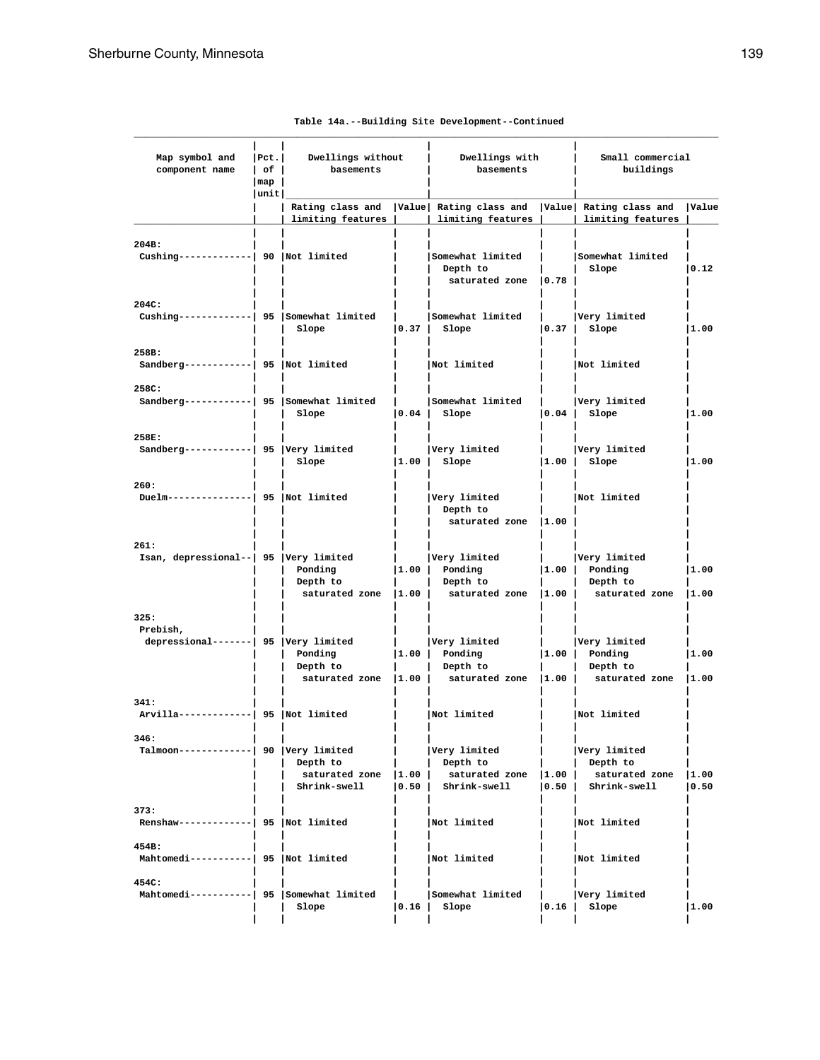Table 14a.--Building Site Development--Continued

| Map symbol and component name | Pct. of map unit | Dwellings without basements | | Dwellings with basements | | Small commercial buildings | |
|---|---|---|---|---|---|---|---|
| | | Rating class and limiting features | Value | Rating class and limiting features | Value | Rating class and limiting features | Value |
| 204B: | | | | | | | |
| Cushing | 90 | Not limited | | Somewhat limited | | Somewhat limited | |
| | | | | Depth to saturated zone | 0.78 | Slope | 0.12 |
| 204C: | | | | | | | |
| Cushing | 95 | Somewhat limited | | Somewhat limited | | Very limited | |
| | | Slope | 0.37 | Slope | 0.37 | Slope | 1.00 |
| 258B: | | | | | | | |
| Sandberg | 95 | Not limited | | Not limited | | Not limited | |
| 258C: | | | | | | | |
| Sandberg | 95 | Somewhat limited | | Somewhat limited | | Very limited | |
| | | Slope | 0.04 | Slope | 0.04 | Slope | 1.00 |
| 258E: | | | | | | | |
| Sandberg | 95 | Very limited | | Very limited | | Very limited | |
| | | Slope | 1.00 | Slope | 1.00 | Slope | 1.00 |
| 260: | | | | | | | |
| Duelm | 95 | Not limited | | Very limited | | Not limited | |
| | | | | Depth to saturated zone | 1.00 | | |
| 261: | | | | | | | |
| Isan, depressional | 95 | Very limited | | Very limited | | Very limited | |
| | | Ponding | 1.00 | Ponding | 1.00 | Ponding | 1.00 |
| | | Depth to saturated zone | 1.00 | Depth to saturated zone | 1.00 | Depth to saturated zone | 1.00 |
| 325: | | | | | | | |
| Prebish, depressional | 95 | Very limited | | Very limited | | Very limited | |
| | | Ponding | 1.00 | Ponding | 1.00 | Ponding | 1.00 |
| | | Depth to saturated zone | 1.00 | Depth to saturated zone | 1.00 | Depth to saturated zone | 1.00 |
| 341: | | | | | | | |
| Arvilla | 95 | Not limited | | Not limited | | Not limited | |
| 346: | | | | | | | |
| Talmoon | 90 | Very limited | | Very limited | | Very limited | |
| | | Depth to saturated zone | 1.00 | Depth to saturated zone | 1.00 | Depth to saturated zone | 1.00 |
| | | Shrink-swell | 0.50 | Shrink-swell | 0.50 | Shrink-swell | 0.50 |
| 373: | | | | | | | |
| Renshaw | 95 | Not limited | | Not limited | | Not limited | |
| 454B: | | | | | | | |
| Mahtomedi | 95 | Not limited | | Not limited | | Not limited | |
| 454C: | | | | | | | |
| Mahtomedi | 95 | Somewhat limited | | Somewhat limited | | Very limited | |
| | | Slope | 0.16 | Slope | 0.16 | Slope | 1.00 |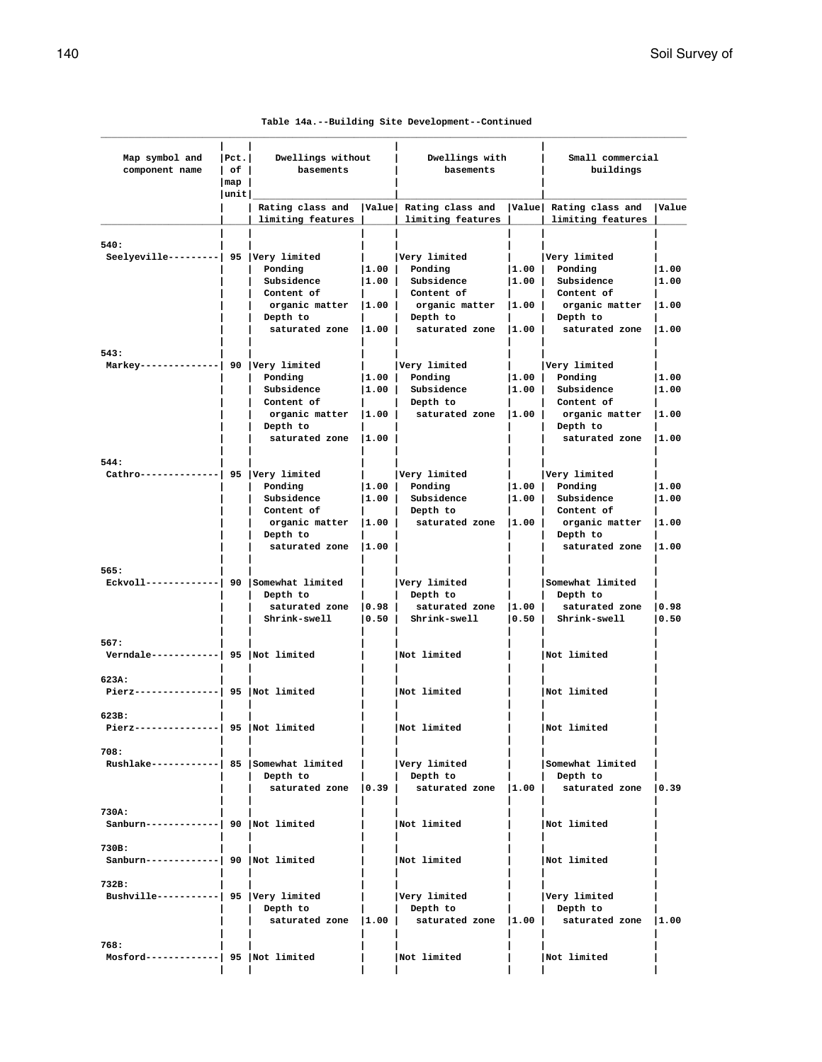Table 14a.--Building Site Development--Continued

| Map symbol and component name | Pct. of map unit | Dwellings without basements | | Dwellings with basements | | Small commercial buildings | |
|---|---|---|---|---|---|---|---|
| | | Rating class and limiting features | Value | Rating class and limiting features | Value | Rating class and limiting features | Value |
| 540: | | | | | | | |
| Seelyeville | 95 | Very limited | | Very limited | | Very limited | |
| | | Ponding | 1.00 | Ponding | 1.00 | Ponding | 1.00 |
| | | Subsidence | 1.00 | Subsidence | 1.00 | Subsidence | 1.00 |
| | | Content of organic matter | 1.00 | Content of organic matter | 1.00 | Content of organic matter | 1.00 |
| | | Depth to saturated zone | 1.00 | Depth to saturated zone | 1.00 | Depth to saturated zone | 1.00 |
| 543: | | | | | | | |
| Markey | 90 | Very limited | | Very limited | | Very limited | |
| | | Ponding | 1.00 | Ponding | 1.00 | Ponding | 1.00 |
| | | Subsidence | 1.00 | Subsidence | 1.00 | Subsidence | 1.00 |
| | | Content of organic matter | 1.00 | Depth to saturated zone | 1.00 | Content of organic matter | 1.00 |
| | | Depth to saturated zone | 1.00 | | | Depth to saturated zone | 1.00 |
| 544: | | | | | | | |
| Cathro | 95 | Very limited | | Very limited | | Very limited | |
| | | Ponding | 1.00 | Ponding | 1.00 | Ponding | 1.00 |
| | | Subsidence | 1.00 | Subsidence | 1.00 | Subsidence | 1.00 |
| | | Content of organic matter | 1.00 | Depth to saturated zone | 1.00 | Content of organic matter | 1.00 |
| | | Depth to saturated zone | 1.00 | | | Depth to saturated zone | 1.00 |
| 565: | | | | | | | |
| Eckvoll | 90 | Somewhat limited | | Very limited | | Somewhat limited | |
| | | Depth to saturated zone | 0.98 | Depth to saturated zone | 1.00 | Depth to saturated zone | 0.98 |
| | | Shrink-swell | 0.50 | Shrink-swell | 0.50 | Shrink-swell | 0.50 |
| 567: | | | | | | | |
| Verndale | 95 | Not limited | | Not limited | | Not limited | |
| 623A: | | | | | | | |
| Pierz | 95 | Not limited | | Not limited | | Not limited | |
| 623B: | | | | | | | |
| Pierz | 95 | Not limited | | Not limited | | Not limited | |
| 708: | | | | | | | |
| Rushlake | 85 | Somewhat limited | | Very limited | | Somewhat limited | |
| | | Depth to saturated zone | 0.39 | Depth to saturated zone | 1.00 | Depth to saturated zone | 0.39 |
| 730A: | | | | | | | |
| Sanburn | 90 | Not limited | | Not limited | | Not limited | |
| 730B: | | | | | | | |
| Sanburn | 90 | Not limited | | Not limited | | Not limited | |
| 732B: | | | | | | | |
| Bushville | 95 | Very limited | | Very limited | | Very limited | |
| | | Depth to saturated zone | 1.00 | Depth to saturated zone | 1.00 | Depth to saturated zone | 1.00 |
| 768: | | | | | | | |
| Mosford | 95 | Not limited | | Not limited | | Not limited | |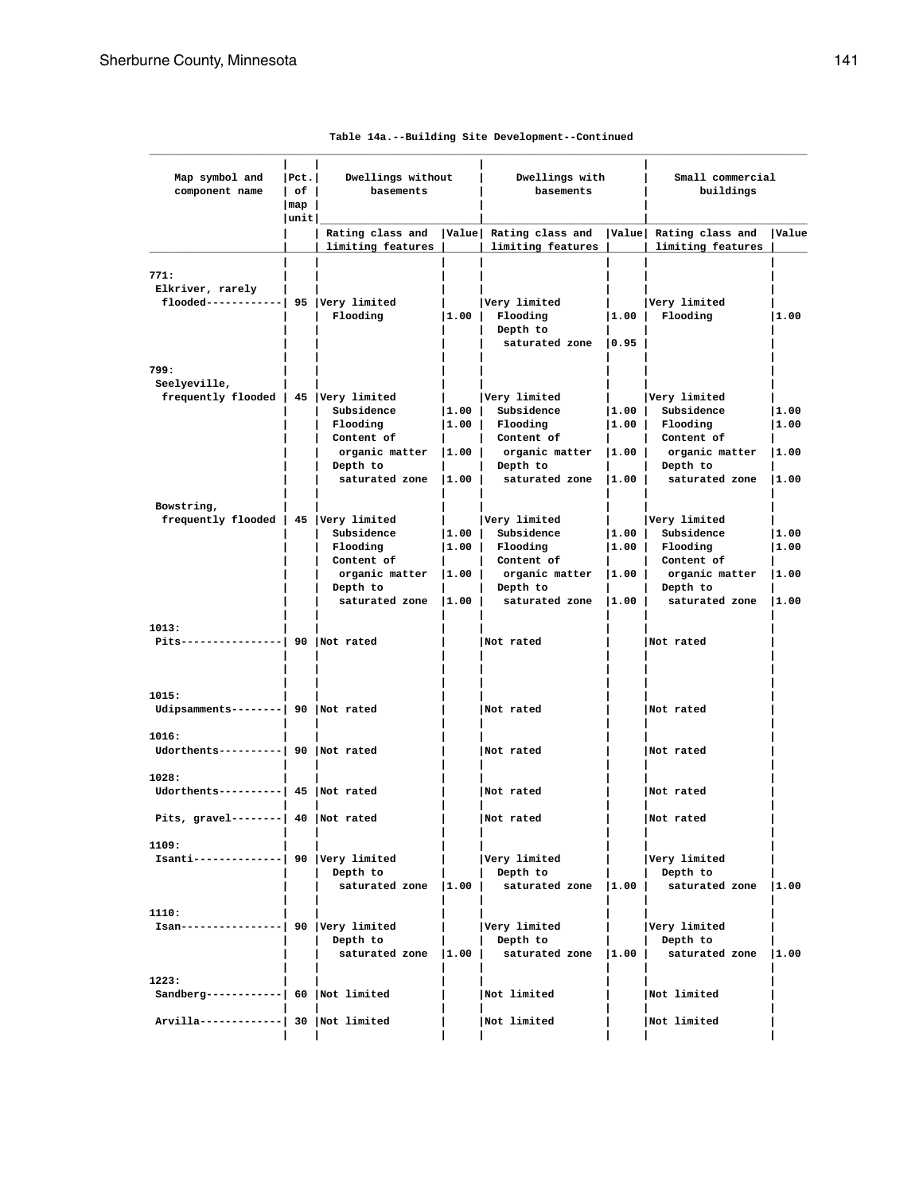Table 14a.--Building Site Development--Continued

| Map symbol and component name | Pct. of map unit | Dwellings without basements | | Dwellings with basements | | Small commercial buildings | |
|---|---|---|---|---|---|---|---|
| | | Rating class and limiting features | Value | Rating class and limiting features | Value | Rating class and limiting features | Value |
| 771: | | | | | | | |
| Elkriver, rarely flooded | 95 | Very limited | | Very limited | | Very limited | |
| | | Flooding | 1.00 | Flooding | 1.00 | Flooding | 1.00 |
| | | | | Depth to saturated zone | 0.95 | | |
| 799: | | | | | | | |
| Seelyeville, frequently flooded | 45 | Very limited | | Very limited | | Very limited | |
| | | Subsidence | 1.00 | Subsidence | 1.00 | Subsidence | 1.00 |
| | | Flooding | 1.00 | Flooding | 1.00 | Flooding | 1.00 |
| | | Content of organic matter | 1.00 | Content of organic matter | 1.00 | Content of organic matter | 1.00 |
| | | Depth to saturated zone | 1.00 | Depth to saturated zone | 1.00 | Depth to saturated zone | 1.00 |
| Bowstring, frequently flooded | 45 | Very limited | | Very limited | | Very limited | |
| | | Subsidence | 1.00 | Subsidence | 1.00 | Subsidence | 1.00 |
| | | Flooding | 1.00 | Flooding | 1.00 | Flooding | 1.00 |
| | | Content of organic matter | 1.00 | Content of organic matter | 1.00 | Content of organic matter | 1.00 |
| | | Depth to saturated zone | 1.00 | Depth to saturated zone | 1.00 | Depth to saturated zone | 1.00 |
| 1013: | | | | | | | |
| Pits | 90 | Not rated | | Not rated | | Not rated | |
| 1015: | | | | | | | |
| Udipsamments | 90 | Not rated | | Not rated | | Not rated | |
| 1016: | | | | | | | |
| Udorthents | 90 | Not rated | | Not rated | | Not rated | |
| 1028: | | | | | | | |
| Udorthents | 45 | Not rated | | Not rated | | Not rated | |
| Pits, gravel | 40 | Not rated | | Not rated | | Not rated | |
| 1109: | | | | | | | |
| Isanti | 90 | Very limited | | Very limited | | Very limited | |
| | | Depth to saturated zone | 1.00 | Depth to saturated zone | 1.00 | Depth to saturated zone | 1.00 |
| 1110: | | | | | | | |
| Isan | 90 | Very limited | | Very limited | | Very limited | |
| | | Depth to saturated zone | 1.00 | Depth to saturated zone | 1.00 | Depth to saturated zone | 1.00 |
| 1223: | | | | | | | |
| Sandberg | 60 | Not limited | | Not limited | | Not limited | |
| Arvilla | 30 | Not limited | | Not limited | | Not limited | |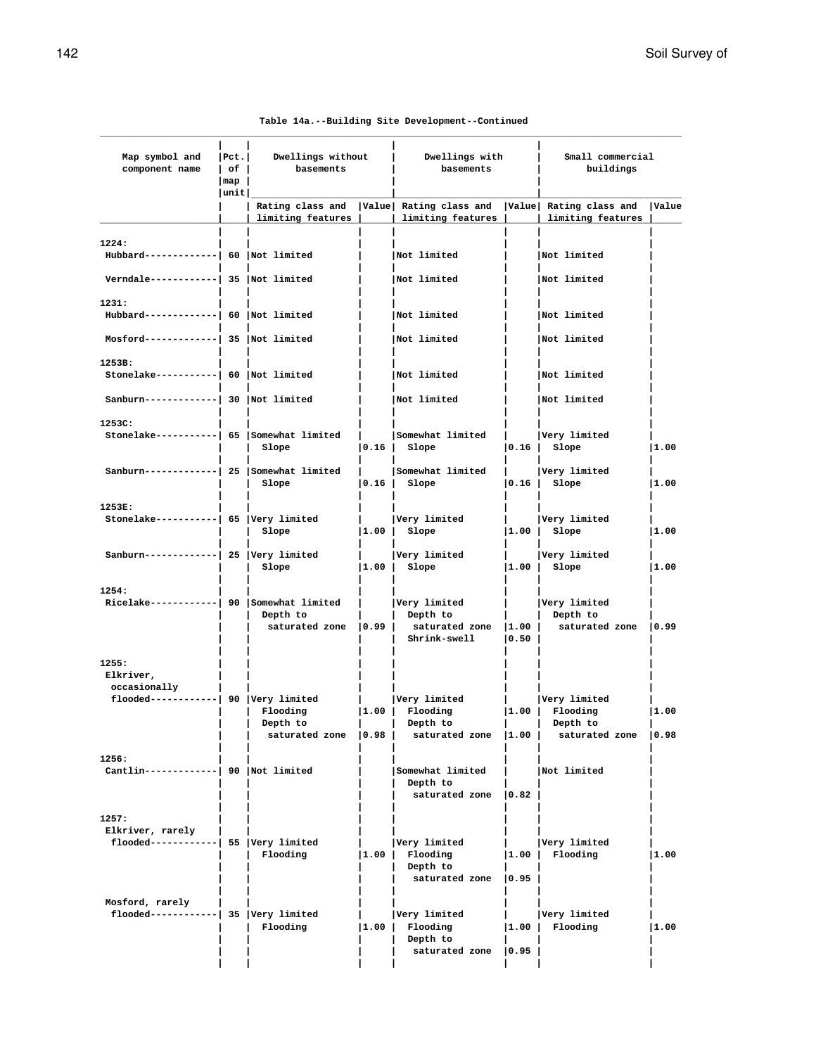Table 14a.--Building Site Development--Continued

| Map symbol and component name | Pct. of map unit | Dwellings without basements | | Dwellings with basements | | Small commercial buildings | |
|---|---|---|---|---|---|---|---|
| | | Rating class and limiting features | Value | Rating class and limiting features | Value | Rating class and limiting features | Value |
| 1224: | | | | | | | |
| Hubbard | 60 | Not limited | | Not limited | | Not limited | |
| Verndale | 35 | Not limited | | Not limited | | Not limited | |
| 1231: | | | | | | | |
| Hubbard | 60 | Not limited | | Not limited | | Not limited | |
| Mosford | 35 | Not limited | | Not limited | | Not limited | |
| 1253B: | | | | | | | |
| Stonelake | 60 | Not limited | | Not limited | | Not limited | |
| Sanburn | 30 | Not limited | | Not limited | | Not limited | |
| 1253C: | | | | | | | |
| Stonelake | 65 | Somewhat limited | | Somewhat limited | | Very limited | |
| | | Slope | 0.16 | Slope | 0.16 | Slope | 1.00 |
| Sanburn | 25 | Somewhat limited | | Somewhat limited | | Very limited | |
| | | Slope | 0.16 | Slope | 0.16 | Slope | 1.00 |
| 1253E: | | | | | | | |
| Stonelake | 65 | Very limited | | Very limited | | Very limited | |
| | | Slope | 1.00 | Slope | 1.00 | Slope | 1.00 |
| Sanburn | 25 | Very limited | | Very limited | | Very limited | |
| | | Slope | 1.00 | Slope | 1.00 | Slope | 1.00 |
| 1254: | | | | | | | |
| Ricelake | 90 | Somewhat limited | | Very limited | | Very limited | |
| | | Depth to saturated zone | 0.99 | Depth to saturated zone | 1.00 | Depth to saturated zone | 0.99 |
| | | | | Shrink-swell | 0.50 | | |
| 1255: | | | | | | | |
| Elkriver, occasionally flooded | 90 | Very limited | | Very limited | | Very limited | |
| | | Flooding | 1.00 | Flooding | 1.00 | Flooding | 1.00 |
| | | Depth to saturated zone | 0.98 | Depth to saturated zone | 1.00 | Depth to saturated zone | 0.98 |
| 1256: | | | | | | | |
| Cantlin | 90 | Not limited | | Somewhat limited | | Not limited | |
| | | | | Depth to saturated zone | 0.82 | | |
| 1257: | | | | | | | |
| Elkriver, rarely flooded | 55 | Very limited | | Very limited | | Very limited | |
| | | Flooding | 1.00 | Flooding | 1.00 | Flooding | 1.00 |
| | | | | Depth to saturated zone | 0.95 | | |
| Mosford, rarely flooded | 35 | Very limited | | Very limited | | Very limited | |
| | | Flooding | 1.00 | Flooding | 1.00 | Flooding | 1.00 |
| | | | | Depth to saturated zone | 0.95 | | |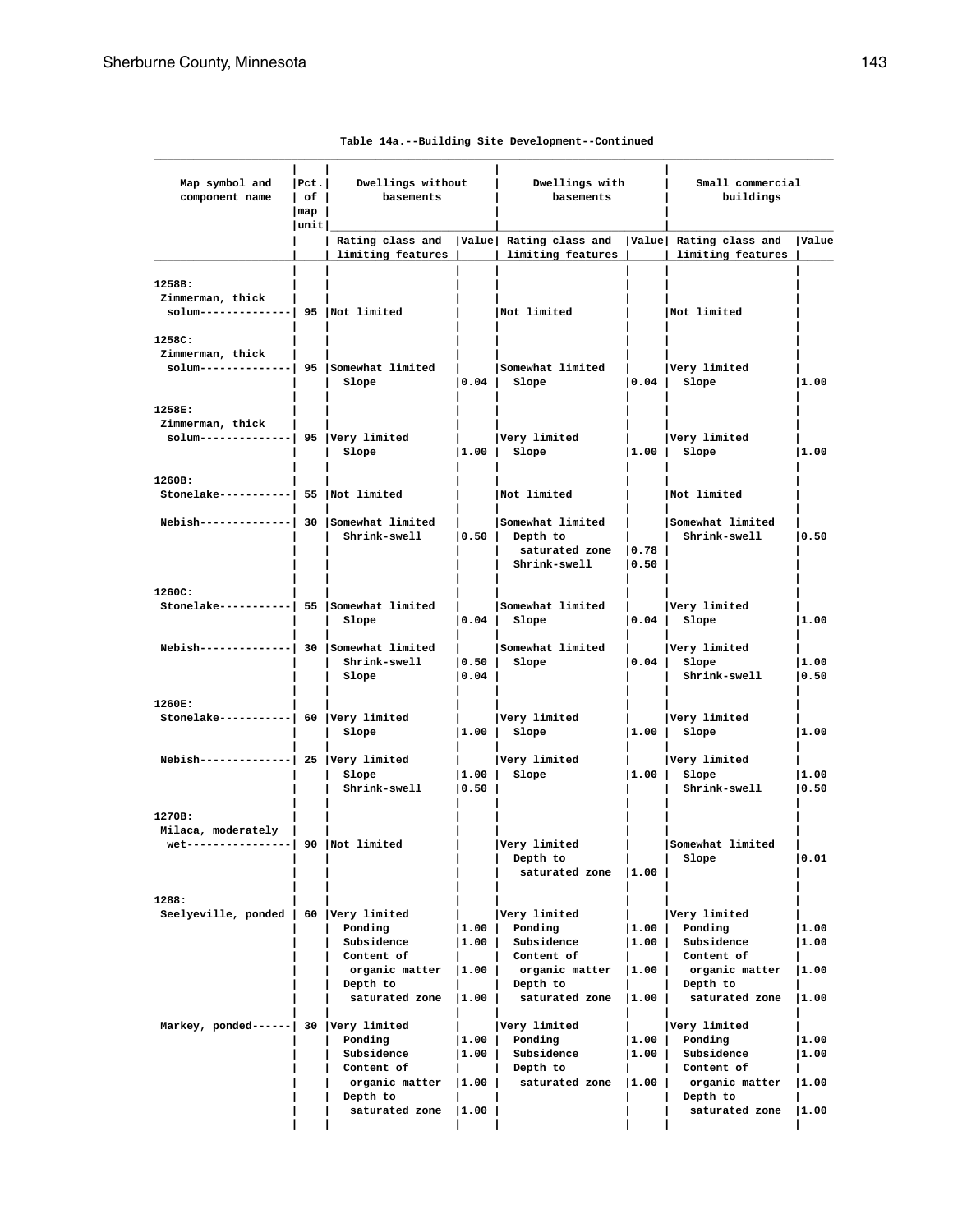Table 14a.--Building Site Development--Continued

| Map symbol and component name | Pct. of map unit | Dwellings without basements |  | Dwellings with basements |  | Small commercial buildings |  |
|---|---|---|---|---|---|---|---|
|  |  | Rating class and limiting features | Value | Rating class and limiting features | Value | Rating class and limiting features | Value |
| 1258B: |  |  |  |  |  |  |  |
| Zimmerman, thick solum | 95 | Not limited |  | Not limited |  | Not limited |  |
| 1258C: |  |  |  |  |  |  |  |
| Zimmerman, thick solum | 95 | Somewhat limited |  | Somewhat limited |  | Very limited |  |
|  |  | Slope | 0.04 | Slope | 0.04 | Slope | 1.00 |
| 1258E: |  |  |  |  |  |  |  |
| Zimmerman, thick solum | 95 | Very limited |  | Very limited |  | Very limited |  |
|  |  | Slope | 1.00 | Slope | 1.00 | Slope | 1.00 |
| 1260B: |  |  |  |  |  |  |  |
| Stonelake | 55 | Not limited |  | Not limited |  | Not limited |  |
| Nebish | 30 | Somewhat limited |  | Somewhat limited |  | Somewhat limited |  |
|  |  | Shrink-swell | 0.50 | Depth to saturated zone | 0.78 | Shrink-swell | 0.50 |
|  |  |  |  | Shrink-swell | 0.50 |  |  |
| 1260C: |  |  |  |  |  |  |  |
| Stonelake | 55 | Somewhat limited |  | Somewhat limited |  | Very limited |  |
|  |  | Slope | 0.04 | Slope | 0.04 | Slope | 1.00 |
| Nebish | 30 | Somewhat limited |  | Somewhat limited |  | Very limited |  |
|  |  | Shrink-swell | 0.50 | Slope | 0.04 | Slope | 1.00 |
|  |  | Slope | 0.04 |  |  | Shrink-swell | 0.50 |
| 1260E: |  |  |  |  |  |  |  |
| Stonelake | 60 | Very limited |  | Very limited |  | Very limited |  |
|  |  | Slope | 1.00 | Slope | 1.00 | Slope | 1.00 |
| Nebish | 25 | Very limited |  | Very limited |  | Very limited |  |
|  |  | Slope | 1.00 | Slope | 1.00 | Slope | 1.00 |
|  |  | Shrink-swell | 0.50 |  |  | Shrink-swell | 0.50 |
| 1270B: |  |  |  |  |  |  |  |
| Milaca, moderately wet | 90 | Not limited |  | Very limited |  | Somewhat limited |  |
|  |  |  |  | Depth to saturated zone | 1.00 | Slope | 0.01 |
| 1288: |  |  |  |  |  |  |  |
| Seelyeville, ponded | 60 | Very limited |  | Very limited |  | Very limited |  |
|  |  | Ponding | 1.00 | Ponding | 1.00 | Ponding | 1.00 |
|  |  | Subsidence | 1.00 | Subsidence | 1.00 | Subsidence | 1.00 |
|  |  | Content of organic matter | 1.00 | Content of organic matter | 1.00 | Content of organic matter | 1.00 |
|  |  | Depth to saturated zone | 1.00 | Depth to saturated zone | 1.00 | Depth to saturated zone | 1.00 |
| Markey, ponded | 30 | Very limited |  | Very limited |  | Very limited |  |
|  |  | Ponding | 1.00 | Ponding | 1.00 | Ponding | 1.00 |
|  |  | Subsidence | 1.00 | Subsidence | 1.00 | Subsidence | 1.00 |
|  |  | Content of organic matter | 1.00 | Depth to saturated zone | 1.00 | Content of organic matter | 1.00 |
|  |  | Depth to saturated zone | 1.00 |  |  | Depth to saturated zone | 1.00 |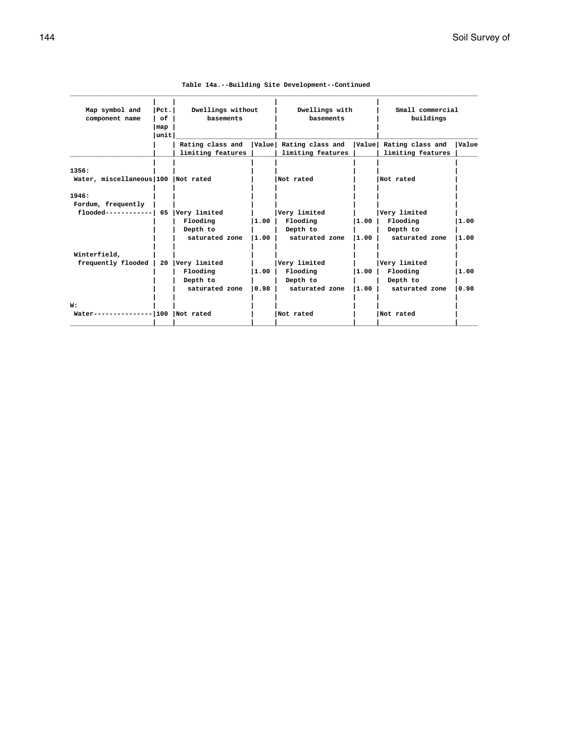Table 14a.--Building Site Development--Continued

| Map symbol and component name | Pct. of map unit | Dwellings without basements | | Dwellings with basements | | Small commercial buildings | |
|---|---|---|---|---|---|---|---|
| | | Rating class and limiting features | Value | Rating class and limiting features | Value | Rating class and limiting features | Value |
| 1356: | | | | | | | |
| Water, miscellaneous | 100 | Not rated | | Not rated | | Not rated | |
| 1946: | | | | | | | |
| Fordum, frequently flooded | 65 | Very limited | | Very limited | | Very limited | |
| | | Flooding | 1.00 | Flooding | 1.00 | Flooding | 1.00 |
| | | Depth to saturated zone | 1.00 | Depth to saturated zone | 1.00 | Depth to saturated zone | 1.00 |
| Winterfield, frequently flooded | 20 | Very limited | | Very limited | | Very limited | |
| | | Flooding | 1.00 | Flooding | 1.00 | Flooding | 1.00 |
| | | Depth to saturated zone | 0.98 | Depth to saturated zone | 1.00 | Depth to saturated zone | 0.98 |
| W: | | | | | | | |
| Water | 100 | Not rated | | Not rated | | Not rated | |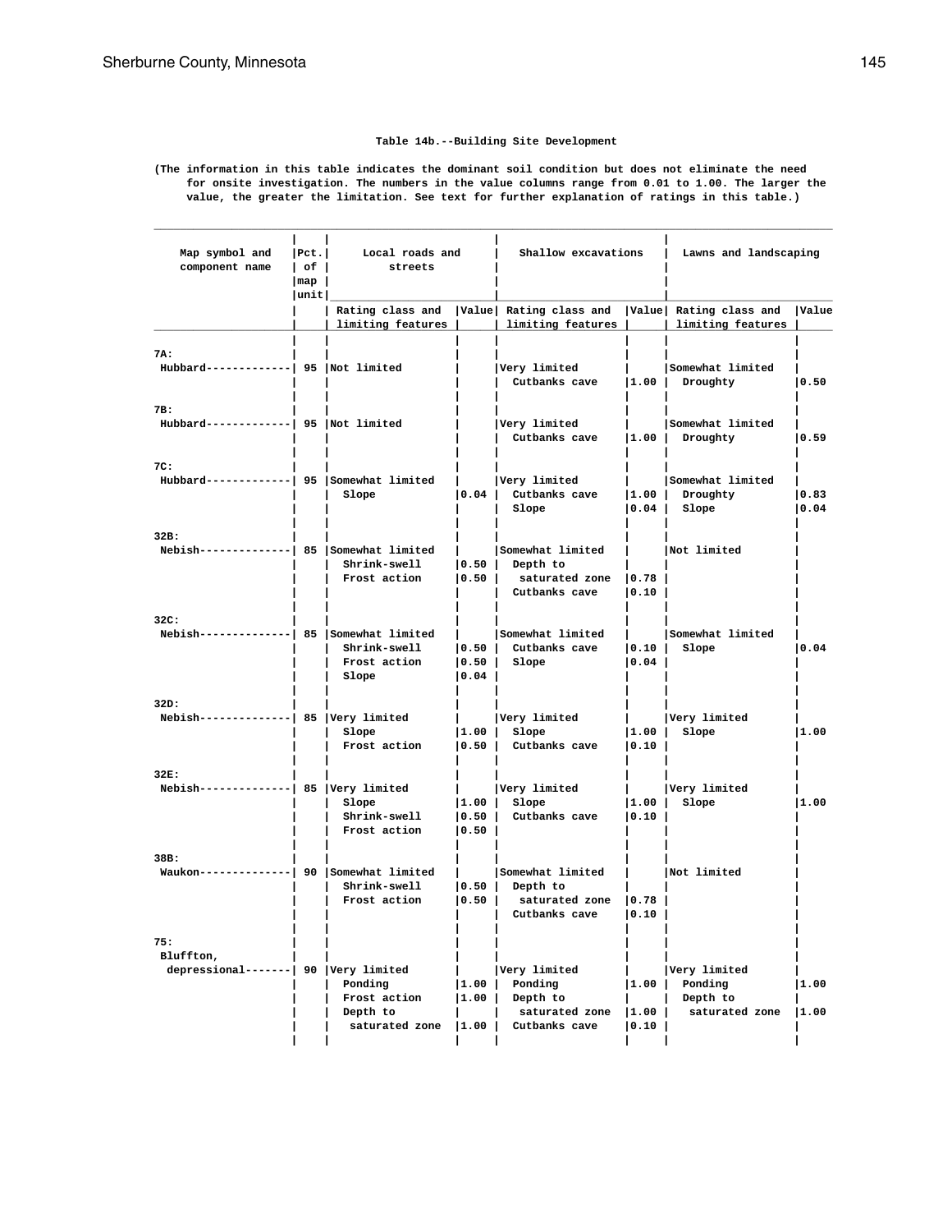Table 14b.--Building Site Development

(The information in this table indicates the dominant soil condition but does not eliminate the need for onsite investigation. The numbers in the value columns range from 0.01 to 1.00. The larger the value, the greater the limitation. See text for further explanation of ratings in this table.)

| Map symbol and component name | Pct. of map unit | Local roads and streets | | Shallow excavations | | Lawns and landscaping | |
|---|---|---|---|---|---|---|---|
| | | Rating class and limiting features | Value | Rating class and limiting features | Value | Rating class and limiting features | Value |
| 7A: | | | | | | | |
| Hubbard | 95 | Not limited | | Very limited | | Somewhat limited | |
| | | | | Cutbanks cave | 1.00 | Droughty | 0.50 |
| 7B: | | | | | | | |
| Hubbard | 95 | Not limited | | Very limited | | Somewhat limited | |
| | | | | Cutbanks cave | 1.00 | Droughty | 0.59 |
| 7C: | | | | | | | |
| Hubbard | 95 | Somewhat limited | | Very limited | | Somewhat limited | |
| | | Slope | 0.04 | Cutbanks cave | 1.00 | Droughty | 0.83 |
| | | | | Slope | 0.04 | Slope | 0.04 |
| 32B: | | | | | | | |
| Nebish | 85 | Somewhat limited | | Somewhat limited | | Not limited | |
| | | Shrink-swell | 0.50 | Depth to saturated zone | 0.78 | | |
| | | Frost action | 0.50 | Cutbanks cave | 0.10 | | |
| 32C: | | | | | | | |
| Nebish | 85 | Somewhat limited | | Somewhat limited | | Somewhat limited | |
| | | Shrink-swell | 0.50 | Cutbanks cave | 0.10 | Slope | 0.04 |
| | | Frost action | 0.50 | Slope | 0.04 | | |
| | | Slope | 0.04 | | | | |
| 32D: | | | | | | | |
| Nebish | 85 | Very limited | | Very limited | | Very limited | |
| | | Slope | 1.00 | Slope | 1.00 | Slope | 1.00 |
| | | Frost action | 0.50 | Cutbanks cave | 0.10 | | |
| 32E: | | | | | | | |
| Nebish | 85 | Very limited | | Very limited | | Very limited | |
| | | Slope | 1.00 | Slope | 1.00 | Slope | 1.00 |
| | | Shrink-swell | 0.50 | Cutbanks cave | 0.10 | | |
| | | Frost action | 0.50 | | | | |
| 38B: | | | | | | | |
| Waukon | 90 | Somewhat limited | | Somewhat limited | | Not limited | |
| | | Shrink-swell | 0.50 | Depth to saturated zone | 0.78 | | |
| | | Frost action | 0.50 | Cutbanks cave | 0.10 | | |
| 75: | | | | | | | |
| Bluffton, depressional | 90 | Very limited | | Very limited | | Very limited | |
| | | Ponding | 1.00 | Ponding | 1.00 | Ponding | 1.00 |
| | | Frost action | 1.00 | Depth to saturated zone | 1.00 | Depth to saturated zone | 1.00 |
| | | Depth to saturated zone | 1.00 | Cutbanks cave | 0.10 | | |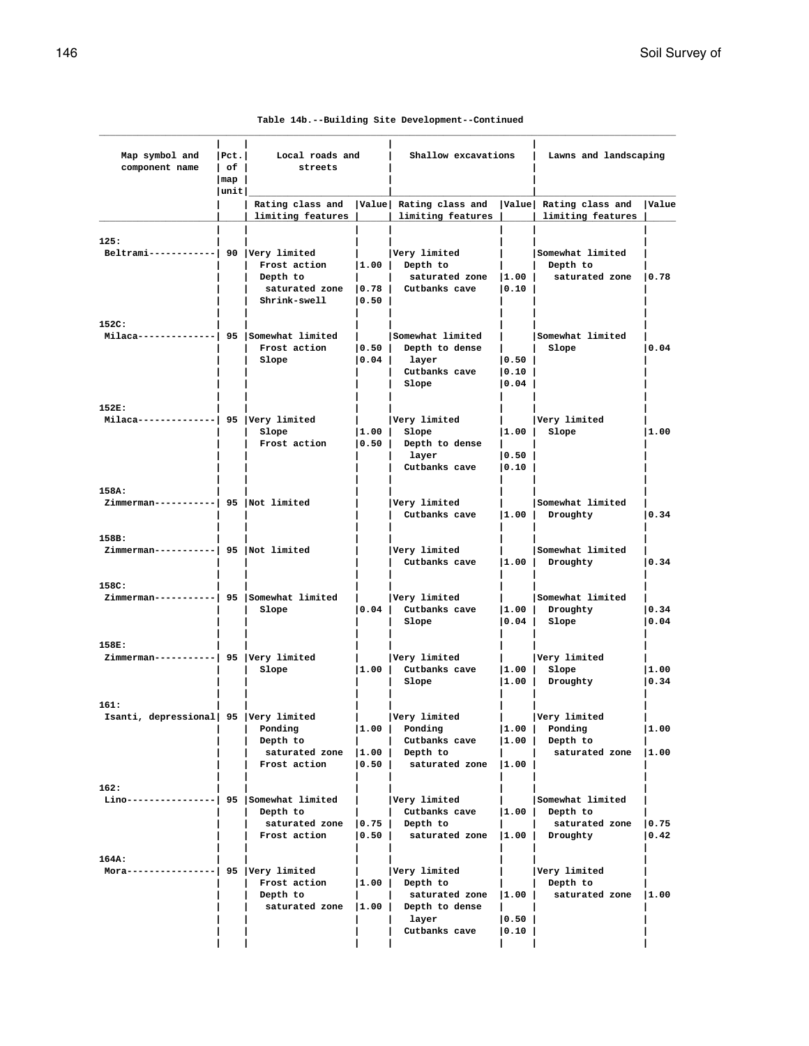Table 14b.--Building Site Development--Continued

| Map symbol and component name | Pct. of map unit | Local roads and streets | | Shallow excavations | | Lawns and landscaping | |
|---|---|---|---|---|---|---|---|
| | | Rating class and limiting features | Value | Rating class and limiting features | Value | Rating class and limiting features | Value |
| 125: | | | | | | | |
| Beltrami | 90 | Very limited | | Very limited | | Somewhat limited | |
| | | Frost action | 1.00 | Depth to saturated zone | 1.00 | Depth to saturated zone | 0.78 |
| | | Depth to saturated zone | 0.78 | Cutbanks cave | 0.10 | | |
| | | Shrink-swell | 0.50 | | | | |
| 152C: | | | | | | | |
| Milaca | 95 | Somewhat limited | | Somewhat limited | | Somewhat limited | |
| | | Frost action | 0.50 | Depth to dense layer | 0.50 | Slope | 0.04 |
| | | Slope | 0.04 | Cutbanks cave | 0.10 | | |
| | | | | Slope | 0.04 | | |
| 152E: | | | | | | | |
| Milaca | 95 | Very limited | | Very limited | | Very limited | |
| | | Slope | 1.00 | Slope | 1.00 | Slope | 1.00 |
| | | Frost action | 0.50 | Depth to dense layer | 0.50 | | |
| | | | | Cutbanks cave | 0.10 | | |
| 158A: | | | | | | | |
| Zimmerman | 95 | Not limited | | Very limited | | Somewhat limited | |
| | | | | Cutbanks cave | 1.00 | Droughty | 0.34 |
| 158B: | | | | | | | |
| Zimmerman | 95 | Not limited | | Very limited | | Somewhat limited | |
| | | | | Cutbanks cave | 1.00 | Droughty | 0.34 |
| 158C: | | | | | | | |
| Zimmerman | 95 | Somewhat limited | | Very limited | | Somewhat limited | |
| | | Slope | 0.04 | Cutbanks cave | 1.00 | Droughty | 0.34 |
| | | | | Slope | 0.04 | Slope | 0.04 |
| 158E: | | | | | | | |
| Zimmerman | 95 | Very limited | | Very limited | | Very limited | |
| | | Slope | 1.00 | Cutbanks cave | 1.00 | Slope | 1.00 |
| | | | | Slope | 1.00 | Droughty | 0.34 |
| 161: | | | | | | | |
| Isanti, depressional | 95 | Very limited | | Very limited | | Very limited | |
| | | Ponding | 1.00 | Ponding | 1.00 | Ponding | 1.00 |
| | | Depth to saturated zone | 1.00 | Cutbanks cave | 1.00 | Depth to saturated zone | 1.00 |
| | | Frost action | 0.50 | Depth to saturated zone | 1.00 | | |
| 162: | | | | | | | |
| Lino | 95 | Somewhat limited | | Very limited | | Somewhat limited | |
| | | Depth to saturated zone | 0.75 | Cutbanks cave | 1.00 | Depth to saturated zone | 0.75 |
| | | Frost action | 0.50 | Depth to saturated zone | 1.00 | Droughty | 0.42 |
| 164A: | | | | | | | |
| Mora | 95 | Very limited | | Very limited | | Very limited | |
| | | Frost action | 1.00 | Depth to saturated zone | 1.00 | Depth to saturated zone | 1.00 |
| | | Depth to saturated zone | 1.00 | Depth to dense layer | 0.50 | | |
| | | | | Cutbanks cave | 0.10 | | |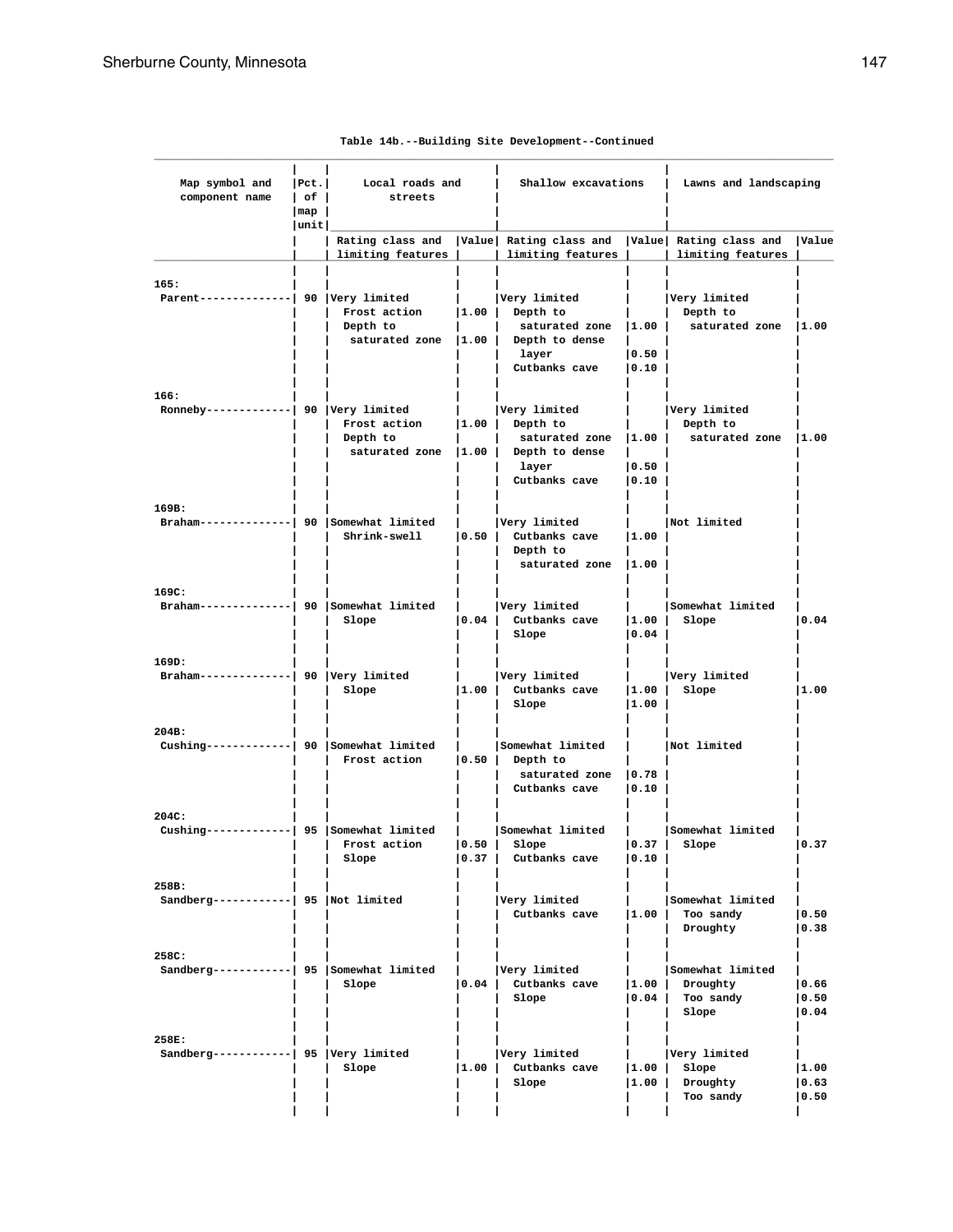Table 14b.--Building Site Development--Continued

| Map symbol and component name | Pct. of map unit | Local roads and streets | | Shallow excavations | | Lawns and landscaping | |
|---|---|---|---|---|---|---|---|
| | | Rating class and limiting features | Value | Rating class and limiting features | Value | Rating class and limiting features | Value |
| 165: | | | | | | | |
| Parent | 90 | Very limited | | Very limited | | Very limited | |
| | | Frost action | 1.00 | Depth to saturated zone | 1.00 | Depth to saturated zone | 1.00 |
| | | Depth to saturated zone | 1.00 | Depth to dense layer | 0.50 | | |
| | | | | Cutbanks cave | 0.10 | | |
| 166: | | | | | | | |
| Ronneby | 90 | Very limited | | Very limited | | Very limited | |
| | | Frost action | 1.00 | Depth to saturated zone | 1.00 | Depth to saturated zone | 1.00 |
| | | Depth to saturated zone | 1.00 | Depth to dense layer | 0.50 | | |
| | | | | Cutbanks cave | 0.10 | | |
| 169B: | | | | | | | |
| Braham | 90 | Somewhat limited | | Very limited | | Not limited | |
| | | Shrink-swell | 0.50 | Cutbanks cave | 1.00 | | |
| | | | | Depth to saturated zone | 1.00 | | |
| 169C: | | | | | | | |
| Braham | 90 | Somewhat limited | | Very limited | | Somewhat limited | |
| | | Slope | 0.04 | Cutbanks cave | 1.00 | Slope | 0.04 |
| | | | | Slope | 0.04 | | |
| 169D: | | | | | | | |
| Braham | 90 | Very limited | | Very limited | | Very limited | |
| | | Slope | 1.00 | Cutbanks cave | 1.00 | Slope | 1.00 |
| | | | | Slope | 1.00 | | |
| 204B: | | | | | | | |
| Cushing | 90 | Somewhat limited | | Somewhat limited | | Not limited | |
| | | Frost action | 0.50 | Depth to saturated zone | 0.78 | | |
| | | | | Cutbanks cave | 0.10 | | |
| 204C: | | | | | | | |
| Cushing | 95 | Somewhat limited | | Somewhat limited | | Somewhat limited | |
| | | Frost action | 0.50 | Slope | 0.37 | Slope | 0.37 |
| | | Slope | 0.37 | Cutbanks cave | 0.10 | | |
| 258B: | | | | | | | |
| Sandberg | 95 | Not limited | | Very limited | | Somewhat limited | |
| | | | | Cutbanks cave | 1.00 | Too sandy | 0.50 |
| | | | | | | Droughty | 0.38 |
| 258C: | | | | | | | |
| Sandberg | 95 | Somewhat limited | | Very limited | | Somewhat limited | |
| | | Slope | 0.04 | Cutbanks cave | 1.00 | Droughty | 0.66 |
| | | | | Slope | 0.04 | Too sandy | 0.50 |
| | | | | | | Slope | 0.04 |
| 258E: | | | | | | | |
| Sandberg | 95 | Very limited | | Very limited | | Very limited | |
| | | Slope | 1.00 | Cutbanks cave | 1.00 | Slope | 1.00 |
| | | | | Slope | 1.00 | Droughty | 0.63 |
| | | | | | | Too sandy | 0.50 |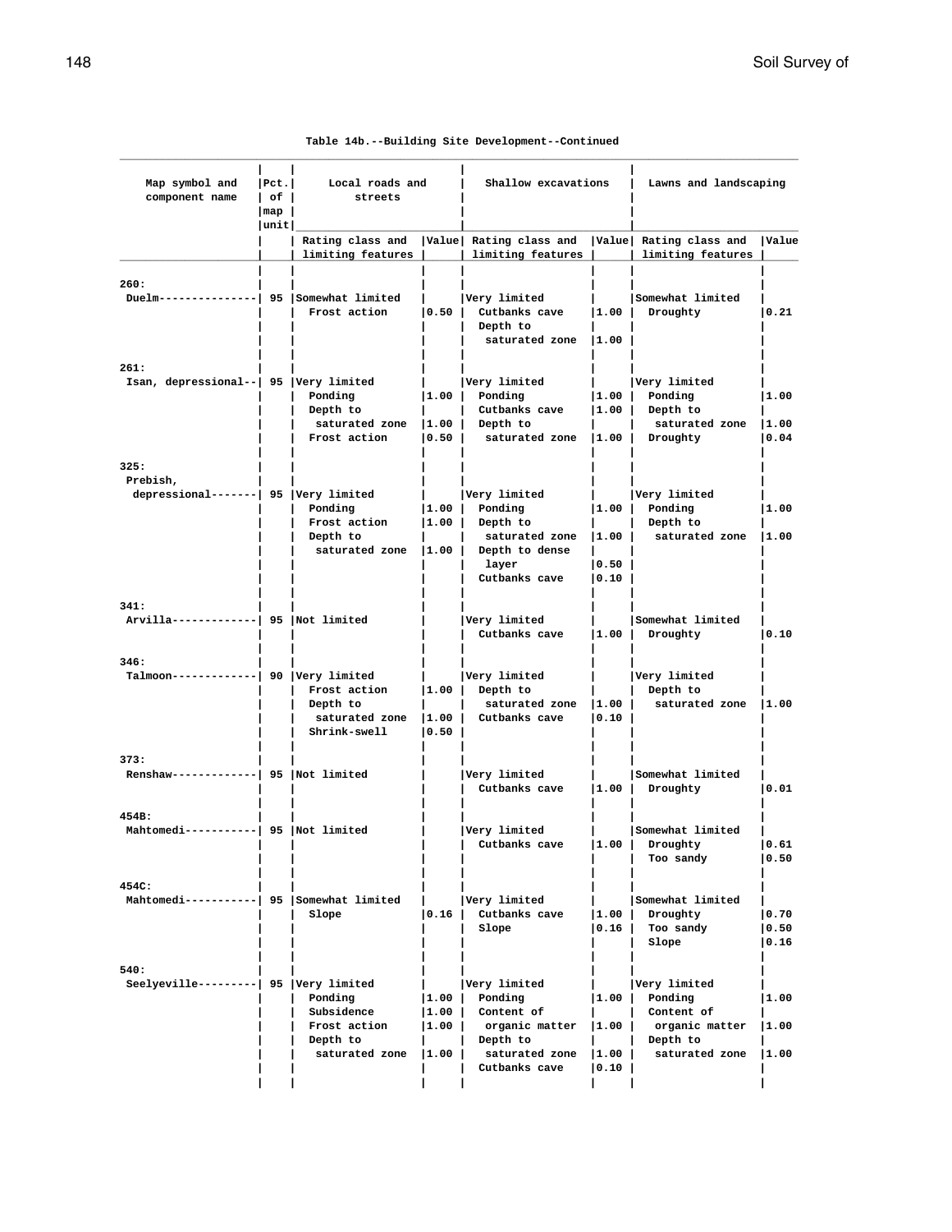Table 14b.--Building Site Development--Continued

| Map symbol and component name | Pct. of map unit | Local roads and streets | | Shallow excavations | | Lawns and landscaping | |
|---|---|---|---|---|---|---|---|
| | | Rating class and limiting features | Value | Rating class and limiting features | Value | Rating class and limiting features | Value |
| 260: | | | | | | | |
| Duelm | 95 | Somewhat limited | | Very limited | | Somewhat limited | |
| | | Frost action | 0.50 | Cutbanks cave | 1.00 | Droughty | 0.21 |
| | | | | Depth to saturated zone | 1.00 | | |
| 261: | | | | | | | |
| Isan, depressional | 95 | Very limited | | Very limited | | Very limited | |
| | | Ponding | 1.00 | Ponding | 1.00 | Ponding | 1.00 |
| | | Depth to saturated zone | 1.00 | Cutbanks cave | 1.00 | Depth to saturated zone | 1.00 |
| | | Frost action | 0.50 | Depth to saturated zone | 1.00 | Droughty | 0.04 |
| 325: | | | | | | | |
| Prebish, depressional | 95 | Very limited | | Very limited | | Very limited | |
| | | Ponding | 1.00 | Ponding | 1.00 | Ponding | 1.00 |
| | | Frost action | 1.00 | Depth to saturated zone | 1.00 | Depth to saturated zone | 1.00 |
| | | Depth to saturated zone | 1.00 | Depth to dense layer | 0.50 | | |
| | | | | Cutbanks cave | 0.10 | | |
| 341: | | | | | | | |
| Arvilla | 95 | Not limited | | Very limited | | Somewhat limited | |
| | | | | Cutbanks cave | 1.00 | Droughty | 0.10 |
| 346: | | | | | | | |
| Talmoon | 90 | Very limited | | Very limited | | Very limited | |
| | | Frost action | 1.00 | Depth to saturated zone | 1.00 | Depth to saturated zone | 1.00 |
| | | Depth to saturated zone | 1.00 | Cutbanks cave | 0.10 | | |
| | | Shrink-swell | 0.50 | | | | |
| 373: | | | | | | | |
| Renshaw | 95 | Not limited | | Very limited | | Somewhat limited | |
| | | | | Cutbanks cave | 1.00 | Droughty | 0.01 |
| 454B: | | | | | | | |
| Mahtomedi | 95 | Not limited | | Very limited | | Somewhat limited | |
| | | | | Cutbanks cave | 1.00 | Droughty | 0.61 |
| | | | | | | Too sandy | 0.50 |
| 454C: | | | | | | | |
| Mahtomedi | 95 | Somewhat limited | | Very limited | | Somewhat limited | |
| | | Slope | 0.16 | Cutbanks cave | 1.00 | Droughty | 0.70 |
| | | | | Slope | 0.16 | Too sandy | 0.50 |
| | | | | | | Slope | 0.16 |
| 540: | | | | | | | |
| Seelyeville | 95 | Very limited | | Very limited | | Very limited | |
| | | Ponding | 1.00 | Ponding | 1.00 | Ponding | 1.00 |
| | | Subsidence | 1.00 | Content of organic matter | 1.00 | Content of organic matter | 1.00 |
| | | Frost action | 1.00 | Depth to saturated zone | 1.00 | Depth to saturated zone | 1.00 |
| | | Depth to saturated zone | 1.00 | Cutbanks cave | 0.10 | | |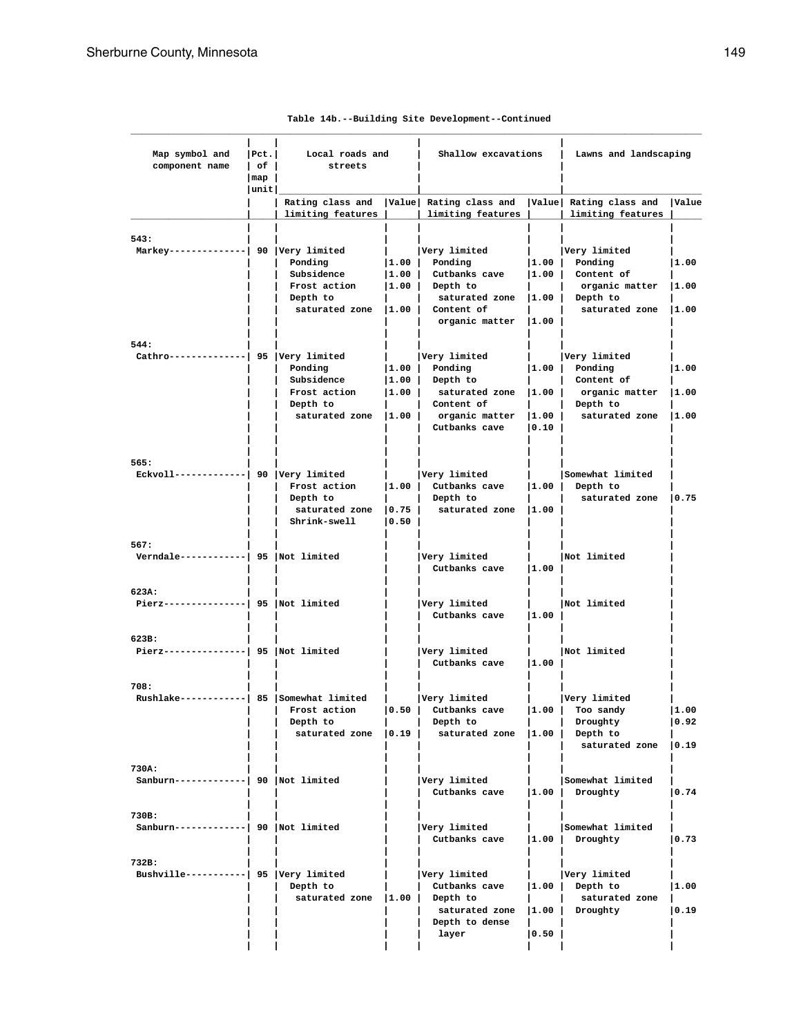Table 14b.--Building Site Development--Continued

| Map symbol and component name | Pct. of map unit | Local roads and streets | | Shallow excavations | | Lawns and landscaping | |
|---|---|---|---|---|---|---|---|
| | | Rating class and limiting features | Value | Rating class and limiting features | Value | Rating class and limiting features | Value |
| 543: | | | | | | | |
| Markey | 90 | Very limited | | Very limited | | Very limited | |
| | | Ponding | 1.00 | Ponding | 1.00 | Ponding | 1.00 |
| | | Subsidence | 1.00 | Cutbanks cave | 1.00 | Content of organic matter | 1.00 |
| | | Frost action | 1.00 | Depth to saturated zone | 1.00 | Depth to saturated zone | 1.00 |
| | | Depth to saturated zone | 1.00 | Content of organic matter | 1.00 | | |
| 544: | | | | | | | |
| Cathro | 95 | Very limited | | Very limited | | Very limited | |
| | | Ponding | 1.00 | Ponding | 1.00 | Ponding | 1.00 |
| | | Subsidence | 1.00 | Depth to saturated zone | 1.00 | Content of organic matter | 1.00 |
| | | Frost action | 1.00 | Content of organic matter | 1.00 | Depth to saturated zone | 1.00 |
| | | Depth to saturated zone | 1.00 | Cutbanks cave | 0.10 | | |
| 565: | | | | | | | |
| Eckvoll | 90 | Very limited | | Very limited | | Somewhat limited | |
| | | Frost action | 1.00 | Cutbanks cave | 1.00 | Depth to saturated zone | 0.75 |
| | | Depth to saturated zone | 0.75 | Depth to saturated zone | 1.00 | | |
| | | Shrink-swell | 0.50 | | | | |
| 567: | | | | | | | |
| Verndale | 95 | Not limited | | Very limited | | Not limited | |
| | | | | Cutbanks cave | 1.00 | | |
| 623A: | | | | | | | |
| Pierz | 95 | Not limited | | Very limited | | Not limited | |
| | | | | Cutbanks cave | 1.00 | | |
| 623B: | | | | | | | |
| Pierz | 95 | Not limited | | Very limited | | Not limited | |
| | | | | Cutbanks cave | 1.00 | | |
| 708: | | | | | | | |
| Rushlake | 85 | Somewhat limited | | Very limited | | Very limited | |
| | | Frost action | 0.50 | Cutbanks cave | 1.00 | Too sandy | 1.00 |
| | | Depth to saturated zone | 0.19 | Depth to saturated zone | 1.00 | Droughty | 0.92 |
| | | | | | | Depth to saturated zone | 0.19 |
| 730A: | | | | | | | |
| Sanburn | 90 | Not limited | | Very limited | | Somewhat limited | |
| | | | | Cutbanks cave | 1.00 | Droughty | 0.74 |
| 730B: | | | | | | | |
| Sanburn | 90 | Not limited | | Very limited | | Somewhat limited | |
| | | | | Cutbanks cave | 1.00 | Droughty | 0.73 |
| 732B: | | | | | | | |
| Bushville | 95 | Very limited | | Very limited | | Very limited | |
| | | Depth to saturated zone | 1.00 | Cutbanks cave | 1.00 | Depth to saturated zone | 1.00 |
| | | | | Depth to saturated zone | 1.00 | Droughty | 0.19 |
| | | | | Depth to dense layer | 0.50 | | |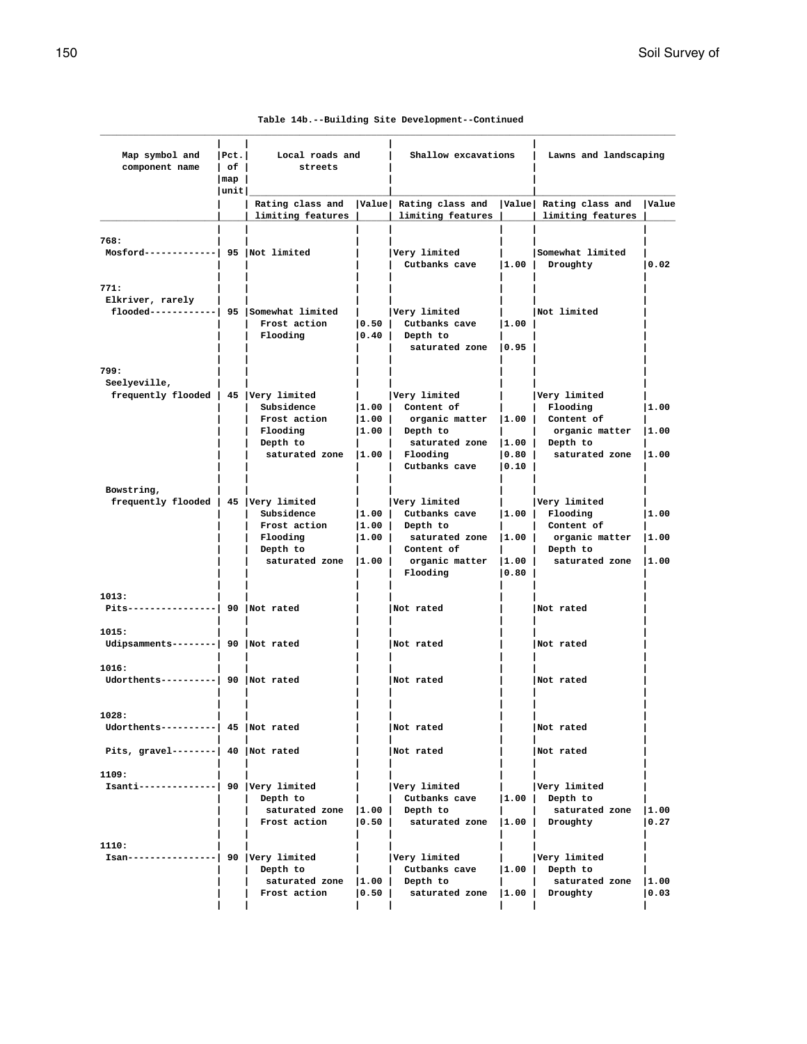Table 14b.--Building Site Development--Continued

| Map symbol and component name | Pct. of map unit | Local roads and streets | | Shallow excavations | | Lawns and landscaping | |
|---|---|---|---|---|---|---|---|
| | | Rating class and limiting features | Value | Rating class and limiting features | Value | Rating class and limiting features | Value |
| 768: | | | | | | | |
| Mosford | 95 | Not limited | | Very limited | | Somewhat limited | |
| | | | | Cutbanks cave | 1.00 | Droughty | 0.02 |
| 771: | | | | | | | |
| Elkriver, rarely flooded | 95 | Somewhat limited | | Very limited | | Not limited | |
| | | Frost action | 0.50 | Cutbanks cave | 1.00 | | |
| | | Flooding | 0.40 | Depth to saturated zone | 0.95 | | |
| 799: | | | | | | | |
| Seelyeville, frequently flooded | 45 | Very limited | | Very limited | | Very limited | |
| | | Subsidence | 1.00 | Content of organic matter | 1.00 | Flooding | 1.00 |
| | | Frost action | 1.00 | Depth to saturated zone | 1.00 | Content of organic matter | 1.00 |
| | | Flooding | 1.00 | Flooding | 0.80 | Depth to saturated zone | 1.00 |
| | | Depth to saturated zone | 1.00 | Cutbanks cave | 0.10 | | |
| Bowstring, frequently flooded | 45 | Very limited | | Very limited | | Very limited | |
| | | Subsidence | 1.00 | Cutbanks cave | 1.00 | Flooding | 1.00 |
| | | Frost action | 1.00 | Depth to saturated zone | 1.00 | Content of organic matter | 1.00 |
| | | Flooding | 1.00 | Content of organic matter | 1.00 | Depth to saturated zone | 1.00 |
| | | Depth to saturated zone | 1.00 | Flooding | 0.80 | | |
| 1013: | | | | | | | |
| Pits | 90 | Not rated | | Not rated | | Not rated | |
| 1015: | | | | | | | |
| Udipsamments | 90 | Not rated | | Not rated | | Not rated | |
| 1016: | | | | | | | |
| Udorthents | 90 | Not rated | | Not rated | | Not rated | |
| 1028: | | | | | | | |
| Udorthents | 45 | Not rated | | Not rated | | Not rated | |
| Pits, gravel | 40 | Not rated | | Not rated | | Not rated | |
| 1109: | | | | | | | |
| Isanti | 90 | Very limited | | Very limited | | Very limited | |
| | | Depth to saturated zone | 1.00 | Cutbanks cave | 1.00 | Depth to saturated zone | 1.00 |
| | | Frost action | 0.50 | Depth to saturated zone | 1.00 | Droughty | 0.27 |
| 1110: | | | | | | | |
| Isan | 90 | Very limited | | Very limited | | Very limited | |
| | | Depth to saturated zone | 1.00 | Cutbanks cave | 1.00 | Depth to saturated zone | 1.00 |
| | | Frost action | 0.50 | Depth to saturated zone | 1.00 | Droughty | 0.03 |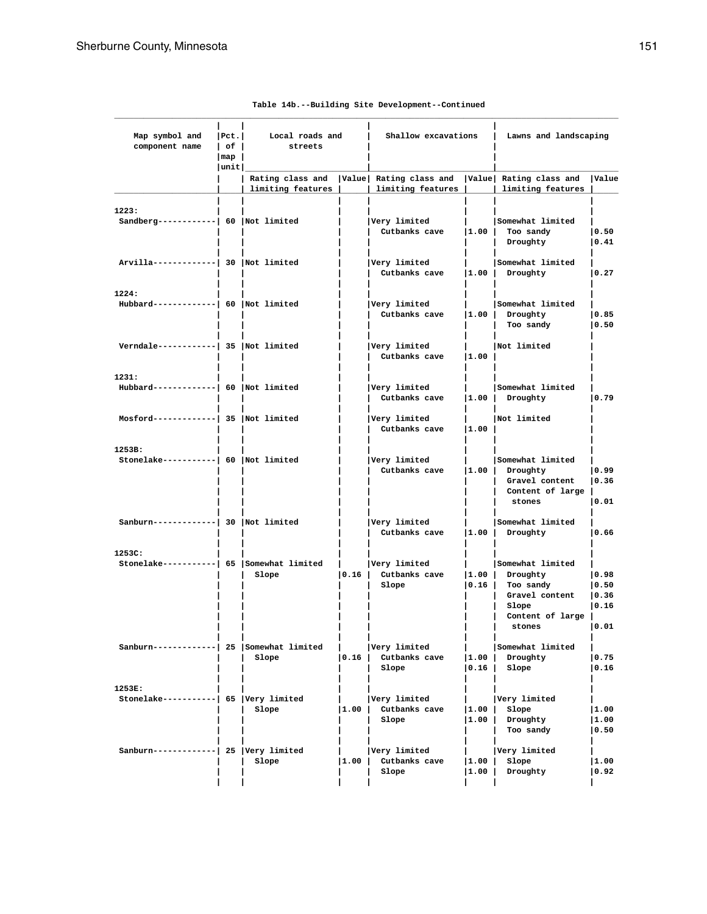Table 14b.--Building Site Development--Continued

| Map symbol and component name | Pct. of map unit | Local roads and streets | | Shallow excavations | | Lawns and landscaping | |
|---|---|---|---|---|---|---|---|
| | | Rating class and limiting features | Value | Rating class and limiting features | Value | Rating class and limiting features | Value |
| 1223: | | | | | | | |
| Sandberg------------ | 60 | Not limited | | Very limited | | Somewhat limited | |
| | | | | Cutbanks cave | 1.00 | Too sandy | 0.50 |
| | | | | | | Droughty | 0.41 |
| Arvilla------------- | 30 | Not limited | | Very limited | | Somewhat limited | |
| | | | | Cutbanks cave | 1.00 | Droughty | 0.27 |
| 1224: | | | | | | | |
| Hubbard------------- | 60 | Not limited | | Very limited | | Somewhat limited | |
| | | | | Cutbanks cave | 1.00 | Droughty | 0.85 |
| | | | | | | Too sandy | 0.50 |
| Verndale------------ | 35 | Not limited | | Very limited | | Not limited | |
| | | | | Cutbanks cave | 1.00 | | |
| 1231: | | | | | | | |
| Hubbard------------- | 60 | Not limited | | Very limited | | Somewhat limited | |
| | | | | Cutbanks cave | 1.00 | Droughty | 0.79 |
| Mosford------------- | 35 | Not limited | | Very limited | | Not limited | |
| | | | | Cutbanks cave | 1.00 | | |
| 1253B: | | | | | | | |
| Stonelake----------- | 60 | Not limited | | Very limited | | Somewhat limited | |
| | | | | Cutbanks cave | 1.00 | Droughty | 0.99 |
| | | | | | | Gravel content | 0.36 |
| | | | | | | Content of large stones | 0.01 |
| Sanburn------------- | 30 | Not limited | | Very limited | | Somewhat limited | |
| | | | | Cutbanks cave | 1.00 | Droughty | 0.66 |
| 1253C: | | | | | | | |
| Stonelake----------- | 65 | Somewhat limited | | Very limited | | Somewhat limited | |
| | | Slope | 0.16 | Cutbanks cave | 1.00 | Droughty | 0.98 |
| | | | | Slope | 0.16 | Too sandy | 0.50 |
| | | | | | | Gravel content | 0.36 |
| | | | | | | Slope | 0.16 |
| | | | | | | Content of large stones | 0.01 |
| Sanburn------------- | 25 | Somewhat limited | | Very limited | | Somewhat limited | |
| | | Slope | 0.16 | Cutbanks cave | 1.00 | Droughty | 0.75 |
| | | | | Slope | 0.16 | Slope | 0.16 |
| 1253E: | | | | | | | |
| Stonelake----------- | 65 | Very limited | | Very limited | | Very limited | |
| | | Slope | 1.00 | Cutbanks cave | 1.00 | Slope | 1.00 |
| | | | | Slope | 1.00 | Droughty | 1.00 |
| | | | | | | Too sandy | 0.50 |
| Sanburn------------- | 25 | Very limited | | Very limited | | Very limited | |
| | | Slope | 1.00 | Cutbanks cave | 1.00 | Slope | 1.00 |
| | | | | Slope | 1.00 | Droughty | 0.92 |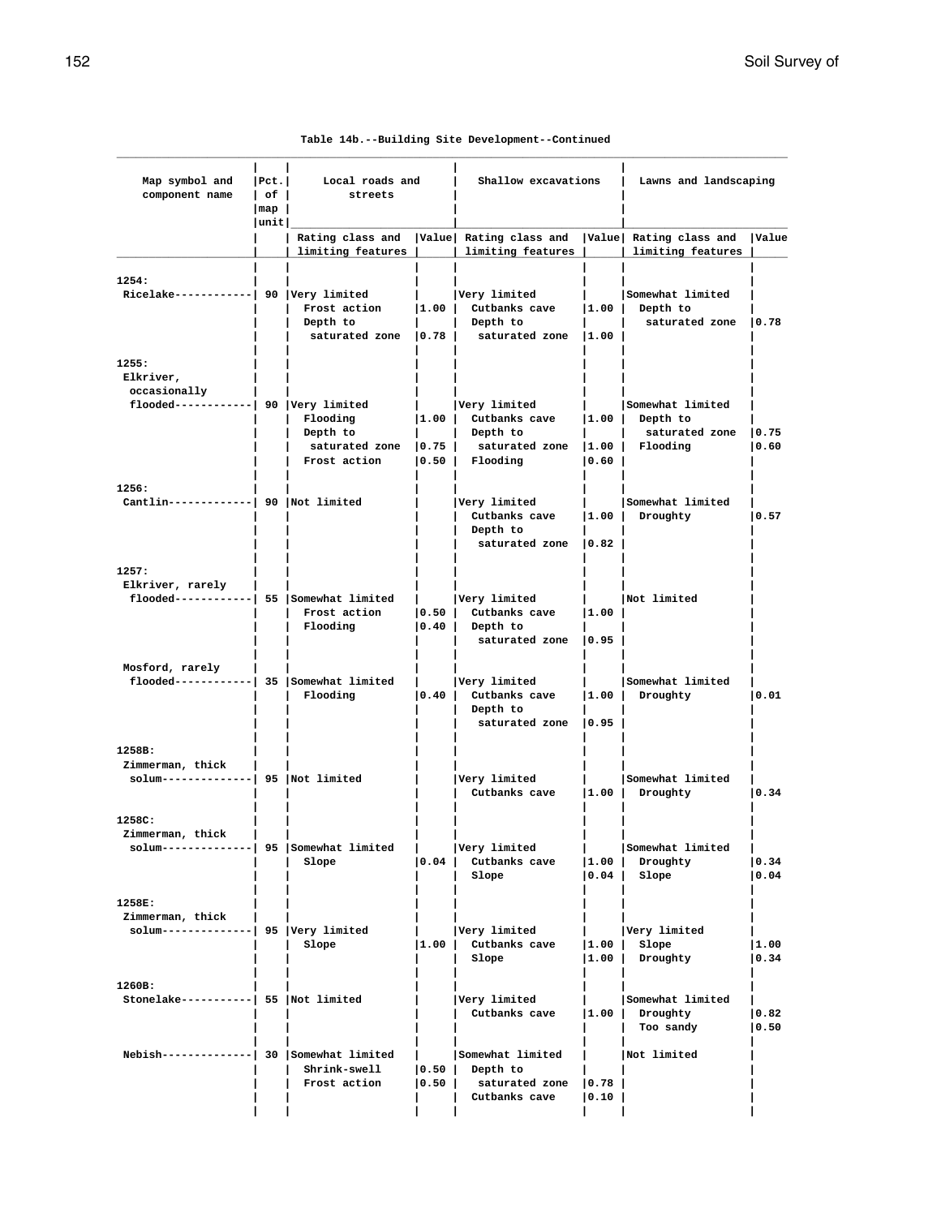Table 14b.--Building Site Development--Continued

| Map symbol and component name | Pct. of map unit | Local roads and streets | | Shallow excavations | | Lawns and landscaping | |
|---|---|---|---|---|---|---|---|
| | | Rating class and limiting features | Value | Rating class and limiting features | Value | Rating class and limiting features | Value |
| 1254: | | | | | | | |
| Ricelake | 90 | Very limited | | Very limited | | Somewhat limited | |
| | | Frost action | 1.00 | Cutbanks cave | 1.00 | Depth to saturated zone | 0.78 |
| | | Depth to saturated zone | 0.78 | Depth to saturated zone | 1.00 | | |
| 1255: | | | | | | | |
| Elkriver, occasionally flooded | 90 | Very limited | | Very limited | | Somewhat limited | |
| | | Flooding | 1.00 | Cutbanks cave | 1.00 | Depth to saturated zone | 0.75 |
| | | Depth to saturated zone | 0.75 | Depth to saturated zone | 1.00 | Flooding | 0.60 |
| | | Frost action | 0.50 | Flooding | 0.60 | | |
| 1256: | | | | | | | |
| Cantlin | 90 | Not limited | | Very limited | | Somewhat limited | |
| | | | | Cutbanks cave | 1.00 | Droughty | 0.57 |
| | | | | Depth to saturated zone | 0.82 | | |
| 1257: | | | | | | | |
| Elkriver, rarely flooded | 55 | Somewhat limited | | Very limited | | Not limited | |
| | | Frost action | 0.50 | Cutbanks cave | 1.00 | | |
| | | Flooding | 0.40 | Depth to saturated zone | 0.95 | | |
| Mosford, rarely flooded | 35 | Somewhat limited | | Very limited | | Somewhat limited | |
| | | Flooding | 0.40 | Cutbanks cave | 1.00 | Droughty | 0.01 |
| | | | | Depth to saturated zone | 0.95 | | |
| 1258B: | | | | | | | |
| Zimmerman, thick solum | 95 | Not limited | | Very limited | | Somewhat limited | |
| | | | | Cutbanks cave | 1.00 | Droughty | 0.34 |
| 1258C: | | | | | | | |
| Zimmerman, thick solum | 95 | Somewhat limited | | Very limited | | Somewhat limited | |
| | | Slope | 0.04 | Cutbanks cave | 1.00 | Droughty | 0.34 |
| | | | | Slope | 0.04 | Slope | 0.04 |
| 1258E: | | | | | | | |
| Zimmerman, thick solum | 95 | Very limited | | Very limited | | Very limited | |
| | | Slope | 1.00 | Cutbanks cave | 1.00 | Slope | 1.00 |
| | | | | Slope | 1.00 | Droughty | 0.34 |
| 1260B: | | | | | | | |
| Stonelake | 55 | Not limited | | Very limited | | Somewhat limited | |
| | | | | Cutbanks cave | 1.00 | Droughty | 0.82 |
| | | | | | | Too sandy | 0.50 |
| Nebish | 30 | Somewhat limited | | Somewhat limited | | Not limited | |
| | | Shrink-swell | 0.50 | Depth to saturated zone | 0.78 | | |
| | | Frost action | 0.50 | Cutbanks cave | 0.10 | | |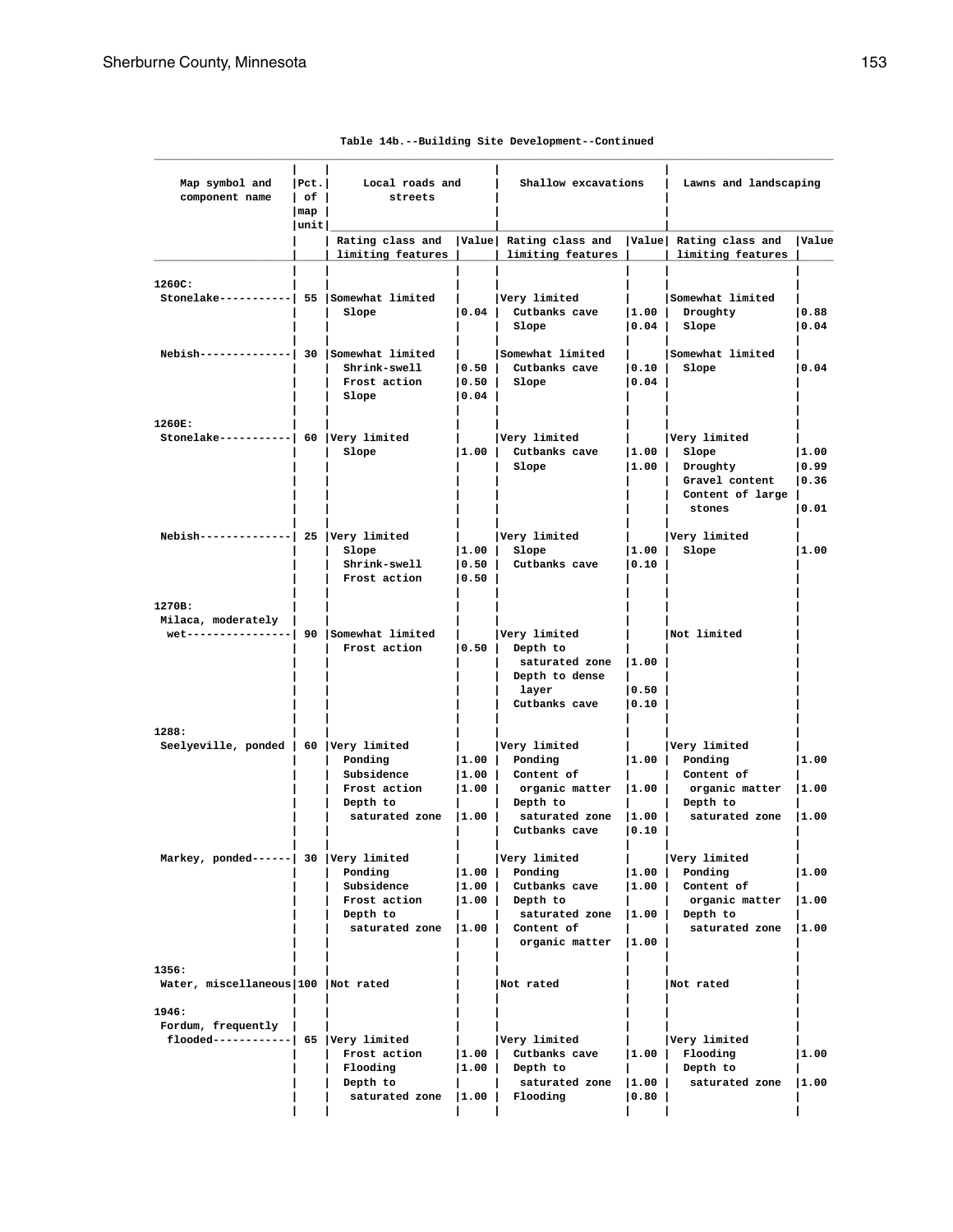Table 14b.--Building Site Development--Continued

| Map symbol and component name | Pct. of map unit | Local roads and streets | | Shallow excavations | | Lawns and landscaping | |
|---|---|---|---|---|---|---|---|
| | | Rating class and limiting features | Value | Rating class and limiting features | Value | Rating class and limiting features | Value |
| 1260C: | | | | | | | |
| Stonelake | 55 | Somewhat limited | | Very limited | | Somewhat limited | |
| | | Slope | 0.04 | Cutbanks cave | 1.00 | Droughty | 0.88 |
| | | | | Slope | 0.04 | Slope | 0.04 |
| Nebish | 30 | Somewhat limited | | Somewhat limited | | Somewhat limited | |
| | | Shrink-swell | 0.50 | Cutbanks cave | 0.10 | Slope | 0.04 |
| | | Frost action | 0.50 | Slope | 0.04 | | |
| | | Slope | 0.04 | | | | |
| 1260E: | | | | | | | |
| Stonelake | 60 | Very limited | | Very limited | | Very limited | |
| | | Slope | 1.00 | Cutbanks cave | 1.00 | Slope | 1.00 |
| | | | | Slope | 1.00 | Droughty | 0.99 |
| | | | | | | Gravel content | 0.36 |
| | | | | | | Content of large stones | 0.01 |
| Nebish | 25 | Very limited | | Very limited | | Very limited | |
| | | Slope | 1.00 | Slope | 1.00 | Slope | 1.00 |
| | | Shrink-swell | 0.50 | Cutbanks cave | 0.10 | | |
| | | Frost action | 0.50 | | | | |
| 1270B: | | | | | | | |
| Milaca, moderately wet | 90 | Somewhat limited | | Very limited | | Not limited | |
| | | Frost action | 0.50 | Depth to saturated zone | 1.00 | | |
| | | | | Depth to dense layer | 0.50 | | |
| | | | | Cutbanks cave | 0.10 | | |
| 1288: | | | | | | | |
| Seelyeville, ponded | 60 | Very limited | | Very limited | | Very limited | |
| | | Ponding | 1.00 | Ponding | 1.00 | Ponding | 1.00 |
| | | Subsidence | 1.00 | Content of organic matter | 1.00 | Content of organic matter | 1.00 |
| | | Frost action | 1.00 | Depth to saturated zone | 1.00 | Depth to saturated zone | 1.00 |
| | | Depth to saturated zone | 1.00 | Cutbanks cave | 0.10 | | |
| Markey, ponded | 30 | Very limited | | Very limited | | Very limited | |
| | | Ponding | 1.00 | Ponding | 1.00 | Ponding | 1.00 |
| | | Subsidence | 1.00 | Cutbanks cave | 1.00 | Content of organic matter | 1.00 |
| | | Frost action | 1.00 | Depth to saturated zone | 1.00 | Depth to saturated zone | 1.00 |
| | | Depth to saturated zone | 1.00 | Content of organic matter | 1.00 | | |
| 1356: | | | | | | | |
| Water, miscellaneous | 100 | Not rated | | Not rated | | Not rated | |
| 1946: | | | | | | | |
| Fordum, frequently flooded | 65 | Very limited | | Very limited | | Very limited | |
| | | Frost action | 1.00 | Cutbanks cave | 1.00 | Flooding | 1.00 |
| | | Flooding | 1.00 | Depth to saturated zone | 1.00 | Depth to saturated zone | 1.00 |
| | | Depth to saturated zone | 1.00 | Flooding | 0.80 | | |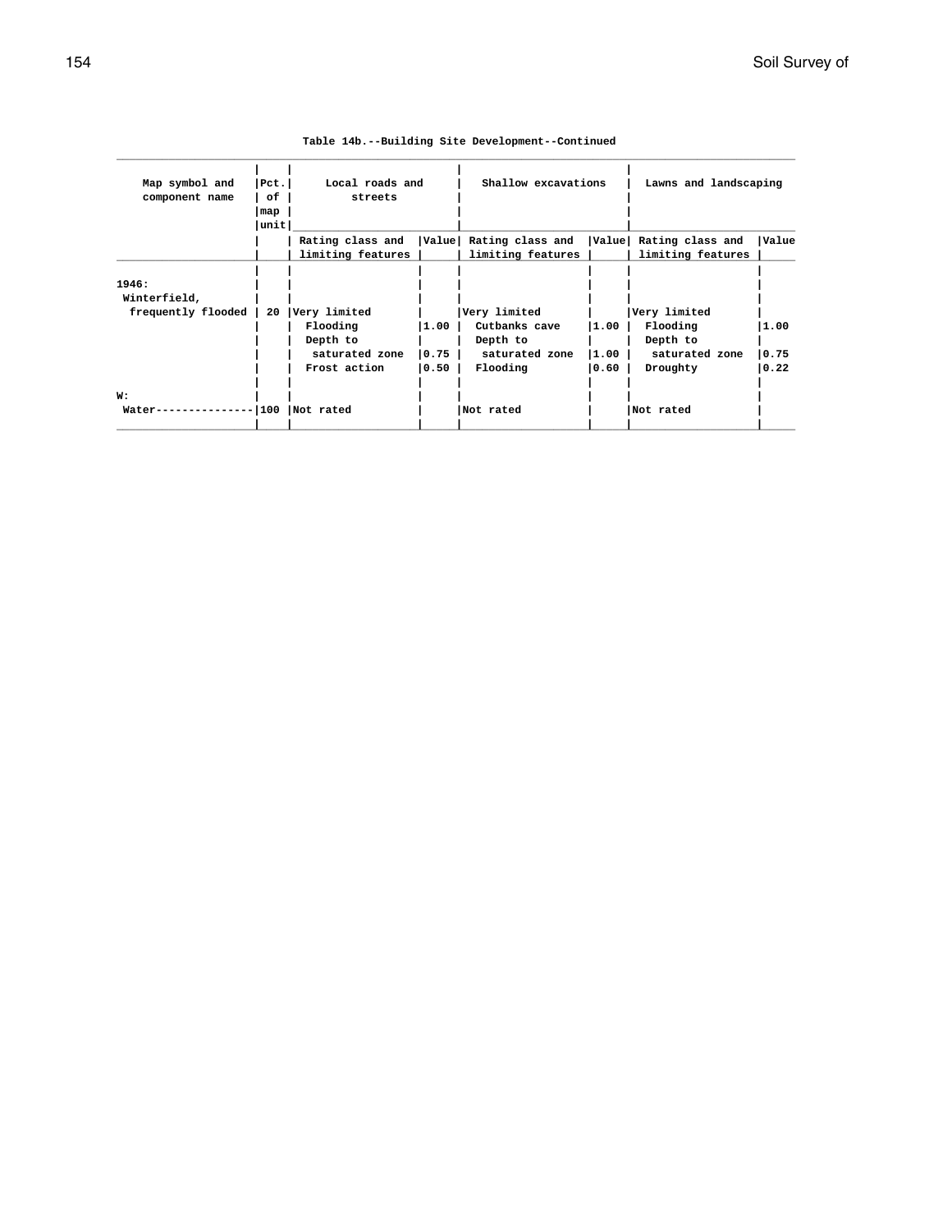Table 14b.--Building Site Development--Continued

| Map symbol and component name | Pct. of map unit | Local roads and streets | | Shallow excavations | | Lawns and landscaping | |
|---|---|---|---|---|---|---|---|
| | | Rating class and limiting features | Value | Rating class and limiting features | Value | Rating class and limiting features | Value |
| 1946: | | | | | | | |
| Winterfield, frequently flooded | 20 | Very limited | | Very limited | | Very limited | |
| | | Flooding | 1.00 | Cutbanks cave | 1.00 | Flooding | 1.00 |
| | | Depth to saturated zone | 0.75 | Depth to saturated zone | 1.00 | Depth to saturated zone | 0.75 |
| | | Frost action | 0.50 | Flooding | 0.60 | Droughty | 0.22 |
| W: | | | | | | | |
| Water | 100 | Not rated | | Not rated | | Not rated | |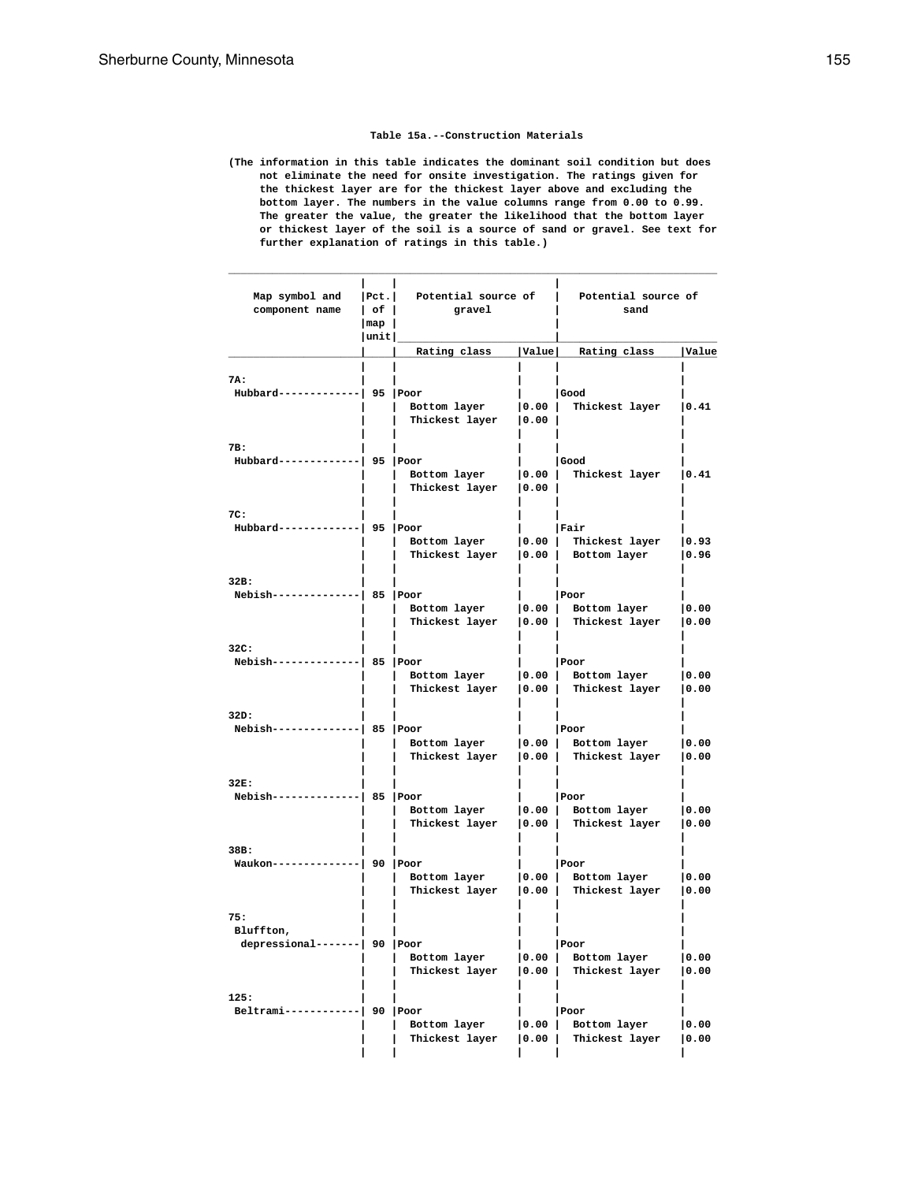## Table 15a.--Construction Materials

(The information in this table indicates the dominant soil condition but does not eliminate the need for onsite investigation. The ratings given for the thickest layer are for the thickest layer above and excluding the bottom layer. The numbers in the value columns range from 0.00 to 0.99. The greater the value, the greater the likelihood that the bottom layer or thickest layer of the soil is a source of sand or gravel. See text for further explanation of ratings in this table.)

| Map symbol and component name | Pct. of map unit | Potential source of gravel | | Potential source of sand | |
|---|---|---|---|---|---|
| | | Rating class | Value | Rating class | Value |
| **7A:** | | | | | |
| Hubbard | 95 | Poor | | Good | |
| | | Bottom layer | 0.00 | Thickest layer | 0.41 |
| | | Thickest layer | 0.00 | | |
| **7B:** | | | | | |
| Hubbard | 95 | Poor | | Good | |
| | | Bottom layer | 0.00 | Thickest layer | 0.41 |
| | | Thickest layer | 0.00 | | |
| **7C:** | | | | | |
| Hubbard | 95 | Poor | | Fair | |
| | | Bottom layer | 0.00 | Thickest layer | 0.93 |
| | | Thickest layer | 0.00 | Bottom layer | 0.96 |
| **32B:** | | | | | |
| Nebish | 85 | Poor | | Poor | |
| | | Bottom layer | 0.00 | Bottom layer | 0.00 |
| | | Thickest layer | 0.00 | Thickest layer | 0.00 |
| **32C:** | | | | | |
| Nebish | 85 | Poor | | Poor | |
| | | Bottom layer | 0.00 | Bottom layer | 0.00 |
| | | Thickest layer | 0.00 | Thickest layer | 0.00 |
| **32D:** | | | | | |
| Nebish | 85 | Poor | | Poor | |
| | | Bottom layer | 0.00 | Bottom layer | 0.00 |
| | | Thickest layer | 0.00 | Thickest layer | 0.00 |
| **32E:** | | | | | |
| Nebish | 85 | Poor | | Poor | |
| | | Bottom layer | 0.00 | Bottom layer | 0.00 |
| | | Thickest layer | 0.00 | Thickest layer | 0.00 |
| **38B:** | | | | | |
| Waukon | 90 | Poor | | Poor | |
| | | Bottom layer | 0.00 | Bottom layer | 0.00 |
| | | Thickest layer | 0.00 | Thickest layer | 0.00 |
| **75:** | | | | | |
| Bluffton, depressional | 90 | Poor | | Poor | |
| | | Bottom layer | 0.00 | Bottom layer | 0.00 |
| | | Thickest layer | 0.00 | Thickest layer | 0.00 |
| **125:** | | | | | |
| Beltrami | 90 | Poor | | Poor | |
| | | Bottom layer | 0.00 | Bottom layer | 0.00 |
| | | Thickest layer | 0.00 | Thickest layer | 0.00 |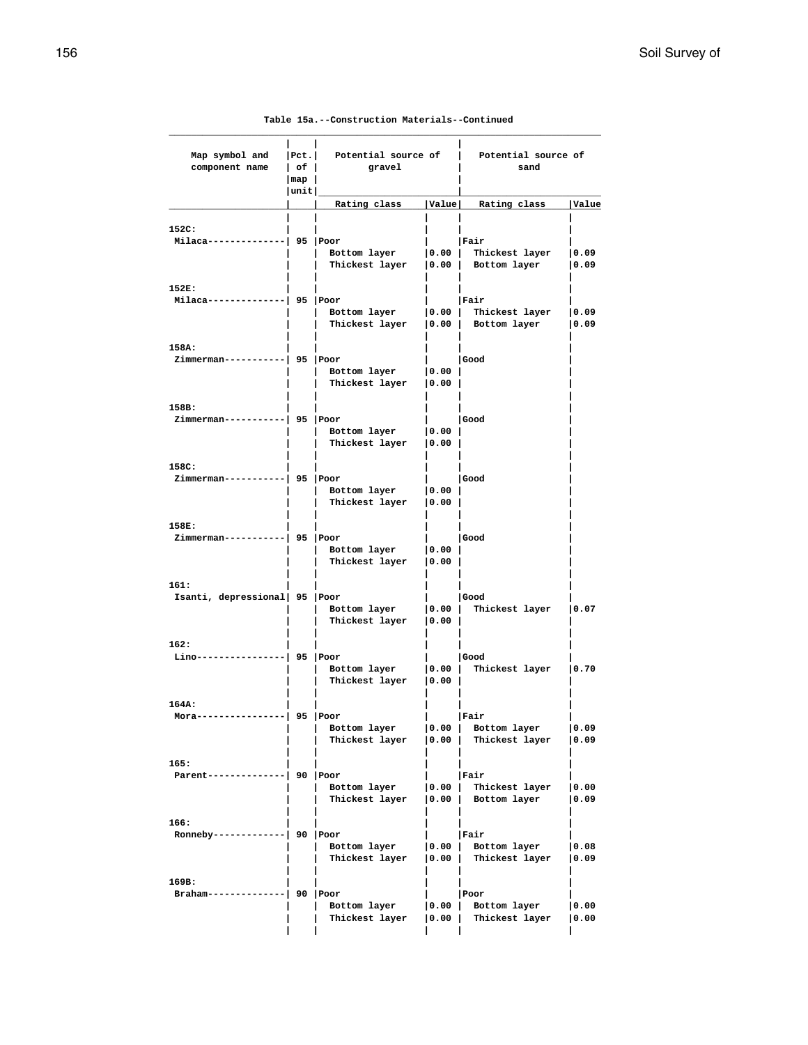**Table 15a.--Construction Materials--Continued**

| Map symbol and component name | Pct. of map unit | Potential source of gravel | | Potential source of sand | |
|---|---|---|---|---|---|
| | | Rating class | Value | Rating class | Value |
| 152C: | | | | | |
| Milaca | 95 | Poor | | Fair | |
| | | Bottom layer | 0.00 | Thickest layer | 0.09 |
| | | Thickest layer | 0.00 | Bottom layer | 0.09 |
| 152E: | | | | | |
| Milaca | 95 | Poor | | Fair | |
| | | Bottom layer | 0.00 | Thickest layer | 0.09 |
| | | Thickest layer | 0.00 | Bottom layer | 0.09 |
| 158A: | | | | | |
| Zimmerman | 95 | Poor | | Good | |
| | | Bottom layer | 0.00 | | |
| | | Thickest layer | 0.00 | | |
| 158B: | | | | | |
| Zimmerman | 95 | Poor | | Good | |
| | | Bottom layer | 0.00 | | |
| | | Thickest layer | 0.00 | | |
| 158C: | | | | | |
| Zimmerman | 95 | Poor | | Good | |
| | | Bottom layer | 0.00 | | |
| | | Thickest layer | 0.00 | | |
| 158E: | | | | | |
| Zimmerman | 95 | Poor | | Good | |
| | | Bottom layer | 0.00 | | |
| | | Thickest layer | 0.00 | | |
| 161: | | | | | |
| Isanti, depressional | 95 | Poor | | Good | |
| | | Bottom layer | 0.00 | Thickest layer | 0.07 |
| | | Thickest layer | 0.00 | | |
| 162: | | | | | |
| Lino | 95 | Poor | | Good | |
| | | Bottom layer | 0.00 | Thickest layer | 0.70 |
| | | Thickest layer | 0.00 | | |
| 164A: | | | | | |
| Mora | 95 | Poor | | Fair | |
| | | Bottom layer | 0.00 | Bottom layer | 0.09 |
| | | Thickest layer | 0.00 | Thickest layer | 0.09 |
| 165: | | | | | |
| Parent | 90 | Poor | | Fair | |
| | | Bottom layer | 0.00 | Thickest layer | 0.00 |
| | | Thickest layer | 0.00 | Bottom layer | 0.09 |
| 166: | | | | | |
| Ronneby | 90 | Poor | | Fair | |
| | | Bottom layer | 0.00 | Bottom layer | 0.08 |
| | | Thickest layer | 0.00 | Thickest layer | 0.09 |
| 169B: | | | | | |
| Braham | 90 | Poor | | Poor | |
| | | Bottom layer | 0.00 | Bottom layer | 0.00 |
| | | Thickest layer | 0.00 | Thickest layer | 0.00 |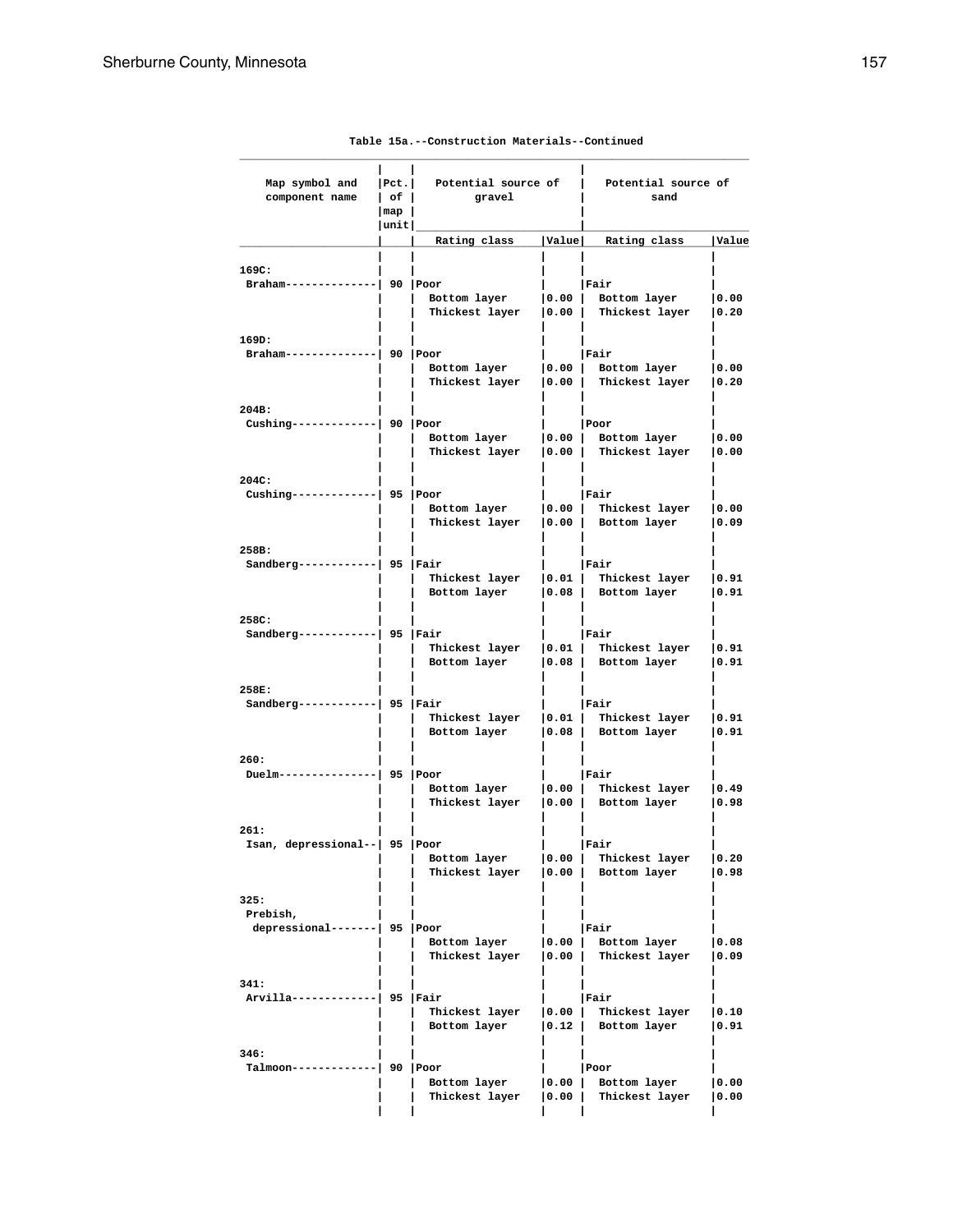Table 15a.--Construction Materials--Continued

| Map symbol and component name | Pct. of map unit | Potential source of gravel | | Potential source of sand | |
|---|---|---|---|---|---|
| | | Rating class | Value | Rating class | Value |
| 169C: | | | | | |
| Braham | 90 | Poor | | Fair | |
| | | Bottom layer | 0.00 | Bottom layer | 0.00 |
| | | Thickest layer | 0.00 | Thickest layer | 0.20 |
| 169D: | | | | | |
| Braham | 90 | Poor | | Fair | |
| | | Bottom layer | 0.00 | Bottom layer | 0.00 |
| | | Thickest layer | 0.00 | Thickest layer | 0.20 |
| 204B: | | | | | |
| Cushing | 90 | Poor | | Poor | |
| | | Bottom layer | 0.00 | Bottom layer | 0.00 |
| | | Thickest layer | 0.00 | Thickest layer | 0.00 |
| 204C: | | | | | |
| Cushing | 95 | Poor | | Fair | |
| | | Bottom layer | 0.00 | Thickest layer | 0.00 |
| | | Thickest layer | 0.00 | Bottom layer | 0.09 |
| 258B: | | | | | |
| Sandberg | 95 | Fair | | Fair | |
| | | Thickest layer | 0.01 | Thickest layer | 0.91 |
| | | Bottom layer | 0.08 | Bottom layer | 0.91 |
| 258C: | | | | | |
| Sandberg | 95 | Fair | | Fair | |
| | | Thickest layer | 0.01 | Thickest layer | 0.91 |
| | | Bottom layer | 0.08 | Bottom layer | 0.91 |
| 258E: | | | | | |
| Sandberg | 95 | Fair | | Fair | |
| | | Thickest layer | 0.01 | Thickest layer | 0.91 |
| | | Bottom layer | 0.08 | Bottom layer | 0.91 |
| 260: | | | | | |
| Duelm | 95 | Poor | | Fair | |
| | | Bottom layer | 0.00 | Thickest layer | 0.49 |
| | | Thickest layer | 0.00 | Bottom layer | 0.98 |
| 261: | | | | | |
| Isan, depressional | 95 | Poor | | Fair | |
| | | Bottom layer | 0.00 | Thickest layer | 0.20 |
| | | Thickest layer | 0.00 | Bottom layer | 0.98 |
| 325: | | | | | |
| Prebish, depressional | 95 | Poor | | Fair | |
| | | Bottom layer | 0.00 | Bottom layer | 0.08 |
| | | Thickest layer | 0.00 | Thickest layer | 0.09 |
| 341: | | | | | |
| Arvilla | 95 | Fair | | Fair | |
| | | Thickest layer | 0.00 | Thickest layer | 0.10 |
| | | Bottom layer | 0.12 | Bottom layer | 0.91 |
| 346: | | | | | |
| Talmoon | 90 | Poor | | Poor | |
| | | Bottom layer | 0.00 | Bottom layer | 0.00 |
| | | Thickest layer | 0.00 | Thickest layer | 0.00 |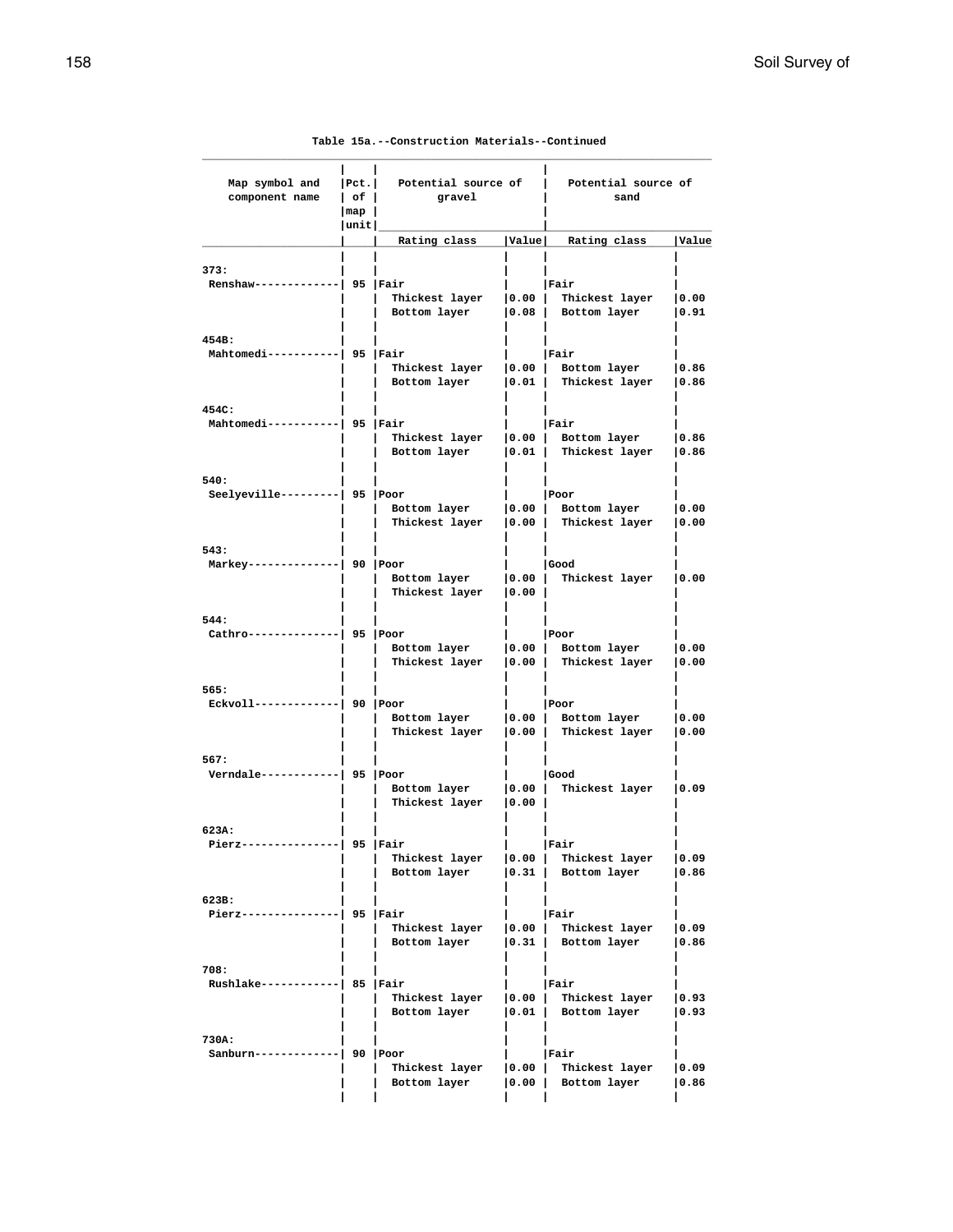Table 15a.--Construction Materials--Continued

| Map symbol and component name | Pct. of map unit | Potential source of gravel | | Potential source of sand | |
|---|---|---|---|---|---|
| | | Rating class | Value | Rating class | Value |
| 373: | | | | | |
| Renshaw | 95 | Fair | | Fair | |
| | | Thickest layer | 0.00 | Thickest layer | 0.00 |
| | | Bottom layer | 0.08 | Bottom layer | 0.91 |
| 454B: | | | | | |
| Mahtomedi | 95 | Fair | | Fair | |
| | | Thickest layer | 0.00 | Bottom layer | 0.86 |
| | | Bottom layer | 0.01 | Thickest layer | 0.86 |
| 454C: | | | | | |
| Mahtomedi | 95 | Fair | | Fair | |
| | | Thickest layer | 0.00 | Bottom layer | 0.86 |
| | | Bottom layer | 0.01 | Thickest layer | 0.86 |
| 540: | | | | | |
| Seelyeville | 95 | Poor | | Poor | |
| | | Bottom layer | 0.00 | Bottom layer | 0.00 |
| | | Thickest layer | 0.00 | Thickest layer | 0.00 |
| 543: | | | | | |
| Markey | 90 | Poor | | Good | |
| | | Bottom layer | 0.00 | Thickest layer | 0.00 |
| | | Thickest layer | 0.00 | | |
| 544: | | | | | |
| Cathro | 95 | Poor | | Poor | |
| | | Bottom layer | 0.00 | Bottom layer | 0.00 |
| | | Thickest layer | 0.00 | Thickest layer | 0.00 |
| 565: | | | | | |
| Eckvoll | 90 | Poor | | Poor | |
| | | Bottom layer | 0.00 | Bottom layer | 0.00 |
| | | Thickest layer | 0.00 | Thickest layer | 0.00 |
| 567: | | | | | |
| Verndale | 95 | Poor | | Good | |
| | | Bottom layer | 0.00 | Thickest layer | 0.09 |
| | | Thickest layer | 0.00 | | |
| 623A: | | | | | |
| Pierz | 95 | Fair | | Fair | |
| | | Thickest layer | 0.00 | Thickest layer | 0.09 |
| | | Bottom layer | 0.31 | Bottom layer | 0.86 |
| 623B: | | | | | |
| Pierz | 95 | Fair | | Fair | |
| | | Thickest layer | 0.00 | Thickest layer | 0.09 |
| | | Bottom layer | 0.31 | Bottom layer | 0.86 |
| 708: | | | | | |
| Rushlake | 85 | Fair | | Fair | |
| | | Thickest layer | 0.00 | Thickest layer | 0.93 |
| | | Bottom layer | 0.01 | Bottom layer | 0.93 |
| 730A: | | | | | |
| Sanburn | 90 | Poor | | Fair | |
| | | Thickest layer | 0.00 | Thickest layer | 0.09 |
| | | Bottom layer | 0.00 | Bottom layer | 0.86 |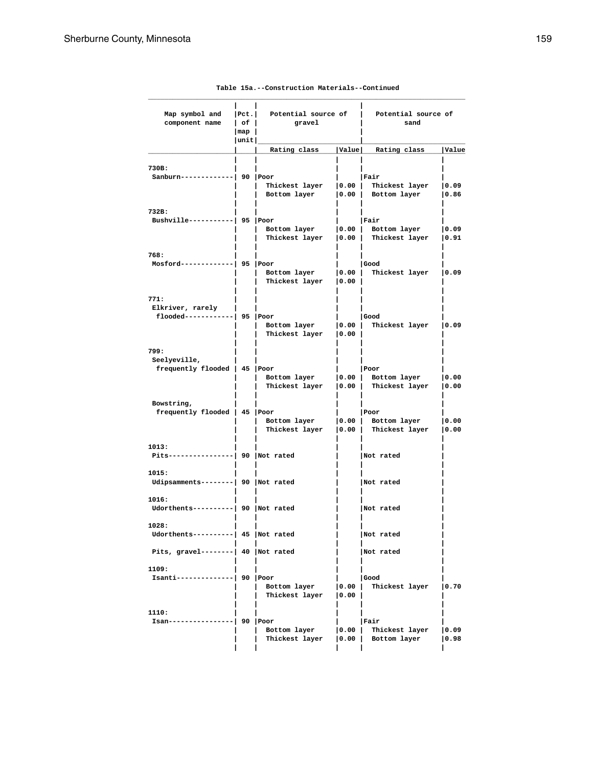Table 15a.--Construction Materials--Continued

| Map symbol and component name | Pct. of map unit | Potential source of gravel | | Potential source of sand | |
|---|---|---|---|---|---|
| | | Rating class | Value | Rating class | Value |
| 730B: | | | | | |
| Sanburn | 90 | Poor | | Fair | |
| | | Thickest layer | 0.00 | Thickest layer | 0.09 |
| | | Bottom layer | 0.00 | Bottom layer | 0.86 |
| 732B: | | | | | |
| Bushville | 95 | Poor | | Fair | |
| | | Bottom layer | 0.00 | Bottom layer | 0.09 |
| | | Thickest layer | 0.00 | Thickest layer | 0.91 |
| 768: | | | | | |
| Mosford | 95 | Poor | | Good | |
| | | Bottom layer | 0.00 | Thickest layer | 0.09 |
| | | Thickest layer | 0.00 | | |
| 771: | | | | | |
| Elkriver, rarely flooded | 95 | Poor | | Good | |
| | | Bottom layer | 0.00 | Thickest layer | 0.09 |
| | | Thickest layer | 0.00 | | |
| 799: | | | | | |
| Seelyeville, frequently flooded | 45 | Poor | | Poor | |
| | | Bottom layer | 0.00 | Bottom layer | 0.00 |
| | | Thickest layer | 0.00 | Thickest layer | 0.00 |
| Bowstring, frequently flooded | 45 | Poor | | Poor | |
| | | Bottom layer | 0.00 | Bottom layer | 0.00 |
| | | Thickest layer | 0.00 | Thickest layer | 0.00 |
| 1013: | | | | | |
| Pits | 90 | Not rated | | Not rated | |
| 1015: | | | | | |
| Udipsamments | 90 | Not rated | | Not rated | |
| 1016: | | | | | |
| Udorthents | 90 | Not rated | | Not rated | |
| 1028: | | | | | |
| Udorthents | 45 | Not rated | | Not rated | |
| Pits, gravel | 40 | Not rated | | Not rated | |
| 1109: | | | | | |
| Isanti | 90 | Poor | | Good | |
| | | Bottom layer | 0.00 | Thickest layer | 0.70 |
| | | Thickest layer | 0.00 | | |
| 1110: | | | | | |
| Isan | 90 | Poor | | Fair | |
| | | Bottom layer | 0.00 | Thickest layer | 0.09 |
| | | Thickest layer | 0.00 | Bottom layer | 0.98 |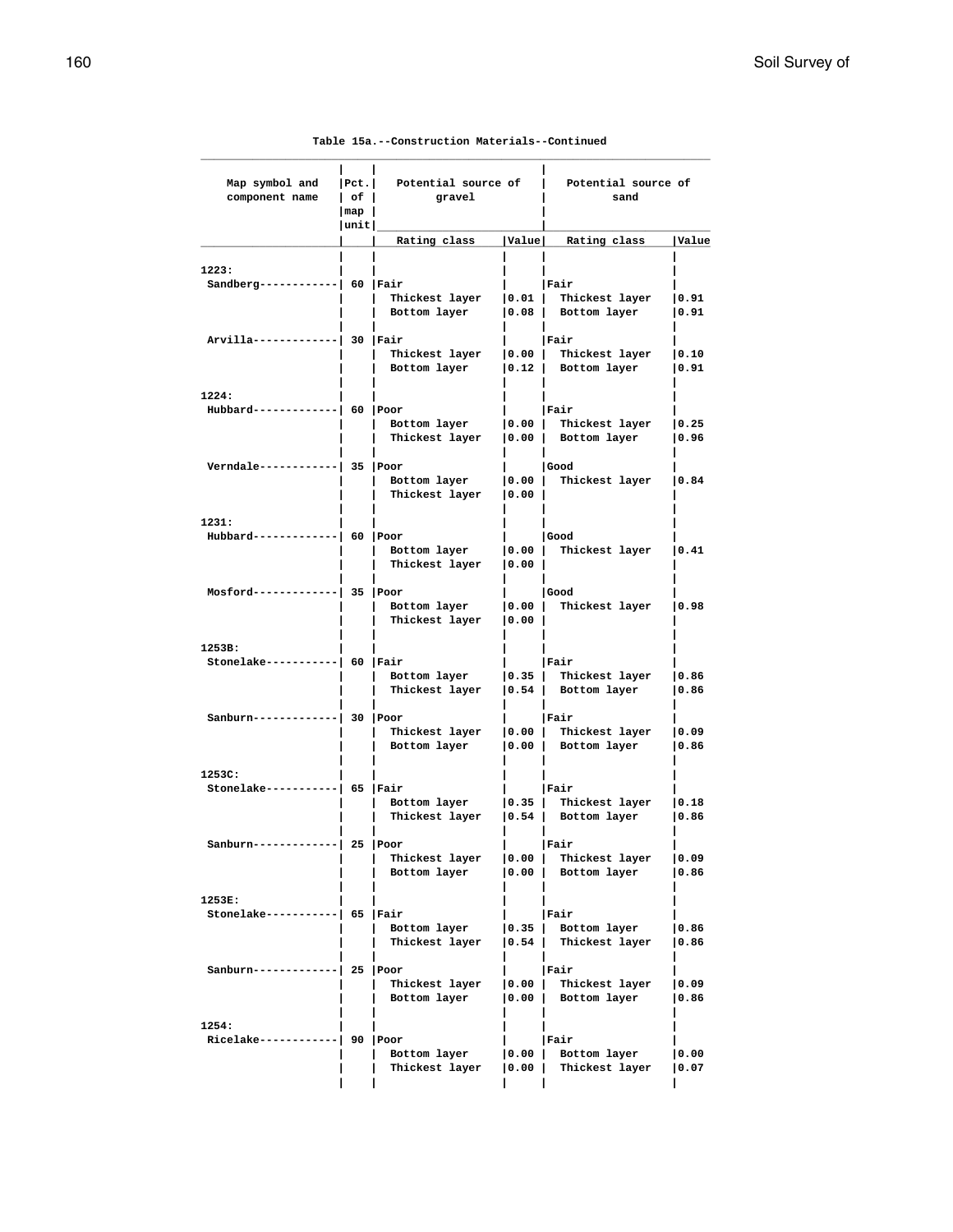**Table 15a.--Construction Materials--Continued**

| Map symbol and component name | Pct. of map unit | Potential source of gravel | | Potential source of sand | |
|---|---|---|---|---|---|
| | | Rating class | Value | Rating class | Value |
| 1223: | | | | | |
| Sandberg | 60 | Fair | | Fair | |
| | | Thickest layer | 0.01 | Thickest layer | 0.91 |
| | | Bottom layer | 0.08 | Bottom layer | 0.91 |
| Arvilla | 30 | Fair | | Fair | |
| | | Thickest layer | 0.00 | Thickest layer | 0.10 |
| | | Bottom layer | 0.12 | Bottom layer | 0.91 |
| 1224: | | | | | |
| Hubbard | 60 | Poor | | Fair | |
| | | Bottom layer | 0.00 | Thickest layer | 0.25 |
| | | Thickest layer | 0.00 | Bottom layer | 0.96 |
| Verndale | 35 | Poor | | Good | |
| | | Bottom layer | 0.00 | Thickest layer | 0.84 |
| | | Thickest layer | 0.00 | | |
| 1231: | | | | | |
| Hubbard | 60 | Poor | | Good | |
| | | Bottom layer | 0.00 | Thickest layer | 0.41 |
| | | Thickest layer | 0.00 | | |
| Mosford | 35 | Poor | | Good | |
| | | Bottom layer | 0.00 | Thickest layer | 0.98 |
| | | Thickest layer | 0.00 | | |
| 1253B: | | | | | |
| Stonelake | 60 | Fair | | Fair | |
| | | Bottom layer | 0.35 | Thickest layer | 0.86 |
| | | Thickest layer | 0.54 | Bottom layer | 0.86 |
| Sanburn | 30 | Poor | | Fair | |
| | | Thickest layer | 0.00 | Thickest layer | 0.09 |
| | | Bottom layer | 0.00 | Bottom layer | 0.86 |
| 1253C: | | | | | |
| Stonelake | 65 | Fair | | Fair | |
| | | Bottom layer | 0.35 | Thickest layer | 0.18 |
| | | Thickest layer | 0.54 | Bottom layer | 0.86 |
| Sanburn | 25 | Poor | | Fair | |
| | | Thickest layer | 0.00 | Thickest layer | 0.09 |
| | | Bottom layer | 0.00 | Bottom layer | 0.86 |
| 1253E: | | | | | |
| Stonelake | 65 | Fair | | Fair | |
| | | Bottom layer | 0.35 | Bottom layer | 0.86 |
| | | Thickest layer | 0.54 | Thickest layer | 0.86 |
| Sanburn | 25 | Poor | | Fair | |
| | | Thickest layer | 0.00 | Thickest layer | 0.09 |
| | | Bottom layer | 0.00 | Bottom layer | 0.86 |
| 1254: | | | | | |
| Ricelake | 90 | Poor | | Fair | |
| | | Bottom layer | 0.00 | Bottom layer | 0.00 |
| | | Thickest layer | 0.00 | Thickest layer | 0.07 |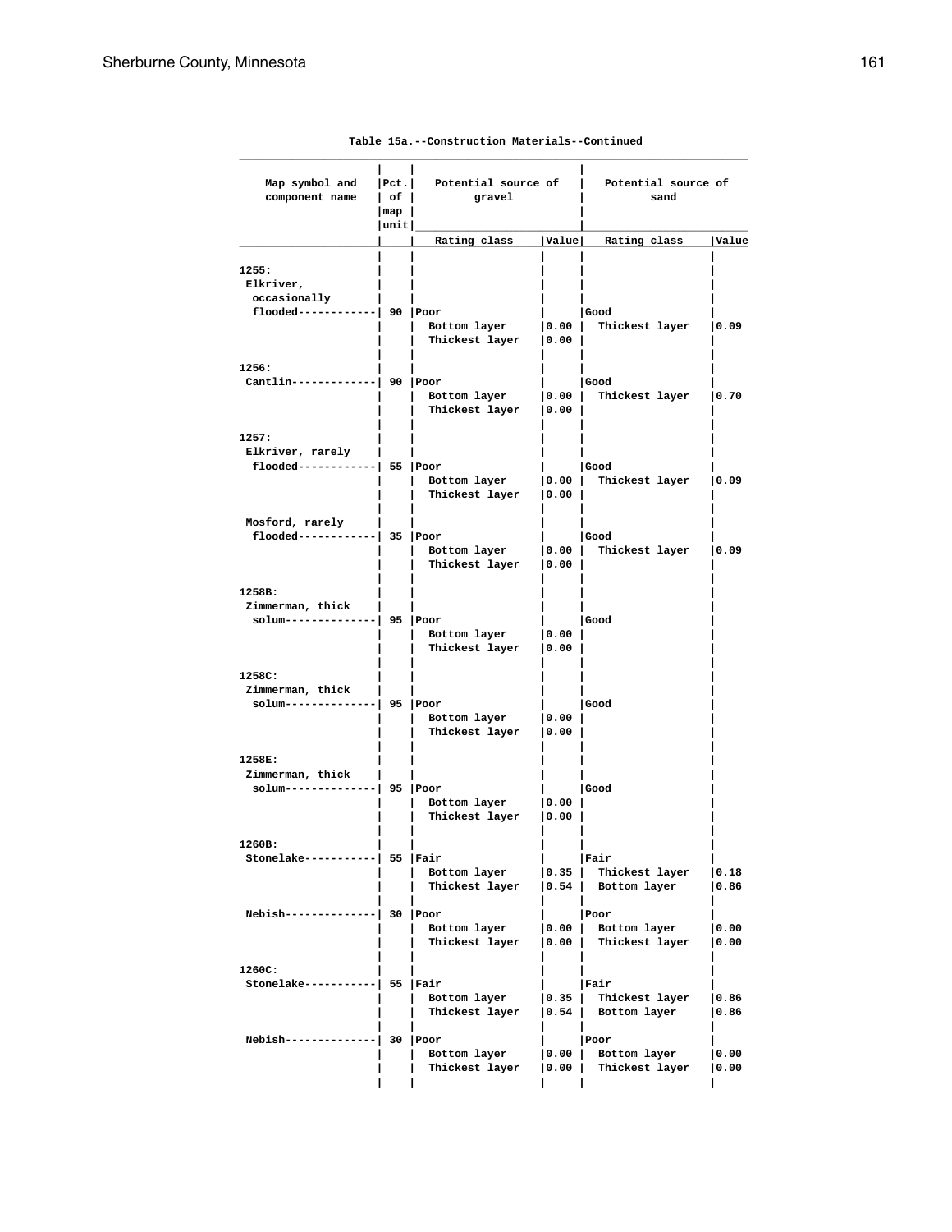Table 15a.--Construction Materials--Continued

| Map symbol and component name | Pct. of map unit | Potential source of gravel | | Potential source of sand | |
|---|---|---|---|---|---|
| | | Rating class | Value | Rating class | Value |
| 1255: | | | | | |
| Elkriver, occasionally flooded | 90 | Poor | | Good | |
| | | Bottom layer | 0.00 | Thickest layer | 0.09 |
| | | Thickest layer | 0.00 | | |
| 1256: | | | | | |
| Cantlin | 90 | Poor | | Good | |
| | | Bottom layer | 0.00 | Thickest layer | 0.70 |
| | | Thickest layer | 0.00 | | |
| 1257: | | | | | |
| Elkriver, rarely flooded | 55 | Poor | | Good | |
| | | Bottom layer | 0.00 | Thickest layer | 0.09 |
| | | Thickest layer | 0.00 | | |
| Mosford, rarely flooded | 35 | Poor | | Good | |
| | | Bottom layer | 0.00 | Thickest layer | 0.09 |
| | | Thickest layer | 0.00 | | |
| 1258B: | | | | | |
| Zimmerman, thick solum | 95 | Poor | | Good | |
| | | Bottom layer | 0.00 | | |
| | | Thickest layer | 0.00 | | |
| 1258C: | | | | | |
| Zimmerman, thick solum | 95 | Poor | | Good | |
| | | Bottom layer | 0.00 | | |
| | | Thickest layer | 0.00 | | |
| 1258E: | | | | | |
| Zimmerman, thick solum | 95 | Poor | | Good | |
| | | Bottom layer | 0.00 | | |
| | | Thickest layer | 0.00 | | |
| 1260B: | | | | | |
| Stonelake | 55 | Fair | | Fair | |
| | | Bottom layer | 0.35 | Thickest layer | 0.18 |
| | | Thickest layer | 0.54 | Bottom layer | 0.86 |
| Nebish | 30 | Poor | | Poor | |
| | | Bottom layer | 0.00 | Bottom layer | 0.00 |
| | | Thickest layer | 0.00 | Thickest layer | 0.00 |
| 1260C: | | | | | |
| Stonelake | 55 | Fair | | Fair | |
| | | Bottom layer | 0.35 | Thickest layer | 0.86 |
| | | Thickest layer | 0.54 | Bottom layer | 0.86 |
| Nebish | 30 | Poor | | Poor | |
| | | Bottom layer | 0.00 | Bottom layer | 0.00 |
| | | Thickest layer | 0.00 | Thickest layer | 0.00 |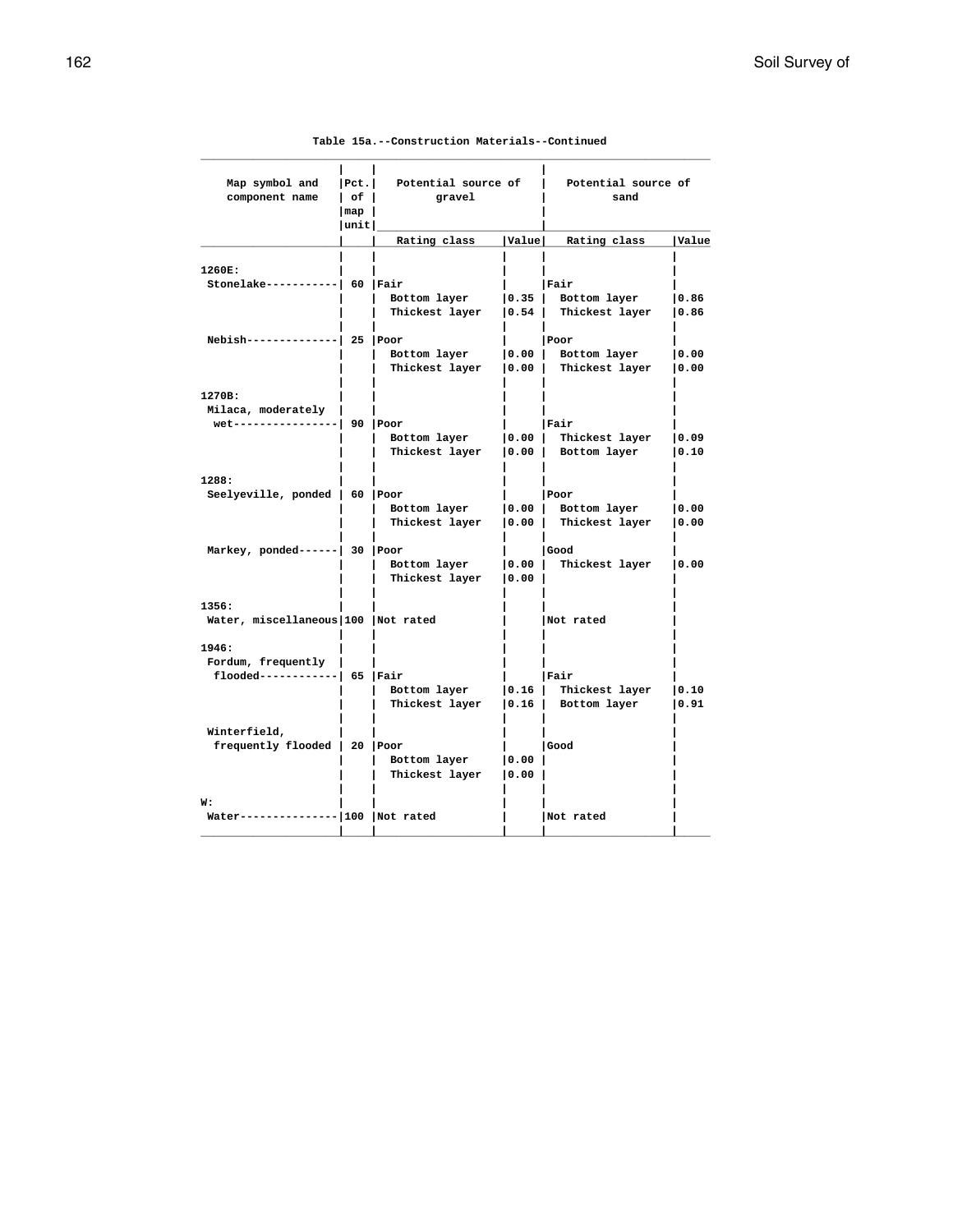**Table 15a.--Construction Materials--Continued**

| Map symbol and component name | Pct. of map unit | Potential source of gravel | | Potential source of sand | |
|---|---|---|---|---|---|
| | | Rating class | Value | Rating class | Value |
| 1260E: | | | | | |
| Stonelake | 60 | Fair | | Fair | |
| | | Bottom layer | 0.35 | Bottom layer | 0.86 |
| | | Thickest layer | 0.54 | Thickest layer | 0.86 |
| Nebish | 25 | Poor | | Poor | |
| | | Bottom layer | 0.00 | Bottom layer | 0.00 |
| | | Thickest layer | 0.00 | Thickest layer | 0.00 |
| 1270B: | | | | | |
| Milaca, moderately wet | 90 | Poor | | Fair | |
| | | Bottom layer | 0.00 | Thickest layer | 0.09 |
| | | Thickest layer | 0.00 | Bottom layer | 0.10 |
| 1288: | | | | | |
| Seelyeville, ponded | 60 | Poor | | Poor | |
| | | Bottom layer | 0.00 | Bottom layer | 0.00 |
| | | Thickest layer | 0.00 | Thickest layer | 0.00 |
| Markey, ponded | 30 | Poor | | Good | |
| | | Bottom layer | 0.00 | Thickest layer | 0.00 |
| | | Thickest layer | 0.00 | | |
| 1356: | | | | | |
| Water, miscellaneous | 100 | Not rated | | Not rated | |
| 1946: | | | | | |
| Fordum, frequently flooded | 65 | Fair | | Fair | |
| | | Bottom layer | 0.16 | Thickest layer | 0.10 |
| | | Thickest layer | 0.16 | Bottom layer | 0.91 |
| Winterfield, frequently flooded | 20 | Poor | | Good | |
| | | Bottom layer | 0.00 | | |
| | | Thickest layer | 0.00 | | |
| W: | | | | | |
| Water | 100 | Not rated | | Not rated | |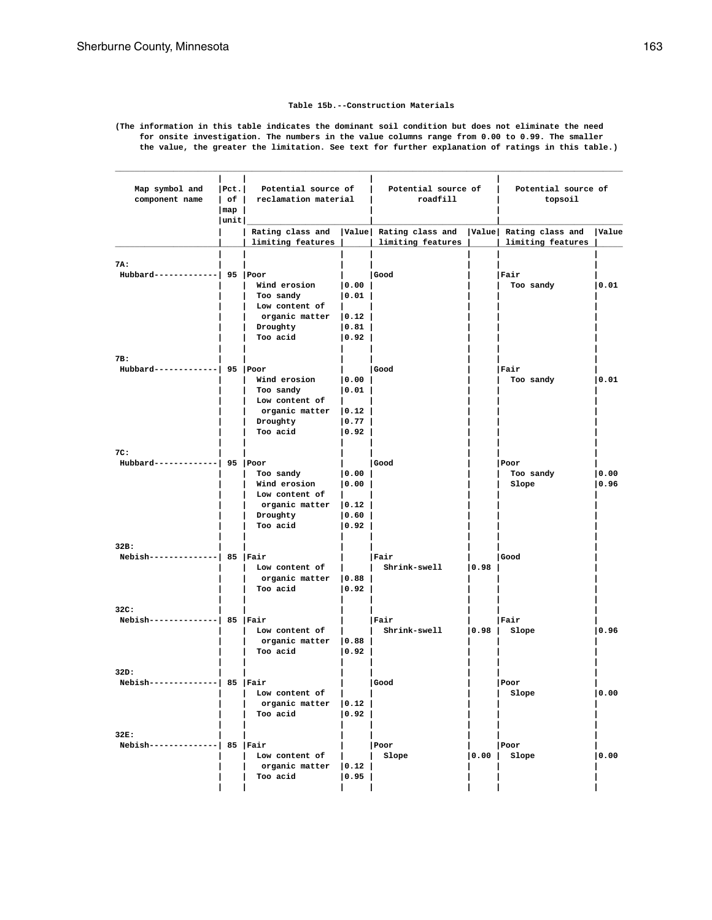### Table 15b.--Construction Materials

(The information in this table indicates the dominant soil condition but does not eliminate the need for onsite investigation. The numbers in the value columns range from 0.00 to 0.99. The smaller the value, the greater the limitation. See text for further explanation of ratings in this table.)

| Map symbol and component name | Pct. of map unit | Potential source of reclamation material | | Potential source of roadfill | | Potential source of topsoil | |
|---|---|---|---|---|---|---|---|
| | | Rating class and limiting features | Value | Rating class and limiting features | Value | Rating class and limiting features | Value |
| 7A: | | | | | | | |
| Hubbard | 95 | Poor | | Good | | Fair | |
| | | Wind erosion | 0.00 | | | Too sandy | 0.01 |
| | | Too sandy | 0.01 | | | | |
| | | Low content of organic matter | 0.12 | | | | |
| | | Droughty | 0.81 | | | | |
| | | Too acid | 0.92 | | | | |
| 7B: | | | | | | | |
| Hubbard | 95 | Poor | | Good | | Fair | |
| | | Wind erosion | 0.00 | | | Too sandy | 0.01 |
| | | Too sandy | 0.01 | | | | |
| | | Low content of organic matter | 0.12 | | | | |
| | | Droughty | 0.77 | | | | |
| | | Too acid | 0.92 | | | | |
| 7C: | | | | | | | |
| Hubbard | 95 | Poor | | Good | | Poor | |
| | | Too sandy | 0.00 | | | Too sandy | 0.00 |
| | | Wind erosion | 0.00 | | | Slope | 0.96 |
| | | Low content of organic matter | 0.12 | | | | |
| | | Droughty | 0.60 | | | | |
| | | Too acid | 0.92 | | | | |
| 32B: | | | | | | | |
| Nebish | 85 | Fair | | Fair | | Good | |
| | | Low content of organic matter | 0.88 | Shrink-swell | 0.98 | | |
| | | Too acid | 0.92 | | | | |
| 32C: | | | | | | | |
| Nebish | 85 | Fair | | Fair | | Fair | |
| | | Low content of organic matter | 0.88 | Shrink-swell | 0.98 | Slope | 0.96 |
| | | Too acid | 0.92 | | | | |
| 32D: | | | | | | | |
| Nebish | 85 | Fair | | Good | | Poor | |
| | | Low content of organic matter | 0.12 | | | Slope | 0.00 |
| | | Too acid | 0.92 | | | | |
| 32E: | | | | | | | |
| Nebish | 85 | Fair | | Poor | | Poor | |
| | | Low content of organic matter | 0.12 | Slope | 0.00 | Slope | 0.00 |
| | | Too acid | 0.95 | | | | |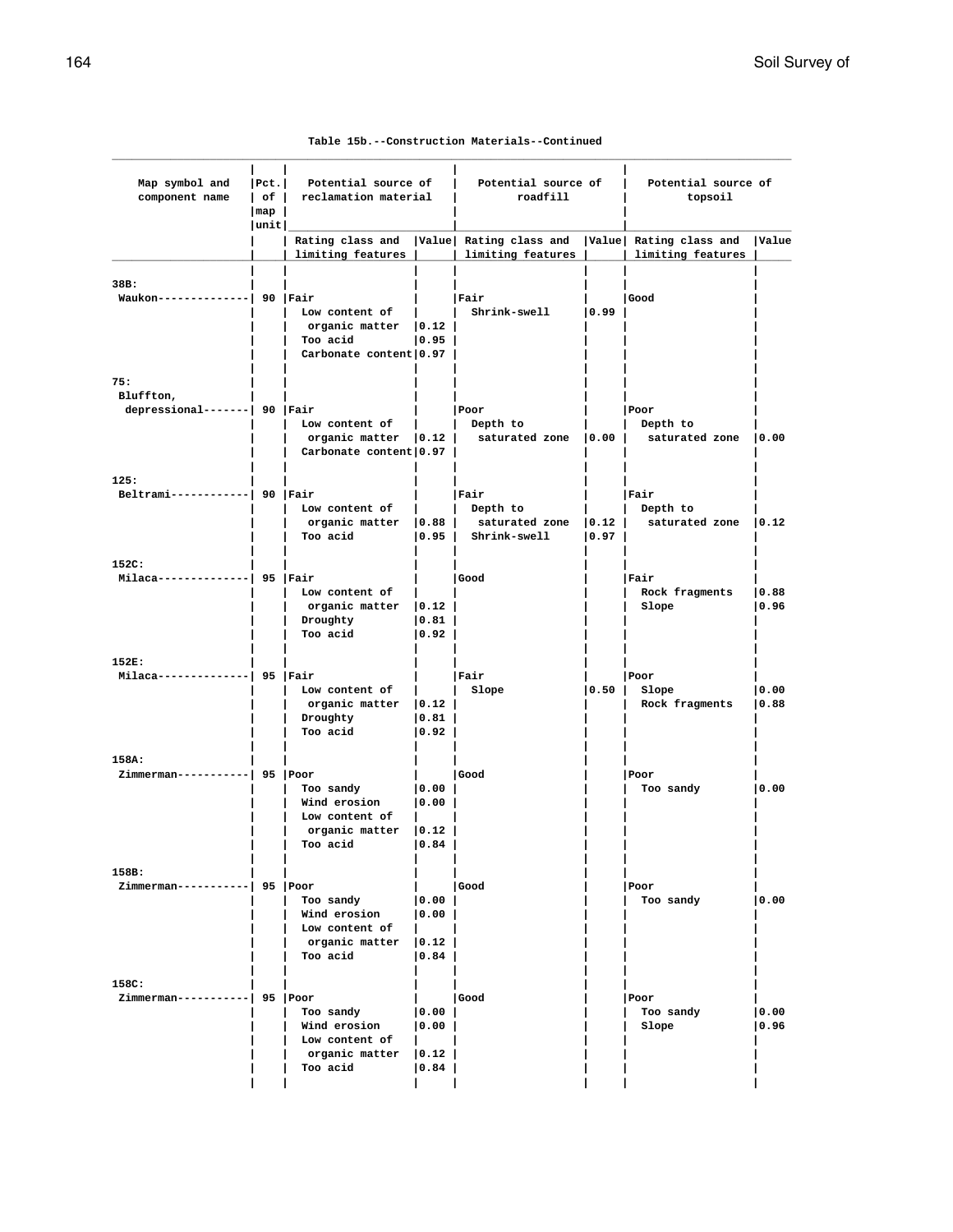Table 15b.--Construction Materials--Continued

| Map symbol and component name | Pct. of map unit | Potential source of reclamation material | | Potential source of roadfill | | Potential source of topsoil | |
|---|---|---|---|---|---|---|---|
| | | Rating class and limiting features | Value | Rating class and limiting features | Value | Rating class and limiting features | Value |
| 38B: | | | | | | | |
| Waukon | 90 | Fair | | Fair | | Good | |
| | | Low content of organic matter | 0.12 | Shrink-swell | 0.99 | | |
| | | Too acid | 0.95 | | | | |
| | | Carbonate content | 0.97 | | | | |
| 75: | | | | | | | |
| Bluffton, depressional | 90 | Fair | | Poor | | Poor | |
| | | Low content of organic matter | 0.12 | Depth to saturated zone | 0.00 | Depth to saturated zone | 0.00 |
| | | Carbonate content | 0.97 | | | | |
| 125: | | | | | | | |
| Beltrami | 90 | Fair | | Fair | | Fair | |
| | | Low content of organic matter | 0.88 | Depth to saturated zone | 0.12 | Depth to saturated zone | 0.12 |
| | | Too acid | 0.95 | Shrink-swell | 0.97 | | |
| 152C: | | | | | | | |
| Milaca | 95 | Fair | | Good | | Fair | |
| | | Low content of organic matter | 0.12 | | | Rock fragments | 0.88 |
| | | Droughty | 0.81 | | | Slope | 0.96 |
| | | Too acid | 0.92 | | | | |
| 152E: | | | | | | | |
| Milaca | 95 | Fair | | Fair | | Poor | |
| | | Low content of organic matter | 0.12 | Slope | 0.50 | Slope | 0.00 |
| | | Droughty | 0.81 | | | Rock fragments | 0.88 |
| | | Too acid | 0.92 | | | | |
| 158A: | | | | | | | |
| Zimmerman | 95 | Poor | | Good | | Poor | |
| | | Too sandy | 0.00 | | | Too sandy | 0.00 |
| | | Wind erosion | 0.00 | | | | |
| | | Low content of organic matter | 0.12 | | | | |
| | | Too acid | 0.84 | | | | |
| 158B: | | | | | | | |
| Zimmerman | 95 | Poor | | Good | | Poor | |
| | | Too sandy | 0.00 | | | Too sandy | 0.00 |
| | | Wind erosion | 0.00 | | | | |
| | | Low content of organic matter | 0.12 | | | | |
| | | Too acid | 0.84 | | | | |
| 158C: | | | | | | | |
| Zimmerman | 95 | Poor | | Good | | Poor | |
| | | Too sandy | 0.00 | | | Too sandy | 0.00 |
| | | Wind erosion | 0.00 | | | Slope | 0.96 |
| | | Low content of organic matter | 0.12 | | | | |
| | | Too acid | 0.84 | | | | |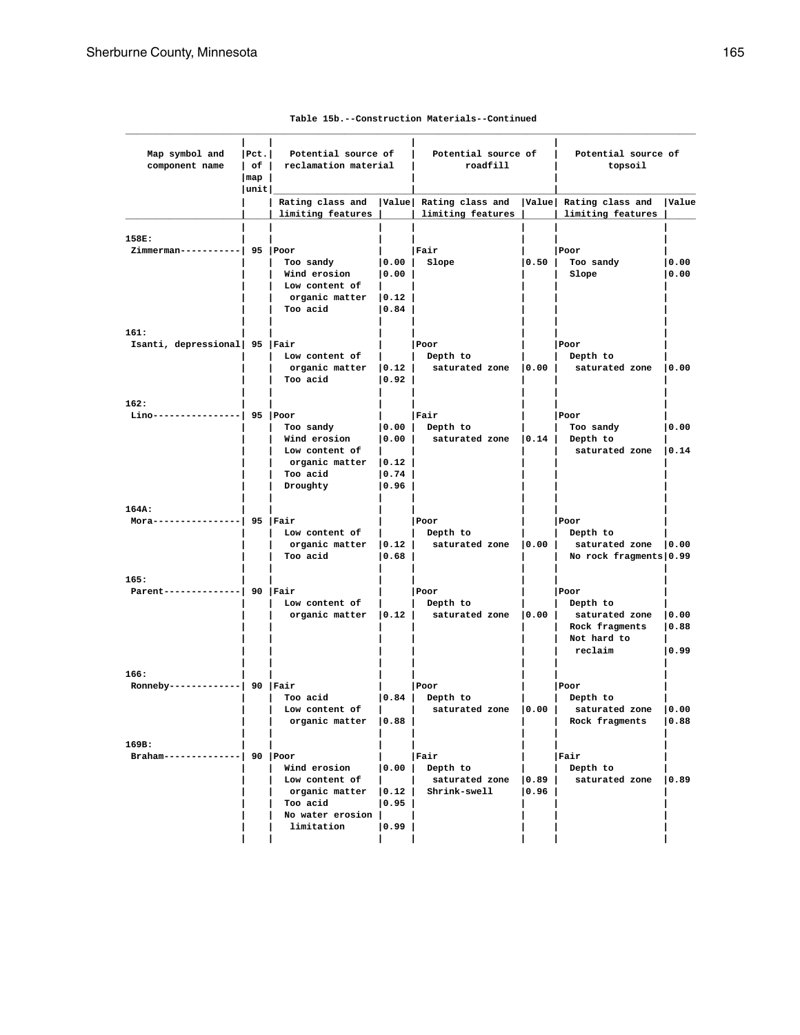Table 15b.--Construction Materials--Continued

| Map symbol and component name | Pct. of map unit | Potential source of reclamation material | | Potential source of roadfill | | Potential source of topsoil | |
|---|---|---|---|---|---|---|---|
| | | Rating class and limiting features | Value | Rating class and limiting features | Value | Rating class and limiting features | Value |
| 158E: | | | | | | | |
| Zimmerman----------- | 95 | Poor | | Fair | | Poor | |
| | | Too sandy | 0.00 | Slope | 0.50 | Too sandy | 0.00 |
| | | Wind erosion | 0.00 | | | Slope | 0.00 |
| | | Low content of organic matter | 0.12 | | | | |
| | | Too acid | 0.84 | | | | |
| 161: | | | | | | | |
| Isanti, depressional | 95 | Fair | | Poor | | Poor | |
| | | Low content of organic matter | 0.12 | Depth to saturated zone | 0.00 | Depth to saturated zone | 0.00 |
| | | Too acid | 0.92 | | | | |
| 162: | | | | | | | |
| Lino---------------- | 95 | Poor | | Fair | | Poor | |
| | | Too sandy | 0.00 | Depth to saturated zone | 0.14 | Too sandy | 0.00 |
| | | Wind erosion | 0.00 | | | Depth to saturated zone | 0.14 |
| | | Low content of organic matter | 0.12 | | | | |
| | | Too acid | 0.74 | | | | |
| | | Droughty | 0.96 | | | | |
| 164A: | | | | | | | |
| Mora---------------- | 95 | Fair | | Poor | | Poor | |
| | | Low content of organic matter | 0.12 | Depth to saturated zone | 0.00 | Depth to saturated zone | 0.00 |
| | | Too acid | 0.68 | | | No rock fragments | 0.99 |
| 165: | | | | | | | |
| Parent-------------- | 90 | Fair | | Poor | | Poor | |
| | | Low content of organic matter | 0.12 | Depth to saturated zone | 0.00 | Depth to saturated zone | 0.00 |
| | | | | | | Rock fragments | 0.88 |
| | | | | | | Not hard to reclaim | 0.99 |
| 166: | | | | | | | |
| Ronneby------------- | 90 | Fair | | Poor | | Poor | |
| | | Too acid | 0.84 | Depth to saturated zone | 0.00 | Depth to saturated zone | 0.00 |
| | | Low content of organic matter | 0.88 | | | Rock fragments | 0.88 |
| 169B: | | | | | | | |
| Braham-------------- | 90 | Poor | | Fair | | Fair | |
| | | Wind erosion | 0.00 | Depth to saturated zone | 0.89 | Depth to saturated zone | 0.89 |
| | | Low content of organic matter | 0.12 | Shrink-swell | 0.96 | | |
| | | Too acid | 0.95 | | | | |
| | | No water erosion limitation | 0.99 | | | | |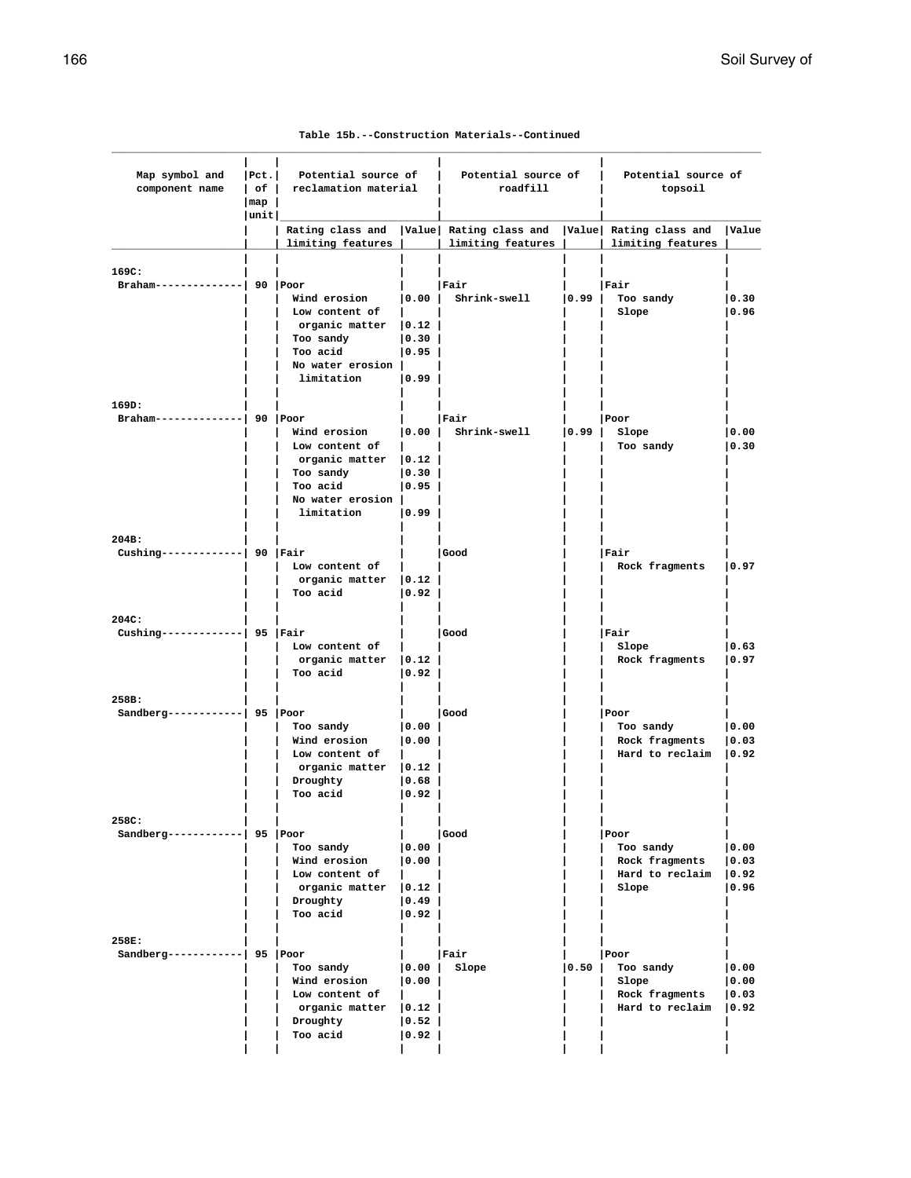Table 15b.--Construction Materials--Continued

| Map symbol and component name | Pct. of map unit | Potential source of reclamation material | | Potential source of roadfill | | Potential source of topsoil | |
|---|---|---|---|---|---|---|---|
| | | Rating class and limiting features | Value | Rating class and limiting features | Value | Rating class and limiting features | Value |
| 169C: | | | | | | | |
| Braham | 90 | Poor | | Fair | | Fair | |
| | | Wind erosion | 0.00 | Shrink-swell | 0.99 | Too sandy | 0.30 |
| | | Low content of organic matter | 0.12 | | | Slope | 0.96 |
| | | Too sandy | 0.30 | | | | |
| | | Too acid | 0.95 | | | | |
| | | No water erosion limitation | 0.99 | | | | |
| 169D: | | | | | | | |
| Braham | 90 | Poor | | Fair | | Poor | |
| | | Wind erosion | 0.00 | Shrink-swell | 0.99 | Slope | 0.00 |
| | | Low content of organic matter | 0.12 | | | Too sandy | 0.30 |
| | | Too sandy | 0.30 | | | | |
| | | Too acid | 0.95 | | | | |
| | | No water erosion limitation | 0.99 | | | | |
| 204B: | | | | | | | |
| Cushing | 90 | Fair | | Good | | Fair | |
| | | Low content of organic matter | 0.12 | | | Rock fragments | 0.97 |
| | | Too acid | 0.92 | | | | |
| 204C: | | | | | | | |
| Cushing | 95 | Fair | | Good | | Fair | |
| | | Low content of organic matter | 0.12 | | | Slope | 0.63 |
| | | Too acid | 0.92 | | | Rock fragments | 0.97 |
| 258B: | | | | | | | |
| Sandberg | 95 | Poor | | Good | | Poor | |
| | | Too sandy | 0.00 | | | Too sandy | 0.00 |
| | | Wind erosion | 0.00 | | | Rock fragments | 0.03 |
| | | Low content of organic matter | 0.12 | | | Hard to reclaim | 0.92 |
| | | Droughty | 0.68 | | | | |
| | | Too acid | 0.92 | | | | |
| 258C: | | | | | | | |
| Sandberg | 95 | Poor | | Good | | Poor | |
| | | Too sandy | 0.00 | | | Too sandy | 0.00 |
| | | Wind erosion | 0.00 | | | Rock fragments | 0.03 |
| | | Low content of organic matter | 0.12 | | | Hard to reclaim | 0.92 |
| | | Droughty | 0.49 | | | Slope | 0.96 |
| | | Too acid | 0.92 | | | | |
| 258E: | | | | | | | |
| Sandberg | 95 | Poor | | Fair | | Poor | |
| | | Too sandy | 0.00 | Slope | 0.50 | Too sandy | 0.00 |
| | | Wind erosion | 0.00 | | | Slope | 0.00 |
| | | Low content of organic matter | 0.12 | | | Rock fragments | 0.03 |
| | | Droughty | 0.52 | | | Hard to reclaim | 0.92 |
| | | Too acid | 0.92 | | | | |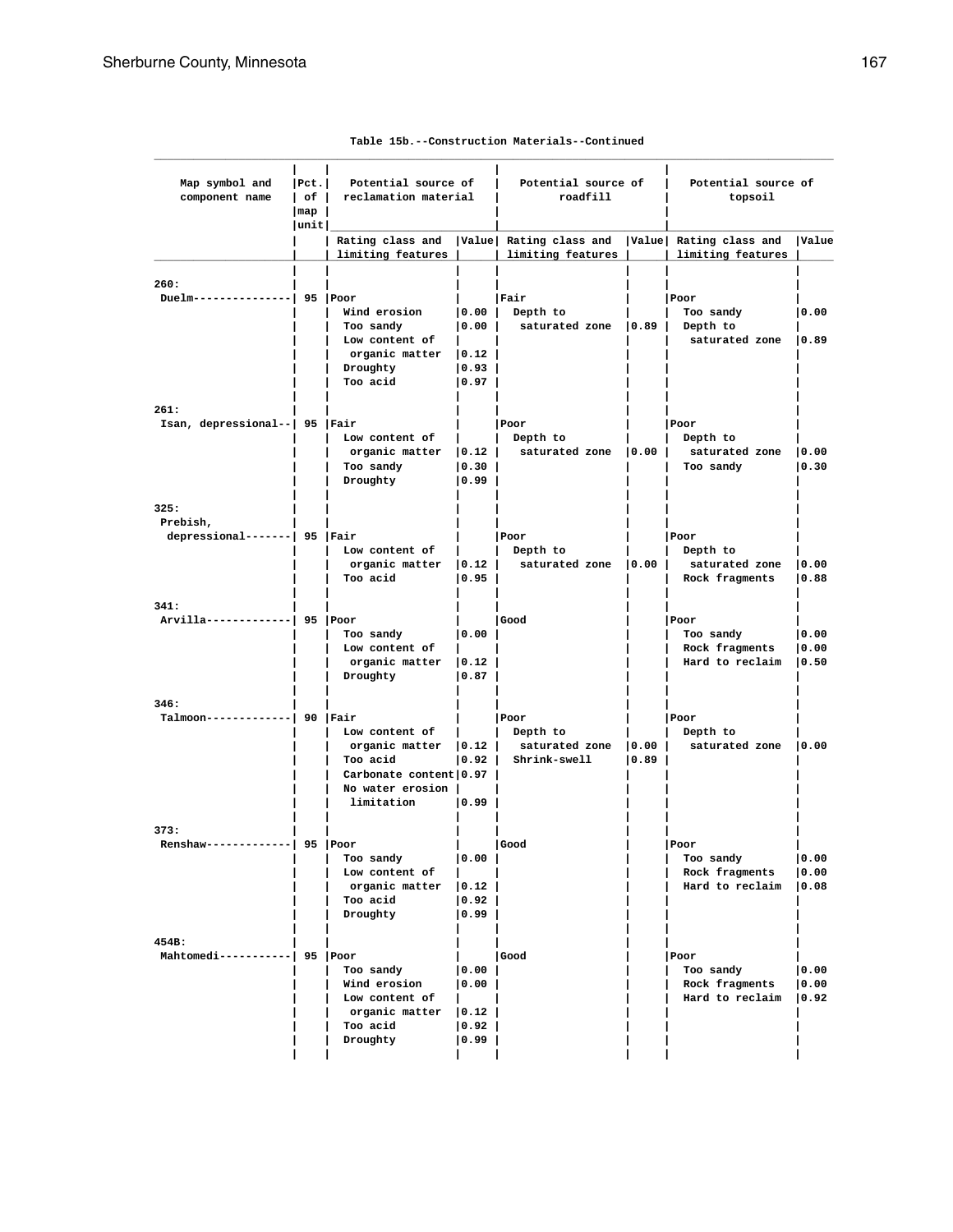Table 15b.--Construction Materials--Continued

| Map symbol and component name | Pct. of map unit | Potential source of reclamation material | | Potential source of roadfill | | Potential source of topsoil | |
|---|---|---|---|---|---|---|---|
| | | Rating class and limiting features | Value | Rating class and limiting features | Value | Rating class and limiting features | Value |
| 260: | | | | | | | |
| Duelm---------------- | 95 | Poor | | Fair | | Poor | |
| | | Wind erosion | 0.00 | Depth to saturated zone | 0.89 | Too sandy | 0.00 |
| | | Too sandy | 0.00 | | | Depth to saturated zone | 0.89 |
| | | Low content of organic matter | 0.12 | | | | |
| | | Droughty | 0.93 | | | | |
| | | Too acid | 0.97 | | | | |
| 261: | | | | | | | |
| Isan, depressional-- | 95 | Fair | | Poor | | Poor | |
| | | Low content of organic matter | 0.12 | Depth to saturated zone | 0.00 | Depth to saturated zone | 0.00 |
| | | Too sandy | 0.30 | | | Too sandy | 0.30 |
| | | Droughty | 0.99 | | | | |
| 325: | | | | | | | |
| Prebish, depressional------- | 95 | Fair | | Poor | | Poor | |
| | | Low content of organic matter | 0.12 | Depth to saturated zone | 0.00 | Depth to saturated zone | 0.00 |
| | | Too acid | 0.95 | | | Rock fragments | 0.88 |
| 341: | | | | | | | |
| Arvilla-------------- | 95 | Poor | | Good | | Poor | |
| | | Too sandy | 0.00 | | | Too sandy | 0.00 |
| | | Low content of organic matter | 0.12 | | | Rock fragments | 0.00 |
| | | Droughty | 0.87 | | | Hard to reclaim | 0.50 |
| 346: | | | | | | | |
| Talmoon-------------- | 90 | Fair | | Poor | | Poor | |
| | | Low content of organic matter | 0.12 | Depth to saturated zone | 0.00 | Depth to saturated zone | 0.00 |
| | | Too acid | 0.92 | Shrink-swell | 0.89 | | |
| | | Carbonate content | 0.97 | | | | |
| | | No water erosion limitation | 0.99 | | | | |
| 373: | | | | | | | |
| Renshaw-------------- | 95 | Poor | | Good | | Poor | |
| | | Too sandy | 0.00 | | | Too sandy | 0.00 |
| | | Low content of organic matter | 0.12 | | | Rock fragments | 0.00 |
| | | Too acid | 0.92 | | | Hard to reclaim | 0.08 |
| | | Droughty | 0.99 | | | | |
| 454B: | | | | | | | |
| Mahtomedi------------ | 95 | Poor | | Good | | Poor | |
| | | Too sandy | 0.00 | | | Too sandy | 0.00 |
| | | Wind erosion | 0.00 | | | Rock fragments | 0.00 |
| | | Low content of organic matter | 0.12 | | | Hard to reclaim | 0.92 |
| | | Too acid | 0.92 | | | | |
| | | Droughty | 0.99 | | | | |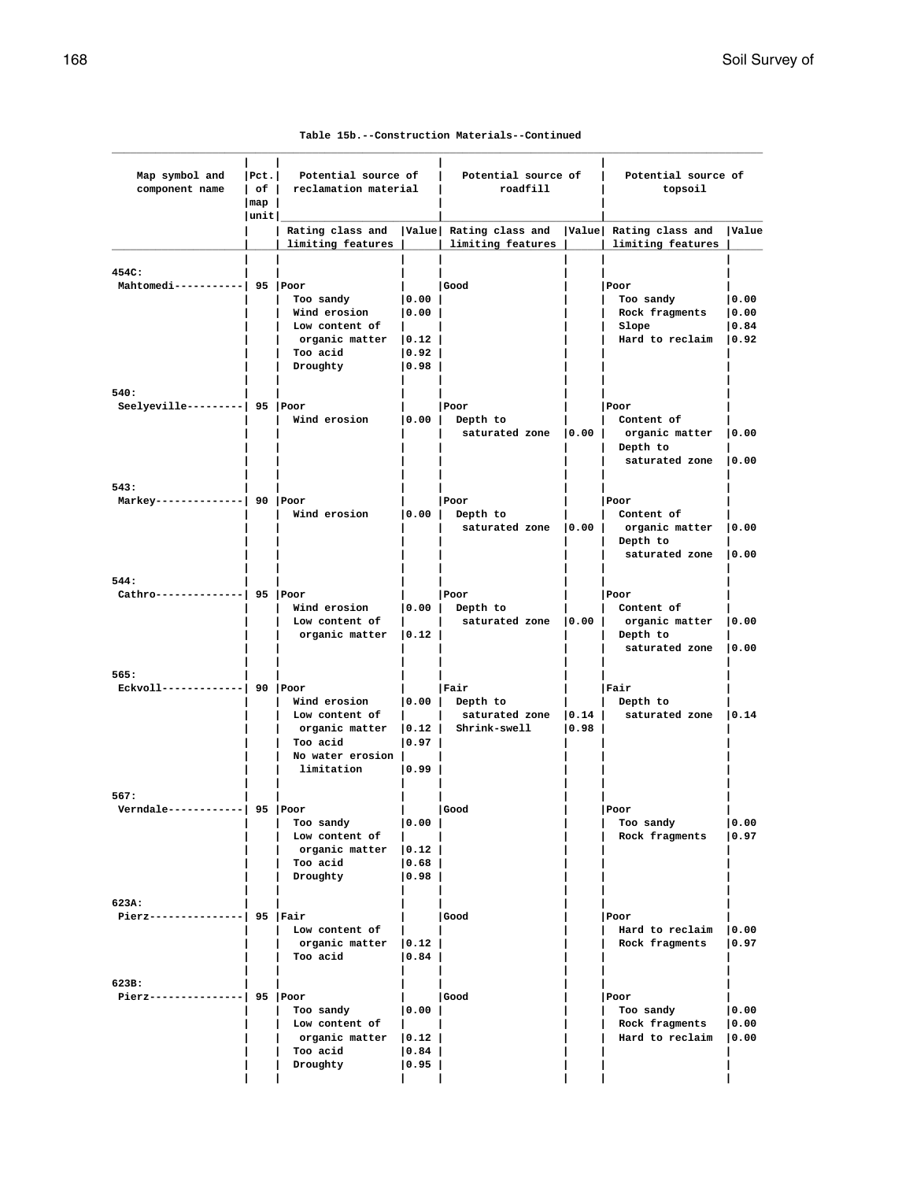Table 15b.--Construction Materials--Continued

| Map symbol and component name | Pct. of map unit | Potential source of reclamation material | | Potential source of roadfill | | Potential source of topsoil | |
|---|---|---|---|---|---|---|---|
| | | Rating class and limiting features | Value | Rating class and limiting features | Value | Rating class and limiting features | Value |
| 454C: | | | | | | | |
| Mahtomedi | 95 | Poor | | Good | | Poor | |
| | | Too sandy | 0.00 | | | Too sandy | 0.00 |
| | | Wind erosion | 0.00 | | | Rock fragments | 0.00 |
| | | Low content of organic matter | 0.12 | | | Slope | 0.84 |
| | | Too acid | 0.92 | | | Hard to reclaim | 0.92 |
| | | Droughty | 0.98 | | | | |
| 540: | | | | | | | |
| Seelyeville | 95 | Poor | | Poor | | Poor | |
| | | Wind erosion | 0.00 | Depth to saturated zone | 0.00 | Content of organic matter | 0.00 |
| | | | | | | Depth to saturated zone | 0.00 |
| 543: | | | | | | | |
| Markey | 90 | Poor | | Poor | | Poor | |
| | | Wind erosion | 0.00 | Depth to saturated zone | 0.00 | Content of organic matter | 0.00 |
| | | | | | | Depth to saturated zone | 0.00 |
| 544: | | | | | | | |
| Cathro | 95 | Poor | | Poor | | Poor | |
| | | Wind erosion | 0.00 | Depth to saturated zone | 0.00 | Content of organic matter | 0.00 |
| | | Low content of organic matter | 0.12 | | | Depth to saturated zone | 0.00 |
| 565: | | | | | | | |
| Eckvoll | 90 | Poor | | Fair | | Fair | |
| | | Wind erosion | 0.00 | Depth to saturated zone | 0.14 | Depth to saturated zone | 0.14 |
| | | Low content of organic matter | 0.12 | Shrink-swell | 0.98 | | |
| | | Too acid | 0.97 | | | | |
| | | No water erosion limitation | 0.99 | | | | |
| 567: | | | | | | | |
| Verndale | 95 | Poor | | Good | | Poor | |
| | | Too sandy | 0.00 | | | Too sandy | 0.00 |
| | | Low content of organic matter | 0.12 | | | Rock fragments | 0.97 |
| | | Too acid | 0.68 | | | | |
| | | Droughty | 0.98 | | | | |
| 623A: | | | | | | | |
| Pierz | 95 | Fair | | Good | | Poor | |
| | | Low content of organic matter | 0.12 | | | Hard to reclaim | 0.00 |
| | | Too acid | 0.84 | | | Rock fragments | 0.97 |
| 623B: | | | | | | | |
| Pierz | 95 | Poor | | Good | | Poor | |
| | | Too sandy | 0.00 | | | Too sandy | 0.00 |
| | | Low content of organic matter | 0.12 | | | Rock fragments | 0.00 |
| | | Too acid | 0.84 | | | Hard to reclaim | 0.00 |
| | | Droughty | 0.95 | | | | |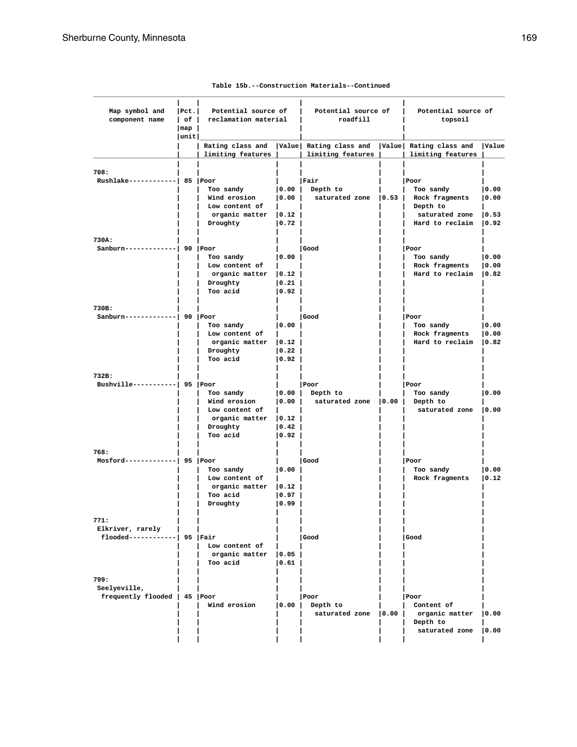Table 15b.--Construction Materials--Continued

| Map symbol and component name | Pct. of map unit | Potential source of reclamation material | | Potential source of roadfill | | Potential source of topsoil | |
|---|---|---|---|---|---|---|---|
| | | Rating class and limiting features | Value | Rating class and limiting features | Value | Rating class and limiting features | Value |
| 708: | | | | | | | |
| Rushlake------------ | 85 | Poor | | Fair | | Poor | |
| | | Too sandy | 0.00 | Depth to saturated zone | 0.53 | Too sandy | 0.00 |
| | | Wind erosion | 0.00 | | | Rock fragments | 0.00 |
| | | Low content of organic matter | 0.12 | | | Depth to saturated zone | 0.53 |
| | | Droughty | 0.72 | | | Hard to reclaim | 0.92 |
| 730A: | | | | | | | |
| Sanburn------------- | 90 | Poor | | Good | | Poor | |
| | | Too sandy | 0.00 | | | Too sandy | 0.00 |
| | | Low content of organic matter | 0.12 | | | Rock fragments | 0.00 |
| | | Droughty | 0.21 | | | Hard to reclaim | 0.82 |
| | | Too acid | 0.92 | | | | |
| 730B: | | | | | | | |
| Sanburn------------- | 90 | Poor | | Good | | Poor | |
| | | Too sandy | 0.00 | | | Too sandy | 0.00 |
| | | Low content of organic matter | 0.12 | | | Rock fragments | 0.00 |
| | | Droughty | 0.22 | | | Hard to reclaim | 0.82 |
| | | Too acid | 0.92 | | | | |
| 732B: | | | | | | | |
| Bushville----------- | 95 | Poor | | Poor | | Poor | |
| | | Too sandy | 0.00 | Depth to saturated zone | 0.00 | Too sandy | 0.00 |
| | | Wind erosion | 0.00 | | | Depth to saturated zone | 0.00 |
| | | Low content of organic matter | 0.12 | | | | |
| | | Droughty | 0.42 | | | | |
| | | Too acid | 0.92 | | | | |
| 768: | | | | | | | |
| Mosford------------- | 95 | Poor | | Good | | Poor | |
| | | Too sandy | 0.00 | | | Too sandy | 0.00 |
| | | Low content of organic matter | 0.12 | | | Rock fragments | 0.12 |
| | | Too acid | 0.97 | | | | |
| | | Droughty | 0.99 | | | | |
| 771: | | | | | | | |
| Elkriver, rarely flooded----------- | 95 | Fair | | Good | | Good | |
| | | Low content of organic matter | 0.05 | | | | |
| | | Too acid | 0.61 | | | | |
| 799: | | | | | | | |
| Seelyeville, frequently flooded | 45 | Poor | | Poor | | Poor | |
| | | Wind erosion | 0.00 | Depth to saturated zone | 0.00 | Content of organic matter | 0.00 |
| | | | | | | Depth to saturated zone | 0.00 |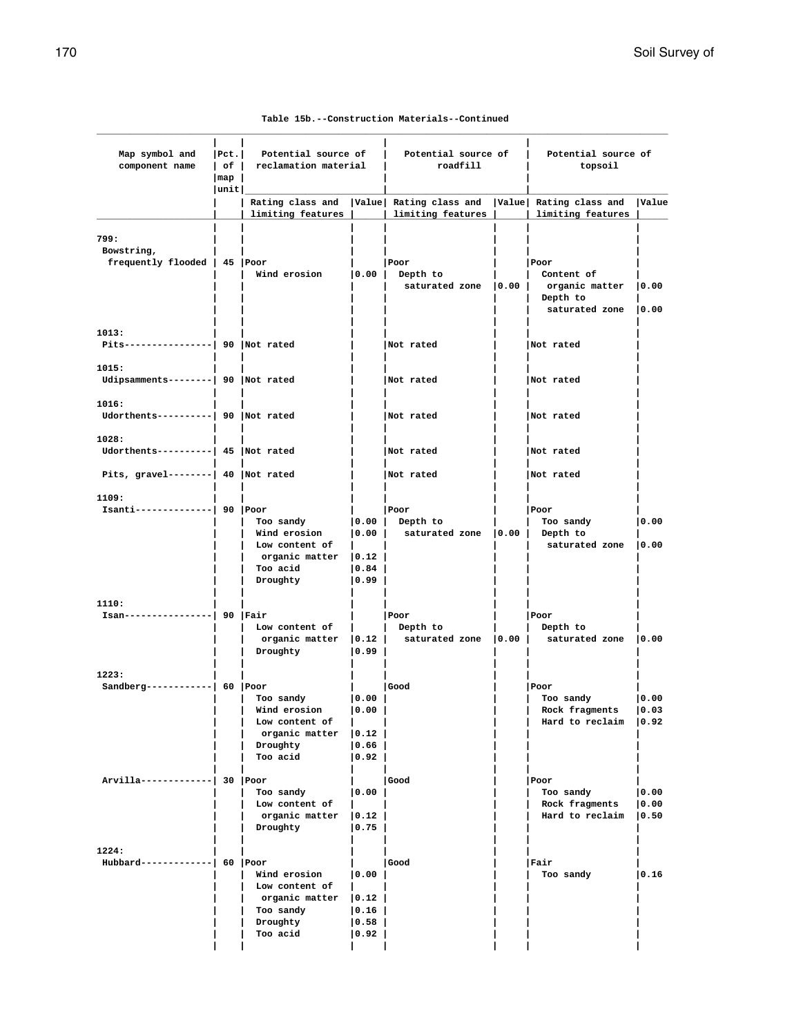Table 15b.--Construction Materials--Continued

| Map symbol and component name | Pct. of map unit | Potential source of reclamation material | | Potential source of roadfill | | Potential source of topsoil | |
|---|---|---|---|---|---|---|---|
| | | Rating class and limiting features | Value | Rating class and limiting features | Value | Rating class and limiting features | Value |
| 799: | | | | | | | |
| Bowstring, frequently flooded | 45 | Poor | | Poor | | Poor | |
| | | Wind erosion | 0.00 | Depth to saturated zone | 0.00 | Content of organic matter | 0.00 |
| | | | | | | Depth to saturated zone | 0.00 |
| 1013: | | | | | | | |
| Pits | 90 | Not rated | | Not rated | | Not rated | |
| 1015: | | | | | | | |
| Udipsamments | 90 | Not rated | | Not rated | | Not rated | |
| 1016: | | | | | | | |
| Udorthents | 90 | Not rated | | Not rated | | Not rated | |
| 1028: | | | | | | | |
| Udorthents | 45 | Not rated | | Not rated | | Not rated | |
| Pits, gravel | 40 | Not rated | | Not rated | | Not rated | |
| 1109: | | | | | | | |
| Isanti | 90 | Poor | | Poor | | Poor | |
| | | Too sandy | 0.00 | Depth to saturated zone | 0.00 | Too sandy | 0.00 |
| | | Wind erosion | 0.00 | | | Depth to saturated zone | 0.00 |
| | | Low content of organic matter | 0.12 | | | | |
| | | Too acid | 0.84 | | | | |
| | | Droughty | 0.99 | | | | |
| 1110: | | | | | | | |
| Isan | 90 | Fair | | Poor | | Poor | |
| | | Low content of organic matter | 0.12 | Depth to saturated zone | 0.00 | Depth to saturated zone | 0.00 |
| | | Droughty | 0.99 | | | | |
| 1223: | | | | | | | |
| Sandberg | 60 | Poor | | Good | | Poor | |
| | | Too sandy | 0.00 | | | Too sandy | 0.00 |
| | | Wind erosion | 0.00 | | | Rock fragments | 0.03 |
| | | Low content of organic matter | 0.12 | | | Hard to reclaim | 0.92 |
| | | Droughty | 0.66 | | | | |
| | | Too acid | 0.92 | | | | |
| Arvilla | 30 | Poor | | Good | | Poor | |
| | | Too sandy | 0.00 | | | Too sandy | 0.00 |
| | | Low content of organic matter | 0.12 | | | Rock fragments | 0.00 |
| | | Droughty | 0.75 | | | Hard to reclaim | 0.50 |
| 1224: | | | | | | | |
| Hubbard | 60 | Poor | | Good | | Fair | |
| | | Wind erosion | 0.00 | | | Too sandy | 0.16 |
| | | Low content of organic matter | 0.12 | | | | |
| | | Too sandy | 0.16 | | | | |
| | | Droughty | 0.58 | | | | |
| | | Too acid | 0.92 | | | | |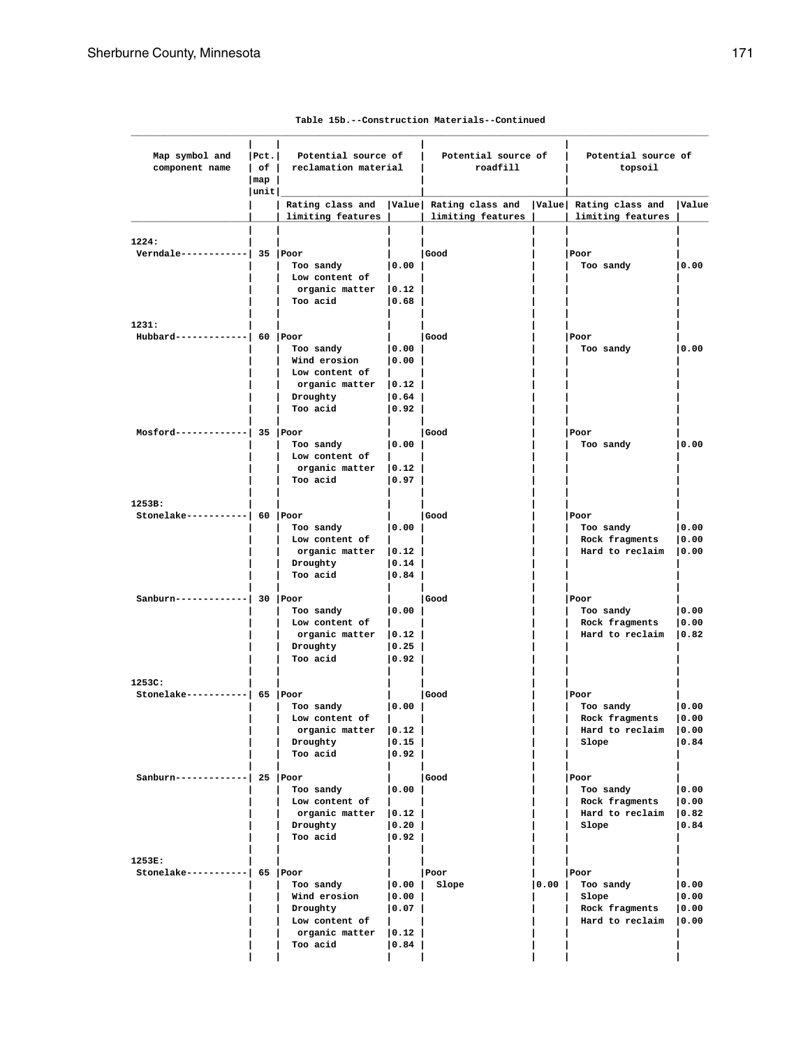Table 15b.--Construction Materials--Continued

| Map symbol and component name | Pct. of map unit | Potential source of reclamation material | | Potential source of roadfill | | Potential source of topsoil | |
|---|---|---|---|---|---|---|---|
| | | Rating class and limiting features | Value | Rating class and limiting features | Value | Rating class and limiting features | Value |
| 1224: | | | | | | | |
| Verndale | 35 | Poor | | Good | | Poor | |
| | | Too sandy | 0.00 | | | Too sandy | 0.00 |
| | | Low content of organic matter | 0.12 | | | | |
| | | Too acid | 0.68 | | | | |
| 1231: | | | | | | | |
| Hubbard | 60 | Poor | | Good | | Poor | |
| | | Too sandy | 0.00 | | | Too sandy | 0.00 |
| | | Wind erosion | 0.00 | | | | |
| | | Low content of organic matter | 0.12 | | | | |
| | | Droughty | 0.64 | | | | |
| | | Too acid | 0.92 | | | | |
| Mosford | 35 | Poor | | Good | | Poor | |
| | | Too sandy | 0.00 | | | Too sandy | 0.00 |
| | | Low content of organic matter | 0.12 | | | | |
| | | Too acid | 0.97 | | | | |
| 1253B: | | | | | | | |
| Stonelake | 60 | Poor | | Good | | Poor | |
| | | Too sandy | 0.00 | | | Too sandy | 0.00 |
| | | Low content of organic matter | 0.12 | | | Rock fragments | 0.00 |
| | | Droughty | 0.14 | | | Hard to reclaim | 0.00 |
| | | Too acid | 0.84 | | | | |
| Sanburn | 30 | Poor | | Good | | Poor | |
| | | Too sandy | 0.00 | | | Too sandy | 0.00 |
| | | Low content of organic matter | 0.12 | | | Rock fragments | 0.00 |
| | | Droughty | 0.25 | | | Hard to reclaim | 0.82 |
| | | Too acid | 0.92 | | | | |
| 1253C: | | | | | | | |
| Stonelake | 65 | Poor | | Good | | Poor | |
| | | Too sandy | 0.00 | | | Too sandy | 0.00 |
| | | Low content of organic matter | 0.12 | | | Rock fragments | 0.00 |
| | | Droughty | 0.15 | | | Hard to reclaim | 0.00 |
| | | Too acid | 0.92 | | | Slope | 0.84 |
| Sanburn | 25 | Poor | | Good | | Poor | |
| | | Too sandy | 0.00 | | | Too sandy | 0.00 |
| | | Low content of organic matter | 0.12 | | | Rock fragments | 0.00 |
| | | Droughty | 0.20 | | | Hard to reclaim | 0.82 |
| | | Too acid | 0.92 | | | Slope | 0.84 |
| 1253E: | | | | | | | |
| Stonelake | 65 | Poor | | Poor | | Poor | |
| | | Too sandy | 0.00 | Slope | 0.00 | Too sandy | 0.00 |
| | | Wind erosion | 0.00 | | | Slope | 0.00 |
| | | Droughty | 0.07 | | | Rock fragments | 0.00 |
| | | Low content of organic matter | 0.12 | | | Hard to reclaim | 0.00 |
| | | Too acid | 0.84 | | | | |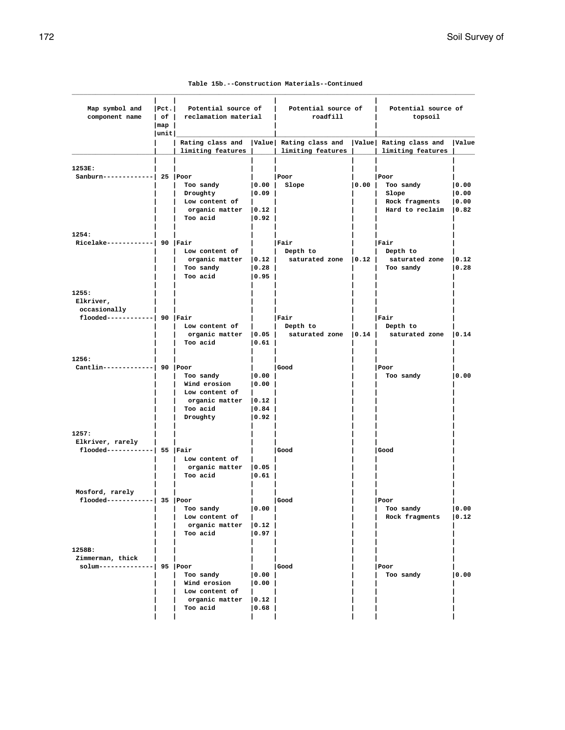Table 15b.--Construction Materials--Continued

| Map symbol and component name | Pct. of map unit | Potential source of reclamation material | | Potential source of roadfill | | Potential source of topsoil | |
|---|---|---|---|---|---|---|---|
| | | Rating class and limiting features | Value | Rating class and limiting features | Value | Rating class and limiting features | Value |
| 1253E: | | | | | | | |
| Sanburn | 25 | Poor | | Poor | | Poor | |
| | | Too sandy | 0.00 | Slope | 0.00 | Too sandy | 0.00 |
| | | Droughty | 0.09 | | | Slope | 0.00 |
| | | Low content of organic matter | 0.12 | | | Rock fragments | 0.00 |
| | | Too acid | 0.92 | | | Hard to reclaim | 0.82 |
| 1254: | | | | | | | |
| Ricelake | 90 | Fair | | Fair | | Fair | |
| | | Low content of organic matter | 0.12 | Depth to saturated zone | 0.12 | Depth to saturated zone | 0.12 |
| | | Too sandy | 0.28 | | | Too sandy | 0.28 |
| | | Too acid | 0.95 | | | | |
| 1255: | | | | | | | |
| Elkriver, occasionally flooded | 90 | Fair | | Fair | | Fair | |
| | | Low content of organic matter | 0.05 | Depth to saturated zone | 0.14 | Depth to saturated zone | 0.14 |
| | | Too acid | 0.61 | | | | |
| 1256: | | | | | | | |
| Cantlin | 90 | Poor | | Good | | Poor | |
| | | Too sandy | 0.00 | | | Too sandy | 0.00 |
| | | Wind erosion | 0.00 | | | | |
| | | Low content of organic matter | 0.12 | | | | |
| | | Too acid | 0.84 | | | | |
| | | Droughty | 0.92 | | | | |
| 1257: | | | | | | | |
| Elkriver, rarely flooded | 55 | Fair | | Good | | Good | |
| | | Low content of organic matter | 0.05 | | | | |
| | | Too acid | 0.61 | | | | |
| Mosford, rarely flooded | 35 | Poor | | Good | | Poor | |
| | | Too sandy | 0.00 | | | Too sandy | 0.00 |
| | | Low content of organic matter | 0.12 | | | Rock fragments | 0.12 |
| | | Too acid | 0.97 | | | | |
| 1258B: | | | | | | | |
| Zimmerman, thick solum | 95 | Poor | | Good | | Poor | |
| | | Too sandy | 0.00 | | | Too sandy | 0.00 |
| | | Wind erosion | 0.00 | | | | |
| | | Low content of organic matter | 0.12 | | | | |
| | | Too acid | 0.68 | | | | |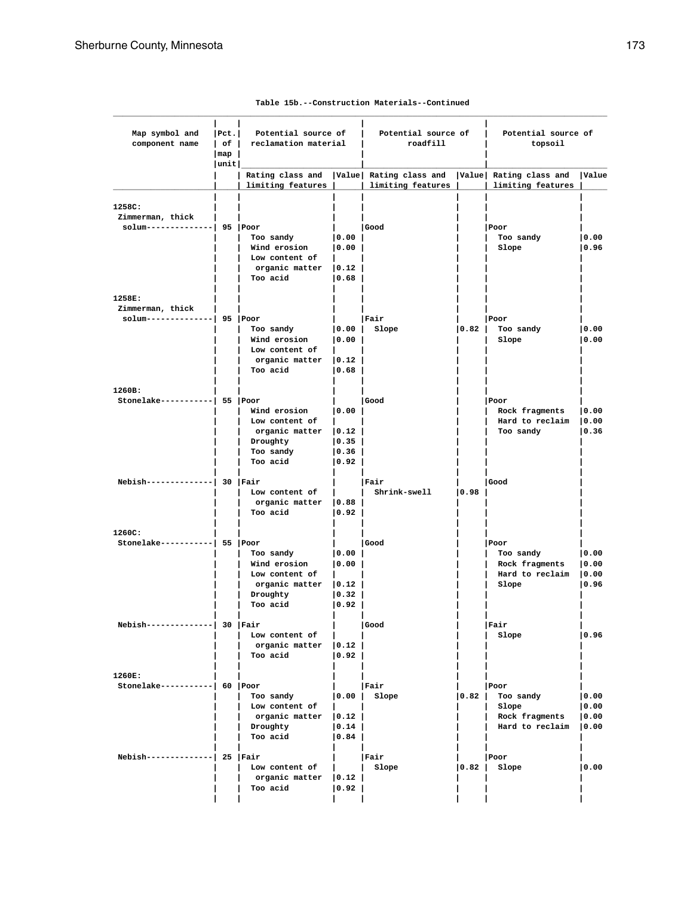Table 15b.--Construction Materials--Continued

| Map symbol and component name | Pct. of map unit | Potential source of reclamation material | | Potential source of roadfill | | Potential source of topsoil | |
|---|---|---|---|---|---|---|---|
| | | Rating class and limiting features | Value | Rating class and limiting features | Value | Rating class and limiting features | Value |
| 1258C: | | | | | | | |
| Zimmerman, thick solum | 95 | Poor | | Good | | Poor | |
| | | Too sandy | 0.00 | | | Too sandy | 0.00 |
| | | Wind erosion | 0.00 | | | Slope | 0.96 |
| | | Low content of organic matter | 0.12 | | | | |
| | | Too acid | 0.68 | | | | |
| 1258E: | | | | | | | |
| Zimmerman, thick solum | 95 | Poor | | Fair | | Poor | |
| | | Too sandy | 0.00 | Slope | 0.82 | Too sandy | 0.00 |
| | | Wind erosion | 0.00 | | | Slope | 0.00 |
| | | Low content of organic matter | 0.12 | | | | |
| | | Too acid | 0.68 | | | | |
| 1260B: | | | | | | | |
| Stonelake | 55 | Poor | | Good | | Poor | |
| | | Wind erosion | 0.00 | | | Rock fragments | 0.00 |
| | | Low content of organic matter | 0.12 | | | Hard to reclaim | 0.00 |
| | | Droughty | 0.35 | | | Too sandy | 0.36 |
| | | Too sandy | 0.36 | | | | |
| | | Too acid | 0.92 | | | | |
| Nebish | 30 | Fair | | Fair | | Good | |
| | | Low content of organic matter | 0.88 | Shrink-swell | 0.98 | | |
| | | Too acid | 0.92 | | | | |
| 1260C: | | | | | | | |
| Stonelake | 55 | Poor | | Good | | Poor | |
| | | Too sandy | 0.00 | | | Too sandy | 0.00 |
| | | Wind erosion | 0.00 | | | Rock fragments | 0.00 |
| | | Low content of organic matter | 0.12 | | | Hard to reclaim | 0.00 |
| | | Droughty | 0.32 | | | Slope | 0.96 |
| | | Too acid | 0.92 | | | | |
| Nebish | 30 | Fair | | Good | | Fair | |
| | | Low content of organic matter | 0.12 | | | Slope | 0.96 |
| | | Too acid | 0.92 | | | | |
| 1260E: | | | | | | | |
| Stonelake | 60 | Poor | | Fair | | Poor | |
| | | Too sandy | 0.00 | Slope | 0.82 | Too sandy | 0.00 |
| | | Low content of organic matter | 0.12 | | | Slope | 0.00 |
| | | Droughty | 0.14 | | | Rock fragments | 0.00 |
| | | Too acid | 0.84 | | | Hard to reclaim | 0.00 |
| Nebish | 25 | Fair | | Fair | | Poor | |
| | | Low content of organic matter | 0.12 | Slope | 0.82 | Slope | 0.00 |
| | | Too acid | 0.92 | | | | |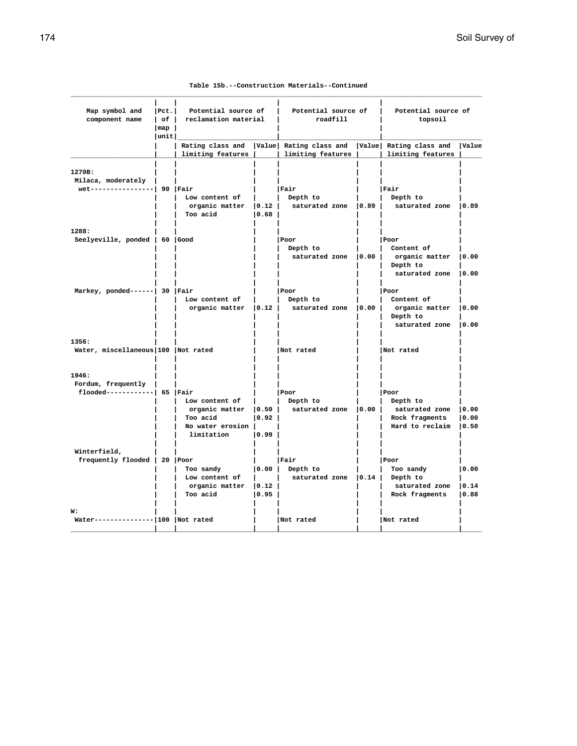Table 15b.--Construction Materials--Continued

| Map symbol and component name | Pct. of map unit | Potential source of reclamation material | | Potential source of roadfill | | Potential source of topsoil | |
|---|---|---|---|---|---|---|---|
| | | Rating class and limiting features | Value | Rating class and limiting features | Value | Rating class and limiting features | Value |
| **1270B:** | | | | | | | |
| Milaca, moderately wet | 90 | Fair | | Fair | | Fair | |
| | | Low content of organic matter | 0.12 | Depth to saturated zone | 0.89 | Depth to saturated zone | 0.89 |
| | | Too acid | 0.68 | | | | |
| **1288:** | | | | | | | |
| Seelyeville, ponded | 60 | Good | | Poor | | Poor | |
| | | | | Depth to saturated zone | 0.00 | Content of organic matter | 0.00 |
| | | | | | | Depth to saturated zone | 0.00 |
| Markey, ponded | 30 | Fair | | Poor | | Poor | |
| | | Low content of organic matter | 0.12 | Depth to saturated zone | 0.00 | Content of organic matter | 0.00 |
| | | | | | | Depth to saturated zone | 0.00 |
| **1356:** | | | | | | | |
| Water, miscellaneous | 100 | Not rated | | Not rated | | Not rated | |
| **1946:** | | | | | | | |
| Fordum, frequently flooded | 65 | Fair | | Poor | | Poor | |
| | | Low content of organic matter | 0.50 | Depth to saturated zone | 0.00 | Depth to saturated zone | 0.00 |
| | | Too acid | 0.92 | | | Rock fragments | 0.00 |
| | | No water erosion limitation | 0.99 | | | Hard to reclaim | 0.50 |
| Winterfield, frequently flooded | 20 | Poor | | Fair | | Poor | |
| | | Too sandy | 0.00 | Depth to saturated zone | 0.14 | Too sandy | 0.00 |
| | | Low content of organic matter | 0.12 | | | Depth to saturated zone | 0.14 |
| | | Too acid | 0.95 | | | Rock fragments | 0.88 |
| **W:** | | | | | | | |
| Water | 100 | Not rated | | Not rated | | Not rated | |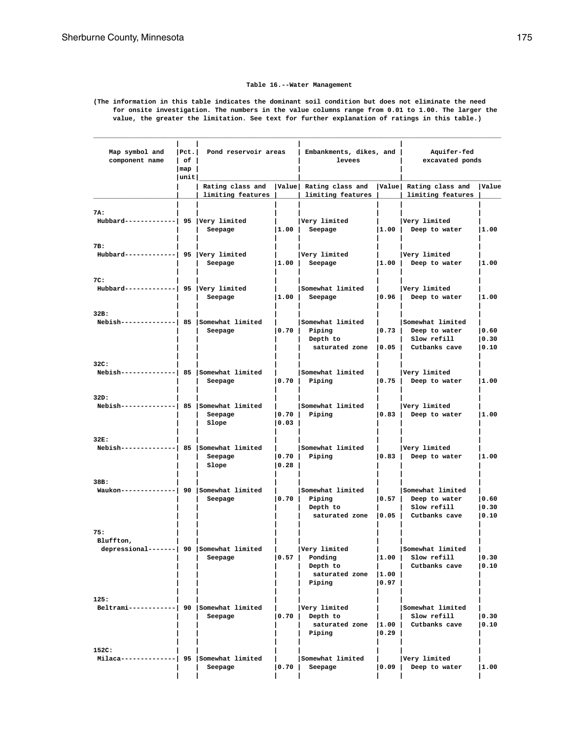### Table 16.--Water Management

(The information in this table indicates the dominant soil condition but does not eliminate the need for onsite investigation. The numbers in the value columns range from 0.01 to 1.00. The larger the value, the greater the limitation. See text for further explanation of ratings in this table.)

| Map symbol and component name | Pct. of map unit | Pond reservoir areas | | Embankments, dikes, and levees | | Aquifer-fed excavated ponds | |
|---|---|---|---|---|---|---|---|
| | | Rating class and limiting features | Value | Rating class and limiting features | Value | Rating class and limiting features | Value |
| 7A: | | | | | | | |
| Hubbard | 95 | Very limited | | Very limited | | Very limited | |
| | | Seepage | 1.00 | Seepage | 1.00 | Deep to water | 1.00 |
| 7B: | | | | | | | |
| Hubbard | 95 | Very limited | | Very limited | | Very limited | |
| | | Seepage | 1.00 | Seepage | 1.00 | Deep to water | 1.00 |
| 7C: | | | | | | | |
| Hubbard | 95 | Very limited | | Somewhat limited | | Very limited | |
| | | Seepage | 1.00 | Seepage | 0.96 | Deep to water | 1.00 |
| 32B: | | | | | | | |
| Nebish | 85 | Somewhat limited | | Somewhat limited | | Somewhat limited | |
| | | Seepage | 0.70 | Piping | 0.73 | Deep to water | 0.60 |
| | | | | Depth to saturated zone | 0.05 | Slow refill | 0.30 |
| | | | | | | Cutbanks cave | 0.10 |
| 32C: | | | | | | | |
| Nebish | 85 | Somewhat limited | | Somewhat limited | | Very limited | |
| | | Seepage | 0.70 | Piping | 0.75 | Deep to water | 1.00 |
| 32D: | | | | | | | |
| Nebish | 85 | Somewhat limited | | Somewhat limited | | Very limited | |
| | | Seepage | 0.70 | Piping | 0.83 | Deep to water | 1.00 |
| | | Slope | 0.03 | | | | |
| 32E: | | | | | | | |
| Nebish | 85 | Somewhat limited | | Somewhat limited | | Very limited | |
| | | Seepage | 0.70 | Piping | 0.83 | Deep to water | 1.00 |
| | | Slope | 0.28 | | | | |
| 38B: | | | | | | | |
| Waukon | 90 | Somewhat limited | | Somewhat limited | | Somewhat limited | |
| | | Seepage | 0.70 | Piping | 0.57 | Deep to water | 0.60 |
| | | | | Depth to saturated zone | 0.05 | Slow refill | 0.30 |
| | | | | | | Cutbanks cave | 0.10 |
| 75: | | | | | | | |
| Bluffton, depressional | 90 | Somewhat limited | | Very limited | | Somewhat limited | |
| | | Seepage | 0.57 | Ponding | 1.00 | Slow refill | 0.30 |
| | | | | Depth to saturated zone | 1.00 | Cutbanks cave | 0.10 |
| | | | | Piping | 0.97 | | |
| 125: | | | | | | | |
| Beltrami | 90 | Somewhat limited | | Very limited | | Somewhat limited | |
| | | Seepage | 0.70 | Depth to saturated zone | 1.00 | Slow refill | 0.30 |
| | | | | Piping | 0.29 | Cutbanks cave | 0.10 |
| 152C: | | | | | | | |
| Milaca | 95 | Somewhat limited | | Somewhat limited | | Very limited | |
| | | Seepage | 0.70 | Seepage | 0.09 | Deep to water | 1.00 |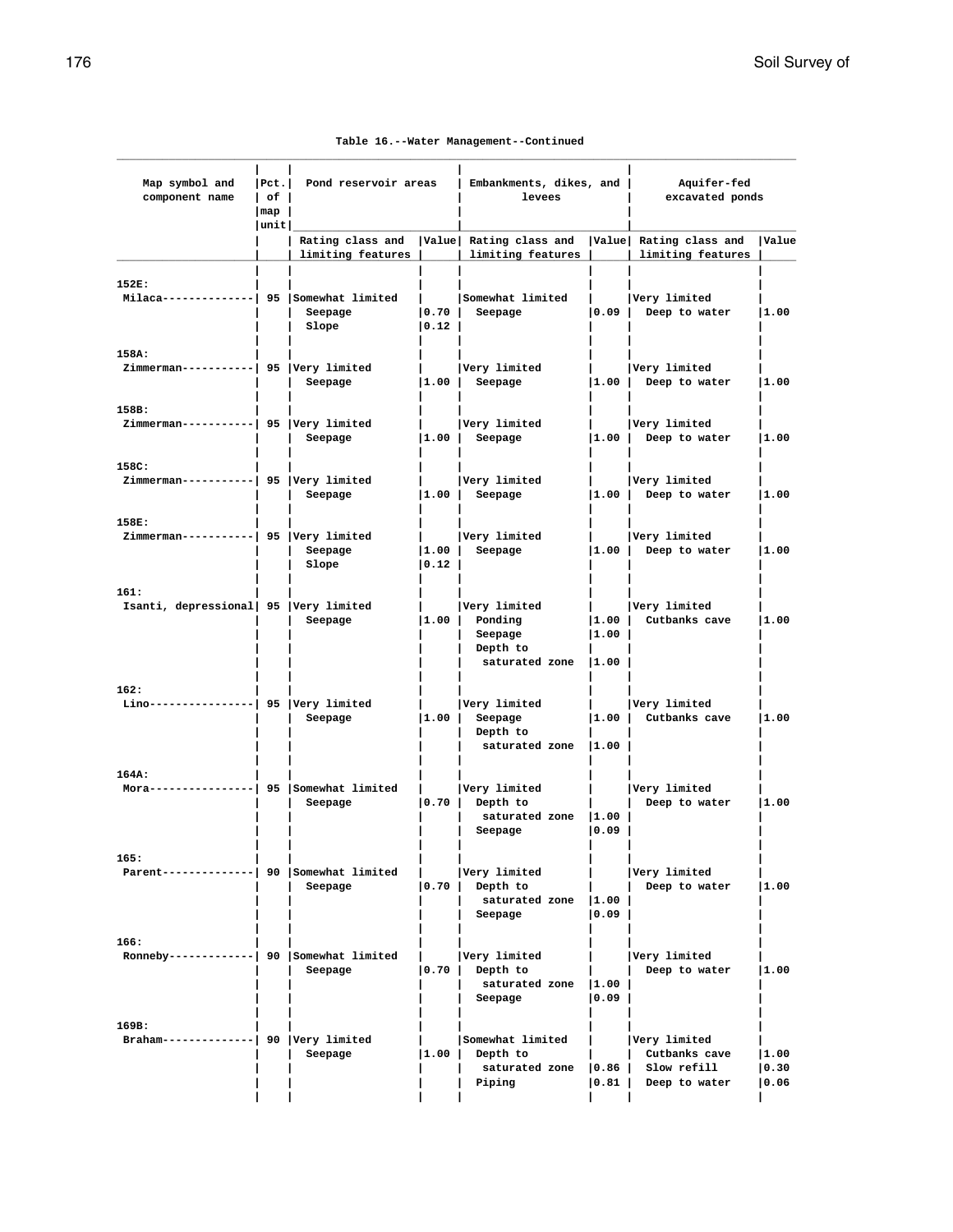Table 16.--Water Management--Continued

| Map symbol and component name | Pct. of map unit | Pond reservoir areas | | Embankments, dikes, and levees | | Aquifer-fed excavated ponds | |
|---|---|---|---|---|---|---|---|
| | | Rating class and limiting features | Value | Rating class and limiting features | Value | Rating class and limiting features | Value |
| 152E: | | | | | | | |
| Milaca | 95 | Somewhat limited | | Somewhat limited | | Very limited | |
| | | Seepage | 0.70 | Seepage | 0.09 | Deep to water | 1.00 |
| | | Slope | 0.12 | | | | |
| 158A: | | | | | | | |
| Zimmerman | 95 | Very limited | | Very limited | | Very limited | |
| | | Seepage | 1.00 | Seepage | 1.00 | Deep to water | 1.00 |
| 158B: | | | | | | | |
| Zimmerman | 95 | Very limited | | Very limited | | Very limited | |
| | | Seepage | 1.00 | Seepage | 1.00 | Deep to water | 1.00 |
| 158C: | | | | | | | |
| Zimmerman | 95 | Very limited | | Very limited | | Very limited | |
| | | Seepage | 1.00 | Seepage | 1.00 | Deep to water | 1.00 |
| 158E: | | | | | | | |
| Zimmerman | 95 | Very limited | | Very limited | | Very limited | |
| | | Seepage | 1.00 | Seepage | 1.00 | Deep to water | 1.00 |
| | | Slope | 0.12 | | | | |
| 161: | | | | | | | |
| Isanti, depressional | 95 | Very limited | | Very limited | | Very limited | |
| | | Seepage | 1.00 | Ponding | 1.00 | Cutbanks cave | 1.00 |
| | | | | Seepage | 1.00 | | |
| | | | | Depth to saturated zone | 1.00 | | |
| 162: | | | | | | | |
| Lino | 95 | Very limited | | Very limited | | Very limited | |
| | | Seepage | 1.00 | Seepage | 1.00 | Cutbanks cave | 1.00 |
| | | | | Depth to saturated zone | 1.00 | | |
| 164A: | | | | | | | |
| Mora | 95 | Somewhat limited | | Very limited | | Very limited | |
| | | Seepage | 0.70 | Depth to saturated zone | 1.00 | Deep to water | 1.00 |
| | | | | Seepage | 0.09 | | |
| 165: | | | | | | | |
| Parent | 90 | Somewhat limited | | Very limited | | Very limited | |
| | | Seepage | 0.70 | Depth to saturated zone | 1.00 | Deep to water | 1.00 |
| | | | | Seepage | 0.09 | | |
| 166: | | | | | | | |
| Ronneby | 90 | Somewhat limited | | Very limited | | Very limited | |
| | | Seepage | 0.70 | Depth to saturated zone | 1.00 | Deep to water | 1.00 |
| | | | | Seepage | 0.09 | | |
| 169B: | | | | | | | |
| Braham | 90 | Very limited | | Somewhat limited | | Very limited | |
| | | Seepage | 1.00 | Depth to saturated zone | 0.86 | Cutbanks cave | 1.00 |
| | | | | Piping | 0.81 | Slow refill | 0.30 |
| | | | | | | Deep to water | 0.06 |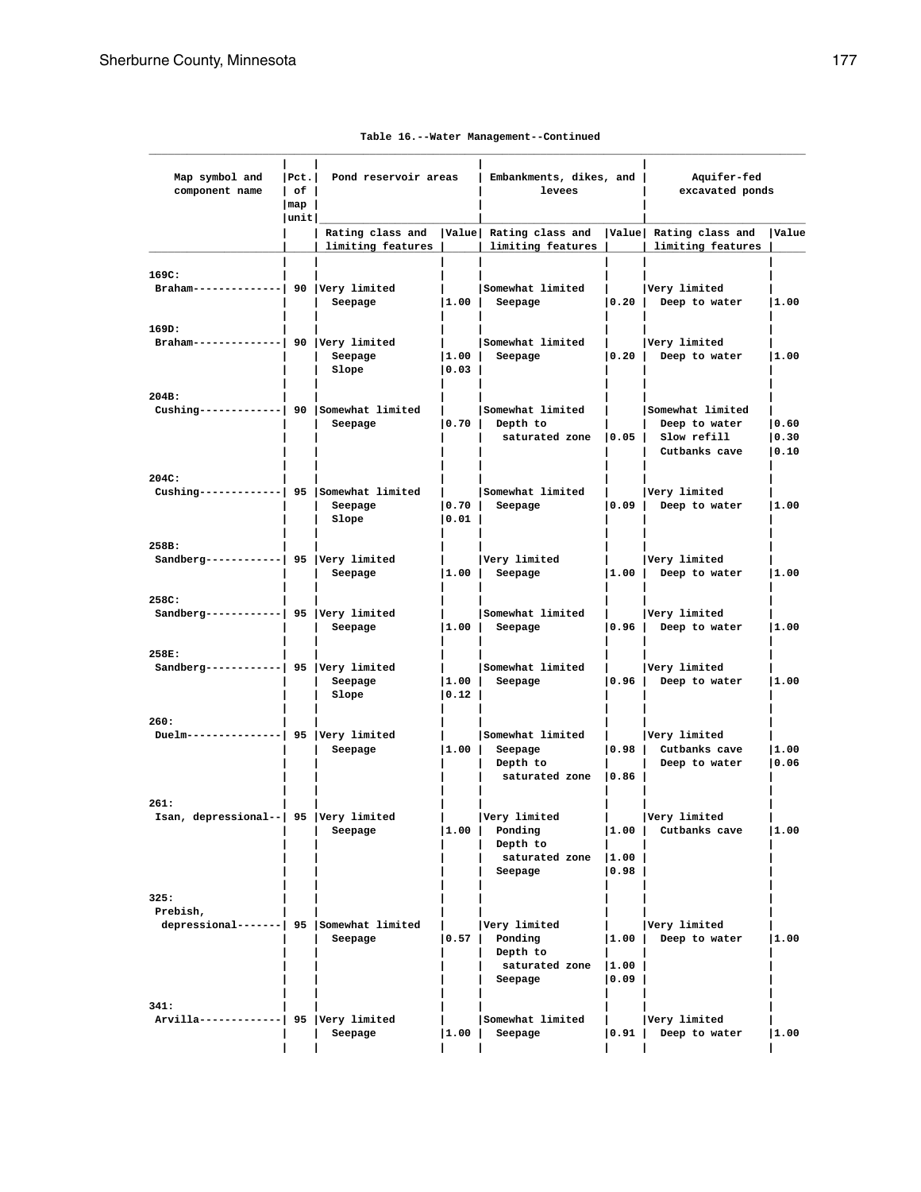Table 16.--Water Management--Continued

| Map symbol and component name | Pct. of map unit | Pond reservoir areas | | Embankments, dikes, and levees | | Aquifer-fed excavated ponds | |
|---|---|---|---|---|---|---|---|
| | | Rating class and limiting features | Value | Rating class and limiting features | Value | Rating class and limiting features | Value |
| 169C: | | | | | | | |
| Braham | 90 | Very limited | | Somewhat limited | | Very limited | |
| | | Seepage | 1.00 | Seepage | 0.20 | Deep to water | 1.00 |
| 169D: | | | | | | | |
| Braham | 90 | Very limited | | Somewhat limited | | Very limited | |
| | | Seepage | 1.00 | Seepage | 0.20 | Deep to water | 1.00 |
| | | Slope | 0.03 | | | | |
| 204B: | | | | | | | |
| Cushing | 90 | Somewhat limited | | Somewhat limited | | Somewhat limited | |
| | | Seepage | 0.70 | Depth to saturated zone | 0.05 | Deep to water | 0.60 |
| | | | | | | Slow refill | 0.30 |
| | | | | | | Cutbanks cave | 0.10 |
| 204C: | | | | | | | |
| Cushing | 95 | Somewhat limited | | Somewhat limited | | Very limited | |
| | | Seepage | 0.70 | Seepage | 0.09 | Deep to water | 1.00 |
| | | Slope | 0.01 | | | | |
| 258B: | | | | | | | |
| Sandberg | 95 | Very limited | | Very limited | | Very limited | |
| | | Seepage | 1.00 | Seepage | 1.00 | Deep to water | 1.00 |
| 258C: | | | | | | | |
| Sandberg | 95 | Very limited | | Somewhat limited | | Very limited | |
| | | Seepage | 1.00 | Seepage | 0.96 | Deep to water | 1.00 |
| 258E: | | | | | | | |
| Sandberg | 95 | Very limited | | Somewhat limited | | Very limited | |
| | | Seepage | 1.00 | Seepage | 0.96 | Deep to water | 1.00 |
| | | Slope | 0.12 | | | | |
| 260: | | | | | | | |
| Duelm | 95 | Very limited | | Somewhat limited | | Very limited | |
| | | Seepage | 1.00 | Seepage | 0.98 | Cutbanks cave | 1.00 |
| | | | | Depth to saturated zone | 0.86 | Deep to water | 0.06 |
| 261: | | | | | | | |
| Isan, depressional | 95 | Very limited | | Very limited | | Very limited | |
| | | Seepage | 1.00 | Ponding | 1.00 | Cutbanks cave | 1.00 |
| | | | | Depth to saturated zone | 1.00 | | |
| | | | | Seepage | 0.98 | | |
| 325: | | | | | | | |
| Prebish, depressional | 95 | Somewhat limited | | Very limited | | Very limited | |
| | | Seepage | 0.57 | Ponding | 1.00 | Deep to water | 1.00 |
| | | | | Depth to saturated zone | 1.00 | | |
| | | | | Seepage | 0.09 | | |
| 341: | | | | | | | |
| Arvilla | 95 | Very limited | | Somewhat limited | | Very limited | |
| | | Seepage | 1.00 | Seepage | 0.91 | Deep to water | 1.00 |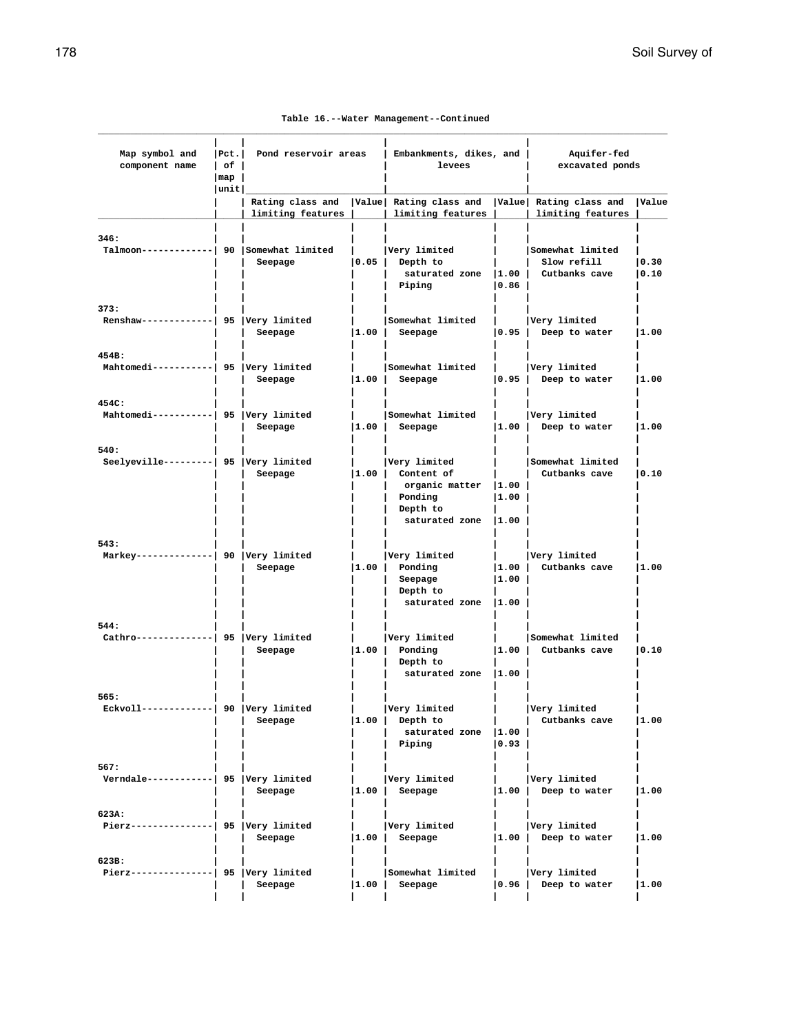Table 16.--Water Management--Continued

| Map symbol and component name | Pct. of map unit | Pond reservoir areas | | Embankments, dikes, and levees | | Aquifer-fed excavated ponds | |
|---|---|---|---|---|---|---|---|
| | | Rating class and limiting features | Value | Rating class and limiting features | Value | Rating class and limiting features | Value |
| 346: | | | | | | | |
| Talmoon | 90 | Somewhat limited | | Very limited | | Somewhat limited | |
| | | Seepage | 0.05 | Depth to saturated zone | 1.00 | Slow refill | 0.30 |
| | | | | Piping | 0.86 | Cutbanks cave | 0.10 |
| 373: | | | | | | | |
| Renshaw | 95 | Very limited | | Somewhat limited | | Very limited | |
| | | Seepage | 1.00 | Seepage | 0.95 | Deep to water | 1.00 |
| 454B: | | | | | | | |
| Mahtomedi | 95 | Very limited | | Somewhat limited | | Very limited | |
| | | Seepage | 1.00 | Seepage | 0.95 | Deep to water | 1.00 |
| 454C: | | | | | | | |
| Mahtomedi | 95 | Very limited | | Somewhat limited | | Very limited | |
| | | Seepage | 1.00 | Seepage | 1.00 | Deep to water | 1.00 |
| 540: | | | | | | | |
| Seelyeville | 95 | Very limited | | Very limited | | Somewhat limited | |
| | | Seepage | 1.00 | Content of organic matter | 1.00 | Cutbanks cave | 0.10 |
| | | | | Ponding | 1.00 | | |
| | | | | Depth to saturated zone | 1.00 | | |
| 543: | | | | | | | |
| Markey | 90 | Very limited | | Very limited | | Very limited | |
| | | Seepage | 1.00 | Ponding | 1.00 | Cutbanks cave | 1.00 |
| | | | | Seepage | 1.00 | | |
| | | | | Depth to saturated zone | 1.00 | | |
| 544: | | | | | | | |
| Cathro | 95 | Very limited | | Very limited | | Somewhat limited | |
| | | Seepage | 1.00 | Ponding | 1.00 | Cutbanks cave | 0.10 |
| | | | | Depth to saturated zone | 1.00 | | |
| 565: | | | | | | | |
| Eckvoll | 90 | Very limited | | Very limited | | Very limited | |
| | | Seepage | 1.00 | Depth to saturated zone | 1.00 | Cutbanks cave | 1.00 |
| | | | | Piping | 0.93 | | |
| 567: | | | | | | | |
| Verndale | 95 | Very limited | | Very limited | | Very limited | |
| | | Seepage | 1.00 | Seepage | 1.00 | Deep to water | 1.00 |
| 623A: | | | | | | | |
| Pierz | 95 | Very limited | | Very limited | | Very limited | |
| | | Seepage | 1.00 | Seepage | 1.00 | Deep to water | 1.00 |
| 623B: | | | | | | | |
| Pierz | 95 | Very limited | | Somewhat limited | | Very limited | |
| | | Seepage | 1.00 | Seepage | 0.96 | Deep to water | 1.00 |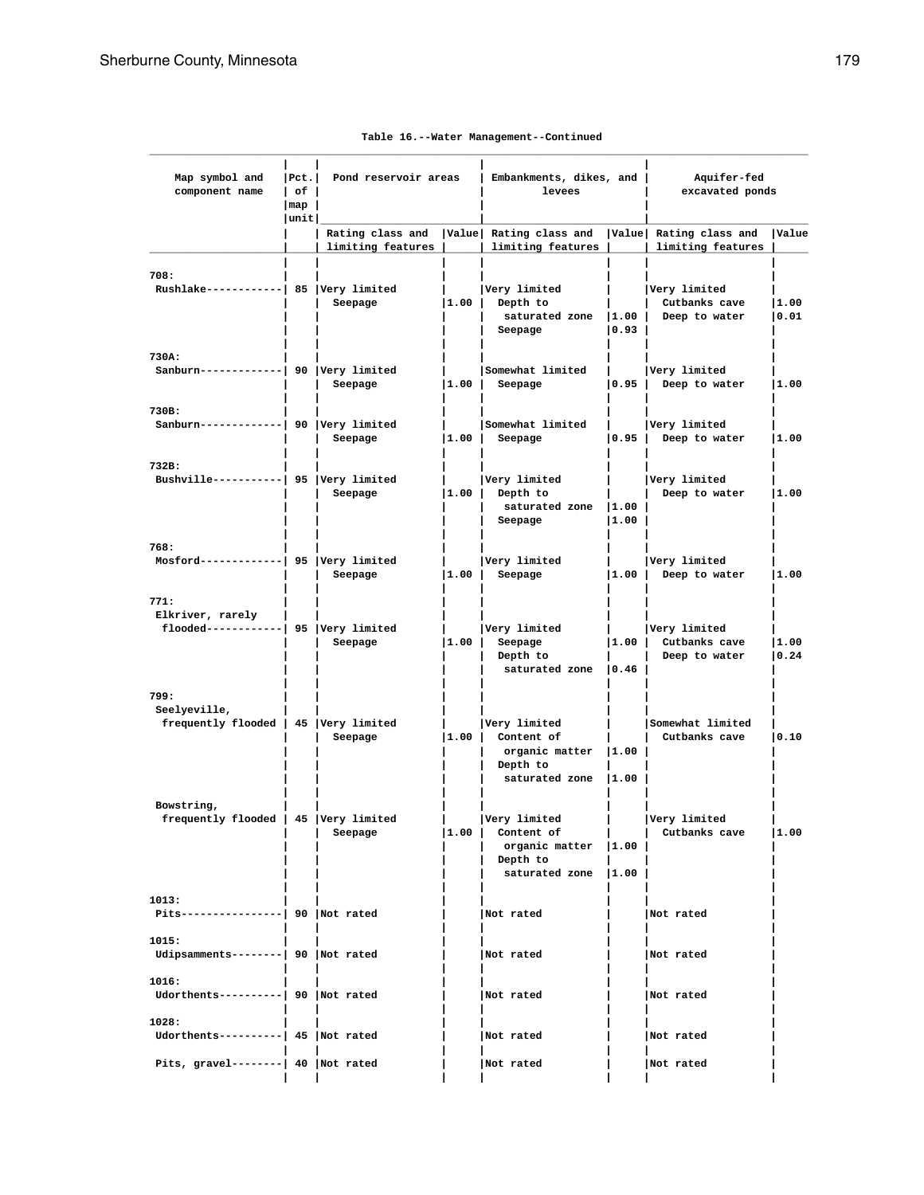Table 16.--Water Management--Continued

| Map symbol and component name | Pct. of map unit | Pond reservoir areas | | Embankments, dikes, and levees | | Aquifer-fed excavated ponds | |
|---|---|---|---|---|---|---|---|
| | | Rating class and limiting features | Value | Rating class and limiting features | Value | Rating class and limiting features | Value |
| 708: | | | | | | | |
| Rushlake | 85 | Very limited | | Very limited | | Very limited | |
| | | Seepage | 1.00 | Depth to saturated zone | 1.00 | Cutbanks cave | 1.00 |
| | | | | Seepage | 0.93 | Deep to water | 0.01 |
| 730A: | | | | | | | |
| Sanburn | 90 | Very limited | | Somewhat limited | | Very limited | |
| | | Seepage | 1.00 | Seepage | 0.95 | Deep to water | 1.00 |
| 730B: | | | | | | | |
| Sanburn | 90 | Very limited | | Somewhat limited | | Very limited | |
| | | Seepage | 1.00 | Seepage | 0.95 | Deep to water | 1.00 |
| 732B: | | | | | | | |
| Bushville | 95 | Very limited | | Very limited | | Very limited | |
| | | Seepage | 1.00 | Depth to saturated zone | 1.00 | Deep to water | 1.00 |
| | | | | Seepage | 1.00 | | |
| 768: | | | | | | | |
| Mosford | 95 | Very limited | | Very limited | | Very limited | |
| | | Seepage | 1.00 | Seepage | 1.00 | Deep to water | 1.00 |
| 771: | | | | | | | |
| Elkriver, rarely flooded | 95 | Very limited | | Very limited | | Very limited | |
| | | Seepage | 1.00 | Seepage | 1.00 | Cutbanks cave | 1.00 |
| | | | | Depth to saturated zone | 0.46 | Deep to water | 0.24 |
| 799: | | | | | | | |
| Seelyeville, frequently flooded | 45 | Very limited | | Very limited | | Somewhat limited | |
| | | Seepage | 1.00 | Content of organic matter | 1.00 | Cutbanks cave | 0.10 |
| | | | | Depth to saturated zone | 1.00 | | |
| Bowstring, frequently flooded | 45 | Very limited | | Very limited | | Very limited | |
| | | Seepage | 1.00 | Content of organic matter | 1.00 | Cutbanks cave | 1.00 |
| | | | | Depth to saturated zone | 1.00 | | |
| 1013: | | | | | | | |
| Pits | 90 | Not rated | | Not rated | | Not rated | |
| 1015: | | | | | | | |
| Udipsamments | 90 | Not rated | | Not rated | | Not rated | |
| 1016: | | | | | | | |
| Udorthents | 90 | Not rated | | Not rated | | Not rated | |
| 1028: | | | | | | | |
| Udorthents | 45 | Not rated | | Not rated | | Not rated | |
| Pits, gravel | 40 | Not rated | | Not rated | | Not rated | |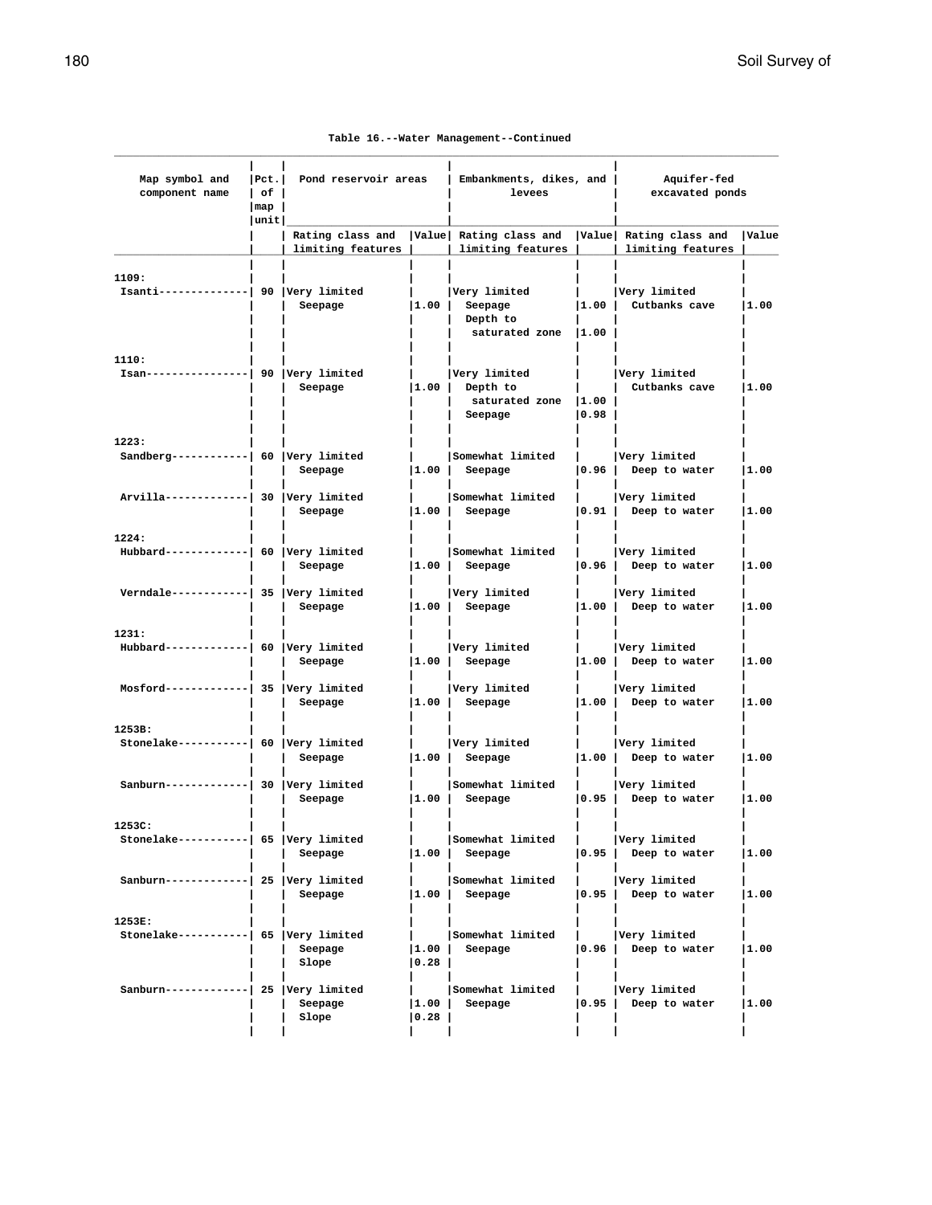Table 16.--Water Management--Continued

| Map symbol and component name | Pct. of map unit | Pond reservoir areas | | Embankments, dikes, and levees | | Aquifer-fed excavated ponds | |
|---|---|---|---|---|---|---|---|
| | | Rating class and limiting features | Value | Rating class and limiting features | Value | Rating class and limiting features | Value |
| 1109: | | | | | | | |
| Isanti | 90 | Very limited | | Very limited | | Very limited | |
| | | Seepage | 1.00 | Seepage | 1.00 | Cutbanks cave | 1.00 |
| | | | | Depth to saturated zone | 1.00 | | |
| 1110: | | | | | | | |
| Isan | 90 | Very limited | | Very limited | | Very limited | |
| | | Seepage | 1.00 | Depth to saturated zone | 1.00 | Cutbanks cave | 1.00 |
| | | | | Seepage | 0.98 | | |
| 1223: | | | | | | | |
| Sandberg | 60 | Very limited | | Somewhat limited | | Very limited | |
| | | Seepage | 1.00 | Seepage | 0.96 | Deep to water | 1.00 |
| Arvilla | 30 | Very limited | | Somewhat limited | | Very limited | |
| | | Seepage | 1.00 | Seepage | 0.91 | Deep to water | 1.00 |
| 1224: | | | | | | | |
| Hubbard | 60 | Very limited | | Somewhat limited | | Very limited | |
| | | Seepage | 1.00 | Seepage | 0.96 | Deep to water | 1.00 |
| Verndale | 35 | Very limited | | Very limited | | Very limited | |
| | | Seepage | 1.00 | Seepage | 1.00 | Deep to water | 1.00 |
| 1231: | | | | | | | |
| Hubbard | 60 | Very limited | | Very limited | | Very limited | |
| | | Seepage | 1.00 | Seepage | 1.00 | Deep to water | 1.00 |
| Mosford | 35 | Very limited | | Very limited | | Very limited | |
| | | Seepage | 1.00 | Seepage | 1.00 | Deep to water | 1.00 |
| 1253B: | | | | | | | |
| Stonelake | 60 | Very limited | | Very limited | | Very limited | |
| | | Seepage | 1.00 | Seepage | 1.00 | Deep to water | 1.00 |
| Sanburn | 30 | Very limited | | Somewhat limited | | Very limited | |
| | | Seepage | 1.00 | Seepage | 0.95 | Deep to water | 1.00 |
| 1253C: | | | | | | | |
| Stonelake | 65 | Very limited | | Somewhat limited | | Very limited | |
| | | Seepage | 1.00 | Seepage | 0.95 | Deep to water | 1.00 |
| Sanburn | 25 | Very limited | | Somewhat limited | | Very limited | |
| | | Seepage | 1.00 | Seepage | 0.95 | Deep to water | 1.00 |
| 1253E: | | | | | | | |
| Stonelake | 65 | Very limited | | Somewhat limited | | Very limited | |
| | | Seepage | 1.00 | Seepage | 0.96 | Deep to water | 1.00 |
| | | Slope | 0.28 | | | | |
| Sanburn | 25 | Very limited | | Somewhat limited | | Very limited | |
| | | Seepage | 1.00 | Seepage | 0.95 | Deep to water | 1.00 |
| | | Slope | 0.28 | | | | |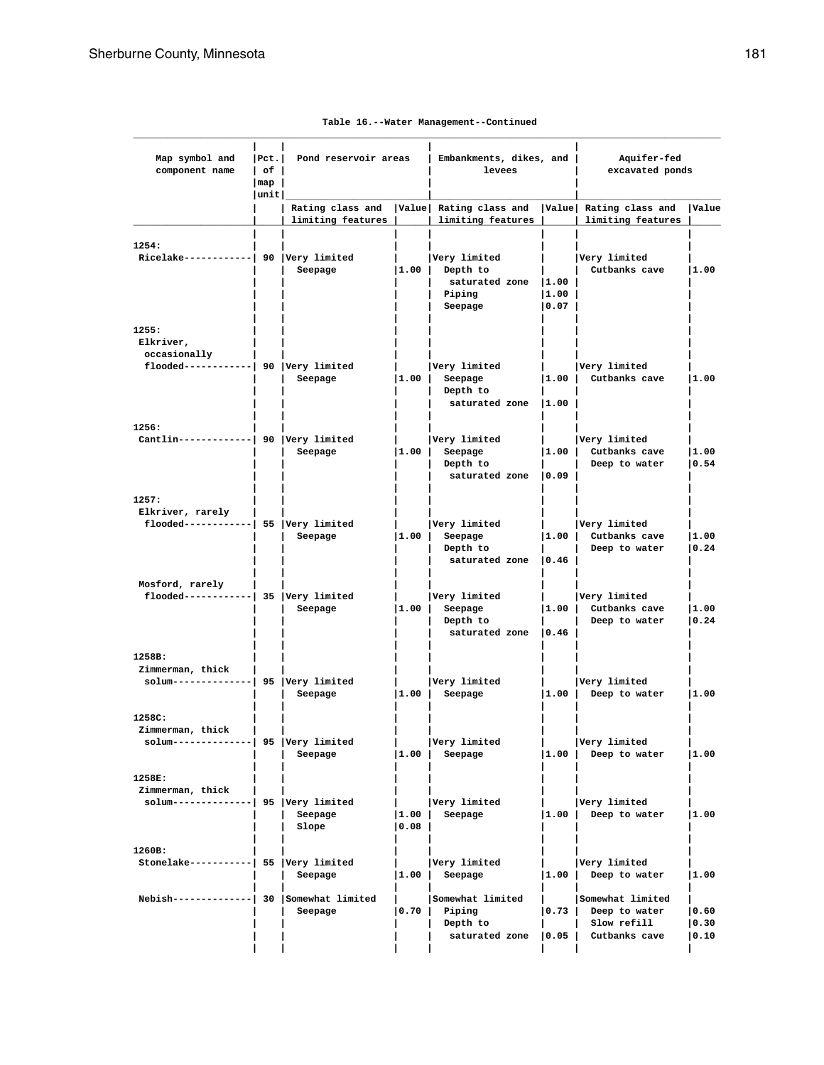Table 16.--Water Management--Continued

| Map symbol and component name | Pct. of map unit | Pond reservoir areas | | Embankments, dikes, and levees | | Aquifer-fed excavated ponds | |
|---|---|---|---|---|---|---|---|
| | | Rating class and limiting features | Value | Rating class and limiting features | Value | Rating class and limiting features | Value |
| 1254: | | | | | | | |
| Ricelake | 90 | Very limited | | Very limited | | Very limited | |
| | | Seepage | 1.00 | Depth to saturated zone | 1.00 | Cutbanks cave | 1.00 |
| | | | | Piping | 1.00 | | |
| | | | | Seepage | 0.07 | | |
| 1255: | | | | | | | |
| Elkriver, occasionally flooded | 90 | Very limited | | Very limited | | Very limited | |
| | | Seepage | 1.00 | Seepage | 1.00 | Cutbanks cave | 1.00 |
| | | | | Depth to saturated zone | 1.00 | | |
| 1256: | | | | | | | |
| Cantlin | 90 | Very limited | | Very limited | | Very limited | |
| | | Seepage | 1.00 | Seepage | 1.00 | Cutbanks cave | 1.00 |
| | | | | Depth to saturated zone | 0.09 | Deep to water | 0.54 |
| 1257: | | | | | | | |
| Elkriver, rarely flooded | 55 | Very limited | | Very limited | | Very limited | |
| | | Seepage | 1.00 | Seepage | 1.00 | Cutbanks cave | 1.00 |
| | | | | Depth to saturated zone | 0.46 | Deep to water | 0.24 |
| Mosford, rarely flooded | 35 | Very limited | | Very limited | | Very limited | |
| | | Seepage | 1.00 | Seepage | 1.00 | Cutbanks cave | 1.00 |
| | | | | Depth to saturated zone | 0.46 | Deep to water | 0.24 |
| 1258B: | | | | | | | |
| Zimmerman, thick solum | 95 | Very limited | | Very limited | | Very limited | |
| | | Seepage | 1.00 | Seepage | 1.00 | Deep to water | 1.00 |
| 1258C: | | | | | | | |
| Zimmerman, thick solum | 95 | Very limited | | Very limited | | Very limited | |
| | | Seepage | 1.00 | Seepage | 1.00 | Deep to water | 1.00 |
| 1258E: | | | | | | | |
| Zimmerman, thick solum | 95 | Very limited | | Very limited | | Very limited | |
| | | Seepage | 1.00 | Seepage | 1.00 | Deep to water | 1.00 |
| | | Slope | 0.08 | | | | |
| 1260B: | | | | | | | |
| Stonelake | 55 | Very limited | | Very limited | | Very limited | |
| | | Seepage | 1.00 | Seepage | 1.00 | Deep to water | 1.00 |
| Nebish | 30 | Somewhat limited | | Somewhat limited | | Somewhat limited | |
| | | Seepage | 0.70 | Piping | 0.73 | Deep to water | 0.60 |
| | | | | Depth to saturated zone | 0.05 | Slow refill | 0.30 |
| | | | | | | Cutbanks cave | 0.10 |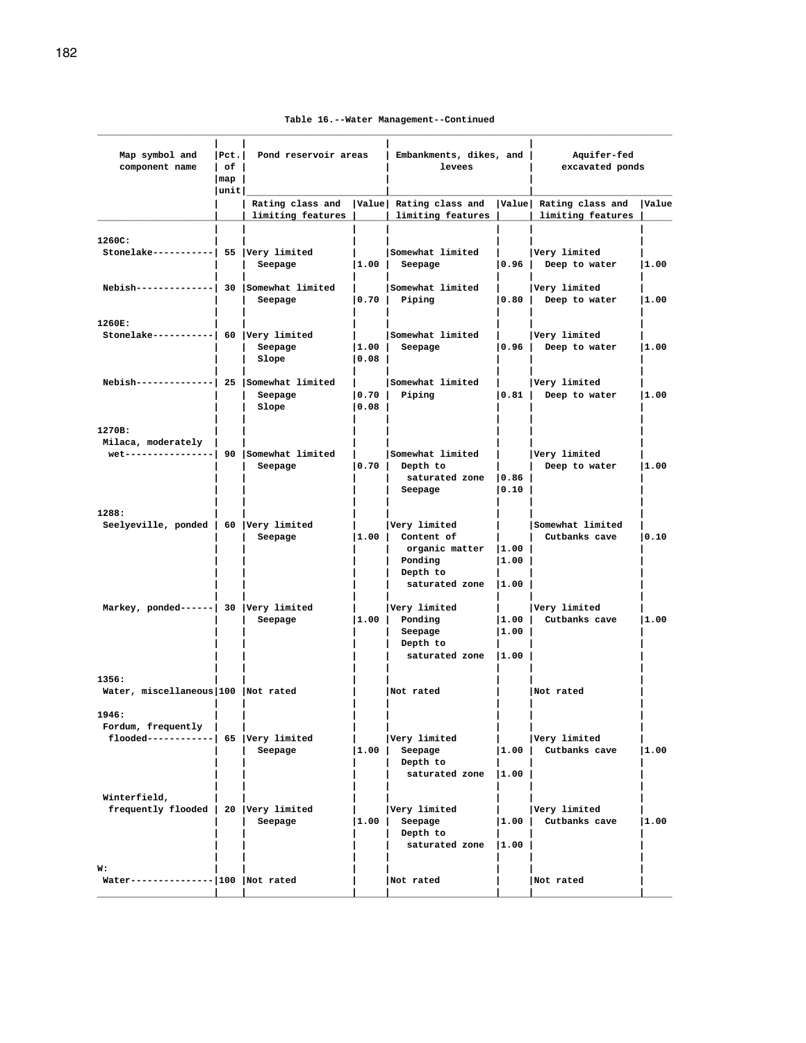Table 16.--Water Management--Continued

| Map symbol and component name | Pct. of map unit | Pond reservoir areas | | Embankments, dikes, and levees | | Aquifer-fed excavated ponds | |
|---|---|---|---|---|---|---|---|
| | | Rating class and limiting features | Value | Rating class and limiting features | Value | Rating class and limiting features | Value |
| 1260C: | | | | | | | |
| Stonelake----------- | 55 | Very limited | | Somewhat limited | | Very limited | |
| | | Seepage | 1.00 | Seepage | 0.96 | Deep to water | 1.00 |
| Nebish-------------- | 30 | Somewhat limited | | Somewhat limited | | Very limited | |
| | | Seepage | 0.70 | Piping | 0.80 | Deep to water | 1.00 |
| 1260E: | | | | | | | |
| Stonelake----------- | 60 | Very limited | | Somewhat limited | | Very limited | |
| | | Seepage | 1.00 | Seepage | 0.96 | Deep to water | 1.00 |
| | | Slope | 0.08 | | | | |
| Nebish-------------- | 25 | Somewhat limited | | Somewhat limited | | Very limited | |
| | | Seepage | 0.70 | Piping | 0.81 | Deep to water | 1.00 |
| | | Slope | 0.08 | | | | |
| 1270B: | | | | | | | |
| Milaca, moderately wet---------------- | 90 | Somewhat limited | | Somewhat limited | | Very limited | |
| | | Seepage | 0.70 | Depth to saturated zone | 0.86 | Deep to water | 1.00 |
| | | | | Seepage | 0.10 | | |
| 1288: | | | | | | | |
| Seelyeville, ponded | 60 | Very limited | | Very limited | | Somewhat limited | |
| | | Seepage | 1.00 | Content of organic matter | 1.00 | Cutbanks cave | 0.10 |
| | | | | Ponding | 1.00 | | |
| | | | | Depth to saturated zone | 1.00 | | |
| Markey, ponded------ | 30 | Very limited | | Very limited | | Very limited | |
| | | Seepage | 1.00 | Ponding | 1.00 | Cutbanks cave | 1.00 |
| | | | | Seepage | 1.00 | | |
| | | | | Depth to saturated zone | 1.00 | | |
| 1356: | | | | | | | |
| Water, miscellaneous | 100 | Not rated | | Not rated | | Not rated | |
| 1946: | | | | | | | |
| Fordum, frequently flooded----------- | 65 | Very limited | | Very limited | | Very limited | |
| | | Seepage | 1.00 | Seepage | 1.00 | Cutbanks cave | 1.00 |
| | | | | Depth to saturated zone | 1.00 | | |
| Winterfield, frequently flooded | 20 | Very limited | | Very limited | | Very limited | |
| | | Seepage | 1.00 | Seepage | 1.00 | Cutbanks cave | 1.00 |
| | | | | Depth to saturated zone | 1.00 | | |
| W: | | | | | | | |
| Water--------------- | 100 | Not rated | | Not rated | | Not rated | |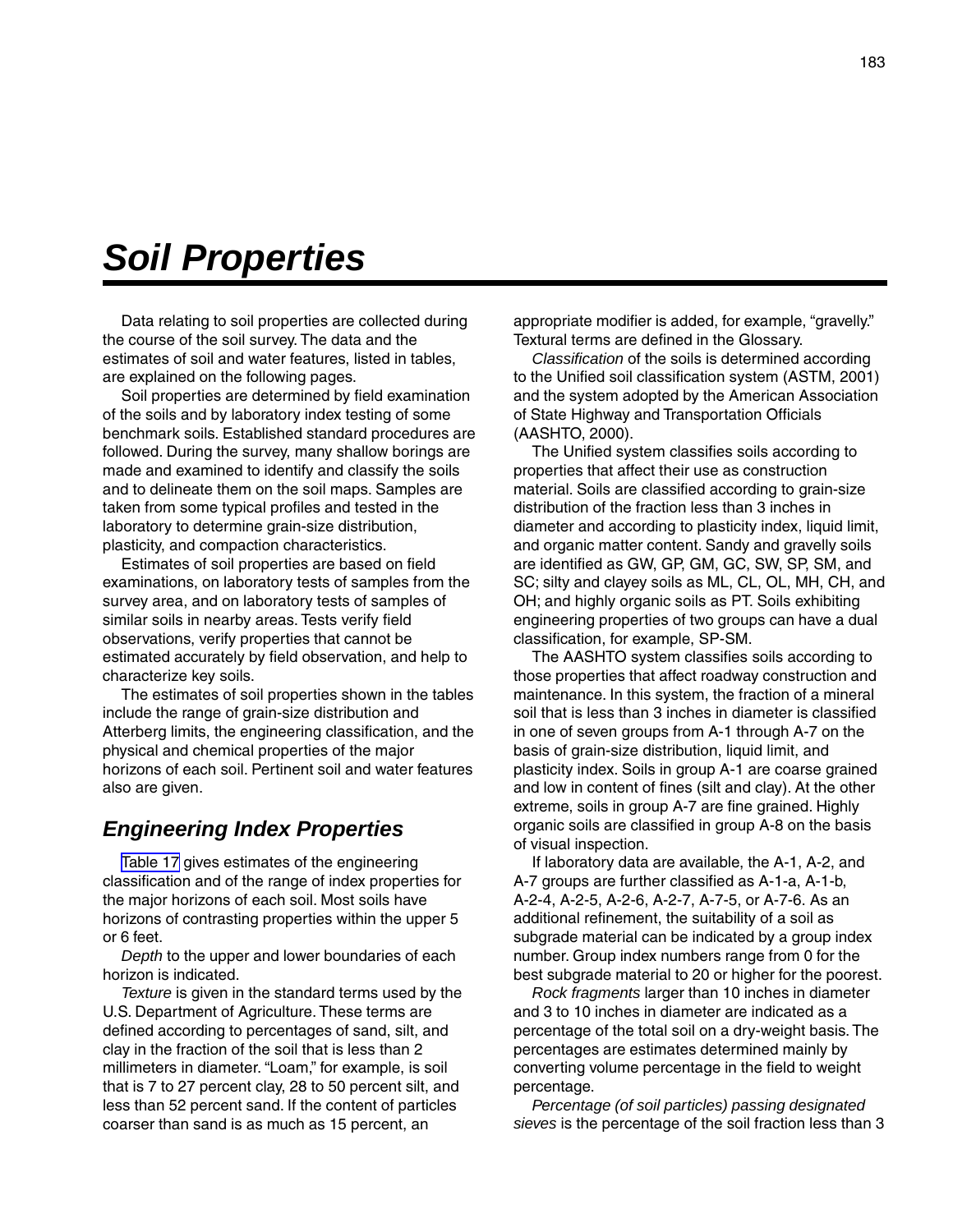# Soil Properties

Data relating to soil properties are collected during the course of the soil survey. The data and the estimates of soil and water features, listed in tables, are explained on the following pages.

Soil properties are determined by field examination of the soils and by laboratory index testing of some benchmark soils. Established standard procedures are followed. During the survey, many shallow borings are made and examined to identify and classify the soils and to delineate them on the soil maps. Samples are taken from some typical profiles and tested in the laboratory to determine grain-size distribution, plasticity, and compaction characteristics.

Estimates of soil properties are based on field examinations, on laboratory tests of samples from the survey area, and on laboratory tests of samples of similar soils in nearby areas. Tests verify field observations, verify properties that cannot be estimated accurately by field observation, and help to characterize key soils.

The estimates of soil properties shown in the tables include the range of grain-size distribution and Atterberg limits, the engineering classification, and the physical and chemical properties of the major horizons of each soil. Pertinent soil and water features also are given.

## Engineering Index Properties

Table 17 gives estimates of the engineering classification and of the range of index properties for the major horizons of each soil. Most soils have horizons of contrasting properties within the upper 5 or 6 feet.

*Depth* to the upper and lower boundaries of each horizon is indicated.

*Texture* is given in the standard terms used by the U.S. Department of Agriculture. These terms are defined according to percentages of sand, silt, and clay in the fraction of the soil that is less than 2 millimeters in diameter. "Loam," for example, is soil that is 7 to 27 percent clay, 28 to 50 percent silt, and less than 52 percent sand. If the content of particles coarser than sand is as much as 15 percent, an appropriate modifier is added, for example, "gravelly." Textural terms are defined in the Glossary.

*Classification* of the soils is determined according to the Unified soil classification system (ASTM, 2001) and the system adopted by the American Association of State Highway and Transportation Officials (AASHTO, 2000).

The Unified system classifies soils according to properties that affect their use as construction material. Soils are classified according to grain-size distribution of the fraction less than 3 inches in diameter and according to plasticity index, liquid limit, and organic matter content. Sandy and gravelly soils are identified as GW, GP, GM, GC, SW, SP, SM, and SC; silty and clayey soils as ML, CL, OL, MH, CH, and OH; and highly organic soils as PT. Soils exhibiting engineering properties of two groups can have a dual classification, for example, SP-SM.

The AASHTO system classifies soils according to those properties that affect roadway construction and maintenance. In this system, the fraction of a mineral soil that is less than 3 inches in diameter is classified in one of seven groups from A-1 through A-7 on the basis of grain-size distribution, liquid limit, and plasticity index. Soils in group A-1 are coarse grained and low in content of fines (silt and clay). At the other extreme, soils in group A-7 are fine grained. Highly organic soils are classified in group A-8 on the basis of visual inspection.

If laboratory data are available, the A-1, A-2, and A-7 groups are further classified as A-1-a, A-1-b, A-2-4, A-2-5, A-2-6, A-2-7, A-7-5, or A-7-6. As an additional refinement, the suitability of a soil as subgrade material can be indicated by a group index number. Group index numbers range from 0 for the best subgrade material to 20 or higher for the poorest.

*Rock fragments* larger than 10 inches in diameter and 3 to 10 inches in diameter are indicated as a percentage of the total soil on a dry-weight basis. The percentages are estimates determined mainly by converting volume percentage in the field to weight percentage.

*Percentage (of soil particles) passing designated sieves* is the percentage of the soil fraction less than 3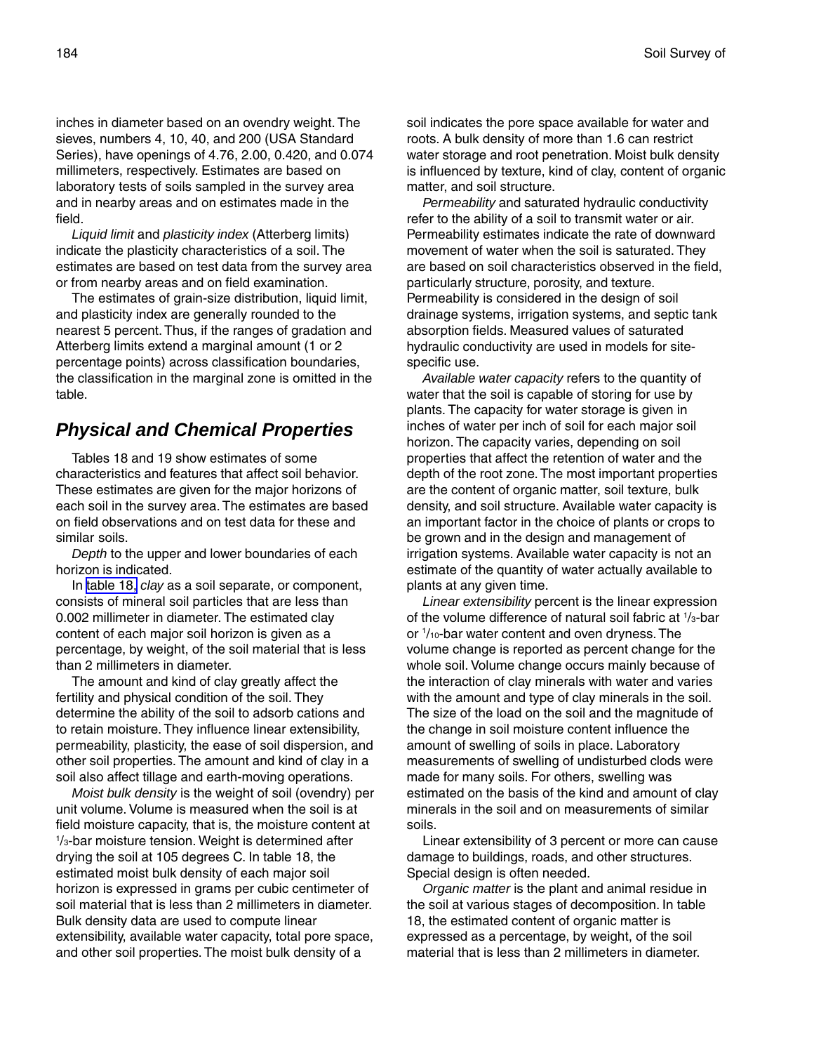inches in diameter based on an ovendry weight. The sieves, numbers 4, 10, 40, and 200 (USA Standard Series), have openings of 4.76, 2.00, 0.420, and 0.074 millimeters, respectively. Estimates are based on laboratory tests of soils sampled in the survey area and in nearby areas and on estimates made in the field.

*Liquid limit* and *plasticity index* (Atterberg limits) indicate the plasticity characteristics of a soil. The estimates are based on test data from the survey area or from nearby areas and on field examination.

The estimates of grain-size distribution, liquid limit, and plasticity index are generally rounded to the nearest 5 percent. Thus, if the ranges of gradation and Atterberg limits extend a marginal amount (1 or 2 percentage points) across classification boundaries, the classification in the marginal zone is omitted in the table.

## Physical and Chemical Properties

Tables 18 and 19 show estimates of some characteristics and features that affect soil behavior. These estimates are given for the major horizons of each soil in the survey area. The estimates are based on field observations and on test data for these and similar soils.

*Depth* to the upper and lower boundaries of each horizon is indicated.

In table 18, *clay* as a soil separate, or component, consists of mineral soil particles that are less than 0.002 millimeter in diameter. The estimated clay content of each major soil horizon is given as a percentage, by weight, of the soil material that is less than 2 millimeters in diameter.

The amount and kind of clay greatly affect the fertility and physical condition of the soil. They determine the ability of the soil to adsorb cations and to retain moisture. They influence linear extensibility, permeability, plasticity, the ease of soil dispersion, and other soil properties. The amount and kind of clay in a soil also affect tillage and earth-moving operations.

*Moist bulk density* is the weight of soil (ovendry) per unit volume. Volume is measured when the soil is at field moisture capacity, that is, the moisture content at 1/3-bar moisture tension. Weight is determined after drying the soil at 105 degrees C. In table 18, the estimated moist bulk density of each major soil horizon is expressed in grams per cubic centimeter of soil material that is less than 2 millimeters in diameter. Bulk density data are used to compute linear extensibility, available water capacity, total pore space, and other soil properties. The moist bulk density of a soil indicates the pore space available for water and roots. A bulk density of more than 1.6 can restrict water storage and root penetration. Moist bulk density is influenced by texture, kind of clay, content of organic matter, and soil structure.

*Permeability* and saturated hydraulic conductivity refer to the ability of a soil to transmit water or air. Permeability estimates indicate the rate of downward movement of water when the soil is saturated. They are based on soil characteristics observed in the field, particularly structure, porosity, and texture. Permeability is considered in the design of soil drainage systems, irrigation systems, and septic tank absorption fields. Measured values of saturated hydraulic conductivity are used in models for site-specific use.

*Available water capacity* refers to the quantity of water that the soil is capable of storing for use by plants. The capacity for water storage is given in inches of water per inch of soil for each major soil horizon. The capacity varies, depending on soil properties that affect the retention of water and the depth of the root zone. The most important properties are the content of organic matter, soil texture, bulk density, and soil structure. Available water capacity is an important factor in the choice of plants or crops to be grown and in the design and management of irrigation systems. Available water capacity is not an estimate of the quantity of water actually available to plants at any given time.

*Linear extensibility* percent is the linear expression of the volume difference of natural soil fabric at 1/3-bar or 1/10-bar water content and oven dryness. The volume change is reported as percent change for the whole soil. Volume change occurs mainly because of the interaction of clay minerals with water and varies with the amount and type of clay minerals in the soil. The size of the load on the soil and the magnitude of the change in soil moisture content influence the amount of swelling of soils in place. Laboratory measurements of swelling of undisturbed clods were made for many soils. For others, swelling was estimated on the basis of the kind and amount of clay minerals in the soil and on measurements of similar soils.

Linear extensibility of 3 percent or more can cause damage to buildings, roads, and other structures. Special design is often needed.

*Organic matter* is the plant and animal residue in the soil at various stages of decomposition. In table 18, the estimated content of organic matter is expressed as a percentage, by weight, of the soil material that is less than 2 millimeters in diameter.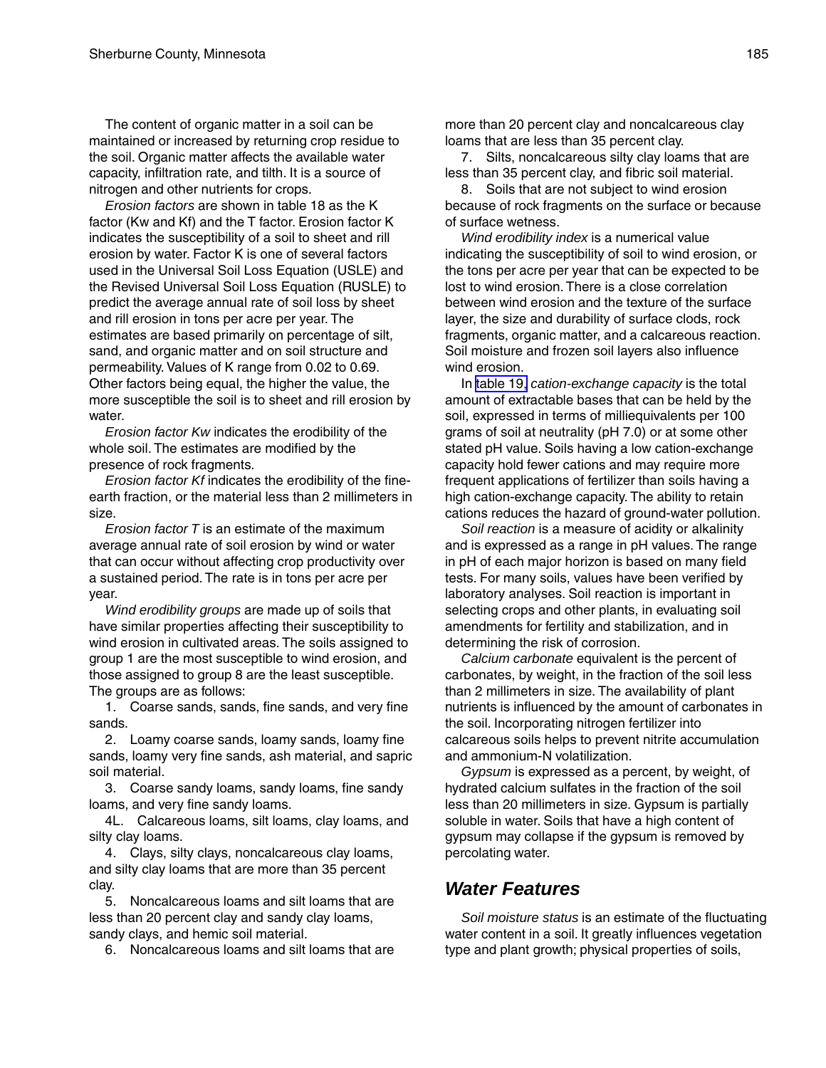The content of organic matter in a soil can be maintained or increased by returning crop residue to the soil. Organic matter affects the available water capacity, infiltration rate, and tilth. It is a source of nitrogen and other nutrients for crops.

*Erosion factors* are shown in table 18 as the K factor (Kw and Kf) and the T factor. Erosion factor K indicates the susceptibility of a soil to sheet and rill erosion by water. Factor K is one of several factors used in the Universal Soil Loss Equation (USLE) and the Revised Universal Soil Loss Equation (RUSLE) to predict the average annual rate of soil loss by sheet and rill erosion in tons per acre per year. The estimates are based primarily on percentage of silt, sand, and organic matter and on soil structure and permeability. Values of K range from 0.02 to 0.69. Other factors being equal, the higher the value, the more susceptible the soil is to sheet and rill erosion by water.

*Erosion factor Kw* indicates the erodibility of the whole soil. The estimates are modified by the presence of rock fragments.

*Erosion factor Kf* indicates the erodibility of the fine-earth fraction, or the material less than 2 millimeters in size.

*Erosion factor T* is an estimate of the maximum average annual rate of soil erosion by wind or water that can occur without affecting crop productivity over a sustained period. The rate is in tons per acre per year.

*Wind erodibility groups* are made up of soils that have similar properties affecting their susceptibility to wind erosion in cultivated areas. The soils assigned to group 1 are the most susceptible to wind erosion, and those assigned to group 8 are the least susceptible. The groups are as follows:

1. Coarse sands, sands, fine sands, and very fine sands.

2. Loamy coarse sands, loamy sands, loamy fine sands, loamy very fine sands, ash material, and sapric soil material.

3. Coarse sandy loams, sandy loams, fine sandy loams, and very fine sandy loams.

4L. Calcareous loams, silt loams, clay loams, and silty clay loams.

4. Clays, silty clays, noncalcareous clay loams, and silty clay loams that are more than 35 percent clay.

5. Noncalcareous loams and silt loams that are less than 20 percent clay and sandy clay loams, sandy clays, and hemic soil material.

6. Noncalcareous loams and silt loams that are more than 20 percent clay and noncalcareous clay loams that are less than 35 percent clay.

7. Silts, noncalcareous silty clay loams that are less than 35 percent clay, and fibric soil material.

8. Soils that are not subject to wind erosion because of rock fragments on the surface or because of surface wetness.

*Wind erodibility index* is a numerical value indicating the susceptibility of soil to wind erosion, or the tons per acre per year that can be expected to be lost to wind erosion. There is a close correlation between wind erosion and the texture of the surface layer, the size and durability of surface clods, rock fragments, organic matter, and a calcareous reaction. Soil moisture and frozen soil layers also influence wind erosion.

In table 19, *cation-exchange capacity* is the total amount of extractable bases that can be held by the soil, expressed in terms of milliequivalents per 100 grams of soil at neutrality (pH 7.0) or at some other stated pH value. Soils having a low cation-exchange capacity hold fewer cations and may require more frequent applications of fertilizer than soils having a high cation-exchange capacity. The ability to retain cations reduces the hazard of ground-water pollution.

*Soil reaction* is a measure of acidity or alkalinity and is expressed as a range in pH values. The range in pH of each major horizon is based on many field tests. For many soils, values have been verified by laboratory analyses. Soil reaction is important in selecting crops and other plants, in evaluating soil amendments for fertility and stabilization, and in determining the risk of corrosion.

*Calcium carbonate* equivalent is the percent of carbonates, by weight, in the fraction of the soil less than 2 millimeters in size. The availability of plant nutrients is influenced by the amount of carbonates in the soil. Incorporating nitrogen fertilizer into calcareous soils helps to prevent nitrite accumulation and ammonium-N volatilization.

*Gypsum* is expressed as a percent, by weight, of hydrated calcium sulfates in the fraction of the soil less than 20 millimeters in size. Gypsum is partially soluble in water. Soils that have a high content of gypsum may collapse if the gypsum is removed by percolating water.

## Water Features

*Soil moisture status* is an estimate of the fluctuating water content in a soil. It greatly influences vegetation type and plant growth; physical properties of soils,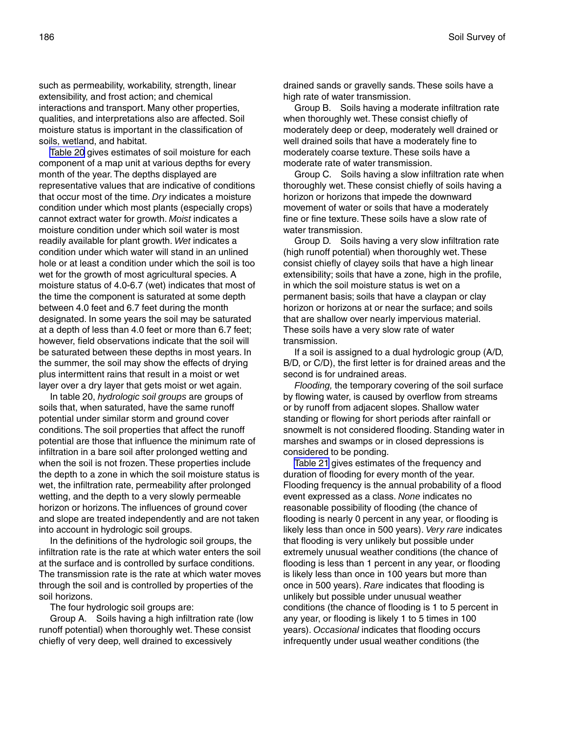such as permeability, workability, strength, linear extensibility, and frost action; and chemical interactions and transport. Many other properties, qualities, and interpretations also are affected. Soil moisture status is important in the classification of soils, wetland, and habitat.

Table 20 gives estimates of soil moisture for each component of a map unit at various depths for every month of the year. The depths displayed are representative values that are indicative of conditions that occur most of the time. *Dry* indicates a moisture condition under which most plants (especially crops) cannot extract water for growth. *Moist* indicates a moisture condition under which soil water is most readily available for plant growth. *Wet* indicates a condition under which water will stand in an unlined hole or at least a condition under which the soil is too wet for the growth of most agricultural species. A moisture status of 4.0-6.7 (wet) indicates that most of the time the component is saturated at some depth between 4.0 feet and 6.7 feet during the month designated. In some years the soil may be saturated at a depth of less than 4.0 feet or more than 6.7 feet; however, field observations indicate that the soil will be saturated between these depths in most years. In the summer, the soil may show the effects of drying plus intermittent rains that result in a moist or wet layer over a dry layer that gets moist or wet again.

In table 20, *hydrologic soil groups* are groups of soils that, when saturated, have the same runoff potential under similar storm and ground cover conditions. The soil properties that affect the runoff potential are those that influence the minimum rate of infiltration in a bare soil after prolonged wetting and when the soil is not frozen. These properties include the depth to a zone in which the soil moisture status is wet, the infiltration rate, permeability after prolonged wetting, and the depth to a very slowly permeable horizon or horizons. The influences of ground cover and slope are treated independently and are not taken into account in hydrologic soil groups.

In the definitions of the hydrologic soil groups, the infiltration rate is the rate at which water enters the soil at the surface and is controlled by surface conditions. The transmission rate is the rate at which water moves through the soil and is controlled by properties of the soil horizons.

The four hydrologic soil groups are:

Group A. Soils having a high infiltration rate (low runoff potential) when thoroughly wet. These consist chiefly of very deep, well drained to excessively drained sands or gravelly sands. These soils have a high rate of water transmission.

Group B. Soils having a moderate infiltration rate when thoroughly wet. These consist chiefly of moderately deep or deep, moderately well drained or well drained soils that have a moderately fine to moderately coarse texture. These soils have a moderate rate of water transmission.

Group C. Soils having a slow infiltration rate when thoroughly wet. These consist chiefly of soils having a horizon or horizons that impede the downward movement of water or soils that have a moderately fine or fine texture. These soils have a slow rate of water transmission.

Group D. Soils having a very slow infiltration rate (high runoff potential) when thoroughly wet. These consist chiefly of clayey soils that have a high linear extensibility; soils that have a zone, high in the profile, in which the soil moisture status is wet on a permanent basis; soils that have a claypan or clay horizon or horizons at or near the surface; and soils that are shallow over nearly impervious material. These soils have a very slow rate of water transmission.

If a soil is assigned to a dual hydrologic group (A/D, B/D, or C/D), the first letter is for drained areas and the second is for undrained areas.

*Flooding,* the temporary covering of the soil surface by flowing water, is caused by overflow from streams or by runoff from adjacent slopes. Shallow water standing or flowing for short periods after rainfall or snowmelt is not considered flooding. Standing water in marshes and swamps or in closed depressions is considered to be ponding.

Table 21 gives estimates of the frequency and duration of flooding for every month of the year. Flooding frequency is the annual probability of a flood event expressed as a class. *None* indicates no reasonable possibility of flooding (the chance of flooding is nearly 0 percent in any year, or flooding is likely less than once in 500 years). *Very rare* indicates that flooding is very unlikely but possible under extremely unusual weather conditions (the chance of flooding is less than 1 percent in any year, or flooding is likely less than once in 100 years but more than once in 500 years). *Rare* indicates that flooding is unlikely but possible under unusual weather conditions (the chance of flooding is 1 to 5 percent in any year, or flooding is likely 1 to 5 times in 100 years). *Occasional* indicates that flooding occurs infrequently under usual weather conditions (the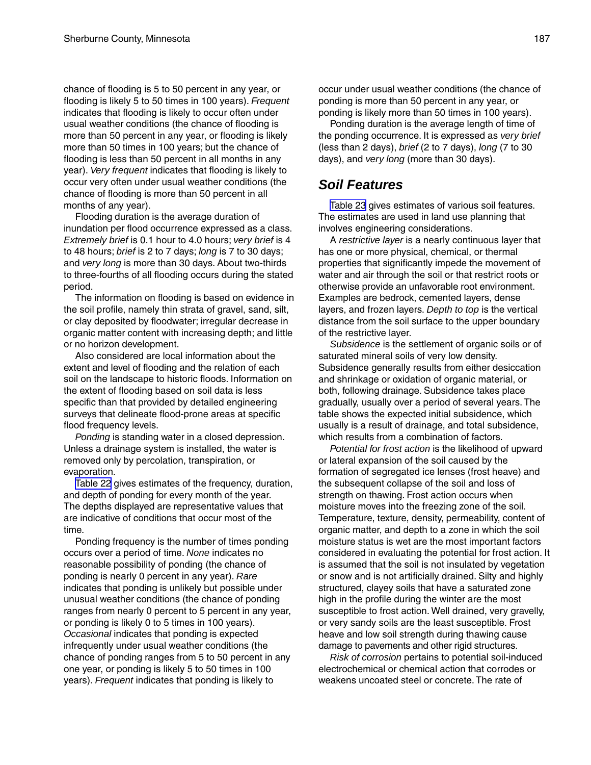chance of flooding is 5 to 50 percent in any year, or flooding is likely 5 to 50 times in 100 years). *Frequent* indicates that flooding is likely to occur often under usual weather conditions (the chance of flooding is more than 50 percent in any year, or flooding is likely more than 50 times in 100 years; but the chance of flooding is less than 50 percent in all months in any year). *Very frequent* indicates that flooding is likely to occur very often under usual weather conditions (the chance of flooding is more than 50 percent in all months of any year).

Flooding duration is the average duration of inundation per flood occurrence expressed as a class. *Extremely brief* is 0.1 hour to 4.0 hours; *very brief* is 4 to 48 hours; *brief* is 2 to 7 days; *long* is 7 to 30 days; and *very long* is more than 30 days. About two-thirds to three-fourths of all flooding occurs during the stated period.

The information on flooding is based on evidence in the soil profile, namely thin strata of gravel, sand, silt, or clay deposited by floodwater; irregular decrease in organic matter content with increasing depth; and little or no horizon development.

Also considered are local information about the extent and level of flooding and the relation of each soil on the landscape to historic floods. Information on the extent of flooding based on soil data is less specific than that provided by detailed engineering surveys that delineate flood-prone areas at specific flood frequency levels.

*Ponding* is standing water in a closed depression. Unless a drainage system is installed, the water is removed only by percolation, transpiration, or evaporation.

Table 22 gives estimates of the frequency, duration, and depth of ponding for every month of the year. The depths displayed are representative values that are indicative of conditions that occur most of the time.

Ponding frequency is the number of times ponding occurs over a period of time. *None* indicates no reasonable possibility of ponding (the chance of ponding is nearly 0 percent in any year). *Rare* indicates that ponding is unlikely but possible under unusual weather conditions (the chance of ponding ranges from nearly 0 percent to 5 percent in any year, or ponding is likely 0 to 5 times in 100 years). *Occasional* indicates that ponding is expected infrequently under usual weather conditions (the chance of ponding ranges from 5 to 50 percent in any one year, or ponding is likely 5 to 50 times in 100 years). *Frequent* indicates that ponding is likely to occur under usual weather conditions (the chance of ponding is more than 50 percent in any year, or ponding is likely more than 50 times in 100 years).

Ponding duration is the average length of time of the ponding occurrence. It is expressed as *very brief* (less than 2 days), *brief* (2 to 7 days), *long* (7 to 30 days), and *very long* (more than 30 days).

## Soil Features

Table 23 gives estimates of various soil features. The estimates are used in land use planning that involves engineering considerations.

A *restrictive layer* is a nearly continuous layer that has one or more physical, chemical, or thermal properties that significantly impede the movement of water and air through the soil or that restrict roots or otherwise provide an unfavorable root environment. Examples are bedrock, cemented layers, dense layers, and frozen layers. *Depth to top* is the vertical distance from the soil surface to the upper boundary of the restrictive layer.

*Subsidence* is the settlement of organic soils or of saturated mineral soils of very low density. Subsidence generally results from either desiccation and shrinkage or oxidation of organic material, or both, following drainage. Subsidence takes place gradually, usually over a period of several years. The table shows the expected initial subsidence, which usually is a result of drainage, and total subsidence, which results from a combination of factors.

*Potential for frost action* is the likelihood of upward or lateral expansion of the soil caused by the formation of segregated ice lenses (frost heave) and the subsequent collapse of the soil and loss of strength on thawing. Frost action occurs when moisture moves into the freezing zone of the soil. Temperature, texture, density, permeability, content of organic matter, and depth to a zone in which the soil moisture status is wet are the most important factors considered in evaluating the potential for frost action. It is assumed that the soil is not insulated by vegetation or snow and is not artificially drained. Silty and highly structured, clayey soils that have a saturated zone high in the profile during the winter are the most susceptible to frost action. Well drained, very gravelly, or very sandy soils are the least susceptible. Frost heave and low soil strength during thawing cause damage to pavements and other rigid structures.

*Risk of corrosion* pertains to potential soil-induced electrochemical or chemical action that corrodes or weakens uncoated steel or concrete. The rate of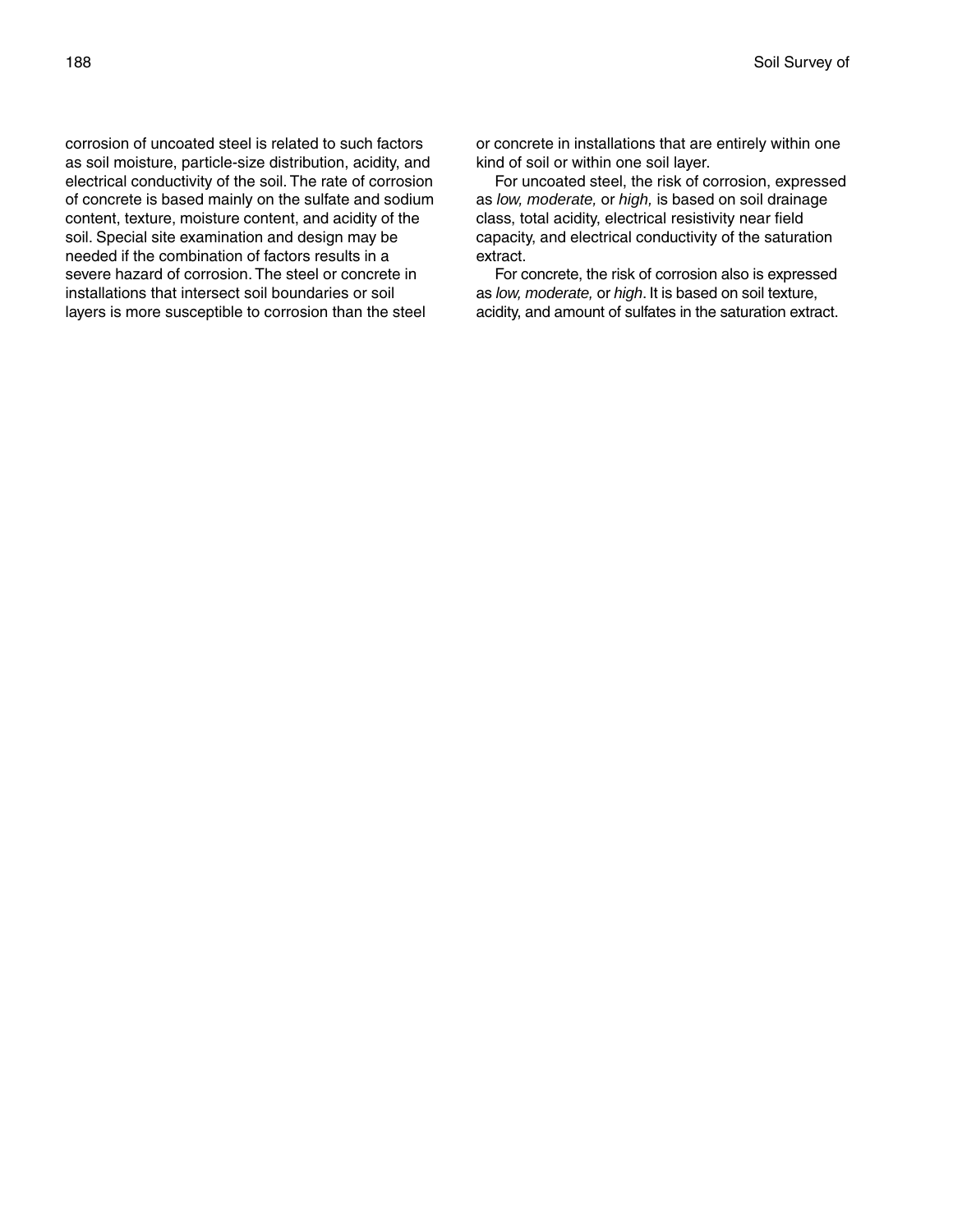corrosion of uncoated steel is related to such factors as soil moisture, particle-size distribution, acidity, and electrical conductivity of the soil. The rate of corrosion of concrete is based mainly on the sulfate and sodium content, texture, moisture content, and acidity of the soil. Special site examination and design may be needed if the combination of factors results in a severe hazard of corrosion. The steel or concrete in installations that intersect soil boundaries or soil layers is more susceptible to corrosion than the steel or concrete in installations that are entirely within one kind of soil or within one soil layer.

For uncoated steel, the risk of corrosion, expressed as *low, moderate,* or *high,* is based on soil drainage class, total acidity, electrical resistivity near field capacity, and electrical conductivity of the saturation extract.

For concrete, the risk of corrosion also is expressed as *low, moderate,* or *high*. It is based on soil texture, acidity, and amount of sulfates in the saturation extract.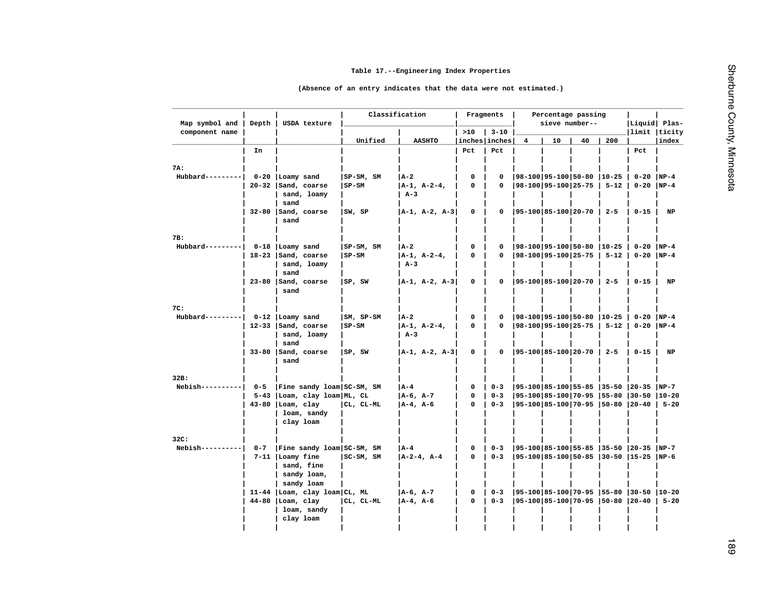## Table 17.--Engineering Index Properties

(Absence of an entry indicates that the data were not estimated.)

| Map symbol and component name | Depth | USDA texture | Classification | | Fragments | | Percentage passing sieve number-- | | | | Liquid limit | Plasticity index |
|---|---|---|---|---|---|---|---|---|---|---|---|---|
| | | | Unified | AASHTO | >10 inches | 3-10 inches | 4 | 10 | 40 | 200 | | |
| | In | | | | Pct | Pct | | | | | Pct | |
| 7A: | | | | | | | | | | | | |
| Hubbard--------- | 0-20 | Loamy sand | SP-SM, SM | A-2 | 0 | 0 | 98-100 | 95-100 | 50-80 | 10-25 | 0-20 | NP-4 |
| | 20-32 | Sand, coarse sand, loamy sand | SP-SM | A-1, A-2-4, A-3 | 0 | 0 | 98-100 | 95-100 | 25-75 | 5-12 | 0-20 | NP-4 |
| | 32-80 | Sand, coarse sand | SW, SP | A-1, A-2, A-3 | 0 | 0 | 95-100 | 85-100 | 20-70 | 2-5 | 0-15 | NP |
| 7B: | | | | | | | | | | | | |
| Hubbard--------- | 0-18 | Loamy sand | SP-SM, SM | A-2 | 0 | 0 | 98-100 | 95-100 | 50-80 | 10-25 | 0-20 | NP-4 |
| | 18-23 | Sand, coarse sand, loamy sand | SP-SM | A-1, A-2-4, A-3 | 0 | 0 | 98-100 | 95-100 | 25-75 | 5-12 | 0-20 | NP-4 |
| | 23-80 | Sand, coarse sand | SP, SW | A-1, A-2, A-3 | 0 | 0 | 95-100 | 85-100 | 20-70 | 2-5 | 0-15 | NP |
| 7C: | | | | | | | | | | | | |
| Hubbard--------- | 0-12 | Loamy sand | SM, SP-SM | A-2 | 0 | 0 | 98-100 | 95-100 | 50-80 | 10-25 | 0-20 | NP-4 |
| | 12-33 | Sand, coarse sand, loamy sand | SP-SM | A-1, A-2-4, A-3 | 0 | 0 | 98-100 | 95-100 | 25-75 | 5-12 | 0-20 | NP-4 |
| | 33-80 | Sand, coarse sand | SP, SW | A-1, A-2, A-3 | 0 | 0 | 95-100 | 85-100 | 20-70 | 2-5 | 0-15 | NP |
| 32B: | | | | | | | | | | | | |
| Nebish---------- | 0-5 | Fine sandy loam | SC-SM, SM | A-4 | 0 | 0-3 | 95-100 | 85-100 | 55-85 | 35-50 | 20-35 | NP-7 |
| | 5-43 | Loam, clay loam | ML, CL | A-6, A-7 | 0 | 0-3 | 95-100 | 85-100 | 70-95 | 55-80 | 30-50 | 10-20 |
| | 43-80 | Loam, clay loam, sandy clay loam | CL, CL-ML | A-4, A-6 | 0 | 0-3 | 95-100 | 85-100 | 70-95 | 50-80 | 20-40 | 5-20 |
| 32C: | | | | | | | | | | | | |
| Nebish---------- | 0-7 | Fine sandy loam | SC-SM, SM | A-4 | 0 | 0-3 | 95-100 | 85-100 | 55-85 | 35-50 | 20-35 | NP-7 |
| | 7-11 | Loamy fine sand, fine sandy loam, sandy loam | SC-SM, SM | A-2-4, A-4 | 0 | 0-3 | 95-100 | 85-100 | 50-85 | 30-50 | 15-25 | NP-6 |
| | 11-44 | Loam, clay loam | CL, ML | A-6, A-7 | 0 | 0-3 | 95-100 | 85-100 | 70-95 | 55-80 | 30-50 | 10-20 |
| | 44-80 | Loam, clay loam, sandy clay loam | CL, CL-ML | A-4, A-6 | 0 | 0-3 | 95-100 | 85-100 | 70-95 | 50-80 | 20-40 | 5-20 |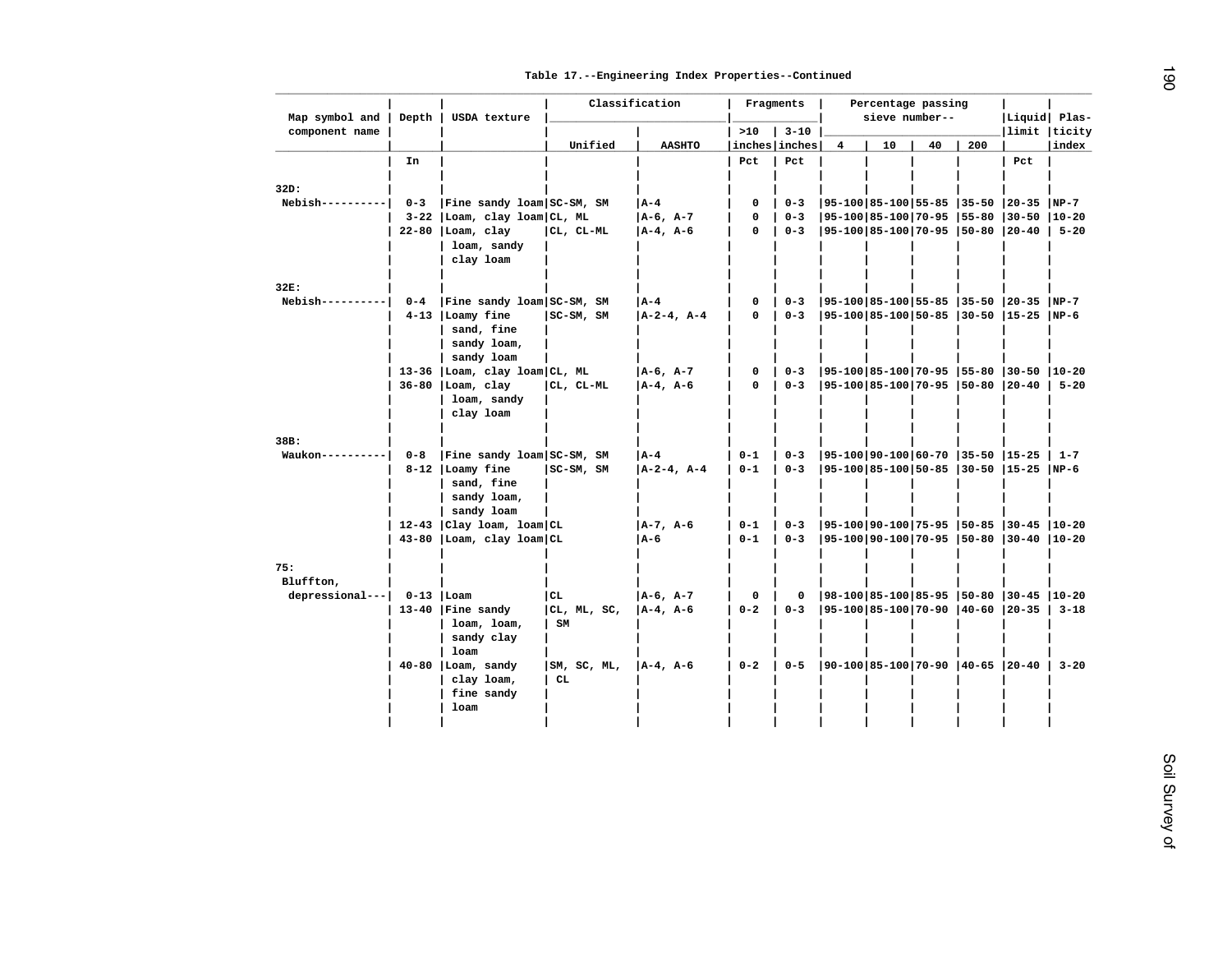Table 17.--Engineering Index Properties--Continued

| Map symbol and component name | Depth | USDA texture | Classification | | Fragments | | Percentage passing sieve number-- | | | | Liquid limit | Plasticity index |
|---|---|---|---|---|---|---|---|---|---|---|---|---|
| | | | Unified | AASHTO | >10 inches | 3-10 inches | 4 | 10 | 40 | 200 | | |
| | In | | | | Pct | Pct | | | | | Pct | |
| 32D: | | | | | | | | | | | | |
| Nebish---------- | 0-3 | Fine sandy loam | SC-SM, SM | A-4 | 0 | 0-3 | 95-100 | 85-100 | 55-85 | 35-50 | 20-35 | NP-7 |
| | 3-22 | Loam, clay loam | CL, ML | A-6, A-7 | 0 | 0-3 | 95-100 | 85-100 | 70-95 | 55-80 | 30-50 | 10-20 |
| | 22-80 | Loam, clay loam, sandy clay loam | CL, CL-ML | A-4, A-6 | 0 | 0-3 | 95-100 | 85-100 | 70-95 | 50-80 | 20-40 | 5-20 |
| 32E: | | | | | | | | | | | | |
| Nebish---------- | 0-4 | Fine sandy loam | SC-SM, SM | A-4 | 0 | 0-3 | 95-100 | 85-100 | 55-85 | 35-50 | 20-35 | NP-7 |
| | 4-13 | Loamy fine sand, fine sandy loam, sandy loam | SC-SM, SM | A-2-4, A-4 | 0 | 0-3 | 95-100 | 85-100 | 50-85 | 30-50 | 15-25 | NP-6 |
| | 13-36 | Loam, clay loam | CL, ML | A-6, A-7 | 0 | 0-3 | 95-100 | 85-100 | 70-95 | 55-80 | 30-50 | 10-20 |
| | 36-80 | Loam, clay loam, sandy clay loam | CL, CL-ML | A-4, A-6 | 0 | 0-3 | 95-100 | 85-100 | 70-95 | 50-80 | 20-40 | 5-20 |
| 38B: | | | | | | | | | | | | |
| Waukon---------- | 0-8 | Fine sandy loam | SC-SM, SM | A-4 | 0-1 | 0-3 | 95-100 | 90-100 | 60-70 | 35-50 | 15-25 | 1-7 |
| | 8-12 | Loamy fine sand, fine sandy loam, sandy loam | SC-SM, SM | A-2-4, A-4 | 0-1 | 0-3 | 95-100 | 85-100 | 50-85 | 30-50 | 15-25 | NP-6 |
| | 12-43 | Clay loam, loam | CL | A-7, A-6 | 0-1 | 0-3 | 95-100 | 90-100 | 75-95 | 50-85 | 30-45 | 10-20 |
| | 43-80 | Loam, clay loam | CL | A-6 | 0-1 | 0-3 | 95-100 | 90-100 | 70-95 | 50-80 | 30-40 | 10-20 |
| 75: | | | | | | | | | | | | |
| Bluffton, depressional--- | 0-13 | Loam | CL | A-6, A-7 | 0 | 0 | 98-100 | 85-100 | 85-95 | 50-80 | 30-45 | 10-20 |
| | 13-40 | Fine sandy loam, loam, sandy clay loam | CL, ML, SC, SM | A-4, A-6 | 0-2 | 0-3 | 95-100 | 85-100 | 70-90 | 40-60 | 20-35 | 3-18 |
| | 40-80 | Loam, sandy clay loam, fine sandy loam | SM, SC, ML, CL | A-4, A-6 | 0-2 | 0-5 | 90-100 | 85-100 | 70-90 | 40-65 | 20-40 | 3-20 |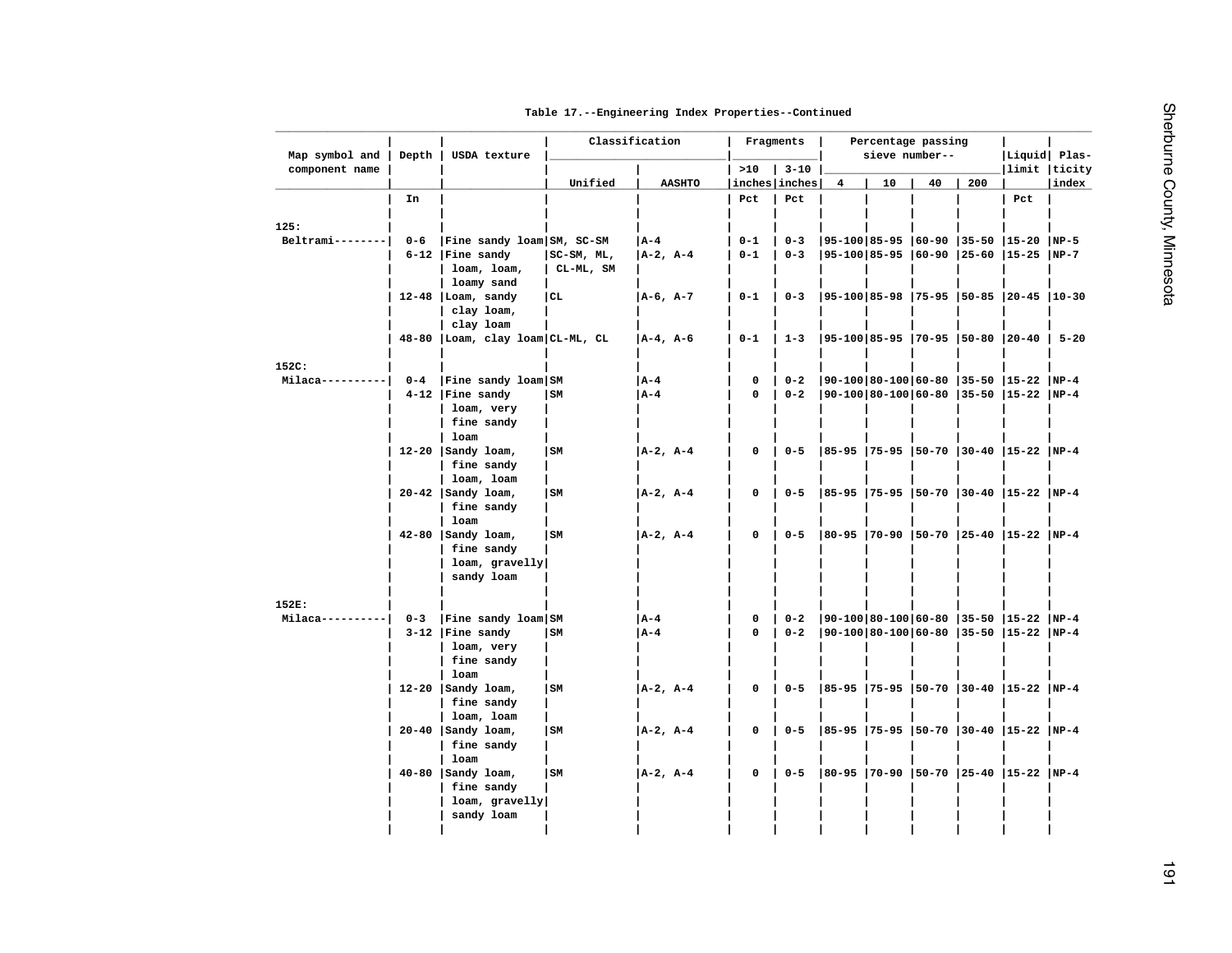Table 17.--Engineering Index Properties--Continued

| Map symbol and component name | Depth | USDA texture | Classification | | Fragments | | Percentage passing sieve number-- | | | | Liquid limit | Plas- ticity index |
|---|---|---|---|---|---|---|---|---|---|---|---|---|
| | | | Unified | AASHTO | >10 inches | 3-10 inches | 4 | 10 | 40 | 200 | | |
| | In | | | | Pct | Pct | | | | | Pct | |
| 125: | | | | | | | | | | | | |
| Beltrami-------- | 0-6 | Fine sandy loam | SM, SC-SM | A-4 | 0-1 | 0-3 | 95-100 | 85-95 | 60-90 | 35-50 | 15-20 | NP-5 |
| | 6-12 | Fine sandy loam, loam, loamy sand | SC-SM, ML, CL-ML, SM | A-2, A-4 | 0-1 | 0-3 | 95-100 | 85-95 | 60-90 | 25-60 | 15-25 | NP-7 |
| | 12-48 | Loam, sandy clay loam, clay loam | CL | A-6, A-7 | 0-1 | 0-3 | 95-100 | 85-98 | 75-95 | 50-85 | 20-45 | 10-30 |
| | 48-80 | Loam, clay loam | CL-ML, CL | A-4, A-6 | 0-1 | 1-3 | 95-100 | 85-95 | 70-95 | 50-80 | 20-40 | 5-20 |
| 152C: | | | | | | | | | | | | |
| Milaca---------- | 0-4 | Fine sandy loam | SM | A-4 | 0 | 0-2 | 90-100 | 80-100 | 60-80 | 35-50 | 15-22 | NP-4 |
| | 4-12 | Fine sandy loam, very fine sandy loam | SM | A-4 | 0 | 0-2 | 90-100 | 80-100 | 60-80 | 35-50 | 15-22 | NP-4 |
| | 12-20 | Sandy loam, fine sandy loam, loam | SM | A-2, A-4 | 0 | 0-5 | 85-95 | 75-95 | 50-70 | 30-40 | 15-22 | NP-4 |
| | 20-42 | Sandy loam, fine sandy loam | SM | A-2, A-4 | 0 | 0-5 | 85-95 | 75-95 | 50-70 | 30-40 | 15-22 | NP-4 |
| | 42-80 | Sandy loam, fine sandy loam, gravelly sandy loam | SM | A-2, A-4 | 0 | 0-5 | 80-95 | 70-90 | 50-70 | 25-40 | 15-22 | NP-4 |
| 152E: | | | | | | | | | | | | |
| Milaca---------- | 0-3 | Fine sandy loam | SM | A-4 | 0 | 0-2 | 90-100 | 80-100 | 60-80 | 35-50 | 15-22 | NP-4 |
| | 3-12 | Fine sandy loam, very fine sandy loam | SM | A-4 | 0 | 0-2 | 90-100 | 80-100 | 60-80 | 35-50 | 15-22 | NP-4 |
| | 12-20 | Sandy loam, fine sandy loam, loam | SM | A-2, A-4 | 0 | 0-5 | 85-95 | 75-95 | 50-70 | 30-40 | 15-22 | NP-4 |
| | 20-40 | Sandy loam, fine sandy loam | SM | A-2, A-4 | 0 | 0-5 | 85-95 | 75-95 | 50-70 | 30-40 | 15-22 | NP-4 |
| | 40-80 | Sandy loam, fine sandy loam, gravelly sandy loam | SM | A-2, A-4 | 0 | 0-5 | 80-95 | 70-90 | 50-70 | 25-40 | 15-22 | NP-4 |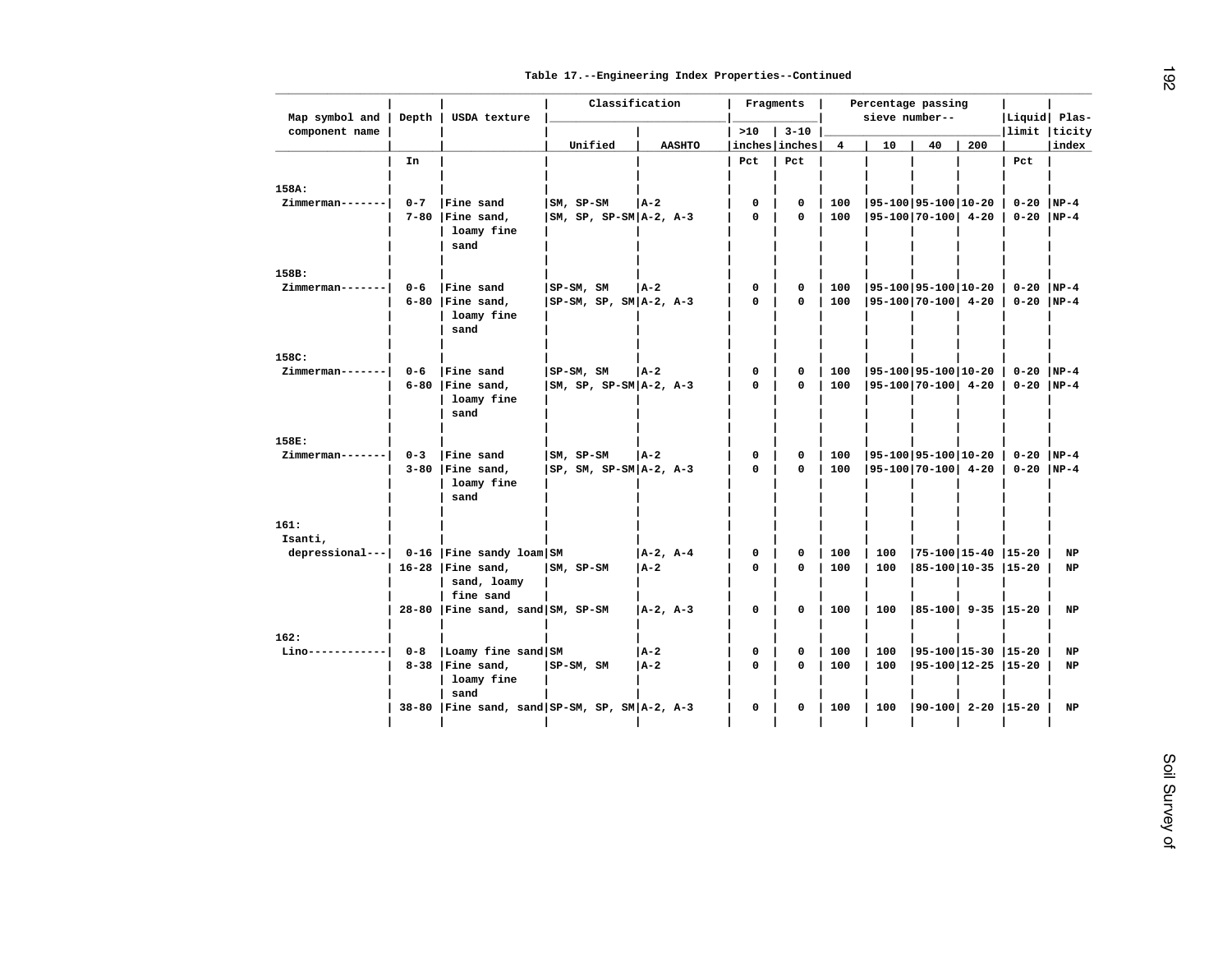Table 17.--Engineering Index Properties--Continued

| Map symbol and component name | Depth | USDA texture | Classification | | Fragments | | Percentage passing sieve number-- | | | | Liquid limit | Plasticity index |
|---|---|---|---|---|---|---|---|---|---|---|---|---|
| | | | Unified | AASHTO | >10 inches | 3-10 inches | 4 | 10 | 40 | 200 | | |
| | In | | | | Pct | Pct | | | | | Pct | |
| 158A: | | | | | | | | | | | | |
| Zimmerman------- | 0-7 | Fine sand | SM, SP-SM | A-2 | 0 | 0 | 100 | 95-100 | 95-100 | 10-20 | 0-20 | NP-4 |
| | 7-80 | Fine sand, loamy fine sand | SM, SP, SP-SM | A-2, A-3 | 0 | 0 | 100 | 95-100 | 70-100 | 4-20 | 0-20 | NP-4 |
| 158B: | | | | | | | | | | | | |
| Zimmerman------- | 0-6 | Fine sand | SP-SM, SM | A-2 | 0 | 0 | 100 | 95-100 | 95-100 | 10-20 | 0-20 | NP-4 |
| | 6-80 | Fine sand, loamy fine sand | SP-SM, SP, SM | A-2, A-3 | 0 | 0 | 100 | 95-100 | 70-100 | 4-20 | 0-20 | NP-4 |
| 158C: | | | | | | | | | | | | |
| Zimmerman------- | 0-6 | Fine sand | SP-SM, SM | A-2 | 0 | 0 | 100 | 95-100 | 95-100 | 10-20 | 0-20 | NP-4 |
| | 6-80 | Fine sand, loamy fine sand | SM, SP, SP-SM | A-2, A-3 | 0 | 0 | 100 | 95-100 | 70-100 | 4-20 | 0-20 | NP-4 |
| 158E: | | | | | | | | | | | | |
| Zimmerman------- | 0-3 | Fine sand | SM, SP-SM | A-2 | 0 | 0 | 100 | 95-100 | 95-100 | 10-20 | 0-20 | NP-4 |
| | 3-80 | Fine sand, loamy fine sand | SP, SM, SP-SM | A-2, A-3 | 0 | 0 | 100 | 95-100 | 70-100 | 4-20 | 0-20 | NP-4 |
| 161: | | | | | | | | | | | | |
| Isanti, depressional--- | 0-16 | Fine sandy loam | SM | A-2, A-4 | 0 | 0 | 100 | 100 | 75-100 | 15-40 | 15-20 | NP |
| | 16-28 | Fine sand, sand, loamy fine sand | SM, SP-SM | A-2 | 0 | 0 | 100 | 100 | 85-100 | 10-35 | 15-20 | NP |
| | 28-80 | Fine sand, sand | SM, SP-SM | A-2, A-3 | 0 | 0 | 100 | 100 | 85-100 | 9-35 | 15-20 | NP |
| 162: | | | | | | | | | | | | |
| Lino------------ | 0-8 | Loamy fine sand | SM | A-2 | 0 | 0 | 100 | 100 | 95-100 | 15-30 | 15-20 | NP |
| | 8-38 | Fine sand, loamy fine sand | SP-SM, SM | A-2 | 0 | 0 | 100 | 100 | 95-100 | 12-25 | 15-20 | NP |
| | 38-80 | Fine sand, sand | SP-SM, SP, SM | A-2, A-3 | 0 | 0 | 100 | 100 | 90-100 | 2-20 | 15-20 | NP |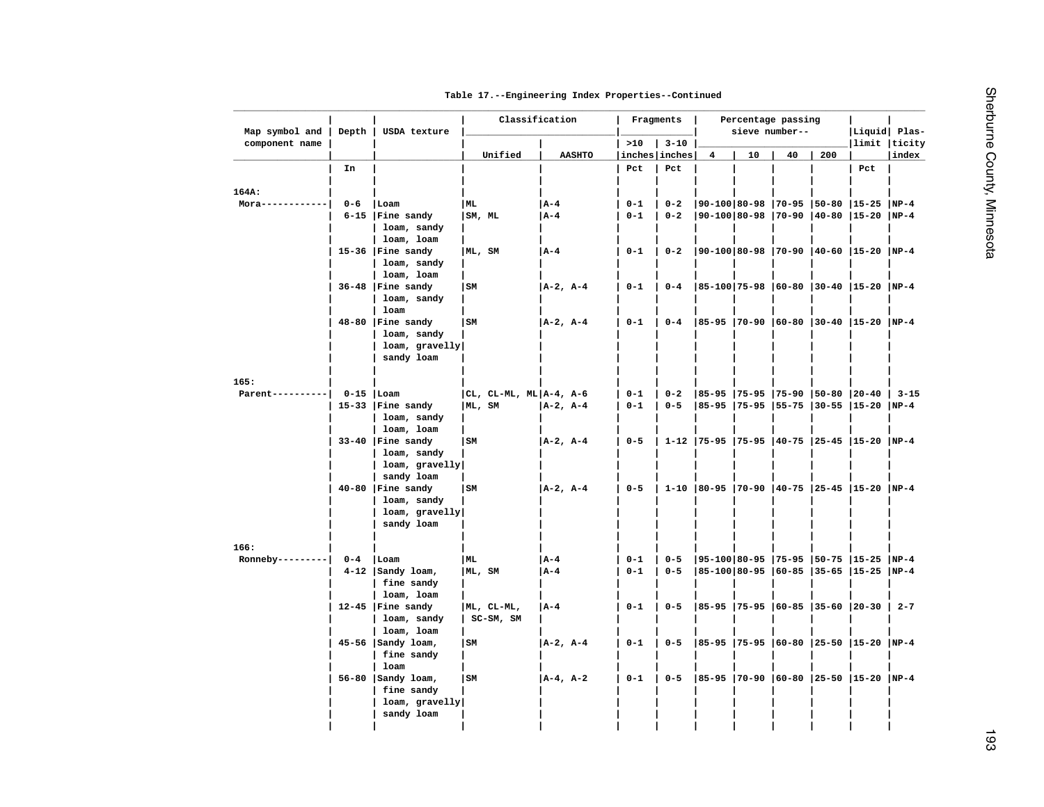Table 17.--Engineering Index Properties--Continued

| Map symbol and component name | Depth | USDA texture | Classification | | Fragments | | Percentage passing sieve number-- | | | | Liquid limit | Plasticity index |
|---|---|---|---|---|---|---|---|---|---|---|---|---|
| | | | Unified | AASHTO | >10 inches | 3-10 inches | 4 | 10 | 40 | 200 | | |
| | In | | | | Pct | Pct | | | | | Pct | |
| 164A: | | | | | | | | | | | | |
| Mora------------ | 0-6 | Loam | ML | A-4 | 0-1 | 0-2 | 90-100 | 80-98 | 70-95 | 50-80 | 15-25 | NP-4 |
| | 6-15 | Fine sandy loam, sandy loam, loam | SM, ML | A-4 | 0-1 | 0-2 | 90-100 | 80-98 | 70-90 | 40-80 | 15-20 | NP-4 |
| | 15-36 | Fine sandy loam, sandy loam, loam | ML, SM | A-4 | 0-1 | 0-2 | 90-100 | 80-98 | 70-90 | 40-60 | 15-20 | NP-4 |
| | 36-48 | Fine sandy loam, sandy loam | SM | A-2, A-4 | 0-1 | 0-4 | 85-100 | 75-98 | 60-80 | 30-40 | 15-20 | NP-4 |
| | 48-80 | Fine sandy loam, sandy loam, gravelly sandy loam | SM | A-2, A-4 | 0-1 | 0-4 | 85-95 | 70-90 | 60-80 | 30-40 | 15-20 | NP-4 |
| 165: | | | | | | | | | | | | |
| Parent---------- | 0-15 | Loam | CL, CL-ML, ML | A-4, A-6 | 0-1 | 0-2 | 85-95 | 75-95 | 75-90 | 50-80 | 20-40 | 3-15 |
| | 15-33 | Fine sandy loam, sandy loam, loam | ML, SM | A-2, A-4 | 0-1 | 0-5 | 85-95 | 75-95 | 55-75 | 30-55 | 15-20 | NP-4 |
| | 33-40 | Fine sandy loam, sandy loam, gravelly sandy loam | SM | A-2, A-4 | 0-5 | 1-12 | 75-95 | 75-95 | 40-75 | 25-45 | 15-20 | NP-4 |
| | 40-80 | Fine sandy loam, sandy loam, gravelly sandy loam | SM | A-2, A-4 | 0-5 | 1-10 | 80-95 | 70-90 | 40-75 | 25-45 | 15-20 | NP-4 |
| 166: | | | | | | | | | | | | |
| Ronneby--------- | 0-4 | Loam | ML | A-4 | 0-1 | 0-5 | 95-100 | 80-95 | 75-95 | 50-75 | 15-25 | NP-4 |
| | 4-12 | Sandy loam, fine sandy loam, loam | ML, SM | A-4 | 0-1 | 0-5 | 85-100 | 80-95 | 60-85 | 35-65 | 15-25 | NP-4 |
| | 12-45 | Fine sandy loam, sandy loam, loam | ML, CL-ML, SC-SM, SM | A-4 | 0-1 | 0-5 | 85-95 | 75-95 | 60-85 | 35-60 | 20-30 | 2-7 |
| | 45-56 | Sandy loam, fine sandy loam | SM | A-2, A-4 | 0-1 | 0-5 | 85-95 | 75-95 | 60-80 | 25-50 | 15-20 | NP-4 |
| | 56-80 | Sandy loam, fine sandy loam, gravelly sandy loam | SM | A-4, A-2 | 0-1 | 0-5 | 85-95 | 70-90 | 60-80 | 25-50 | 15-20 | NP-4 |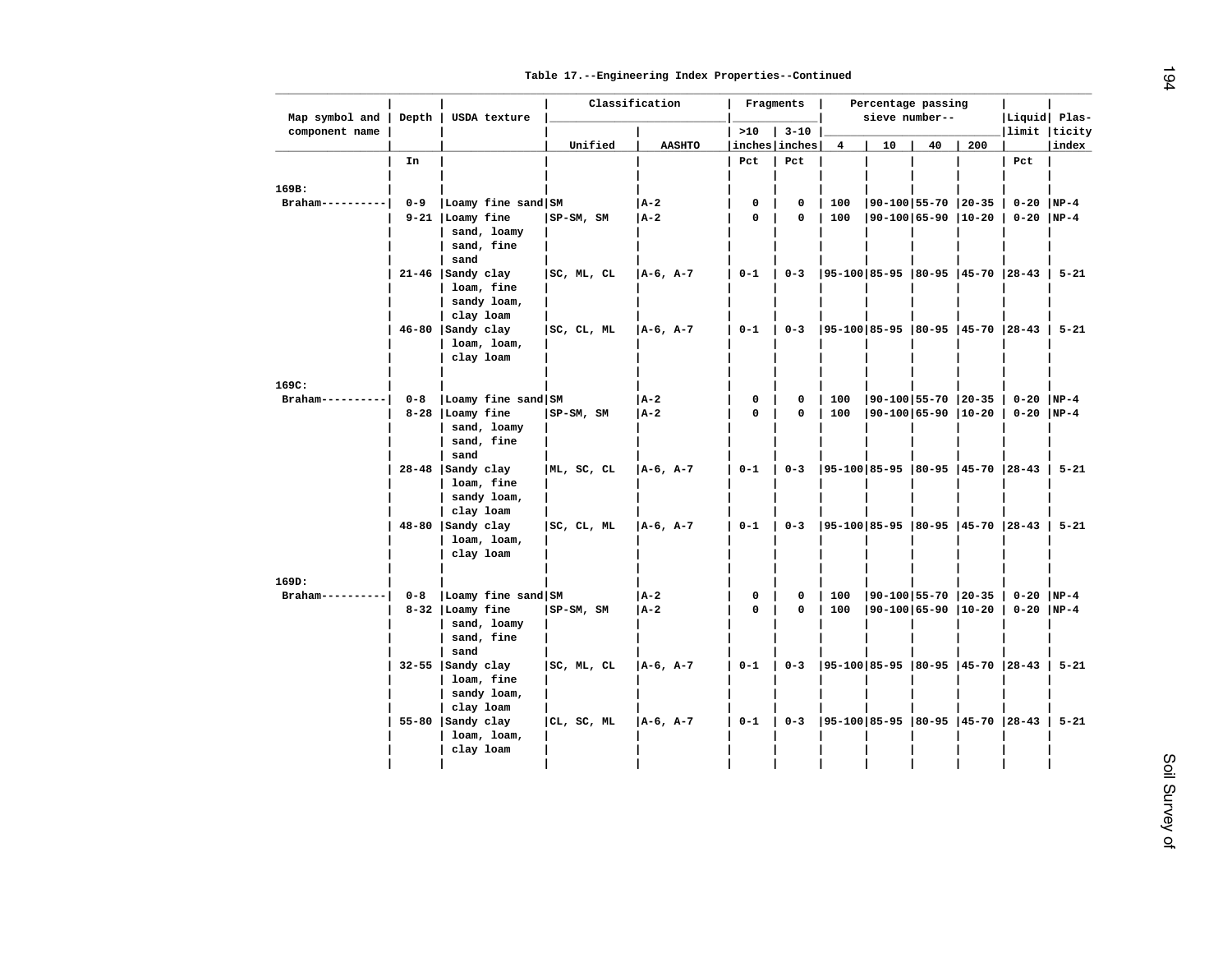Table 17.--Engineering Index Properties--Continued

| Map symbol and component name | Depth | USDA texture | Classification | | Fragments | | Percentage passing sieve number-- | | | | Liquid limit | Plasticity index |
|---|---|---|---|---|---|---|---|---|---|---|---|---|
| | | | Unified | AASHTO | >10 inches | 3-10 inches | 4 | 10 | 40 | 200 | | |
| | In | | | | Pct | Pct | | | | | Pct | |
| 169B: | | | | | | | | | | | | |
| Braham | 0-9 | Loamy fine sand | SM | A-2 | 0 | 0 | 100 | 90-100 | 55-70 | 20-35 | 0-20 | NP-4 |
| | 9-21 | Loamy fine sand, loamy sand, fine sand | SP-SM, SM | A-2 | 0 | 0 | 100 | 90-100 | 65-90 | 10-20 | 0-20 | NP-4 |
| | 21-46 | Sandy clay loam, fine sandy loam, clay loam | SC, ML, CL | A-6, A-7 | 0-1 | 0-3 | 95-100 | 85-95 | 80-95 | 45-70 | 28-43 | 5-21 |
| | 46-80 | Sandy clay loam, loam, clay loam | SC, CL, ML | A-6, A-7 | 0-1 | 0-3 | 95-100 | 85-95 | 80-95 | 45-70 | 28-43 | 5-21 |
| 169C: | | | | | | | | | | | | |
| Braham | 0-8 | Loamy fine sand | SM | A-2 | 0 | 0 | 100 | 90-100 | 55-70 | 20-35 | 0-20 | NP-4 |
| | 8-28 | Loamy fine sand, loamy sand, fine sand | SP-SM, SM | A-2 | 0 | 0 | 100 | 90-100 | 65-90 | 10-20 | 0-20 | NP-4 |
| | 28-48 | Sandy clay loam, fine sandy loam, clay loam | ML, SC, CL | A-6, A-7 | 0-1 | 0-3 | 95-100 | 85-95 | 80-95 | 45-70 | 28-43 | 5-21 |
| | 48-80 | Sandy clay loam, loam, clay loam | SC, CL, ML | A-6, A-7 | 0-1 | 0-3 | 95-100 | 85-95 | 80-95 | 45-70 | 28-43 | 5-21 |
| 169D: | | | | | | | | | | | | |
| Braham | 0-8 | Loamy fine sand | SM | A-2 | 0 | 0 | 100 | 90-100 | 55-70 | 20-35 | 0-20 | NP-4 |
| | 8-32 | Loamy fine sand, loamy sand, fine sand | SP-SM, SM | A-2 | 0 | 0 | 100 | 90-100 | 65-90 | 10-20 | 0-20 | NP-4 |
| | 32-55 | Sandy clay loam, fine sandy loam, clay loam | SC, ML, CL | A-6, A-7 | 0-1 | 0-3 | 95-100 | 85-95 | 80-95 | 45-70 | 28-43 | 5-21 |
| | 55-80 | Sandy clay loam, loam, clay loam | CL, SC, ML | A-6, A-7 | 0-1 | 0-3 | 95-100 | 85-95 | 80-95 | 45-70 | 28-43 | 5-21 |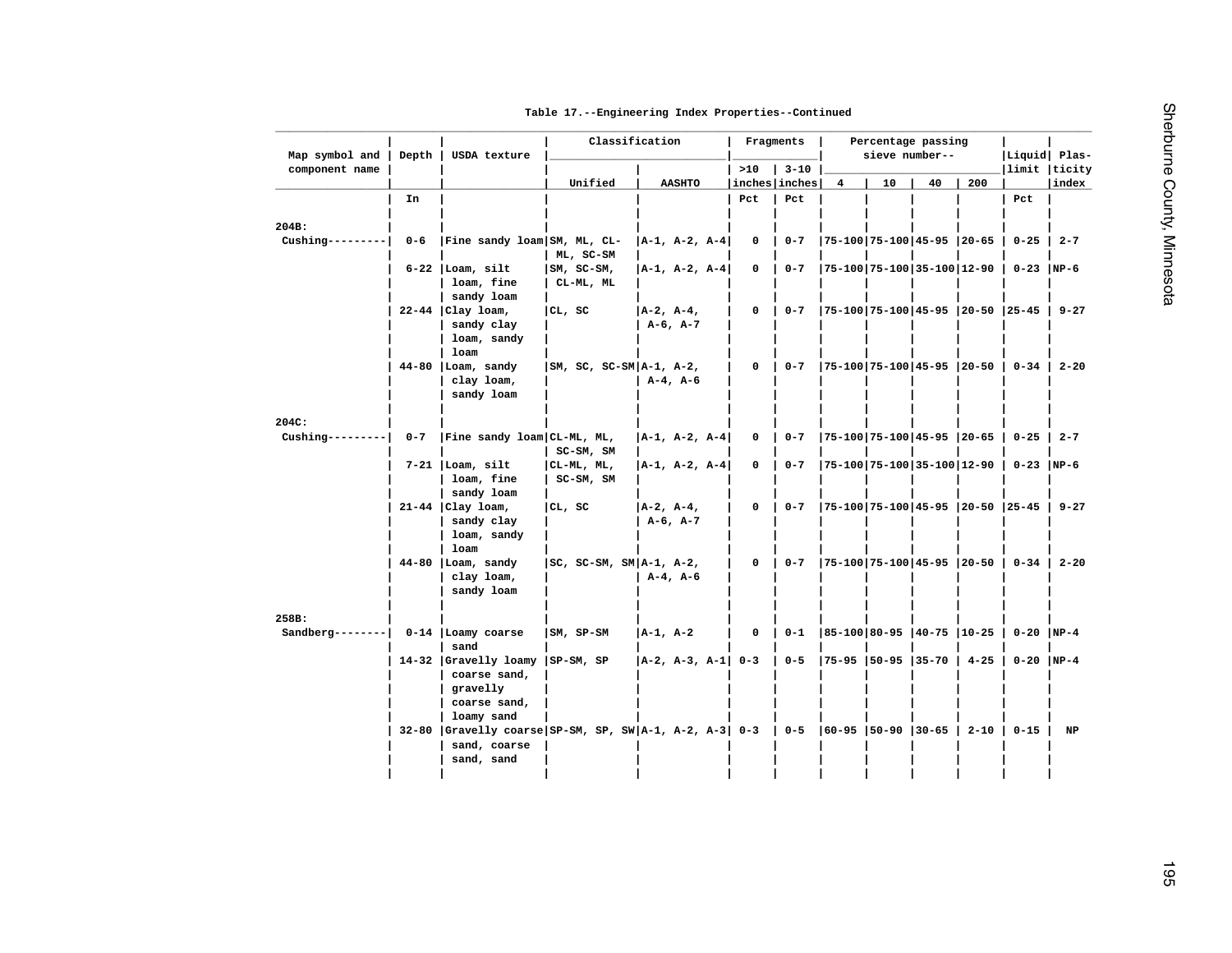Table 17.--Engineering Index Properties--Continued

| Map symbol and component name | Depth | USDA texture | Classification | | Fragments | | Percentage passing sieve number-- | | | | Liquid limit | Plas- ticity index |
|---|---|---|---|---|---|---|---|---|---|---|---|---|
| | | | Unified | AASHTO | >10 inches | 3-10 inches | 4 | 10 | 40 | 200 | | |
| | In | | | | Pct | Pct | | | | | Pct | |
| 204B: | | | | | | | | | | | | |
| Cushing--------- | 0-6 | Fine sandy loam | SM, ML, CL-ML, SC-SM | A-1, A-2, A-4 | 0 | 0-7 | 75-100 | 75-100 | 45-95 | 20-65 | 0-25 | 2-7 |
| | 6-22 | Loam, silt loam, fine sandy loam | SM, SC-SM, CL-ML, ML | A-1, A-2, A-4 | 0 | 0-7 | 75-100 | 75-100 | 35-100 | 12-90 | 0-23 | NP-6 |
| | 22-44 | Clay loam, sandy clay loam, sandy loam | CL, SC | A-2, A-4, A-6, A-7 | 0 | 0-7 | 75-100 | 75-100 | 45-95 | 20-50 | 25-45 | 9-27 |
| | 44-80 | Loam, sandy clay loam, sandy loam | SM, SC, SC-SM | A-1, A-2, A-4, A-6 | 0 | 0-7 | 75-100 | 75-100 | 45-95 | 20-50 | 0-34 | 2-20 |
| 204C: | | | | | | | | | | | | |
| Cushing--------- | 0-7 | Fine sandy loam | CL-ML, ML, SC-SM, SM | A-1, A-2, A-4 | 0 | 0-7 | 75-100 | 75-100 | 45-95 | 20-65 | 0-25 | 2-7 |
| | 7-21 | Loam, silt loam, fine sandy loam | CL-ML, ML, SC-SM, SM | A-1, A-2, A-4 | 0 | 0-7 | 75-100 | 75-100 | 35-100 | 12-90 | 0-23 | NP-6 |
| | 21-44 | Clay loam, sandy clay loam, sandy loam | CL, SC | A-2, A-4, A-6, A-7 | 0 | 0-7 | 75-100 | 75-100 | 45-95 | 20-50 | 25-45 | 9-27 |
| | 44-80 | Loam, sandy clay loam, sandy loam | SC, SC-SM, SM | A-1, A-2, A-4, A-6 | 0 | 0-7 | 75-100 | 75-100 | 45-95 | 20-50 | 0-34 | 2-20 |
| 258B: | | | | | | | | | | | | |
| Sandberg-------- | 0-14 | Loamy coarse sand | SM, SP-SM | A-1, A-2 | 0 | 0-1 | 85-100 | 80-95 | 40-75 | 10-25 | 0-20 | NP-4 |
| | 14-32 | Gravelly loamy coarse sand, gravelly coarse sand, loamy sand | SP-SM, SP | A-2, A-3, A-1 | 0-3 | 0-5 | 75-95 | 50-95 | 35-70 | 4-25 | 0-20 | NP-4 |
| | 32-80 | Gravelly coarse sand, coarse sand, sand | SP-SM, SP, SW | A-1, A-2, A-3 | 0-3 | 0-5 | 60-95 | 50-90 | 30-65 | 2-10 | 0-15 | NP |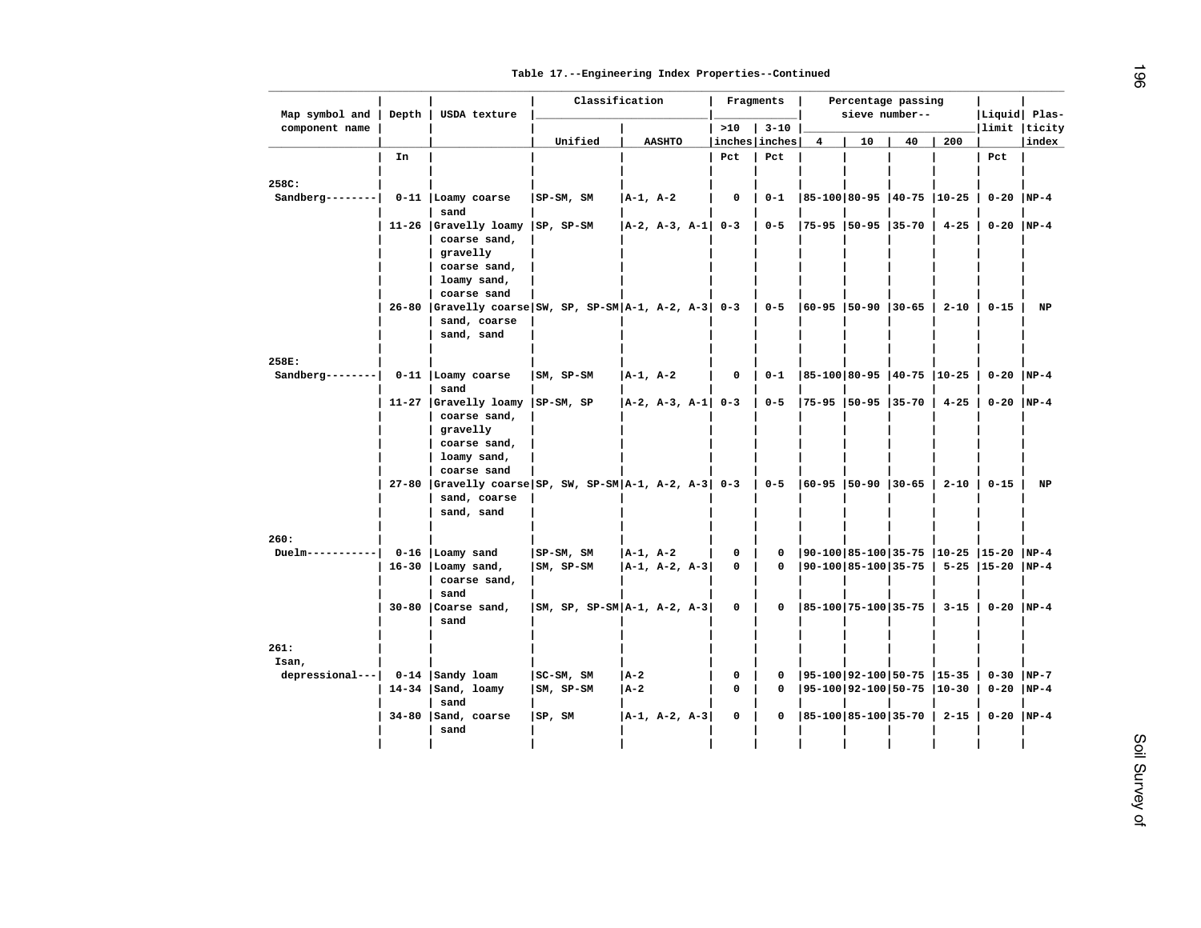Table 17.--Engineering Index Properties--Continued

| Map symbol and component name | Depth | USDA texture | Classification | | Fragments | | Percentage passing sieve number-- | | | | Liquid limit | Plasticity index |
|---|---|---|---|---|---|---|---|---|---|---|---|---|
| | | | Unified | AASHTO | >10 inches | 3-10 inches | 4 | 10 | 40 | 200 | | |
| | In | | | | Pct | Pct | | | | | Pct | |
| 258C: | | | | | | | | | | | | |
| Sandberg-------- | 0-11 | Loamy coarse sand | SP-SM, SM | A-1, A-2 | 0 | 0-1 | 85-100 | 80-95 | 40-75 | 10-25 | 0-20 | NP-4 |
| | 11-26 | Gravelly loamy coarse sand, gravelly coarse sand, loamy sand, coarse sand | SP, SP-SM | A-2, A-3, A-1 | 0-3 | 0-5 | 75-95 | 50-95 | 35-70 | 4-25 | 0-20 | NP-4 |
| | 26-80 | Gravelly coarse sand, coarse sand, sand | SW, SP, SP-SM | A-1, A-2, A-3 | 0-3 | 0-5 | 60-95 | 50-90 | 30-65 | 2-10 | 0-15 | NP |
| 258E: | | | | | | | | | | | | |
| Sandberg-------- | 0-11 | Loamy coarse sand | SM, SP-SM | A-1, A-2 | 0 | 0-1 | 85-100 | 80-95 | 40-75 | 10-25 | 0-20 | NP-4 |
| | 11-27 | Gravelly loamy coarse sand, gravelly coarse sand, loamy sand, coarse sand | SP-SM, SP | A-2, A-3, A-1 | 0-3 | 0-5 | 75-95 | 50-95 | 35-70 | 4-25 | 0-20 | NP-4 |
| | 27-80 | Gravelly coarse sand, coarse sand, sand | SP, SW, SP-SM | A-1, A-2, A-3 | 0-3 | 0-5 | 60-95 | 50-90 | 30-65 | 2-10 | 0-15 | NP |
| 260: | | | | | | | | | | | | |
| Duelm----------- | 0-16 | Loamy sand | SP-SM, SM | A-1, A-2 | 0 | 0 | 90-100 | 85-100 | 35-75 | 10-25 | 15-20 | NP-4 |
| | 16-30 | Loamy sand, coarse sand, sand | SM, SP-SM | A-1, A-2, A-3 | 0 | 0 | 90-100 | 85-100 | 35-75 | 5-25 | 15-20 | NP-4 |
| | 30-80 | Coarse sand, sand | SM, SP, SP-SM | A-1, A-2, A-3 | 0 | 0 | 85-100 | 75-100 | 35-75 | 3-15 | 0-20 | NP-4 |
| 261: | | | | | | | | | | | | |
| Isan, depressional--- | 0-14 | Sandy loam | SC-SM, SM | A-2 | 0 | 0 | 95-100 | 92-100 | 50-75 | 15-35 | 0-30 | NP-7 |
| | 14-34 | Sand, loamy sand | SM, SP-SM | A-2 | 0 | 0 | 95-100 | 92-100 | 50-75 | 10-30 | 0-20 | NP-4 |
| | 34-80 | Sand, coarse sand | SP, SM | A-1, A-2, A-3 | 0 | 0 | 85-100 | 85-100 | 35-70 | 2-15 | 0-20 | NP-4 |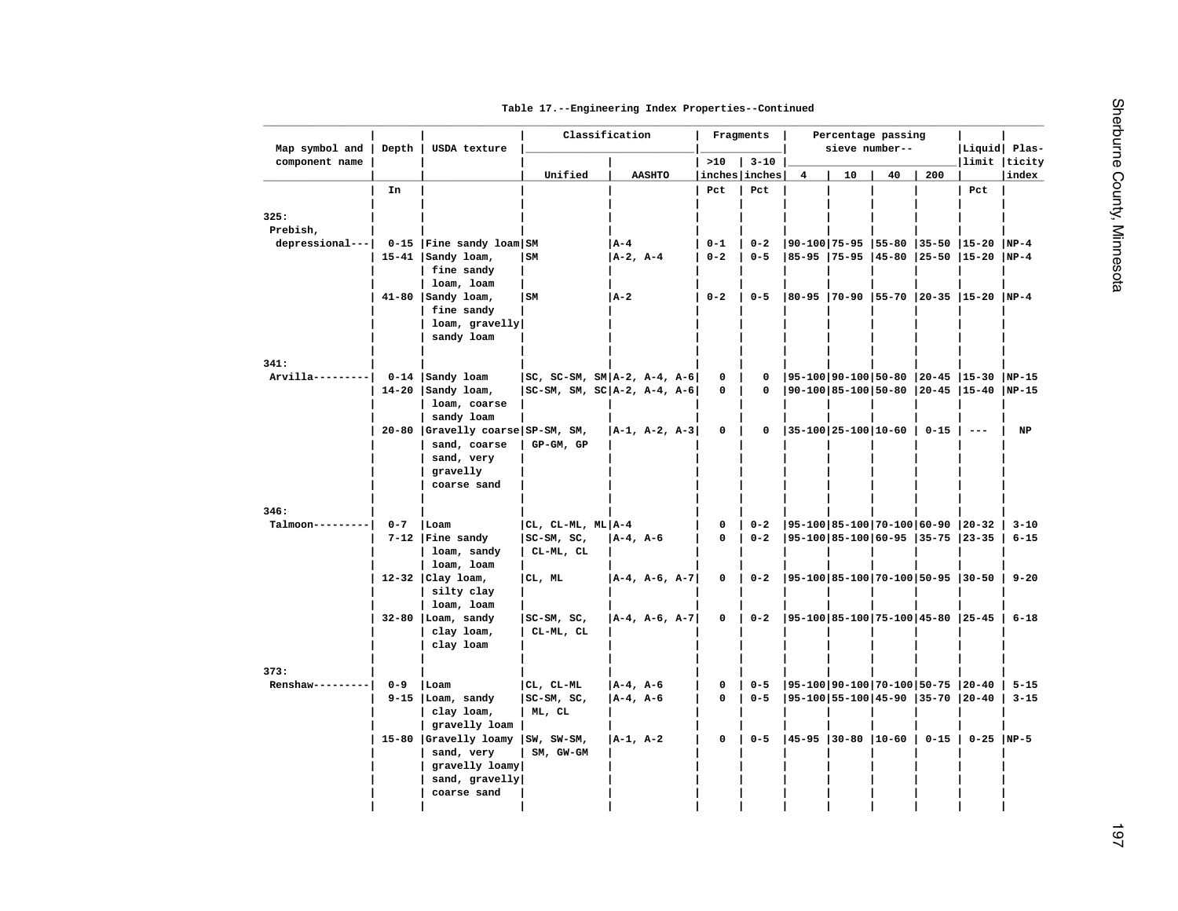Table 17.--Engineering Index Properties--Continued

| Map symbol and component name | Depth | USDA texture | Classification | | Fragments | | Percentage passing sieve number-- | | | | Liquid limit | Plas- ticity index |
|---|---|---|---|---|---|---|---|---|---|---|---|---|
| | | | Unified | AASHTO | >10 inches | 3-10 inches | 4 | 10 | 40 | 200 | | |
| | In | | | | Pct | Pct | | | | | Pct | |
| 325: | | | | | | | | | | | | |
| Prebish, depressional--- | 0-15 | Fine sandy loam | SM | A-4 | 0-1 | 0-2 | 90-100 | 75-95 | 55-80 | 35-50 | 15-20 | NP-4 |
| | 15-41 | Sandy loam, fine sandy loam, loam | SM | A-2, A-4 | 0-2 | 0-5 | 85-95 | 75-95 | 45-80 | 25-50 | 15-20 | NP-4 |
| | 41-80 | Sandy loam, fine sandy loam, gravelly sandy loam | SM | A-2 | 0-2 | 0-5 | 80-95 | 70-90 | 55-70 | 20-35 | 15-20 | NP-4 |
| 341: | | | | | | | | | | | | |
| Arvilla--------- | 0-14 | Sandy loam | SC, SC-SM, SM | A-2, A-4, A-6 | 0 | 0 | 95-100 | 90-100 | 50-80 | 20-45 | 15-30 | NP-15 |
| | 14-20 | Sandy loam, loam, coarse sandy loam | SC-SM, SM, SC | A-2, A-4, A-6 | 0 | 0 | 90-100 | 85-100 | 50-80 | 20-45 | 15-40 | NP-15 |
| | 20-80 | Gravelly coarse sand, coarse sand, very gravelly coarse sand | SP-SM, SM, GP-GM, GP | A-1, A-2, A-3 | 0 | 0 | 35-100 | 25-100 | 10-60 | 0-15 | --- | NP |
| 346: | | | | | | | | | | | | |
| Talmoon--------- | 0-7 | Loam | CL, CL-ML, ML | A-4 | 0 | 0-2 | 95-100 | 85-100 | 70-100 | 60-90 | 20-32 | 3-10 |
| | 7-12 | Fine sandy loam, sandy loam, loam | SC-SM, SC, CL-ML, CL | A-4, A-6 | 0 | 0-2 | 95-100 | 85-100 | 60-95 | 35-75 | 23-35 | 6-15 |
| | 12-32 | Clay loam, silty clay loam, loam | CL, ML | A-4, A-6, A-7 | 0 | 0-2 | 95-100 | 85-100 | 70-100 | 50-95 | 30-50 | 9-20 |
| | 32-80 | Loam, sandy clay loam, clay loam | SC-SM, SC, CL-ML, CL | A-4, A-6, A-7 | 0 | 0-2 | 95-100 | 85-100 | 75-100 | 45-80 | 25-45 | 6-18 |
| 373: | | | | | | | | | | | | |
| Renshaw--------- | 0-9 | Loam | CL, CL-ML | A-4, A-6 | 0 | 0-5 | 95-100 | 90-100 | 70-100 | 50-75 | 20-40 | 5-15 |
| | 9-15 | Loam, sandy clay loam, gravelly loam | SC-SM, SC, ML, CL | A-4, A-6 | 0 | 0-5 | 95-100 | 55-100 | 45-90 | 35-70 | 20-40 | 3-15 |
| | 15-80 | Gravelly loamy sand, very gravelly loamy sand, gravelly coarse sand | SW, SW-SM, SM, GW-GM | A-1, A-2 | 0 | 0-5 | 45-95 | 30-80 | 10-60 | 0-15 | 0-25 | NP-5 |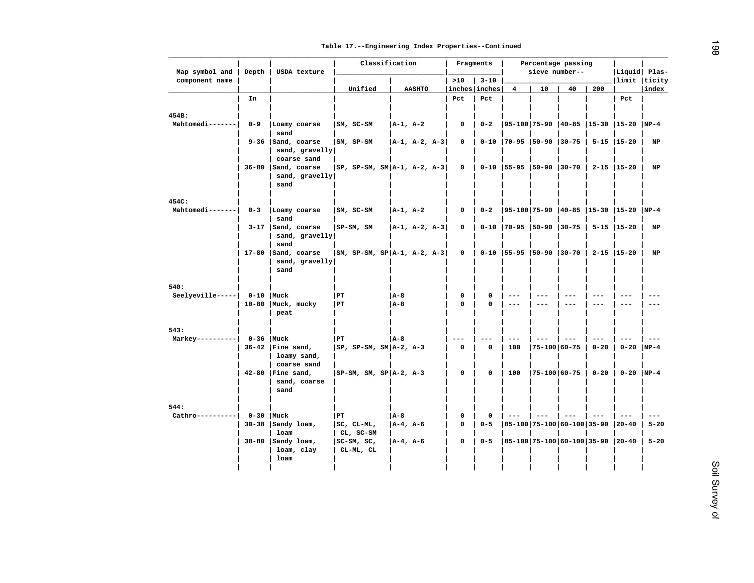Table 17.--Engineering Index Properties--Continued

| Map symbol and component name | Depth | USDA texture | Classification | | Fragments | | Percentage passing sieve number-- | | | | Liquid limit | Plas-ticity index |
|---|---|---|---|---|---|---|---|---|---|---|---|---|
| | | | Unified | AASHTO | >10 inches | 3-10 inches | 4 | 10 | 40 | 200 | | |
| | In | | | | Pct | Pct | | | | | Pct | |
| 454B: | | | | | | | | | | | | |
| Mahtomedi------- | 0-9 | Loamy coarse sand | SM, SC-SM | A-1, A-2 | 0 | 0-2 | 95-100 | 75-90 | 40-85 | 15-30 | 15-20 | NP-4 |
| | 9-36 | Sand, coarse sand, gravelly coarse sand | SM, SP-SM | A-1, A-2, A-3 | 0 | 0-10 | 70-95 | 50-90 | 30-75 | 5-15 | 15-20 | NP |
| | 36-80 | Sand, coarse sand, gravelly sand | SP, SP-SM, SM | A-1, A-2, A-3 | 0 | 0-10 | 55-95 | 50-90 | 30-70 | 2-15 | 15-20 | NP |
| 454C: | | | | | | | | | | | | |
| Mahtomedi------- | 0-3 | Loamy coarse sand | SM, SC-SM | A-1, A-2 | 0 | 0-2 | 95-100 | 75-90 | 40-85 | 15-30 | 15-20 | NP-4 |
| | 3-17 | Sand, coarse sand, gravelly sand | SP-SM, SM | A-1, A-2, A-3 | 0 | 0-10 | 70-95 | 50-90 | 30-75 | 5-15 | 15-20 | NP |
| | 17-80 | Sand, coarse sand, gravelly sand | SM, SP-SM, SP | A-1, A-2, A-3 | 0 | 0-10 | 55-95 | 50-90 | 30-70 | 2-15 | 15-20 | NP |
| 540: | | | | | | | | | | | | |
| Seelyeville----- | 0-10 | Muck | PT | A-8 | 0 | 0 | --- | --- | --- | --- | --- | --- |
| | 10-80 | Muck, mucky peat | PT | A-8 | 0 | 0 | --- | --- | --- | --- | --- | --- |
| 543: | | | | | | | | | | | | |
| Markey---------- | 0-36 | Muck | PT | A-8 | --- | --- | --- | --- | --- | --- | --- | --- |
| | 36-42 | Fine sand, loamy sand, coarse sand | SP, SP-SM, SM | A-2, A-3 | 0 | 0 | 100 | 75-100 | 60-75 | 0-20 | 0-20 | NP-4 |
| | 42-80 | Fine sand, sand, coarse sand | SP-SM, SM, SP | A-2, A-3 | 0 | 0 | 100 | 75-100 | 60-75 | 0-20 | 0-20 | NP-4 |
| 544: | | | | | | | | | | | | |
| Cathro---------- | 0-30 | Muck | PT | A-8 | 0 | 0 | --- | --- | --- | --- | --- | --- |
| | 30-38 | Sandy loam, loam | SC, CL-ML, CL, SC-SM | A-4, A-6 | 0 | 0-5 | 85-100 | 75-100 | 60-100 | 35-90 | 20-40 | 5-20 |
| | 38-80 | Sandy loam, loam, clay loam | SC-SM, SC, CL-ML, CL | A-4, A-6 | 0 | 0-5 | 85-100 | 75-100 | 60-100 | 35-90 | 20-40 | 5-20 |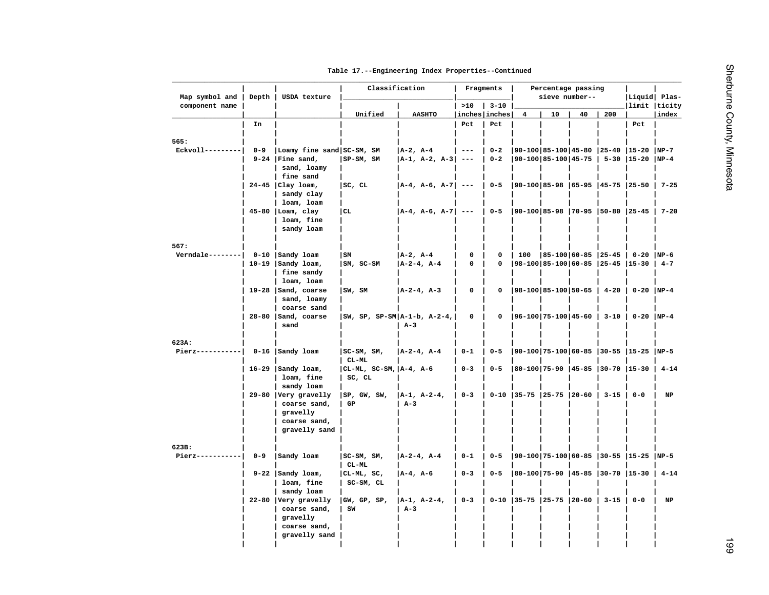Table 17.--Engineering Index Properties--Continued

| Map symbol and component name | Depth | USDA texture | Classification | | Fragments | | Percentage passing sieve number-- | | | | Liquid limit | Plas-ticity index |
|---|---|---|---|---|---|---|---|---|---|---|---|---|
| | | | Unified | AASHTO | >10 inches | 3-10 inches | 4 | 10 | 40 | 200 | | |
| | In | | | | Pct | Pct | | | | | Pct | |
| 565: | | | | | | | | | | | | |
| Eckvoll--------- | 0-9 | Loamy fine sand | SC-SM, SM | A-2, A-4 | --- | 0-2 | 90-100 | 85-100 | 45-80 | 25-40 | 15-20 | NP-7 |
| | 9-24 | Fine sand, sand, loamy fine sand | SP-SM, SM | A-1, A-2, A-3 | --- | 0-2 | 90-100 | 85-100 | 45-75 | 5-30 | 15-20 | NP-4 |
| | 24-45 | Clay loam, sandy clay loam, loam | SC, CL | A-4, A-6, A-7 | --- | 0-5 | 90-100 | 85-98 | 65-95 | 45-75 | 25-50 | 7-25 |
| | 45-80 | Loam, clay loam, fine sandy loam | CL | A-4, A-6, A-7 | --- | 0-5 | 90-100 | 85-98 | 70-95 | 50-80 | 25-45 | 7-20 |
| 567: | | | | | | | | | | | | |
| Verndale-------- | 0-10 | Sandy loam | SM | A-2, A-4 | 0 | 0 | 100 | 85-100 | 60-85 | 25-45 | 0-20 | NP-6 |
| | 10-19 | Sandy loam, fine sandy loam, loam | SM, SC-SM | A-2-4, A-4 | 0 | 0 | 98-100 | 85-100 | 60-85 | 25-45 | 15-30 | 4-7 |
| | 19-28 | Sand, coarse sand, loamy coarse sand | SW, SM | A-2-4, A-3 | 0 | 0 | 98-100 | 85-100 | 50-65 | 4-20 | 0-20 | NP-4 |
| | 28-80 | Sand, coarse sand | SW, SP, SP-SM | A-1-b, A-2-4, A-3 | 0 | 0 | 96-100 | 75-100 | 45-60 | 3-10 | 0-20 | NP-4 |
| 623A: | | | | | | | | | | | | |
| Pierz----------- | 0-16 | Sandy loam | SC-SM, SM, CL-ML | A-2-4, A-4 | 0-1 | 0-5 | 90-100 | 75-100 | 60-85 | 30-55 | 15-25 | NP-5 |
| | 16-29 | Sandy loam, loam, fine sandy loam | CL-ML, SC-SM, SC, CL | A-4, A-6 | 0-3 | 0-5 | 80-100 | 75-90 | 45-85 | 30-70 | 15-30 | 4-14 |
| | 29-80 | Very gravelly coarse sand, gravelly coarse sand, gravelly sand | SP, GW, SW, GP | A-1, A-2-4, A-3 | 0-3 | 0-10 | 35-75 | 25-75 | 20-60 | 3-15 | 0-0 | NP |
| 623B: | | | | | | | | | | | | |
| Pierz----------- | 0-9 | Sandy loam | SC-SM, SM, CL-ML | A-2-4, A-4 | 0-1 | 0-5 | 90-100 | 75-100 | 60-85 | 30-55 | 15-25 | NP-5 |
| | 9-22 | Sandy loam, loam, fine sandy loam | CL-ML, SC, SC-SM, CL | A-4, A-6 | 0-3 | 0-5 | 80-100 | 75-90 | 45-85 | 30-70 | 15-30 | 4-14 |
| | 22-80 | Very gravelly coarse sand, gravelly coarse sand, gravelly sand | GW, GP, SP, SW | A-1, A-2-4, A-3 | 0-3 | 0-10 | 35-75 | 25-75 | 20-60 | 3-15 | 0-0 | NP |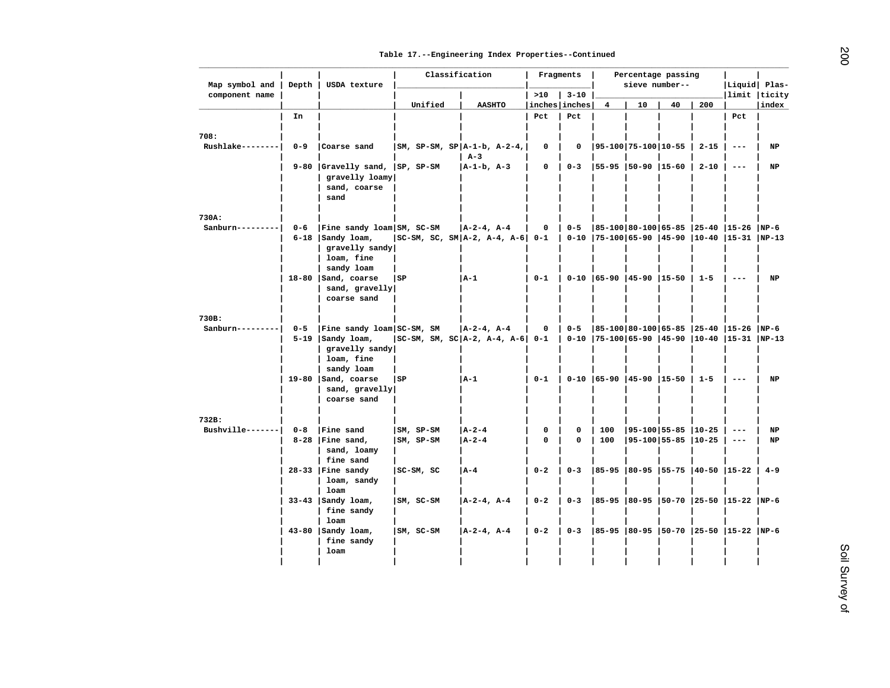Table 17.--Engineering Index Properties--Continued

| Map symbol and component name | Depth | USDA texture | Classification | | Fragments | | Percentage passing sieve number-- | | | | Liquid limit | Plasticity index |
|---|---|---|---|---|---|---|---|---|---|---|---|---|
| | | | Unified | AASHTO | >10 inches | 3-10 inches | 4 | 10 | 40 | 200 | | |
| | In | | | | Pct | Pct | | | | | Pct | |
| 708: | | | | | | | | | | | | |
| Rushlake | 0-9 | Coarse sand | SM, SP-SM, SP | A-1-b, A-2-4, A-3 | 0 | 0 | 95-100 | 75-100 | 10-55 | 2-15 | --- | NP |
| | 9-80 | Gravelly sand, gravelly loamy sand, coarse sand | SP, SP-SM | A-1-b, A-3 | 0 | 0-3 | 55-95 | 50-90 | 15-60 | 2-10 | --- | NP |
| 730A: | | | | | | | | | | | | |
| Sanburn | 0-6 | Fine sandy loam | SM, SC-SM | A-2-4, A-4 | 0 | 0-5 | 85-100 | 80-100 | 65-85 | 25-40 | 15-26 | NP-6 |
| | 6-18 | Sandy loam, gravelly sandy loam, fine sandy loam | SC-SM, SC, SM | A-2, A-4, A-6 | 0-1 | 0-10 | 75-100 | 65-90 | 45-90 | 10-40 | 15-31 | NP-13 |
| | 18-80 | Sand, coarse sand, gravelly coarse sand | SP | A-1 | 0-1 | 0-10 | 65-90 | 45-90 | 15-50 | 1-5 | --- | NP |
| 730B: | | | | | | | | | | | | |
| Sanburn | 0-5 | Fine sandy loam | SC-SM, SM | A-2-4, A-4 | 0 | 0-5 | 85-100 | 80-100 | 65-85 | 25-40 | 15-26 | NP-6 |
| | 5-19 | Sandy loam, gravelly sandy loam, fine sandy loam | SC-SM, SM, SC | A-2, A-4, A-6 | 0-1 | 0-10 | 75-100 | 65-90 | 45-90 | 10-40 | 15-31 | NP-13 |
| | 19-80 | Sand, coarse sand, gravelly coarse sand | SP | A-1 | 0-1 | 0-10 | 65-90 | 45-90 | 15-50 | 1-5 | --- | NP |
| 732B: | | | | | | | | | | | | |
| Bushville | 0-8 | Fine sand | SM, SP-SM | A-2-4 | 0 | 0 | 100 | 95-100 | 55-85 | 10-25 | --- | NP |
| | 8-28 | Fine sand, sand, loamy fine sand | SM, SP-SM | A-2-4 | 0 | 0 | 100 | 95-100 | 55-85 | 10-25 | --- | NP |
| | 28-33 | Fine sandy loam, sandy loam | SC-SM, SC | A-4 | 0-2 | 0-3 | 85-95 | 80-95 | 55-75 | 40-50 | 15-22 | 4-9 |
| | 33-43 | Sandy loam, fine sandy loam | SM, SC-SM | A-2-4, A-4 | 0-2 | 0-3 | 85-95 | 80-95 | 50-70 | 25-50 | 15-22 | NP-6 |
| | 43-80 | Sandy loam, fine sandy loam | SM, SC-SM | A-2-4, A-4 | 0-2 | 0-3 | 85-95 | 80-95 | 50-70 | 25-50 | 15-22 | NP-6 |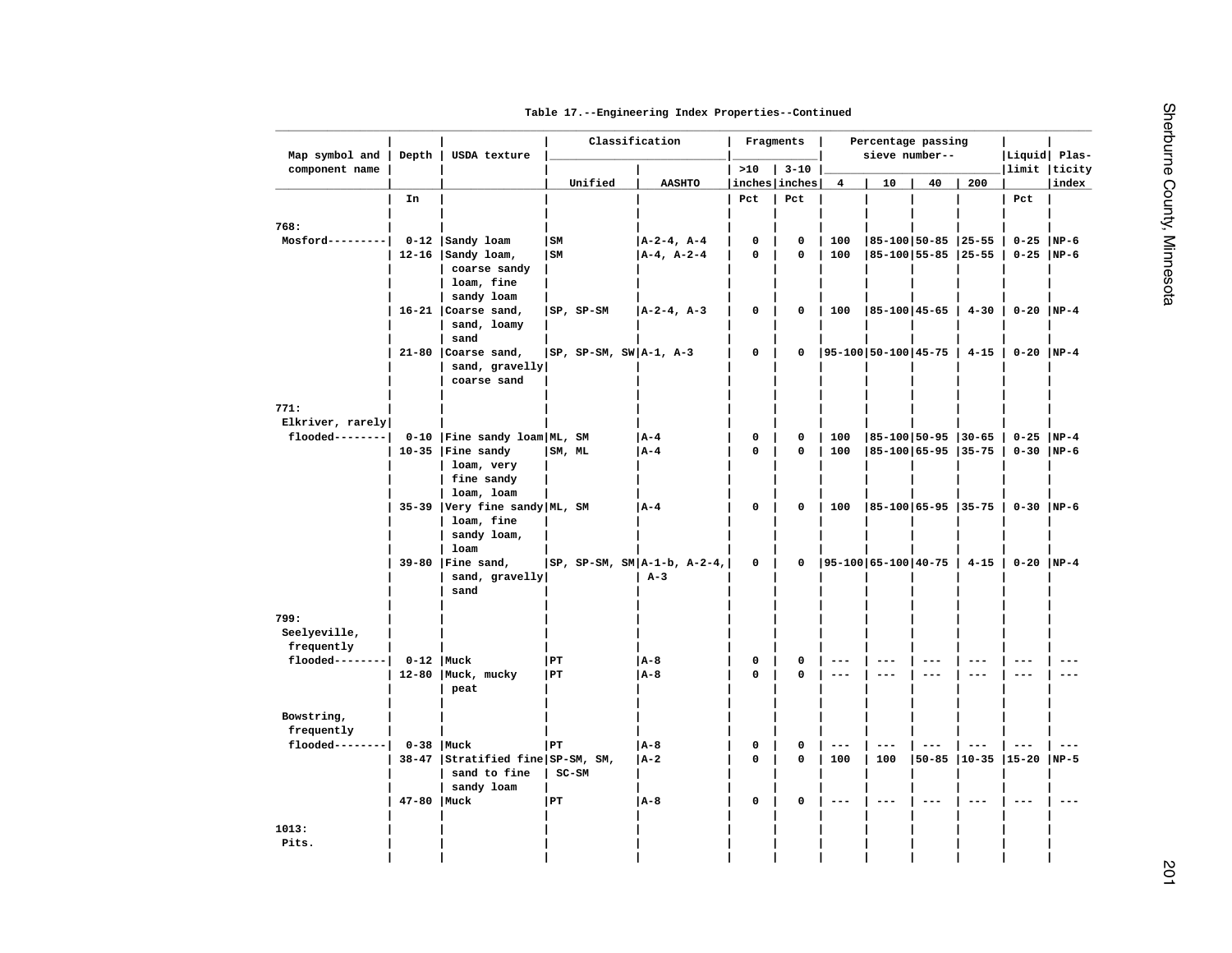Table 17.--Engineering Index Properties--Continued

| Map symbol and component name | Depth | USDA texture | Classification | | Fragments | | Percentage passing sieve number-- | | | | Liquid limit | Plasticity index |
|---|---|---|---|---|---|---|---|---|---|---|---|---|
| | | | Unified | AASHTO | >10 inches | 3-10 inches | 4 | 10 | 40 | 200 | | |
| | In | | | | Pct | Pct | | | | | Pct | |
| 768: | | | | | | | | | | | | |
| Mosford--------- | 0-12 | Sandy loam | SM | A-2-4, A-4 | 0 | 0 | 100 | 85-100 | 50-85 | 25-55 | 0-25 | NP-6 |
| | 12-16 | Sandy loam, coarse sandy loam, fine sandy loam | SM | A-4, A-2-4 | 0 | 0 | 100 | 85-100 | 55-85 | 25-55 | 0-25 | NP-6 |
| | 16-21 | Coarse sand, sand, loamy sand | SP, SP-SM | A-2-4, A-3 | 0 | 0 | 100 | 85-100 | 45-65 | 4-30 | 0-20 | NP-4 |
| | 21-80 | Coarse sand, sand, gravelly coarse sand | SP, SP-SM, SW | A-1, A-3 | 0 | 0 | 95-100 | 50-100 | 45-75 | 4-15 | 0-20 | NP-4 |
| 771: | | | | | | | | | | | | |
| Elkriver, rarely flooded-------- | 0-10 | Fine sandy loam | ML, SM | A-4 | 0 | 0 | 100 | 85-100 | 50-95 | 30-65 | 0-25 | NP-4 |
| | 10-35 | Fine sandy loam, very fine sandy loam, loam | SM, ML | A-4 | 0 | 0 | 100 | 85-100 | 65-95 | 35-75 | 0-30 | NP-6 |
| | 35-39 | Very fine sandy loam, fine sandy loam, loam | ML, SM | A-4 | 0 | 0 | 100 | 85-100 | 65-95 | 35-75 | 0-30 | NP-6 |
| | 39-80 | Fine sand, sand, gravelly sand | SP, SP-SM, SM | A-1-b, A-2-4, A-3 | 0 | 0 | 95-100 | 65-100 | 40-75 | 4-15 | 0-20 | NP-4 |
| 799: | | | | | | | | | | | | |
| Seelyeville, frequently flooded-------- | 0-12 | Muck | PT | A-8 | 0 | 0 | --- | --- | --- | --- | --- | --- |
| | 12-80 | Muck, mucky peat | PT | A-8 | 0 | 0 | --- | --- | --- | --- | --- | --- |
| Bowstring, frequently flooded-------- | 0-38 | Muck | PT | A-8 | 0 | 0 | --- | --- | --- | --- | --- | --- |
| | 38-47 | Stratified fine sand to fine sandy loam | SP-SM, SM, SC-SM | A-2 | 0 | 0 | 100 | 100 | 50-85 | 10-35 | 15-20 | NP-5 |
| | 47-80 | Muck | PT | A-8 | 0 | 0 | --- | --- | --- | --- | --- | --- |
| 1013: | | | | | | | | | | | | |
| Pits. | | | | | | | | | | | | |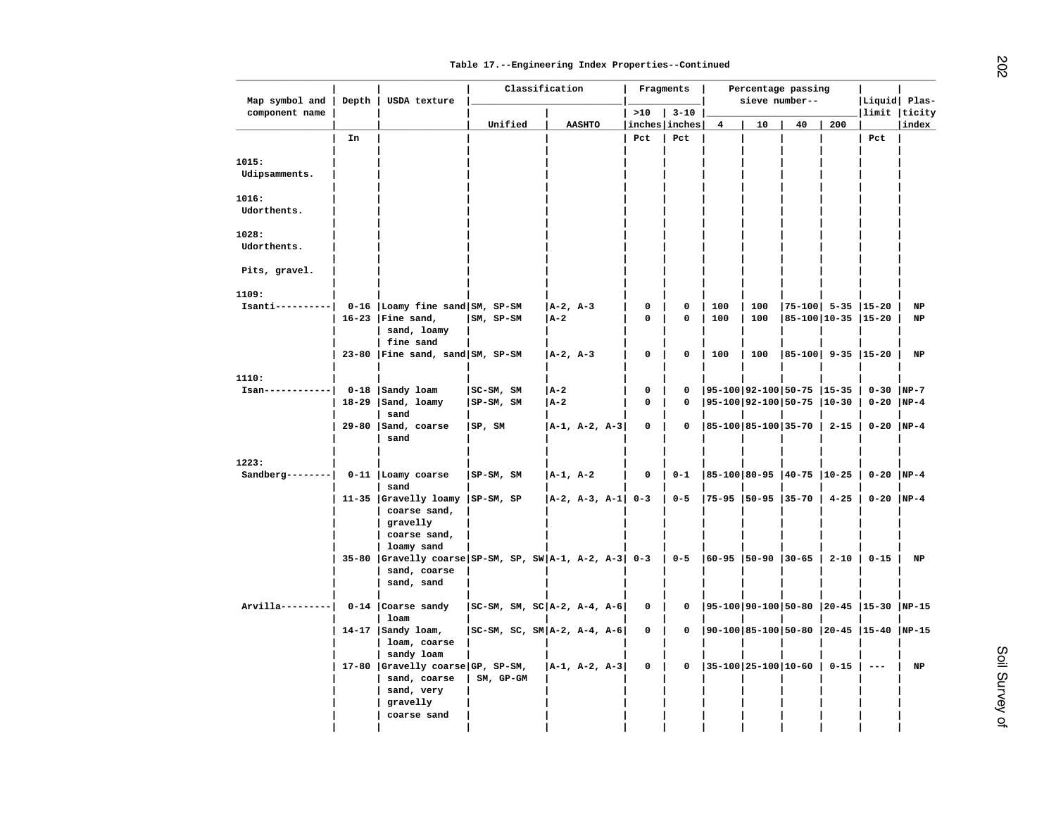Table 17.--Engineering Index Properties--Continued

| Map symbol and component name | Depth | USDA texture | Classification | | Fragments | | Percentage passing sieve number-- | | | | Liquid limit | Plasticity index |
|---|---|---|---|---|---|---|---|---|---|---|---|---|
| | | | Unified | AASHTO | >10 inches | 3-10 inches | 4 | 10 | 40 | 200 | | |
| | In | | | | Pct | Pct | | | | | Pct | |
| 1015: | | | | | | | | | | | | |
| Udipsamments. | | | | | | | | | | | | |
| 1016: | | | | | | | | | | | | |
| Udorthents. | | | | | | | | | | | | |
| 1028: | | | | | | | | | | | | |
| Udorthents. | | | | | | | | | | | | |
| Pits, gravel. | | | | | | | | | | | | |
| 1109: | | | | | | | | | | | | |
| Isanti---------- | 0-16 | Loamy fine sand | SM, SP-SM | A-2, A-3 | 0 | 0 | 100 | 100 | 75-100 | 5-35 | 15-20 | NP |
| | 16-23 | Fine sand, sand, loamy fine sand | SM, SP-SM | A-2 | 0 | 0 | 100 | 100 | 85-100 | 10-35 | 15-20 | NP |
| | 23-80 | Fine sand, sand | SM, SP-SM | A-2, A-3 | 0 | 0 | 100 | 100 | 85-100 | 9-35 | 15-20 | NP |
| 1110: | | | | | | | | | | | | |
| Isan------------ | 0-18 | Sandy loam | SC-SM, SM | A-2 | 0 | 0 | 95-100 | 92-100 | 50-75 | 15-35 | 0-30 | NP-7 |
| | 18-29 | Sand, loamy sand | SP-SM, SM | A-2 | 0 | 0 | 95-100 | 92-100 | 50-75 | 10-30 | 0-20 | NP-4 |
| | 29-80 | Sand, coarse sand | SP, SM | A-1, A-2, A-3 | 0 | 0 | 85-100 | 85-100 | 35-70 | 2-15 | 0-20 | NP-4 |
| 1223: | | | | | | | | | | | | |
| Sandberg-------- | 0-11 | Loamy coarse sand | SP-SM, SM | A-1, A-2 | 0 | 0-1 | 85-100 | 80-95 | 40-75 | 10-25 | 0-20 | NP-4 |
| | 11-35 | Gravelly loamy coarse sand, gravelly coarse sand, loamy sand | SP-SM, SP | A-2, A-3, A-1 | 0-3 | 0-5 | 75-95 | 50-95 | 35-70 | 4-25 | 0-20 | NP-4 |
| | 35-80 | Gravelly coarse sand, coarse sand, sand | SP-SM, SP, SW | A-1, A-2, A-3 | 0-3 | 0-5 | 60-95 | 50-90 | 30-65 | 2-10 | 0-15 | NP |
| Arvilla--------- | 0-14 | Coarse sandy loam | SC-SM, SM, SC | A-2, A-4, A-6 | 0 | 0 | 95-100 | 90-100 | 50-80 | 20-45 | 15-30 | NP-15 |
| | 14-17 | Sandy loam, loam, coarse sandy loam | SC-SM, SC, SM | A-2, A-4, A-6 | 0 | 0 | 90-100 | 85-100 | 50-80 | 20-45 | 15-40 | NP-15 |
| | 17-80 | Gravelly coarse sand, coarse sand, very gravelly coarse sand | GP, SP-SM, SM, GP-GM | A-1, A-2, A-3 | 0 | 0 | 35-100 | 25-100 | 10-60 | 0-15 | --- | NP |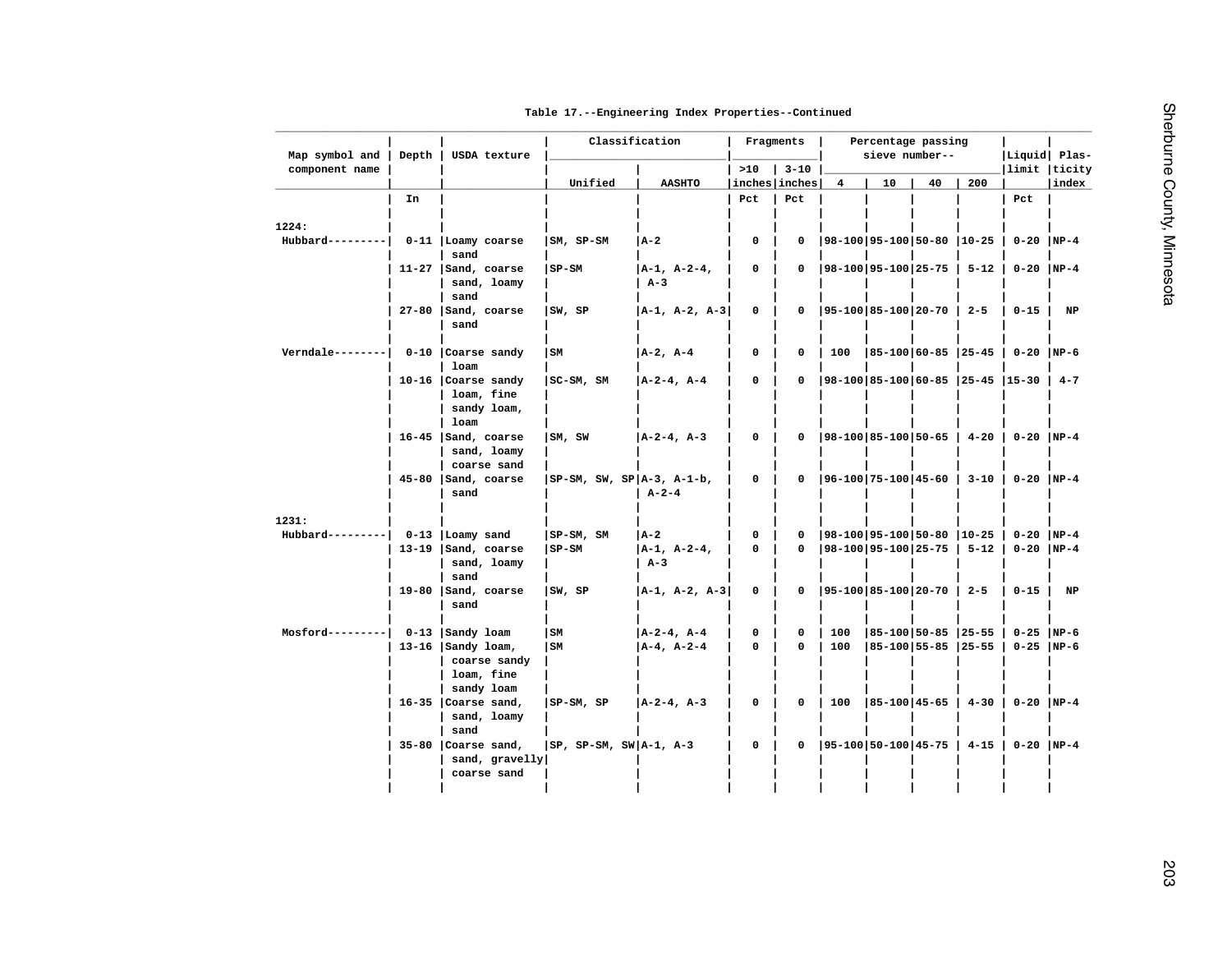Table 17.--Engineering Index Properties--Continued

| Map symbol and component name | Depth | USDA texture | Classification | | Fragments | | Percentage passing sieve number-- | | | | Liquid limit | Plasticity index |
|---|---|---|---|---|---|---|---|---|---|---|---|---|
| | | | Unified | AASHTO | >10 inches | 3-10 inches | 4 | 10 | 40 | 200 | | |
| | In | | | | Pct | Pct | | | | | Pct | |
| 1224: | | | | | | | | | | | | |
| Hubbard--------- | 0-11 | Loamy coarse sand | SM, SP-SM | A-2 | 0 | 0 | 98-100 | 95-100 | 50-80 | 10-25 | 0-20 | NP-4 |
| | 11-27 | Sand, coarse sand, loamy sand | SP-SM | A-1, A-2-4, A-3 | 0 | 0 | 98-100 | 95-100 | 25-75 | 5-12 | 0-20 | NP-4 |
| | 27-80 | Sand, coarse sand | SW, SP | A-1, A-2, A-3 | 0 | 0 | 95-100 | 85-100 | 20-70 | 2-5 | 0-15 | NP |
| Verndale-------- | 0-10 | Coarse sandy loam | SM | A-2, A-4 | 0 | 0 | 100 | 85-100 | 60-85 | 25-45 | 0-20 | NP-6 |
| | 10-16 | Coarse sandy loam, fine sandy loam, loam | SC-SM, SM | A-2-4, A-4 | 0 | 0 | 98-100 | 85-100 | 60-85 | 25-45 | 15-30 | 4-7 |
| | 16-45 | Sand, coarse sand, loamy coarse sand | SM, SW | A-2-4, A-3 | 0 | 0 | 98-100 | 85-100 | 50-65 | 4-20 | 0-20 | NP-4 |
| | 45-80 | Sand, coarse sand | SP-SM, SW, SP | A-3, A-1-b, A-2-4 | 0 | 0 | 96-100 | 75-100 | 45-60 | 3-10 | 0-20 | NP-4 |
| 1231: | | | | | | | | | | | | |
| Hubbard--------- | 0-13 | Loamy sand | SP-SM, SM | A-2 | 0 | 0 | 98-100 | 95-100 | 50-80 | 10-25 | 0-20 | NP-4 |
| | 13-19 | Sand, coarse sand, loamy sand | SP-SM | A-1, A-2-4, A-3 | 0 | 0 | 98-100 | 95-100 | 25-75 | 5-12 | 0-20 | NP-4 |
| | 19-80 | Sand, coarse sand | SW, SP | A-1, A-2, A-3 | 0 | 0 | 95-100 | 85-100 | 20-70 | 2-5 | 0-15 | NP |
| Mosford--------- | 0-13 | Sandy loam | SM | A-2-4, A-4 | 0 | 0 | 100 | 85-100 | 50-85 | 25-55 | 0-25 | NP-6 |
| | 13-16 | Sandy loam, coarse sandy loam, fine sandy loam | SM | A-4, A-2-4 | 0 | 0 | 100 | 85-100 | 55-85 | 25-55 | 0-25 | NP-6 |
| | 16-35 | Coarse sand, sand, loamy sand | SP-SM, SP | A-2-4, A-3 | 0 | 0 | 100 | 85-100 | 45-65 | 4-30 | 0-20 | NP-4 |
| | 35-80 | Coarse sand, sand, gravelly coarse sand | SP, SP-SM, SW | A-1, A-3 | 0 | 0 | 95-100 | 50-100 | 45-75 | 4-15 | 0-20 | NP-4 |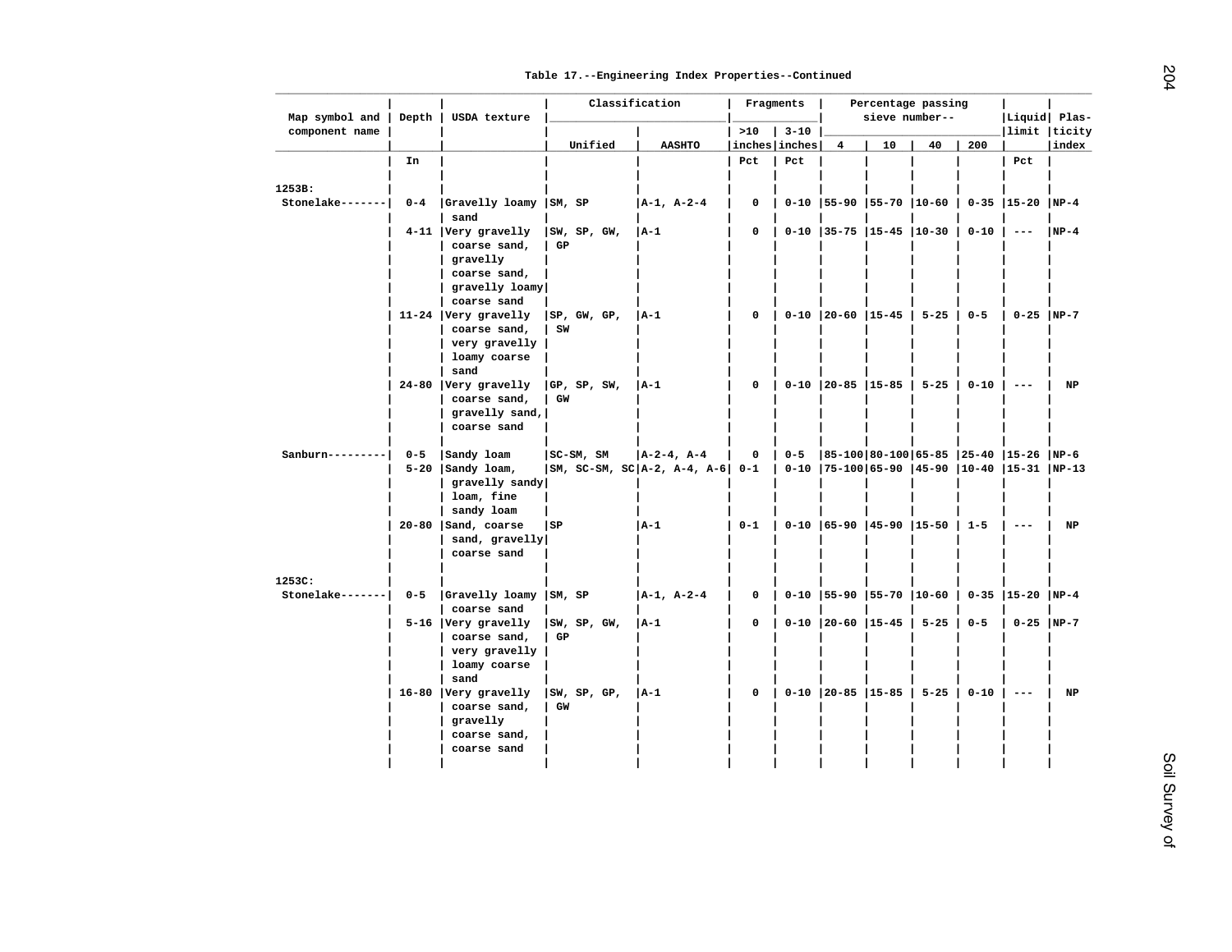Table 17.--Engineering Index Properties--Continued

| Map symbol and component name | Depth | USDA texture | Classification | | Fragments | | Percentage passing sieve number-- | | | | Liquid limit | Plas- ticity index |
|---|---|---|---|---|---|---|---|---|---|---|---|---|
| | | | Unified | AASHTO | >10 inches | 3-10 inches | 4 | 10 | 40 | 200 | | |
| | In | | | | Pct | Pct | | | | | Pct | |
| 1253B: | | | | | | | | | | | | |
| Stonelake------- | 0-4 | Gravelly loamy sand | SM, SP | A-1, A-2-4 | 0 | 0-10 | 55-90 | 55-70 | 10-60 | 0-35 | 15-20 | NP-4 |
| | 4-11 | Very gravelly coarse sand, gravelly coarse sand, gravelly loamy coarse sand | SW, SP, GW, GP | A-1 | 0 | 0-10 | 35-75 | 15-45 | 10-30 | 0-10 | --- | NP-4 |
| | 11-24 | Very gravelly coarse sand, very gravelly loamy coarse sand | SP, GW, GP, SW | A-1 | 0 | 0-10 | 20-60 | 15-45 | 5-25 | 0-5 | 0-25 | NP-7 |
| | 24-80 | Very gravelly coarse sand, gravelly sand, coarse sand | GP, SP, SW, GW | A-1 | 0 | 0-10 | 20-85 | 15-85 | 5-25 | 0-10 | --- | NP |
| Sanburn--------- | 0-5 | Sandy loam | SC-SM, SM | A-2-4, A-4 | 0 | 0-5 | 85-100 | 80-100 | 65-85 | 25-40 | 15-26 | NP-6 |
| | 5-20 | Sandy loam, gravelly sandy loam, fine sandy loam | SM, SC-SM, SC | A-2, A-4, A-6 | 0-1 | 0-10 | 75-100 | 65-90 | 45-90 | 10-40 | 15-31 | NP-13 |
| | 20-80 | Sand, coarse sand, gravelly coarse sand | SP | A-1 | 0-1 | 0-10 | 65-90 | 45-90 | 15-50 | 1-5 | --- | NP |
| 1253C: | | | | | | | | | | | | |
| Stonelake------- | 0-5 | Gravelly loamy coarse sand | SM, SP | A-1, A-2-4 | 0 | 0-10 | 55-90 | 55-70 | 10-60 | 0-35 | 15-20 | NP-4 |
| | 5-16 | Very gravelly coarse sand, very gravelly loamy coarse sand | SW, SP, GW, GP | A-1 | 0 | 0-10 | 20-60 | 15-45 | 5-25 | 0-5 | 0-25 | NP-7 |
| | 16-80 | Very gravelly coarse sand, gravelly coarse sand, coarse sand | SW, SP, GP, GW | A-1 | 0 | 0-10 | 20-85 | 15-85 | 5-25 | 0-10 | --- | NP |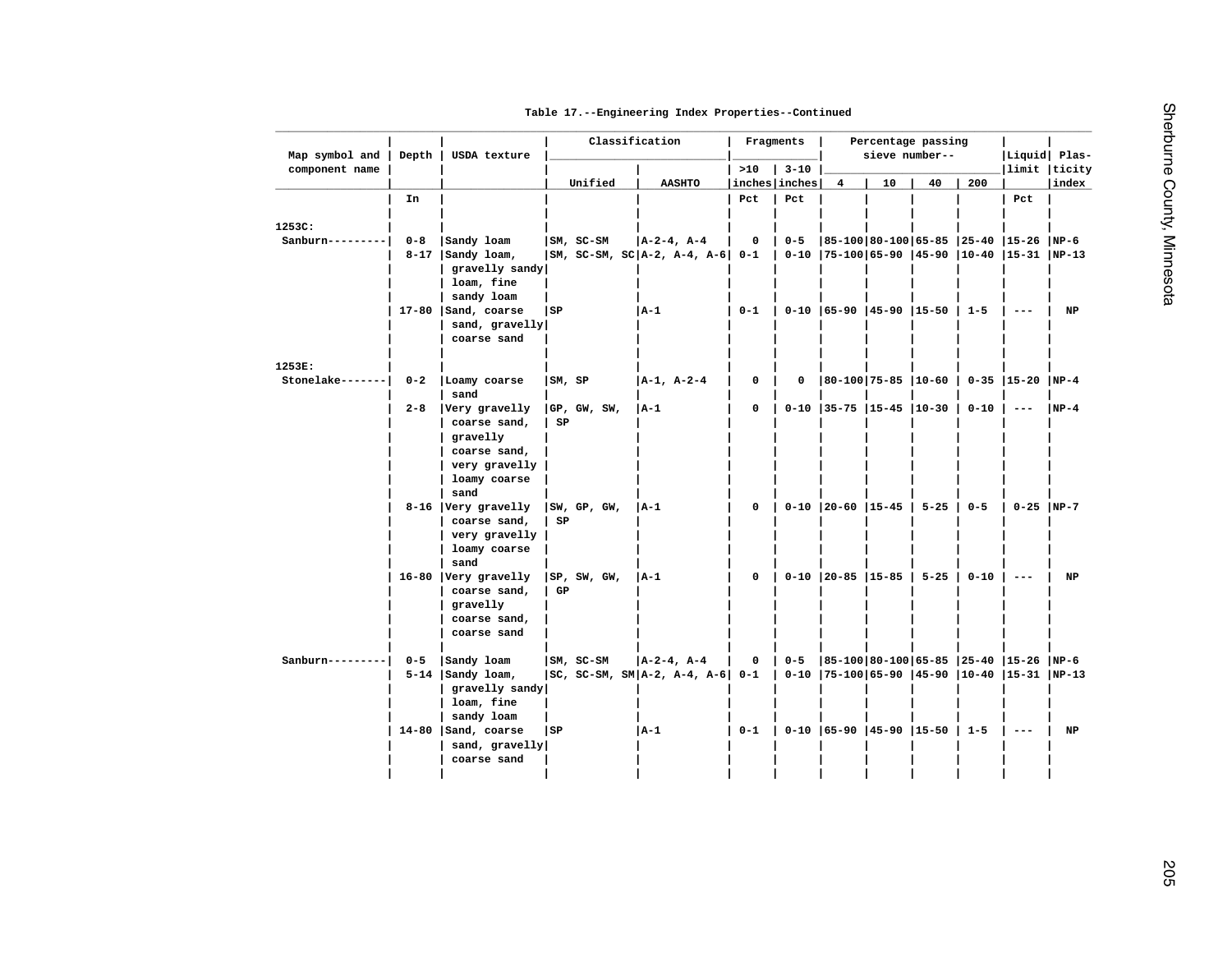Table 17.--Engineering Index Properties--Continued

| Map symbol and component name | Depth | USDA texture | Classification | | Fragments | | Percentage passing sieve number-- | | | | Liquid limit | Plasticity index |
|---|---|---|---|---|---|---|---|---|---|---|---|---|
| | | | Unified | AASHTO | >10 inches | 3-10 inches | 4 | 10 | 40 | 200 | | |
| | In | | | | Pct | Pct | | | | | Pct | |
| 1253C: | | | | | | | | | | | | |
| Sanburn--------- | 0-8 | Sandy loam | SM, SC-SM | A-2-4, A-4 | 0 | 0-5 | 85-100 | 80-100 | 65-85 | 25-40 | 15-26 | NP-6 |
| | 8-17 | Sandy loam, gravelly sandy loam, fine sandy loam | SM, SC-SM, SC | A-2, A-4, A-6 | 0-1 | 0-10 | 75-100 | 65-90 | 45-90 | 10-40 | 15-31 | NP-13 |
| | 17-80 | Sand, coarse sand, gravelly coarse sand | SP | A-1 | 0-1 | 0-10 | 65-90 | 45-90 | 15-50 | 1-5 | --- | NP |
| 1253E: | | | | | | | | | | | | |
| Stonelake------- | 0-2 | Loamy coarse sand | SM, SP | A-1, A-2-4 | 0 | 0 | 80-100 | 75-85 | 10-60 | 0-35 | 15-20 | NP-4 |
| | 2-8 | Very gravelly coarse sand, gravelly coarse sand, very gravelly loamy coarse sand | GP, GW, SW, SP | A-1 | 0 | 0-10 | 35-75 | 15-45 | 10-30 | 0-10 | --- | NP-4 |
| | 8-16 | Very gravelly coarse sand, very gravelly loamy coarse sand | SW, GP, GW, SP | A-1 | 0 | 0-10 | 20-60 | 15-45 | 5-25 | 0-5 | 0-25 | NP-7 |
| | 16-80 | Very gravelly coarse sand, gravelly coarse sand, coarse sand | SP, SW, GW, GP | A-1 | 0 | 0-10 | 20-85 | 15-85 | 5-25 | 0-10 | --- | NP |
| Sanburn--------- | 0-5 | Sandy loam | SM, SC-SM | A-2-4, A-4 | 0 | 0-5 | 85-100 | 80-100 | 65-85 | 25-40 | 15-26 | NP-6 |
| | 5-14 | Sandy loam, gravelly sandy loam, fine sandy loam | SC, SC-SM, SM | A-2, A-4, A-6 | 0-1 | 0-10 | 75-100 | 65-90 | 45-90 | 10-40 | 15-31 | NP-13 |
| | 14-80 | Sand, coarse sand, gravelly coarse sand | SP | A-1 | 0-1 | 0-10 | 65-90 | 45-90 | 15-50 | 1-5 | --- | NP |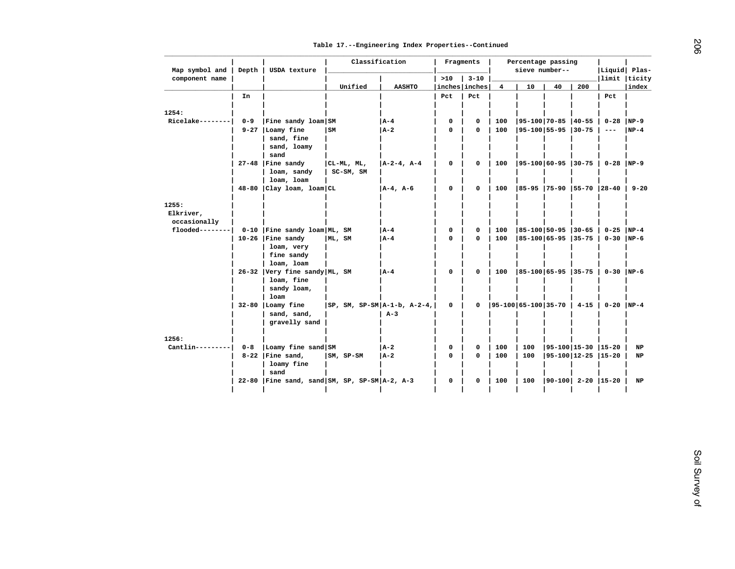Table 17.--Engineering Index Properties--Continued

| Map symbol and component name | Depth | USDA texture | Classification | | Fragments | | Percentage passing sieve number-- | | | | Liquid limit | Plasticity index |
|---|---|---|---|---|---|---|---|---|---|---|---|---|
| | | | Unified | AASHTO | >10 inches | 3-10 inches | 4 | 10 | 40 | 200 | | |
| | In | | | | Pct | Pct | | | | | Pct | |
| 1254: | | | | | | | | | | | | |
| Ricelake-------- | 0-9 | Fine sandy loam | SM | A-4 | 0 | 0 | 100 | 95-100 | 70-85 | 40-55 | 0-28 | NP-9 |
| | 9-27 | Loamy fine sand, fine sand, loamy sand | SM | A-2 | 0 | 0 | 100 | 95-100 | 55-95 | 30-75 | --- | NP-4 |
| | 27-48 | Fine sandy loam, sandy loam, loam | CL-ML, ML, SC-SM, SM | A-2-4, A-4 | 0 | 0 | 100 | 95-100 | 60-95 | 30-75 | 0-28 | NP-9 |
| | 48-80 | Clay loam, loam | CL | A-4, A-6 | 0 | 0 | 100 | 85-95 | 75-90 | 55-70 | 28-40 | 9-20 |
| 1255: | | | | | | | | | | | | |
| Elkriver, occasionally flooded-------- | 0-10 | Fine sandy loam | ML, SM | A-4 | 0 | 0 | 100 | 85-100 | 50-95 | 30-65 | 0-25 | NP-4 |
| | 10-26 | Fine sandy loam, very fine sandy loam, loam | ML, SM | A-4 | 0 | 0 | 100 | 85-100 | 65-95 | 35-75 | 0-30 | NP-6 |
| | 26-32 | Very fine sandy loam, fine sandy loam, loam | ML, SM | A-4 | 0 | 0 | 100 | 85-100 | 65-95 | 35-75 | 0-30 | NP-6 |
| | 32-80 | Loamy fine sand, sand, gravelly sand | SP, SM, SP-SM | A-1-b, A-2-4, A-3 | 0 | 0 | 95-100 | 65-100 | 35-70 | 4-15 | 0-20 | NP-4 |
| 1256: | | | | | | | | | | | | |
| Cantlin--------- | 0-8 | Loamy fine sand | SM | A-2 | 0 | 0 | 100 | 100 | 95-100 | 15-30 | 15-20 | NP |
| | 8-22 | Fine sand, loamy fine sand | SM, SP-SM | A-2 | 0 | 0 | 100 | 100 | 95-100 | 12-25 | 15-20 | NP |
| | 22-80 | Fine sand, sand | SM, SP, SP-SM | A-2, A-3 | 0 | 0 | 100 | 100 | 90-100 | 2-20 | 15-20 | NP |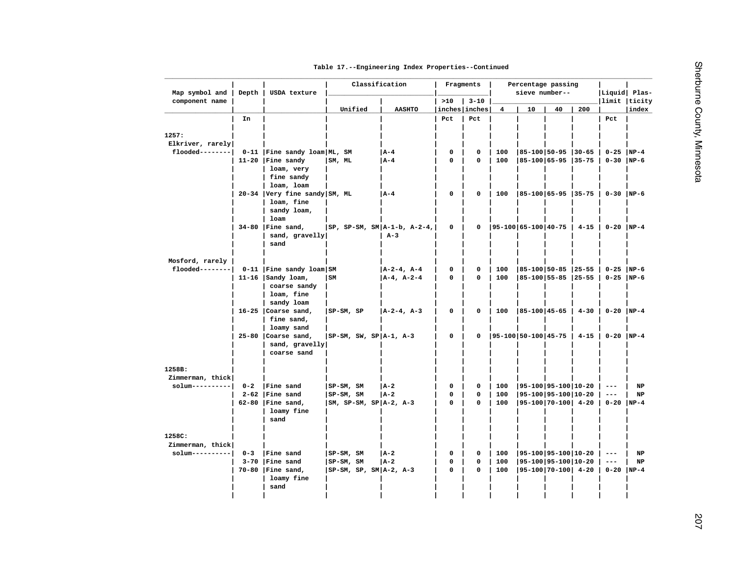Table 17.--Engineering Index Properties--Continued

| Map symbol and component name | Depth | USDA texture | Classification | | Fragments | | Percentage passing sieve number-- | | | | Liquid limit | Plasticity index |
|---|---|---|---|---|---|---|---|---|---|---|---|---|
| | | | Unified | AASHTO | >10 inches | 3-10 inches | 4 | 10 | 40 | 200 | | |
| | In | | | | Pct | Pct | | | | | Pct | |
| 1257: | | | | | | | | | | | | |
| Elkriver, rarely flooded-------- | 0-11 | Fine sandy loam | ML, SM | A-4 | 0 | 0 | 100 | 85-100 | 50-95 | 30-65 | 0-25 | NP-4 |
| | 11-20 | Fine sandy loam, very fine sandy loam, loam | SM, ML | A-4 | 0 | 0 | 100 | 85-100 | 65-95 | 35-75 | 0-30 | NP-6 |
| | 20-34 | Very fine sandy loam, fine sandy loam, loam | SM, ML | A-4 | 0 | 0 | 100 | 85-100 | 65-95 | 35-75 | 0-30 | NP-6 |
| | 34-80 | Fine sand, sand, gravelly sand | SP, SP-SM, SM | A-1-b, A-2-4, A-3 | 0 | 0 | 95-100 | 65-100 | 40-75 | 4-15 | 0-20 | NP-4 |
| Mosford, rarely flooded-------- | 0-11 | Fine sandy loam | SM | A-2-4, A-4 | 0 | 0 | 100 | 85-100 | 50-85 | 25-55 | 0-25 | NP-6 |
| | 11-16 | Sandy loam, coarse sandy loam, fine sandy loam | SM | A-4, A-2-4 | 0 | 0 | 100 | 85-100 | 55-85 | 25-55 | 0-25 | NP-6 |
| | 16-25 | Coarse sand, fine sand, loamy sand | SP-SM, SP | A-2-4, A-3 | 0 | 0 | 100 | 85-100 | 45-65 | 4-30 | 0-20 | NP-4 |
| | 25-80 | Coarse sand, sand, gravelly coarse sand | SP-SM, SW, SP | A-1, A-3 | 0 | 0 | 95-100 | 50-100 | 45-75 | 4-15 | 0-20 | NP-4 |
| 1258B: | | | | | | | | | | | | |
| Zimmerman, thick solum---------- | 0-2 | Fine sand | SP-SM, SM | A-2 | 0 | 0 | 100 | 95-100 | 95-100 | 10-20 | --- | NP |
| | 2-62 | Fine sand | SP-SM, SM | A-2 | 0 | 0 | 100 | 95-100 | 95-100 | 10-20 | --- | NP |
| | 62-80 | Fine sand, loamy fine sand | SM, SP-SM, SP | A-2, A-3 | 0 | 0 | 100 | 95-100 | 70-100 | 4-20 | 0-20 | NP-4 |
| 1258C: | | | | | | | | | | | | |
| Zimmerman, thick solum---------- | 0-3 | Fine sand | SP-SM, SM | A-2 | 0 | 0 | 100 | 95-100 | 95-100 | 10-20 | --- | NP |
| | 3-70 | Fine sand | SP-SM, SM | A-2 | 0 | 0 | 100 | 95-100 | 95-100 | 10-20 | --- | NP |
| | 70-80 | Fine sand, loamy fine sand | SP-SM, SP, SM | A-2, A-3 | 0 | 0 | 100 | 95-100 | 70-100 | 4-20 | 0-20 | NP-4 |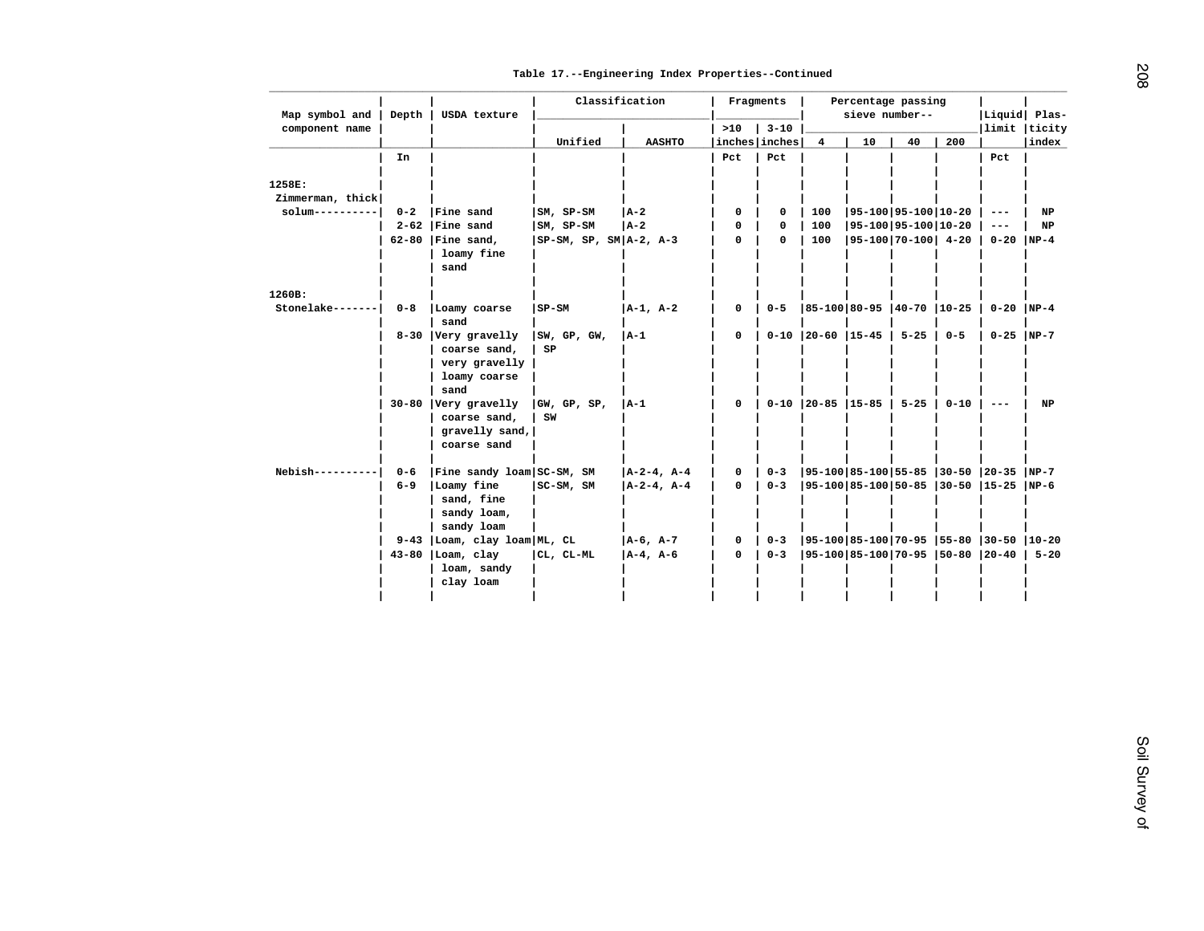Table 17.--Engineering Index Properties--Continued

| Map symbol and component name | Depth | USDA texture | Classification | | Fragments | | Percentage passing sieve number-- | | | | Liquid limit | Plas- ticity index |
|---|---|---|---|---|---|---|---|---|---|---|---|---|
| | | | Unified | AASHTO | >10 inches | 3-10 inches | 4 | 10 | 40 | 200 | | |
| | In | | | | Pct | Pct | | | | | Pct | |
| 1258E: | | | | | | | | | | | | |
| Zimmerman, thick solum---------- | 0-2 | Fine sand | SM, SP-SM | A-2 | 0 | 0 | 100 | 95-100 | 95-100 | 10-20 | --- | NP |
| | 2-62 | Fine sand | SM, SP-SM | A-2 | 0 | 0 | 100 | 95-100 | 95-100 | 10-20 | --- | NP |
| | 62-80 | Fine sand, loamy fine sand | SP-SM, SP, SM | A-2, A-3 | 0 | 0 | 100 | 95-100 | 70-100 | 4-20 | 0-20 | NP-4 |
| 1260B: | | | | | | | | | | | | |
| Stonelake------- | 0-8 | Loamy coarse sand | SP-SM | A-1, A-2 | 0 | 0-5 | 85-100 | 80-95 | 40-70 | 10-25 | 0-20 | NP-4 |
| | 8-30 | Very gravelly coarse sand, very gravelly loamy coarse sand | SW, GP, GW, SP | A-1 | 0 | 0-10 | 20-60 | 15-45 | 5-25 | 0-5 | 0-25 | NP-7 |
| | 30-80 | Very gravelly coarse sand, gravelly sand, coarse sand | GW, GP, SP, SW | A-1 | 0 | 0-10 | 20-85 | 15-85 | 5-25 | 0-10 | --- | NP |
| Nebish---------- | 0-6 | Fine sandy loam | SC-SM, SM | A-2-4, A-4 | 0 | 0-3 | 95-100 | 85-100 | 55-85 | 30-50 | 20-35 | NP-7 |
| | 6-9 | Loamy fine sand, fine sandy loam, sandy loam | SC-SM, SM | A-2-4, A-4 | 0 | 0-3 | 95-100 | 85-100 | 50-85 | 30-50 | 15-25 | NP-6 |
| | 9-43 | Loam, clay loam | ML, CL | A-6, A-7 | 0 | 0-3 | 95-100 | 85-100 | 70-95 | 55-80 | 30-50 | 10-20 |
| | 43-80 | Loam, clay loam, sandy clay loam | CL, CL-ML | A-4, A-6 | 0 | 0-3 | 95-100 | 85-100 | 70-95 | 50-80 | 20-40 | 5-20 |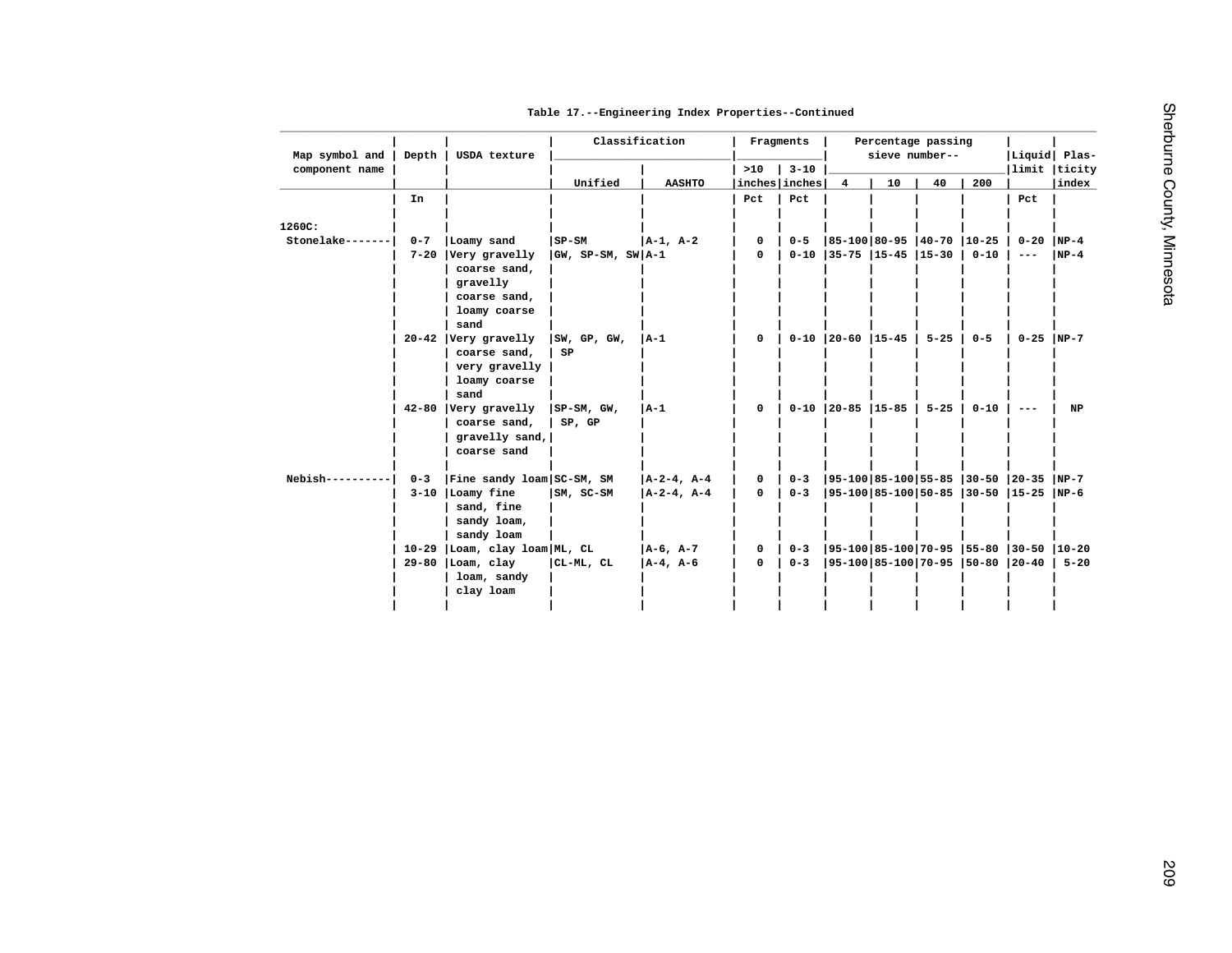Table 17.--Engineering Index Properties--Continued

| Map symbol and component name | Depth | USDA texture | Classification | | Fragments | | Percentage passing sieve number-- | | | | Liquid limit | Plasticity index |
|---|---|---|---|---|---|---|---|---|---|---|---|---|
| | | | Unified | AASHTO | >10 inches | 3-10 inches | 4 | 10 | 40 | 200 | | |
| | In | | | | Pct | Pct | | | | | Pct | |
| 1260C: | | | | | | | | | | | | |
| Stonelake------- | 0-7 | Loamy sand | SP-SM | A-1, A-2 | 0 | 0-5 | 85-100 | 80-95 | 40-70 | 10-25 | 0-20 | NP-4 |
| | 7-20 | Very gravelly coarse sand, gravelly coarse sand, loamy coarse sand | GW, SP-SM, SW | A-1 | 0 | 0-10 | 35-75 | 15-45 | 15-30 | 0-10 | --- | NP-4 |
| | 20-42 | Very gravelly coarse sand, very gravelly loamy coarse sand | SW, GP, GW, SP | A-1 | 0 | 0-10 | 20-60 | 15-45 | 5-25 | 0-5 | 0-25 | NP-7 |
| | 42-80 | Very gravelly coarse sand, gravelly sand, coarse sand | SP-SM, GW, SP, GP | A-1 | 0 | 0-10 | 20-85 | 15-85 | 5-25 | 0-10 | --- | NP |
| Nebish---------- | 0-3 | Fine sandy loam | SC-SM, SM | A-2-4, A-4 | 0 | 0-3 | 95-100 | 85-100 | 55-85 | 30-50 | 20-35 | NP-7 |
| | 3-10 | Loamy fine sand, fine sandy loam, sandy loam | SM, SC-SM | A-2-4, A-4 | 0 | 0-3 | 95-100 | 85-100 | 50-85 | 30-50 | 15-25 | NP-6 |
| | 10-29 | Loam, clay loam | ML, CL | A-6, A-7 | 0 | 0-3 | 95-100 | 85-100 | 70-95 | 55-80 | 30-50 | 10-20 |
| | 29-80 | Loam, clay loam, sandy clay loam | CL-ML, CL | A-4, A-6 | 0 | 0-3 | 95-100 | 85-100 | 70-95 | 50-80 | 20-40 | 5-20 |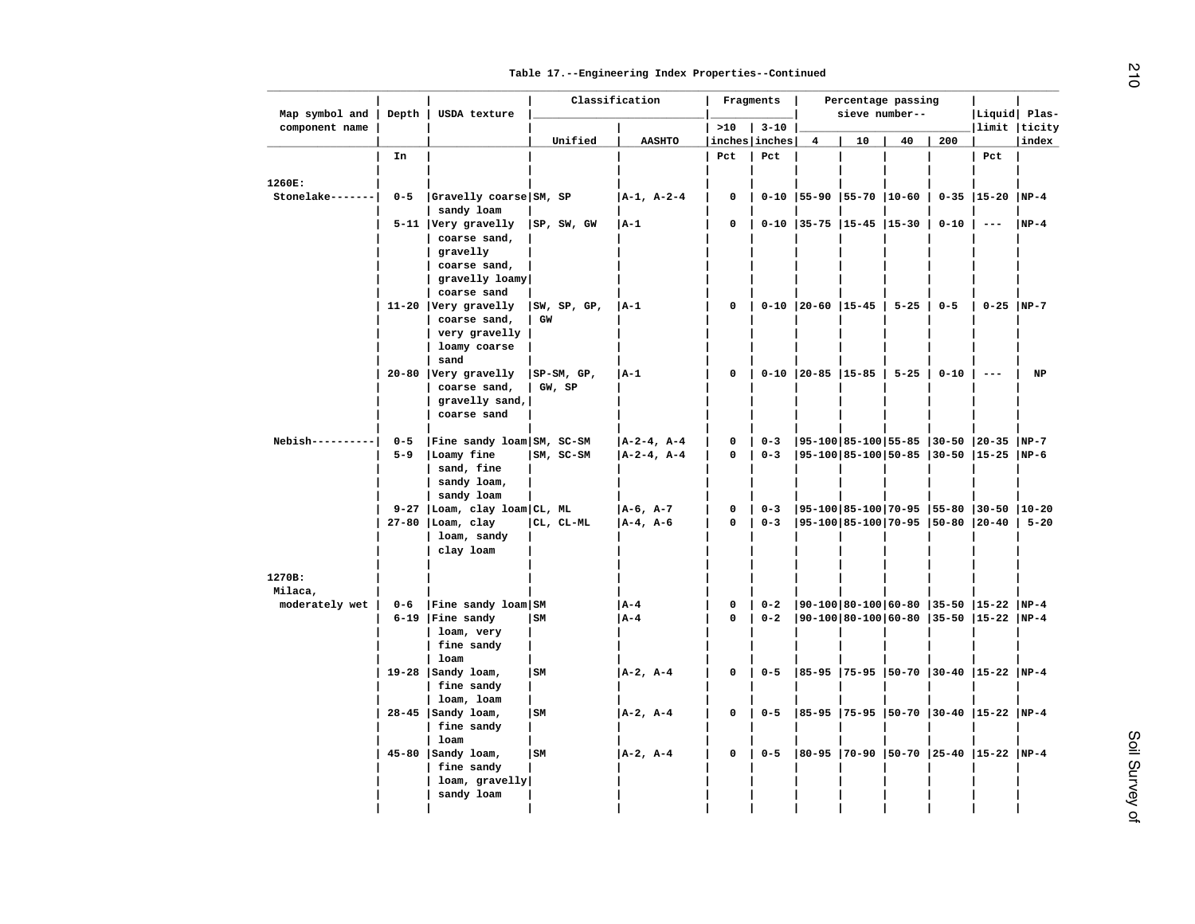Table 17.--Engineering Index Properties--Continued

| Map symbol and component name | Depth | USDA texture | Classification | | Fragments | | Percentage passing sieve number-- | | | | Liquid limit | Plas-ticity index |
|---|---|---|---|---|---|---|---|---|---|---|---|---|
| | | | Unified | AASHTO | >10 inches | 3-10 inches | 4 | 10 | 40 | 200 | | |
| | In | | | | Pct | Pct | | | | | Pct | |
| 1260E: | | | | | | | | | | | | |
| Stonelake------- | 0-5 | Gravelly coarse sandy loam | SM, SP | A-1, A-2-4 | 0 | 0-10 | 55-90 | 55-70 | 10-60 | 0-35 | 15-20 | NP-4 |
| | 5-11 | Very gravelly coarse sand, gravelly coarse sand, gravelly loamy coarse sand | SP, SW, GW | A-1 | 0 | 0-10 | 35-75 | 15-45 | 15-30 | 0-10 | --- | NP-4 |
| | 11-20 | Very gravelly coarse sand, very gravelly loamy coarse sand | SW, SP, GP, GW | A-1 | 0 | 0-10 | 20-60 | 15-45 | 5-25 | 0-5 | 0-25 | NP-7 |
| | 20-80 | Very gravelly coarse sand, gravelly sand, coarse sand | SP-SM, GP, GW, SP | A-1 | 0 | 0-10 | 20-85 | 15-85 | 5-25 | 0-10 | --- | NP |
| Nebish---------- | 0-5 | Fine sandy loam | SM, SC-SM | A-2-4, A-4 | 0 | 0-3 | 95-100 | 85-100 | 55-85 | 30-50 | 20-35 | NP-7 |
| | 5-9 | Loamy fine sand, fine sandy loam, sandy loam | SM, SC-SM | A-2-4, A-4 | 0 | 0-3 | 95-100 | 85-100 | 50-85 | 30-50 | 15-25 | NP-6 |
| | 9-27 | Loam, clay loam | CL, ML | A-6, A-7 | 0 | 0-3 | 95-100 | 85-100 | 70-95 | 55-80 | 30-50 | 10-20 |
| | 27-80 | Loam, clay loam, sandy clay loam | CL, CL-ML | A-4, A-6 | 0 | 0-3 | 95-100 | 85-100 | 70-95 | 50-80 | 20-40 | 5-20 |
| 1270B: | | | | | | | | | | | | |
| Milaca, moderately wet | 0-6 | Fine sandy loam | SM | A-4 | 0 | 0-2 | 90-100 | 80-100 | 60-80 | 35-50 | 15-22 | NP-4 |
| | 6-19 | Fine sandy loam, very fine sandy loam | SM | A-4 | 0 | 0-2 | 90-100 | 80-100 | 60-80 | 35-50 | 15-22 | NP-4 |
| | 19-28 | Sandy loam, fine sandy loam, loam | SM | A-2, A-4 | 0 | 0-5 | 85-95 | 75-95 | 50-70 | 30-40 | 15-22 | NP-4 |
| | 28-45 | Sandy loam, fine sandy loam | SM | A-2, A-4 | 0 | 0-5 | 85-95 | 75-95 | 50-70 | 30-40 | 15-22 | NP-4 |
| | 45-80 | Sandy loam, fine sandy loam, gravelly sandy loam | SM | A-2, A-4 | 0 | 0-5 | 80-95 | 70-90 | 50-70 | 25-40 | 15-22 | NP-4 |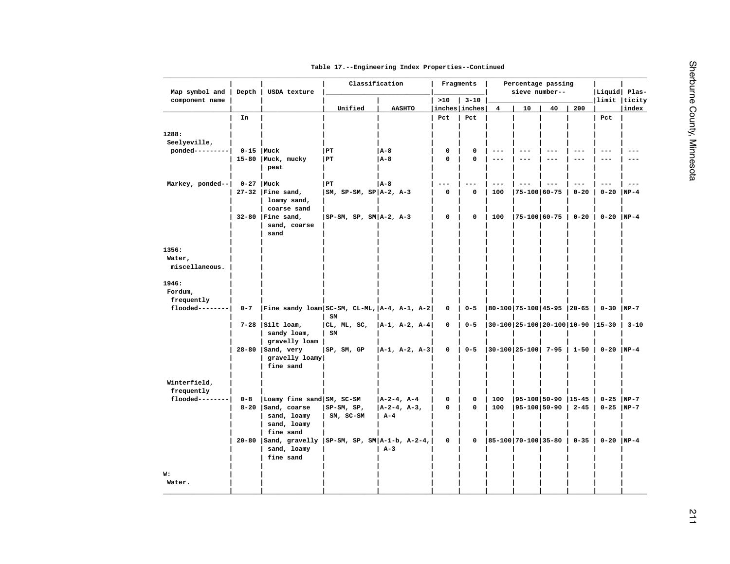Table 17.--Engineering Index Properties--Continued

| Map symbol and component name | Depth | USDA texture | Classification | | Fragments | | Percentage passing sieve number-- | | | | Liquid limit | Plas- ticity index |
|---|---|---|---|---|---|---|---|---|---|---|---|---|
| | | | Unified | AASHTO | >10 inches | 3-10 inches | 4 | 10 | 40 | 200 | | |
| | In | | | | Pct | Pct | | | | | Pct | |
| 1288: | | | | | | | | | | | | |
| Seelyeville, ponded---------- | 0-15 | Muck | PT | A-8 | 0 | 0 | --- | --- | --- | --- | --- | --- |
| | 15-80 | Muck, mucky peat | PT | A-8 | 0 | 0 | --- | --- | --- | --- | --- | --- |
| Markey, ponded-- | 0-27 | Muck | PT | A-8 | --- | --- | --- | --- | --- | --- | --- | --- |
| | 27-32 | Fine sand, loamy sand, coarse sand | SM, SP-SM, SP | A-2, A-3 | 0 | 0 | 100 | 75-100 | 60-75 | 0-20 | 0-20 | NP-4 |
| | 32-80 | Fine sand, sand, coarse sand | SP-SM, SP, SM | A-2, A-3 | 0 | 0 | 100 | 75-100 | 60-75 | 0-20 | 0-20 | NP-4 |
| 1356: | | | | | | | | | | | | |
| Water, miscellaneous. | | | | | | | | | | | | |
| 1946: | | | | | | | | | | | | |
| Fordum, frequently flooded-------- | 0-7 | Fine sandy loam | SC-SM, CL-ML, SM | A-4, A-1, A-2 | 0 | 0-5 | 80-100 | 75-100 | 45-95 | 20-65 | 0-30 | NP-7 |
| | 7-28 | Silt loam, sandy loam, gravelly loam | CL, ML, SC, SM | A-1, A-2, A-4 | 0 | 0-5 | 30-100 | 25-100 | 20-100 | 10-90 | 15-30 | 3-10 |
| | 28-80 | Sand, very gravelly loamy fine sand | SP, SM, GP | A-1, A-2, A-3 | 0 | 0-5 | 30-100 | 25-100 | 7-95 | 1-50 | 0-20 | NP-4 |
| Winterfield, frequently flooded-------- | 0-8 | Loamy fine sand | SM, SC-SM | A-2-4, A-4 | 0 | 0 | 100 | 95-100 | 50-90 | 15-45 | 0-25 | NP-7 |
| | 8-20 | Sand, coarse sand, loamy sand, loamy fine sand | SP-SM, SP, SM, SC-SM | A-2-4, A-3, A-4 | 0 | 0 | 100 | 95-100 | 50-90 | 2-45 | 0-25 | NP-7 |
| | 20-80 | Sand, gravelly sand, loamy fine sand | SP-SM, SP, SM | A-1-b, A-2-4, A-3 | 0 | 0 | 85-100 | 70-100 | 35-80 | 0-35 | 0-20 | NP-4 |
| W: | | | | | | | | | | | | |
| Water. | | | | | | | | | | | | |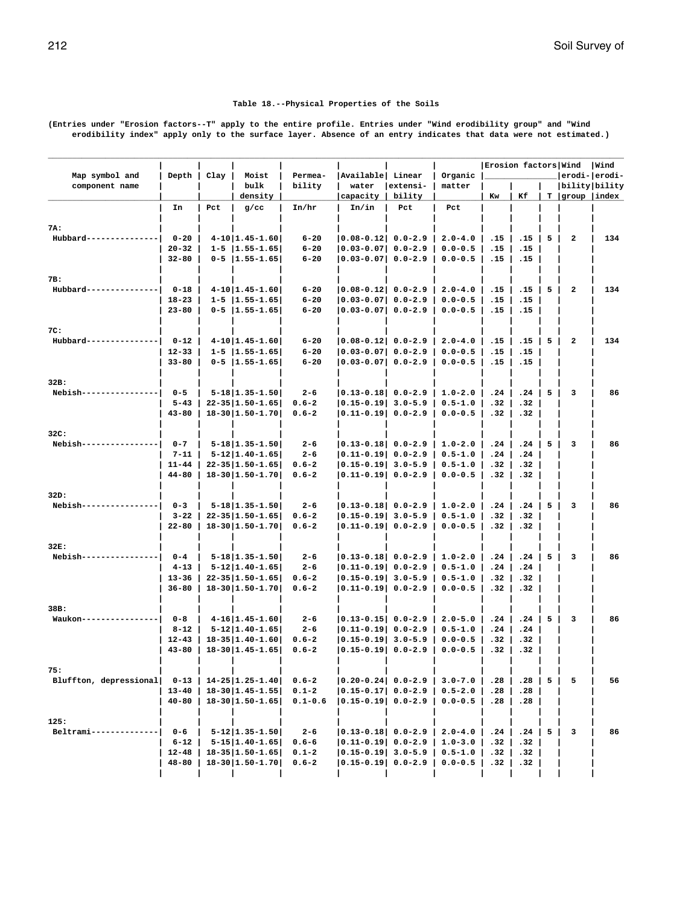Table 18.--Physical Properties of the Soils

(Entries under "Erosion factors--T" apply to the entire profile. Entries under "Wind erodibility group" and "Wind erodibility index" apply only to the surface layer. Absence of an entry indicates that data were not estimated.)

| Map symbol and component name | Depth | Clay | Moist bulk density | Permea- bility | Available water capacity | Linear extensi- bility | Organic matter | Erosion factors | | | Wind erodi- bility group | Wind erodi- bility index |
|---|---|---|---|---|---|---|---|---|---|---|---|---|
| | | | | | | | | Kw | Kf | T | | |
| | In | Pct | g/cc | In/hr | In/in | Pct | Pct | | | | | |
| 7A: | | | | | | | | | | | | |
| Hubbard---------------- | 0-20 | 4-10 | 1.45-1.60 | 6-20 | 0.08-0.12 | 0.0-2.9 | 2.0-4.0 | .15 | .15 | 5 | 2 | 134 |
| | 20-32 | 1-5 | 1.55-1.65 | 6-20 | 0.03-0.07 | 0.0-2.9 | 0.0-0.5 | .15 | .15 | | | |
| | 32-80 | 0-5 | 1.55-1.65 | 6-20 | 0.03-0.07 | 0.0-2.9 | 0.0-0.5 | .15 | .15 | | | |
| 7B: | | | | | | | | | | | | |
| Hubbard---------------- | 0-18 | 4-10 | 1.45-1.60 | 6-20 | 0.08-0.12 | 0.0-2.9 | 2.0-4.0 | .15 | .15 | 5 | 2 | 134 |
| | 18-23 | 1-5 | 1.55-1.65 | 6-20 | 0.03-0.07 | 0.0-2.9 | 0.0-0.5 | .15 | .15 | | | |
| | 23-80 | 0-5 | 1.55-1.65 | 6-20 | 0.03-0.07 | 0.0-2.9 | 0.0-0.5 | .15 | .15 | | | |
| 7C: | | | | | | | | | | | | |
| Hubbard---------------- | 0-12 | 4-10 | 1.45-1.60 | 6-20 | 0.08-0.12 | 0.0-2.9 | 2.0-4.0 | .15 | .15 | 5 | 2 | 134 |
| | 12-33 | 1-5 | 1.55-1.65 | 6-20 | 0.03-0.07 | 0.0-2.9 | 0.0-0.5 | .15 | .15 | | | |
| | 33-80 | 0-5 | 1.55-1.65 | 6-20 | 0.03-0.07 | 0.0-2.9 | 0.0-0.5 | .15 | .15 | | | |
| 32B: | | | | | | | | | | | | |
| Nebish----------------- | 0-5 | 5-18 | 1.35-1.50 | 2-6 | 0.13-0.18 | 0.0-2.9 | 1.0-2.0 | .24 | .24 | 5 | 3 | 86 |
| | 5-43 | 22-35 | 1.50-1.65 | 0.6-2 | 0.15-0.19 | 3.0-5.9 | 0.5-1.0 | .32 | .32 | | | |
| | 43-80 | 18-30 | 1.50-1.70 | 0.6-2 | 0.11-0.19 | 0.0-2.9 | 0.0-0.5 | .32 | .32 | | | |
| 32C: | | | | | | | | | | | | |
| Nebish----------------- | 0-7 | 5-18 | 1.35-1.50 | 2-6 | 0.13-0.18 | 0.0-2.9 | 1.0-2.0 | .24 | .24 | 5 | 3 | 86 |
| | 7-11 | 5-12 | 1.40-1.65 | 2-6 | 0.11-0.19 | 0.0-2.9 | 0.5-1.0 | .24 | .24 | | | |
| | 11-44 | 22-35 | 1.50-1.65 | 0.6-2 | 0.15-0.19 | 3.0-5.9 | 0.5-1.0 | .32 | .32 | | | |
| | 44-80 | 18-30 | 1.50-1.70 | 0.6-2 | 0.11-0.19 | 0.0-2.9 | 0.0-0.5 | .32 | .32 | | | |
| 32D: | | | | | | | | | | | | |
| Nebish----------------- | 0-3 | 5-18 | 1.35-1.50 | 2-6 | 0.13-0.18 | 0.0-2.9 | 1.0-2.0 | .24 | .24 | 5 | 3 | 86 |
| | 3-22 | 22-35 | 1.50-1.65 | 0.6-2 | 0.15-0.19 | 3.0-5.9 | 0.5-1.0 | .32 | .32 | | | |
| | 22-80 | 18-30 | 1.50-1.70 | 0.6-2 | 0.11-0.19 | 0.0-2.9 | 0.0-0.5 | .32 | .32 | | | |
| 32E: | | | | | | | | | | | | |
| Nebish----------------- | 0-4 | 5-18 | 1.35-1.50 | 2-6 | 0.13-0.18 | 0.0-2.9 | 1.0-2.0 | .24 | .24 | 5 | 3 | 86 |
| | 4-13 | 5-12 | 1.40-1.65 | 2-6 | 0.11-0.19 | 0.0-2.9 | 0.5-1.0 | .24 | .24 | | | |
| | 13-36 | 22-35 | 1.50-1.65 | 0.6-2 | 0.15-0.19 | 3.0-5.9 | 0.5-1.0 | .32 | .32 | | | |
| | 36-80 | 18-30 | 1.50-1.70 | 0.6-2 | 0.11-0.19 | 0.0-2.9 | 0.0-0.5 | .32 | .32 | | | |
| 38B: | | | | | | | | | | | | |
| Waukon----------------- | 0-8 | 4-16 | 1.45-1.60 | 2-6 | 0.13-0.15 | 0.0-2.9 | 2.0-5.0 | .24 | .24 | 5 | 3 | 86 |
| | 8-12 | 5-12 | 1.40-1.65 | 2-6 | 0.11-0.19 | 0.0-2.9 | 0.5-1.0 | .24 | .24 | | | |
| | 12-43 | 18-35 | 1.40-1.60 | 0.6-2 | 0.15-0.19 | 3.0-5.9 | 0.0-0.5 | .32 | .32 | | | |
| | 43-80 | 18-30 | 1.45-1.65 | 0.6-2 | 0.15-0.19 | 0.0-2.9 | 0.0-0.5 | .32 | .32 | | | |
| 75: | | | | | | | | | | | | |
| Bluffton, depressional | 0-13 | 14-25 | 1.25-1.40 | 0.6-2 | 0.20-0.24 | 0.0-2.9 | 3.0-7.0 | .28 | .28 | 5 | 5 | 56 |
| | 13-40 | 18-30 | 1.45-1.55 | 0.1-2 | 0.15-0.17 | 0.0-2.9 | 0.5-2.0 | .28 | .28 | | | |
| | 40-80 | 18-30 | 1.50-1.65 | 0.1-0.6 | 0.15-0.19 | 0.0-2.9 | 0.0-0.5 | .28 | .28 | | | |
| 125: | | | | | | | | | | | | |
| Beltrami--------------- | 0-6 | 5-12 | 1.35-1.50 | 2-6 | 0.13-0.18 | 0.0-2.9 | 2.0-4.0 | .24 | .24 | 5 | 3 | 86 |
| | 6-12 | 5-15 | 1.40-1.65 | 0.6-6 | 0.11-0.19 | 0.0-2.9 | 1.0-3.0 | .32 | .32 | | | |
| | 12-48 | 18-35 | 1.50-1.65 | 0.1-2 | 0.15-0.19 | 3.0-5.9 | 0.5-1.0 | .32 | .32 | | | |
| | 48-80 | 18-30 | 1.50-1.70 | 0.6-2 | 0.15-0.19 | 0.0-2.9 | 0.0-0.5 | .32 | .32 | | | |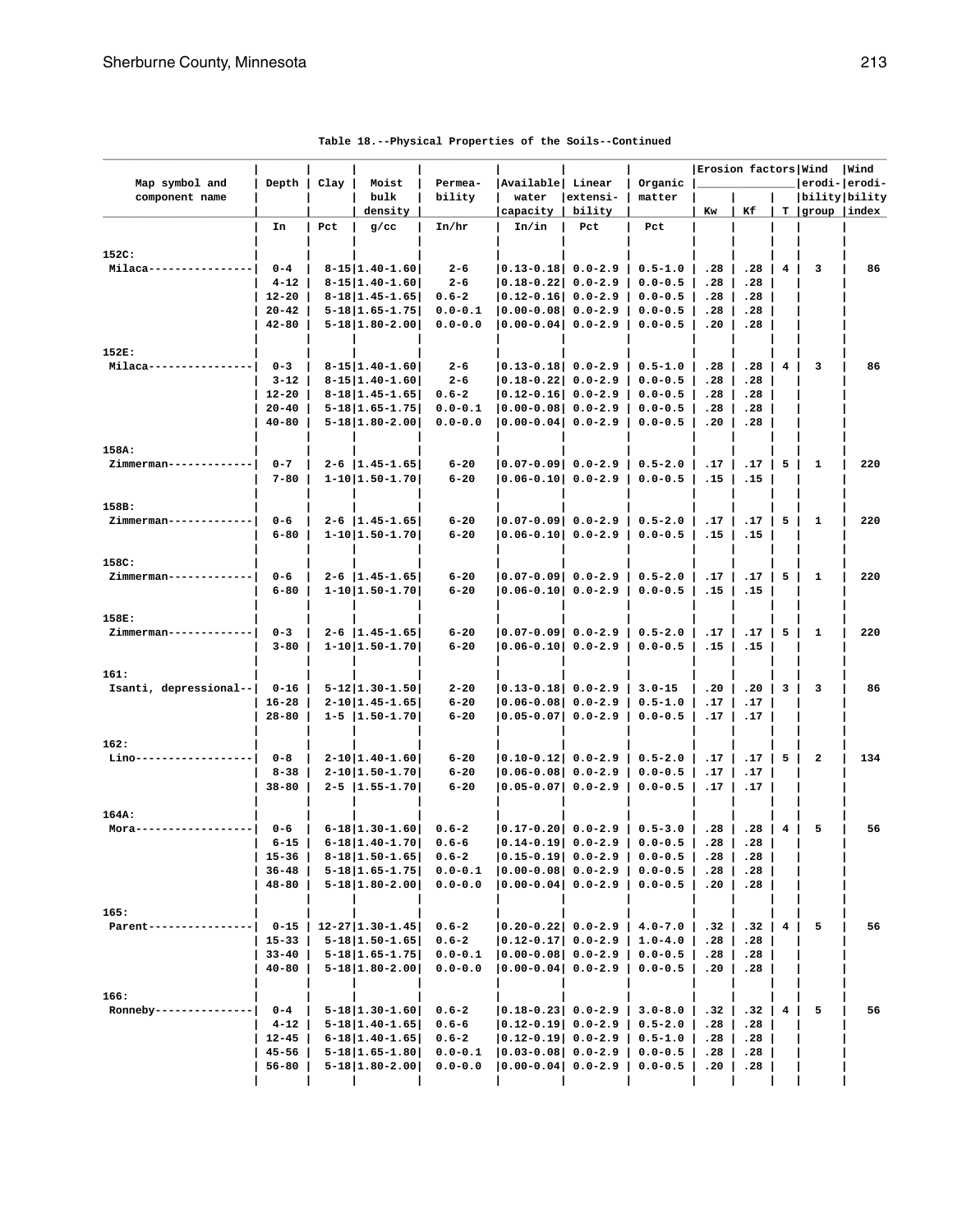Table 18.--Physical Properties of the Soils--Continued

| Map symbol and component name | Depth | Clay | Moist bulk density | Permea- bility | Available water capacity | Linear extensi- bility | Organic matter | Erosion factors Kw | Kf | T | Wind erodi- bility group | Wind erodi- bility index |
|---|---|---|---|---|---|---|---|---|---|---|---|---|
| | In | Pct | g/cc | In/hr | In/in | Pct | Pct | | | | | |
| 152C: | | | | | | | | | | | | |
| Milaca | 0-4 | 8-15 | 1.40-1.60 | 2-6 | 0.13-0.18 | 0.0-2.9 | 0.5-1.0 | .28 | .28 | 4 | 3 | 86 |
| | 4-12 | 8-15 | 1.40-1.60 | 2-6 | 0.18-0.22 | 0.0-2.9 | 0.0-0.5 | .28 | .28 | | | |
| | 12-20 | 8-18 | 1.45-1.65 | 0.6-2 | 0.12-0.16 | 0.0-2.9 | 0.0-0.5 | .28 | .28 | | | |
| | 20-42 | 5-18 | 1.65-1.75 | 0.0-0.1 | 0.00-0.08 | 0.0-2.9 | 0.0-0.5 | .28 | .28 | | | |
| | 42-80 | 5-18 | 1.80-2.00 | 0.0-0.0 | 0.00-0.04 | 0.0-2.9 | 0.0-0.5 | .20 | .28 | | | |
| 152E: | | | | | | | | | | | | |
| Milaca | 0-3 | 8-15 | 1.40-1.60 | 2-6 | 0.13-0.18 | 0.0-2.9 | 0.5-1.0 | .28 | .28 | 4 | 3 | 86 |
| | 3-12 | 8-15 | 1.40-1.60 | 2-6 | 0.18-0.22 | 0.0-2.9 | 0.0-0.5 | .28 | .28 | | | |
| | 12-20 | 8-18 | 1.45-1.65 | 0.6-2 | 0.12-0.16 | 0.0-2.9 | 0.0-0.5 | .28 | .28 | | | |
| | 20-40 | 5-18 | 1.65-1.75 | 0.0-0.1 | 0.00-0.08 | 0.0-2.9 | 0.0-0.5 | .28 | .28 | | | |
| | 40-80 | 5-18 | 1.80-2.00 | 0.0-0.0 | 0.00-0.04 | 0.0-2.9 | 0.0-0.5 | .20 | .28 | | | |
| 158A: | | | | | | | | | | | | |
| Zimmerman | 0-7 | 2-6 | 1.45-1.65 | 6-20 | 0.07-0.09 | 0.0-2.9 | 0.5-2.0 | .17 | .17 | 5 | 1 | 220 |
| | 7-80 | 1-10 | 1.50-1.70 | 6-20 | 0.06-0.10 | 0.0-2.9 | 0.0-0.5 | .15 | .15 | | | |
| 158B: | | | | | | | | | | | | |
| Zimmerman | 0-6 | 2-6 | 1.45-1.65 | 6-20 | 0.07-0.09 | 0.0-2.9 | 0.5-2.0 | .17 | .17 | 5 | 1 | 220 |
| | 6-80 | 1-10 | 1.50-1.70 | 6-20 | 0.06-0.10 | 0.0-2.9 | 0.0-0.5 | .15 | .15 | | | |
| 158C: | | | | | | | | | | | | |
| Zimmerman | 0-6 | 2-6 | 1.45-1.65 | 6-20 | 0.07-0.09 | 0.0-2.9 | 0.5-2.0 | .17 | .17 | 5 | 1 | 220 |
| | 6-80 | 1-10 | 1.50-1.70 | 6-20 | 0.06-0.10 | 0.0-2.9 | 0.0-0.5 | .15 | .15 | | | |
| 158E: | | | | | | | | | | | | |
| Zimmerman | 0-3 | 2-6 | 1.45-1.65 | 6-20 | 0.07-0.09 | 0.0-2.9 | 0.5-2.0 | .17 | .17 | 5 | 1 | 220 |
| | 3-80 | 1-10 | 1.50-1.70 | 6-20 | 0.06-0.10 | 0.0-2.9 | 0.0-0.5 | .15 | .15 | | | |
| 161: | | | | | | | | | | | | |
| Isanti, depressional | 0-16 | 5-12 | 1.30-1.50 | 2-20 | 0.13-0.18 | 0.0-2.9 | 3.0-15 | .20 | .20 | 3 | 3 | 86 |
| | 16-28 | 2-10 | 1.45-1.65 | 6-20 | 0.06-0.08 | 0.0-2.9 | 0.5-1.0 | .17 | .17 | | | |
| | 28-80 | 1-5 | 1.50-1.70 | 6-20 | 0.05-0.07 | 0.0-2.9 | 0.0-0.5 | .17 | .17 | | | |
| 162: | | | | | | | | | | | | |
| Lino | 0-8 | 2-10 | 1.40-1.60 | 6-20 | 0.10-0.12 | 0.0-2.9 | 0.5-2.0 | .17 | .17 | 5 | 2 | 134 |
| | 8-38 | 2-10 | 1.50-1.70 | 6-20 | 0.06-0.08 | 0.0-2.9 | 0.0-0.5 | .17 | .17 | | | |
| | 38-80 | 2-5 | 1.55-1.70 | 6-20 | 0.05-0.07 | 0.0-2.9 | 0.0-0.5 | .17 | .17 | | | |
| 164A: | | | | | | | | | | | | |
| Mora | 0-6 | 6-18 | 1.30-1.60 | 0.6-2 | 0.17-0.20 | 0.0-2.9 | 0.5-3.0 | .28 | .28 | 4 | 5 | 56 |
| | 6-15 | 6-18 | 1.40-1.70 | 0.6-6 | 0.14-0.19 | 0.0-2.9 | 0.0-0.5 | .28 | .28 | | | |
| | 15-36 | 8-18 | 1.50-1.65 | 0.6-2 | 0.15-0.19 | 0.0-2.9 | 0.0-0.5 | .28 | .28 | | | |
| | 36-48 | 5-18 | 1.65-1.75 | 0.0-0.1 | 0.00-0.08 | 0.0-2.9 | 0.0-0.5 | .28 | .28 | | | |
| | 48-80 | 5-18 | 1.80-2.00 | 0.0-0.0 | 0.00-0.04 | 0.0-2.9 | 0.0-0.5 | .20 | .28 | | | |
| 165: | | | | | | | | | | | | |
| Parent | 0-15 | 12-27 | 1.30-1.45 | 0.6-2 | 0.20-0.22 | 0.0-2.9 | 4.0-7.0 | .32 | .32 | 4 | 5 | 56 |
| | 15-33 | 5-18 | 1.50-1.65 | 0.6-2 | 0.12-0.17 | 0.0-2.9 | 1.0-4.0 | .28 | .28 | | | |
| | 33-40 | 5-18 | 1.65-1.75 | 0.0-0.1 | 0.00-0.08 | 0.0-2.9 | 0.0-0.5 | .28 | .28 | | | |
| | 40-80 | 5-18 | 1.80-2.00 | 0.0-0.0 | 0.00-0.04 | 0.0-2.9 | 0.0-0.5 | .20 | .28 | | | |
| 166: | | | | | | | | | | | | |
| Ronneby | 0-4 | 5-18 | 1.30-1.60 | 0.6-2 | 0.18-0.23 | 0.0-2.9 | 3.0-8.0 | .32 | .32 | 4 | 5 | 56 |
| | 4-12 | 5-18 | 1.40-1.65 | 0.6-6 | 0.12-0.19 | 0.0-2.9 | 0.5-2.0 | .28 | .28 | | | |
| | 12-45 | 6-18 | 1.40-1.65 | 0.6-2 | 0.12-0.19 | 0.0-2.9 | 0.5-1.0 | .28 | .28 | | | |
| | 45-56 | 5-18 | 1.65-1.80 | 0.0-0.1 | 0.03-0.08 | 0.0-2.9 | 0.0-0.5 | .28 | .28 | | | |
| | 56-80 | 5-18 | 1.80-2.00 | 0.0-0.0 | 0.00-0.04 | 0.0-2.9 | 0.0-0.5 | .20 | .28 | | | |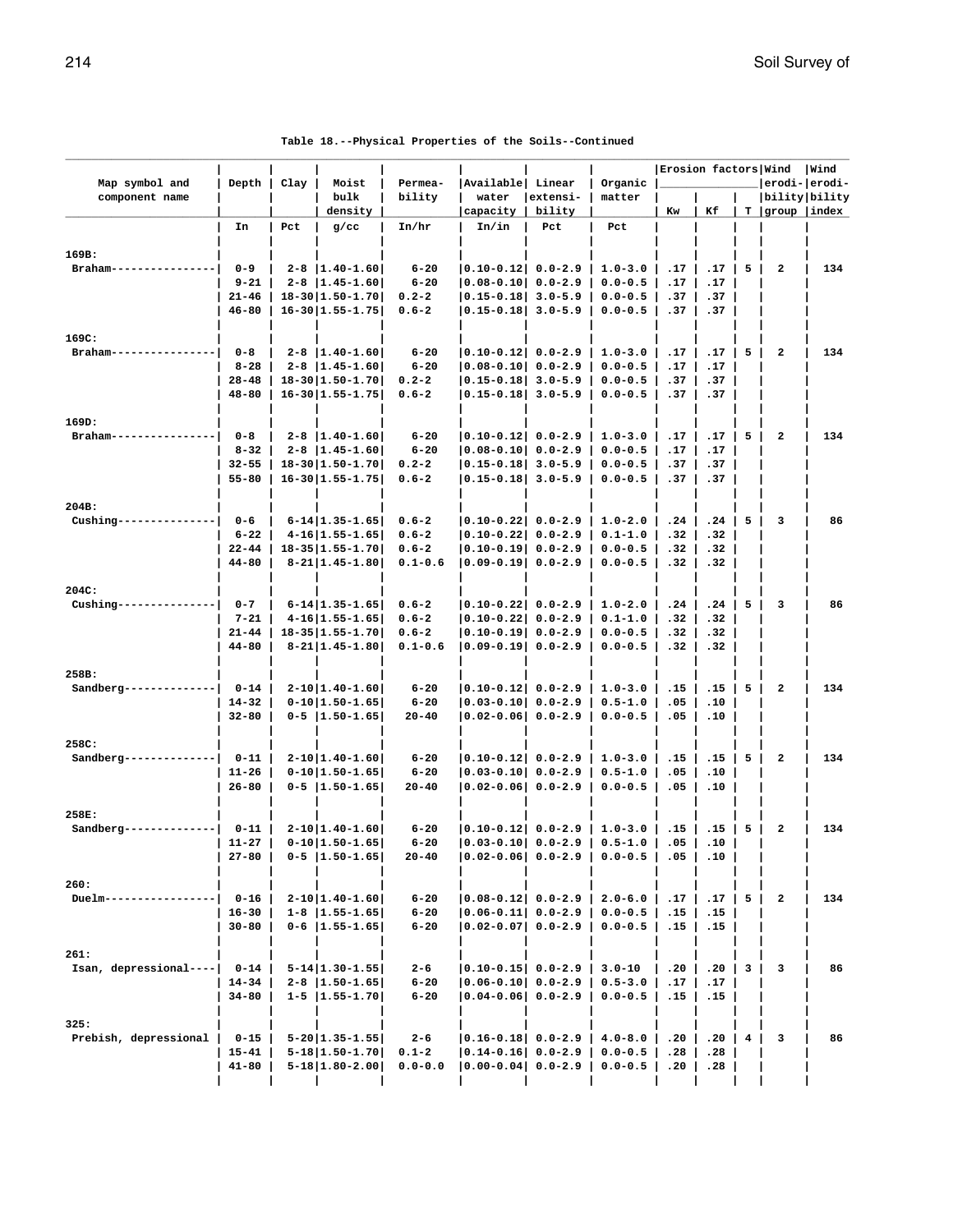Table 18.--Physical Properties of the Soils--Continued

| Map symbol and component name | Depth | Clay | Moist bulk density | Permea- bility | Available water capacity | Linear extensi- bility | Organic matter | Erosion factors Kw | Kf | T | Wind erodi- bility group | Wind erodi- bility index |
|---|---|---|---|---|---|---|---|---|---|---|---|---|
| | In | Pct | g/cc | In/hr | In/in | Pct | Pct | | | | | |
| 169B: | | | | | | | | | | | | |
| Braham---------------- | 0-9 | 2-8 | 1.40-1.60 | 6-20 | 0.10-0.12 | 0.0-2.9 | 1.0-3.0 | .17 | .17 | 5 | 2 | 134 |
| | 9-21 | 2-8 | 1.45-1.60 | 6-20 | 0.08-0.10 | 0.0-2.9 | 0.0-0.5 | .17 | .17 | | | |
| | 21-46 | 18-30 | 1.50-1.70 | 0.2-2 | 0.15-0.18 | 3.0-5.9 | 0.0-0.5 | .37 | .37 | | | |
| | 46-80 | 16-30 | 1.55-1.75 | 0.6-2 | 0.15-0.18 | 3.0-5.9 | 0.0-0.5 | .37 | .37 | | | |
| 169C: | | | | | | | | | | | | |
| Braham---------------- | 0-8 | 2-8 | 1.40-1.60 | 6-20 | 0.10-0.12 | 0.0-2.9 | 1.0-3.0 | .17 | .17 | 5 | 2 | 134 |
| | 8-28 | 2-8 | 1.45-1.60 | 6-20 | 0.08-0.10 | 0.0-2.9 | 0.0-0.5 | .17 | .17 | | | |
| | 28-48 | 18-30 | 1.50-1.70 | 0.2-2 | 0.15-0.18 | 3.0-5.9 | 0.0-0.5 | .37 | .37 | | | |
| | 48-80 | 16-30 | 1.55-1.75 | 0.6-2 | 0.15-0.18 | 3.0-5.9 | 0.0-0.5 | .37 | .37 | | | |
| 169D: | | | | | | | | | | | | |
| Braham---------------- | 0-8 | 2-8 | 1.40-1.60 | 6-20 | 0.10-0.12 | 0.0-2.9 | 1.0-3.0 | .17 | .17 | 5 | 2 | 134 |
| | 8-32 | 2-8 | 1.45-1.60 | 6-20 | 0.08-0.10 | 0.0-2.9 | 0.0-0.5 | .17 | .17 | | | |
| | 32-55 | 18-30 | 1.50-1.70 | 0.2-2 | 0.15-0.18 | 3.0-5.9 | 0.0-0.5 | .37 | .37 | | | |
| | 55-80 | 16-30 | 1.55-1.75 | 0.6-2 | 0.15-0.18 | 3.0-5.9 | 0.0-0.5 | .37 | .37 | | | |
| 204B: | | | | | | | | | | | | |
| Cushing--------------- | 0-6 | 6-14 | 1.35-1.65 | 0.6-2 | 0.10-0.22 | 0.0-2.9 | 1.0-2.0 | .24 | .24 | 5 | 3 | 86 |
| | 6-22 | 4-16 | 1.55-1.65 | 0.6-2 | 0.10-0.22 | 0.0-2.9 | 0.1-1.0 | .32 | .32 | | | |
| | 22-44 | 18-35 | 1.55-1.70 | 0.6-2 | 0.10-0.19 | 0.0-2.9 | 0.0-0.5 | .32 | .32 | | | |
| | 44-80 | 8-21 | 1.45-1.80 | 0.1-0.6 | 0.09-0.19 | 0.0-2.9 | 0.0-0.5 | .32 | .32 | | | |
| 204C: | | | | | | | | | | | | |
| Cushing--------------- | 0-7 | 6-14 | 1.35-1.65 | 0.6-2 | 0.10-0.22 | 0.0-2.9 | 1.0-2.0 | .24 | .24 | 5 | 3 | 86 |
| | 7-21 | 4-16 | 1.55-1.65 | 0.6-2 | 0.10-0.22 | 0.0-2.9 | 0.1-1.0 | .32 | .32 | | | |
| | 21-44 | 18-35 | 1.55-1.70 | 0.6-2 | 0.10-0.19 | 0.0-2.9 | 0.0-0.5 | .32 | .32 | | | |
| | 44-80 | 8-21 | 1.45-1.80 | 0.1-0.6 | 0.09-0.19 | 0.0-2.9 | 0.0-0.5 | .32 | .32 | | | |
| 258B: | | | | | | | | | | | | |
| Sandberg-------------- | 0-14 | 2-10 | 1.40-1.60 | 6-20 | 0.10-0.12 | 0.0-2.9 | 1.0-3.0 | .15 | .15 | 5 | 2 | 134 |
| | 14-32 | 0-10 | 1.50-1.65 | 6-20 | 0.03-0.10 | 0.0-2.9 | 0.5-1.0 | .05 | .10 | | | |
| | 32-80 | 0-5 | 1.50-1.65 | 20-40 | 0.02-0.06 | 0.0-2.9 | 0.0-0.5 | .05 | .10 | | | |
| 258C: | | | | | | | | | | | | |
| Sandberg-------------- | 0-11 | 2-10 | 1.40-1.60 | 6-20 | 0.10-0.12 | 0.0-2.9 | 1.0-3.0 | .15 | .15 | 5 | 2 | 134 |
| | 11-26 | 0-10 | 1.50-1.65 | 6-20 | 0.03-0.10 | 0.0-2.9 | 0.5-1.0 | .05 | .10 | | | |
| | 26-80 | 0-5 | 1.50-1.65 | 20-40 | 0.02-0.06 | 0.0-2.9 | 0.0-0.5 | .05 | .10 | | | |
| 258E: | | | | | | | | | | | | |
| Sandberg-------------- | 0-11 | 2-10 | 1.40-1.60 | 6-20 | 0.10-0.12 | 0.0-2.9 | 1.0-3.0 | .15 | .15 | 5 | 2 | 134 |
| | 11-27 | 0-10 | 1.50-1.65 | 6-20 | 0.03-0.10 | 0.0-2.9 | 0.5-1.0 | .05 | .10 | | | |
| | 27-80 | 0-5 | 1.50-1.65 | 20-40 | 0.02-0.06 | 0.0-2.9 | 0.0-0.5 | .05 | .10 | | | |
| 260: | | | | | | | | | | | | |
| Duelm----------------- | 0-16 | 2-10 | 1.40-1.60 | 6-20 | 0.08-0.12 | 0.0-2.9 | 2.0-6.0 | .17 | .17 | 5 | 2 | 134 |
| | 16-30 | 1-8 | 1.55-1.65 | 6-20 | 0.06-0.11 | 0.0-2.9 | 0.0-0.5 | .15 | .15 | | | |
| | 30-80 | 0-6 | 1.55-1.65 | 6-20 | 0.02-0.07 | 0.0-2.9 | 0.0-0.5 | .15 | .15 | | | |
| 261: | | | | | | | | | | | | |
| Isan, depressional---- | 0-14 | 5-14 | 1.30-1.55 | 2-6 | 0.10-0.15 | 0.0-2.9 | 3.0-10 | .20 | .20 | 3 | 3 | 86 |
| | 14-34 | 2-8 | 1.50-1.65 | 6-20 | 0.06-0.10 | 0.0-2.9 | 0.5-3.0 | .17 | .17 | | | |
| | 34-80 | 1-5 | 1.55-1.70 | 6-20 | 0.04-0.06 | 0.0-2.9 | 0.0-0.5 | .15 | .15 | | | |
| 325: | | | | | | | | | | | | |
| Prebish, depressional | 0-15 | 5-20 | 1.35-1.55 | 2-6 | 0.16-0.18 | 0.0-2.9 | 4.0-8.0 | .20 | .20 | 4 | 3 | 86 |
| | 15-41 | 5-18 | 1.50-1.70 | 0.1-2 | 0.14-0.16 | 0.0-2.9 | 0.0-0.5 | .28 | .28 | | | |
| | 41-80 | 5-18 | 1.80-2.00 | 0.0-0.0 | 0.00-0.04 | 0.0-2.9 | 0.0-0.5 | .20 | .28 | | | |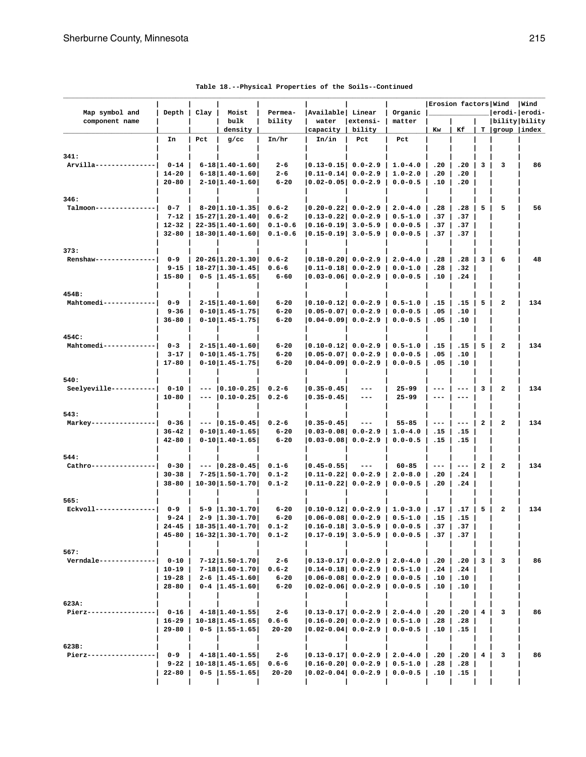Table 18.--Physical Properties of the Soils--Continued

| Map symbol and component name | Depth | Clay | Moist bulk density | Permea- bility | Available water capacity | Linear extensi- bility | Organic matter | Erosion factors Kw | Kf | T | Wind erodi- bility group | Wind erodi- bility index |
|---|---|---|---|---|---|---|---|---|---|---|---|---|
| | In | Pct | g/cc | In/hr | In/in | Pct | Pct | | | | | |
| 341: | | | | | | | | | | | | |
| Arvilla--------------- | 0-14 | 6-18 | 1.40-1.60 | 2-6 | 0.13-0.15 | 0.0-2.9 | 1.0-4.0 | .20 | .20 | 3 | 3 | 86 |
| | 14-20 | 6-18 | 1.40-1.60 | 2-6 | 0.11-0.14 | 0.0-2.9 | 1.0-2.0 | .20 | .20 | | | |
| | 20-80 | 2-10 | 1.40-1.60 | 6-20 | 0.02-0.05 | 0.0-2.9 | 0.0-0.5 | .10 | .20 | | | |
| 346: | | | | | | | | | | | | |
| Talmoon--------------- | 0-7 | 8-20 | 1.10-1.35 | 0.6-2 | 0.20-0.22 | 0.0-2.9 | 2.0-4.0 | .28 | .28 | 5 | 5 | 56 |
| | 7-12 | 15-27 | 1.20-1.40 | 0.6-2 | 0.13-0.22 | 0.0-2.9 | 0.5-1.0 | .37 | .37 | | | |
| | 12-32 | 22-35 | 1.40-1.60 | 0.1-0.6 | 0.16-0.19 | 3.0-5.9 | 0.0-0.5 | .37 | .37 | | | |
| | 32-80 | 18-30 | 1.40-1.60 | 0.1-0.6 | 0.15-0.19 | 3.0-5.9 | 0.0-0.5 | .37 | .37 | | | |
| 373: | | | | | | | | | | | | |
| Renshaw--------------- | 0-9 | 20-26 | 1.20-1.30 | 0.6-2 | 0.18-0.20 | 0.0-2.9 | 2.0-4.0 | .28 | .28 | 3 | 6 | 48 |
| | 9-15 | 18-27 | 1.30-1.45 | 0.6-6 | 0.11-0.18 | 0.0-2.9 | 0.0-1.0 | .28 | .32 | | | |
| | 15-80 | 0-5 | 1.45-1.65 | 6-60 | 0.03-0.06 | 0.0-2.9 | 0.0-0.5 | .10 | .24 | | | |
| 454B: | | | | | | | | | | | | |
| Mahtomedi------------- | 0-9 | 2-15 | 1.40-1.60 | 6-20 | 0.10-0.12 | 0.0-2.9 | 0.5-1.0 | .15 | .15 | 5 | 2 | 134 |
| | 9-36 | 0-10 | 1.45-1.75 | 6-20 | 0.05-0.07 | 0.0-2.9 | 0.0-0.5 | .05 | .10 | | | |
| | 36-80 | 0-10 | 1.45-1.75 | 6-20 | 0.04-0.09 | 0.0-2.9 | 0.0-0.5 | .05 | .10 | | | |
| 454C: | | | | | | | | | | | | |
| Mahtomedi------------- | 0-3 | 2-15 | 1.40-1.60 | 6-20 | 0.10-0.12 | 0.0-2.9 | 0.5-1.0 | .15 | .15 | 5 | 2 | 134 |
| | 3-17 | 0-10 | 1.45-1.75 | 6-20 | 0.05-0.07 | 0.0-2.9 | 0.0-0.5 | .05 | .10 | | | |
| | 17-80 | 0-10 | 1.45-1.75 | 6-20 | 0.04-0.09 | 0.0-2.9 | 0.0-0.5 | .05 | .10 | | | |
| 540: | | | | | | | | | | | | |
| Seelyeville----------- | 0-10 | --- | 0.10-0.25 | 0.2-6 | 0.35-0.45 | --- | 25-99 | --- | --- | 3 | 2 | 134 |
| | 10-80 | --- | 0.10-0.25 | 0.2-6 | 0.35-0.45 | --- | 25-99 | --- | --- | | | |
| 543: | | | | | | | | | | | | |
| Markey---------------- | 0-36 | --- | 0.15-0.45 | 0.2-6 | 0.35-0.45 | --- | 55-85 | --- | --- | 2 | 2 | 134 |
| | 36-42 | 0-10 | 1.40-1.65 | 6-20 | 0.03-0.08 | 0.0-2.9 | 1.0-4.0 | .15 | .15 | | | |
| | 42-80 | 0-10 | 1.40-1.65 | 6-20 | 0.03-0.08 | 0.0-2.9 | 0.0-0.5 | .15 | .15 | | | |
| 544: | | | | | | | | | | | | |
| Cathro---------------- | 0-30 | --- | 0.28-0.45 | 0.1-6 | 0.45-0.55 | --- | 60-85 | --- | --- | 2 | 2 | 134 |
| | 30-38 | 7-25 | 1.50-1.70 | 0.1-2 | 0.11-0.22 | 0.0-2.9 | 2.0-8.0 | .20 | .24 | | | |
| | 38-80 | 10-30 | 1.50-1.70 | 0.1-2 | 0.11-0.22 | 0.0-2.9 | 0.0-0.5 | .20 | .24 | | | |
| 565: | | | | | | | | | | | | |
| Eckvoll--------------- | 0-9 | 5-9 | 1.30-1.70 | 6-20 | 0.10-0.12 | 0.0-2.9 | 1.0-3.0 | .17 | .17 | 5 | 2 | 134 |
| | 9-24 | 2-9 | 1.30-1.70 | 6-20 | 0.06-0.08 | 0.0-2.9 | 0.5-1.0 | .15 | .15 | | | |
| | 24-45 | 18-35 | 1.40-1.70 | 0.1-2 | 0.16-0.18 | 3.0-5.9 | 0.0-0.5 | .37 | .37 | | | |
| | 45-80 | 16-32 | 1.30-1.70 | 0.1-2 | 0.17-0.19 | 3.0-5.9 | 0.0-0.5 | .37 | .37 | | | |
| 567: | | | | | | | | | | | | |
| Verndale-------------- | 0-10 | 7-12 | 1.50-1.70 | 2-6 | 0.13-0.17 | 0.0-2.9 | 2.0-4.0 | .20 | .20 | 3 | 3 | 86 |
| | 10-19 | 7-18 | 1.60-1.70 | 0.6-2 | 0.14-0.18 | 0.0-2.9 | 0.5-1.0 | .24 | .24 | | | |
| | 19-28 | 2-6 | 1.45-1.60 | 6-20 | 0.06-0.08 | 0.0-2.9 | 0.0-0.5 | .10 | .10 | | | |
| | 28-80 | 0-4 | 1.45-1.60 | 6-20 | 0.02-0.06 | 0.0-2.9 | 0.0-0.5 | .10 | .10 | | | |
| 623A: | | | | | | | | | | | | |
| Pierz----------------- | 0-16 | 4-18 | 1.40-1.55 | 2-6 | 0.13-0.17 | 0.0-2.9 | 2.0-4.0 | .20 | .20 | 4 | 3 | 86 |
| | 16-29 | 10-18 | 1.45-1.65 | 0.6-6 | 0.16-0.20 | 0.0-2.9 | 0.5-1.0 | .28 | .28 | | | |
| | 29-80 | 0-5 | 1.55-1.65 | 20-20 | 0.02-0.04 | 0.0-2.9 | 0.0-0.5 | .10 | .15 | | | |
| 623B: | | | | | | | | | | | | |
| Pierz----------------- | 0-9 | 4-18 | 1.40-1.55 | 2-6 | 0.13-0.17 | 0.0-2.9 | 2.0-4.0 | .20 | .20 | 4 | 3 | 86 |
| | 9-22 | 10-18 | 1.45-1.65 | 0.6-6 | 0.16-0.20 | 0.0-2.9 | 0.5-1.0 | .28 | .28 | | | |
| | 22-80 | 0-5 | 1.55-1.65 | 20-20 | 0.02-0.04 | 0.0-2.9 | 0.0-0.5 | .10 | .15 | | | |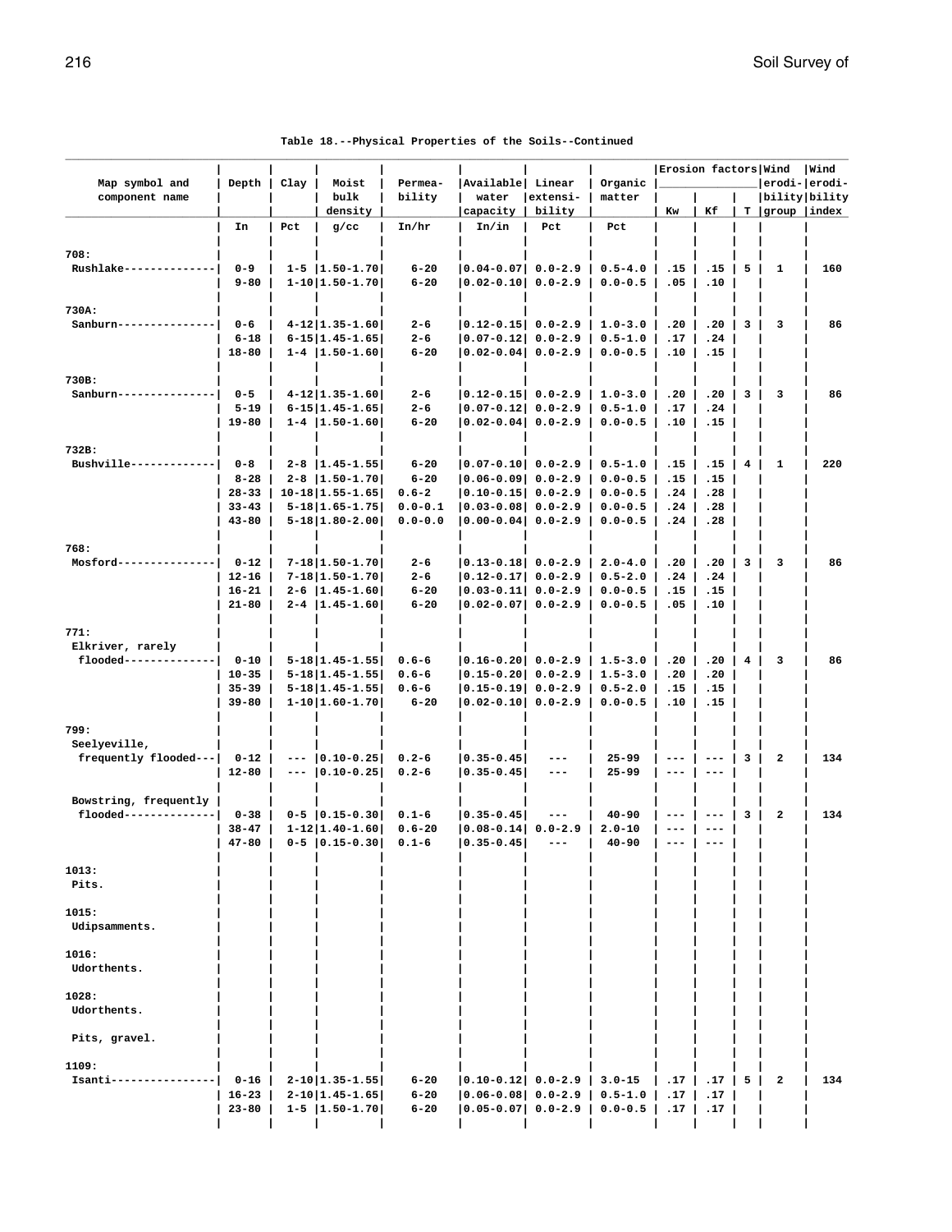Table 18.--Physical Properties of the Soils--Continued

| Map symbol and component name | Depth | Clay | Moist bulk density | Permea- bility | Available water capacity | Linear extensi- bility | Organic matter | Erosion factors | | | Wind erodi- bility group | Wind erodi- bility index |
|---|---|---|---|---|---|---|---|---|---|---|---|---|
| | | | | | | | | Kw | Kf | T | | |
| | In | Pct | g/cc | In/hr | In/in | Pct | Pct | | | | | |
| 708: | | | | | | | | | | | | |
| Rushlake | 0-9 | 1-5 | 1.50-1.70 | 6-20 | 0.04-0.07 | 0.0-2.9 | 0.5-4.0 | .15 | .15 | 5 | 1 | 160 |
| | 9-80 | 1-10 | 1.50-1.70 | 6-20 | 0.02-0.10 | 0.0-2.9 | 0.0-0.5 | .05 | .10 | | | |
| 730A: | | | | | | | | | | | | |
| Sanburn | 0-6 | 4-12 | 1.35-1.60 | 2-6 | 0.12-0.15 | 0.0-2.9 | 1.0-3.0 | .20 | .20 | 3 | 3 | 86 |
| | 6-18 | 6-15 | 1.45-1.65 | 2-6 | 0.07-0.12 | 0.0-2.9 | 0.5-1.0 | .17 | .24 | | | |
| | 18-80 | 1-4 | 1.50-1.60 | 6-20 | 0.02-0.04 | 0.0-2.9 | 0.0-0.5 | .10 | .15 | | | |
| 730B: | | | | | | | | | | | | |
| Sanburn | 0-5 | 4-12 | 1.35-1.60 | 2-6 | 0.12-0.15 | 0.0-2.9 | 1.0-3.0 | .20 | .20 | 3 | 3 | 86 |
| | 5-19 | 6-15 | 1.45-1.65 | 2-6 | 0.07-0.12 | 0.0-2.9 | 0.5-1.0 | .17 | .24 | | | |
| | 19-80 | 1-4 | 1.50-1.60 | 6-20 | 0.02-0.04 | 0.0-2.9 | 0.0-0.5 | .10 | .15 | | | |
| 732B: | | | | | | | | | | | | |
| Bushville | 0-8 | 2-8 | 1.45-1.55 | 6-20 | 0.07-0.10 | 0.0-2.9 | 0.5-1.0 | .15 | .15 | 4 | 1 | 220 |
| | 8-28 | 2-8 | 1.50-1.70 | 6-20 | 0.06-0.09 | 0.0-2.9 | 0.0-0.5 | .15 | .15 | | | |
| | 28-33 | 10-18 | 1.55-1.65 | 0.6-2 | 0.10-0.15 | 0.0-2.9 | 0.0-0.5 | .24 | .28 | | | |
| | 33-43 | 5-18 | 1.65-1.75 | 0.0-0.1 | 0.03-0.08 | 0.0-2.9 | 0.0-0.5 | .24 | .28 | | | |
| | 43-80 | 5-18 | 1.80-2.00 | 0.0-0.0 | 0.00-0.04 | 0.0-2.9 | 0.0-0.5 | .24 | .28 | | | |
| 768: | | | | | | | | | | | | |
| Mosford | 0-12 | 7-18 | 1.50-1.70 | 2-6 | 0.13-0.18 | 0.0-2.9 | 2.0-4.0 | .20 | .20 | 3 | 3 | 86 |
| | 12-16 | 7-18 | 1.50-1.70 | 2-6 | 0.12-0.17 | 0.0-2.9 | 0.5-2.0 | .24 | .24 | | | |
| | 16-21 | 2-6 | 1.45-1.60 | 6-20 | 0.03-0.11 | 0.0-2.9 | 0.0-0.5 | .15 | .15 | | | |
| | 21-80 | 2-4 | 1.45-1.60 | 6-20 | 0.02-0.07 | 0.0-2.9 | 0.0-0.5 | .05 | .10 | | | |
| 771: | | | | | | | | | | | | |
| Elkriver, rarely flooded | 0-10 | 5-18 | 1.45-1.55 | 0.6-6 | 0.16-0.20 | 0.0-2.9 | 1.5-3.0 | .20 | .20 | 4 | 3 | 86 |
| | 10-35 | 5-18 | 1.45-1.55 | 0.6-6 | 0.15-0.20 | 0.0-2.9 | 1.5-3.0 | .20 | .20 | | | |
| | 35-39 | 5-18 | 1.45-1.55 | 0.6-6 | 0.15-0.19 | 0.0-2.9 | 0.5-2.0 | .15 | .15 | | | |
| | 39-80 | 1-10 | 1.60-1.70 | 6-20 | 0.02-0.10 | 0.0-2.9 | 0.0-0.5 | .10 | .15 | | | |
| 799: | | | | | | | | | | | | |
| Seelyeville, frequently flooded | 0-12 | --- | 0.10-0.25 | 0.2-6 | 0.35-0.45 | --- | 25-99 | --- | --- | 3 | 2 | 134 |
| | 12-80 | --- | 0.10-0.25 | 0.2-6 | 0.35-0.45 | --- | 25-99 | --- | --- | | | |
| Bowstring, frequently flooded | 0-38 | 0-5 | 0.15-0.30 | 0.1-6 | 0.35-0.45 | --- | 40-90 | --- | --- | 3 | 2 | 134 |
| | 38-47 | 1-12 | 1.40-1.60 | 0.6-20 | 0.08-0.14 | 0.0-2.9 | 2.0-10 | --- | --- | | | |
| | 47-80 | 0-5 | 0.15-0.30 | 0.1-6 | 0.35-0.45 | --- | 40-90 | --- | --- | | | |
| 1013: | | | | | | | | | | | | |
| Pits. | | | | | | | | | | | | |
| 1015: | | | | | | | | | | | | |
| Udipsamments. | | | | | | | | | | | | |
| 1016: | | | | | | | | | | | | |
| Udorthents. | | | | | | | | | | | | |
| 1028: | | | | | | | | | | | | |
| Udorthents. | | | | | | | | | | | | |
| Pits, gravel. | | | | | | | | | | | | |
| 1109: | | | | | | | | | | | | |
| Isanti | 0-16 | 2-10 | 1.35-1.55 | 6-20 | 0.10-0.12 | 0.0-2.9 | 3.0-15 | .17 | .17 | 5 | 2 | 134 |
| | 16-23 | 2-10 | 1.45-1.65 | 6-20 | 0.06-0.08 | 0.0-2.9 | 0.5-1.0 | .17 | .17 | | | |
| | 23-80 | 1-5 | 1.50-1.70 | 6-20 | 0.05-0.07 | 0.0-2.9 | 0.0-0.5 | .17 | .17 | | | |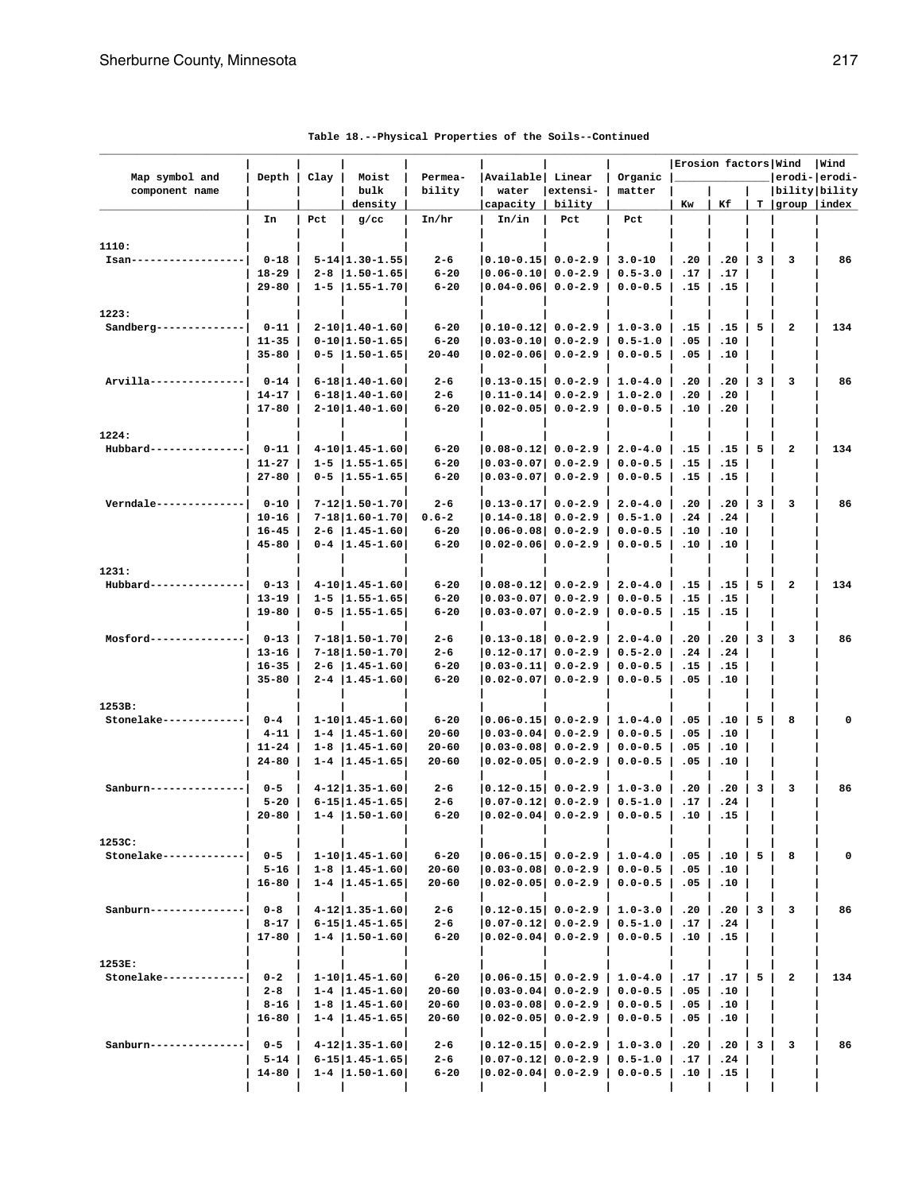Table 18.--Physical Properties of the Soils--Continued

| Map symbol and component name | Depth | Clay | Moist bulk density | Permea- bility | Available water capacity | Linear extensi- bility | Organic matter | Erosion factors | | | Wind erodi- bility group | Wind erodi- bility index |
|---|---|---|---|---|---|---|---|---|---|---|---|---|
| | | | | | | | | Kw | Kf | T | | |
| | In | Pct | g/cc | In/hr | In/in | Pct | Pct | | | | | |
| 1110: | | | | | | | | | | | | |
| Isan------------------ | 0-18 | 5-14 | 1.30-1.55 | 2-6 | 0.10-0.15 | 0.0-2.9 | 3.0-10 | .20 | .20 | 3 | 3 | 86 |
| | 18-29 | 2-8 | 1.50-1.65 | 6-20 | 0.06-0.10 | 0.0-2.9 | 0.5-3.0 | .17 | .17 | | | |
| | 29-80 | 1-5 | 1.55-1.70 | 6-20 | 0.04-0.06 | 0.0-2.9 | 0.0-0.5 | .15 | .15 | | | |
| 1223: | | | | | | | | | | | | |
| Sandberg-------------- | 0-11 | 2-10 | 1.40-1.60 | 6-20 | 0.10-0.12 | 0.0-2.9 | 1.0-3.0 | .15 | .15 | 5 | 2 | 134 |
| | 11-35 | 0-10 | 1.50-1.65 | 6-20 | 0.03-0.10 | 0.0-2.9 | 0.5-1.0 | .05 | .10 | | | |
| | 35-80 | 0-5 | 1.50-1.65 | 20-40 | 0.02-0.06 | 0.0-2.9 | 0.0-0.5 | .05 | .10 | | | |
| Arvilla--------------- | 0-14 | 6-18 | 1.40-1.60 | 2-6 | 0.13-0.15 | 0.0-2.9 | 1.0-4.0 | .20 | .20 | 3 | 3 | 86 |
| | 14-17 | 6-18 | 1.40-1.60 | 2-6 | 0.11-0.14 | 0.0-2.9 | 1.0-2.0 | .20 | .20 | | | |
| | 17-80 | 2-10 | 1.40-1.60 | 6-20 | 0.02-0.05 | 0.0-2.9 | 0.0-0.5 | .10 | .20 | | | |
| 1224: | | | | | | | | | | | | |
| Hubbard--------------- | 0-11 | 4-10 | 1.45-1.60 | 6-20 | 0.08-0.12 | 0.0-2.9 | 2.0-4.0 | .15 | .15 | 5 | 2 | 134 |
| | 11-27 | 1-5 | 1.55-1.65 | 6-20 | 0.03-0.07 | 0.0-2.9 | 0.0-0.5 | .15 | .15 | | | |
| | 27-80 | 0-5 | 1.55-1.65 | 6-20 | 0.03-0.07 | 0.0-2.9 | 0.0-0.5 | .15 | .15 | | | |
| Verndale-------------- | 0-10 | 7-12 | 1.50-1.70 | 2-6 | 0.13-0.17 | 0.0-2.9 | 2.0-4.0 | .20 | .20 | 3 | 3 | 86 |
| | 10-16 | 7-18 | 1.60-1.70 | 0.6-2 | 0.14-0.18 | 0.0-2.9 | 0.5-1.0 | .24 | .24 | | | |
| | 16-45 | 2-6 | 1.45-1.60 | 6-20 | 0.06-0.08 | 0.0-2.9 | 0.0-0.5 | .10 | .10 | | | |
| | 45-80 | 0-4 | 1.45-1.60 | 6-20 | 0.02-0.06 | 0.0-2.9 | 0.0-0.5 | .10 | .10 | | | |
| 1231: | | | | | | | | | | | | |
| Hubbard--------------- | 0-13 | 4-10 | 1.45-1.60 | 6-20 | 0.08-0.12 | 0.0-2.9 | 2.0-4.0 | .15 | .15 | 5 | 2 | 134 |
| | 13-19 | 1-5 | 1.55-1.65 | 6-20 | 0.03-0.07 | 0.0-2.9 | 0.0-0.5 | .15 | .15 | | | |
| | 19-80 | 0-5 | 1.55-1.65 | 6-20 | 0.03-0.07 | 0.0-2.9 | 0.0-0.5 | .15 | .15 | | | |
| Mosford--------------- | 0-13 | 7-18 | 1.50-1.70 | 2-6 | 0.13-0.18 | 0.0-2.9 | 2.0-4.0 | .20 | .20 | 3 | 3 | 86 |
| | 13-16 | 7-18 | 1.50-1.70 | 2-6 | 0.12-0.17 | 0.0-2.9 | 0.5-2.0 | .24 | .24 | | | |
| | 16-35 | 2-6 | 1.45-1.60 | 6-20 | 0.03-0.11 | 0.0-2.9 | 0.0-0.5 | .15 | .15 | | | |
| | 35-80 | 2-4 | 1.45-1.60 | 6-20 | 0.02-0.07 | 0.0-2.9 | 0.0-0.5 | .05 | .10 | | | |
| 1253B: | | | | | | | | | | | | |
| Stonelake------------- | 0-4 | 1-10 | 1.45-1.60 | 6-20 | 0.06-0.15 | 0.0-2.9 | 1.0-4.0 | .05 | .10 | 5 | 8 | 0 |
| | 4-11 | 1-4 | 1.45-1.60 | 20-60 | 0.03-0.04 | 0.0-2.9 | 0.0-0.5 | .05 | .10 | | | |
| | 11-24 | 1-8 | 1.45-1.60 | 20-60 | 0.03-0.08 | 0.0-2.9 | 0.0-0.5 | .05 | .10 | | | |
| | 24-80 | 1-4 | 1.45-1.65 | 20-60 | 0.02-0.05 | 0.0-2.9 | 0.0-0.5 | .05 | .10 | | | |
| Sanburn--------------- | 0-5 | 4-12 | 1.35-1.60 | 2-6 | 0.12-0.15 | 0.0-2.9 | 1.0-3.0 | .20 | .20 | 3 | 3 | 86 |
| | 5-20 | 6-15 | 1.45-1.65 | 2-6 | 0.07-0.12 | 0.0-2.9 | 0.5-1.0 | .17 | .24 | | | |
| | 20-80 | 1-4 | 1.50-1.60 | 6-20 | 0.02-0.04 | 0.0-2.9 | 0.0-0.5 | .10 | .15 | | | |
| 1253C: | | | | | | | | | | | | |
| Stonelake------------- | 0-5 | 1-10 | 1.45-1.60 | 6-20 | 0.06-0.15 | 0.0-2.9 | 1.0-4.0 | .05 | .10 | 5 | 8 | 0 |
| | 5-16 | 1-8 | 1.45-1.60 | 20-60 | 0.03-0.08 | 0.0-2.9 | 0.0-0.5 | .05 | .10 | | | |
| | 16-80 | 1-4 | 1.45-1.65 | 20-60 | 0.02-0.05 | 0.0-2.9 | 0.0-0.5 | .05 | .10 | | | |
| Sanburn--------------- | 0-8 | 4-12 | 1.35-1.60 | 2-6 | 0.12-0.15 | 0.0-2.9 | 1.0-3.0 | .20 | .20 | 3 | 3 | 86 |
| | 8-17 | 6-15 | 1.45-1.65 | 2-6 | 0.07-0.12 | 0.0-2.9 | 0.5-1.0 | .17 | .24 | | | |
| | 17-80 | 1-4 | 1.50-1.60 | 6-20 | 0.02-0.04 | 0.0-2.9 | 0.0-0.5 | .10 | .15 | | | |
| 1253E: | | | | | | | | | | | | |
| Stonelake------------- | 0-2 | 1-10 | 1.45-1.60 | 6-20 | 0.06-0.15 | 0.0-2.9 | 1.0-4.0 | .17 | .17 | 5 | 2 | 134 |
| | 2-8 | 1-4 | 1.45-1.60 | 20-60 | 0.03-0.04 | 0.0-2.9 | 0.0-0.5 | .05 | .10 | | | |
| | 8-16 | 1-8 | 1.45-1.60 | 20-60 | 0.03-0.08 | 0.0-2.9 | 0.0-0.5 | .05 | .10 | | | |
| | 16-80 | 1-4 | 1.45-1.65 | 20-60 | 0.02-0.05 | 0.0-2.9 | 0.0-0.5 | .05 | .10 | | | |
| Sanburn--------------- | 0-5 | 4-12 | 1.35-1.60 | 2-6 | 0.12-0.15 | 0.0-2.9 | 1.0-3.0 | .20 | .20 | 3 | 3 | 86 |
| | 5-14 | 6-15 | 1.45-1.65 | 2-6 | 0.07-0.12 | 0.0-2.9 | 0.5-1.0 | .17 | .24 | | | |
| | 14-80 | 1-4 | 1.50-1.60 | 6-20 | 0.02-0.04 | 0.0-2.9 | 0.0-0.5 | .10 | .15 | | | |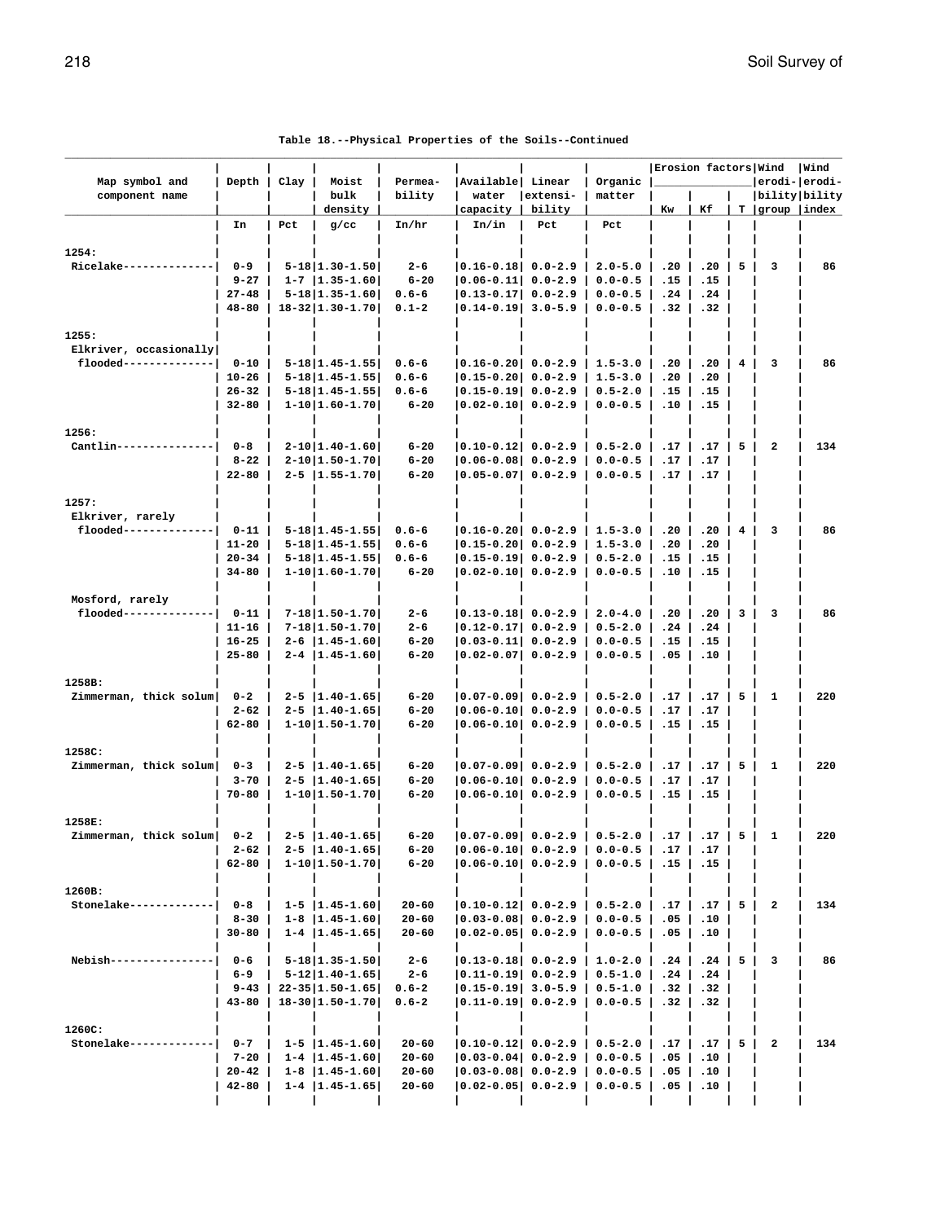Table 18.--Physical Properties of the Soils--Continued

| Map symbol and component name | Depth | Clay | Moist bulk density | Permea- bility | Available water capacity | Linear extensi- bility | Organic matter | Erosion factors | | | Wind erodi- bility group | Wind erodi- bility index |
|---|---|---|---|---|---|---|---|---|---|---|---|---|
| | | | | | | | | Kw | Kf | T | | |
| | In | Pct | g/cc | In/hr | In/in | Pct | Pct | | | | | |
| 1254: | | | | | | | | | | | | |
| Ricelake------------- | 0-9 | 5-18 | 1.30-1.50 | 2-6 | 0.16-0.18 | 0.0-2.9 | 2.0-5.0 | .20 | .20 | 5 | 3 | 86 |
| | 9-27 | 1-7 | 1.35-1.60 | 6-20 | 0.06-0.11 | 0.0-2.9 | 0.0-0.5 | .15 | .15 | | | |
| | 27-48 | 5-18 | 1.35-1.60 | 0.6-6 | 0.13-0.17 | 0.0-2.9 | 0.0-0.5 | .24 | .24 | | | |
| | 48-80 | 18-32 | 1.30-1.70 | 0.1-2 | 0.14-0.19 | 3.0-5.9 | 0.0-0.5 | .32 | .32 | | | |
| 1255: | | | | | | | | | | | | |
| Elkriver, occasionally flooded------------- | 0-10 | 5-18 | 1.45-1.55 | 0.6-6 | 0.16-0.20 | 0.0-2.9 | 1.5-3.0 | .20 | .20 | 4 | 3 | 86 |
| | 10-26 | 5-18 | 1.45-1.55 | 0.6-6 | 0.15-0.20 | 0.0-2.9 | 1.5-3.0 | .20 | .20 | | | |
| | 26-32 | 5-18 | 1.45-1.55 | 0.6-6 | 0.15-0.19 | 0.0-2.9 | 0.5-2.0 | .15 | .15 | | | |
| | 32-80 | 1-10 | 1.60-1.70 | 6-20 | 0.02-0.10 | 0.0-2.9 | 0.0-0.5 | .10 | .15 | | | |
| 1256: | | | | | | | | | | | | |
| Cantlin--------------- | 0-8 | 2-10 | 1.40-1.60 | 6-20 | 0.10-0.12 | 0.0-2.9 | 0.5-2.0 | .17 | .17 | 5 | 2 | 134 |
| | 8-22 | 2-10 | 1.50-1.70 | 6-20 | 0.06-0.08 | 0.0-2.9 | 0.0-0.5 | .17 | .17 | | | |
| | 22-80 | 2-5 | 1.55-1.70 | 6-20 | 0.05-0.07 | 0.0-2.9 | 0.0-0.5 | .17 | .17 | | | |
| 1257: | | | | | | | | | | | | |
| Elkriver, rarely flooded------------- | 0-11 | 5-18 | 1.45-1.55 | 0.6-6 | 0.16-0.20 | 0.0-2.9 | 1.5-3.0 | .20 | .20 | 4 | 3 | 86 |
| | 11-20 | 5-18 | 1.45-1.55 | 0.6-6 | 0.15-0.20 | 0.0-2.9 | 1.5-3.0 | .20 | .20 | | | |
| | 20-34 | 5-18 | 1.45-1.55 | 0.6-6 | 0.15-0.19 | 0.0-2.9 | 0.5-2.0 | .15 | .15 | | | |
| | 34-80 | 1-10 | 1.60-1.70 | 6-20 | 0.02-0.10 | 0.0-2.9 | 0.0-0.5 | .10 | .15 | | | |
| Mosford, rarely flooded------------- | 0-11 | 7-18 | 1.50-1.70 | 2-6 | 0.13-0.18 | 0.0-2.9 | 2.0-4.0 | .20 | .20 | 3 | 3 | 86 |
| | 11-16 | 7-18 | 1.50-1.70 | 2-6 | 0.12-0.17 | 0.0-2.9 | 0.5-2.0 | .24 | .24 | | | |
| | 16-25 | 2-6 | 1.45-1.60 | 6-20 | 0.03-0.11 | 0.0-2.9 | 0.0-0.5 | .15 | .15 | | | |
| | 25-80 | 2-4 | 1.45-1.60 | 6-20 | 0.02-0.07 | 0.0-2.9 | 0.0-0.5 | .05 | .10 | | | |
| 1258B: | | | | | | | | | | | | |
| Zimmerman, thick solum | 0-2 | 2-5 | 1.40-1.65 | 6-20 | 0.07-0.09 | 0.0-2.9 | 0.5-2.0 | .17 | .17 | 5 | 1 | 220 |
| | 2-62 | 2-5 | 1.40-1.65 | 6-20 | 0.06-0.10 | 0.0-2.9 | 0.0-0.5 | .17 | .17 | | | |
| | 62-80 | 1-10 | 1.50-1.70 | 6-20 | 0.06-0.10 | 0.0-2.9 | 0.0-0.5 | .15 | .15 | | | |
| 1258C: | | | | | | | | | | | | |
| Zimmerman, thick solum | 0-3 | 2-5 | 1.40-1.65 | 6-20 | 0.07-0.09 | 0.0-2.9 | 0.5-2.0 | .17 | .17 | 5 | 1 | 220 |
| | 3-70 | 2-5 | 1.40-1.65 | 6-20 | 0.06-0.10 | 0.0-2.9 | 0.0-0.5 | .17 | .17 | | | |
| | 70-80 | 1-10 | 1.50-1.70 | 6-20 | 0.06-0.10 | 0.0-2.9 | 0.0-0.5 | .15 | .15 | | | |
| 1258E: | | | | | | | | | | | | |
| Zimmerman, thick solum | 0-2 | 2-5 | 1.40-1.65 | 6-20 | 0.07-0.09 | 0.0-2.9 | 0.5-2.0 | .17 | .17 | 5 | 1 | 220 |
| | 2-62 | 2-5 | 1.40-1.65 | 6-20 | 0.06-0.10 | 0.0-2.9 | 0.0-0.5 | .17 | .17 | | | |
| | 62-80 | 1-10 | 1.50-1.70 | 6-20 | 0.06-0.10 | 0.0-2.9 | 0.0-0.5 | .15 | .15 | | | |
| 1260B: | | | | | | | | | | | | |
| Stonelake------------ | 0-8 | 1-5 | 1.45-1.60 | 20-60 | 0.10-0.12 | 0.0-2.9 | 0.5-2.0 | .17 | .17 | 5 | 2 | 134 |
| | 8-30 | 1-8 | 1.45-1.60 | 20-60 | 0.03-0.08 | 0.0-2.9 | 0.0-0.5 | .05 | .10 | | | |
| | 30-80 | 1-4 | 1.45-1.65 | 20-60 | 0.02-0.05 | 0.0-2.9 | 0.0-0.5 | .05 | .10 | | | |
| Nebish---------------- | 0-6 | 5-18 | 1.35-1.50 | 2-6 | 0.13-0.18 | 0.0-2.9 | 1.0-2.0 | .24 | .24 | 5 | 3 | 86 |
| | 6-9 | 5-12 | 1.40-1.65 | 2-6 | 0.11-0.19 | 0.0-2.9 | 0.5-1.0 | .24 | .24 | | | |
| | 9-43 | 22-35 | 1.50-1.65 | 0.6-2 | 0.15-0.19 | 3.0-5.9 | 0.5-1.0 | .32 | .32 | | | |
| | 43-80 | 18-30 | 1.50-1.70 | 0.6-2 | 0.11-0.19 | 0.0-2.9 | 0.0-0.5 | .32 | .32 | | | |
| 1260C: | | | | | | | | | | | | |
| Stonelake------------ | 0-7 | 1-5 | 1.45-1.60 | 20-60 | 0.10-0.12 | 0.0-2.9 | 0.5-2.0 | .17 | .17 | 5 | 2 | 134 |
| | 7-20 | 1-4 | 1.45-1.60 | 20-60 | 0.03-0.04 | 0.0-2.9 | 0.0-0.5 | .05 | .10 | | | |
| | 20-42 | 1-8 | 1.45-1.60 | 20-60 | 0.03-0.08 | 0.0-2.9 | 0.0-0.5 | .05 | .10 | | | |
| | 42-80 | 1-4 | 1.45-1.65 | 20-60 | 0.02-0.05 | 0.0-2.9 | 0.0-0.5 | .05 | .10 | | | |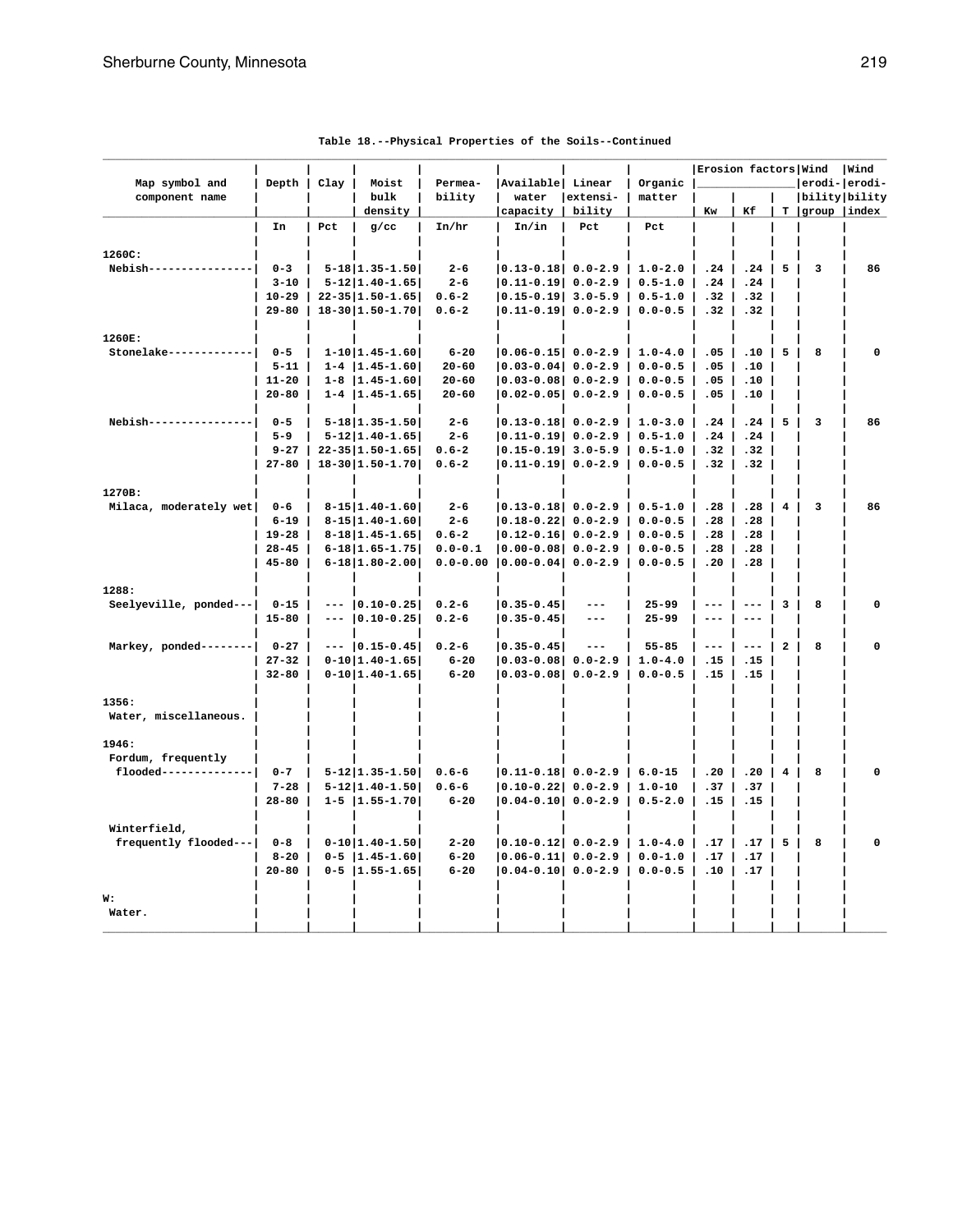Table 18.--Physical Properties of the Soils--Continued

| Map symbol and component name | Depth | Clay | Moist bulk density | Permea- bility | Available water capacity | Linear extensi- bility | Organic matter | Erosion factors | | | Wind erodi- bility group | Wind erodi- bility index |
|---|---|---|---|---|---|---|---|---|---|---|---|---|
| | | | | | | | | Kw | Kf | T | | |
| | In | Pct | g/cc | In/hr | In/in | Pct | Pct | | | | | |
| 1260C: | | | | | | | | | | | | |
| Nebish---------------- | 0-3 | 5-18 | 1.35-1.50 | 2-6 | 0.13-0.18 | 0.0-2.9 | 1.0-2.0 | .24 | .24 | 5 | 3 | 86 |
| | 3-10 | 5-12 | 1.40-1.65 | 2-6 | 0.11-0.19 | 0.0-2.9 | 0.5-1.0 | .24 | .24 | | | |
| | 10-29 | 22-35 | 1.50-1.65 | 0.6-2 | 0.15-0.19 | 3.0-5.9 | 0.5-1.0 | .32 | .32 | | | |
| | 29-80 | 18-30 | 1.50-1.70 | 0.6-2 | 0.11-0.19 | 0.0-2.9 | 0.0-0.5 | .32 | .32 | | | |
| 1260E: | | | | | | | | | | | | |
| Stonelake------------- | 0-5 | 1-10 | 1.45-1.60 | 6-20 | 0.06-0.15 | 0.0-2.9 | 1.0-4.0 | .05 | .10 | 5 | 8 | 0 |
| | 5-11 | 1-4 | 1.45-1.60 | 20-60 | 0.03-0.04 | 0.0-2.9 | 0.0-0.5 | .05 | .10 | | | |
| | 11-20 | 1-8 | 1.45-1.60 | 20-60 | 0.03-0.08 | 0.0-2.9 | 0.0-0.5 | .05 | .10 | | | |
| | 20-80 | 1-4 | 1.45-1.65 | 20-60 | 0.02-0.05 | 0.0-2.9 | 0.0-0.5 | .05 | .10 | | | |
| Nebish---------------- | 0-5 | 5-18 | 1.35-1.50 | 2-6 | 0.13-0.18 | 0.0-2.9 | 1.0-3.0 | .24 | .24 | 5 | 3 | 86 |
| | 5-9 | 5-12 | 1.40-1.65 | 2-6 | 0.11-0.19 | 0.0-2.9 | 0.5-1.0 | .24 | .24 | | | |
| | 9-27 | 22-35 | 1.50-1.65 | 0.6-2 | 0.15-0.19 | 3.0-5.9 | 0.5-1.0 | .32 | .32 | | | |
| | 27-80 | 18-30 | 1.50-1.70 | 0.6-2 | 0.11-0.19 | 0.0-2.9 | 0.0-0.5 | .32 | .32 | | | |
| 1270B: | | | | | | | | | | | | |
| Milaca, moderately wet | 0-6 | 8-15 | 1.40-1.60 | 2-6 | 0.13-0.18 | 0.0-2.9 | 0.5-1.0 | .28 | .28 | 4 | 3 | 86 |
| | 6-19 | 8-15 | 1.40-1.60 | 2-6 | 0.18-0.22 | 0.0-2.9 | 0.0-0.5 | .28 | .28 | | | |
| | 19-28 | 8-18 | 1.45-1.65 | 0.6-2 | 0.12-0.16 | 0.0-2.9 | 0.0-0.5 | .28 | .28 | | | |
| | 28-45 | 6-18 | 1.65-1.75 | 0.0-0.1 | 0.00-0.08 | 0.0-2.9 | 0.0-0.5 | .28 | .28 | | | |
| | 45-80 | 6-18 | 1.80-2.00 | 0.0-0.00 | 0.00-0.04 | 0.0-2.9 | 0.0-0.5 | .20 | .28 | | | |
| 1288: | | | | | | | | | | | | |
| Seelyeville, ponded--- | 0-15 | --- | 0.10-0.25 | 0.2-6 | 0.35-0.45 | --- | 25-99 | --- | --- | 3 | 8 | 0 |
| | 15-80 | --- | 0.10-0.25 | 0.2-6 | 0.35-0.45 | --- | 25-99 | --- | --- | | | |
| Markey, ponded-------- | 0-27 | --- | 0.15-0.45 | 0.2-6 | 0.35-0.45 | --- | 55-85 | --- | --- | 2 | 8 | 0 |
| | 27-32 | 0-10 | 1.40-1.65 | 6-20 | 0.03-0.08 | 0.0-2.9 | 1.0-4.0 | .15 | .15 | | | |
| | 32-80 | 0-10 | 1.40-1.65 | 6-20 | 0.03-0.08 | 0.0-2.9 | 0.0-0.5 | .15 | .15 | | | |
| 1356: | | | | | | | | | | | | |
| Water, miscellaneous. | | | | | | | | | | | | |
| 1946: | | | | | | | | | | | | |
| Fordum, frequently flooded------------- | 0-7 | 5-12 | 1.35-1.50 | 0.6-6 | 0.11-0.18 | 0.0-2.9 | 6.0-15 | .20 | .20 | 4 | 8 | 0 |
| | 7-28 | 5-12 | 1.40-1.50 | 0.6-6 | 0.10-0.22 | 0.0-2.9 | 1.0-10 | .37 | .37 | | | |
| | 28-80 | 1-5 | 1.55-1.70 | 6-20 | 0.04-0.10 | 0.0-2.9 | 0.5-2.0 | .15 | .15 | | | |
| Winterfield, frequently flooded--- | 0-8 | 0-10 | 1.40-1.50 | 2-20 | 0.10-0.12 | 0.0-2.9 | 1.0-4.0 | .17 | .17 | 5 | 8 | 0 |
| | 8-20 | 0-5 | 1.45-1.60 | 6-20 | 0.06-0.11 | 0.0-2.9 | 0.0-1.0 | .17 | .17 | | | |
| | 20-80 | 0-5 | 1.55-1.65 | 6-20 | 0.04-0.10 | 0.0-2.9 | 0.0-0.5 | .10 | .17 | | | |
| W: | | | | | | | | | | | | |
| Water. | | | | | | | | | | | | |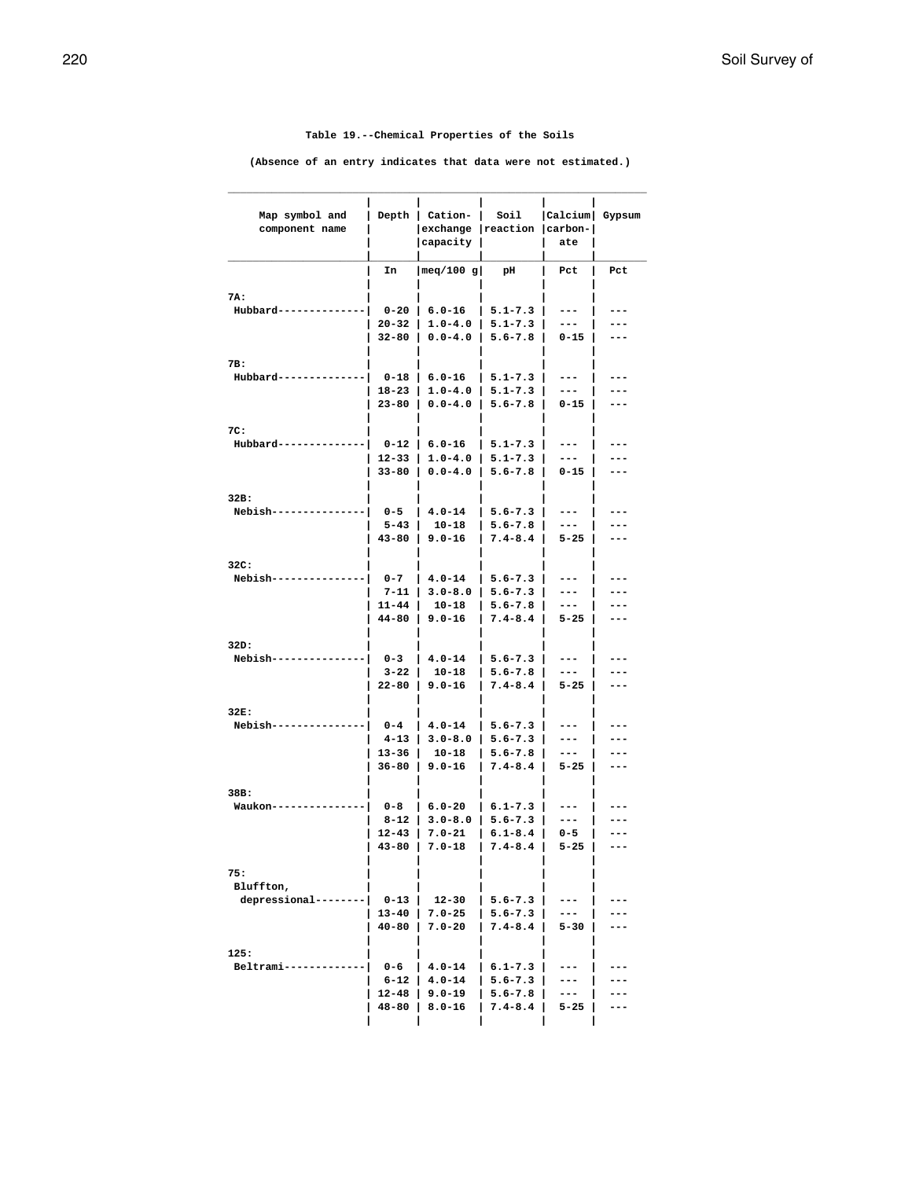Table 19.--Chemical Properties of the Soils

(Absence of an entry indicates that data were not estimated.)

| Map symbol and component name | Depth | Cation-exchange capacity | Soil reaction | Calcium carbon-ate | Gypsum |
|---|---|---|---|---|---|
| | In | meq/100 g | pH | Pct | Pct |
| 7A: | | | | | |
| Hubbard | 0-20 | 6.0-16 | 5.1-7.3 | --- | --- |
| | 20-32 | 1.0-4.0 | 5.1-7.3 | --- | --- |
| | 32-80 | 0.0-4.0 | 5.6-7.8 | 0-15 | --- |
| 7B: | | | | | |
| Hubbard | 0-18 | 6.0-16 | 5.1-7.3 | --- | --- |
| | 18-23 | 1.0-4.0 | 5.1-7.3 | --- | --- |
| | 23-80 | 0.0-4.0 | 5.6-7.8 | 0-15 | --- |
| 7C: | | | | | |
| Hubbard | 0-12 | 6.0-16 | 5.1-7.3 | --- | --- |
| | 12-33 | 1.0-4.0 | 5.1-7.3 | --- | --- |
| | 33-80 | 0.0-4.0 | 5.6-7.8 | 0-15 | --- |
| 32B: | | | | | |
| Nebish | 0-5 | 4.0-14 | 5.6-7.3 | --- | --- |
| | 5-43 | 10-18 | 5.6-7.8 | --- | --- |
| | 43-80 | 9.0-16 | 7.4-8.4 | 5-25 | --- |
| 32C: | | | | | |
| Nebish | 0-7 | 4.0-14 | 5.6-7.3 | --- | --- |
| | 7-11 | 3.0-8.0 | 5.6-7.3 | --- | --- |
| | 11-44 | 10-18 | 5.6-7.8 | --- | --- |
| | 44-80 | 9.0-16 | 7.4-8.4 | 5-25 | --- |
| 32D: | | | | | |
| Nebish | 0-3 | 4.0-14 | 5.6-7.3 | --- | --- |
| | 3-22 | 10-18 | 5.6-7.8 | --- | --- |
| | 22-80 | 9.0-16 | 7.4-8.4 | 5-25 | --- |
| 32E: | | | | | |
| Nebish | 0-4 | 4.0-14 | 5.6-7.3 | --- | --- |
| | 4-13 | 3.0-8.0 | 5.6-7.3 | --- | --- |
| | 13-36 | 10-18 | 5.6-7.8 | --- | --- |
| | 36-80 | 9.0-16 | 7.4-8.4 | 5-25 | --- |
| 38B: | | | | | |
| Waukon | 0-8 | 6.0-20 | 6.1-7.3 | --- | --- |
| | 8-12 | 3.0-8.0 | 5.6-7.3 | --- | --- |
| | 12-43 | 7.0-21 | 6.1-8.4 | 0-5 | --- |
| | 43-80 | 7.0-18 | 7.4-8.4 | 5-25 | --- |
| 75: | | | | | |
| Bluffton, depressional | 0-13 | 12-30 | 5.6-7.3 | --- | --- |
| | 13-40 | 7.0-25 | 5.6-7.3 | --- | --- |
| | 40-80 | 7.0-20 | 7.4-8.4 | 5-30 | --- |
| 125: | | | | | |
| Beltrami | 0-6 | 4.0-14 | 6.1-7.3 | --- | --- |
| | 6-12 | 4.0-14 | 5.6-7.3 | --- | --- |
| | 12-48 | 9.0-19 | 5.6-7.8 | --- | --- |
| | 48-80 | 8.0-16 | 7.4-8.4 | 5-25 | --- |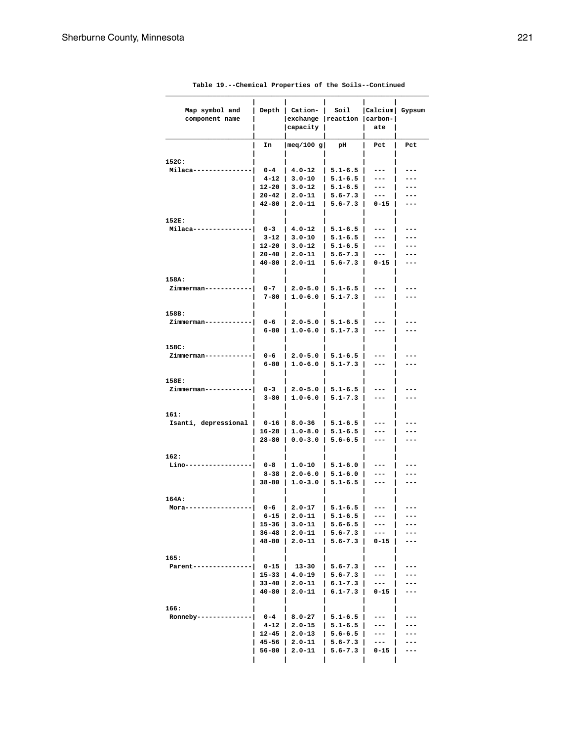Table 19.--Chemical Properties of the Soils--Continued

| Map symbol and component name | Depth | Cation-exchange capacity | Soil reaction | Calcium carbon-ate | Gypsum |
|---|---|---|---|---|---|
| | In | meq/100 g | pH | Pct | Pct |
| 152C: | | | | | |
| Milaca | 0-4 | 4.0-12 | 5.1-6.5 | --- | --- |
| | 4-12 | 3.0-10 | 5.1-6.5 | --- | --- |
| | 12-20 | 3.0-12 | 5.1-6.5 | --- | --- |
| | 20-42 | 2.0-11 | 5.6-7.3 | --- | --- |
| | 42-80 | 2.0-11 | 5.6-7.3 | 0-15 | --- |
| 152E: | | | | | |
| Milaca | 0-3 | 4.0-12 | 5.1-6.5 | --- | --- |
| | 3-12 | 3.0-10 | 5.1-6.5 | --- | --- |
| | 12-20 | 3.0-12 | 5.1-6.5 | --- | --- |
| | 20-40 | 2.0-11 | 5.6-7.3 | --- | --- |
| | 40-80 | 2.0-11 | 5.6-7.3 | 0-15 | --- |
| 158A: | | | | | |
| Zimmerman | 0-7 | 2.0-5.0 | 5.1-6.5 | --- | --- |
| | 7-80 | 1.0-6.0 | 5.1-7.3 | --- | --- |
| 158B: | | | | | |
| Zimmerman | 0-6 | 2.0-5.0 | 5.1-6.5 | --- | --- |
| | 6-80 | 1.0-6.0 | 5.1-7.3 | --- | --- |
| 158C: | | | | | |
| Zimmerman | 0-6 | 2.0-5.0 | 5.1-6.5 | --- | --- |
| | 6-80 | 1.0-6.0 | 5.1-7.3 | --- | --- |
| 158E: | | | | | |
| Zimmerman | 0-3 | 2.0-5.0 | 5.1-6.5 | --- | --- |
| | 3-80 | 1.0-6.0 | 5.1-7.3 | --- | --- |
| 161: | | | | | |
| Isanti, depressional | 0-16 | 8.0-36 | 5.1-6.5 | --- | --- |
| | 16-28 | 1.0-8.0 | 5.1-6.5 | --- | --- |
| | 28-80 | 0.0-3.0 | 5.6-6.5 | --- | --- |
| 162: | | | | | |
| Lino | 0-8 | 1.0-10 | 5.1-6.0 | --- | --- |
| | 8-38 | 2.0-6.0 | 5.1-6.0 | --- | --- |
| | 38-80 | 1.0-3.0 | 5.1-6.5 | --- | --- |
| 164A: | | | | | |
| Mora | 0-6 | 2.0-17 | 5.1-6.5 | --- | --- |
| | 6-15 | 2.0-11 | 5.1-6.5 | --- | --- |
| | 15-36 | 3.0-11 | 5.6-6.5 | --- | --- |
| | 36-48 | 2.0-11 | 5.6-7.3 | --- | --- |
| | 48-80 | 2.0-11 | 5.6-7.3 | 0-15 | --- |
| 165: | | | | | |
| Parent | 0-15 | 13-30 | 5.6-7.3 | --- | --- |
| | 15-33 | 4.0-19 | 5.6-7.3 | --- | --- |
| | 33-40 | 2.0-11 | 6.1-7.3 | --- | --- |
| | 40-80 | 2.0-11 | 6.1-7.3 | 0-15 | --- |
| 166: | | | | | |
| Ronneby | 0-4 | 8.0-27 | 5.1-6.5 | --- | --- |
| | 4-12 | 2.0-15 | 5.1-6.5 | --- | --- |
| | 12-45 | 2.0-13 | 5.6-6.5 | --- | --- |
| | 45-56 | 2.0-11 | 5.6-7.3 | --- | --- |
| | 56-80 | 2.0-11 | 5.6-7.3 | 0-15 | --- |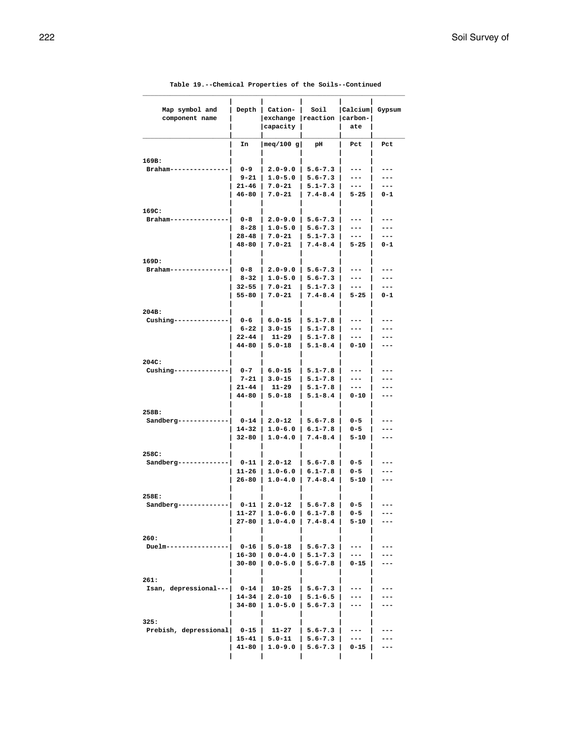Table 19.--Chemical Properties of the Soils--Continued

| Map symbol and component name | Depth | Cation-exchange capacity | Soil reaction | Calcium carbon-ate | Gypsum |
|---|---|---|---|---|---|
| | In | meq/100 g | pH | Pct | Pct |
| 169B: | | | | | |
| Braham | 0-9 | 2.0-9.0 | 5.6-7.3 | --- | --- |
| | 9-21 | 1.0-5.0 | 5.6-7.3 | --- | --- |
| | 21-46 | 7.0-21 | 5.1-7.3 | --- | --- |
| | 46-80 | 7.0-21 | 7.4-8.4 | 5-25 | 0-1 |
| 169C: | | | | | |
| Braham | 0-8 | 2.0-9.0 | 5.6-7.3 | --- | --- |
| | 8-28 | 1.0-5.0 | 5.6-7.3 | --- | --- |
| | 28-48 | 7.0-21 | 5.1-7.3 | --- | --- |
| | 48-80 | 7.0-21 | 7.4-8.4 | 5-25 | 0-1 |
| 169D: | | | | | |
| Braham | 0-8 | 2.0-9.0 | 5.6-7.3 | --- | --- |
| | 8-32 | 1.0-5.0 | 5.6-7.3 | --- | --- |
| | 32-55 | 7.0-21 | 5.1-7.3 | --- | --- |
| | 55-80 | 7.0-21 | 7.4-8.4 | 5-25 | 0-1 |
| 204B: | | | | | |
| Cushing | 0-6 | 6.0-15 | 5.1-7.8 | --- | --- |
| | 6-22 | 3.0-15 | 5.1-7.8 | --- | --- |
| | 22-44 | 11-29 | 5.1-7.8 | --- | --- |
| | 44-80 | 5.0-18 | 5.1-8.4 | 0-10 | --- |
| 204C: | | | | | |
| Cushing | 0-7 | 6.0-15 | 5.1-7.8 | --- | --- |
| | 7-21 | 3.0-15 | 5.1-7.8 | --- | --- |
| | 21-44 | 11-29 | 5.1-7.8 | --- | --- |
| | 44-80 | 5.0-18 | 5.1-8.4 | 0-10 | --- |
| 258B: | | | | | |
| Sandberg | 0-14 | 2.0-12 | 5.6-7.8 | 0-5 | --- |
| | 14-32 | 1.0-6.0 | 6.1-7.8 | 0-5 | --- |
| | 32-80 | 1.0-4.0 | 7.4-8.4 | 5-10 | --- |
| 258C: | | | | | |
| Sandberg | 0-11 | 2.0-12 | 5.6-7.8 | 0-5 | --- |
| | 11-26 | 1.0-6.0 | 6.1-7.8 | 0-5 | --- |
| | 26-80 | 1.0-4.0 | 7.4-8.4 | 5-10 | --- |
| 258E: | | | | | |
| Sandberg | 0-11 | 2.0-12 | 5.6-7.8 | 0-5 | --- |
| | 11-27 | 1.0-6.0 | 6.1-7.8 | 0-5 | --- |
| | 27-80 | 1.0-4.0 | 7.4-8.4 | 5-10 | --- |
| 260: | | | | | |
| Duelm | 0-16 | 5.0-18 | 5.6-7.3 | --- | --- |
| | 16-30 | 0.0-4.0 | 5.1-7.3 | --- | --- |
| | 30-80 | 0.0-5.0 | 5.6-7.8 | 0-15 | --- |
| 261: | | | | | |
| Isan, depressional | 0-14 | 10-25 | 5.6-7.3 | --- | --- |
| | 14-34 | 2.0-10 | 5.1-6.5 | --- | --- |
| | 34-80 | 1.0-5.0 | 5.6-7.3 | --- | --- |
| 325: | | | | | |
| Prebish, depressional | 0-15 | 11-27 | 5.6-7.3 | --- | --- |
| | 15-41 | 5.0-11 | 5.6-7.3 | --- | --- |
| | 41-80 | 1.0-9.0 | 5.6-7.3 | 0-15 | --- |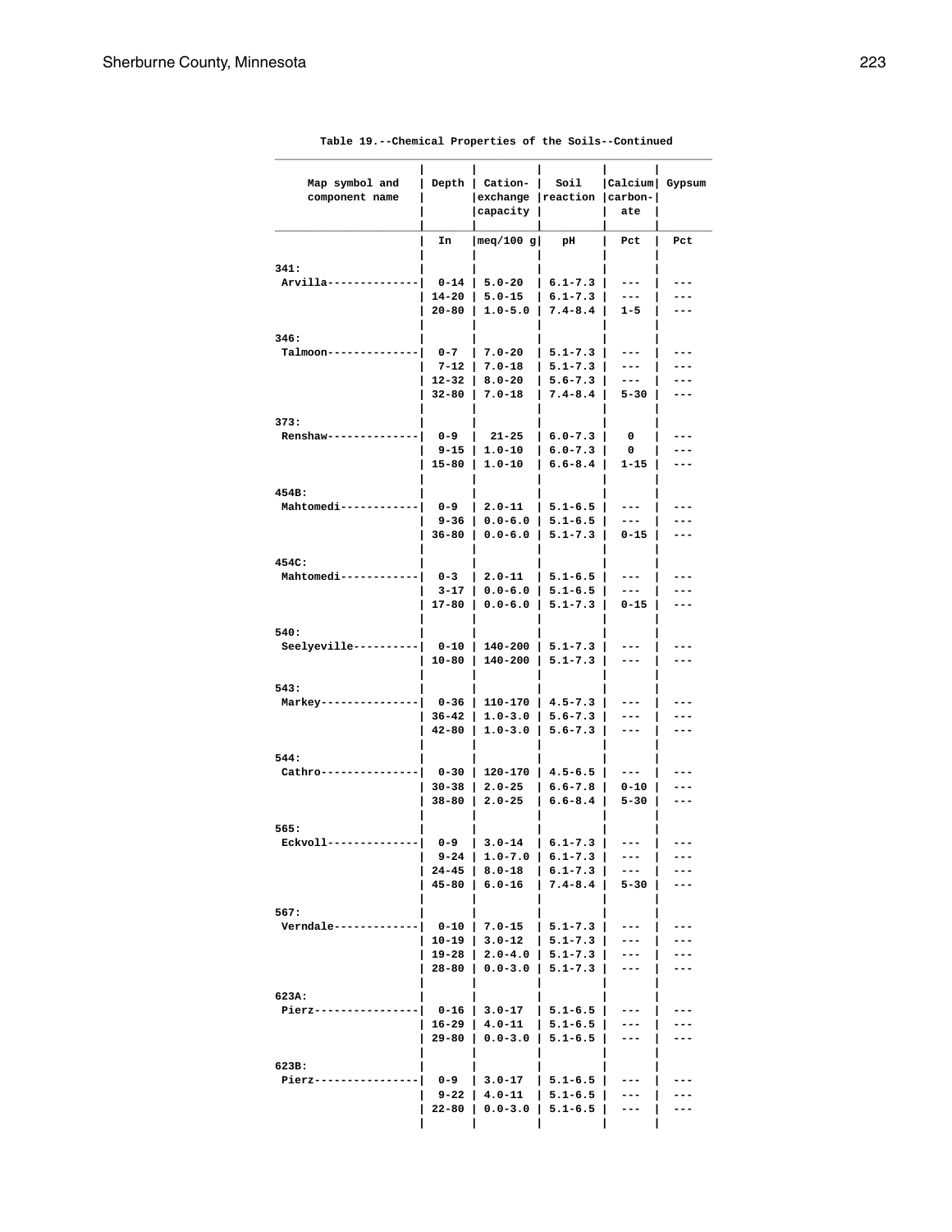Table 19.--Chemical Properties of the Soils--Continued

| Map symbol and component name | Depth | Cation-exchange capacity | Soil reaction | Calcium carbon-ate | Gypsum |
|---|---|---|---|---|---|
| | In | meq/100 g | pH | Pct | Pct |
| 341: | | | | | |
| Arvilla--------------- | 0-14 | 5.0-20 | 6.1-7.3 | --- | --- |
| | 14-20 | 5.0-15 | 6.1-7.3 | --- | --- |
| | 20-80 | 1.0-5.0 | 7.4-8.4 | 1-5 | --- |
| 346: | | | | | |
| Talmoon--------------- | 0-7 | 7.0-20 | 5.1-7.3 | --- | --- |
| | 7-12 | 7.0-18 | 5.1-7.3 | --- | --- |
| | 12-32 | 8.0-20 | 5.6-7.3 | --- | --- |
| | 32-80 | 7.0-18 | 7.4-8.4 | 5-30 | --- |
| 373: | | | | | |
| Renshaw--------------- | 0-9 | 21-25 | 6.0-7.3 | 0 | --- |
| | 9-15 | 1.0-10 | 6.0-7.3 | 0 | --- |
| | 15-80 | 1.0-10 | 6.6-8.4 | 1-15 | --- |
| 454B: | | | | | |
| Mahtomedi------------- | 0-9 | 2.0-11 | 5.1-6.5 | --- | --- |
| | 9-36 | 0.0-6.0 | 5.1-6.5 | --- | --- |
| | 36-80 | 0.0-6.0 | 5.1-7.3 | 0-15 | --- |
| 454C: | | | | | |
| Mahtomedi------------- | 0-3 | 2.0-11 | 5.1-6.5 | --- | --- |
| | 3-17 | 0.0-6.0 | 5.1-6.5 | --- | --- |
| | 17-80 | 0.0-6.0 | 5.1-7.3 | 0-15 | --- |
| 540: | | | | | |
| Seelyeville----------- | 0-10 | 140-200 | 5.1-7.3 | --- | --- |
| | 10-80 | 140-200 | 5.1-7.3 | --- | --- |
| 543: | | | | | |
| Markey---------------- | 0-36 | 110-170 | 4.5-7.3 | --- | --- |
| | 36-42 | 1.0-3.0 | 5.6-7.3 | --- | --- |
| | 42-80 | 1.0-3.0 | 5.6-7.3 | --- | --- |
| 544: | | | | | |
| Cathro---------------- | 0-30 | 120-170 | 4.5-6.5 | --- | --- |
| | 30-38 | 2.0-25 | 6.6-7.8 | 0-10 | --- |
| | 38-80 | 2.0-25 | 6.6-8.4 | 5-30 | --- |
| 565: | | | | | |
| Eckvoll--------------- | 0-9 | 3.0-14 | 6.1-7.3 | --- | --- |
| | 9-24 | 1.0-7.0 | 6.1-7.3 | --- | --- |
| | 24-45 | 8.0-18 | 6.1-7.3 | --- | --- |
| | 45-80 | 6.0-16 | 7.4-8.4 | 5-30 | --- |
| 567: | | | | | |
| Verndale-------------- | 0-10 | 7.0-15 | 5.1-7.3 | --- | --- |
| | 10-19 | 3.0-12 | 5.1-7.3 | --- | --- |
| | 19-28 | 2.0-4.0 | 5.1-7.3 | --- | --- |
| | 28-80 | 0.0-3.0 | 5.1-7.3 | --- | --- |
| 623A: | | | | | |
| Pierz----------------- | 0-16 | 3.0-17 | 5.1-6.5 | --- | --- |
| | 16-29 | 4.0-11 | 5.1-6.5 | --- | --- |
| | 29-80 | 0.0-3.0 | 5.1-6.5 | --- | --- |
| 623B: | | | | | |
| Pierz----------------- | 0-9 | 3.0-17 | 5.1-6.5 | --- | --- |
| | 9-22 | 4.0-11 | 5.1-6.5 | --- | --- |
| | 22-80 | 0.0-3.0 | 5.1-6.5 | --- | --- |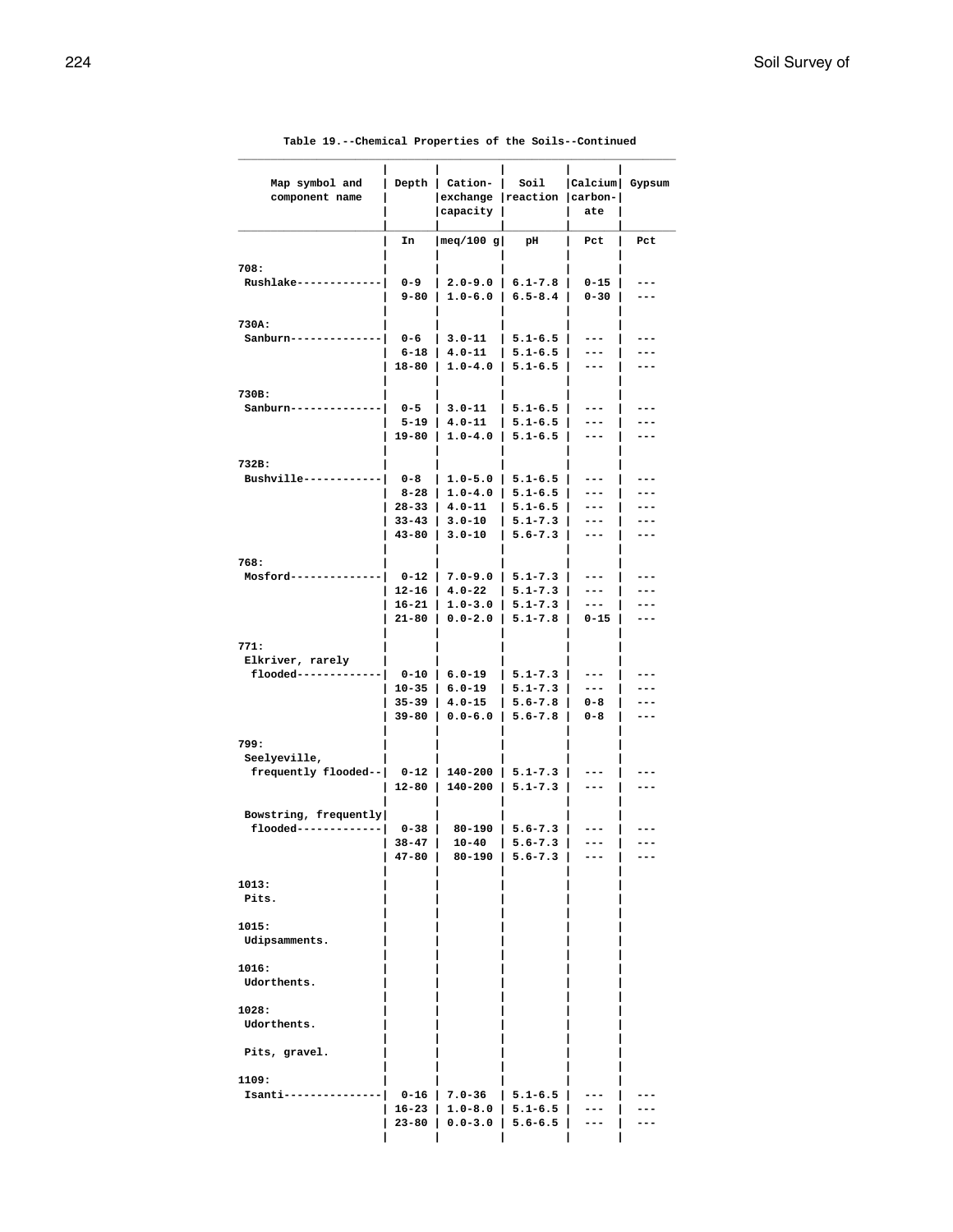Table 19.--Chemical Properties of the Soils--Continued

| Map symbol and component name | Depth | Cation-exchange capacity | Soil reaction | Calcium carbon-ate | Gypsum |
|---|---|---|---|---|---|
| | In | meq/100 g | pH | Pct | Pct |
| 708: | | | | | |
| Rushlake | 0-9 | 2.0-9.0 | 6.1-7.8 | 0-15 | --- |
| | 9-80 | 1.0-6.0 | 6.5-8.4 | 0-30 | --- |
| 730A: | | | | | |
| Sanburn | 0-6 | 3.0-11 | 5.1-6.5 | --- | --- |
| | 6-18 | 4.0-11 | 5.1-6.5 | --- | --- |
| | 18-80 | 1.0-4.0 | 5.1-6.5 | --- | --- |
| 730B: | | | | | |
| Sanburn | 0-5 | 3.0-11 | 5.1-6.5 | --- | --- |
| | 5-19 | 4.0-11 | 5.1-6.5 | --- | --- |
| | 19-80 | 1.0-4.0 | 5.1-6.5 | --- | --- |
| 732B: | | | | | |
| Bushville | 0-8 | 1.0-5.0 | 5.1-6.5 | --- | --- |
| | 8-28 | 1.0-4.0 | 5.1-6.5 | --- | --- |
| | 28-33 | 4.0-11 | 5.1-6.5 | --- | --- |
| | 33-43 | 3.0-10 | 5.1-7.3 | --- | --- |
| | 43-80 | 3.0-10 | 5.6-7.3 | --- | --- |
| 768: | | | | | |
| Mosford | 0-12 | 7.0-9.0 | 5.1-7.3 | --- | --- |
| | 12-16 | 4.0-22 | 5.1-7.3 | --- | --- |
| | 16-21 | 1.0-3.0 | 5.1-7.3 | --- | --- |
| | 21-80 | 0.0-2.0 | 5.1-7.8 | 0-15 | --- |
| 771: | | | | | |
| Elkriver, rarely flooded | 0-10 | 6.0-19 | 5.1-7.3 | --- | --- |
| | 10-35 | 6.0-19 | 5.1-7.3 | --- | --- |
| | 35-39 | 4.0-15 | 5.6-7.8 | 0-8 | --- |
| | 39-80 | 0.0-6.0 | 5.6-7.8 | 0-8 | --- |
| 799: | | | | | |
| Seelyeville, frequently flooded | 0-12 | 140-200 | 5.1-7.3 | --- | --- |
| | 12-80 | 140-200 | 5.1-7.3 | --- | --- |
| Bowstring, frequently flooded | 0-38 | 80-190 | 5.6-7.3 | --- | --- |
| | 38-47 | 10-40 | 5.6-7.3 | --- | --- |
| | 47-80 | 80-190 | 5.6-7.3 | --- | --- |
| 1013: | | | | | |
| Pits. | | | | | |
| 1015: | | | | | |
| Udipsamments. | | | | | |
| 1016: | | | | | |
| Udorthents. | | | | | |
| 1028: | | | | | |
| Udorthents. | | | | | |
| Pits, gravel. | | | | | |
| 1109: | | | | | |
| Isanti | 0-16 | 7.0-36 | 5.1-6.5 | --- | --- |
| | 16-23 | 1.0-8.0 | 5.1-6.5 | --- | --- |
| | 23-80 | 0.0-3.0 | 5.6-6.5 | --- | --- |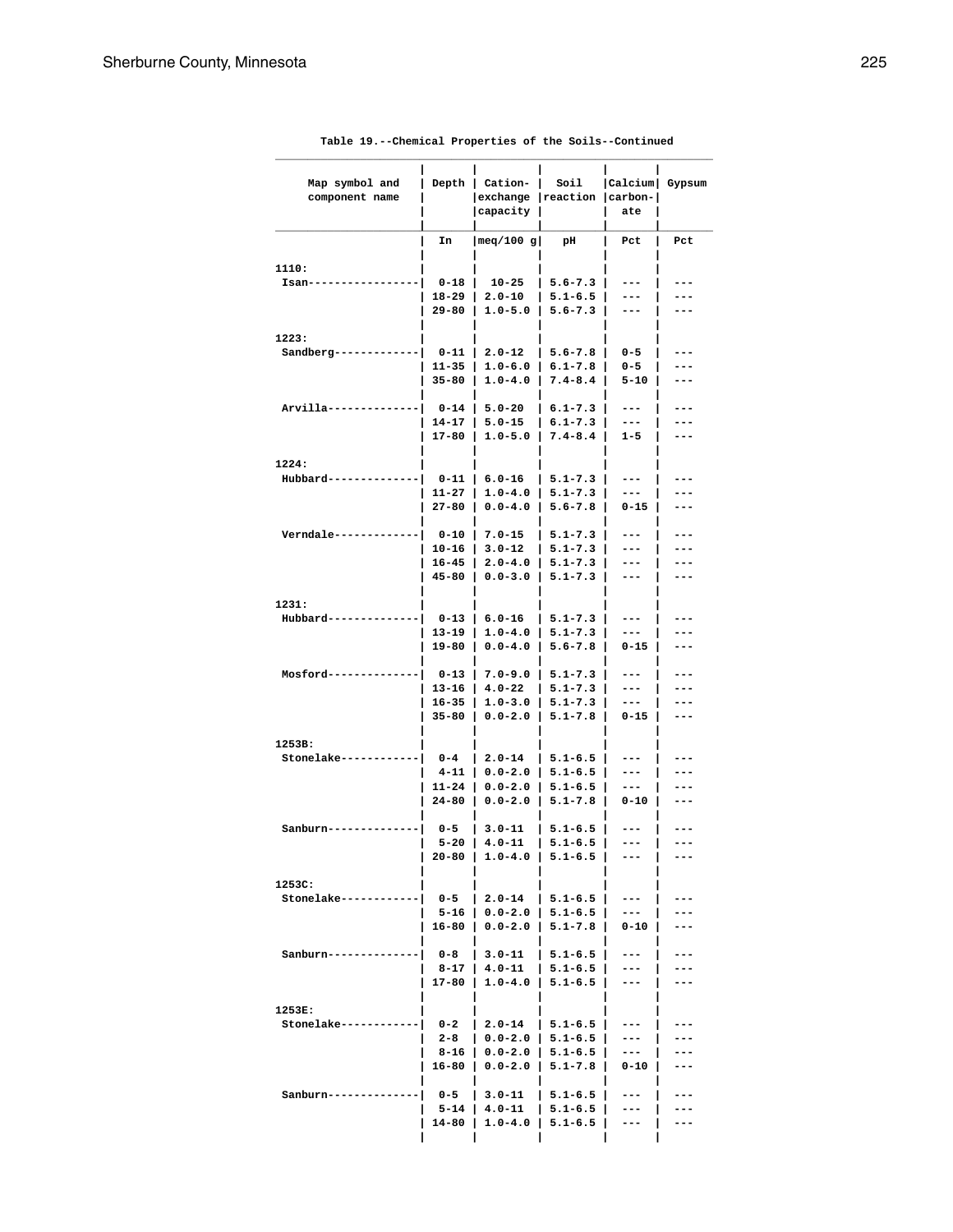Table 19.--Chemical Properties of the Soils--Continued

| Map symbol and component name | Depth | Cation-exchange capacity | Soil reaction | Calcium carbon-ate | Gypsum |
|---|---|---|---|---|---|
| | In | meq/100 g | pH | Pct | Pct |
| 1110: | | | | | |
| Isan | 0-18 | 10-25 | 5.6-7.3 | --- | --- |
| | 18-29 | 2.0-10 | 5.1-6.5 | --- | --- |
| | 29-80 | 1.0-5.0 | 5.6-7.3 | --- | --- |
| 1223: | | | | | |
| Sandberg | 0-11 | 2.0-12 | 5.6-7.8 | 0-5 | --- |
| | 11-35 | 1.0-6.0 | 6.1-7.8 | 0-5 | --- |
| | 35-80 | 1.0-4.0 | 7.4-8.4 | 5-10 | --- |
| Arvilla | 0-14 | 5.0-20 | 6.1-7.3 | --- | --- |
| | 14-17 | 5.0-15 | 6.1-7.3 | --- | --- |
| | 17-80 | 1.0-5.0 | 7.4-8.4 | 1-5 | --- |
| 1224: | | | | | |
| Hubbard | 0-11 | 6.0-16 | 5.1-7.3 | --- | --- |
| | 11-27 | 1.0-4.0 | 5.1-7.3 | --- | --- |
| | 27-80 | 0.0-4.0 | 5.6-7.8 | 0-15 | --- |
| Verndale | 0-10 | 7.0-15 | 5.1-7.3 | --- | --- |
| | 10-16 | 3.0-12 | 5.1-7.3 | --- | --- |
| | 16-45 | 2.0-4.0 | 5.1-7.3 | --- | --- |
| | 45-80 | 0.0-3.0 | 5.1-7.3 | --- | --- |
| 1231: | | | | | |
| Hubbard | 0-13 | 6.0-16 | 5.1-7.3 | --- | --- |
| | 13-19 | 1.0-4.0 | 5.1-7.3 | --- | --- |
| | 19-80 | 0.0-4.0 | 5.6-7.8 | 0-15 | --- |
| Mosford | 0-13 | 7.0-9.0 | 5.1-7.3 | --- | --- |
| | 13-16 | 4.0-22 | 5.1-7.3 | --- | --- |
| | 16-35 | 1.0-3.0 | 5.1-7.3 | --- | --- |
| | 35-80 | 0.0-2.0 | 5.1-7.8 | 0-15 | --- |
| 1253B: | | | | | |
| Stonelake | 0-4 | 2.0-14 | 5.1-6.5 | --- | --- |
| | 4-11 | 0.0-2.0 | 5.1-6.5 | --- | --- |
| | 11-24 | 0.0-2.0 | 5.1-6.5 | --- | --- |
| | 24-80 | 0.0-2.0 | 5.1-7.8 | 0-10 | --- |
| Sanburn | 0-5 | 3.0-11 | 5.1-6.5 | --- | --- |
| | 5-20 | 4.0-11 | 5.1-6.5 | --- | --- |
| | 20-80 | 1.0-4.0 | 5.1-6.5 | --- | --- |
| 1253C: | | | | | |
| Stonelake | 0-5 | 2.0-14 | 5.1-6.5 | --- | --- |
| | 5-16 | 0.0-2.0 | 5.1-6.5 | --- | --- |
| | 16-80 | 0.0-2.0 | 5.1-7.8 | 0-10 | --- |
| Sanburn | 0-8 | 3.0-11 | 5.1-6.5 | --- | --- |
| | 8-17 | 4.0-11 | 5.1-6.5 | --- | --- |
| | 17-80 | 1.0-4.0 | 5.1-6.5 | --- | --- |
| 1253E: | | | | | |
| Stonelake | 0-2 | 2.0-14 | 5.1-6.5 | --- | --- |
| | 2-8 | 0.0-2.0 | 5.1-6.5 | --- | --- |
| | 8-16 | 0.0-2.0 | 5.1-6.5 | --- | --- |
| | 16-80 | 0.0-2.0 | 5.1-7.8 | 0-10 | --- |
| Sanburn | 0-5 | 3.0-11 | 5.1-6.5 | --- | --- |
| | 5-14 | 4.0-11 | 5.1-6.5 | --- | --- |
| | 14-80 | 1.0-4.0 | 5.1-6.5 | --- | --- |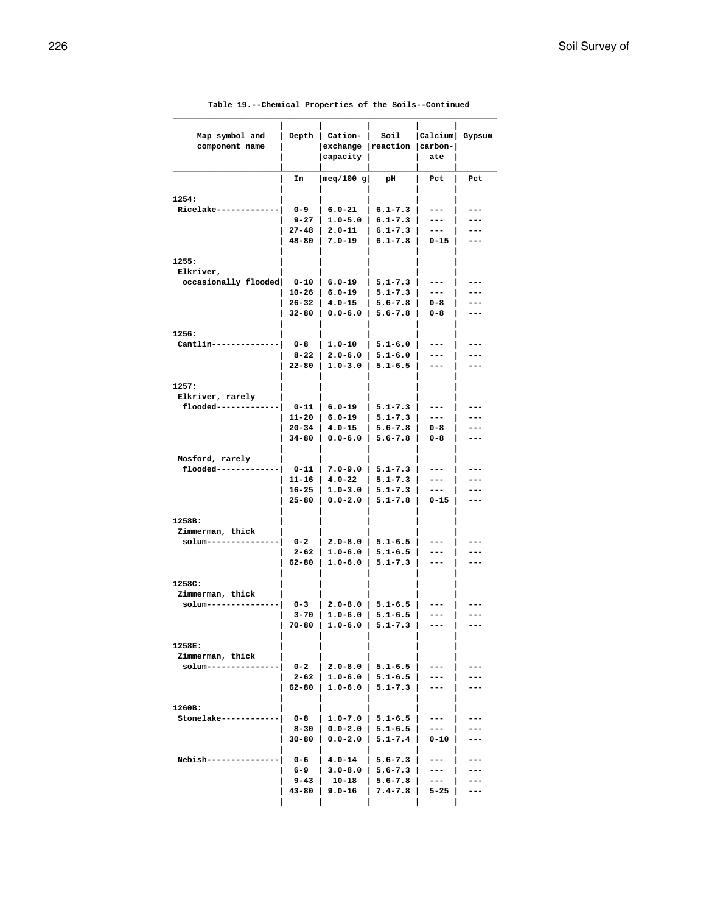Table 19.--Chemical Properties of the Soils--Continued

| Map symbol and component name | Depth | Cation-exchange capacity | Soil reaction | Calcium carbon-ate | Gypsum |
|---|---|---|---|---|---|
| | In | meq/100 g | pH | Pct | Pct |
| 1254: | | | | | |
| Ricelake | 0-9 | 6.0-21 | 6.1-7.3 | --- | --- |
| | 9-27 | 1.0-5.0 | 6.1-7.3 | --- | --- |
| | 27-48 | 2.0-11 | 6.1-7.3 | --- | --- |
| | 48-80 | 7.0-19 | 6.1-7.8 | 0-15 | --- |
| 1255: | | | | | |
| Elkriver, occasionally flooded | 0-10 | 6.0-19 | 5.1-7.3 | --- | --- |
| | 10-26 | 6.0-19 | 5.1-7.3 | --- | --- |
| | 26-32 | 4.0-15 | 5.6-7.8 | 0-8 | --- |
| | 32-80 | 0.0-6.0 | 5.6-7.8 | 0-8 | --- |
| 1256: | | | | | |
| Cantlin | 0-8 | 1.0-10 | 5.1-6.0 | --- | --- |
| | 8-22 | 2.0-6.0 | 5.1-6.0 | --- | --- |
| | 22-80 | 1.0-3.0 | 5.1-6.5 | --- | --- |
| 1257: | | | | | |
| Elkriver, rarely flooded | 0-11 | 6.0-19 | 5.1-7.3 | --- | --- |
| | 11-20 | 6.0-19 | 5.1-7.3 | --- | --- |
| | 20-34 | 4.0-15 | 5.6-7.8 | 0-8 | --- |
| | 34-80 | 0.0-6.0 | 5.6-7.8 | 0-8 | --- |
| Mosford, rarely flooded | 0-11 | 7.0-9.0 | 5.1-7.3 | --- | --- |
| | 11-16 | 4.0-22 | 5.1-7.3 | --- | --- |
| | 16-25 | 1.0-3.0 | 5.1-7.3 | --- | --- |
| | 25-80 | 0.0-2.0 | 5.1-7.8 | 0-15 | --- |
| 1258B: | | | | | |
| Zimmerman, thick solum | 0-2 | 2.0-8.0 | 5.1-6.5 | --- | --- |
| | 2-62 | 1.0-6.0 | 5.1-6.5 | --- | --- |
| | 62-80 | 1.0-6.0 | 5.1-7.3 | --- | --- |
| 1258C: | | | | | |
| Zimmerman, thick solum | 0-3 | 2.0-8.0 | 5.1-6.5 | --- | --- |
| | 3-70 | 1.0-6.0 | 5.1-6.5 | --- | --- |
| | 70-80 | 1.0-6.0 | 5.1-7.3 | --- | --- |
| 1258E: | | | | | |
| Zimmerman, thick solum | 0-2 | 2.0-8.0 | 5.1-6.5 | --- | --- |
| | 2-62 | 1.0-6.0 | 5.1-6.5 | --- | --- |
| | 62-80 | 1.0-6.0 | 5.1-7.3 | --- | --- |
| 1260B: | | | | | |
| Stonelake | 0-8 | 1.0-7.0 | 5.1-6.5 | --- | --- |
| | 8-30 | 0.0-2.0 | 5.1-6.5 | --- | --- |
| | 30-80 | 0.0-2.0 | 5.1-7.4 | 0-10 | --- |
| Nebish | 0-6 | 4.0-14 | 5.6-7.3 | --- | --- |
| | 6-9 | 3.0-8.0 | 5.6-7.3 | --- | --- |
| | 9-43 | 10-18 | 5.6-7.8 | --- | --- |
| | 43-80 | 9.0-16 | 7.4-7.8 | 5-25 | --- |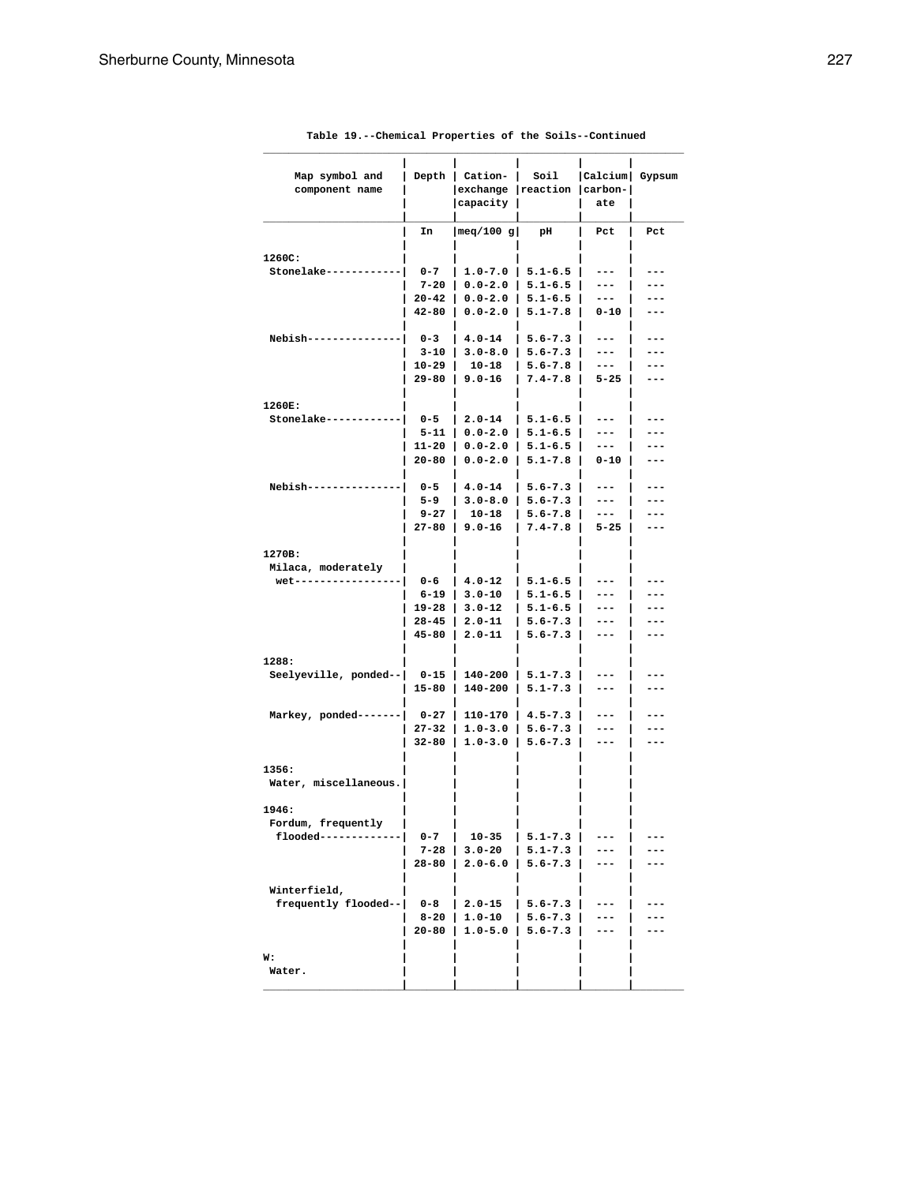**Table 19.--Chemical Properties of the Soils--Continued**

| Map symbol and component name | Depth | Cation-exchange capacity | Soil reaction | Calcium carbon-ate | Gypsum |
|---|---|---|---|---|---|
| | In | meq/100 g | pH | Pct | Pct |
| 1260C: | | | | | |
| Stonelake | 0-7 | 1.0-7.0 | 5.1-6.5 | --- | --- |
| | 7-20 | 0.0-2.0 | 5.1-6.5 | --- | --- |
| | 20-42 | 0.0-2.0 | 5.1-6.5 | --- | --- |
| | 42-80 | 0.0-2.0 | 5.1-7.8 | 0-10 | --- |
| Nebish | 0-3 | 4.0-14 | 5.6-7.3 | --- | --- |
| | 3-10 | 3.0-8.0 | 5.6-7.3 | --- | --- |
| | 10-29 | 10-18 | 5.6-7.8 | --- | --- |
| | 29-80 | 9.0-16 | 7.4-7.8 | 5-25 | --- |
| 1260E: | | | | | |
| Stonelake | 0-5 | 2.0-14 | 5.1-6.5 | --- | --- |
| | 5-11 | 0.0-2.0 | 5.1-6.5 | --- | --- |
| | 11-20 | 0.0-2.0 | 5.1-6.5 | --- | --- |
| | 20-80 | 0.0-2.0 | 5.1-7.8 | 0-10 | --- |
| Nebish | 0-5 | 4.0-14 | 5.6-7.3 | --- | --- |
| | 5-9 | 3.0-8.0 | 5.6-7.3 | --- | --- |
| | 9-27 | 10-18 | 5.6-7.8 | --- | --- |
| | 27-80 | 9.0-16 | 7.4-7.8 | 5-25 | --- |
| 1270B: | | | | | |
| Milaca, moderately wet | 0-6 | 4.0-12 | 5.1-6.5 | --- | --- |
| | 6-19 | 3.0-10 | 5.1-6.5 | --- | --- |
| | 19-28 | 3.0-12 | 5.1-6.5 | --- | --- |
| | 28-45 | 2.0-11 | 5.6-7.3 | --- | --- |
| | 45-80 | 2.0-11 | 5.6-7.3 | --- | --- |
| 1288: | | | | | |
| Seelyeville, ponded | 0-15 | 140-200 | 5.1-7.3 | --- | --- |
| | 15-80 | 140-200 | 5.1-7.3 | --- | --- |
| Markey, ponded | 0-27 | 110-170 | 4.5-7.3 | --- | --- |
| | 27-32 | 1.0-3.0 | 5.6-7.3 | --- | --- |
| | 32-80 | 1.0-3.0 | 5.6-7.3 | --- | --- |
| 1356: | | | | | |
| Water, miscellaneous. | | | | | |
| 1946: | | | | | |
| Fordum, frequently flooded | 0-7 | 10-35 | 5.1-7.3 | --- | --- |
| | 7-28 | 3.0-20 | 5.1-7.3 | --- | --- |
| | 28-80 | 2.0-6.0 | 5.6-7.3 | --- | --- |
| Winterfield, frequently flooded | 0-8 | 2.0-15 | 5.6-7.3 | --- | --- |
| | 8-20 | 1.0-10 | 5.6-7.3 | --- | --- |
| | 20-80 | 1.0-5.0 | 5.6-7.3 | --- | --- |
| W: | | | | | |
| Water. | | | | | |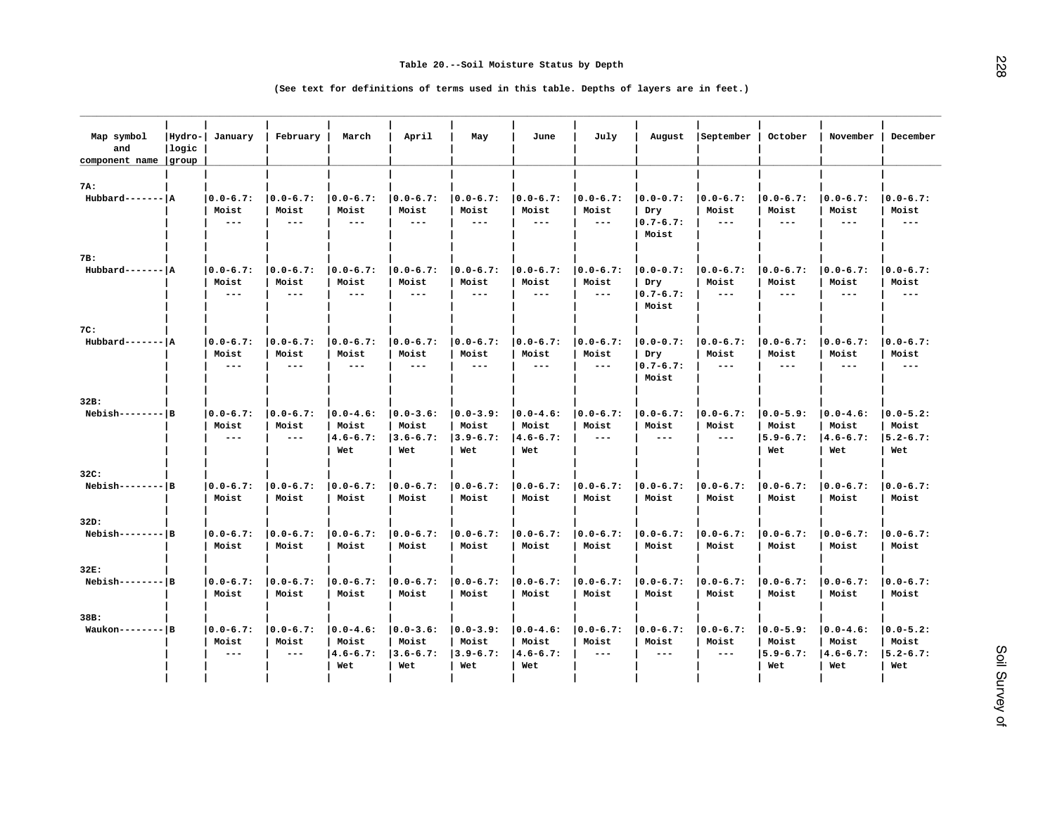Table 20.--Soil Moisture Status by Depth

(See text for definitions of terms used in this table. Depths of layers are in feet.)

| Map symbol and component name | Hydro-logic group | January | February | March | April | May | June | July | August | September | October | November | December |
|---|---|---|---|---|---|---|---|---|---|---|---|---|---|
| 7A: | | | | | | | | | | | | | |
| Hubbard------- | A | 0.0-6.7: Moist --- | 0.0-6.7: Moist --- | 0.0-6.7: Moist --- | 0.0-6.7: Moist --- | 0.0-6.7: Moist --- | 0.0-6.7: Moist --- | 0.0-6.7: Moist --- | 0.0-0.7: Dry 0.7-6.7: Moist | 0.0-6.7: Moist --- | 0.0-6.7: Moist --- | 0.0-6.7: Moist --- | 0.0-6.7: Moist --- |
| 7B: | | | | | | | | | | | | | |
| Hubbard------- | A | 0.0-6.7: Moist --- | 0.0-6.7: Moist --- | 0.0-6.7: Moist --- | 0.0-6.7: Moist --- | 0.0-6.7: Moist --- | 0.0-6.7: Moist --- | 0.0-6.7: Moist --- | 0.0-0.7: Dry 0.7-6.7: Moist | 0.0-6.7: Moist --- | 0.0-6.7: Moist --- | 0.0-6.7: Moist --- | 0.0-6.7: Moist --- |
| 7C: | | | | | | | | | | | | | |
| Hubbard------- | A | 0.0-6.7: Moist --- | 0.0-6.7: Moist --- | 0.0-6.7: Moist --- | 0.0-6.7: Moist --- | 0.0-6.7: Moist --- | 0.0-6.7: Moist --- | 0.0-6.7: Moist --- | 0.0-0.7: Dry 0.7-6.7: Moist | 0.0-6.7: Moist --- | 0.0-6.7: Moist --- | 0.0-6.7: Moist --- | 0.0-6.7: Moist --- |
| 32B: | | | | | | | | | | | | | |
| Nebish-------- | B | 0.0-6.7: Moist --- | 0.0-6.7: Moist --- | 0.0-4.6: Moist 4.6-6.7: Wet | 0.0-3.6: Moist 3.6-6.7: Wet | 0.0-3.9: Moist 3.9-6.7: Wet | 0.0-4.6: Moist 4.6-6.7: Wet | 0.0-6.7: Moist --- | 0.0-6.7: Moist --- | 0.0-6.7: Moist --- | 0.0-5.9: Moist 5.9-6.7: Wet | 0.0-4.6: Moist 4.6-6.7: Wet | 0.0-5.2: Moist 5.2-6.7: Wet |
| 32C: | | | | | | | | | | | | | |
| Nebish-------- | B | 0.0-6.7: Moist | 0.0-6.7: Moist | 0.0-6.7: Moist | 0.0-6.7: Moist | 0.0-6.7: Moist | 0.0-6.7: Moist | 0.0-6.7: Moist | 0.0-6.7: Moist | 0.0-6.7: Moist | 0.0-6.7: Moist | 0.0-6.7: Moist | 0.0-6.7: Moist |
| 32D: | | | | | | | | | | | | | |
| Nebish-------- | B | 0.0-6.7: Moist | 0.0-6.7: Moist | 0.0-6.7: Moist | 0.0-6.7: Moist | 0.0-6.7: Moist | 0.0-6.7: Moist | 0.0-6.7: Moist | 0.0-6.7: Moist | 0.0-6.7: Moist | 0.0-6.7: Moist | 0.0-6.7: Moist | 0.0-6.7: Moist |
| 32E: | | | | | | | | | | | | | |
| Nebish-------- | B | 0.0-6.7: Moist | 0.0-6.7: Moist | 0.0-6.7: Moist | 0.0-6.7: Moist | 0.0-6.7: Moist | 0.0-6.7: Moist | 0.0-6.7: Moist | 0.0-6.7: Moist | 0.0-6.7: Moist | 0.0-6.7: Moist | 0.0-6.7: Moist | 0.0-6.7: Moist |
| 38B: | | | | | | | | | | | | | |
| Waukon-------- | B | 0.0-6.7: Moist --- | 0.0-6.7: Moist --- | 0.0-4.6: Moist 4.6-6.7: Wet | 0.0-3.6: Moist 3.6-6.7: Wet | 0.0-3.9: Moist 3.9-6.7: Wet | 0.0-4.6: Moist 4.6-6.7: Wet | 0.0-6.7: Moist --- | 0.0-6.7: Moist --- | 0.0-6.7: Moist --- | 0.0-5.9: Moist 5.9-6.7: Wet | 0.0-4.6: Moist 4.6-6.7: Wet | 0.0-5.2: Moist 5.2-6.7: Wet |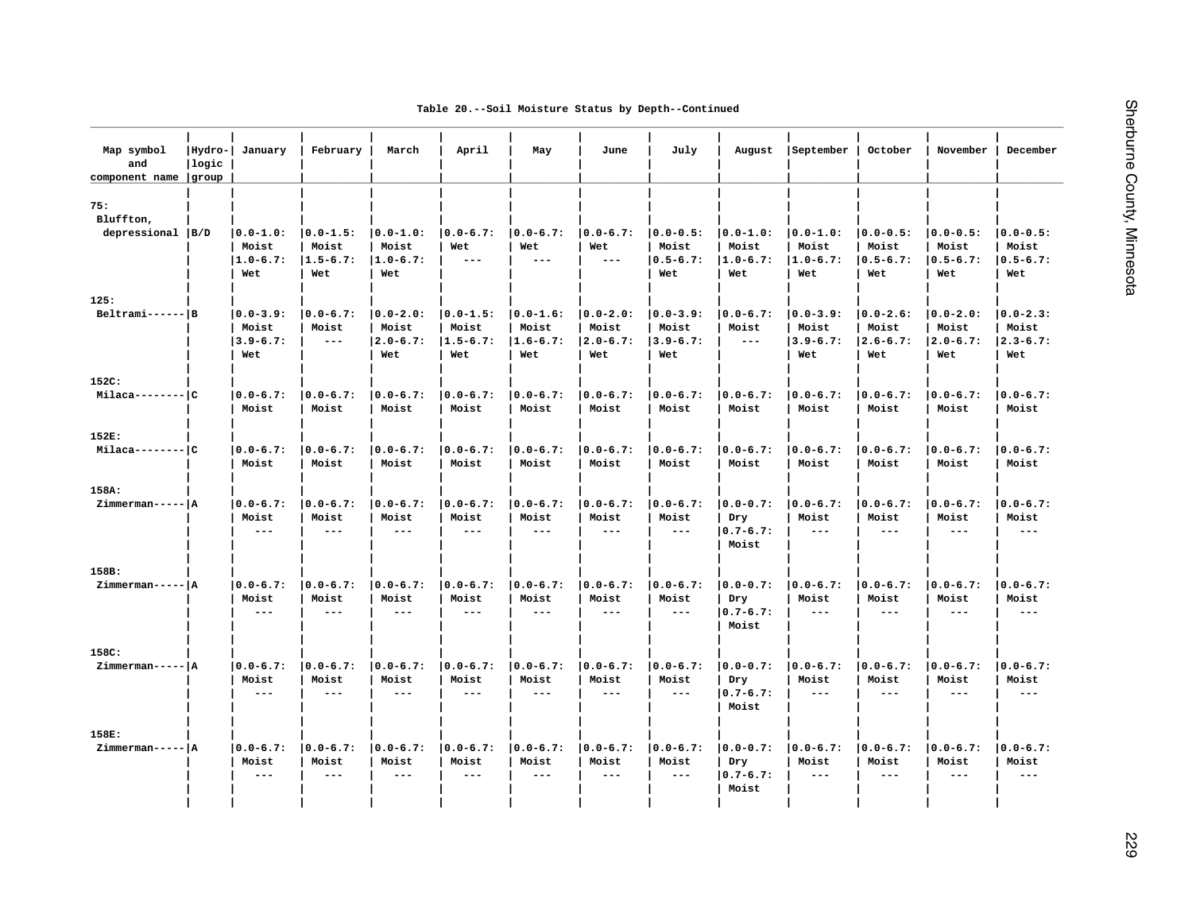Table 20.--Soil Moisture Status by Depth--Continued

| Map symbol and component name | Hydrologic group | January | February | March | April | May | June | July | August | September | October | November | December |
|---|---|---|---|---|---|---|---|---|---|---|---|---|---|
| 75: | | | | | | | | | | | | | |
| Bluffton, depressional | B/D | 0.0-1.0: Moist | 0.0-1.5: Moist | 0.0-1.0: Moist | 0.0-6.7: Wet | 0.0-6.7: Wet | 0.0-6.7: Wet | 0.0-0.5: Moist | 0.0-1.0: Moist | 0.0-1.0: Moist | 0.0-0.5: Moist | 0.0-0.5: Moist | 0.0-0.5: Moist |
| | | 1.0-6.7: Wet | 1.5-6.7: Wet | 1.0-6.7: Wet | --- | --- | --- | 0.5-6.7: Wet | 1.0-6.7: Wet | 1.0-6.7: Wet | 0.5-6.7: Wet | 0.5-6.7: Wet | 0.5-6.7: Wet |
| 125: | | | | | | | | | | | | | |
| Beltrami | B | 0.0-3.9: Moist | 0.0-6.7: Moist | 0.0-2.0: Moist | 0.0-1.5: Moist | 0.0-1.6: Moist | 0.0-2.0: Moist | 0.0-3.9: Moist | 0.0-6.7: Moist | 0.0-3.9: Moist | 0.0-2.6: Moist | 0.0-2.0: Moist | 0.0-2.3: Moist |
| | | 3.9-6.7: Wet | --- | 2.0-6.7: Wet | 1.5-6.7: Wet | 1.6-6.7: Wet | 2.0-6.7: Wet | 3.9-6.7: Wet | --- | 3.9-6.7: Wet | 2.6-6.7: Wet | 2.0-6.7: Wet | 2.3-6.7: Wet |
| 152C: | | | | | | | | | | | | | |
| Milaca | C | 0.0-6.7: Moist | 0.0-6.7: Moist | 0.0-6.7: Moist | 0.0-6.7: Moist | 0.0-6.7: Moist | 0.0-6.7: Moist | 0.0-6.7: Moist | 0.0-6.7: Moist | 0.0-6.7: Moist | 0.0-6.7: Moist | 0.0-6.7: Moist | 0.0-6.7: Moist |
| 152E: | | | | | | | | | | | | | |
| Milaca | C | 0.0-6.7: Moist | 0.0-6.7: Moist | 0.0-6.7: Moist | 0.0-6.7: Moist | 0.0-6.7: Moist | 0.0-6.7: Moist | 0.0-6.7: Moist | 0.0-6.7: Moist | 0.0-6.7: Moist | 0.0-6.7: Moist | 0.0-6.7: Moist | 0.0-6.7: Moist |
| 158A: | | | | | | | | | | | | | |
| Zimmerman | A | 0.0-6.7: Moist | 0.0-6.7: Moist | 0.0-6.7: Moist | 0.0-6.7: Moist | 0.0-6.7: Moist | 0.0-6.7: Moist | 0.0-6.7: Moist | 0.0-0.7: Dry | 0.0-6.7: Moist | 0.0-6.7: Moist | 0.0-6.7: Moist | 0.0-6.7: Moist |
| | | --- | --- | --- | --- | --- | --- | --- | 0.7-6.7: Moist | --- | --- | --- | --- |
| 158B: | | | | | | | | | | | | | |
| Zimmerman | A | 0.0-6.7: Moist | 0.0-6.7: Moist | 0.0-6.7: Moist | 0.0-6.7: Moist | 0.0-6.7: Moist | 0.0-6.7: Moist | 0.0-6.7: Moist | 0.0-0.7: Dry | 0.0-6.7: Moist | 0.0-6.7: Moist | 0.0-6.7: Moist | 0.0-6.7: Moist |
| | | --- | --- | --- | --- | --- | --- | --- | 0.7-6.7: Moist | --- | --- | --- | --- |
| 158C: | | | | | | | | | | | | | |
| Zimmerman | A | 0.0-6.7: Moist | 0.0-6.7: Moist | 0.0-6.7: Moist | 0.0-6.7: Moist | 0.0-6.7: Moist | 0.0-6.7: Moist | 0.0-6.7: Moist | 0.0-0.7: Dry | 0.0-6.7: Moist | 0.0-6.7: Moist | 0.0-6.7: Moist | 0.0-6.7: Moist |
| | | --- | --- | --- | --- | --- | --- | --- | 0.7-6.7: Moist | --- | --- | --- | --- |
| 158E: | | | | | | | | | | | | | |
| Zimmerman | A | 0.0-6.7: Moist | 0.0-6.7: Moist | 0.0-6.7: Moist | 0.0-6.7: Moist | 0.0-6.7: Moist | 0.0-6.7: Moist | 0.0-6.7: Moist | 0.0-0.7: Dry | 0.0-6.7: Moist | 0.0-6.7: Moist | 0.0-6.7: Moist | 0.0-6.7: Moist |
| | | --- | --- | --- | --- | --- | --- | --- | 0.7-6.7: Moist | --- | --- | --- | --- |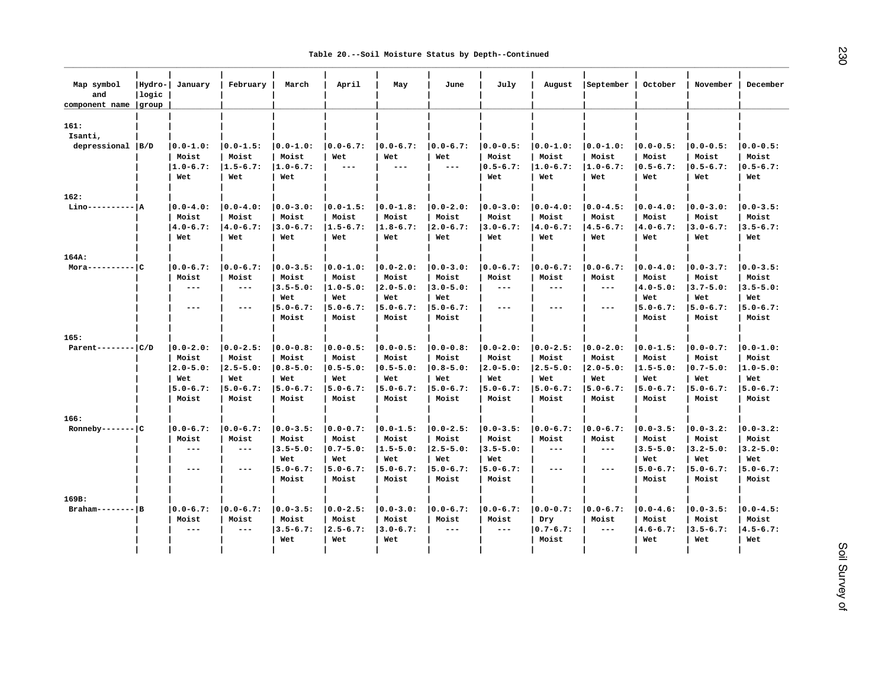Table 20.--Soil Moisture Status by Depth--Continued

| Map symbol and component name | Hydro-logic group | January | February | March | April | May | June | July | August | September | October | November | December |
|---|---|---|---|---|---|---|---|---|---|---|---|---|---|
| 161: | | | | | | | | | | | | | |
| Isanti, depressional | B/D | 0.0-1.0: Moist | 0.0-1.5: Moist | 0.0-1.0: Moist | 0.0-6.7: Wet | 0.0-6.7: Wet | 0.0-6.7: Wet | 0.0-0.5: Moist | 0.0-1.0: Moist | 0.0-1.0: Moist | 0.0-0.5: Moist | 0.0-0.5: Moist | 0.0-0.5: Moist |
| | | 1.0-6.7: Wet | 1.5-6.7: Wet | 1.0-6.7: Wet | --- | --- | --- | 0.5-6.7: Wet | 1.0-6.7: Wet | 1.0-6.7: Wet | 0.5-6.7: Wet | 0.5-6.7: Wet | 0.5-6.7: Wet |
| 162: | | | | | | | | | | | | | |
| Lino | A | 0.0-4.0: Moist | 0.0-4.0: Moist | 0.0-3.0: Moist | 0.0-1.5: Moist | 0.0-1.8: Moist | 0.0-2.0: Moist | 0.0-3.0: Moist | 0.0-4.0: Moist | 0.0-4.5: Moist | 0.0-4.0: Moist | 0.0-3.0: Moist | 0.0-3.5: Moist |
| | | 4.0-6.7: Wet | 4.0-6.7: Wet | 3.0-6.7: Wet | 1.5-6.7: Wet | 1.8-6.7: Wet | 2.0-6.7: Wet | 3.0-6.7: Wet | 4.0-6.7: Wet | 4.5-6.7: Wet | 4.0-6.7: Wet | 3.0-6.7: Wet | 3.5-6.7: Wet |
| 164A: | | | | | | | | | | | | | |
| Mora | C | 0.0-6.7: Moist | 0.0-6.7: Moist | 0.0-3.5: Moist | 0.0-1.0: Moist | 0.0-2.0: Moist | 0.0-3.0: Moist | 0.0-6.7: Moist | 0.0-6.7: Moist | 0.0-6.7: Moist | 0.0-4.0: Moist | 0.0-3.7: Moist | 0.0-3.5: Moist |
| | | --- | --- | 3.5-5.0: Wet | 1.0-5.0: Wet | 2.0-5.0: Wet | 3.0-5.0: Wet | --- | --- | --- | 4.0-5.0: Wet | 3.7-5.0: Wet | 3.5-5.0: Wet |
| | | --- | --- | 5.0-6.7: Moist | 5.0-6.7: Moist | 5.0-6.7: Moist | 5.0-6.7: Moist | --- | --- | --- | 5.0-6.7: Moist | 5.0-6.7: Moist | 5.0-6.7: Moist |
| 165: | | | | | | | | | | | | | |
| Parent | C/D | 0.0-2.0: Moist | 0.0-2.5: Moist | 0.0-0.8: Moist | 0.0-0.5: Moist | 0.0-0.5: Moist | 0.0-0.8: Moist | 0.0-2.0: Moist | 0.0-2.5: Moist | 0.0-2.0: Moist | 0.0-1.5: Moist | 0.0-0.7: Moist | 0.0-1.0: Moist |
| | | 2.0-5.0: Wet | 2.5-5.0: Wet | 0.8-5.0: Wet | 0.5-5.0: Wet | 0.5-5.0: Wet | 0.8-5.0: Wet | 2.0-5.0: Wet | 2.5-5.0: Wet | 2.0-5.0: Wet | 1.5-5.0: Wet | 0.7-5.0: Wet | 1.0-5.0: Wet |
| | | 5.0-6.7: Moist | 5.0-6.7: Moist | 5.0-6.7: Moist | 5.0-6.7: Moist | 5.0-6.7: Moist | 5.0-6.7: Moist | 5.0-6.7: Moist | 5.0-6.7: Moist | 5.0-6.7: Moist | 5.0-6.7: Moist | 5.0-6.7: Moist | 5.0-6.7: Moist |
| 166: | | | | | | | | | | | | | |
| Ronneby | C | 0.0-6.7: Moist | 0.0-6.7: Moist | 0.0-3.5: Moist | 0.0-0.7: Moist | 0.0-1.5: Moist | 0.0-2.5: Moist | 0.0-3.5: Moist | 0.0-6.7: Moist | 0.0-6.7: Moist | 0.0-3.5: Moist | 0.0-3.2: Moist | 0.0-3.2: Moist |
| | | --- | --- | 3.5-5.0: Wet | 0.7-5.0: Wet | 1.5-5.0: Wet | 2.5-5.0: Wet | 3.5-5.0: Wet | --- | --- | 3.5-5.0: Wet | 3.2-5.0: Wet | 3.2-5.0: Wet |
| | | --- | --- | 5.0-6.7: Moist | 5.0-6.7: Moist | 5.0-6.7: Moist | 5.0-6.7: Moist | 5.0-6.7: Moist | --- | --- | 5.0-6.7: Moist | 5.0-6.7: Moist | 5.0-6.7: Moist |
| 169B: | | | | | | | | | | | | | |
| Braham | B | 0.0-6.7: Moist | 0.0-6.7: Moist | 0.0-3.5: Moist | 0.0-2.5: Moist | 0.0-3.0: Moist | 0.0-6.7: Moist | 0.0-6.7: Moist | 0.0-0.7: Dry | 0.0-6.7: Moist | 0.0-4.6: Moist | 0.0-3.5: Moist | 0.0-4.5: Moist |
| | | --- | --- | 3.5-6.7: Wet | 2.5-6.7: Wet | 3.0-6.7: Wet | --- | --- | 0.7-6.7: Moist | --- | 4.6-6.7: Wet | 3.5-6.7: Wet | 4.5-6.7: Wet |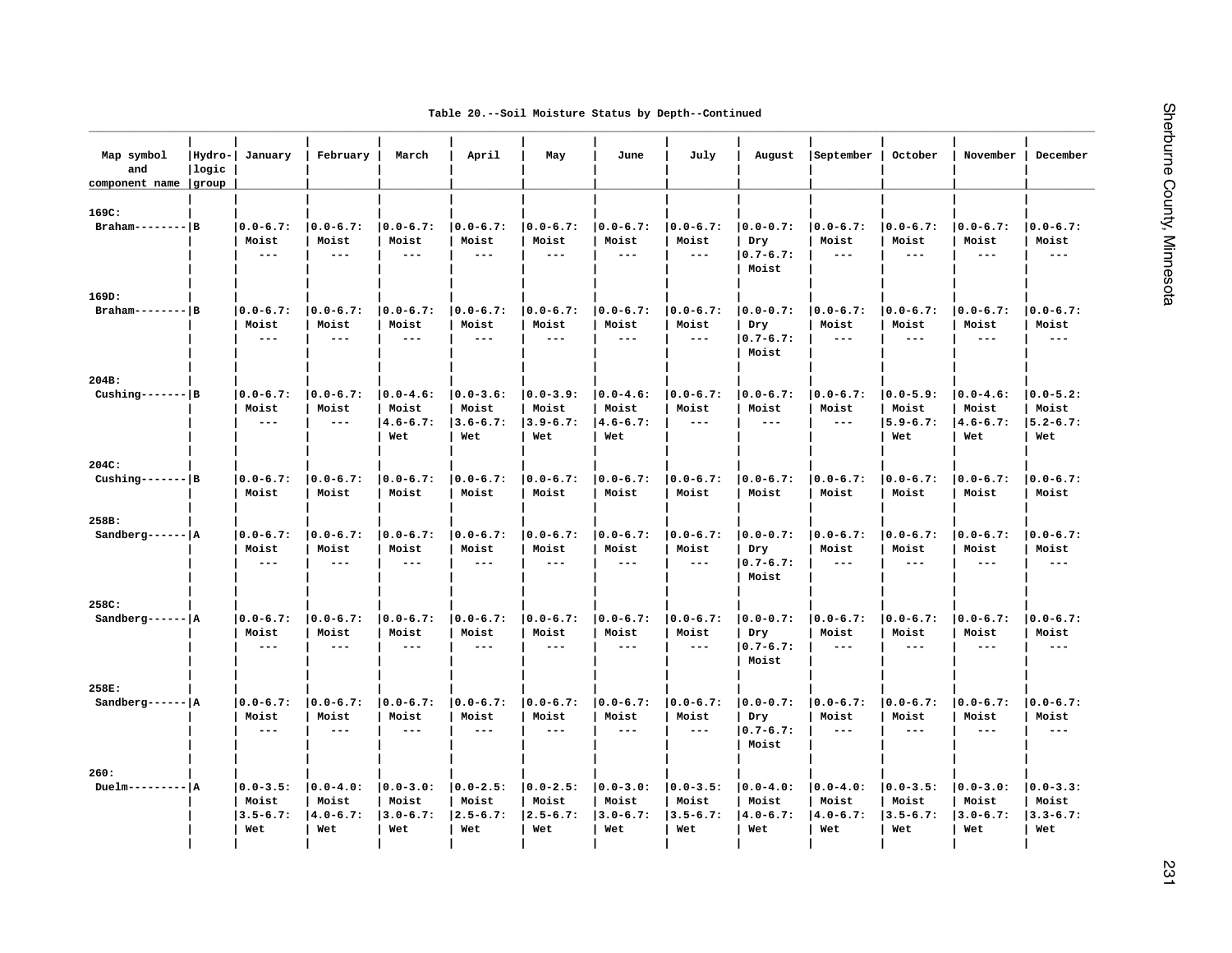Table 20.--Soil Moisture Status by Depth--Continued

| Map symbol and component name | Hydrologic group | January | February | March | April | May | June | July | August | September | October | November | December |
|---|---|---|---|---|---|---|---|---|---|---|---|---|---|
| 169C: | | | | | | | | | | | | | |
| Braham | B | 0.0-6.7: Moist --- | 0.0-6.7: Moist --- | 0.0-6.7: Moist --- | 0.0-6.7: Moist --- | 0.0-6.7: Moist --- | 0.0-6.7: Moist --- | 0.0-6.7: Moist --- | 0.0-0.7: Dry 0.7-6.7: Moist | 0.0-6.7: Moist --- | 0.0-6.7: Moist --- | 0.0-6.7: Moist --- | 0.0-6.7: Moist --- |
| 169D: | | | | | | | | | | | | | |
| Braham | B | 0.0-6.7: Moist --- | 0.0-6.7: Moist --- | 0.0-6.7: Moist --- | 0.0-6.7: Moist --- | 0.0-6.7: Moist --- | 0.0-6.7: Moist --- | 0.0-6.7: Moist --- | 0.0-0.7: Dry 0.7-6.7: Moist | 0.0-6.7: Moist --- | 0.0-6.7: Moist --- | 0.0-6.7: Moist --- | 0.0-6.7: Moist --- |
| 204B: | | | | | | | | | | | | | |
| Cushing | B | 0.0-6.7: Moist --- | 0.0-6.7: Moist --- | 0.0-4.6: Moist 4.6-6.7: Wet | 0.0-3.6: Moist 3.6-6.7: Wet | 0.0-3.9: Moist 3.9-6.7: Wet | 0.0-4.6: Moist 4.6-6.7: Wet | 0.0-6.7: Moist --- | 0.0-6.7: Moist --- | 0.0-6.7: Moist --- | 0.0-5.9: Moist 5.9-6.7: Wet | 0.0-4.6: Moist 4.6-6.7: Wet | 0.0-5.2: Moist 5.2-6.7: Wet |
| 204C: | | | | | | | | | | | | | |
| Cushing | B | 0.0-6.7: Moist | 0.0-6.7: Moist | 0.0-6.7: Moist | 0.0-6.7: Moist | 0.0-6.7: Moist | 0.0-6.7: Moist | 0.0-6.7: Moist | 0.0-6.7: Moist | 0.0-6.7: Moist | 0.0-6.7: Moist | 0.0-6.7: Moist | 0.0-6.7: Moist |
| 258B: | | | | | | | | | | | | | |
| Sandberg | A | 0.0-6.7: Moist --- | 0.0-6.7: Moist --- | 0.0-6.7: Moist --- | 0.0-6.7: Moist --- | 0.0-6.7: Moist --- | 0.0-6.7: Moist --- | 0.0-6.7: Moist --- | 0.0-0.7: Dry 0.7-6.7: Moist | 0.0-6.7: Moist --- | 0.0-6.7: Moist --- | 0.0-6.7: Moist --- | 0.0-6.7: Moist --- |
| 258C: | | | | | | | | | | | | | |
| Sandberg | A | 0.0-6.7: Moist --- | 0.0-6.7: Moist --- | 0.0-6.7: Moist --- | 0.0-6.7: Moist --- | 0.0-6.7: Moist --- | 0.0-6.7: Moist --- | 0.0-6.7: Moist --- | 0.0-0.7: Dry 0.7-6.7: Moist | 0.0-6.7: Moist --- | 0.0-6.7: Moist --- | 0.0-6.7: Moist --- | 0.0-6.7: Moist --- |
| 258E: | | | | | | | | | | | | | |
| Sandberg | A | 0.0-6.7: Moist --- | 0.0-6.7: Moist --- | 0.0-6.7: Moist --- | 0.0-6.7: Moist --- | 0.0-6.7: Moist --- | 0.0-6.7: Moist --- | 0.0-6.7: Moist --- | 0.0-0.7: Dry 0.7-6.7: Moist | 0.0-6.7: Moist --- | 0.0-6.7: Moist --- | 0.0-6.7: Moist --- | 0.0-6.7: Moist --- |
| 260: | | | | | | | | | | | | | |
| Duelm | A | 0.0-3.5: Moist 3.5-6.7: Wet | 0.0-4.0: Moist 4.0-6.7: Wet | 0.0-3.0: Moist 3.0-6.7: Wet | 0.0-2.5: Moist 2.5-6.7: Wet | 0.0-2.5: Moist 2.5-6.7: Wet | 0.0-3.0: Moist 3.0-6.7: Wet | 0.0-3.5: Moist 3.5-6.7: Wet | 0.0-4.0: Moist 4.0-6.7: Wet | 0.0-4.0: Moist 4.0-6.7: Wet | 0.0-3.5: Moist 3.5-6.7: Wet | 0.0-3.0: Moist 3.0-6.7: Wet | 0.0-3.3: Moist 3.3-6.7: Wet |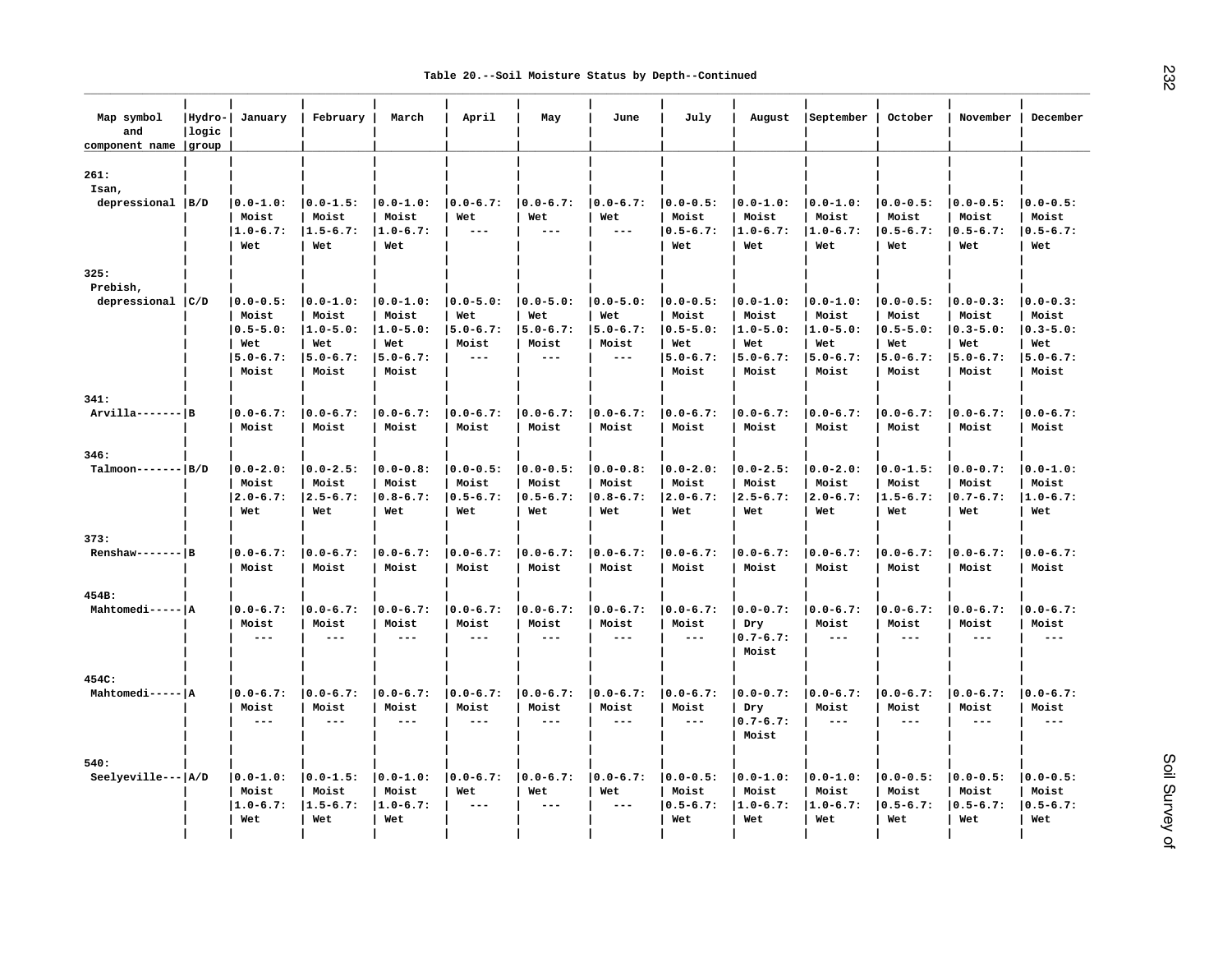Table 20.--Soil Moisture Status by Depth--Continued

| Map symbol and component name | Hydro-logic group | January | February | March | April | May | June | July | August | September | October | November | December |
|---|---|---|---|---|---|---|---|---|---|---|---|---|---|
| 261: | | | | | | | | | | | | | |
| Isan, depressional | B/D | 0.0-1.0: Moist<br>1.0-6.7: Wet | 0.0-1.5: Moist<br>1.5-6.7: Wet | 0.0-1.0: Moist<br>1.0-6.7: Wet | 0.0-6.7: Wet<br>--- | 0.0-6.7: Wet<br>--- | 0.0-6.7: Wet<br>--- | 0.0-0.5: Moist<br>0.5-6.7: Wet | 0.0-1.0: Moist<br>1.0-6.7: Wet | 0.0-1.0: Moist<br>1.0-6.7: Wet | 0.0-0.5: Moist<br>0.5-6.7: Wet | 0.0-0.5: Moist<br>0.5-6.7: Wet | 0.0-0.5: Moist<br>0.5-6.7: Wet |
| 325: | | | | | | | | | | | | | |
| Prebish, depressional | C/D | 0.0-0.5: Moist<br>0.5-5.0: Wet<br>5.0-6.7: Moist | 0.0-1.0: Moist<br>1.0-5.0: Wet<br>5.0-6.7: Moist | 0.0-1.0: Moist<br>1.0-5.0: Wet<br>5.0-6.7: Moist | 0.0-5.0: Wet<br>5.0-6.7: Moist<br>--- | 0.0-5.0: Wet<br>5.0-6.7: Moist<br>--- | 0.0-5.0: Wet<br>5.0-6.7: Moist<br>--- | 0.0-0.5: Moist<br>0.5-5.0: Wet<br>5.0-6.7: Moist | 0.0-1.0: Moist<br>1.0-5.0: Wet<br>5.0-6.7: Moist | 0.0-1.0: Moist<br>1.0-5.0: Wet<br>5.0-6.7: Moist | 0.0-0.5: Moist<br>0.5-5.0: Wet<br>5.0-6.7: Moist | 0.0-0.3: Moist<br>0.3-5.0: Wet<br>5.0-6.7: Moist | 0.0-0.3: Moist<br>0.3-5.0: Wet<br>5.0-6.7: Moist |
| 341: | | | | | | | | | | | | | |
| Arvilla | B | 0.0-6.7: Moist | 0.0-6.7: Moist | 0.0-6.7: Moist | 0.0-6.7: Moist | 0.0-6.7: Moist | 0.0-6.7: Moist | 0.0-6.7: Moist | 0.0-6.7: Moist | 0.0-6.7: Moist | 0.0-6.7: Moist | 0.0-6.7: Moist | 0.0-6.7: Moist |
| 346: | | | | | | | | | | | | | |
| Talmoon | B/D | 0.0-2.0: Moist<br>2.0-6.7: Wet | 0.0-2.5: Moist<br>2.5-6.7: Wet | 0.0-0.8: Moist<br>0.8-6.7: Wet | 0.0-0.5: Moist<br>0.5-6.7: Wet | 0.0-0.5: Moist<br>0.5-6.7: Wet | 0.0-0.8: Moist<br>0.8-6.7: Wet | 0.0-2.0: Moist<br>2.0-6.7: Wet | 0.0-2.5: Moist<br>2.5-6.7: Wet | 0.0-2.0: Moist<br>2.0-6.7: Wet | 0.0-1.5: Moist<br>1.5-6.7: Wet | 0.0-0.7: Moist<br>0.7-6.7: Wet | 0.0-1.0: Moist<br>1.0-6.7: Wet |
| 373: | | | | | | | | | | | | | |
| Renshaw | B | 0.0-6.7: Moist | 0.0-6.7: Moist | 0.0-6.7: Moist | 0.0-6.7: Moist | 0.0-6.7: Moist | 0.0-6.7: Moist | 0.0-6.7: Moist | 0.0-6.7: Moist | 0.0-6.7: Moist | 0.0-6.7: Moist | 0.0-6.7: Moist | 0.0-6.7: Moist |
| 454B: | | | | | | | | | | | | | |
| Mahtomedi | A | 0.0-6.7: Moist<br>--- | 0.0-6.7: Moist<br>--- | 0.0-6.7: Moist<br>--- | 0.0-6.7: Moist<br>--- | 0.0-6.7: Moist<br>--- | 0.0-6.7: Moist<br>--- | 0.0-6.7: Moist<br>--- | 0.0-0.7: Dry<br>0.7-6.7: Moist | 0.0-6.7: Moist<br>--- | 0.0-6.7: Moist<br>--- | 0.0-6.7: Moist<br>--- | 0.0-6.7: Moist<br>--- |
| 454C: | | | | | | | | | | | | | |
| Mahtomedi | A | 0.0-6.7: Moist<br>--- | 0.0-6.7: Moist<br>--- | 0.0-6.7: Moist<br>--- | 0.0-6.7: Moist<br>--- | 0.0-6.7: Moist<br>--- | 0.0-6.7: Moist<br>--- | 0.0-6.7: Moist<br>--- | 0.0-0.7: Dry<br>0.7-6.7: Moist | 0.0-6.7: Moist<br>--- | 0.0-6.7: Moist<br>--- | 0.0-6.7: Moist<br>--- | 0.0-6.7: Moist<br>--- |
| 540: | | | | | | | | | | | | | |
| Seelyeville | A/D | 0.0-1.0: Moist<br>1.0-6.7: Wet | 0.0-1.5: Moist<br>1.5-6.7: Wet | 0.0-1.0: Moist<br>1.0-6.7: Wet | 0.0-6.7: Wet<br>--- | 0.0-6.7: Wet<br>--- | 0.0-6.7: Wet<br>--- | 0.0-0.5: Moist<br>0.5-6.7: Wet | 0.0-1.0: Moist<br>1.0-6.7: Wet | 0.0-1.0: Moist<br>1.0-6.7: Wet | 0.0-0.5: Moist<br>0.5-6.7: Wet | 0.0-0.5: Moist<br>0.5-6.7: Wet | 0.0-0.5: Moist<br>0.5-6.7: Wet |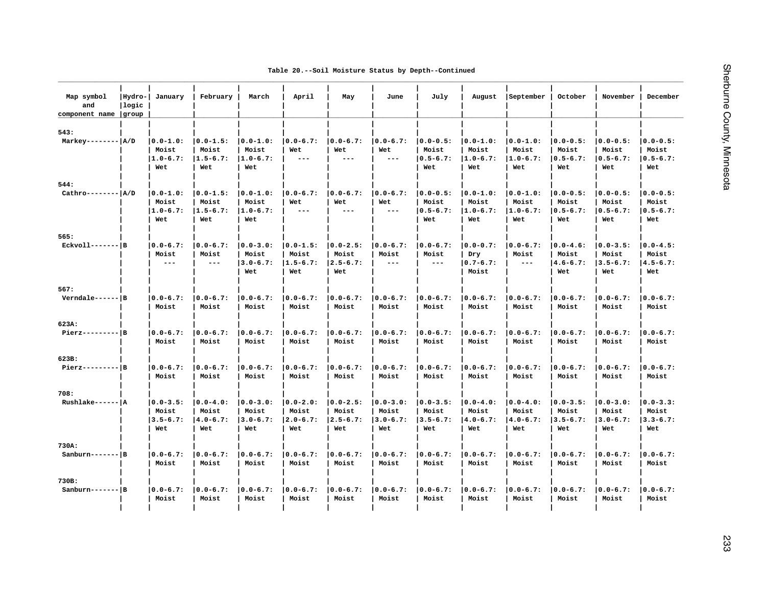Table 20.--Soil Moisture Status by Depth--Continued

| Map symbol and component name | Hydro-logic group | January | February | March | April | May | June | July | August | September | October | November | December |
|---|---|---|---|---|---|---|---|---|---|---|---|---|---|
| 543: | | | | | | | | | | | | | |
| Markey | A/D | 0.0-1.0: Moist 1.0-6.7: Wet | 0.0-1.5: Moist 1.5-6.7: Wet | 0.0-1.0: Moist 1.0-6.7: Wet | 0.0-6.7: Wet --- | 0.0-6.7: Wet --- | 0.0-6.7: Wet --- | 0.0-0.5: Moist 0.5-6.7: Wet | 0.0-1.0: Moist 1.0-6.7: Wet | 0.0-1.0: Moist 1.0-6.7: Wet | 0.0-0.5: Moist 0.5-6.7: Wet | 0.0-0.5: Moist 0.5-6.7: Wet | 0.0-0.5: Moist 0.5-6.7: Wet |
| 544: | | | | | | | | | | | | | |
| Cathro | A/D | 0.0-1.0: Moist 1.0-6.7: Wet | 0.0-1.5: Moist 1.5-6.7: Wet | 0.0-1.0: Moist 1.0-6.7: Wet | 0.0-6.7: Wet --- | 0.0-6.7: Wet --- | 0.0-6.7: Wet --- | 0.0-0.5: Moist 0.5-6.7: Wet | 0.0-1.0: Moist 1.0-6.7: Wet | 0.0-1.0: Moist 1.0-6.7: Wet | 0.0-0.5: Moist 0.5-6.7: Wet | 0.0-0.5: Moist 0.5-6.7: Wet | 0.0-0.5: Moist 0.5-6.7: Wet |
| 565: | | | | | | | | | | | | | |
| Eckvoll | B | 0.0-6.7: Moist --- | 0.0-6.7: Moist --- | 0.0-3.0: Moist 3.0-6.7: Wet | 0.0-1.5: Moist 1.5-6.7: Wet | 0.0-2.5: Moist 2.5-6.7: Wet | 0.0-6.7: Moist --- | 0.0-6.7: Moist --- | 0.0-0.7: Dry 0.7-6.7: Moist | 0.0-6.7: Moist --- | 0.0-4.6: Moist 4.6-6.7: Wet | 0.0-3.5: Moist 3.5-6.7: Wet | 0.0-4.5: Moist 4.5-6.7: Wet |
| 567: | | | | | | | | | | | | | |
| Verndale | B | 0.0-6.7: Moist | 0.0-6.7: Moist | 0.0-6.7: Moist | 0.0-6.7: Moist | 0.0-6.7: Moist | 0.0-6.7: Moist | 0.0-6.7: Moist | 0.0-6.7: Moist | 0.0-6.7: Moist | 0.0-6.7: Moist | 0.0-6.7: Moist | 0.0-6.7: Moist |
| 623A: | | | | | | | | | | | | | |
| Pierz | B | 0.0-6.7: Moist | 0.0-6.7: Moist | 0.0-6.7: Moist | 0.0-6.7: Moist | 0.0-6.7: Moist | 0.0-6.7: Moist | 0.0-6.7: Moist | 0.0-6.7: Moist | 0.0-6.7: Moist | 0.0-6.7: Moist | 0.0-6.7: Moist | 0.0-6.7: Moist |
| 623B: | | | | | | | | | | | | | |
| Pierz | B | 0.0-6.7: Moist | 0.0-6.7: Moist | 0.0-6.7: Moist | 0.0-6.7: Moist | 0.0-6.7: Moist | 0.0-6.7: Moist | 0.0-6.7: Moist | 0.0-6.7: Moist | 0.0-6.7: Moist | 0.0-6.7: Moist | 0.0-6.7: Moist | 0.0-6.7: Moist |
| 708: | | | | | | | | | | | | | |
| Rushlake | A | 0.0-3.5: Moist 3.5-6.7: Wet | 0.0-4.0: Moist 4.0-6.7: Wet | 0.0-3.0: Moist 3.0-6.7: Wet | 0.0-2.0: Moist 2.0-6.7: Wet | 0.0-2.5: Moist 2.5-6.7: Wet | 0.0-3.0: Moist 3.0-6.7: Wet | 0.0-3.5: Moist 3.5-6.7: Wet | 0.0-4.0: Moist 4.0-6.7: Wet | 0.0-4.0: Moist 4.0-6.7: Wet | 0.0-3.5: Moist 3.5-6.7: Wet | 0.0-3.0: Moist 3.0-6.7: Wet | 0.0-3.3: Moist 3.3-6.7: Wet |
| 730A: | | | | | | | | | | | | | |
| Sanburn | B | 0.0-6.7: Moist | 0.0-6.7: Moist | 0.0-6.7: Moist | 0.0-6.7: Moist | 0.0-6.7: Moist | 0.0-6.7: Moist | 0.0-6.7: Moist | 0.0-6.7: Moist | 0.0-6.7: Moist | 0.0-6.7: Moist | 0.0-6.7: Moist | 0.0-6.7: Moist |
| 730B: | | | | | | | | | | | | | |
| Sanburn | B | 0.0-6.7: Moist | 0.0-6.7: Moist | 0.0-6.7: Moist | 0.0-6.7: Moist | 0.0-6.7: Moist | 0.0-6.7: Moist | 0.0-6.7: Moist | 0.0-6.7: Moist | 0.0-6.7: Moist | 0.0-6.7: Moist | 0.0-6.7: Moist | 0.0-6.7: Moist |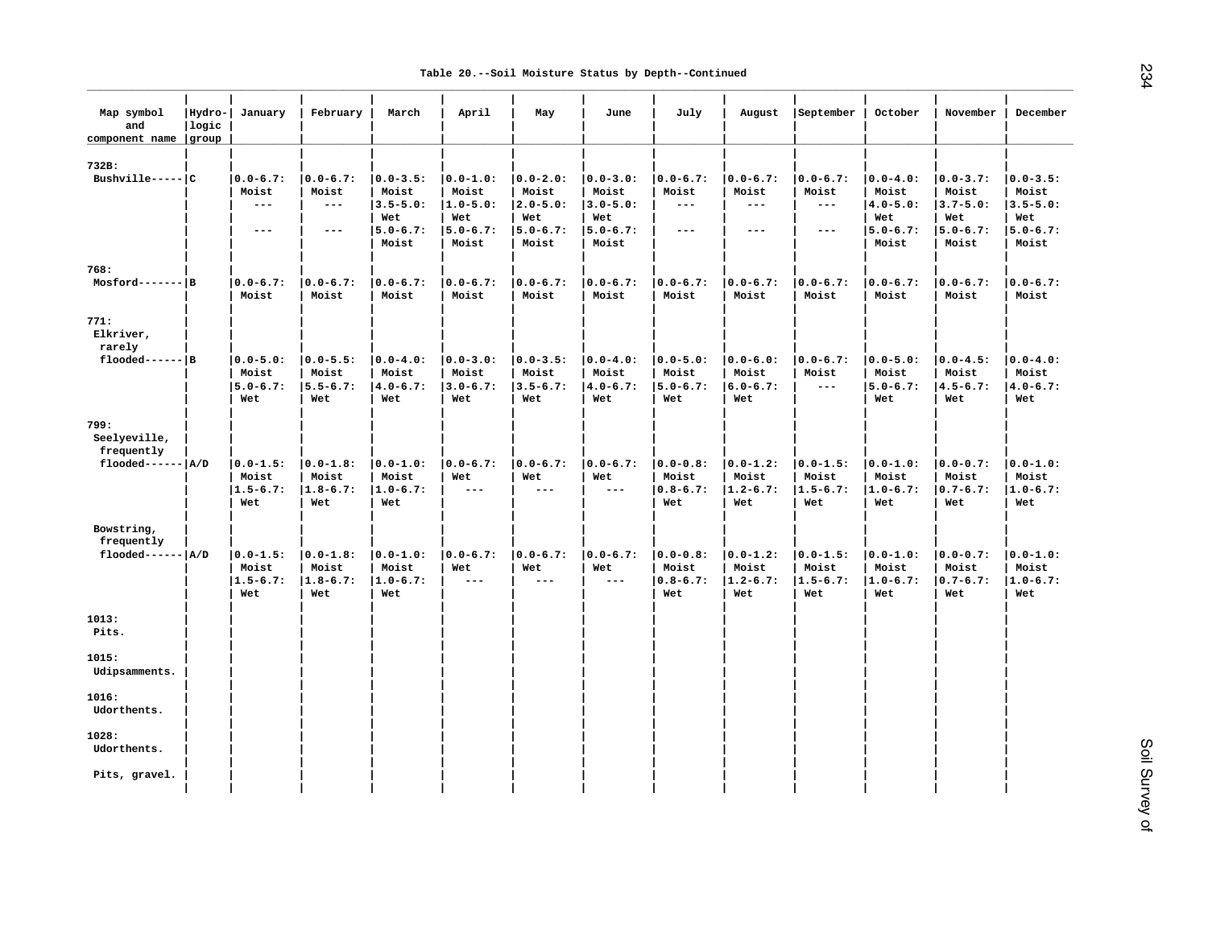Table 20.--Soil Moisture Status by Depth--Continued

| Map symbol and component name | Hydro-logic group | January | February | March | April | May | June | July | August | September | October | November | December |
|---|---|---|---|---|---|---|---|---|---|---|---|---|---|
| 732B: | | | | | | | | | | | | | |
| Bushville | C | 0.0-6.7: Moist<br>---<br>--- | 0.0-6.7: Moist<br>---<br>--- | 0.0-3.5: Moist<br>3.5-5.0: Wet<br>5.0-6.7: Moist | 0.0-1.0: Moist<br>1.0-5.0: Wet<br>5.0-6.7: Moist | 0.0-2.0: Moist<br>2.0-5.0: Wet<br>5.0-6.7: Moist | 0.0-3.0: Moist<br>3.0-5.0: Wet<br>5.0-6.7: Moist | 0.0-6.7: Moist<br>---<br>--- | 0.0-6.7: Moist<br>---<br>--- | 0.0-6.7: Moist<br>---<br>--- | 0.0-4.0: Moist<br>4.0-5.0: Wet<br>5.0-6.7: Moist | 0.0-3.7: Moist<br>3.7-5.0: Wet<br>5.0-6.7: Moist | 0.0-3.5: Moist<br>3.5-5.0: Wet<br>5.0-6.7: Moist |
| 768: | | | | | | | | | | | | | |
| Mosford | B | 0.0-6.7: Moist | 0.0-6.7: Moist | 0.0-6.7: Moist | 0.0-6.7: Moist | 0.0-6.7: Moist | 0.0-6.7: Moist | 0.0-6.7: Moist | 0.0-6.7: Moist | 0.0-6.7: Moist | 0.0-6.7: Moist | 0.0-6.7: Moist | 0.0-6.7: Moist |
| 771: | | | | | | | | | | | | | |
| Elkriver, rarely flooded | B | 0.0-5.0: Moist<br>5.0-6.7: Wet | 0.0-5.5: Moist<br>5.5-6.7: Wet | 0.0-4.0: Moist<br>4.0-6.7: Wet | 0.0-3.0: Moist<br>3.0-6.7: Wet | 0.0-3.5: Moist<br>3.5-6.7: Wet | 0.0-4.0: Moist<br>4.0-6.7: Wet | 0.0-5.0: Moist<br>5.0-6.7: Wet | 0.0-6.0: Moist<br>6.0-6.7: Wet | 0.0-6.7: Moist<br>--- | 0.0-5.0: Moist<br>5.0-6.7: Wet | 0.0-4.5: Moist<br>4.5-6.7: Wet | 0.0-4.0: Moist<br>4.0-6.7: Wet |
| 799: | | | | | | | | | | | | | |
| Seelyeville, frequently flooded | A/D | 0.0-1.5: Moist<br>1.5-6.7: Wet | 0.0-1.8: Moist<br>1.8-6.7: Wet | 0.0-1.0: Moist<br>1.0-6.7: Wet | 0.0-6.7: Wet<br>--- | 0.0-6.7: Wet<br>--- | 0.0-6.7: Wet<br>--- | 0.0-0.8: Moist<br>0.8-6.7: Wet | 0.0-1.2: Moist<br>1.2-6.7: Wet | 0.0-1.5: Moist<br>1.5-6.7: Wet | 0.0-1.0: Moist<br>1.0-6.7: Wet | 0.0-0.7: Moist<br>0.7-6.7: Wet | 0.0-1.0: Moist<br>1.0-6.7: Wet |
| Bowstring, frequently flooded | A/D | 0.0-1.5: Moist<br>1.5-6.7: Wet | 0.0-1.8: Moist<br>1.8-6.7: Wet | 0.0-1.0: Moist<br>1.0-6.7: Wet | 0.0-6.7: Wet<br>--- | 0.0-6.7: Wet<br>--- | 0.0-6.7: Wet<br>--- | 0.0-0.8: Moist<br>0.8-6.7: Wet | 0.0-1.2: Moist<br>1.2-6.7: Wet | 0.0-1.5: Moist<br>1.5-6.7: Wet | 0.0-1.0: Moist<br>1.0-6.7: Wet | 0.0-0.7: Moist<br>0.7-6.7: Wet | 0.0-1.0: Moist<br>1.0-6.7: Wet |
| 1013: | | | | | | | | | | | | | |
| Pits. | | | | | | | | | | | | | |
| 1015: | | | | | | | | | | | | | |
| Udipsamments. | | | | | | | | | | | | | |
| 1016: | | | | | | | | | | | | | |
| Udorthents. | | | | | | | | | | | | | |
| 1028: | | | | | | | | | | | | | |
| Udorthents. | | | | | | | | | | | | | |
| Pits, gravel. | | | | | | | | | | | | | |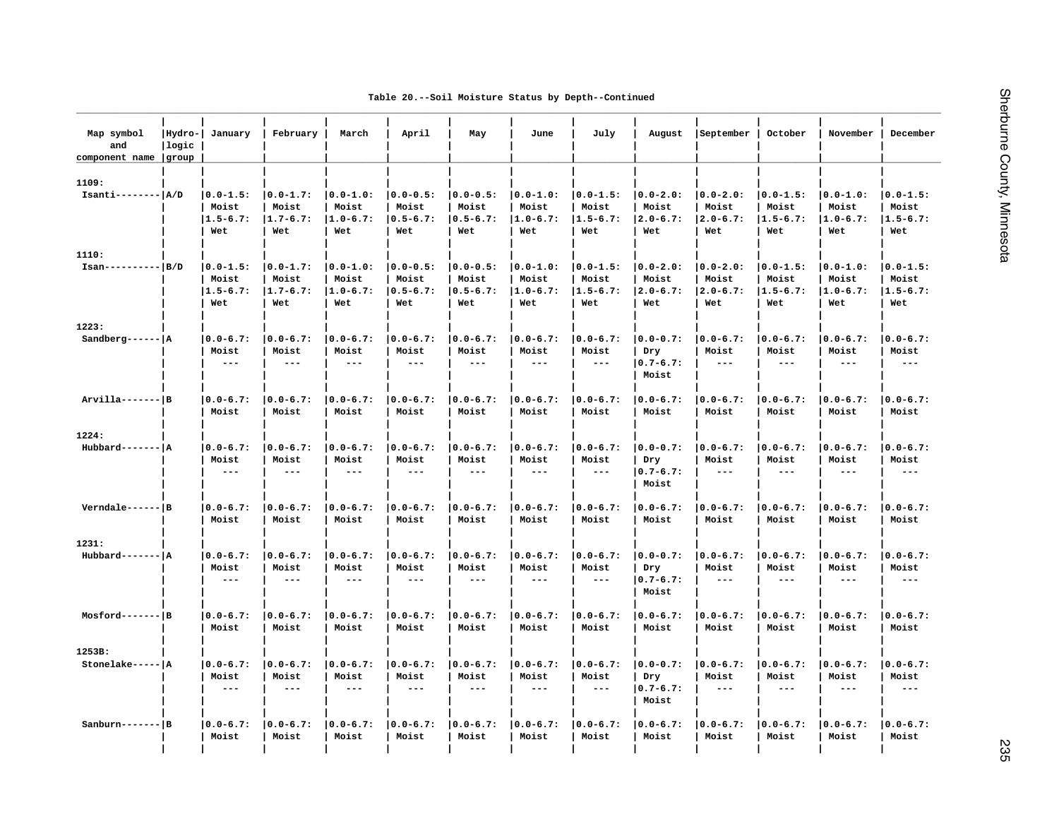Table 20.--Soil Moisture Status by Depth--Continued

| Map symbol and component name | Hydro-logic group | January | February | March | April | May | June | July | August | September | October | November | December |
|---|---|---|---|---|---|---|---|---|---|---|---|---|---|
| 1109: | | | | | | | | | | | | | |
| Isanti | A/D | 0.0-1.5: Moist 1.5-6.7: Wet | 0.0-1.7: Moist 1.7-6.7: Wet | 0.0-1.0: Moist 1.0-6.7: Wet | 0.0-0.5: Moist 0.5-6.7: Wet | 0.0-0.5: Moist 0.5-6.7: Wet | 0.0-1.0: Moist 1.0-6.7: Wet | 0.0-1.5: Moist 1.5-6.7: Wet | 0.0-2.0: Moist 2.0-6.7: Wet | 0.0-2.0: Moist 2.0-6.7: Wet | 0.0-1.5: Moist 1.5-6.7: Wet | 0.0-1.0: Moist 1.0-6.7: Wet | 0.0-1.5: Moist 1.5-6.7: Wet |
| 1110: | | | | | | | | | | | | | |
| Isan | B/D | 0.0-1.5: Moist 1.5-6.7: Wet | 0.0-1.7: Moist 1.7-6.7: Wet | 0.0-1.0: Moist 1.0-6.7: Wet | 0.0-0.5: Moist 0.5-6.7: Wet | 0.0-0.5: Moist 0.5-6.7: Wet | 0.0-1.0: Moist 1.0-6.7: Wet | 0.0-1.5: Moist 1.5-6.7: Wet | 0.0-2.0: Moist 2.0-6.7: Wet | 0.0-2.0: Moist 2.0-6.7: Wet | 0.0-1.5: Moist 1.5-6.7: Wet | 0.0-1.0: Moist 1.0-6.7: Wet | 0.0-1.5: Moist 1.5-6.7: Wet |
| 1223: | | | | | | | | | | | | | |
| Sandberg | A | 0.0-6.7: Moist --- | 0.0-6.7: Moist --- | 0.0-6.7: Moist --- | 0.0-6.7: Moist --- | 0.0-6.7: Moist --- | 0.0-6.7: Moist --- | 0.0-6.7: Moist --- | 0.0-0.7: Dry 0.7-6.7: Moist | 0.0-6.7: Moist --- | 0.0-6.7: Moist --- | 0.0-6.7: Moist --- | 0.0-6.7: Moist --- |
| Arvilla | B | 0.0-6.7: Moist | 0.0-6.7: Moist | 0.0-6.7: Moist | 0.0-6.7: Moist | 0.0-6.7: Moist | 0.0-6.7: Moist | 0.0-6.7: Moist | 0.0-6.7: Moist | 0.0-6.7: Moist | 0.0-6.7: Moist | 0.0-6.7: Moist | 0.0-6.7: Moist |
| 1224: | | | | | | | | | | | | | |
| Hubbard | A | 0.0-6.7: Moist --- | 0.0-6.7: Moist --- | 0.0-6.7: Moist --- | 0.0-6.7: Moist --- | 0.0-6.7: Moist --- | 0.0-6.7: Moist --- | 0.0-6.7: Moist --- | 0.0-0.7: Dry 0.7-6.7: Moist | 0.0-6.7: Moist --- | 0.0-6.7: Moist --- | 0.0-6.7: Moist --- | 0.0-6.7: Moist --- |
| Verndale | B | 0.0-6.7: Moist | 0.0-6.7: Moist | 0.0-6.7: Moist | 0.0-6.7: Moist | 0.0-6.7: Moist | 0.0-6.7: Moist | 0.0-6.7: Moist | 0.0-6.7: Moist | 0.0-6.7: Moist | 0.0-6.7: Moist | 0.0-6.7: Moist | 0.0-6.7: Moist |
| 1231: | | | | | | | | | | | | | |
| Hubbard | A | 0.0-6.7: Moist --- | 0.0-6.7: Moist --- | 0.0-6.7: Moist --- | 0.0-6.7: Moist --- | 0.0-6.7: Moist --- | 0.0-6.7: Moist --- | 0.0-6.7: Moist --- | 0.0-0.7: Dry 0.7-6.7: Moist | 0.0-6.7: Moist --- | 0.0-6.7: Moist --- | 0.0-6.7: Moist --- | 0.0-6.7: Moist --- |
| Mosford | B | 0.0-6.7: Moist | 0.0-6.7: Moist | 0.0-6.7: Moist | 0.0-6.7: Moist | 0.0-6.7: Moist | 0.0-6.7: Moist | 0.0-6.7: Moist | 0.0-6.7: Moist | 0.0-6.7: Moist | 0.0-6.7: Moist | 0.0-6.7: Moist | 0.0-6.7: Moist |
| 1253B: | | | | | | | | | | | | | |
| Stonelake | A | 0.0-6.7: Moist --- | 0.0-6.7: Moist --- | 0.0-6.7: Moist --- | 0.0-6.7: Moist --- | 0.0-6.7: Moist --- | 0.0-6.7: Moist --- | 0.0-6.7: Moist --- | 0.0-0.7: Dry 0.7-6.7: Moist | 0.0-6.7: Moist --- | 0.0-6.7: Moist --- | 0.0-6.7: Moist --- | 0.0-6.7: Moist --- |
| Sanburn | B | 0.0-6.7: Moist | 0.0-6.7: Moist | 0.0-6.7: Moist | 0.0-6.7: Moist | 0.0-6.7: Moist | 0.0-6.7: Moist | 0.0-6.7: Moist | 0.0-6.7: Moist | 0.0-6.7: Moist | 0.0-6.7: Moist | 0.0-6.7: Moist | 0.0-6.7: Moist |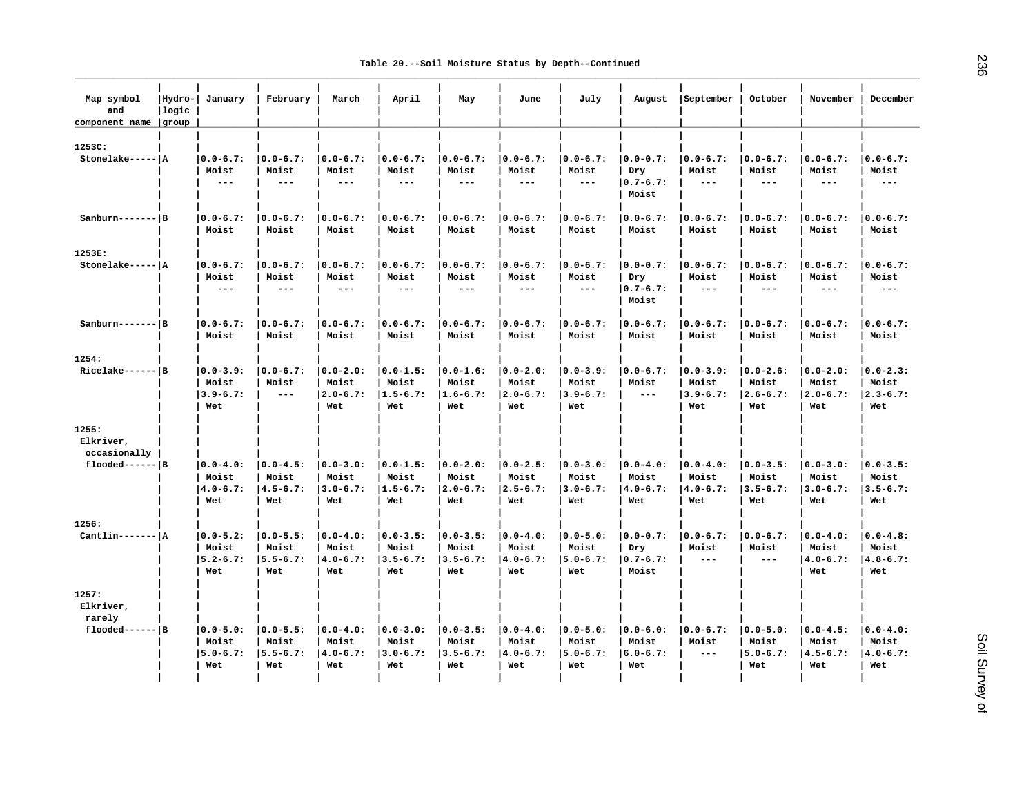Table 20.--Soil Moisture Status by Depth--Continued

| Map symbol and component name | Hydro-logic group | January | February | March | April | May | June | July | August | September | October | November | December |
|---|---|---|---|---|---|---|---|---|---|---|---|---|---|
| 1253C: | | | | | | | | | | | | | |
| Stonelake | A | 0.0-6.7: Moist --- | 0.0-6.7: Moist --- | 0.0-6.7: Moist --- | 0.0-6.7: Moist --- | 0.0-6.7: Moist --- | 0.0-6.7: Moist --- | 0.0-6.7: Moist --- | 0.0-0.7: Dry 0.7-6.7: Moist | 0.0-6.7: Moist --- | 0.0-6.7: Moist --- | 0.0-6.7: Moist --- | 0.0-6.7: Moist --- |
| Sanburn | B | 0.0-6.7: Moist | 0.0-6.7: Moist | 0.0-6.7: Moist | 0.0-6.7: Moist | 0.0-6.7: Moist | 0.0-6.7: Moist | 0.0-6.7: Moist | 0.0-6.7: Moist | 0.0-6.7: Moist | 0.0-6.7: Moist | 0.0-6.7: Moist | 0.0-6.7: Moist |
| 1253E: | | | | | | | | | | | | | |
| Stonelake | A | 0.0-6.7: Moist --- | 0.0-6.7: Moist --- | 0.0-6.7: Moist --- | 0.0-6.7: Moist --- | 0.0-6.7: Moist --- | 0.0-6.7: Moist --- | 0.0-6.7: Moist --- | 0.0-0.7: Dry 0.7-6.7: Moist | 0.0-6.7: Moist --- | 0.0-6.7: Moist --- | 0.0-6.7: Moist --- | 0.0-6.7: Moist --- |
| Sanburn | B | 0.0-6.7: Moist | 0.0-6.7: Moist | 0.0-6.7: Moist | 0.0-6.7: Moist | 0.0-6.7: Moist | 0.0-6.7: Moist | 0.0-6.7: Moist | 0.0-6.7: Moist | 0.0-6.7: Moist | 0.0-6.7: Moist | 0.0-6.7: Moist | 0.0-6.7: Moist |
| 1254: | | | | | | | | | | | | | |
| Ricelake | B | 0.0-3.9: Moist 3.9-6.7: Wet | 0.0-6.7: Moist --- | 0.0-2.0: Moist 2.0-6.7: Wet | 0.0-1.5: Moist 1.5-6.7: Wet | 0.0-1.6: Moist 1.6-6.7: Wet | 0.0-2.0: Moist 2.0-6.7: Wet | 0.0-3.9: Moist 3.9-6.7: Wet | 0.0-6.7: Moist --- | 0.0-3.9: Moist 3.9-6.7: Wet | 0.0-2.6: Moist 2.6-6.7: Wet | 0.0-2.0: Moist 2.0-6.7: Wet | 0.0-2.3: Moist 2.3-6.7: Wet |
| 1255: | | | | | | | | | | | | | |
| Elkriver, occasionally flooded | B | 0.0-4.0: Moist 4.0-6.7: Wet | 0.0-4.5: Moist 4.5-6.7: Wet | 0.0-3.0: Moist 3.0-6.7: Wet | 0.0-1.5: Moist 1.5-6.7: Wet | 0.0-2.0: Moist 2.0-6.7: Wet | 0.0-2.5: Moist 2.5-6.7: Wet | 0.0-3.0: Moist 3.0-6.7: Wet | 0.0-4.0: Moist 4.0-6.7: Wet | 0.0-4.0: Moist 4.0-6.7: Wet | 0.0-3.5: Moist 3.5-6.7: Wet | 0.0-3.0: Moist 3.0-6.7: Wet | 0.0-3.5: Moist 3.5-6.7: Wet |
| 1256: | | | | | | | | | | | | | |
| Cantlin | A | 0.0-5.2: Moist 5.2-6.7: Wet | 0.0-5.5: Moist 5.5-6.7: Wet | 0.0-4.0: Moist 4.0-6.7: Wet | 0.0-3.5: Moist 3.5-6.7: Wet | 0.0-3.5: Moist 3.5-6.7: Wet | 0.0-4.0: Moist 4.0-6.7: Wet | 0.0-5.0: Moist 5.0-6.7: Wet | 0.0-0.7: Dry 0.7-6.7: Moist | 0.0-6.7: Moist --- | 0.0-6.7: Moist --- | 0.0-4.0: Moist 4.0-6.7: Wet | 0.0-4.8: Moist 4.8-6.7: Wet |
| 1257: | | | | | | | | | | | | | |
| Elkriver, rarely flooded | B | 0.0-5.0: Moist 5.0-6.7: Wet | 0.0-5.5: Moist 5.5-6.7: Wet | 0.0-4.0: Moist 4.0-6.7: Wet | 0.0-3.0: Moist 3.0-6.7: Wet | 0.0-3.5: Moist 3.5-6.7: Wet | 0.0-4.0: Moist 4.0-6.7: Wet | 0.0-5.0: Moist 5.0-6.7: Wet | 0.0-6.0: Moist 6.0-6.7: Wet | 0.0-6.7: Moist --- | 0.0-5.0: Moist 5.0-6.7: Wet | 0.0-4.5: Moist 4.5-6.7: Wet | 0.0-4.0: Moist 4.0-6.7: Wet |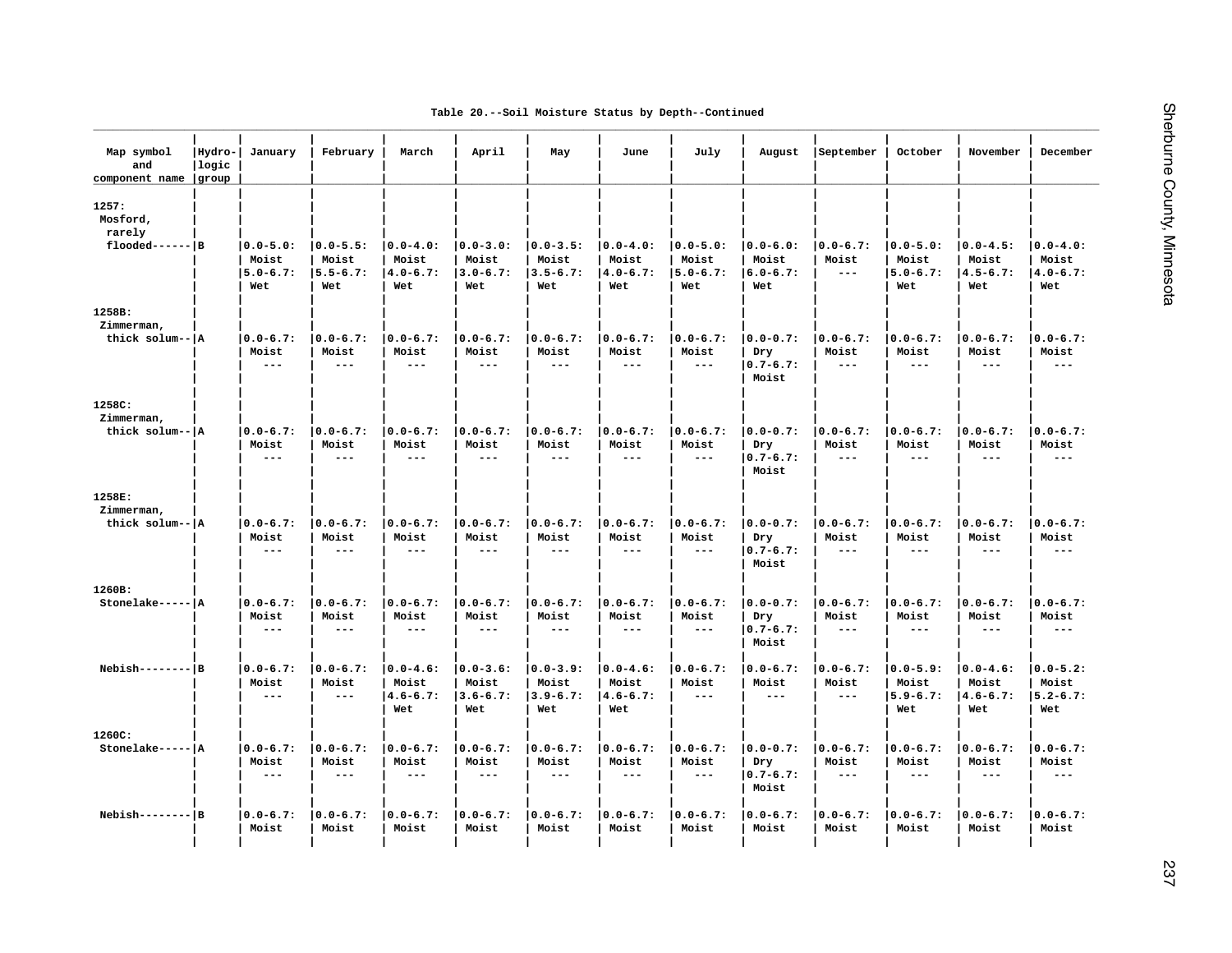Table 20.--Soil Moisture Status by Depth--Continued

| Map symbol and component name | Hydro-logic group | January | February | March | April | May | June | July | August | September | October | November | December |
|---|---|---|---|---|---|---|---|---|---|---|---|---|---|
| 1257: Mosford, rarely flooded | B | 0.0-5.0: Moist 5.0-6.7: Wet | 0.0-5.5: Moist 5.5-6.7: Wet | 0.0-4.0: Moist 4.0-6.7: Wet | 0.0-3.0: Moist 3.0-6.7: Wet | 0.0-3.5: Moist 3.5-6.7: Wet | 0.0-4.0: Moist 4.0-6.7: Wet | 0.0-5.0: Moist 5.0-6.7: Wet | 0.0-6.0: Moist 6.0-6.7: Wet | 0.0-6.7: Moist --- | 0.0-5.0: Moist 5.0-6.7: Wet | 0.0-4.5: Moist 4.5-6.7: Wet | 0.0-4.0: Moist 4.0-6.7: Wet |
| 1258B: Zimmerman, thick solum | A | 0.0-6.7: Moist --- | 0.0-6.7: Moist --- | 0.0-6.7: Moist --- | 0.0-6.7: Moist --- | 0.0-6.7: Moist --- | 0.0-6.7: Moist --- | 0.0-6.7: Moist --- | 0.0-0.7: Dry 0.7-6.7: Moist | 0.0-6.7: Moist --- | 0.0-6.7: Moist --- | 0.0-6.7: Moist --- | 0.0-6.7: Moist --- |
| 1258C: Zimmerman, thick solum | A | 0.0-6.7: Moist --- | 0.0-6.7: Moist --- | 0.0-6.7: Moist --- | 0.0-6.7: Moist --- | 0.0-6.7: Moist --- | 0.0-6.7: Moist --- | 0.0-6.7: Moist --- | 0.0-0.7: Dry 0.7-6.7: Moist | 0.0-6.7: Moist --- | 0.0-6.7: Moist --- | 0.0-6.7: Moist --- | 0.0-6.7: Moist --- |
| 1258E: Zimmerman, thick solum | A | 0.0-6.7: Moist --- | 0.0-6.7: Moist --- | 0.0-6.7: Moist --- | 0.0-6.7: Moist --- | 0.0-6.7: Moist --- | 0.0-6.7: Moist --- | 0.0-6.7: Moist --- | 0.0-0.7: Dry 0.7-6.7: Moist | 0.0-6.7: Moist --- | 0.0-6.7: Moist --- | 0.0-6.7: Moist --- | 0.0-6.7: Moist --- |
| 1260B: Stonelake | A | 0.0-6.7: Moist --- | 0.0-6.7: Moist --- | 0.0-6.7: Moist --- | 0.0-6.7: Moist --- | 0.0-6.7: Moist --- | 0.0-6.7: Moist --- | 0.0-6.7: Moist --- | 0.0-0.7: Dry 0.7-6.7: Moist | 0.0-6.7: Moist --- | 0.0-6.7: Moist --- | 0.0-6.7: Moist --- | 0.0-6.7: Moist --- |
| Nebish | B | 0.0-6.7: Moist --- | 0.0-6.7: Moist --- | 0.0-4.6: Moist 4.6-6.7: Wet | 0.0-3.6: Moist 3.6-6.7: Wet | 0.0-3.9: Moist 3.9-6.7: Wet | 0.0-4.6: Moist 4.6-6.7: Wet | 0.0-6.7: Moist --- | 0.0-6.7: Moist --- | 0.0-6.7: Moist --- | 0.0-5.9: Moist 5.9-6.7: Wet | 0.0-4.6: Moist 4.6-6.7: Wet | 0.0-5.2: Moist 5.2-6.7: Wet |
| 1260C: Stonelake | A | 0.0-6.7: Moist --- | 0.0-6.7: Moist --- | 0.0-6.7: Moist --- | 0.0-6.7: Moist --- | 0.0-6.7: Moist --- | 0.0-6.7: Moist --- | 0.0-6.7: Moist --- | 0.0-0.7: Dry 0.7-6.7: Moist | 0.0-6.7: Moist --- | 0.0-6.7: Moist --- | 0.0-6.7: Moist --- | 0.0-6.7: Moist --- |
| Nebish | B | 0.0-6.7: Moist | 0.0-6.7: Moist | 0.0-6.7: Moist | 0.0-6.7: Moist | 0.0-6.7: Moist | 0.0-6.7: Moist | 0.0-6.7: Moist | 0.0-6.7: Moist | 0.0-6.7: Moist | 0.0-6.7: Moist | 0.0-6.7: Moist | 0.0-6.7: Moist |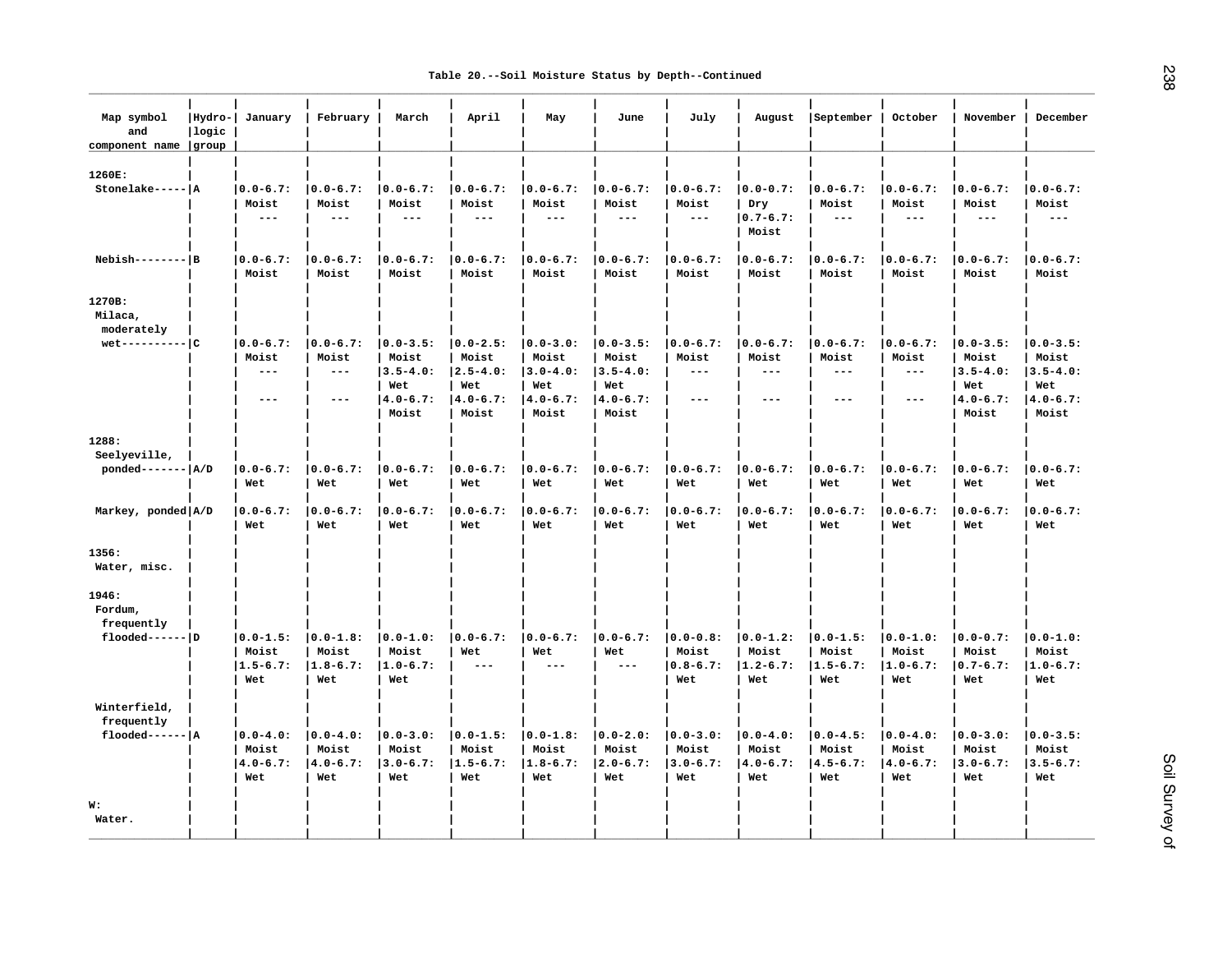Table 20.--Soil Moisture Status by Depth--Continued

| Map symbol and component name | Hydro-logic group | January | February | March | April | May | June | July | August | September | October | November | December |
|---|---|---|---|---|---|---|---|---|---|---|---|---|---|
| 1260E: | | | | | | | | | | | | | |
| Stonelake | A | 0.0-6.7: Moist --- | 0.0-6.7: Moist --- | 0.0-6.7: Moist --- | 0.0-6.7: Moist --- | 0.0-6.7: Moist --- | 0.0-6.7: Moist --- | 0.0-6.7: Moist --- | 0.0-0.7: Dry 0.7-6.7: Moist | 0.0-6.7: Moist --- | 0.0-6.7: Moist --- | 0.0-6.7: Moist --- | 0.0-6.7: Moist --- |
| Nebish | B | 0.0-6.7: Moist | 0.0-6.7: Moist | 0.0-6.7: Moist | 0.0-6.7: Moist | 0.0-6.7: Moist | 0.0-6.7: Moist | 0.0-6.7: Moist | 0.0-6.7: Moist | 0.0-6.7: Moist | 0.0-6.7: Moist | 0.0-6.7: Moist | 0.0-6.7: Moist |
| 1270B: | | | | | | | | | | | | | |
| Milaca, moderately wet | C | 0.0-6.7: Moist --- --- | 0.0-6.7: Moist --- --- | 0.0-3.5: Moist 3.5-4.0: Wet 4.0-6.7: Moist | 0.0-2.5: Moist 2.5-4.0: Wet 4.0-6.7: Moist | 0.0-3.0: Moist 3.0-4.0: Wet 4.0-6.7: Moist | 0.0-3.5: Moist 3.5-4.0: Wet 4.0-6.7: Moist | 0.0-6.7: Moist --- --- | 0.0-6.7: Moist --- --- | 0.0-6.7: Moist --- --- | 0.0-6.7: Moist --- --- | 0.0-3.5: Moist 3.5-4.0: Wet 4.0-6.7: Moist | 0.0-3.5: Moist 3.5-4.0: Wet 4.0-6.7: Moist |
| 1288: | | | | | | | | | | | | | |
| Seelyeville, ponded | A/D | 0.0-6.7: Wet | 0.0-6.7: Wet | 0.0-6.7: Wet | 0.0-6.7: Wet | 0.0-6.7: Wet | 0.0-6.7: Wet | 0.0-6.7: Wet | 0.0-6.7: Wet | 0.0-6.7: Wet | 0.0-6.7: Wet | 0.0-6.7: Wet | 0.0-6.7: Wet |
| Markey, ponded | A/D | 0.0-6.7: Wet | 0.0-6.7: Wet | 0.0-6.7: Wet | 0.0-6.7: Wet | 0.0-6.7: Wet | 0.0-6.7: Wet | 0.0-6.7: Wet | 0.0-6.7: Wet | 0.0-6.7: Wet | 0.0-6.7: Wet | 0.0-6.7: Wet | 0.0-6.7: Wet |
| 1356: | | | | | | | | | | | | | |
| Water, misc. | | | | | | | | | | | | | |
| 1946: | | | | | | | | | | | | | |
| Fordum, frequently flooded | D | 0.0-1.5: Moist 1.5-6.7: Wet | 0.0-1.8: Moist 1.8-6.7: Wet | 0.0-1.0: Moist 1.0-6.7: Wet | 0.0-6.7: Wet --- | 0.0-6.7: Wet --- | 0.0-6.7: Wet --- | 0.0-0.8: Moist 0.8-6.7: Wet | 0.0-1.2: Moist 1.2-6.7: Wet | 0.0-1.5: Moist 1.5-6.7: Wet | 0.0-1.0: Moist 1.0-6.7: Wet | 0.0-0.7: Moist 0.7-6.7: Wet | 0.0-1.0: Moist 1.0-6.7: Wet |
| Winterfield, frequently flooded | A | 0.0-4.0: Moist 4.0-6.7: Wet | 0.0-4.0: Moist 4.0-6.7: Wet | 0.0-3.0: Moist 3.0-6.7: Wet | 0.0-1.5: Moist 1.5-6.7: Wet | 0.0-1.8: Moist 1.8-6.7: Wet | 0.0-2.0: Moist 2.0-6.7: Wet | 0.0-3.0: Moist 3.0-6.7: Wet | 0.0-4.0: Moist 4.0-6.7: Wet | 0.0-4.5: Moist 4.5-6.7: Wet | 0.0-4.0: Moist 4.0-6.7: Wet | 0.0-3.0: Moist 3.0-6.7: Wet | 0.0-3.5: Moist 3.5-6.7: Wet |
| W: | | | | | | | | | | | | | |
| Water. | | | | | | | | | | | | | |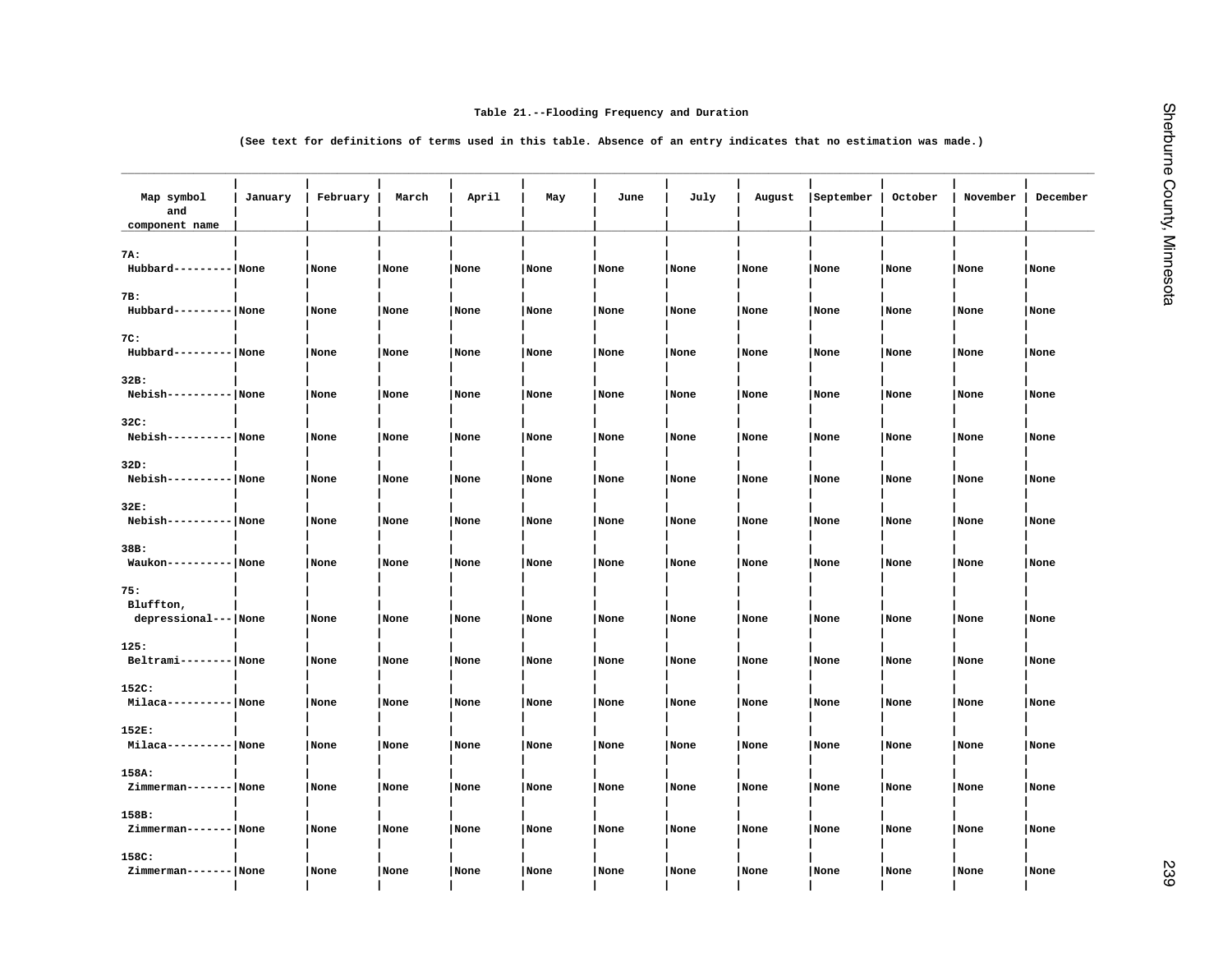### Table 21.--Flooding Frequency and Duration

(See text for definitions of terms used in this table. Absence of an entry indicates that no estimation was made.)

| Map symbol and component name | January | February | March | April | May | June | July | August | September | October | November | December |
|---|---|---|---|---|---|---|---|---|---|---|---|---|
| 7A: | | | | | | | | | | | | |
| Hubbard | None | None | None | None | None | None | None | None | None | None | None | None |
| 7B: | | | | | | | | | | | | |
| Hubbard | None | None | None | None | None | None | None | None | None | None | None | None |
| 7C: | | | | | | | | | | | | |
| Hubbard | None | None | None | None | None | None | None | None | None | None | None | None |
| 32B: | | | | | | | | | | | | |
| Nebish | None | None | None | None | None | None | None | None | None | None | None | None |
| 32C: | | | | | | | | | | | | |
| Nebish | None | None | None | None | None | None | None | None | None | None | None | None |
| 32D: | | | | | | | | | | | | |
| Nebish | None | None | None | None | None | None | None | None | None | None | None | None |
| 32E: | | | | | | | | | | | | |
| Nebish | None | None | None | None | None | None | None | None | None | None | None | None |
| 38B: | | | | | | | | | | | | |
| Waukon | None | None | None | None | None | None | None | None | None | None | None | None |
| 75: | | | | | | | | | | | | |
| Bluffton, depressional | None | None | None | None | None | None | None | None | None | None | None | None |
| 125: | | | | | | | | | | | | |
| Beltrami | None | None | None | None | None | None | None | None | None | None | None | None |
| 152C: | | | | | | | | | | | | |
| Milaca | None | None | None | None | None | None | None | None | None | None | None | None |
| 152E: | | | | | | | | | | | | |
| Milaca | None | None | None | None | None | None | None | None | None | None | None | None |
| 158A: | | | | | | | | | | | | |
| Zimmerman | None | None | None | None | None | None | None | None | None | None | None | None |
| 158B: | | | | | | | | | | | | |
| Zimmerman | None | None | None | None | None | None | None | None | None | None | None | None |
| 158C: | | | | | | | | | | | | |
| Zimmerman | None | None | None | None | None | None | None | None | None | None | None | None |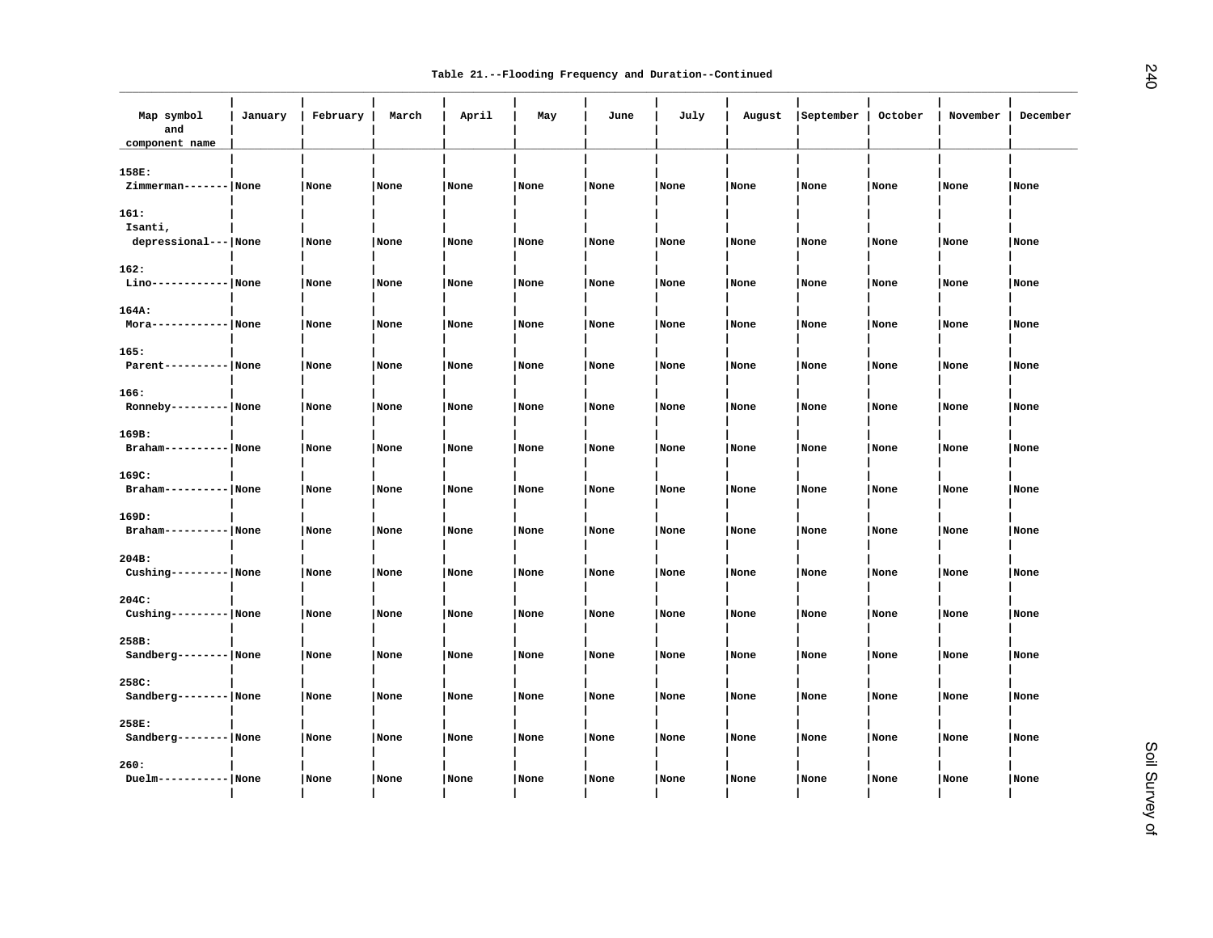Table 21.--Flooding Frequency and Duration--Continued

| Map symbol and component name | January | February | March | April | May | June | July | August | September | October | November | December |
|---|---|---|---|---|---|---|---|---|---|---|---|---|
| 158E: | | | | | | | | | | | | |
| Zimmerman | None | None | None | None | None | None | None | None | None | None | None | None |
| 161: | | | | | | | | | | | | |
| Isanti, depressional | None | None | None | None | None | None | None | None | None | None | None | None |
| 162: | | | | | | | | | | | | |
| Lino | None | None | None | None | None | None | None | None | None | None | None | None |
| 164A: | | | | | | | | | | | | |
| Mora | None | None | None | None | None | None | None | None | None | None | None | None |
| 165: | | | | | | | | | | | | |
| Parent | None | None | None | None | None | None | None | None | None | None | None | None |
| 166: | | | | | | | | | | | | |
| Ronneby | None | None | None | None | None | None | None | None | None | None | None | None |
| 169B: | | | | | | | | | | | | |
| Braham | None | None | None | None | None | None | None | None | None | None | None | None |
| 169C: | | | | | | | | | | | | |
| Braham | None | None | None | None | None | None | None | None | None | None | None | None |
| 169D: | | | | | | | | | | | | |
| Braham | None | None | None | None | None | None | None | None | None | None | None | None |
| 204B: | | | | | | | | | | | | |
| Cushing | None | None | None | None | None | None | None | None | None | None | None | None |
| 204C: | | | | | | | | | | | | |
| Cushing | None | None | None | None | None | None | None | None | None | None | None | None |
| 258B: | | | | | | | | | | | | |
| Sandberg | None | None | None | None | None | None | None | None | None | None | None | None |
| 258C: | | | | | | | | | | | | |
| Sandberg | None | None | None | None | None | None | None | None | None | None | None | None |
| 258E: | | | | | | | | | | | | |
| Sandberg | None | None | None | None | None | None | None | None | None | None | None | None |
| 260: | | | | | | | | | | | | |
| Duelm | None | None | None | None | None | None | None | None | None | None | None | None |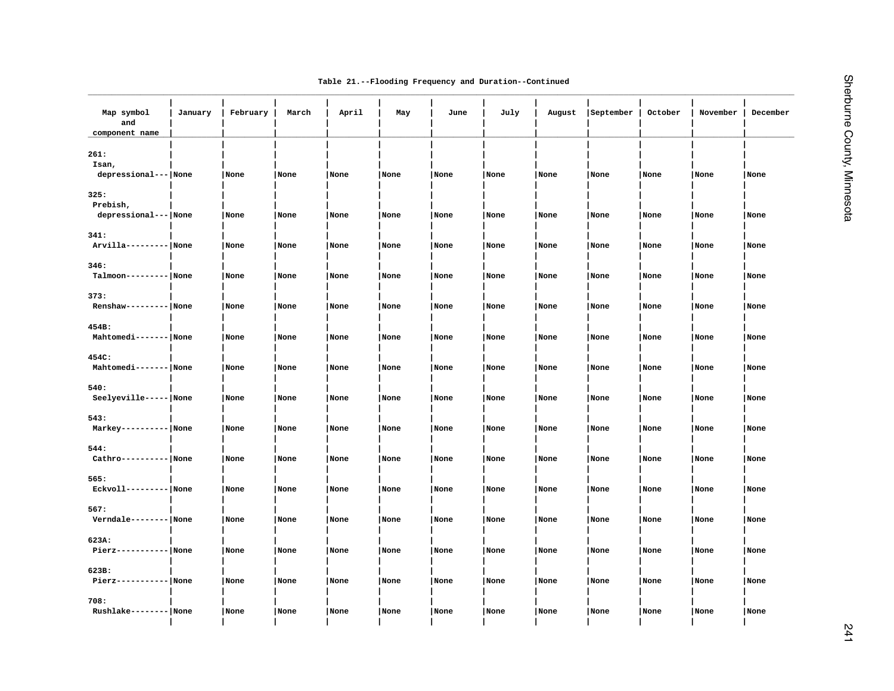Table 21.--Flooding Frequency and Duration--Continued

| Map symbol and component name | January | February | March | April | May | June | July | August | September | October | November | December |
|---|---|---|---|---|---|---|---|---|---|---|---|---|
| 261: Isan, depressional | None | None | None | None | None | None | None | None | None | None | None | None |
| 325: Prebish, depressional | None | None | None | None | None | None | None | None | None | None | None | None |
| 341: Arvilla | None | None | None | None | None | None | None | None | None | None | None | None |
| 346: Talmoon | None | None | None | None | None | None | None | None | None | None | None | None |
| 373: Renshaw | None | None | None | None | None | None | None | None | None | None | None | None |
| 454B: Mahtomedi | None | None | None | None | None | None | None | None | None | None | None | None |
| 454C: Mahtomedi | None | None | None | None | None | None | None | None | None | None | None | None |
| 540: Seelyeville | None | None | None | None | None | None | None | None | None | None | None | None |
| 543: Markey | None | None | None | None | None | None | None | None | None | None | None | None |
| 544: Cathro | None | None | None | None | None | None | None | None | None | None | None | None |
| 565: Eckvoll | None | None | None | None | None | None | None | None | None | None | None | None |
| 567: Verndale | None | None | None | None | None | None | None | None | None | None | None | None |
| 623A: Pierz | None | None | None | None | None | None | None | None | None | None | None | None |
| 623B: Pierz | None | None | None | None | None | None | None | None | None | None | None | None |
| 708: Rushlake | None | None | None | None | None | None | None | None | None | None | None | None |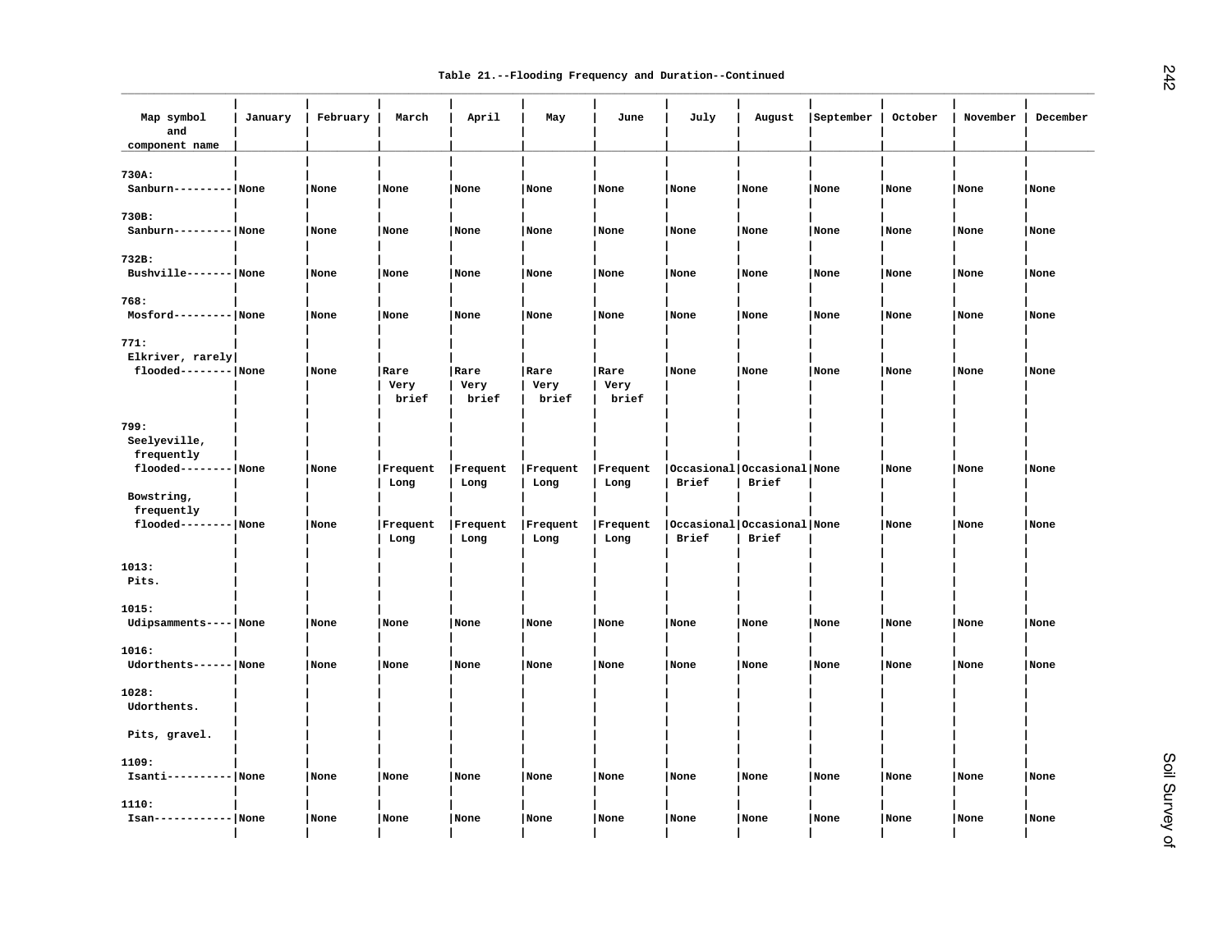Table 21.--Flooding Frequency and Duration--Continued

| Map symbol and component name | January | February | March | April | May | June | July | August | September | October | November | December |
|---|---|---|---|---|---|---|---|---|---|---|---|---|
| 730A: | | | | | | | | | | | | |
| Sanburn | None | None | None | None | None | None | None | None | None | None | None | None |
| 730B: | | | | | | | | | | | | |
| Sanburn | None | None | None | None | None | None | None | None | None | None | None | None |
| 732B: | | | | | | | | | | | | |
| Bushville | None | None | None | None | None | None | None | None | None | None | None | None |
| 768: | | | | | | | | | | | | |
| Mosford | None | None | None | None | None | None | None | None | None | None | None | None |
| 771: | | | | | | | | | | | | |
| Elkriver, rarely flooded | None | None | Rare Very brief | Rare Very brief | Rare Very brief | Rare Very brief | None | None | None | None | None | None |
| 799: | | | | | | | | | | | | |
| Seelyeville, frequently flooded | None | None | Frequent Long | Frequent Long | Frequent Long | Frequent Long | Occasional Brief | Occasional Brief | None | None | None | None |
| Bowstring, frequently flooded | None | None | Frequent Long | Frequent Long | Frequent Long | Frequent Long | Occasional Brief | Occasional Brief | None | None | None | None |
| 1013: | | | | | | | | | | | | |
| Pits. | | | | | | | | | | | | |
| 1015: | | | | | | | | | | | | |
| Udipsamments | None | None | None | None | None | None | None | None | None | None | None | None |
| 1016: | | | | | | | | | | | | |
| Udorthents | None | None | None | None | None | None | None | None | None | None | None | None |
| 1028: | | | | | | | | | | | | |
| Udorthents. | | | | | | | | | | | | |
| Pits, gravel. | | | | | | | | | | | | |
| 1109: | | | | | | | | | | | | |
| Isanti | None | None | None | None | None | None | None | None | None | None | None | None |
| 1110: | | | | | | | | | | | | |
| Isan | None | None | None | None | None | None | None | None | None | None | None | None |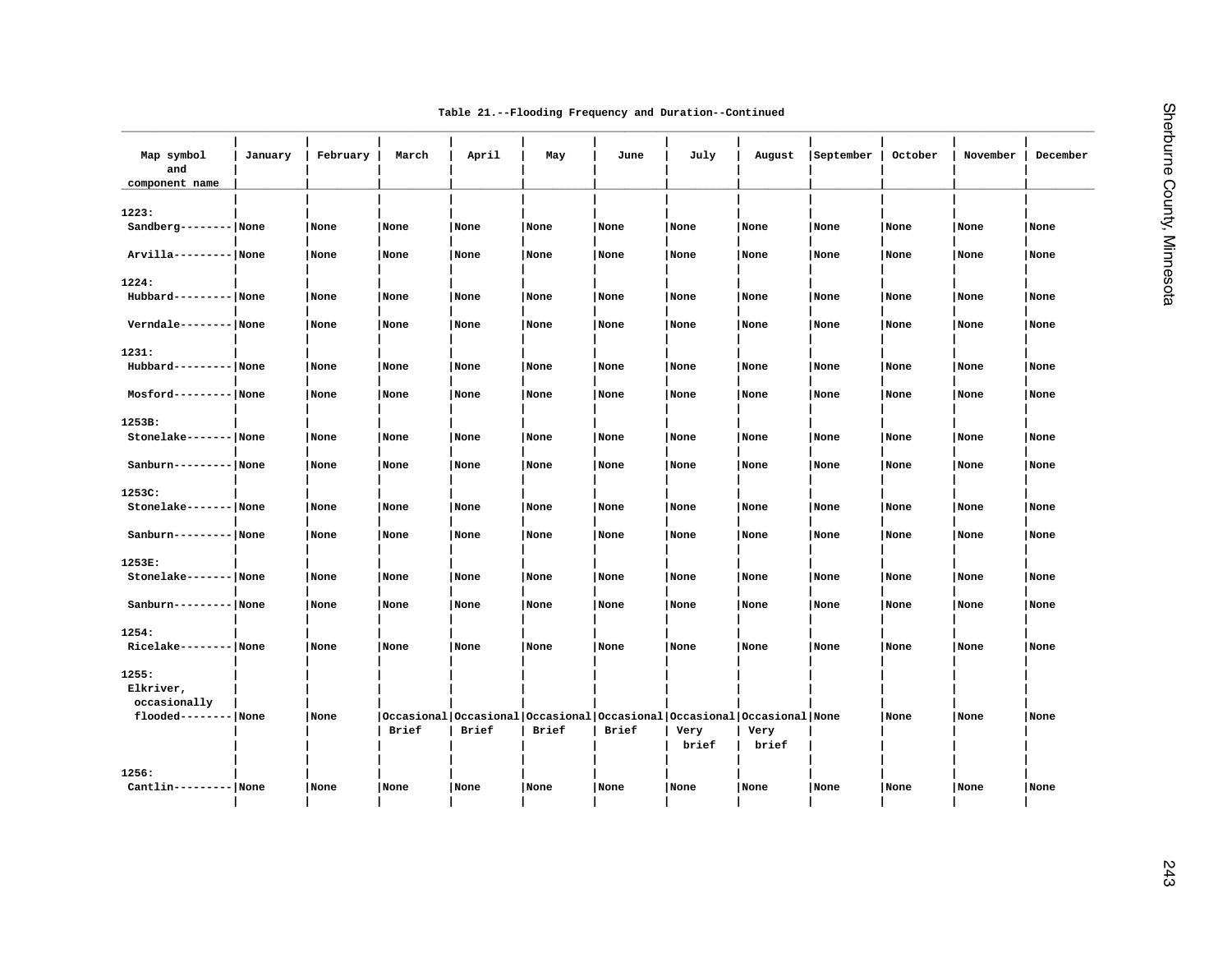Table 21.--Flooding Frequency and Duration--Continued

| Map symbol and component name | January | February | March | April | May | June | July | August | September | October | November | December |
|---|---|---|---|---|---|---|---|---|---|---|---|---|
| 1223: | | | | | | | | | | | | |
| Sandberg | None | None | None | None | None | None | None | None | None | None | None | None |
| Arvilla | None | None | None | None | None | None | None | None | None | None | None | None |
| 1224: | | | | | | | | | | | | |
| Hubbard | None | None | None | None | None | None | None | None | None | None | None | None |
| Verndale | None | None | None | None | None | None | None | None | None | None | None | None |
| 1231: | | | | | | | | | | | | |
| Hubbard | None | None | None | None | None | None | None | None | None | None | None | None |
| Mosford | None | None | None | None | None | None | None | None | None | None | None | None |
| 1253B: | | | | | | | | | | | | |
| Stonelake | None | None | None | None | None | None | None | None | None | None | None | None |
| Sanburn | None | None | None | None | None | None | None | None | None | None | None | None |
| 1253C: | | | | | | | | | | | | |
| Stonelake | None | None | None | None | None | None | None | None | None | None | None | None |
| Sanburn | None | None | None | None | None | None | None | None | None | None | None | None |
| 1253E: | | | | | | | | | | | | |
| Stonelake | None | None | None | None | None | None | None | None | None | None | None | None |
| Sanburn | None | None | None | None | None | None | None | None | None | None | None | None |
| 1254: | | | | | | | | | | | | |
| Ricelake | None | None | None | None | None | None | None | None | None | None | None | None |
| 1255: | | | | | | | | | | | | |
| Elkriver, occasionally flooded | None | None | Occasional Brief | Occasional Brief | Occasional Brief | Occasional Brief | Occasional Very brief | Occasional Very brief | None | None | None | None |
| 1256: | | | | | | | | | | | | |
| Cantlin | None | None | None | None | None | None | None | None | None | None | None | None |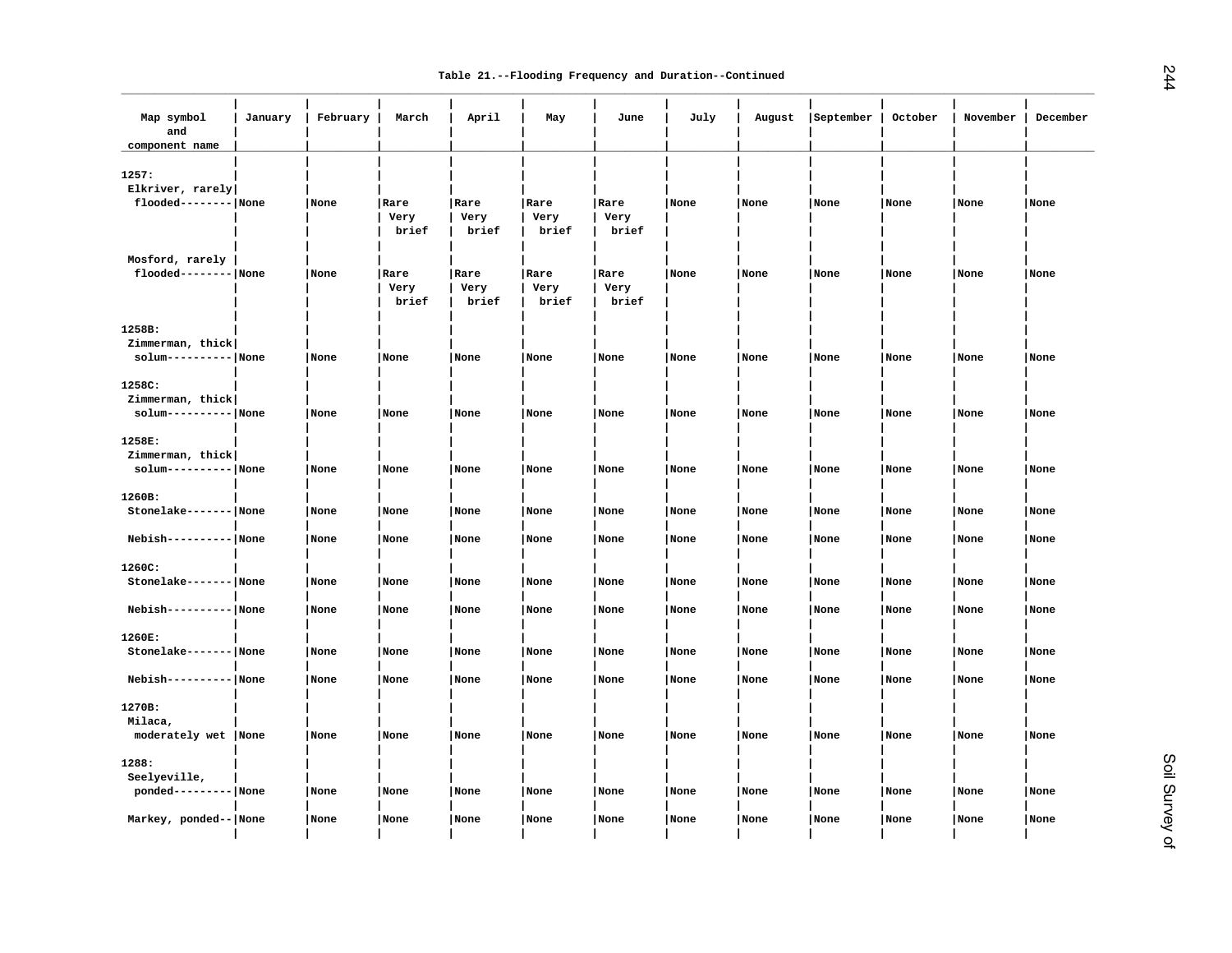Table 21.--Flooding Frequency and Duration--Continued

| Map symbol and component name | January | February | March | April | May | June | July | August | September | October | November | December |
|---|---|---|---|---|---|---|---|---|---|---|---|---|
| 1257: | | | | | | | | | | | | |
| Elkriver, rarely flooded | None | None | Rare Very brief | Rare Very brief | Rare Very brief | Rare Very brief | None | None | None | None | None | None |
| Mosford, rarely flooded | None | None | Rare Very brief | Rare Very brief | Rare Very brief | Rare Very brief | None | None | None | None | None | None |
| 1258B: | | | | | | | | | | | | |
| Zimmerman, thick solum | None | None | None | None | None | None | None | None | None | None | None | None |
| 1258C: | | | | | | | | | | | | |
| Zimmerman, thick solum | None | None | None | None | None | None | None | None | None | None | None | None |
| 1258E: | | | | | | | | | | | | |
| Zimmerman, thick solum | None | None | None | None | None | None | None | None | None | None | None | None |
| 1260B: | | | | | | | | | | | | |
| Stonelake | None | None | None | None | None | None | None | None | None | None | None | None |
| Nebish | None | None | None | None | None | None | None | None | None | None | None | None |
| 1260C: | | | | | | | | | | | | |
| Stonelake | None | None | None | None | None | None | None | None | None | None | None | None |
| Nebish | None | None | None | None | None | None | None | None | None | None | None | None |
| 1260E: | | | | | | | | | | | | |
| Stonelake | None | None | None | None | None | None | None | None | None | None | None | None |
| Nebish | None | None | None | None | None | None | None | None | None | None | None | None |
| 1270B: | | | | | | | | | | | | |
| Milaca, moderately wet | None | None | None | None | None | None | None | None | None | None | None | None |
| 1288: | | | | | | | | | | | | |
| Seelyeville, ponded | None | None | None | None | None | None | None | None | None | None | None | None |
| Markey, ponded | None | None | None | None | None | None | None | None | None | None | None | None |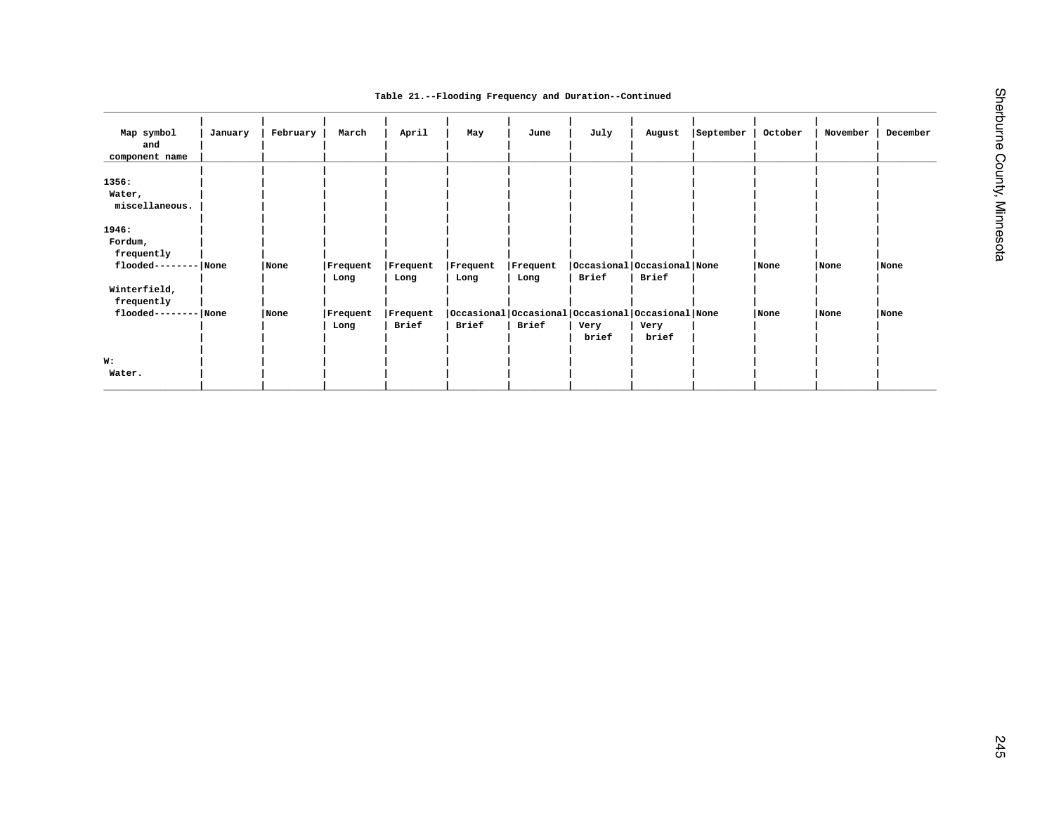Table 21.--Flooding Frequency and Duration--Continued

| Map symbol and component name | January | February | March | April | May | June | July | August | September | October | November | December |
|---|---|---|---|---|---|---|---|---|---|---|---|---|
| 1356: | | | | | | | | | | | | |
| Water, miscellaneous. | | | | | | | | | | | | |
| 1946: | | | | | | | | | | | | |
| Fordum, frequently flooded | None | None | Frequent Long | Frequent Long | Frequent Long | Frequent Long | Occasional Brief | Occasional Brief | None | None | None | None |
| Winterfield, frequently flooded | None | None | Frequent Long | Frequent Brief | Occasional Brief | Occasional Brief | Occasional Very brief | Occasional Very brief | None | None | None | None |
| W: | | | | | | | | | | | | |
| Water. | | | | | | | | | | | | |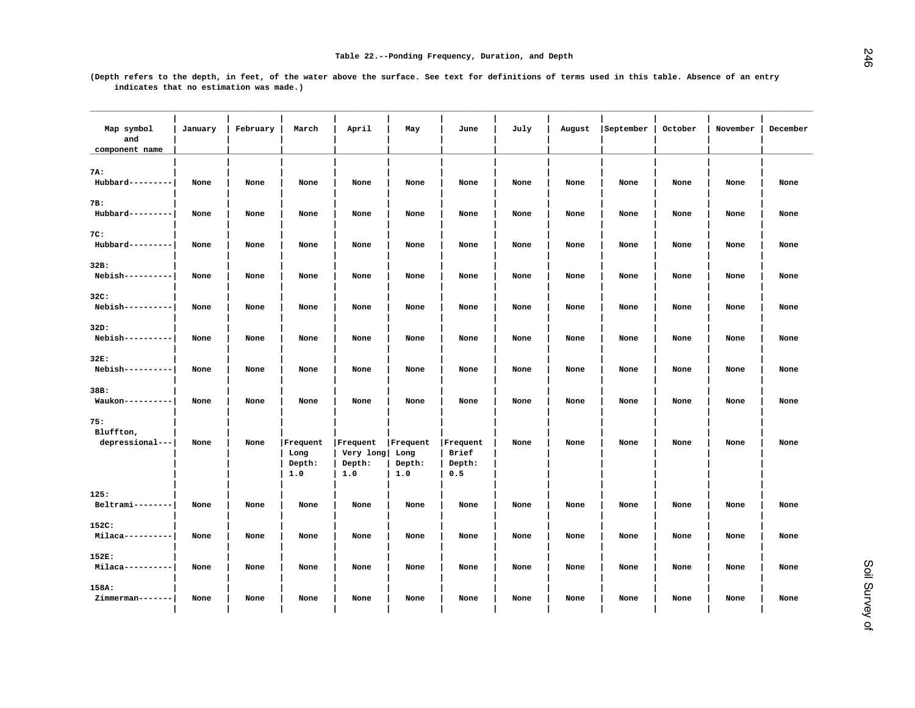# Table 22.--Ponding Frequency, Duration, and Depth

(Depth refers to the depth, in feet, of the water above the surface. See text for definitions of terms used in this table. Absence of an entry indicates that no estimation was made.)

| Map symbol and component name | January | February | March | April | May | June | July | August | September | October | November | December |
|---|---|---|---|---|---|---|---|---|---|---|---|---|
| 7A: Hubbard | None | None | None | None | None | None | None | None | None | None | None | None |
| 7B: Hubbard | None | None | None | None | None | None | None | None | None | None | None | None |
| 7C: Hubbard | None | None | None | None | None | None | None | None | None | None | None | None |
| 32B: Nebish | None | None | None | None | None | None | None | None | None | None | None | None |
| 32C: Nebish | None | None | None | None | None | None | None | None | None | None | None | None |
| 32D: Nebish | None | None | None | None | None | None | None | None | None | None | None | None |
| 32E: Nebish | None | None | None | None | None | None | None | None | None | None | None | None |
| 38B: Waukon | None | None | None | None | None | None | None | None | None | None | None | None |
| 75: Bluffton, depressional | None | None | Frequent Long Depth: 1.0 | Frequent Very long Depth: 1.0 | Frequent Long Depth: 1.0 | Frequent Brief Depth: 0.5 | None | None | None | None | None | None |
| 125: Beltrami | None | None | None | None | None | None | None | None | None | None | None | None |
| 152C: Milaca | None | None | None | None | None | None | None | None | None | None | None | None |
| 152E: Milaca | None | None | None | None | None | None | None | None | None | None | None | None |
| 158A: Zimmerman | None | None | None | None | None | None | None | None | None | None | None | None |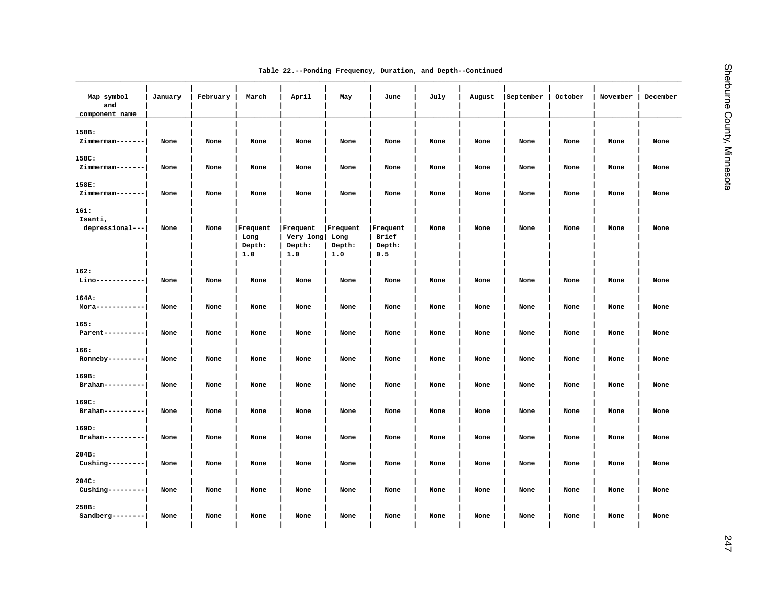Table 22.--Ponding Frequency, Duration, and Depth--Continued

| Map symbol and component name | January | February | March | April | May | June | July | August | September | October | November | December |
|---|---|---|---|---|---|---|---|---|---|---|---|---|
| 158B: | | | | | | | | | | | | |
| Zimmerman | None | None | None | None | None | None | None | None | None | None | None | None |
| 158C: | | | | | | | | | | | | |
| Zimmerman | None | None | None | None | None | None | None | None | None | None | None | None |
| 158E: | | | | | | | | | | | | |
| Zimmerman | None | None | None | None | None | None | None | None | None | None | None | None |
| 161: | | | | | | | | | | | | |
| Isanti, depressional | None | None | Frequent Long Depth: 1.0 | Frequent Very long Depth: 1.0 | Frequent Long Depth: 1.0 | Frequent Brief Depth: 0.5 | None | None | None | None | None | None |
| 162: | | | | | | | | | | | | |
| Lino | None | None | None | None | None | None | None | None | None | None | None | None |
| 164A: | | | | | | | | | | | | |
| Mora | None | None | None | None | None | None | None | None | None | None | None | None |
| 165: | | | | | | | | | | | | |
| Parent | None | None | None | None | None | None | None | None | None | None | None | None |
| 166: | | | | | | | | | | | | |
| Ronneby | None | None | None | None | None | None | None | None | None | None | None | None |
| 169B: | | | | | | | | | | | | |
| Braham | None | None | None | None | None | None | None | None | None | None | None | None |
| 169C: | | | | | | | | | | | | |
| Braham | None | None | None | None | None | None | None | None | None | None | None | None |
| 169D: | | | | | | | | | | | | |
| Braham | None | None | None | None | None | None | None | None | None | None | None | None |
| 204B: | | | | | | | | | | | | |
| Cushing | None | None | None | None | None | None | None | None | None | None | None | None |
| 204C: | | | | | | | | | | | | |
| Cushing | None | None | None | None | None | None | None | None | None | None | None | None |
| 258B: | | | | | | | | | | | | |
| Sandberg | None | None | None | None | None | None | None | None | None | None | None | None |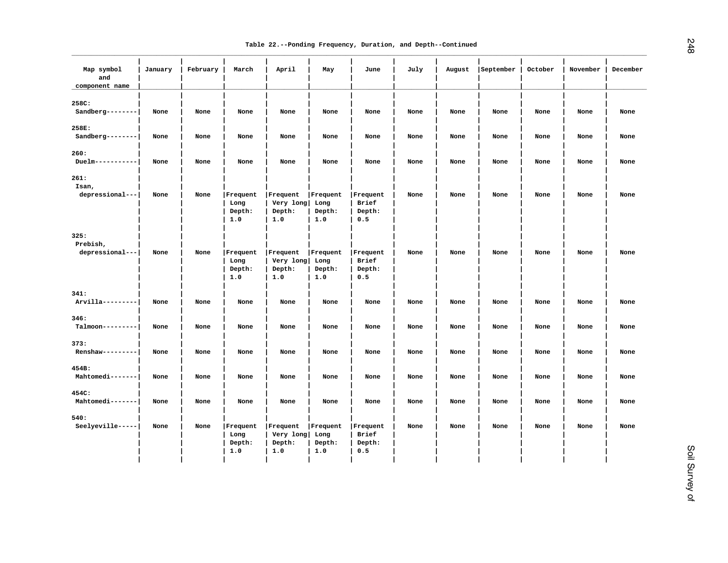Table 22.--Ponding Frequency, Duration, and Depth--Continued

| Map symbol and component name | January | February | March | April | May | June | July | August | September | October | November | December |
|---|---|---|---|---|---|---|---|---|---|---|---|---|
| 258C: | | | | | | | | | | | | |
| Sandberg-------- | None | None | None | None | None | None | None | None | None | None | None | None |
| 258E: | | | | | | | | | | | | |
| Sandberg-------- | None | None | None | None | None | None | None | None | None | None | None | None |
| 260: | | | | | | | | | | | | |
| Duelm----------- | None | None | None | None | None | None | None | None | None | None | None | None |
| 261: | | | | | | | | | | | | |
| Isan, depressional--- | None | None | Frequent Long Depth: 1.0 | Frequent Very long Depth: 1.0 | Frequent Long Depth: 1.0 | Frequent Brief Depth: 0.5 | None | None | None | None | None | None |
| 325: | | | | | | | | | | | | |
| Prebish, depressional--- | None | None | Frequent Long Depth: 1.0 | Frequent Very long Depth: 1.0 | Frequent Long Depth: 1.0 | Frequent Brief Depth: 0.5 | None | None | None | None | None | None |
| 341: | | | | | | | | | | | | |
| Arvilla--------- | None | None | None | None | None | None | None | None | None | None | None | None |
| 346: | | | | | | | | | | | | |
| Talmoon--------- | None | None | None | None | None | None | None | None | None | None | None | None |
| 373: | | | | | | | | | | | | |
| Renshaw--------- | None | None | None | None | None | None | None | None | None | None | None | None |
| 454B: | | | | | | | | | | | | |
| Mahtomedi------- | None | None | None | None | None | None | None | None | None | None | None | None |
| 454C: | | | | | | | | | | | | |
| Mahtomedi------- | None | None | None | None | None | None | None | None | None | None | None | None |
| 540: | | | | | | | | | | | | |
| Seelyeville----- | None | None | Frequent Long Depth: 1.0 | Frequent Very long Depth: 1.0 | Frequent Long Depth: 1.0 | Frequent Brief Depth: 0.5 | None | None | None | None | None | None |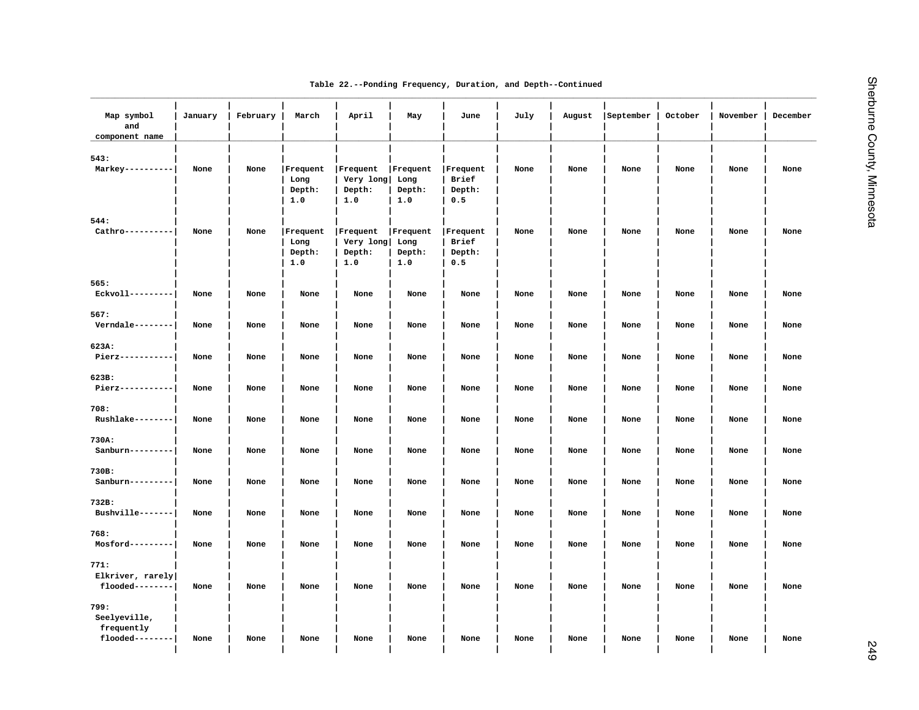Table 22.--Ponding Frequency, Duration, and Depth--Continued

| Map symbol and component name | January | February | March | April | May | June | July | August | September | October | November | December |
|---|---|---|---|---|---|---|---|---|---|---|---|---|
| 543: Markey | None | None | Frequent Long Depth: 1.0 | Frequent Very long Depth: 1.0 | Frequent Long Depth: 1.0 | Frequent Brief Depth: 0.5 | None | None | None | None | None | None |
| 544: Cathro | None | None | Frequent Long Depth: 1.0 | Frequent Very long Depth: 1.0 | Frequent Long Depth: 1.0 | Frequent Brief Depth: 0.5 | None | None | None | None | None | None |
| 565: Eckvoll | None | None | None | None | None | None | None | None | None | None | None | None |
| 567: Verndale | None | None | None | None | None | None | None | None | None | None | None | None |
| 623A: Pierz | None | None | None | None | None | None | None | None | None | None | None | None |
| 623B: Pierz | None | None | None | None | None | None | None | None | None | None | None | None |
| 708: Rushlake | None | None | None | None | None | None | None | None | None | None | None | None |
| 730A: Sanburn | None | None | None | None | None | None | None | None | None | None | None | None |
| 730B: Sanburn | None | None | None | None | None | None | None | None | None | None | None | None |
| 732B: Bushville | None | None | None | None | None | None | None | None | None | None | None | None |
| 768: Mosford | None | None | None | None | None | None | None | None | None | None | None | None |
| 771: Elkriver, rarely flooded | None | None | None | None | None | None | None | None | None | None | None | None |
| 799: Seelyeville, frequently flooded | None | None | None | None | None | None | None | None | None | None | None | None |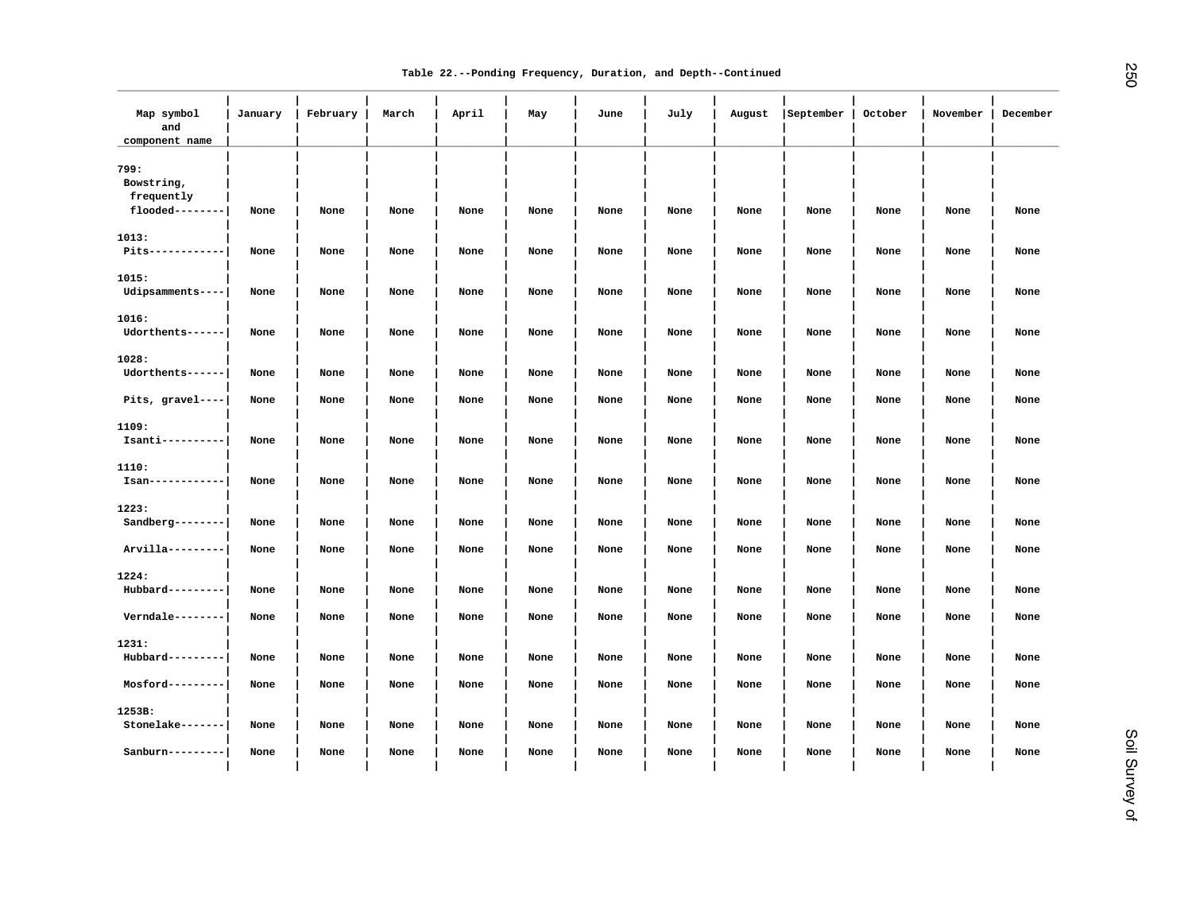Table 22.--Ponding Frequency, Duration, and Depth--Continued

| Map symbol and component name | January | February | March | April | May | June | July | August | September | October | November | December |
|---|---|---|---|---|---|---|---|---|---|---|---|---|
| 799: | | | | | | | | | | | | |
| Bowstring, frequently flooded | None | None | None | None | None | None | None | None | None | None | None | None |
| 1013: | | | | | | | | | | | | |
| Pits | None | None | None | None | None | None | None | None | None | None | None | None |
| 1015: | | | | | | | | | | | | |
| Udipsamments | None | None | None | None | None | None | None | None | None | None | None | None |
| 1016: | | | | | | | | | | | | |
| Udorthents | None | None | None | None | None | None | None | None | None | None | None | None |
| 1028: | | | | | | | | | | | | |
| Udorthents | None | None | None | None | None | None | None | None | None | None | None | None |
| Pits, gravel | None | None | None | None | None | None | None | None | None | None | None | None |
| 1109: | | | | | | | | | | | | |
| Isanti | None | None | None | None | None | None | None | None | None | None | None | None |
| 1110: | | | | | | | | | | | | |
| Isan | None | None | None | None | None | None | None | None | None | None | None | None |
| 1223: | | | | | | | | | | | | |
| Sandberg | None | None | None | None | None | None | None | None | None | None | None | None |
| Arvilla | None | None | None | None | None | None | None | None | None | None | None | None |
| 1224: | | | | | | | | | | | | |
| Hubbard | None | None | None | None | None | None | None | None | None | None | None | None |
| Verndale | None | None | None | None | None | None | None | None | None | None | None | None |
| 1231: | | | | | | | | | | | | |
| Hubbard | None | None | None | None | None | None | None | None | None | None | None | None |
| Mosford | None | None | None | None | None | None | None | None | None | None | None | None |
| 1253B: | | | | | | | | | | | | |
| Stonelake | None | None | None | None | None | None | None | None | None | None | None | None |
| Sanburn | None | None | None | None | None | None | None | None | None | None | None | None |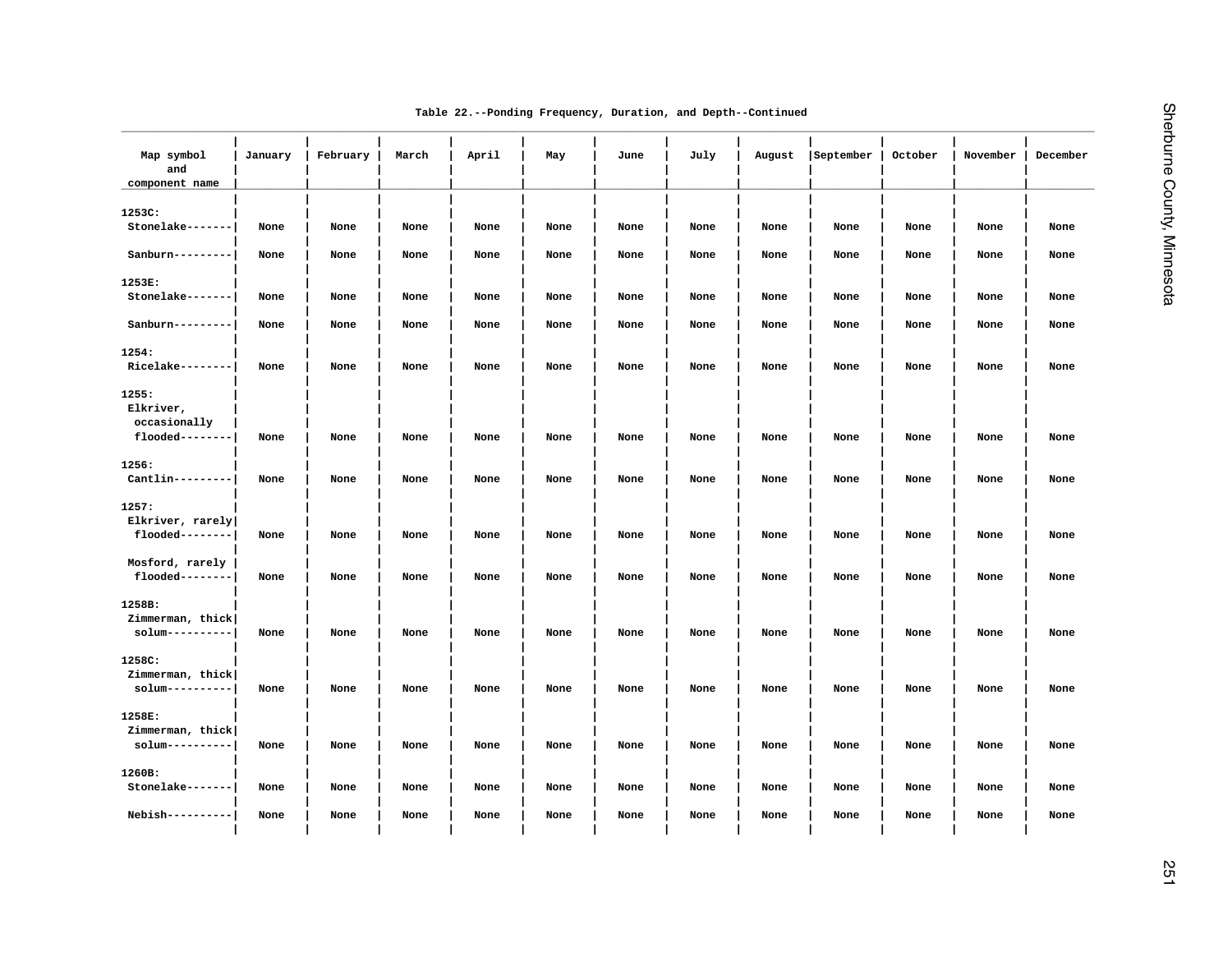Table 22.--Ponding Frequency, Duration, and Depth--Continued

| Map symbol and component name | January | February | March | April | May | June | July | August | September | October | November | December |
|---|---|---|---|---|---|---|---|---|---|---|---|---|
| 1253C: | | | | | | | | | | | | |
| Stonelake | None | None | None | None | None | None | None | None | None | None | None | None |
| Sanburn | None | None | None | None | None | None | None | None | None | None | None | None |
| 1253E: | | | | | | | | | | | | |
| Stonelake | None | None | None | None | None | None | None | None | None | None | None | None |
| Sanburn | None | None | None | None | None | None | None | None | None | None | None | None |
| 1254: | | | | | | | | | | | | |
| Ricelake | None | None | None | None | None | None | None | None | None | None | None | None |
| 1255: | | | | | | | | | | | | |
| Elkriver, occasionally flooded | None | None | None | None | None | None | None | None | None | None | None | None |
| 1256: | | | | | | | | | | | | |
| Cantlin | None | None | None | None | None | None | None | None | None | None | None | None |
| 1257: | | | | | | | | | | | | |
| Elkriver, rarely flooded | None | None | None | None | None | None | None | None | None | None | None | None |
| Mosford, rarely flooded | None | None | None | None | None | None | None | None | None | None | None | None |
| 1258B: | | | | | | | | | | | | |
| Zimmerman, thick solum | None | None | None | None | None | None | None | None | None | None | None | None |
| 1258C: | | | | | | | | | | | | |
| Zimmerman, thick solum | None | None | None | None | None | None | None | None | None | None | None | None |
| 1258E: | | | | | | | | | | | | |
| Zimmerman, thick solum | None | None | None | None | None | None | None | None | None | None | None | None |
| 1260B: | | | | | | | | | | | | |
| Stonelake | None | None | None | None | None | None | None | None | None | None | None | None |
| Nebish | None | None | None | None | None | None | None | None | None | None | None | None |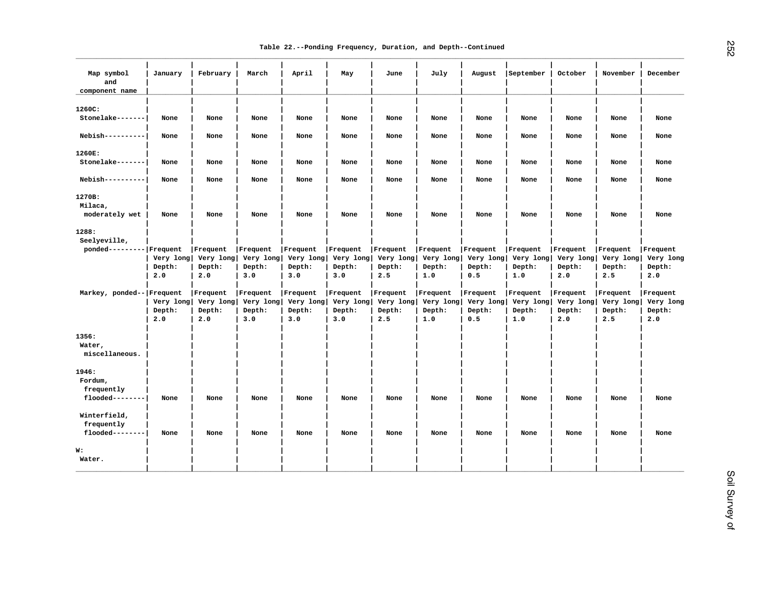Table 22.--Ponding Frequency, Duration, and Depth--Continued

| Map symbol and component name | January | February | March | April | May | June | July | August | September | October | November | December |
|---|---|---|---|---|---|---|---|---|---|---|---|---|
| 1260C: | | | | | | | | | | | | |
| Stonelake | None | None | None | None | None | None | None | None | None | None | None | None |
| Nebish | None | None | None | None | None | None | None | None | None | None | None | None |
| 1260E: | | | | | | | | | | | | |
| Stonelake | None | None | None | None | None | None | None | None | None | None | None | None |
| Nebish | None | None | None | None | None | None | None | None | None | None | None | None |
| 1270B: | | | | | | | | | | | | |
| Milaca, moderately wet | None | None | None | None | None | None | None | None | None | None | None | None |
| 1288: | | | | | | | | | | | | |
| Seelyeville, ponded | Frequent Very long Depth: 2.0 | Frequent Very long Depth: 2.0 | Frequent Very long Depth: 3.0 | Frequent Very long Depth: 3.0 | Frequent Very long Depth: 3.0 | Frequent Very long Depth: 2.5 | Frequent Very long Depth: 1.0 | Frequent Very long Depth: 0.5 | Frequent Very long Depth: 1.0 | Frequent Very long Depth: 2.0 | Frequent Very long Depth: 2.5 | Frequent Very long Depth: 2.0 |
| Markey, ponded | Frequent Very long Depth: 2.0 | Frequent Very long Depth: 2.0 | Frequent Very long Depth: 3.0 | Frequent Very long Depth: 3.0 | Frequent Very long Depth: 3.0 | Frequent Very long Depth: 2.5 | Frequent Very long Depth: 1.0 | Frequent Very long Depth: 0.5 | Frequent Very long Depth: 1.0 | Frequent Very long Depth: 2.0 | Frequent Very long Depth: 2.5 | Frequent Very long Depth: 2.0 |
| 1356: | | | | | | | | | | | | |
| Water, miscellaneous. | | | | | | | | | | | | |
| 1946: | | | | | | | | | | | | |
| Fordum, frequently flooded | None | None | None | None | None | None | None | None | None | None | None | None |
| Winterfield, frequently flooded | None | None | None | None | None | None | None | None | None | None | None | None |
| W: | | | | | | | | | | | | |
| Water. | | | | | | | | | | | | |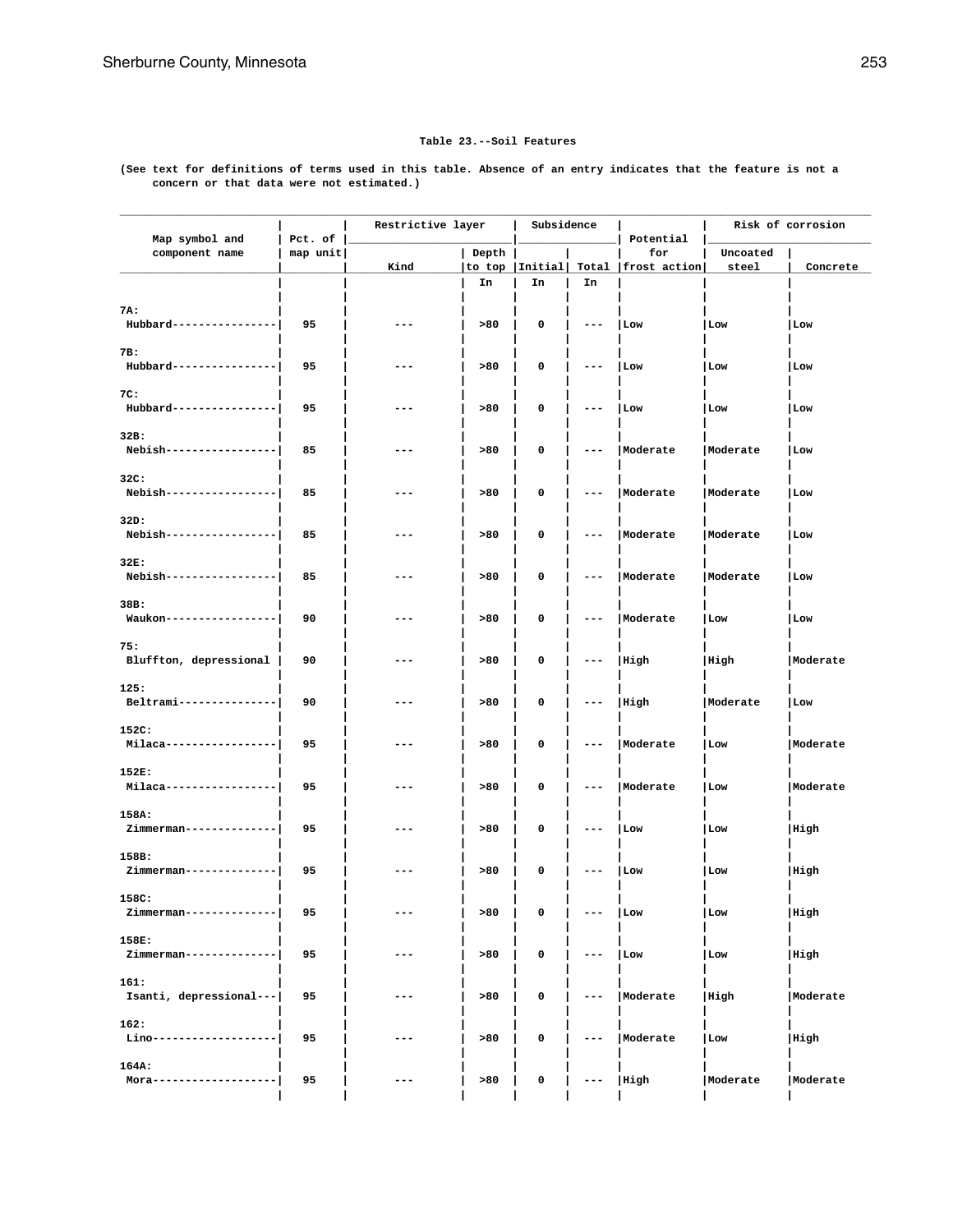Table 23.--Soil Features

(See text for definitions of terms used in this table. Absence of an entry indicates that the feature is not a concern or that data were not estimated.)

| Map symbol and component name | Pct. of map unit | Restrictive layer | | Subsidence | | Potential for frost action | Risk of corrosion | |
|---|---|---|---|---|---|---|---|---|
| | | Kind | Depth to top | Initial | Total | | Uncoated steel | Concrete |
| | | | In | In | In | | | |
| 7A: | | | | | | | | |
| Hubbard | 95 | --- | >80 | 0 | --- | Low | Low | Low |
| 7B: | | | | | | | | |
| Hubbard | 95 | --- | >80 | 0 | --- | Low | Low | Low |
| 7C: | | | | | | | | |
| Hubbard | 95 | --- | >80 | 0 | --- | Low | Low | Low |
| 32B: | | | | | | | | |
| Nebish | 85 | --- | >80 | 0 | --- | Moderate | Moderate | Low |
| 32C: | | | | | | | | |
| Nebish | 85 | --- | >80 | 0 | --- | Moderate | Moderate | Low |
| 32D: | | | | | | | | |
| Nebish | 85 | --- | >80 | 0 | --- | Moderate | Moderate | Low |
| 32E: | | | | | | | | |
| Nebish | 85 | --- | >80 | 0 | --- | Moderate | Moderate | Low |
| 38B: | | | | | | | | |
| Waukon | 90 | --- | >80 | 0 | --- | Moderate | Low | Low |
| 75: | | | | | | | | |
| Bluffton, depressional | 90 | --- | >80 | 0 | --- | High | High | Moderate |
| 125: | | | | | | | | |
| Beltrami | 90 | --- | >80 | 0 | --- | High | Moderate | Low |
| 152C: | | | | | | | | |
| Milaca | 95 | --- | >80 | 0 | --- | Moderate | Low | Moderate |
| 152E: | | | | | | | | |
| Milaca | 95 | --- | >80 | 0 | --- | Moderate | Low | Moderate |
| 158A: | | | | | | | | |
| Zimmerman | 95 | --- | >80 | 0 | --- | Low | Low | High |
| 158B: | | | | | | | | |
| Zimmerman | 95 | --- | >80 | 0 | --- | Low | Low | High |
| 158C: | | | | | | | | |
| Zimmerman | 95 | --- | >80 | 0 | --- | Low | Low | High |
| 158E: | | | | | | | | |
| Zimmerman | 95 | --- | >80 | 0 | --- | Low | Low | High |
| 161: | | | | | | | | |
| Isanti, depressional | 95 | --- | >80 | 0 | --- | Moderate | High | Moderate |
| 162: | | | | | | | | |
| Lino | 95 | --- | >80 | 0 | --- | Moderate | Low | High |
| 164A: | | | | | | | | |
| Mora | 95 | --- | >80 | 0 | --- | High | Moderate | Moderate |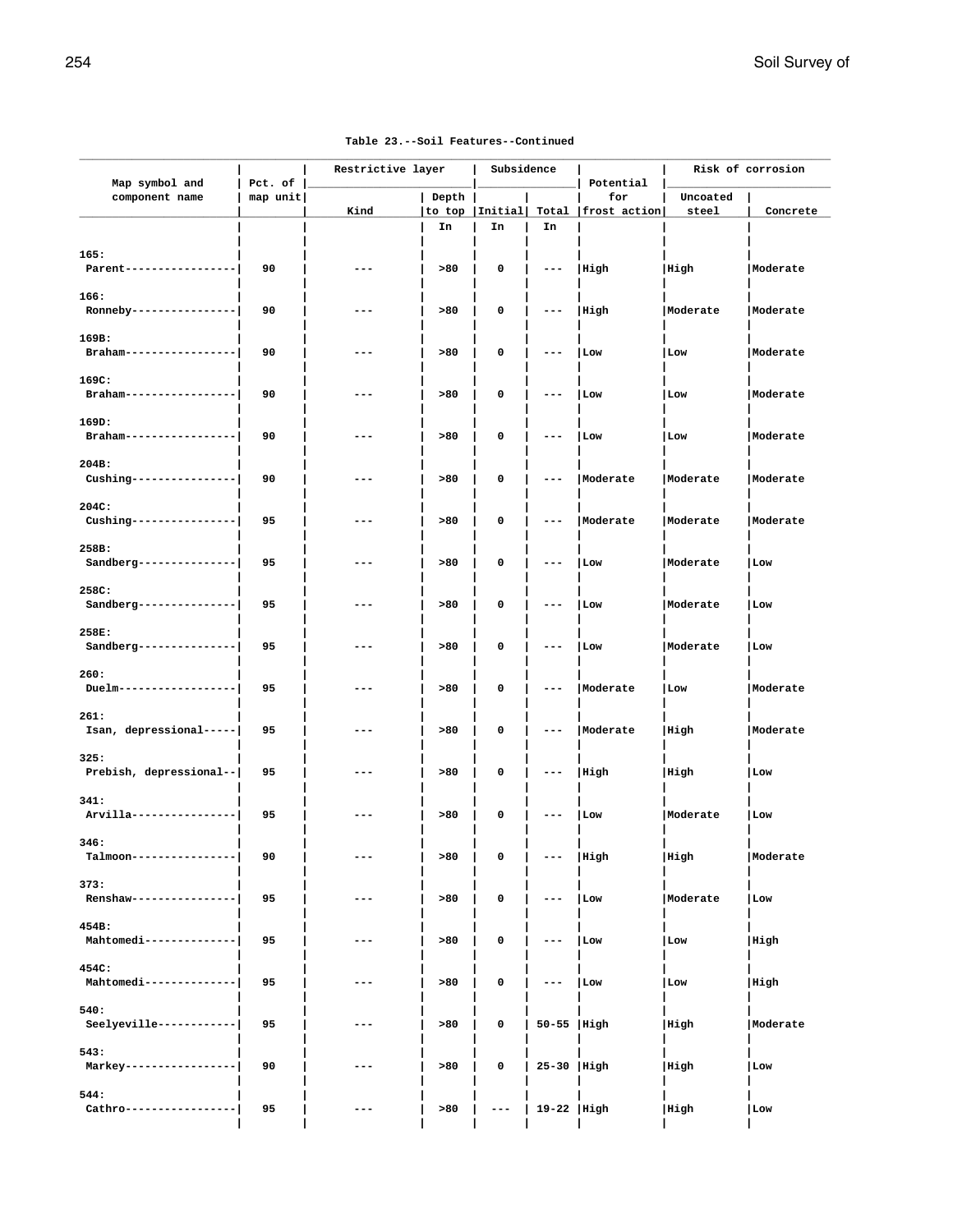Table 23.--Soil Features--Continued

| Map symbol and component name | Pct. of map unit | Restrictive layer | | Subsidence | | Potential for frost action | Risk of corrosion | |
|---|---|---|---|---|---|---|---|---|
| | | Kind | Depth to top | Initial | Total | | Uncoated steel | Concrete |
| | | | In | In | In | | | |
| 165: | | | | | | | | |
| Parent | 90 | --- | >80 | 0 | --- | High | High | Moderate |
| 166: | | | | | | | | |
| Ronneby | 90 | --- | >80 | 0 | --- | High | Moderate | Moderate |
| 169B: | | | | | | | | |
| Braham | 90 | --- | >80 | 0 | --- | Low | Low | Moderate |
| 169C: | | | | | | | | |
| Braham | 90 | --- | >80 | 0 | --- | Low | Low | Moderate |
| 169D: | | | | | | | | |
| Braham | 90 | --- | >80 | 0 | --- | Low | Low | Moderate |
| 204B: | | | | | | | | |
| Cushing | 90 | --- | >80 | 0 | --- | Moderate | Moderate | Moderate |
| 204C: | | | | | | | | |
| Cushing | 95 | --- | >80 | 0 | --- | Moderate | Moderate | Moderate |
| 258B: | | | | | | | | |
| Sandberg | 95 | --- | >80 | 0 | --- | Low | Moderate | Low |
| 258C: | | | | | | | | |
| Sandberg | 95 | --- | >80 | 0 | --- | Low | Moderate | Low |
| 258E: | | | | | | | | |
| Sandberg | 95 | --- | >80 | 0 | --- | Low | Moderate | Low |
| 260: | | | | | | | | |
| Duelm | 95 | --- | >80 | 0 | --- | Moderate | Low | Moderate |
| 261: | | | | | | | | |
| Isan, depressional | 95 | --- | >80 | 0 | --- | Moderate | High | Moderate |
| 325: | | | | | | | | |
| Prebish, depressional | 95 | --- | >80 | 0 | --- | High | High | Low |
| 341: | | | | | | | | |
| Arvilla | 95 | --- | >80 | 0 | --- | Low | Moderate | Low |
| 346: | | | | | | | | |
| Talmoon | 90 | --- | >80 | 0 | --- | High | High | Moderate |
| 373: | | | | | | | | |
| Renshaw | 95 | --- | >80 | 0 | --- | Low | Moderate | Low |
| 454B: | | | | | | | | |
| Mahtomedi | 95 | --- | >80 | 0 | --- | Low | Low | High |
| 454C: | | | | | | | | |
| Mahtomedi | 95 | --- | >80 | 0 | --- | Low | Low | High |
| 540: | | | | | | | | |
| Seelyeville | 95 | --- | >80 | 0 | 50-55 | High | High | Moderate |
| 543: | | | | | | | | |
| Markey | 90 | --- | >80 | 0 | 25-30 | High | High | Low |
| 544: | | | | | | | | |
| Cathro | 95 | --- | >80 | --- | 19-22 | High | High | Low |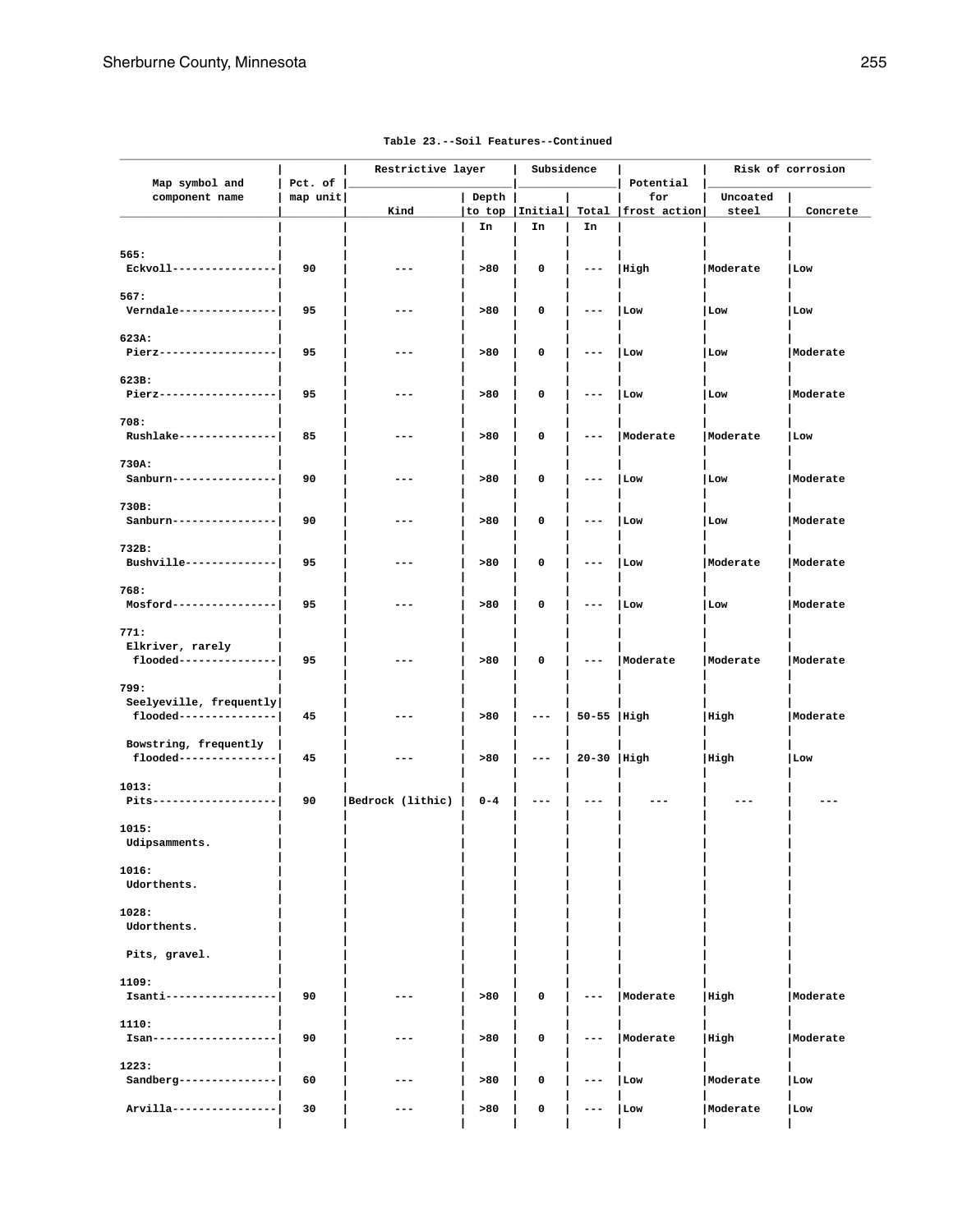Table 23.--Soil Features--Continued

| Map symbol and component name | Pct. of map unit | Restrictive layer | | Subsidence | | Potential for frost action | Risk of corrosion | |
|---|---|---|---|---|---|---|---|---|
| | | Kind | Depth to top | Initial | Total | | Uncoated steel | Concrete |
| | | | In | In | In | | | |
| 565: | | | | | | | | |
| Eckvoll | 90 | --- | >80 | 0 | --- | High | Moderate | Low |
| 567: | | | | | | | | |
| Verndale | 95 | --- | >80 | 0 | --- | Low | Low | Low |
| 623A: | | | | | | | | |
| Pierz | 95 | --- | >80 | 0 | --- | Low | Low | Moderate |
| 623B: | | | | | | | | |
| Pierz | 95 | --- | >80 | 0 | --- | Low | Low | Moderate |
| 708: | | | | | | | | |
| Rushlake | 85 | --- | >80 | 0 | --- | Moderate | Moderate | Low |
| 730A: | | | | | | | | |
| Sanburn | 90 | --- | >80 | 0 | --- | Low | Low | Moderate |
| 730B: | | | | | | | | |
| Sanburn | 90 | --- | >80 | 0 | --- | Low | Low | Moderate |
| 732B: | | | | | | | | |
| Bushville | 95 | --- | >80 | 0 | --- | Low | Moderate | Moderate |
| 768: | | | | | | | | |
| Mosford | 95 | --- | >80 | 0 | --- | Low | Low | Moderate |
| 771: | | | | | | | | |
| Elkriver, rarely flooded | 95 | --- | >80 | 0 | --- | Moderate | Moderate | Moderate |
| 799: | | | | | | | | |
| Seelyeville, frequently flooded | 45 | --- | >80 | --- | 50-55 | High | High | Moderate |
| Bowstring, frequently flooded | 45 | --- | >80 | --- | 20-30 | High | High | Low |
| 1013: | | | | | | | | |
| Pits | 90 | Bedrock (lithic) | 0-4 | --- | --- | --- | --- | --- |
| 1015: | | | | | | | | |
| Udipsamments. | | | | | | | | |
| 1016: | | | | | | | | |
| Udorthents. | | | | | | | | |
| 1028: | | | | | | | | |
| Udorthents. | | | | | | | | |
| Pits, gravel. | | | | | | | | |
| 1109: | | | | | | | | |
| Isanti | 90 | --- | >80 | 0 | --- | Moderate | High | Moderate |
| 1110: | | | | | | | | |
| Isan | 90 | --- | >80 | 0 | --- | Moderate | High | Moderate |
| 1223: | | | | | | | | |
| Sandberg | 60 | --- | >80 | 0 | --- | Low | Moderate | Low |
| Arvilla | 30 | --- | >80 | 0 | --- | Low | Moderate | Low |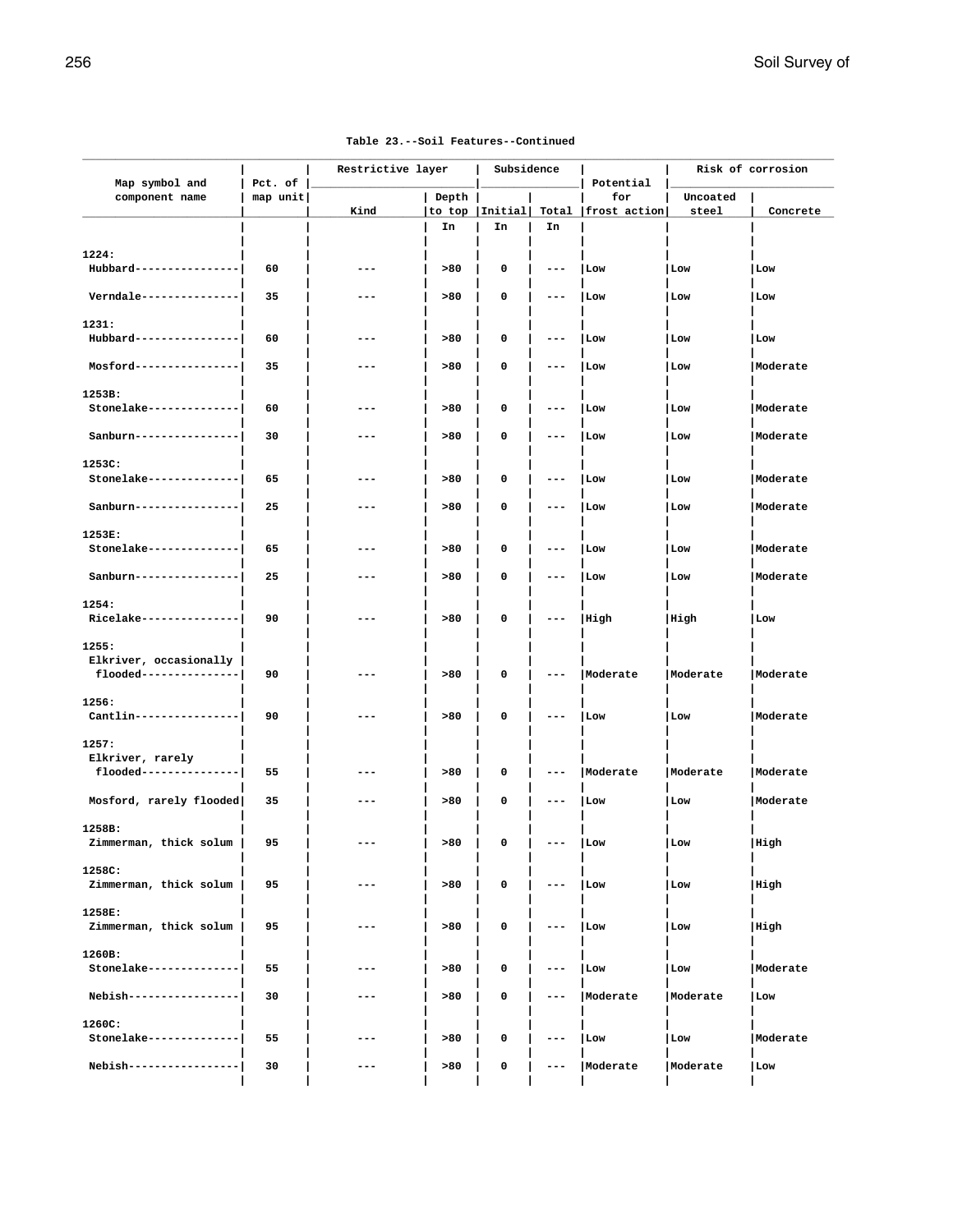Table 23.--Soil Features--Continued

| Map symbol and component name | Pct. of map unit | Restrictive layer | | Subsidence | | Potential for frost action | Risk of corrosion | |
|---|---|---|---|---|---|---|---|---|
| | | Kind | Depth to top | Initial | Total | | Uncoated steel | Concrete |
| | | | In | In | In | | | |
| 1224: | | | | | | | | |
| Hubbard | 60 | --- | >80 | 0 | --- | Low | Low | Low |
| Verndale | 35 | --- | >80 | 0 | --- | Low | Low | Low |
| 1231: | | | | | | | | |
| Hubbard | 60 | --- | >80 | 0 | --- | Low | Low | Low |
| Mosford | 35 | --- | >80 | 0 | --- | Low | Low | Moderate |
| 1253B: | | | | | | | | |
| Stonelake | 60 | --- | >80 | 0 | --- | Low | Low | Moderate |
| Sanburn | 30 | --- | >80 | 0 | --- | Low | Low | Moderate |
| 1253C: | | | | | | | | |
| Stonelake | 65 | --- | >80 | 0 | --- | Low | Low | Moderate |
| Sanburn | 25 | --- | >80 | 0 | --- | Low | Low | Moderate |
| 1253E: | | | | | | | | |
| Stonelake | 65 | --- | >80 | 0 | --- | Low | Low | Moderate |
| Sanburn | 25 | --- | >80 | 0 | --- | Low | Low | Moderate |
| 1254: | | | | | | | | |
| Ricelake | 90 | --- | >80 | 0 | --- | High | High | Low |
| 1255: | | | | | | | | |
| Elkriver, occasionally flooded | 90 | --- | >80 | 0 | --- | Moderate | Moderate | Moderate |
| 1256: | | | | | | | | |
| Cantlin | 90 | --- | >80 | 0 | --- | Low | Low | Moderate |
| 1257: | | | | | | | | |
| Elkriver, rarely flooded | 55 | --- | >80 | 0 | --- | Moderate | Moderate | Moderate |
| Mosford, rarely flooded | 35 | --- | >80 | 0 | --- | Low | Low | Moderate |
| 1258B: | | | | | | | | |
| Zimmerman, thick solum | 95 | --- | >80 | 0 | --- | Low | Low | High |
| 1258C: | | | | | | | | |
| Zimmerman, thick solum | 95 | --- | >80 | 0 | --- | Low | Low | High |
| 1258E: | | | | | | | | |
| Zimmerman, thick solum | 95 | --- | >80 | 0 | --- | Low | Low | High |
| 1260B: | | | | | | | | |
| Stonelake | 55 | --- | >80 | 0 | --- | Low | Low | Moderate |
| Nebish | 30 | --- | >80 | 0 | --- | Moderate | Moderate | Low |
| 1260C: | | | | | | | | |
| Stonelake | 55 | --- | >80 | 0 | --- | Low | Low | Moderate |
| Nebish | 30 | --- | >80 | 0 | --- | Moderate | Moderate | Low |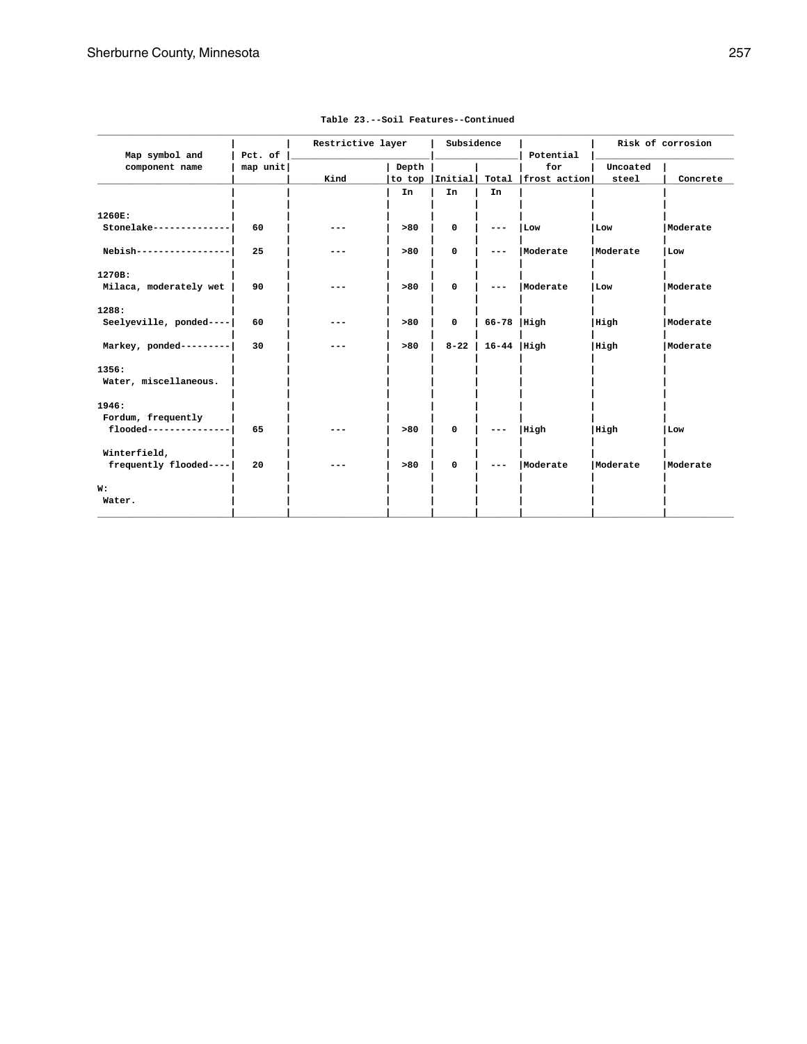Table 23.--Soil Features--Continued

| Map symbol and component name | Pct. of map unit | Restrictive layer | | Subsidence | | Potential for frost action | Risk of corrosion | |
|---|---|---|---|---|---|---|---|---|
| | | Kind | Depth to top | Initial | Total | | Uncoated steel | Concrete |
| | | | In | In | In | | | |
| 1260E: | | | | | | | | |
| Stonelake | 60 | --- | >80 | 0 | --- | Low | Low | Moderate |
| Nebish | 25 | --- | >80 | 0 | --- | Moderate | Moderate | Low |
| 1270B: | | | | | | | | |
| Milaca, moderately wet | 90 | --- | >80 | 0 | --- | Moderate | Low | Moderate |
| 1288: | | | | | | | | |
| Seelyeville, ponded | 60 | --- | >80 | 0 | 66-78 | High | High | Moderate |
| Markey, ponded | 30 | --- | >80 | 8-22 | 16-44 | High | High | Moderate |
| 1356: | | | | | | | | |
| Water, miscellaneous. | | | | | | | | |
| 1946: | | | | | | | | |
| Fordum, frequently flooded | 65 | --- | >80 | 0 | --- | High | High | Low |
| Winterfield, frequently flooded | 20 | --- | >80 | 0 | --- | Moderate | Moderate | Moderate |
| W: | | | | | | | | |
| Water. | | | | | | | | |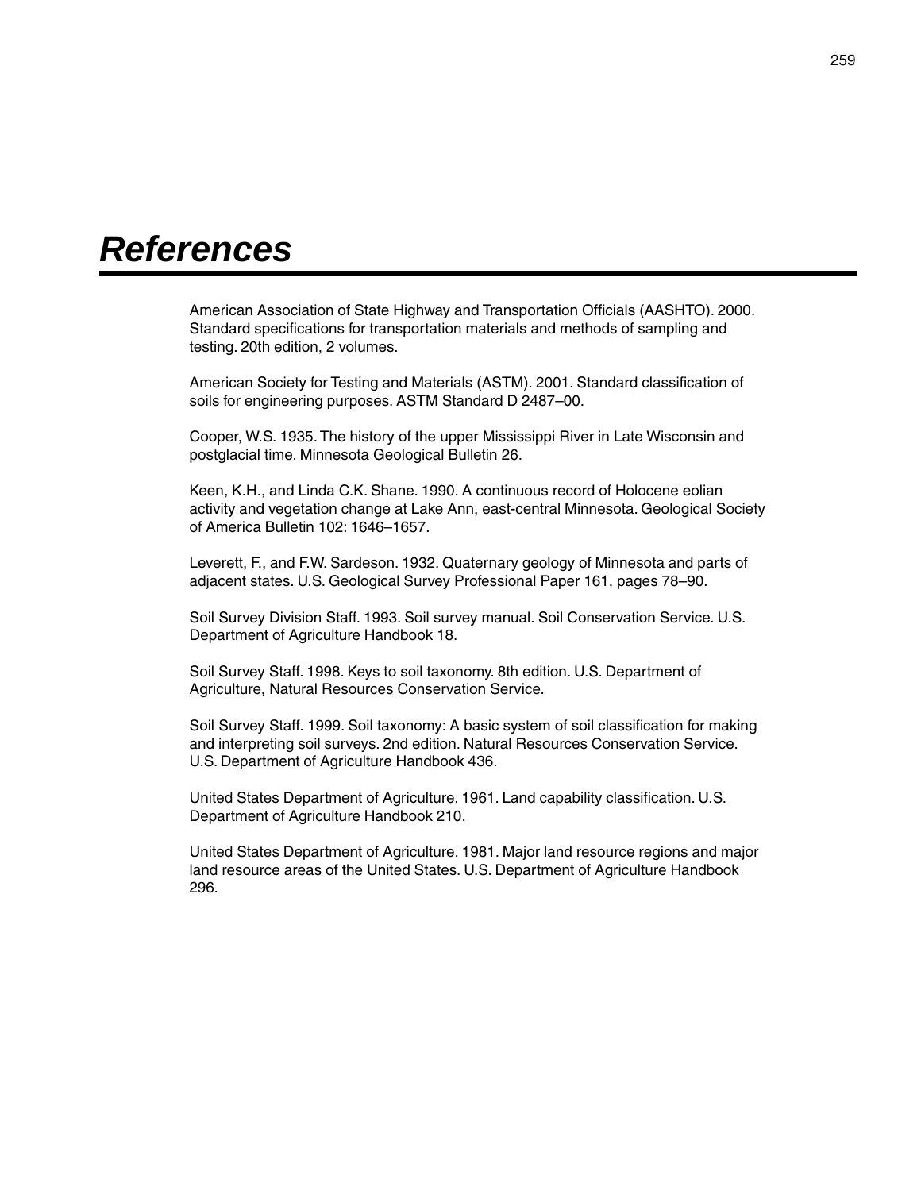# References

American Association of State Highway and Transportation Officials (AASHTO). 2000. Standard specifications for transportation materials and methods of sampling and testing. 20th edition, 2 volumes.

American Society for Testing and Materials (ASTM). 2001. Standard classification of soils for engineering purposes. ASTM Standard D 2487–00.

Cooper, W.S. 1935. The history of the upper Mississippi River in Late Wisconsin and postglacial time. Minnesota Geological Bulletin 26.

Keen, K.H., and Linda C.K. Shane. 1990. A continuous record of Holocene eolian activity and vegetation change at Lake Ann, east-central Minnesota. Geological Society of America Bulletin 102: 1646–1657.

Leverett, F., and F.W. Sardeson. 1932. Quaternary geology of Minnesota and parts of adjacent states. U.S. Geological Survey Professional Paper 161, pages 78–90.

Soil Survey Division Staff. 1993. Soil survey manual. Soil Conservation Service. U.S. Department of Agriculture Handbook 18.

Soil Survey Staff. 1998. Keys to soil taxonomy. 8th edition. U.S. Department of Agriculture, Natural Resources Conservation Service.

Soil Survey Staff. 1999. Soil taxonomy: A basic system of soil classification for making and interpreting soil surveys. 2nd edition. Natural Resources Conservation Service. U.S. Department of Agriculture Handbook 436.

United States Department of Agriculture. 1961. Land capability classification. U.S. Department of Agriculture Handbook 210.

United States Department of Agriculture. 1981. Major land resource regions and major land resource areas of the United States. U.S. Department of Agriculture Handbook 296.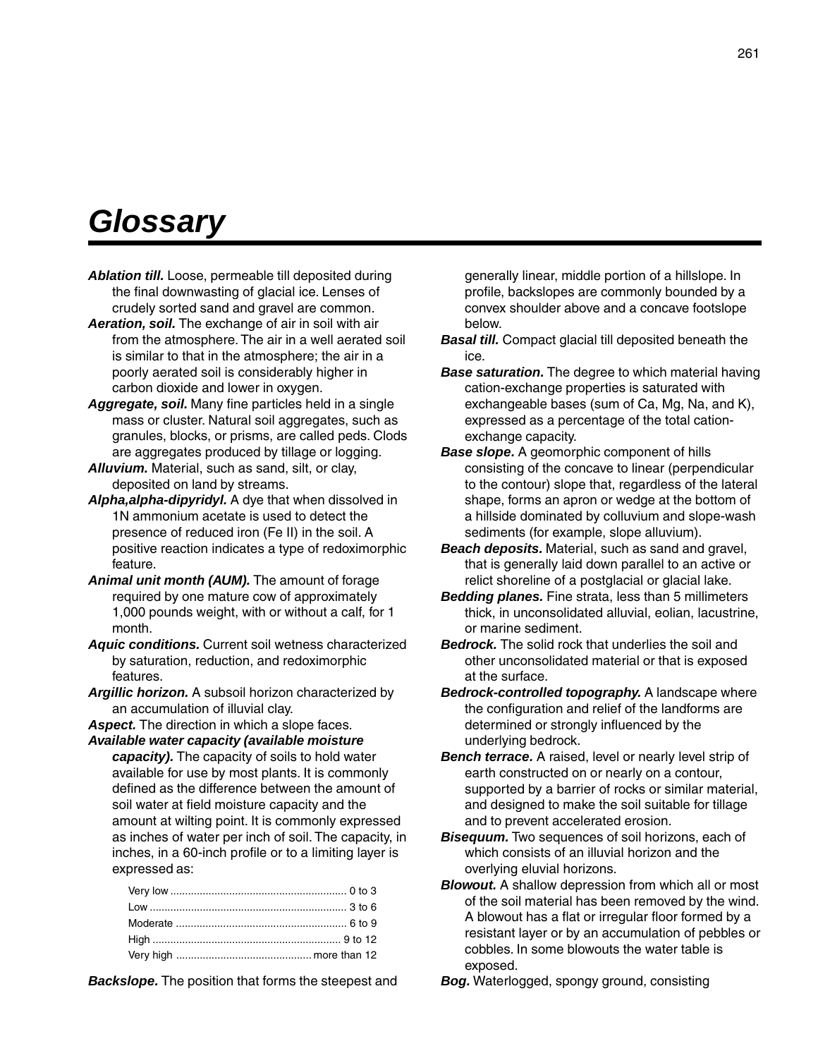# Glossary

***Ablation till.*** Loose, permeable till deposited during the final downwasting of glacial ice. Lenses of crudely sorted sand and gravel are common.

***Aeration, soil.*** The exchange of air in soil with air from the atmosphere. The air in a well aerated soil is similar to that in the atmosphere; the air in a poorly aerated soil is considerably higher in carbon dioxide and lower in oxygen.

***Aggregate, soil.*** Many fine particles held in a single mass or cluster. Natural soil aggregates, such as granules, blocks, or prisms, are called peds. Clods are aggregates produced by tillage or logging.

***Alluvium.*** Material, such as sand, silt, or clay, deposited on land by streams.

***Alpha,alpha-dipyridyl.*** A dye that when dissolved in 1N ammonium acetate is used to detect the presence of reduced iron (Fe II) in the soil. A positive reaction indicates a type of redoximorphic feature.

***Animal unit month (AUM).*** The amount of forage required by one mature cow of approximately 1,000 pounds weight, with or without a calf, for 1 month.

***Aquic conditions.*** Current soil wetness characterized by saturation, reduction, and redoximorphic features.

***Argillic horizon.*** A subsoil horizon characterized by an accumulation of illuvial clay.

***Aspect.*** The direction in which a slope faces.

***Available water capacity (available moisture capacity).*** The capacity of soils to hold water available for use by most plants. It is commonly defined as the difference between the amount of soil water at field moisture capacity and the amount at wilting point. It is commonly expressed as inches of water per inch of soil. The capacity, in inches, in a 60-inch profile or to a limiting layer is expressed as:

| | |
|---|---|
| Very low | 0 to 3 |
| Low | 3 to 6 |
| Moderate | 6 to 9 |
| High | 9 to 12 |
| Very high | more than 12 |

***Backslope.*** The position that forms the steepest and generally linear, middle portion of a hillslope. In profile, backslopes are commonly bounded by a convex shoulder above and a concave footslope below.

***Basal till.*** Compact glacial till deposited beneath the ice.

***Base saturation.*** The degree to which material having cation-exchange properties is saturated with exchangeable bases (sum of Ca, Mg, Na, and K), expressed as a percentage of the total cation-exchange capacity.

***Base slope.*** A geomorphic component of hills consisting of the concave to linear (perpendicular to the contour) slope that, regardless of the lateral shape, forms an apron or wedge at the bottom of a hillside dominated by colluvium and slope-wash sediments (for example, slope alluvium).

***Beach deposits.*** Material, such as sand and gravel, that is generally laid down parallel to an active or relict shoreline of a postglacial or glacial lake.

***Bedding planes.*** Fine strata, less than 5 millimeters thick, in unconsolidated alluvial, eolian, lacustrine, or marine sediment.

***Bedrock.*** The solid rock that underlies the soil and other unconsolidated material or that is exposed at the surface.

***Bedrock-controlled topography.*** A landscape where the configuration and relief of the landforms are determined or strongly influenced by the underlying bedrock.

***Bench terrace.*** A raised, level or nearly level strip of earth constructed on or nearly on a contour, supported by a barrier of rocks or similar material, and designed to make the soil suitable for tillage and to prevent accelerated erosion.

***Bisequum.*** Two sequences of soil horizons, each of which consists of an illuvial horizon and the overlying eluvial horizons.

***Blowout.*** A shallow depression from which all or most of the soil material has been removed by the wind. A blowout has a flat or irregular floor formed by a resistant layer or by an accumulation of pebbles or cobbles. In some blowouts the water table is exposed.

***Bog.*** Waterlogged, spongy ground, consisting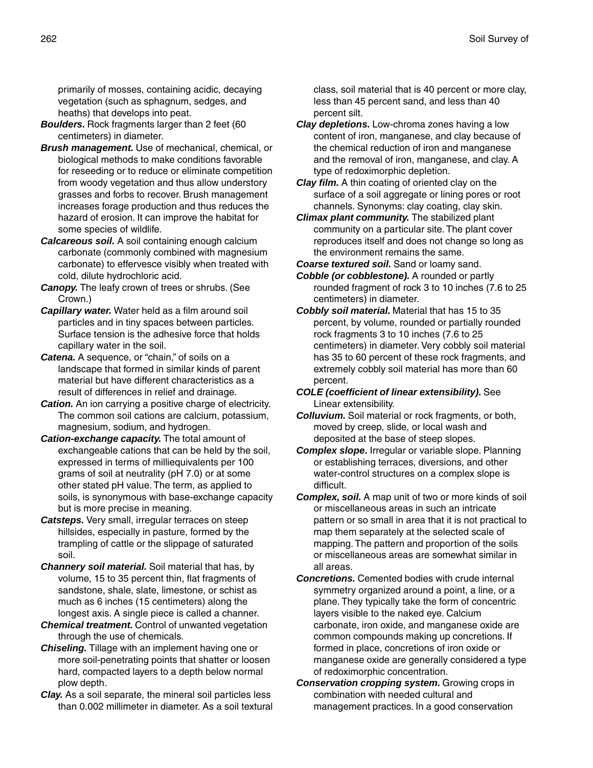primarily of mosses, containing acidic, decaying vegetation (such as sphagnum, sedges, and heaths) that develops into peat.

***Boulders.*** Rock fragments larger than 2 feet (60 centimeters) in diameter.

***Brush management.*** Use of mechanical, chemical, or biological methods to make conditions favorable for reseeding or to reduce or eliminate competition from woody vegetation and thus allow understory grasses and forbs to recover. Brush management increases forage production and thus reduces the hazard of erosion. It can improve the habitat for some species of wildlife.

***Calcareous soil.*** A soil containing enough calcium carbonate (commonly combined with magnesium carbonate) to effervesce visibly when treated with cold, dilute hydrochloric acid.

***Canopy.*** The leafy crown of trees or shrubs. (See Crown.)

***Capillary water.*** Water held as a film around soil particles and in tiny spaces between particles. Surface tension is the adhesive force that holds capillary water in the soil.

***Catena.*** A sequence, or "chain," of soils on a landscape that formed in similar kinds of parent material but have different characteristics as a result of differences in relief and drainage.

***Cation.*** An ion carrying a positive charge of electricity. The common soil cations are calcium, potassium, magnesium, sodium, and hydrogen.

***Cation-exchange capacity.*** The total amount of exchangeable cations that can be held by the soil, expressed in terms of milliequivalents per 100 grams of soil at neutrality (pH 7.0) or at some other stated pH value. The term, as applied to soils, is synonymous with base-exchange capacity but is more precise in meaning.

***Catsteps.*** Very small, irregular terraces on steep hillsides, especially in pasture, formed by the trampling of cattle or the slippage of saturated soil.

***Channery soil material.*** Soil material that has, by volume, 15 to 35 percent thin, flat fragments of sandstone, shale, slate, limestone, or schist as much as 6 inches (15 centimeters) along the longest axis. A single piece is called a channer.

***Chemical treatment.*** Control of unwanted vegetation through the use of chemicals.

***Chiseling.*** Tillage with an implement having one or more soil-penetrating points that shatter or loosen hard, compacted layers to a depth below normal plow depth.

***Clay.*** As a soil separate, the mineral soil particles less than 0.002 millimeter in diameter. As a soil textural class, soil material that is 40 percent or more clay, less than 45 percent sand, and less than 40 percent silt.

***Clay depletions.*** Low-chroma zones having a low content of iron, manganese, and clay because of the chemical reduction of iron and manganese and the removal of iron, manganese, and clay. A type of redoximorphic depletion.

***Clay film.*** A thin coating of oriented clay on the surface of a soil aggregate or lining pores or root channels. Synonyms: clay coating, clay skin.

***Climax plant community.*** The stabilized plant community on a particular site. The plant cover reproduces itself and does not change so long as the environment remains the same.

***Coarse textured soil.*** Sand or loamy sand.

***Cobble (or cobblestone).*** A rounded or partly rounded fragment of rock 3 to 10 inches (7.6 to 25 centimeters) in diameter.

***Cobbly soil material.*** Material that has 15 to 35 percent, by volume, rounded or partially rounded rock fragments 3 to 10 inches (7.6 to 25 centimeters) in diameter. Very cobbly soil material has 35 to 60 percent of these rock fragments, and extremely cobbly soil material has more than 60 percent.

***COLE (coefficient of linear extensibility).*** See Linear extensibility.

***Colluvium.*** Soil material or rock fragments, or both, moved by creep, slide, or local wash and deposited at the base of steep slopes.

***Complex slope.*** Irregular or variable slope. Planning or establishing terraces, diversions, and other water-control structures on a complex slope is difficult.

***Complex, soil.*** A map unit of two or more kinds of soil or miscellaneous areas in such an intricate pattern or so small in area that it is not practical to map them separately at the selected scale of mapping. The pattern and proportion of the soils or miscellaneous areas are somewhat similar in all areas.

***Concretions.*** Cemented bodies with crude internal symmetry organized around a point, a line, or a plane. They typically take the form of concentric layers visible to the naked eye. Calcium carbonate, iron oxide, and manganese oxide are common compounds making up concretions. If formed in place, concretions of iron oxide or manganese oxide are generally considered a type of redoximorphic concentration.

***Conservation cropping system.*** Growing crops in combination with needed cultural and management practices. In a good conservation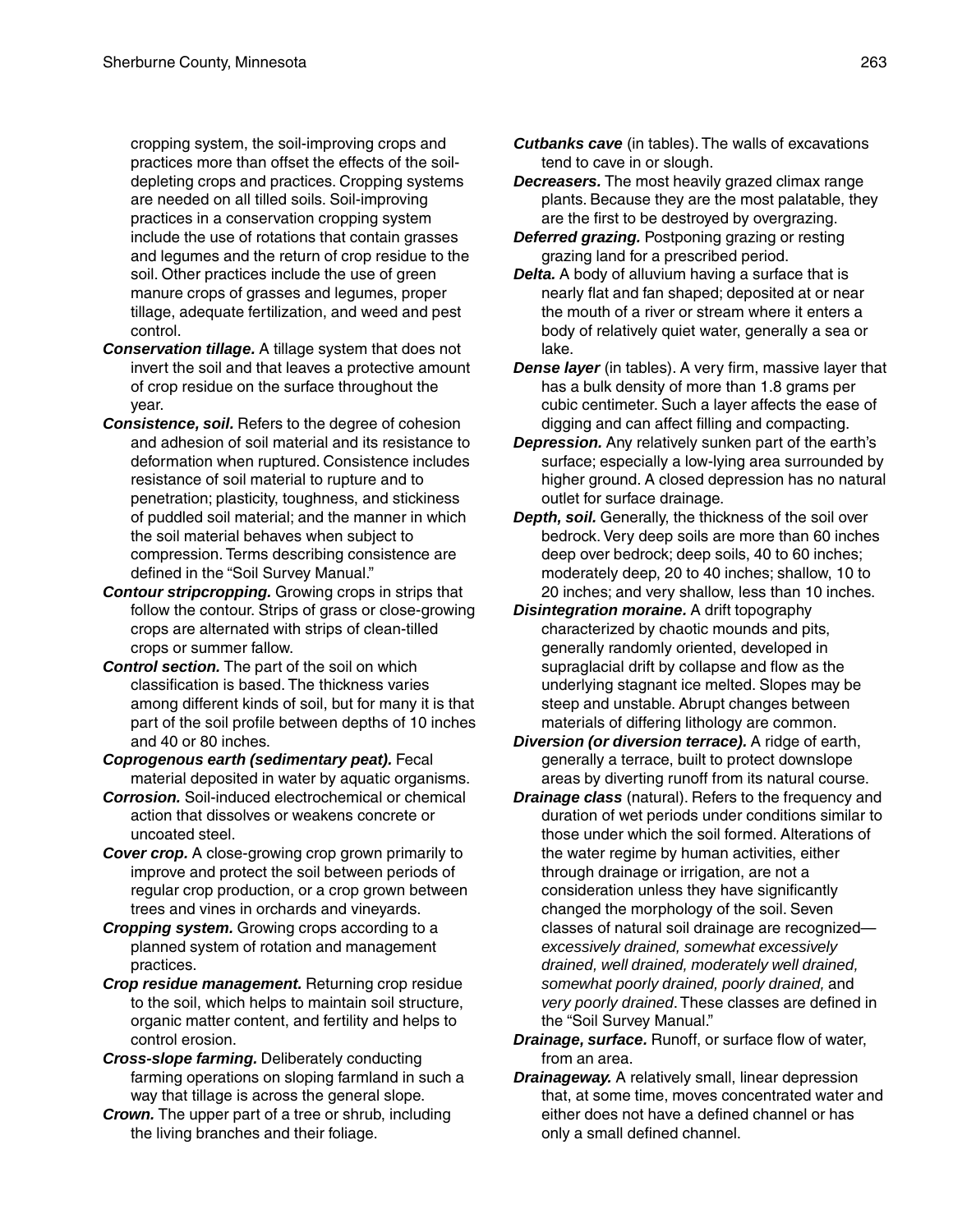cropping system, the soil-improving crops and practices more than offset the effects of the soil-depleting crops and practices. Cropping systems are needed on all tilled soils. Soil-improving practices in a conservation cropping system include the use of rotations that contain grasses and legumes and the return of crop residue to the soil. Other practices include the use of green manure crops of grasses and legumes, proper tillage, adequate fertilization, and weed and pest control.

***Conservation tillage.*** A tillage system that does not invert the soil and that leaves a protective amount of crop residue on the surface throughout the year.

***Consistence, soil.*** Refers to the degree of cohesion and adhesion of soil material and its resistance to deformation when ruptured. Consistence includes resistance of soil material to rupture and to penetration; plasticity, toughness, and stickiness of puddled soil material; and the manner in which the soil material behaves when subject to compression. Terms describing consistence are defined in the "Soil Survey Manual."

***Contour stripcropping.*** Growing crops in strips that follow the contour. Strips of grass or close-growing crops are alternated with strips of clean-tilled crops or summer fallow.

***Control section.*** The part of the soil on which classification is based. The thickness varies among different kinds of soil, but for many it is that part of the soil profile between depths of 10 inches and 40 or 80 inches.

***Coprogenous earth (sedimentary peat).*** Fecal material deposited in water by aquatic organisms.

***Corrosion.*** Soil-induced electrochemical or chemical action that dissolves or weakens concrete or uncoated steel.

***Cover crop.*** A close-growing crop grown primarily to improve and protect the soil between periods of regular crop production, or a crop grown between trees and vines in orchards and vineyards.

***Cropping system.*** Growing crops according to a planned system of rotation and management practices.

***Crop residue management.*** Returning crop residue to the soil, which helps to maintain soil structure, organic matter content, and fertility and helps to control erosion.

***Cross-slope farming.*** Deliberately conducting farming operations on sloping farmland in such a way that tillage is across the general slope.

***Crown.*** The upper part of a tree or shrub, including the living branches and their foliage.

***Cutbanks cave*** (in tables). The walls of excavations tend to cave in or slough.

***Decreasers.*** The most heavily grazed climax range plants. Because they are the most palatable, they are the first to be destroyed by overgrazing.

***Deferred grazing.*** Postponing grazing or resting grazing land for a prescribed period.

***Delta.*** A body of alluvium having a surface that is nearly flat and fan shaped; deposited at or near the mouth of a river or stream where it enters a body of relatively quiet water, generally a sea or lake.

***Dense layer*** (in tables). A very firm, massive layer that has a bulk density of more than 1.8 grams per cubic centimeter. Such a layer affects the ease of digging and can affect filling and compacting.

***Depression.*** Any relatively sunken part of the earth's surface; especially a low-lying area surrounded by higher ground. A closed depression has no natural outlet for surface drainage.

***Depth, soil.*** Generally, the thickness of the soil over bedrock. Very deep soils are more than 60 inches deep over bedrock; deep soils, 40 to 60 inches; moderately deep, 20 to 40 inches; shallow, 10 to 20 inches; and very shallow, less than 10 inches.

***Disintegration moraine.*** A drift topography characterized by chaotic mounds and pits, generally randomly oriented, developed in supraglacial drift by collapse and flow as the underlying stagnant ice melted. Slopes may be steep and unstable. Abrupt changes between materials of differing lithology are common.

***Diversion (or diversion terrace).*** A ridge of earth, generally a terrace, built to protect downslope areas by diverting runoff from its natural course.

***Drainage class*** (natural). Refers to the frequency and duration of wet periods under conditions similar to those under which the soil formed. Alterations of the water regime by human activities, either through drainage or irrigation, are not a consideration unless they have significantly changed the morphology of the soil. Seven classes of natural soil drainage are recognized—*excessively drained, somewhat excessively drained, well drained, moderately well drained, somewhat poorly drained, poorly drained,* and *very poorly drained*. These classes are defined in the "Soil Survey Manual."

***Drainage, surface.*** Runoff, or surface flow of water, from an area.

***Drainageway.*** A relatively small, linear depression that, at some time, moves concentrated water and either does not have a defined channel or has only a small defined channel.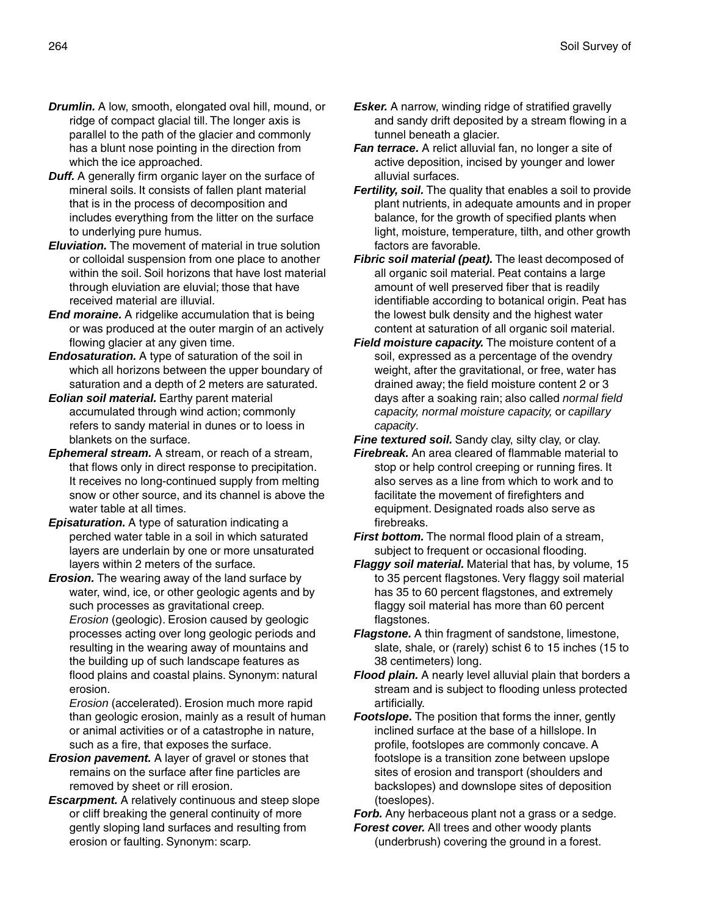***Drumlin.*** A low, smooth, elongated oval hill, mound, or ridge of compact glacial till. The longer axis is parallel to the path of the glacier and commonly has a blunt nose pointing in the direction from which the ice approached.

***Duff.*** A generally firm organic layer on the surface of mineral soils. It consists of fallen plant material that is in the process of decomposition and includes everything from the litter on the surface to underlying pure humus.

***Eluviation.*** The movement of material in true solution or colloidal suspension from one place to another within the soil. Soil horizons that have lost material through eluviation are eluvial; those that have received material are illuvial.

***End moraine.*** A ridgelike accumulation that is being or was produced at the outer margin of an actively flowing glacier at any given time.

***Endosaturation.*** A type of saturation of the soil in which all horizons between the upper boundary of saturation and a depth of 2 meters are saturated.

***Eolian soil material.*** Earthy parent material accumulated through wind action; commonly refers to sandy material in dunes or to loess in blankets on the surface.

***Ephemeral stream.*** A stream, or reach of a stream, that flows only in direct response to precipitation. It receives no long-continued supply from melting snow or other source, and its channel is above the water table at all times.

***Episaturation.*** A type of saturation indicating a perched water table in a soil in which saturated layers are underlain by one or more unsaturated layers within 2 meters of the surface.

***Erosion.*** The wearing away of the land surface by water, wind, ice, or other geologic agents and by such processes as gravitational creep.

*Erosion* (geologic). Erosion caused by geologic processes acting over long geologic periods and resulting in the wearing away of mountains and the building up of such landscape features as flood plains and coastal plains. Synonym: natural erosion.

*Erosion* (accelerated). Erosion much more rapid than geologic erosion, mainly as a result of human or animal activities or of a catastrophe in nature, such as a fire, that exposes the surface.

***Erosion pavement.*** A layer of gravel or stones that remains on the surface after fine particles are removed by sheet or rill erosion.

***Escarpment.*** A relatively continuous and steep slope or cliff breaking the general continuity of more gently sloping land surfaces and resulting from erosion or faulting. Synonym: scarp.

***Esker.*** A narrow, winding ridge of stratified gravelly and sandy drift deposited by a stream flowing in a tunnel beneath a glacier.

***Fan terrace.*** A relict alluvial fan, no longer a site of active deposition, incised by younger and lower alluvial surfaces.

***Fertility, soil.*** The quality that enables a soil to provide plant nutrients, in adequate amounts and in proper balance, for the growth of specified plants when light, moisture, temperature, tilth, and other growth factors are favorable.

***Fibric soil material (peat).*** The least decomposed of all organic soil material. Peat contains a large amount of well preserved fiber that is readily identifiable according to botanical origin. Peat has the lowest bulk density and the highest water content at saturation of all organic soil material.

***Field moisture capacity.*** The moisture content of a soil, expressed as a percentage of the ovendry weight, after the gravitational, or free, water has drained away; the field moisture content 2 or 3 days after a soaking rain; also called *normal field capacity, normal moisture capacity,* or *capillary capacity*.

***Fine textured soil.*** Sandy clay, silty clay, or clay.

***Firebreak.*** An area cleared of flammable material to stop or help control creeping or running fires. It also serves as a line from which to work and to facilitate the movement of firefighters and equipment. Designated roads also serve as firebreaks.

***First bottom.*** The normal flood plain of a stream, subject to frequent or occasional flooding.

***Flaggy soil material.*** Material that has, by volume, 15 to 35 percent flagstones. Very flaggy soil material has 35 to 60 percent flagstones, and extremely flaggy soil material has more than 60 percent flagstones.

***Flagstone.*** A thin fragment of sandstone, limestone, slate, shale, or (rarely) schist 6 to 15 inches (15 to 38 centimeters) long.

***Flood plain.*** A nearly level alluvial plain that borders a stream and is subject to flooding unless protected artificially.

***Footslope.*** The position that forms the inner, gently inclined surface at the base of a hillslope. In profile, footslopes are commonly concave. A footslope is a transition zone between upslope sites of erosion and transport (shoulders and backslopes) and downslope sites of deposition (toeslopes).

***Forb.*** Any herbaceous plant not a grass or a sedge.

***Forest cover.*** All trees and other woody plants (underbrush) covering the ground in a forest.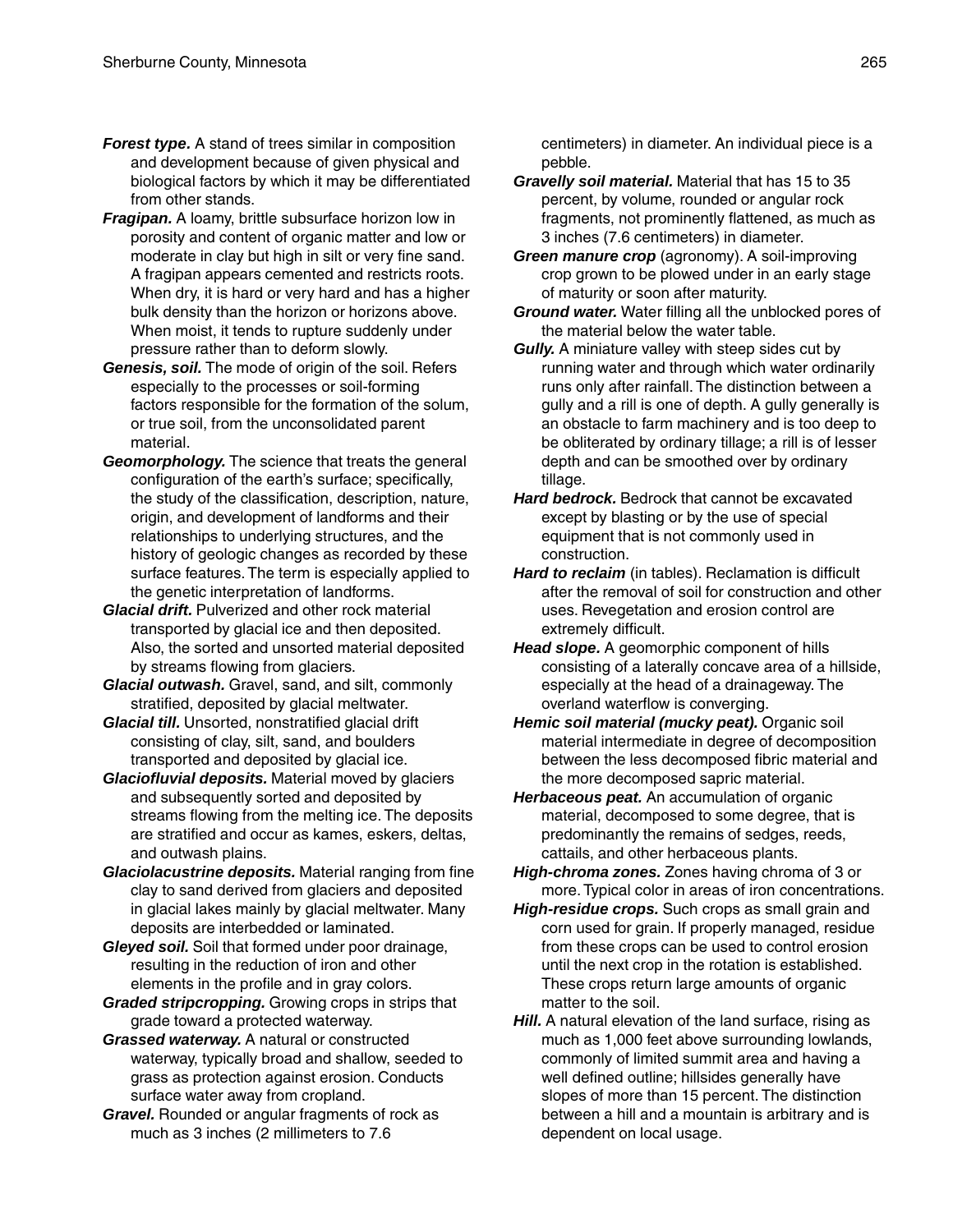***Forest type.*** A stand of trees similar in composition and development because of given physical and biological factors by which it may be differentiated from other stands.

***Fragipan.*** A loamy, brittle subsurface horizon low in porosity and content of organic matter and low or moderate in clay but high in silt or very fine sand. A fragipan appears cemented and restricts roots. When dry, it is hard or very hard and has a higher bulk density than the horizon or horizons above. When moist, it tends to rupture suddenly under pressure rather than to deform slowly.

***Genesis, soil.*** The mode of origin of the soil. Refers especially to the processes or soil-forming factors responsible for the formation of the solum, or true soil, from the unconsolidated parent material.

***Geomorphology.*** The science that treats the general configuration of the earth's surface; specifically, the study of the classification, description, nature, origin, and development of landforms and their relationships to underlying structures, and the history of geologic changes as recorded by these surface features. The term is especially applied to the genetic interpretation of landforms.

***Glacial drift.*** Pulverized and other rock material transported by glacial ice and then deposited. Also, the sorted and unsorted material deposited by streams flowing from glaciers.

***Glacial outwash.*** Gravel, sand, and silt, commonly stratified, deposited by glacial meltwater.

***Glacial till.*** Unsorted, nonstratified glacial drift consisting of clay, silt, sand, and boulders transported and deposited by glacial ice.

***Glaciofluvial deposits.*** Material moved by glaciers and subsequently sorted and deposited by streams flowing from the melting ice. The deposits are stratified and occur as kames, eskers, deltas, and outwash plains.

***Glaciolacustrine deposits.*** Material ranging from fine clay to sand derived from glaciers and deposited in glacial lakes mainly by glacial meltwater. Many deposits are interbedded or laminated.

***Gleyed soil.*** Soil that formed under poor drainage, resulting in the reduction of iron and other elements in the profile and in gray colors.

***Graded stripcropping.*** Growing crops in strips that grade toward a protected waterway.

***Grassed waterway.*** A natural or constructed waterway, typically broad and shallow, seeded to grass as protection against erosion. Conducts surface water away from cropland.

***Gravel.*** Rounded or angular fragments of rock as much as 3 inches (2 millimeters to 7.6 centimeters) in diameter. An individual piece is a pebble.

***Gravelly soil material.*** Material that has 15 to 35 percent, by volume, rounded or angular rock fragments, not prominently flattened, as much as 3 inches (7.6 centimeters) in diameter.

***Green manure crop*** (agronomy). A soil-improving crop grown to be plowed under in an early stage of maturity or soon after maturity.

***Ground water.*** Water filling all the unblocked pores of the material below the water table.

***Gully.*** A miniature valley with steep sides cut by running water and through which water ordinarily runs only after rainfall. The distinction between a gully and a rill is one of depth. A gully generally is an obstacle to farm machinery and is too deep to be obliterated by ordinary tillage; a rill is of lesser depth and can be smoothed over by ordinary tillage.

***Hard bedrock.*** Bedrock that cannot be excavated except by blasting or by the use of special equipment that is not commonly used in construction.

***Hard to reclaim*** (in tables). Reclamation is difficult after the removal of soil for construction and other uses. Revegetation and erosion control are extremely difficult.

***Head slope.*** A geomorphic component of hills consisting of a laterally concave area of a hillside, especially at the head of a drainageway. The overland waterflow is converging.

***Hemic soil material (mucky peat).*** Organic soil material intermediate in degree of decomposition between the less decomposed fibric material and the more decomposed sapric material.

***Herbaceous peat.*** An accumulation of organic material, decomposed to some degree, that is predominantly the remains of sedges, reeds, cattails, and other herbaceous plants.

***High-chroma zones.*** Zones having chroma of 3 or more. Typical color in areas of iron concentrations.

***High-residue crops.*** Such crops as small grain and corn used for grain. If properly managed, residue from these crops can be used to control erosion until the next crop in the rotation is established. These crops return large amounts of organic matter to the soil.

***Hill.*** A natural elevation of the land surface, rising as much as 1,000 feet above surrounding lowlands, commonly of limited summit area and having a well defined outline; hillsides generally have slopes of more than 15 percent. The distinction between a hill and a mountain is arbitrary and is dependent on local usage.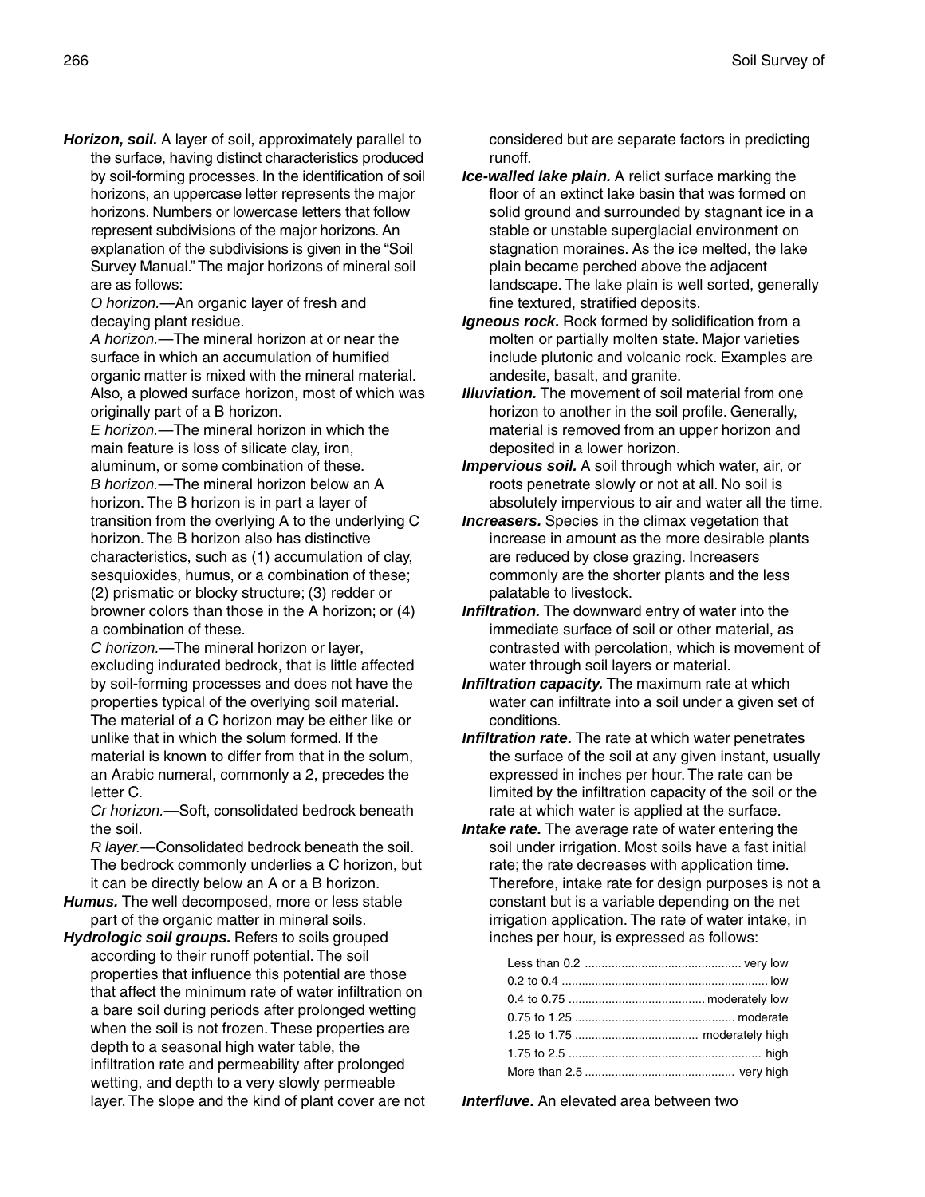***Horizon, soil.*** A layer of soil, approximately parallel to the surface, having distinct characteristics produced by soil-forming processes. In the identification of soil horizons, an uppercase letter represents the major horizons. Numbers or lowercase letters that follow represent subdivisions of the major horizons. An explanation of the subdivisions is given in the "Soil Survey Manual." The major horizons of mineral soil are as follows:

*O horizon.*—An organic layer of fresh and decaying plant residue.

*A horizon.*—The mineral horizon at or near the surface in which an accumulation of humified organic matter is mixed with the mineral material. Also, a plowed surface horizon, most of which was originally part of a B horizon.

*E horizon.*—The mineral horizon in which the main feature is loss of silicate clay, iron, aluminum, or some combination of these.

*B horizon.*—The mineral horizon below an A horizon. The B horizon is in part a layer of transition from the overlying A to the underlying C horizon. The B horizon also has distinctive characteristics, such as (1) accumulation of clay, sesquioxides, humus, or a combination of these; (2) prismatic or blocky structure; (3) redder or browner colors than those in the A horizon; or (4) a combination of these.

*C horizon.*—The mineral horizon or layer, excluding indurated bedrock, that is little affected by soil-forming processes and does not have the properties typical of the overlying soil material. The material of a C horizon may be either like or unlike that in which the solum formed. If the material is known to differ from that in the solum, an Arabic numeral, commonly a 2, precedes the letter C.

*Cr horizon.*—Soft, consolidated bedrock beneath the soil.

*R layer.*—Consolidated bedrock beneath the soil. The bedrock commonly underlies a C horizon, but it can be directly below an A or a B horizon.

***Humus.*** The well decomposed, more or less stable part of the organic matter in mineral soils.

***Hydrologic soil groups.*** Refers to soils grouped according to their runoff potential. The soil properties that influence this potential are those that affect the minimum rate of water infiltration on a bare soil during periods after prolonged wetting when the soil is not frozen. These properties are depth to a seasonal high water table, the infiltration rate and permeability after prolonged wetting, and depth to a very slowly permeable layer. The slope and the kind of plant cover are not considered but are separate factors in predicting runoff.

***Ice-walled lake plain.*** A relict surface marking the floor of an extinct lake basin that was formed on solid ground and surrounded by stagnant ice in a stable or unstable superglacial environment on stagnation moraines. As the ice melted, the lake plain became perched above the adjacent landscape. The lake plain is well sorted, generally fine textured, stratified deposits.

***Igneous rock.*** Rock formed by solidification from a molten or partially molten state. Major varieties include plutonic and volcanic rock. Examples are andesite, basalt, and granite.

***Illuviation.*** The movement of soil material from one horizon to another in the soil profile. Generally, material is removed from an upper horizon and deposited in a lower horizon.

***Impervious soil.*** A soil through which water, air, or roots penetrate slowly or not at all. No soil is absolutely impervious to air and water all the time.

***Increasers.*** Species in the climax vegetation that increase in amount as the more desirable plants are reduced by close grazing. Increasers commonly are the shorter plants and the less palatable to livestock.

***Infiltration.*** The downward entry of water into the immediate surface of soil or other material, as contrasted with percolation, which is movement of water through soil layers or material.

***Infiltration capacity.*** The maximum rate at which water can infiltrate into a soil under a given set of conditions.

***Infiltration rate.*** The rate at which water penetrates the surface of the soil at any given instant, usually expressed in inches per hour. The rate can be limited by the infiltration capacity of the soil or the rate at which water is applied at the surface.

***Intake rate.*** The average rate of water entering the soil under irrigation. Most soils have a fast initial rate; the rate decreases with application time. Therefore, intake rate for design purposes is not a constant but is a variable depending on the net irrigation application. The rate of water intake, in inches per hour, is expressed as follows:

| | |
|---|---|
| Less than 0.2 | very low |
| 0.2 to 0.4 | low |
| 0.4 to 0.75 | moderately low |
| 0.75 to 1.25 | moderate |
| 1.25 to 1.75 | moderately high |
| 1.75 to 2.5 | high |
| More than 2.5 | very high |

***Interfluve.*** An elevated area between two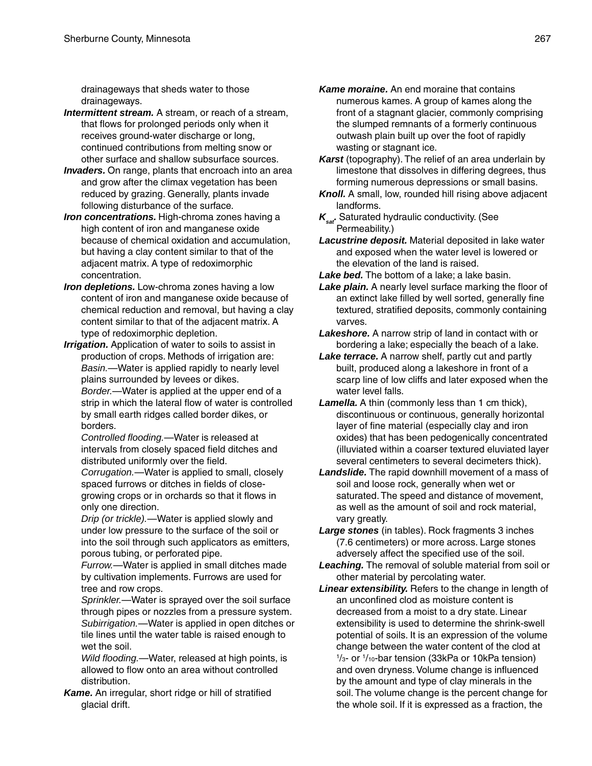drainageways that sheds water to those drainageways.

***Intermittent stream.*** A stream, or reach of a stream, that flows for prolonged periods only when it receives ground-water discharge or long, continued contributions from melting snow or other surface and shallow subsurface sources.

***Invaders.*** On range, plants that encroach into an area and grow after the climax vegetation has been reduced by grazing. Generally, plants invade following disturbance of the surface.

***Iron concentrations.*** High-chroma zones having a high content of iron and manganese oxide because of chemical oxidation and accumulation, but having a clay content similar to that of the adjacent matrix. A type of redoximorphic concentration.

***Iron depletions.*** Low-chroma zones having a low content of iron and manganese oxide because of chemical reduction and removal, but having a clay content similar to that of the adjacent matrix. A type of redoximorphic depletion.

***Irrigation.*** Application of water to soils to assist in production of crops. Methods of irrigation are:

*Basin.*—Water is applied rapidly to nearly level plains surrounded by levees or dikes.

*Border.*—Water is applied at the upper end of a strip in which the lateral flow of water is controlled by small earth ridges called border dikes, or borders.

*Controlled flooding.*—Water is released at intervals from closely spaced field ditches and distributed uniformly over the field.

*Corrugation.*—Water is applied to small, closely spaced furrows or ditches in fields of close-growing crops or in orchards so that it flows in only one direction.

*Drip (or trickle).*—Water is applied slowly and under low pressure to the surface of the soil or into the soil through such applicators as emitters, porous tubing, or perforated pipe.

*Furrow.*—Water is applied in small ditches made by cultivation implements. Furrows are used for tree and row crops.

*Sprinkler.*—Water is sprayed over the soil surface through pipes or nozzles from a pressure system.

*Subirrigation.*—Water is applied in open ditches or tile lines until the water table is raised enough to wet the soil.

*Wild flooding.*—Water, released at high points, is allowed to flow onto an area without controlled distribution.

***Kame.*** An irregular, short ridge or hill of stratified glacial drift.

***Kame moraine.*** An end moraine that contains numerous kames. A group of kames along the front of a stagnant glacier, commonly comprising the slumped remnants of a formerly continuous outwash plain built up over the foot of rapidly wasting or stagnant ice.

***Karst*** (topography). The relief of an area underlain by limestone that dissolves in differing degrees, thus forming numerous depressions or small basins.

***Knoll.*** A small, low, rounded hill rising above adjacent landforms.

***$K_{sat}$.*** Saturated hydraulic conductivity. (See Permeability.)

***Lacustrine deposit.*** Material deposited in lake water and exposed when the water level is lowered or the elevation of the land is raised.

***Lake bed.*** The bottom of a lake; a lake basin.

***Lake plain.*** A nearly level surface marking the floor of an extinct lake filled by well sorted, generally fine textured, stratified deposits, commonly containing varves.

***Lakeshore.*** A narrow strip of land in contact with or bordering a lake; especially the beach of a lake.

***Lake terrace.*** A narrow shelf, partly cut and partly built, produced along a lakeshore in front of a scarp line of low cliffs and later exposed when the water level falls.

***Lamella.*** A thin (commonly less than 1 cm thick), discontinuous or continuous, generally horizontal layer of fine material (especially clay and iron oxides) that has been pedogenically concentrated (illuviated within a coarser textured eluviated layer several centimeters to several decimeters thick).

***Landslide.*** The rapid downhill movement of a mass of soil and loose rock, generally when wet or saturated. The speed and distance of movement, as well as the amount of soil and rock material, vary greatly.

***Large stones*** (in tables). Rock fragments 3 inches (7.6 centimeters) or more across. Large stones adversely affect the specified use of the soil.

***Leaching.*** The removal of soluble material from soil or other material by percolating water.

***Linear extensibility.*** Refers to the change in length of an unconfined clod as moisture content is decreased from a moist to a dry state. Linear extensibility is used to determine the shrink-swell potential of soils. It is an expression of the volume change between the water content of the clod at $^1/_3$- or $^1/_{10}$-bar tension (33kPa or 10kPa tension) and oven dryness. Volume change is influenced by the amount and type of clay minerals in the soil. The volume change is the percent change for the whole soil. If it is expressed as a fraction, the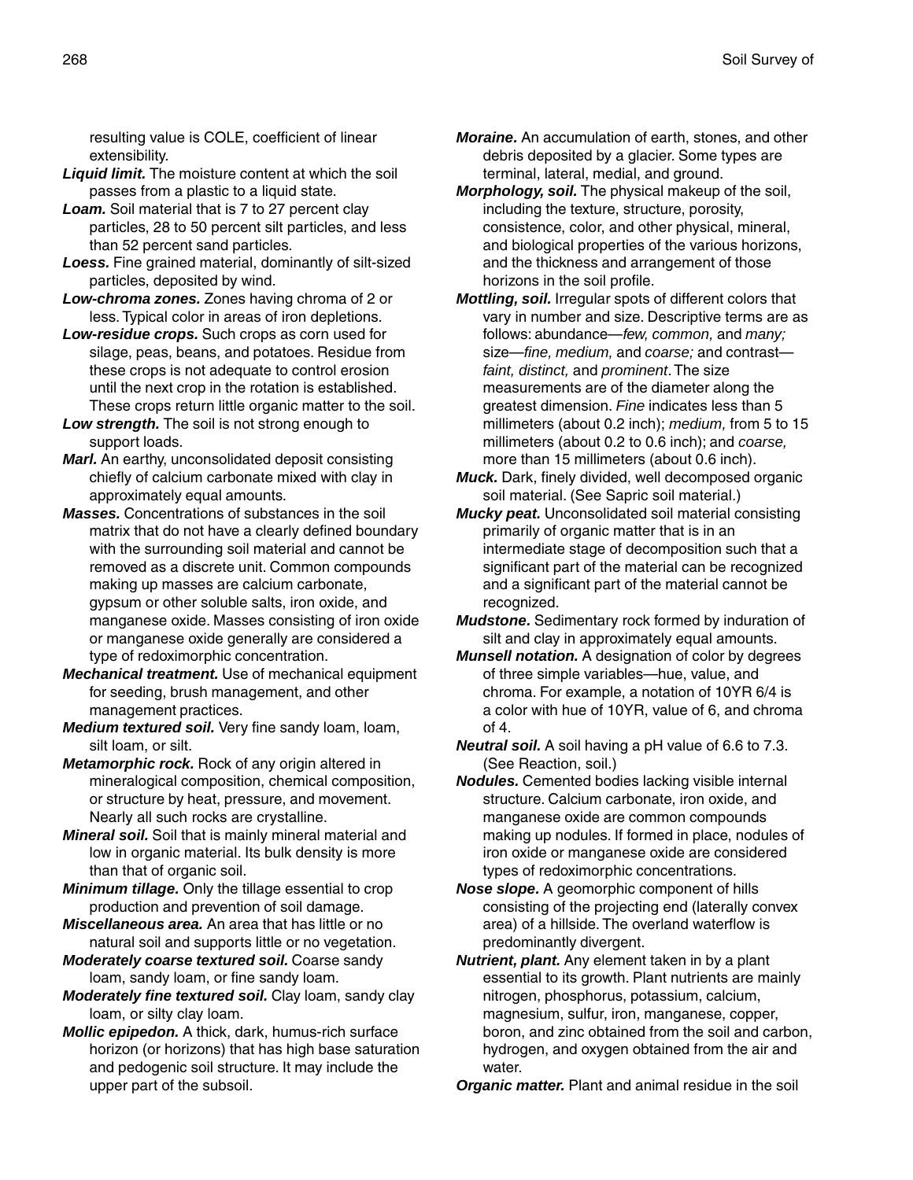resulting value is COLE, coefficient of linear extensibility.

***Liquid limit.*** The moisture content at which the soil passes from a plastic to a liquid state.

***Loam.*** Soil material that is 7 to 27 percent clay particles, 28 to 50 percent silt particles, and less than 52 percent sand particles.

***Loess.*** Fine grained material, dominantly of silt-sized particles, deposited by wind.

***Low-chroma zones.*** Zones having chroma of 2 or less. Typical color in areas of iron depletions.

***Low-residue crops.*** Such crops as corn used for silage, peas, beans, and potatoes. Residue from these crops is not adequate to control erosion until the next crop in the rotation is established. These crops return little organic matter to the soil.

***Low strength.*** The soil is not strong enough to support loads.

***Marl.*** An earthy, unconsolidated deposit consisting chiefly of calcium carbonate mixed with clay in approximately equal amounts.

***Masses.*** Concentrations of substances in the soil matrix that do not have a clearly defined boundary with the surrounding soil material and cannot be removed as a discrete unit. Common compounds making up masses are calcium carbonate, gypsum or other soluble salts, iron oxide, and manganese oxide. Masses consisting of iron oxide or manganese oxide generally are considered a type of redoximorphic concentration.

***Mechanical treatment.*** Use of mechanical equipment for seeding, brush management, and other management practices.

***Medium textured soil.*** Very fine sandy loam, loam, silt loam, or silt.

***Metamorphic rock.*** Rock of any origin altered in mineralogical composition, chemical composition, or structure by heat, pressure, and movement. Nearly all such rocks are crystalline.

***Mineral soil.*** Soil that is mainly mineral material and low in organic material. Its bulk density is more than that of organic soil.

***Minimum tillage.*** Only the tillage essential to crop production and prevention of soil damage.

***Miscellaneous area.*** An area that has little or no natural soil and supports little or no vegetation.

***Moderately coarse textured soil.*** Coarse sandy loam, sandy loam, or fine sandy loam.

***Moderately fine textured soil.*** Clay loam, sandy clay loam, or silty clay loam.

***Mollic epipedon.*** A thick, dark, humus-rich surface horizon (or horizons) that has high base saturation and pedogenic soil structure. It may include the upper part of the subsoil.

***Moraine.*** An accumulation of earth, stones, and other debris deposited by a glacier. Some types are terminal, lateral, medial, and ground.

***Morphology, soil.*** The physical makeup of the soil, including the texture, structure, porosity, consistence, color, and other physical, mineral, and biological properties of the various horizons, and the thickness and arrangement of those horizons in the soil profile.

***Mottling, soil.*** Irregular spots of different colors that vary in number and size. Descriptive terms are as follows: abundance—*few, common,* and *many;* size—*fine, medium,* and *coarse;* and contrast—*faint, distinct,* and *prominent*. The size measurements are of the diameter along the greatest dimension. *Fine* indicates less than 5 millimeters (about 0.2 inch); *medium,* from 5 to 15 millimeters (about 0.2 to 0.6 inch); and *coarse,* more than 15 millimeters (about 0.6 inch).

***Muck.*** Dark, finely divided, well decomposed organic soil material. (See Sapric soil material.)

***Mucky peat.*** Unconsolidated soil material consisting primarily of organic matter that is in an intermediate stage of decomposition such that a significant part of the material can be recognized and a significant part of the material cannot be recognized.

***Mudstone.*** Sedimentary rock formed by induration of silt and clay in approximately equal amounts.

***Munsell notation.*** A designation of color by degrees of three simple variables—hue, value, and chroma. For example, a notation of 10YR 6/4 is a color with hue of 10YR, value of 6, and chroma of 4.

***Neutral soil.*** A soil having a pH value of 6.6 to 7.3. (See Reaction, soil.)

***Nodules.*** Cemented bodies lacking visible internal structure. Calcium carbonate, iron oxide, and manganese oxide are common compounds making up nodules. If formed in place, nodules of iron oxide or manganese oxide are considered types of redoximorphic concentrations.

***Nose slope.*** A geomorphic component of hills consisting of the projecting end (laterally convex area) of a hillside. The overland waterflow is predominantly divergent.

***Nutrient, plant.*** Any element taken in by a plant essential to its growth. Plant nutrients are mainly nitrogen, phosphorus, potassium, calcium, magnesium, sulfur, iron, manganese, copper, boron, and zinc obtained from the soil and carbon, hydrogen, and oxygen obtained from the air and water.

***Organic matter.*** Plant and animal residue in the soil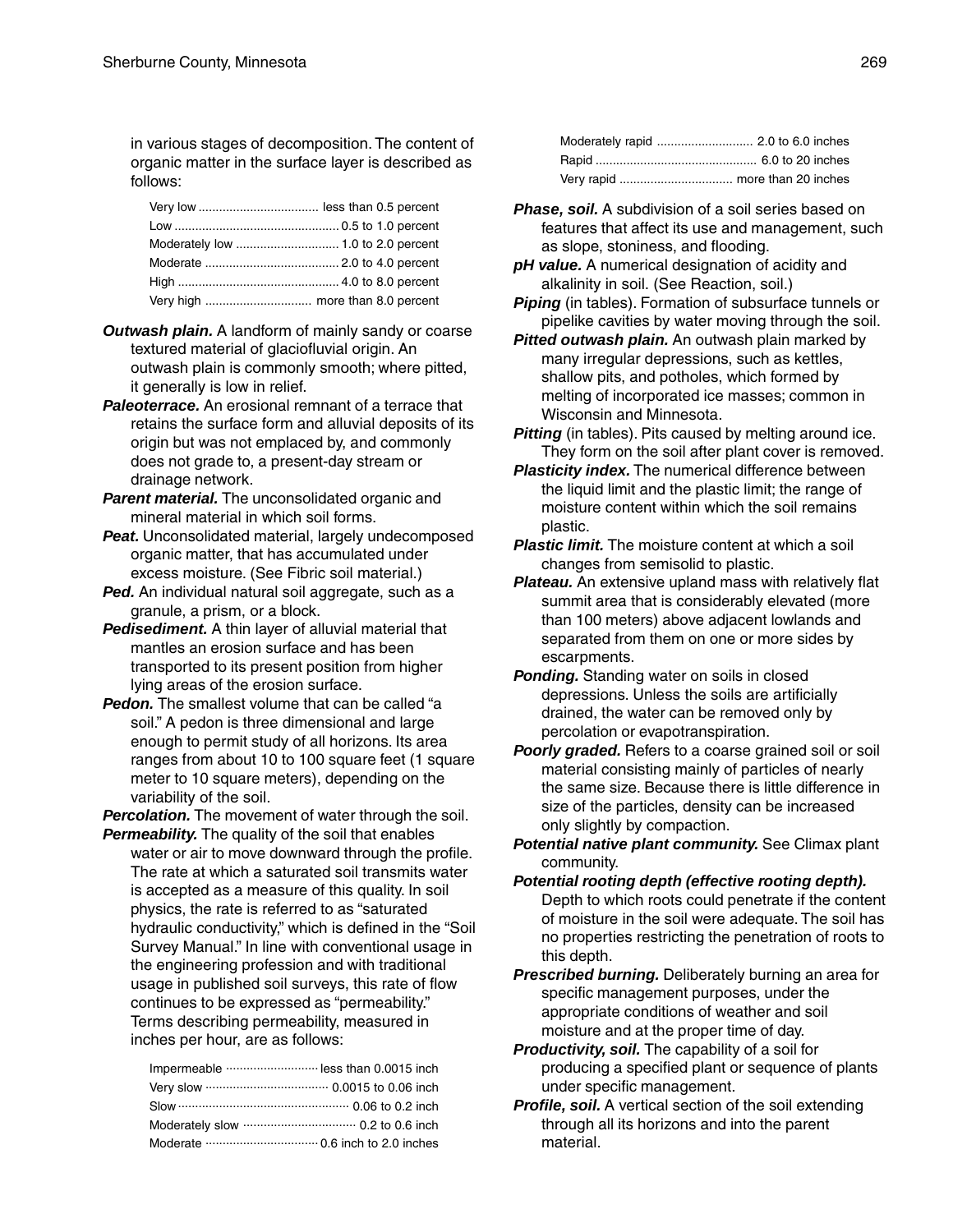in various stages of decomposition. The content of organic matter in the surface layer is described as follows:

| | |
|---|---|
| Very low | less than 0.5 percent |
| Low | 0.5 to 1.0 percent |
| Moderately low | 1.0 to 2.0 percent |
| Moderate | 2.0 to 4.0 percent |
| High | 4.0 to 8.0 percent |
| Very high | more than 8.0 percent |

***Outwash plain.*** A landform of mainly sandy or coarse textured material of glaciofluvial origin. An outwash plain is commonly smooth; where pitted, it generally is low in relief.

***Paleoterrace.*** An erosional remnant of a terrace that retains the surface form and alluvial deposits of its origin but was not emplaced by, and commonly does not grade to, a present-day stream or drainage network.

***Parent material.*** The unconsolidated organic and mineral material in which soil forms.

***Peat.*** Unconsolidated material, largely undecomposed organic matter, that has accumulated under excess moisture. (See Fibric soil material.)

***Ped.*** An individual natural soil aggregate, such as a granule, a prism, or a block.

***Pedisediment.*** A thin layer of alluvial material that mantles an erosion surface and has been transported to its present position from higher lying areas of the erosion surface.

***Pedon.*** The smallest volume that can be called "a soil." A pedon is three dimensional and large enough to permit study of all horizons. Its area ranges from about 10 to 100 square feet (1 square meter to 10 square meters), depending on the variability of the soil.

***Percolation.*** The movement of water through the soil.

***Permeability.*** The quality of the soil that enables water or air to move downward through the profile. The rate at which a saturated soil transmits water is accepted as a measure of this quality. In soil physics, the rate is referred to as "saturated hydraulic conductivity," which is defined in the "Soil Survey Manual." In line with conventional usage in the engineering profession and with traditional usage in published soil surveys, this rate of flow continues to be expressed as "permeability." Terms describing permeability, measured in inches per hour, are as follows:

| | |
|---|---|
| Impermeable | less than 0.0015 inch |
| Very slow | 0.0015 to 0.06 inch |
| Slow | 0.06 to 0.2 inch |
| Moderately slow | 0.2 to 0.6 inch |
| Moderate | 0.6 inch to 2.0 inches |
| Moderately rapid | 2.0 to 6.0 inches |
| Rapid | 6.0 to 20 inches |
| Very rapid | more than 20 inches |

***Phase, soil.*** A subdivision of a soil series based on features that affect its use and management, such as slope, stoniness, and flooding.

***pH value.*** A numerical designation of acidity and alkalinity in soil. (See Reaction, soil.)

***Piping*** (in tables). Formation of subsurface tunnels or pipelike cavities by water moving through the soil.

***Pitted outwash plain.*** An outwash plain marked by many irregular depressions, such as kettles, shallow pits, and potholes, which formed by melting of incorporated ice masses; common in Wisconsin and Minnesota.

***Pitting*** (in tables). Pits caused by melting around ice. They form on the soil after plant cover is removed.

***Plasticity index.*** The numerical difference between the liquid limit and the plastic limit; the range of moisture content within which the soil remains plastic.

***Plastic limit.*** The moisture content at which a soil changes from semisolid to plastic.

***Plateau.*** An extensive upland mass with relatively flat summit area that is considerably elevated (more than 100 meters) above adjacent lowlands and separated from them on one or more sides by escarpments.

***Ponding.*** Standing water on soils in closed depressions. Unless the soils are artificially drained, the water can be removed only by percolation or evapotranspiration.

***Poorly graded.*** Refers to a coarse grained soil or soil material consisting mainly of particles of nearly the same size. Because there is little difference in size of the particles, density can be increased only slightly by compaction.

***Potential native plant community.*** See Climax plant community.

***Potential rooting depth (effective rooting depth).*** Depth to which roots could penetrate if the content of moisture in the soil were adequate. The soil has no properties restricting the penetration of roots to this depth.

***Prescribed burning.*** Deliberately burning an area for specific management purposes, under the appropriate conditions of weather and soil moisture and at the proper time of day.

***Productivity, soil.*** The capability of a soil for producing a specified plant or sequence of plants under specific management.

***Profile, soil.*** A vertical section of the soil extending through all its horizons and into the parent material.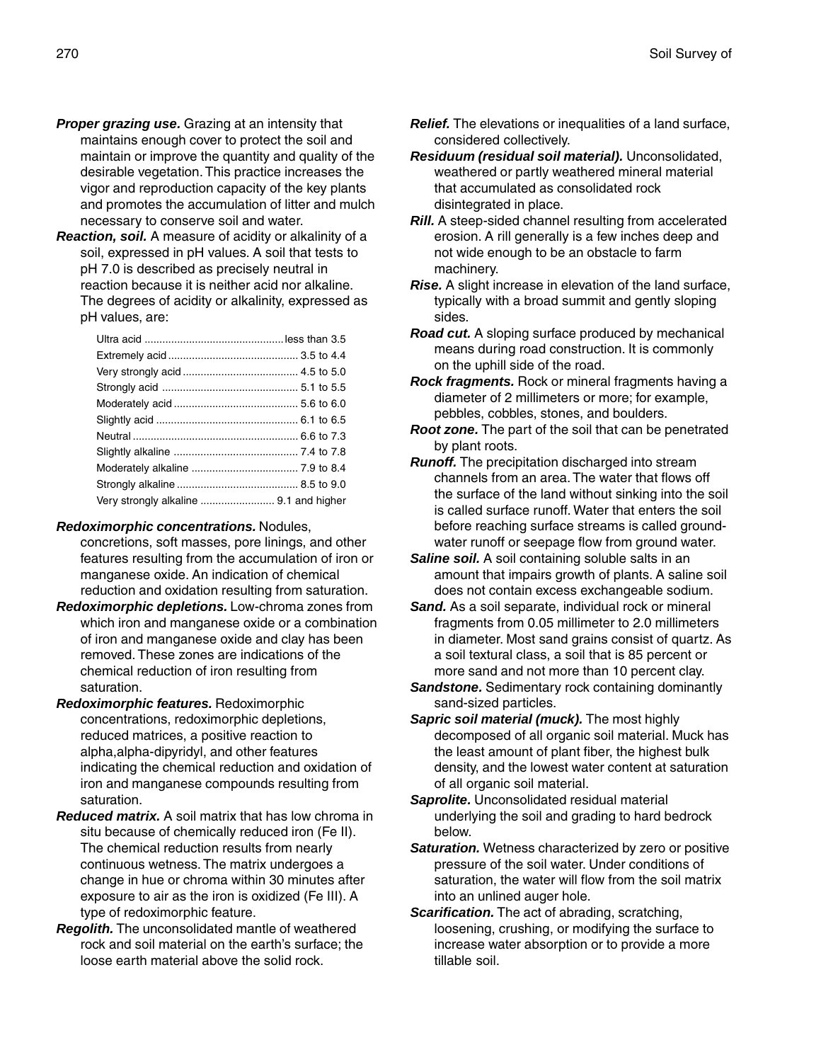***Proper grazing use.*** Grazing at an intensity that maintains enough cover to protect the soil and maintain or improve the quantity and quality of the desirable vegetation. This practice increases the vigor and reproduction capacity of the key plants and promotes the accumulation of litter and mulch necessary to conserve soil and water.

***Reaction, soil.*** A measure of acidity or alkalinity of a soil, expressed in pH values. A soil that tests to pH 7.0 is described as precisely neutral in reaction because it is neither acid nor alkaline. The degrees of acidity or alkalinity, expressed as pH values, are:

| Reaction | pH |
|---|---|
| Ultra acid | less than 3.5 |
| Extremely acid | 3.5 to 4.4 |
| Very strongly acid | 4.5 to 5.0 |
| Strongly acid | 5.1 to 5.5 |
| Moderately acid | 5.6 to 6.0 |
| Slightly acid | 6.1 to 6.5 |
| Neutral | 6.6 to 7.3 |
| Slightly alkaline | 7.4 to 7.8 |
| Moderately alkaline | 7.9 to 8.4 |
| Strongly alkaline | 8.5 to 9.0 |
| Very strongly alkaline | 9.1 and higher |

***Redoximorphic concentrations.*** Nodules, concretions, soft masses, pore linings, and other features resulting from the accumulation of iron or manganese oxide. An indication of chemical reduction and oxidation resulting from saturation.

***Redoximorphic depletions.*** Low-chroma zones from which iron and manganese oxide or a combination of iron and manganese oxide and clay has been removed. These zones are indications of the chemical reduction of iron resulting from saturation.

***Redoximorphic features.*** Redoximorphic concentrations, redoximorphic depletions, reduced matrices, a positive reaction to alpha,alpha-dipyridyl, and other features indicating the chemical reduction and oxidation of iron and manganese compounds resulting from saturation.

***Reduced matrix.*** A soil matrix that has low chroma in situ because of chemically reduced iron (Fe II). The chemical reduction results from nearly continuous wetness. The matrix undergoes a change in hue or chroma within 30 minutes after exposure to air as the iron is oxidized (Fe III). A type of redoximorphic feature.

***Regolith.*** The unconsolidated mantle of weathered rock and soil material on the earth's surface; the loose earth material above the solid rock.

***Relief.*** The elevations or inequalities of a land surface, considered collectively.

***Residuum (residual soil material).*** Unconsolidated, weathered or partly weathered mineral material that accumulated as consolidated rock disintegrated in place.

***Rill.*** A steep-sided channel resulting from accelerated erosion. A rill generally is a few inches deep and not wide enough to be an obstacle to farm machinery.

***Rise.*** A slight increase in elevation of the land surface, typically with a broad summit and gently sloping sides.

***Road cut.*** A sloping surface produced by mechanical means during road construction. It is commonly on the uphill side of the road.

***Rock fragments.*** Rock or mineral fragments having a diameter of 2 millimeters or more; for example, pebbles, cobbles, stones, and boulders.

***Root zone.*** The part of the soil that can be penetrated by plant roots.

***Runoff.*** The precipitation discharged into stream channels from an area. The water that flows off the surface of the land without sinking into the soil is called surface runoff. Water that enters the soil before reaching surface streams is called ground-water runoff or seepage flow from ground water.

***Saline soil.*** A soil containing soluble salts in an amount that impairs growth of plants. A saline soil does not contain excess exchangeable sodium.

***Sand.*** As a soil separate, individual rock or mineral fragments from 0.05 millimeter to 2.0 millimeters in diameter. Most sand grains consist of quartz. As a soil textural class, a soil that is 85 percent or more sand and not more than 10 percent clay.

***Sandstone.*** Sedimentary rock containing dominantly sand-sized particles.

***Sapric soil material (muck).*** The most highly decomposed of all organic soil material. Muck has the least amount of plant fiber, the highest bulk density, and the lowest water content at saturation of all organic soil material.

***Saprolite.*** Unconsolidated residual material underlying the soil and grading to hard bedrock below.

***Saturation.*** Wetness characterized by zero or positive pressure of the soil water. Under conditions of saturation, the water will flow from the soil matrix into an unlined auger hole.

***Scarification.*** The act of abrading, scratching, loosening, crushing, or modifying the surface to increase water absorption or to provide a more tillable soil.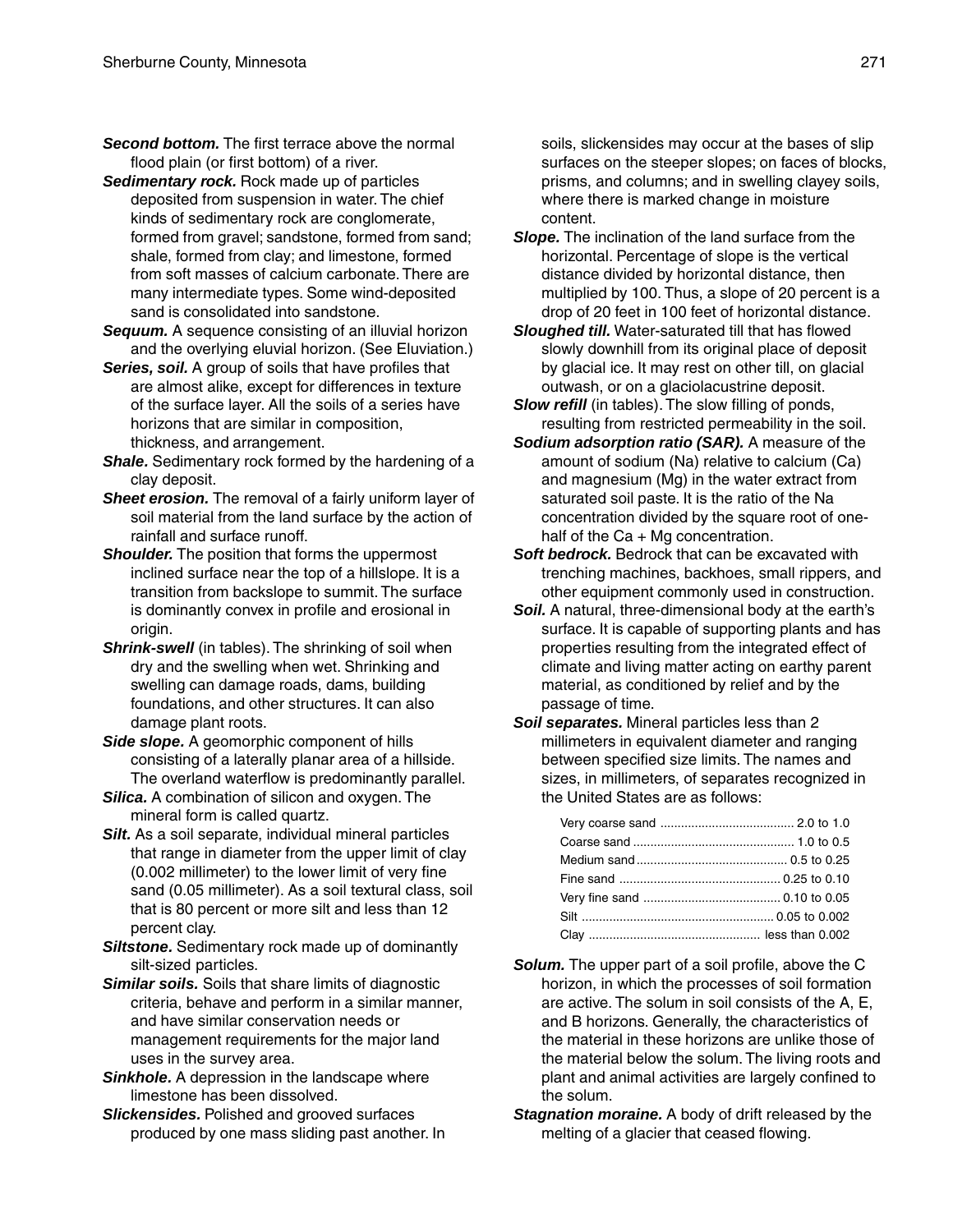***Second bottom.*** The first terrace above the normal flood plain (or first bottom) of a river.

***Sedimentary rock.*** Rock made up of particles deposited from suspension in water. The chief kinds of sedimentary rock are conglomerate, formed from gravel; sandstone, formed from sand; shale, formed from clay; and limestone, formed from soft masses of calcium carbonate. There are many intermediate types. Some wind-deposited sand is consolidated into sandstone.

***Sequum.*** A sequence consisting of an illuvial horizon and the overlying eluvial horizon. (See Eluviation.)

***Series, soil.*** A group of soils that have profiles that are almost alike, except for differences in texture of the surface layer. All the soils of a series have horizons that are similar in composition, thickness, and arrangement.

***Shale.*** Sedimentary rock formed by the hardening of a clay deposit.

***Sheet erosion.*** The removal of a fairly uniform layer of soil material from the land surface by the action of rainfall and surface runoff.

***Shoulder.*** The position that forms the uppermost inclined surface near the top of a hillslope. It is a transition from backslope to summit. The surface is dominantly convex in profile and erosional in origin.

***Shrink-swell*** (in tables). The shrinking of soil when dry and the swelling when wet. Shrinking and swelling can damage roads, dams, building foundations, and other structures. It can also damage plant roots.

***Side slope.*** A geomorphic component of hills consisting of a laterally planar area of a hillside. The overland waterflow is predominantly parallel.

***Silica.*** A combination of silicon and oxygen. The mineral form is called quartz.

***Silt.*** As a soil separate, individual mineral particles that range in diameter from the upper limit of clay (0.002 millimeter) to the lower limit of very fine sand (0.05 millimeter). As a soil textural class, soil that is 80 percent or more silt and less than 12 percent clay.

***Siltstone.*** Sedimentary rock made up of dominantly silt-sized particles.

***Similar soils.*** Soils that share limits of diagnostic criteria, behave and perform in a similar manner, and have similar conservation needs or management requirements for the major land uses in the survey area.

***Sinkhole.*** A depression in the landscape where limestone has been dissolved.

***Slickensides.*** Polished and grooved surfaces produced by one mass sliding past another. In soils, slickensides may occur at the bases of slip surfaces on the steeper slopes; on faces of blocks, prisms, and columns; and in swelling clayey soils, where there is marked change in moisture content.

***Slope.*** The inclination of the land surface from the horizontal. Percentage of slope is the vertical distance divided by horizontal distance, then multiplied by 100. Thus, a slope of 20 percent is a drop of 20 feet in 100 feet of horizontal distance.

***Sloughed till.*** Water-saturated till that has flowed slowly downhill from its original place of deposit by glacial ice. It may rest on other till, on glacial outwash, or on a glaciolacustrine deposit.

***Slow refill*** (in tables). The slow filling of ponds, resulting from restricted permeability in the soil.

***Sodium adsorption ratio (SAR).*** A measure of the amount of sodium (Na) relative to calcium (Ca) and magnesium (Mg) in the water extract from saturated soil paste. It is the ratio of the Na concentration divided by the square root of one-half of the Ca + Mg concentration.

***Soft bedrock.*** Bedrock that can be excavated with trenching machines, backhoes, small rippers, and other equipment commonly used in construction.

***Soil.*** A natural, three-dimensional body at the earth's surface. It is capable of supporting plants and has properties resulting from the integrated effect of climate and living matter acting on earthy parent material, as conditioned by relief and by the passage of time.

***Soil separates.*** Mineral particles less than 2 millimeters in equivalent diameter and ranging between specified size limits. The names and sizes, in millimeters, of separates recognized in the United States are as follows:

| Separate | Size (mm) |
|---|---|
| Very coarse sand | 2.0 to 1.0 |
| Coarse sand | 1.0 to 0.5 |
| Medium sand | 0.5 to 0.25 |
| Fine sand | 0.25 to 0.10 |
| Very fine sand | 0.10 to 0.05 |
| Silt | 0.05 to 0.002 |
| Clay | less than 0.002 |

***Solum.*** The upper part of a soil profile, above the C horizon, in which the processes of soil formation are active. The solum in soil consists of the A, E, and B horizons. Generally, the characteristics of the material in these horizons are unlike those of the material below the solum. The living roots and plant and animal activities are largely confined to the solum.

***Stagnation moraine.*** A body of drift released by the melting of a glacier that ceased flowing.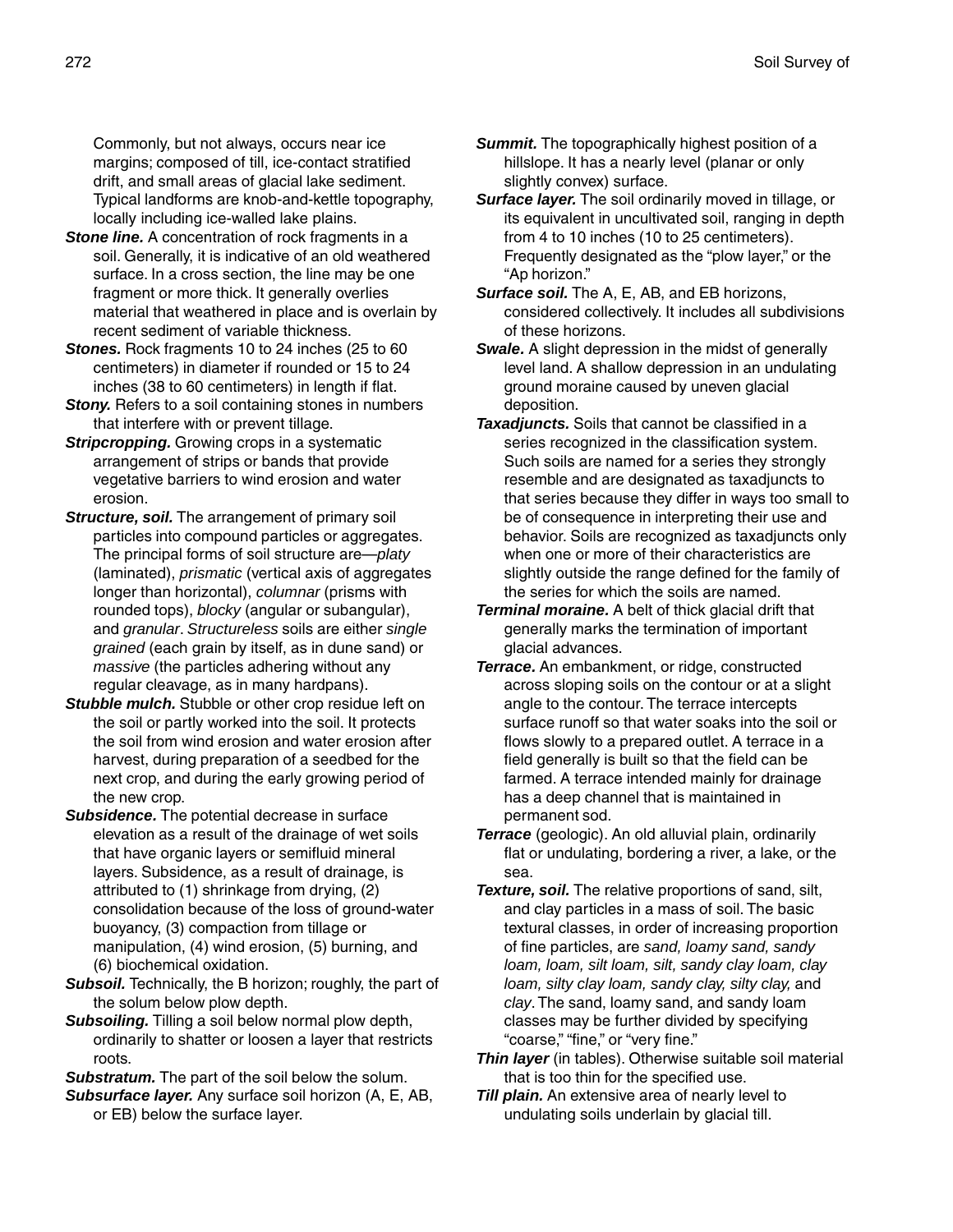Commonly, but not always, occurs near ice margins; composed of till, ice-contact stratified drift, and small areas of glacial lake sediment. Typical landforms are knob-and-kettle topography, locally including ice-walled lake plains.

***Stone line.*** A concentration of rock fragments in a soil. Generally, it is indicative of an old weathered surface. In a cross section, the line may be one fragment or more thick. It generally overlies material that weathered in place and is overlain by recent sediment of variable thickness.

***Stones.*** Rock fragments 10 to 24 inches (25 to 60 centimeters) in diameter if rounded or 15 to 24 inches (38 to 60 centimeters) in length if flat.

***Stony.*** Refers to a soil containing stones in numbers that interfere with or prevent tillage.

***Stripcropping.*** Growing crops in a systematic arrangement of strips or bands that provide vegetative barriers to wind erosion and water erosion.

***Structure, soil.*** The arrangement of primary soil particles into compound particles or aggregates. The principal forms of soil structure are—*platy* (laminated), *prismatic* (vertical axis of aggregates longer than horizontal), *columnar* (prisms with rounded tops), *blocky* (angular or subangular), and *granular*. *Structureless* soils are either *single grained* (each grain by itself, as in dune sand) or *massive* (the particles adhering without any regular cleavage, as in many hardpans).

***Stubble mulch.*** Stubble or other crop residue left on the soil or partly worked into the soil. It protects the soil from wind erosion and water erosion after harvest, during preparation of a seedbed for the next crop, and during the early growing period of the new crop.

***Subsidence.*** The potential decrease in surface elevation as a result of the drainage of wet soils that have organic layers or semifluid mineral layers. Subsidence, as a result of drainage, is attributed to (1) shrinkage from drying, (2) consolidation because of the loss of ground-water buoyancy, (3) compaction from tillage or manipulation, (4) wind erosion, (5) burning, and (6) biochemical oxidation.

***Subsoil.*** Technically, the B horizon; roughly, the part of the solum below plow depth.

***Subsoiling.*** Tilling a soil below normal plow depth, ordinarily to shatter or loosen a layer that restricts roots.

***Substratum.*** The part of the soil below the solum.

***Subsurface layer.*** Any surface soil horizon (A, E, AB, or EB) below the surface layer.

***Summit.*** The topographically highest position of a hillslope. It has a nearly level (planar or only slightly convex) surface.

***Surface layer.*** The soil ordinarily moved in tillage, or its equivalent in uncultivated soil, ranging in depth from 4 to 10 inches (10 to 25 centimeters). Frequently designated as the "plow layer," or the "Ap horizon."

***Surface soil.*** The A, E, AB, and EB horizons, considered collectively. It includes all subdivisions of these horizons.

***Swale.*** A slight depression in the midst of generally level land. A shallow depression in an undulating ground moraine caused by uneven glacial deposition.

***Taxadjuncts.*** Soils that cannot be classified in a series recognized in the classification system. Such soils are named for a series they strongly resemble and are designated as taxadjuncts to that series because they differ in ways too small to be of consequence in interpreting their use and behavior. Soils are recognized as taxadjuncts only when one or more of their characteristics are slightly outside the range defined for the family of the series for which the soils are named.

***Terminal moraine.*** A belt of thick glacial drift that generally marks the termination of important glacial advances.

***Terrace.*** An embankment, or ridge, constructed across sloping soils on the contour or at a slight angle to the contour. The terrace intercepts surface runoff so that water soaks into the soil or flows slowly to a prepared outlet. A terrace in a field generally is built so that the field can be farmed. A terrace intended mainly for drainage has a deep channel that is maintained in permanent sod.

***Terrace*** (geologic). An old alluvial plain, ordinarily flat or undulating, bordering a river, a lake, or the sea.

***Texture, soil.*** The relative proportions of sand, silt, and clay particles in a mass of soil. The basic textural classes, in order of increasing proportion of fine particles, are *sand, loamy sand, sandy loam, loam, silt loam, silt, sandy clay loam, clay loam, silty clay loam, sandy clay, silty clay,* and *clay*. The sand, loamy sand, and sandy loam classes may be further divided by specifying "coarse," "fine," or "very fine."

***Thin layer*** (in tables). Otherwise suitable soil material that is too thin for the specified use.

***Till plain.*** An extensive area of nearly level to undulating soils underlain by glacial till.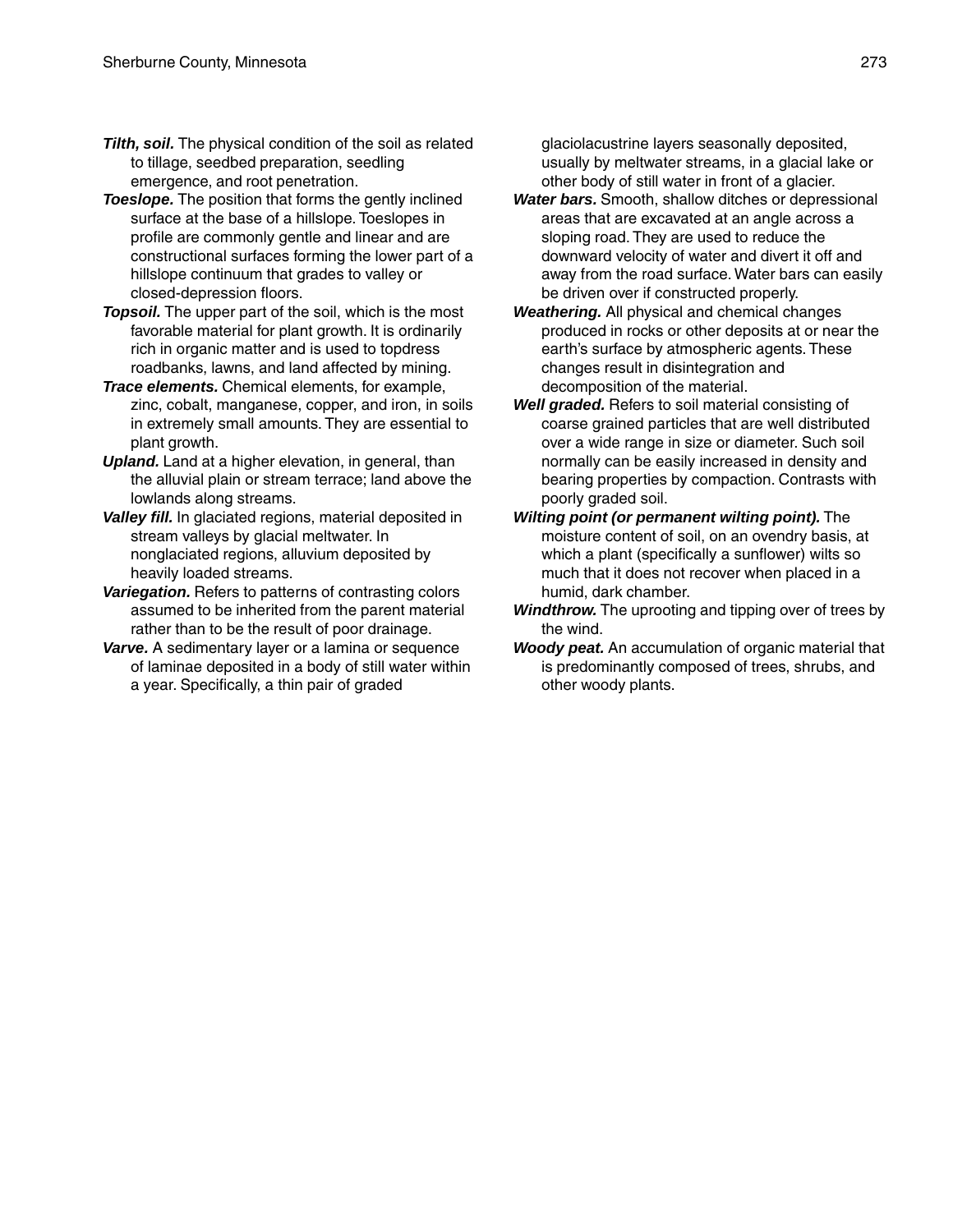***Tilth, soil.*** The physical condition of the soil as related to tillage, seedbed preparation, seedling emergence, and root penetration.

***Toeslope.*** The position that forms the gently inclined surface at the base of a hillslope. Toeslopes in profile are commonly gentle and linear and are constructional surfaces forming the lower part of a hillslope continuum that grades to valley or closed-depression floors.

***Topsoil.*** The upper part of the soil, which is the most favorable material for plant growth. It is ordinarily rich in organic matter and is used to topdress roadbanks, lawns, and land affected by mining.

***Trace elements.*** Chemical elements, for example, zinc, cobalt, manganese, copper, and iron, in soils in extremely small amounts. They are essential to plant growth.

***Upland.*** Land at a higher elevation, in general, than the alluvial plain or stream terrace; land above the lowlands along streams.

***Valley fill.*** In glaciated regions, material deposited in stream valleys by glacial meltwater. In nonglaciated regions, alluvium deposited by heavily loaded streams.

***Variegation.*** Refers to patterns of contrasting colors assumed to be inherited from the parent material rather than to be the result of poor drainage.

***Varve.*** A sedimentary layer or a lamina or sequence of laminae deposited in a body of still water within a year. Specifically, a thin pair of graded glaciolacustrine layers seasonally deposited, usually by meltwater streams, in a glacial lake or other body of still water in front of a glacier.

***Water bars.*** Smooth, shallow ditches or depressional areas that are excavated at an angle across a sloping road. They are used to reduce the downward velocity of water and divert it off and away from the road surface. Water bars can easily be driven over if constructed properly.

***Weathering.*** All physical and chemical changes produced in rocks or other deposits at or near the earth's surface by atmospheric agents. These changes result in disintegration and decomposition of the material.

***Well graded.*** Refers to soil material consisting of coarse grained particles that are well distributed over a wide range in size or diameter. Such soil normally can be easily increased in density and bearing properties by compaction. Contrasts with poorly graded soil.

***Wilting point (or permanent wilting point).*** The moisture content of soil, on an ovendry basis, at which a plant (specifically a sunflower) wilts so much that it does not recover when placed in a humid, dark chamber.

***Windthrow.*** The uprooting and tipping over of trees by the wind.

***Woody peat.*** An accumulation of organic material that is predominantly composed of trees, shrubs, and other woody plants.